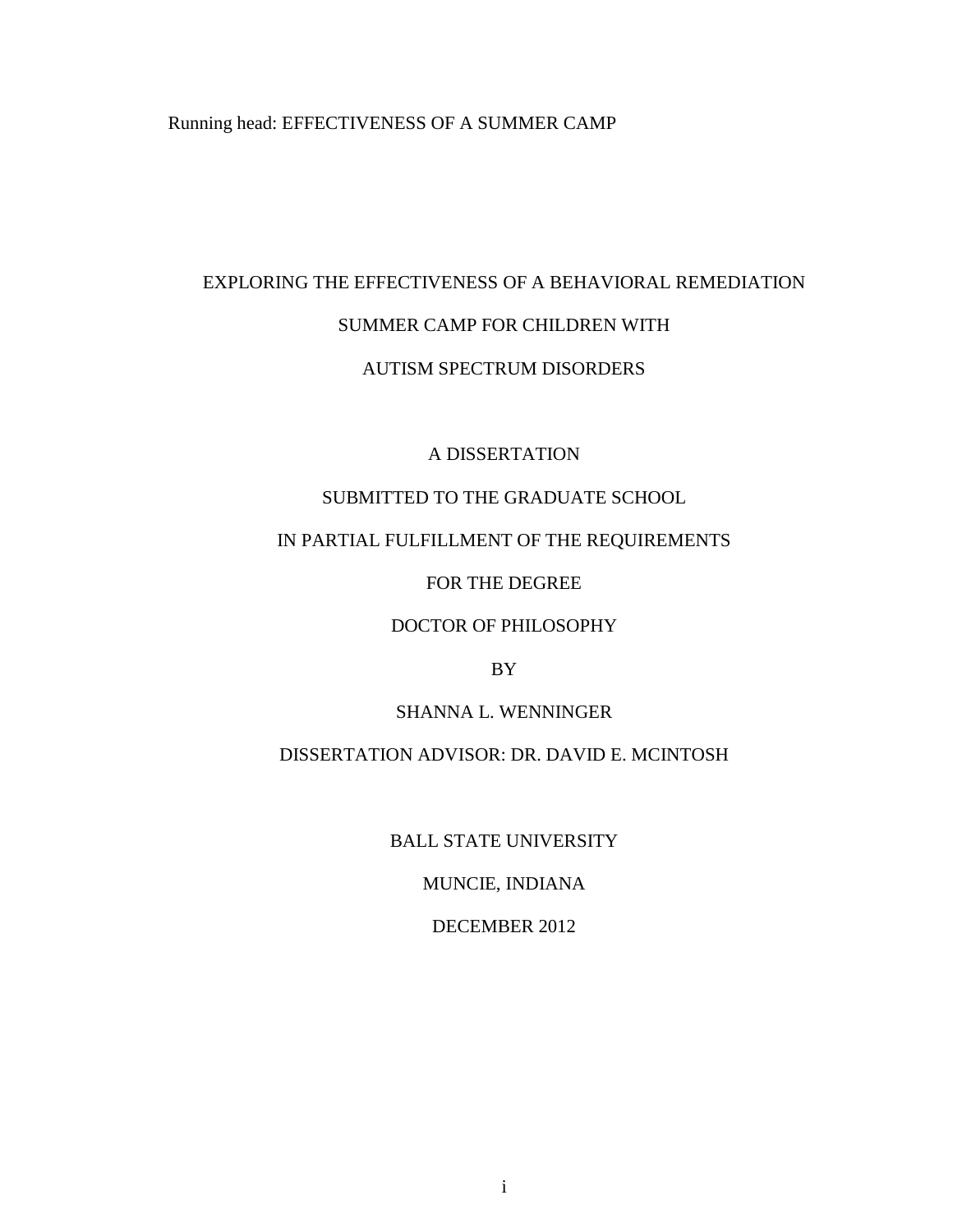# EXPLORING THE EFFECTIVENESS OF A BEHAVIORAL REMEDIATION SUMMER CAMP FOR CHILDREN WITH AUTISM SPECTRUM DISORDERS

A DISSERTATION

SUBMITTED TO THE GRADUATE SCHOOL

IN PARTIAL FULFILLMENT OF THE REQUIREMENTS

FOR THE DEGREE

DOCTOR OF PHILOSOPHY

BY

SHANNA L. WENNINGER

DISSERTATION ADVISOR: DR. DAVID E. MCINTOSH

BALL STATE UNIVERSITY

MUNCIE, INDIANA

DECEMBER 2012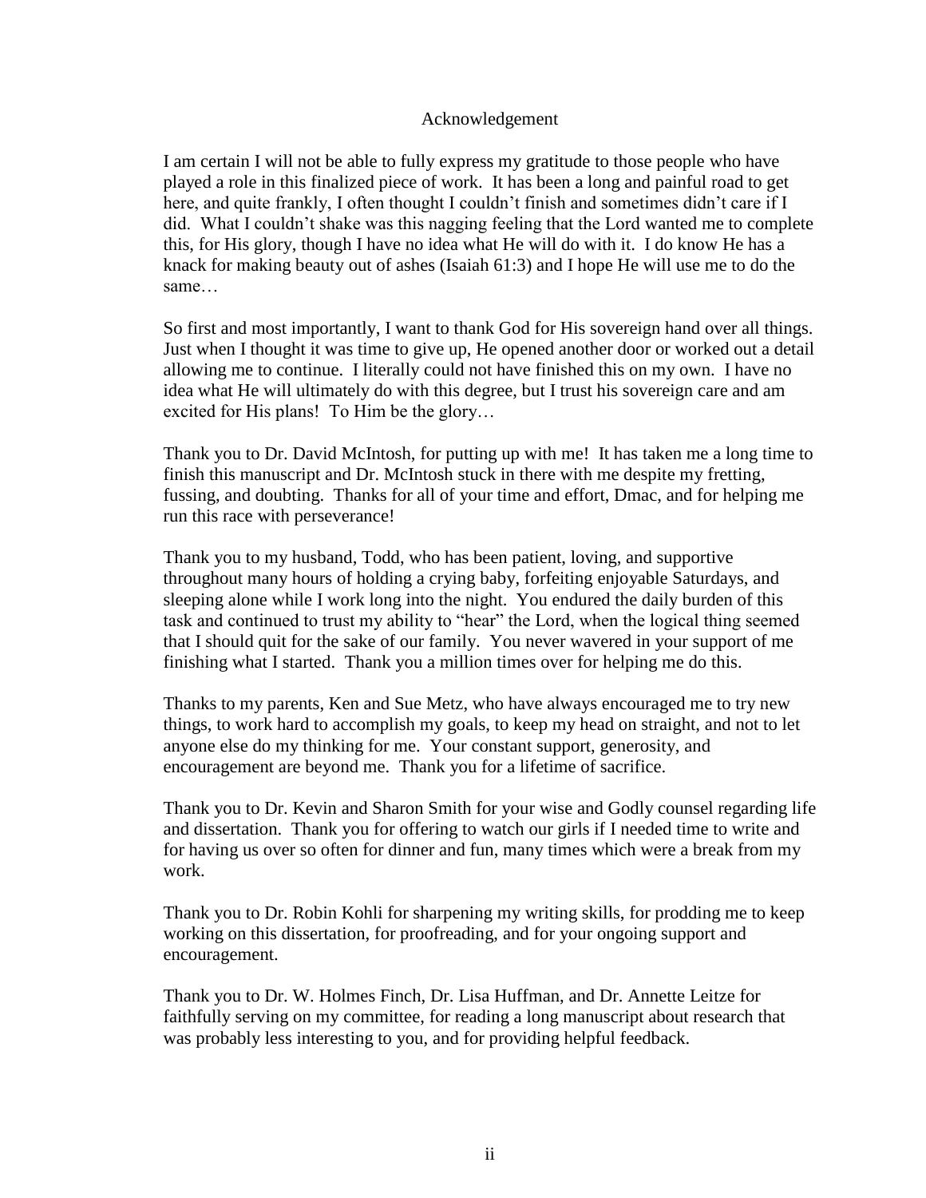# Acknowledgement

I am certain I will not be able to fully express my gratitude to those people who have played a role in this finalized piece of work. It has been a long and painful road to get here, and quite frankly, I often thought I couldn't finish and sometimes didn't care if I did. What I couldn't shake was this nagging feeling that the Lord wanted me to complete this, for His glory, though I have no idea what He will do with it. I do know He has a knack for making beauty out of ashes (Isaiah 61:3) and I hope He will use me to do the same…

So first and most importantly, I want to thank God for His sovereign hand over all things. Just when I thought it was time to give up, He opened another door or worked out a detail allowing me to continue. I literally could not have finished this on my own. I have no idea what He will ultimately do with this degree, but I trust his sovereign care and am excited for His plans! To Him be the glory…

Thank you to Dr. David McIntosh, for putting up with me! It has taken me a long time to finish this manuscript and Dr. McIntosh stuck in there with me despite my fretting, fussing, and doubting. Thanks for all of your time and effort, Dmac, and for helping me run this race with perseverance!

Thank you to my husband, Todd, who has been patient, loving, and supportive throughout many hours of holding a crying baby, forfeiting enjoyable Saturdays, and sleeping alone while I work long into the night. You endured the daily burden of this task and continued to trust my ability to "hear" the Lord, when the logical thing seemed that I should quit for the sake of our family. You never wavered in your support of me finishing what I started. Thank you a million times over for helping me do this.

Thanks to my parents, Ken and Sue Metz, who have always encouraged me to try new things, to work hard to accomplish my goals, to keep my head on straight, and not to let anyone else do my thinking for me. Your constant support, generosity, and encouragement are beyond me. Thank you for a lifetime of sacrifice.

Thank you to Dr. Kevin and Sharon Smith for your wise and Godly counsel regarding life and dissertation. Thank you for offering to watch our girls if I needed time to write and for having us over so often for dinner and fun, many times which were a break from my work.

Thank you to Dr. Robin Kohli for sharpening my writing skills, for prodding me to keep working on this dissertation, for proofreading, and for your ongoing support and encouragement.

Thank you to Dr. W. Holmes Finch, Dr. Lisa Huffman, and Dr. Annette Leitze for faithfully serving on my committee, for reading a long manuscript about research that was probably less interesting to you, and for providing helpful feedback.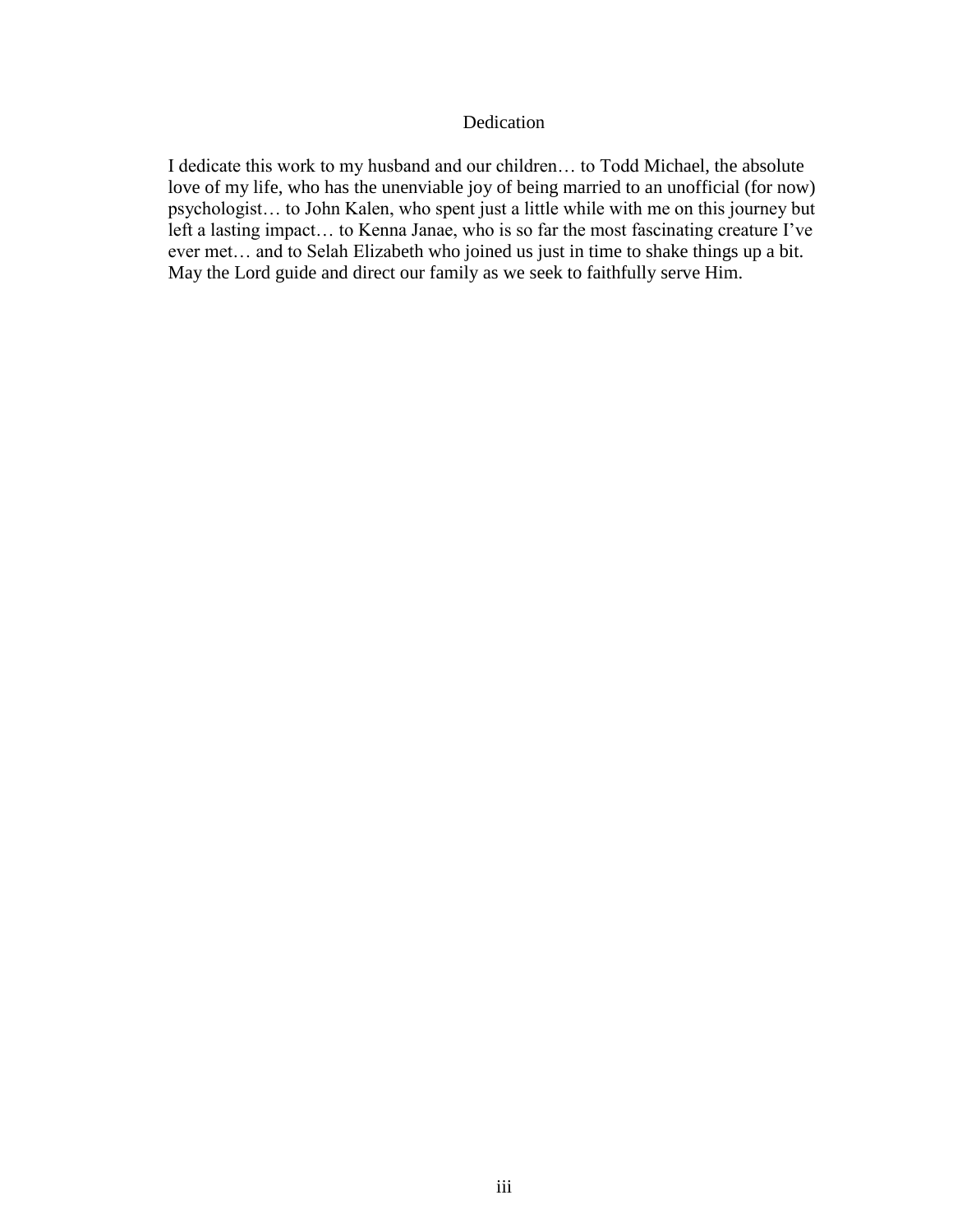# Dedication

I dedicate this work to my husband and our children… to Todd Michael, the absolute love of my life, who has the unenviable joy of being married to an unofficial (for now) psychologist… to John Kalen, who spent just a little while with me on this journey but left a lasting impact… to Kenna Janae, who is so far the most fascinating creature I've ever met… and to Selah Elizabeth who joined us just in time to shake things up a bit. May the Lord guide and direct our family as we seek to faithfully serve Him.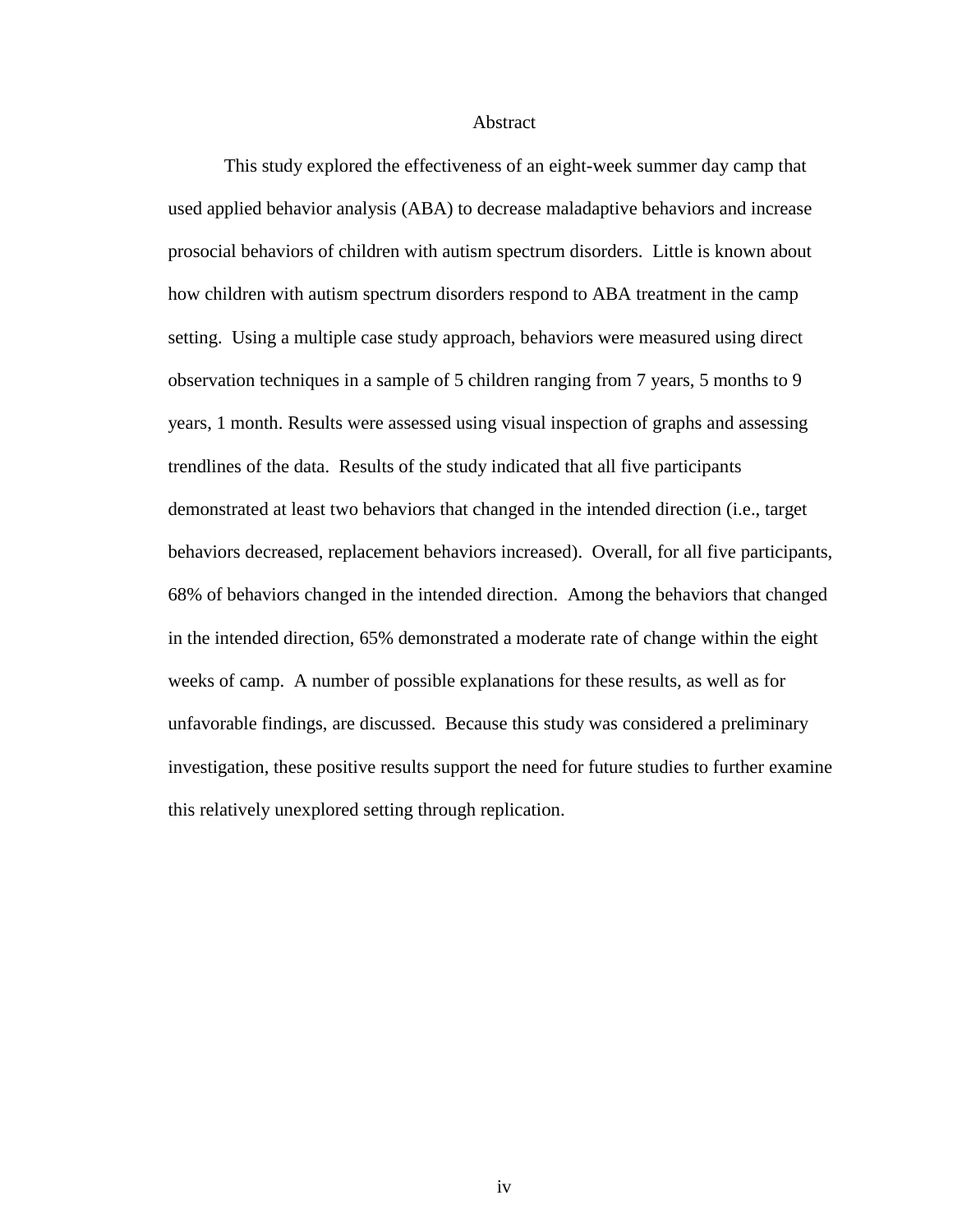# Abstract

This study explored the effectiveness of an eight-week summer day camp that used applied behavior analysis (ABA) to decrease maladaptive behaviors and increase prosocial behaviors of children with autism spectrum disorders. Little is known about how children with autism spectrum disorders respond to ABA treatment in the camp setting. Using a multiple case study approach, behaviors were measured using direct observation techniques in a sample of 5 children ranging from 7 years, 5 months to 9 years, 1 month. Results were assessed using visual inspection of graphs and assessing trendlines of the data. Results of the study indicated that all five participants demonstrated at least two behaviors that changed in the intended direction (i.e., target behaviors decreased, replacement behaviors increased). Overall, for all five participants, 68% of behaviors changed in the intended direction. Among the behaviors that changed in the intended direction, 65% demonstrated a moderate rate of change within the eight weeks of camp. A number of possible explanations for these results, as well as for unfavorable findings, are discussed. Because this study was considered a preliminary investigation, these positive results support the need for future studies to further examine this relatively unexplored setting through replication.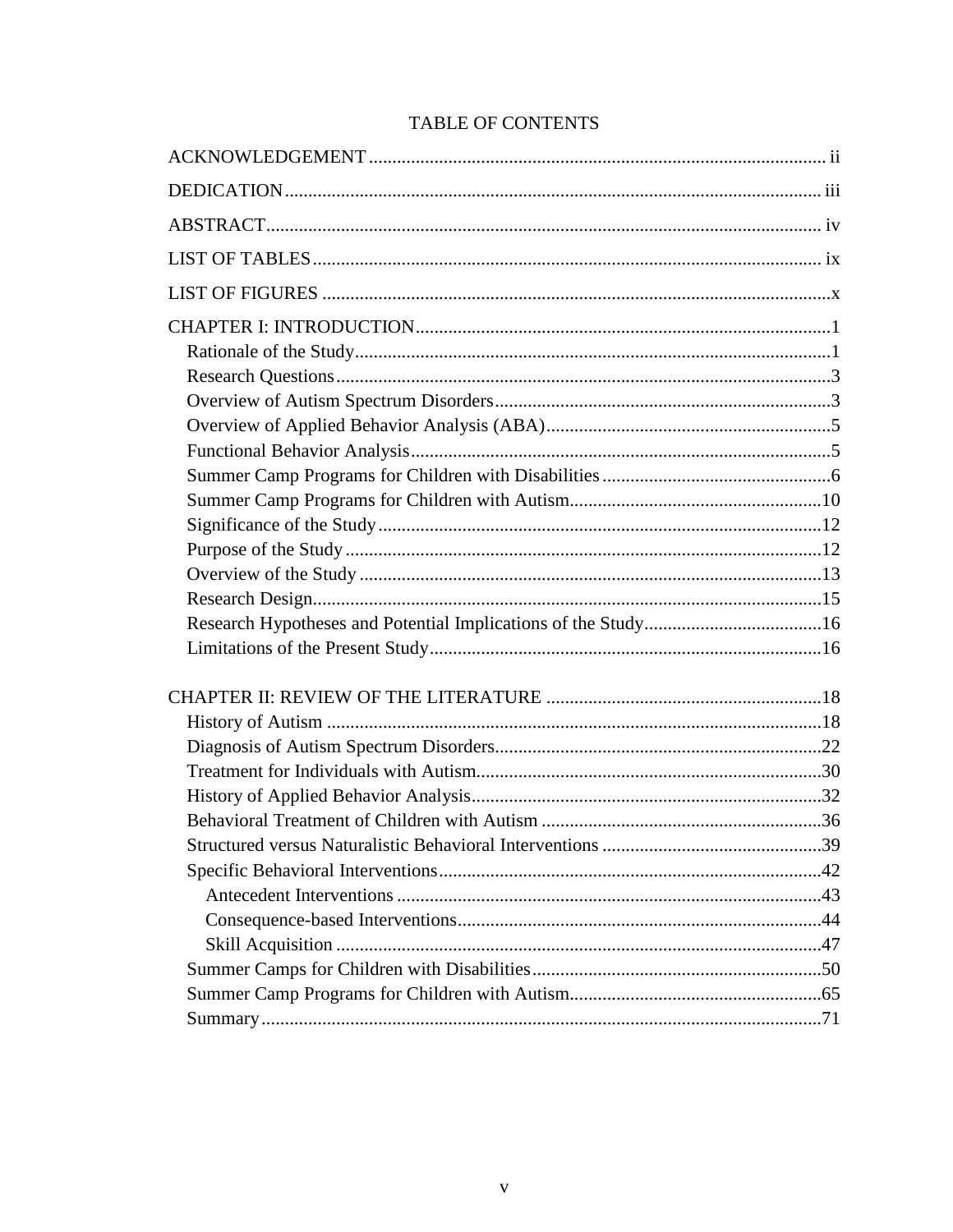# TABLE OF CONTENTS

ACKNOWLEDGEMENT ..... ii

DEDICATION ..... iii

ABSTRACT ..... iv

LIST OF TABLES ..... ix

LIST OF FIGURES ..... x

CHAPTER I: INTRODUCTION ..... 1
- Rationale of the Study ..... 1
- Research Questions ..... 3
- Overview of Autism Spectrum Disorders ..... 3
- Overview of Applied Behavior Analysis (ABA) ..... 5
- Functional Behavior Analysis ..... 5
- Summer Camp Programs for Children with Disabilities ..... 6
- Summer Camp Programs for Children with Autism ..... 10
- Significance of the Study ..... 12
- Purpose of the Study ..... 12
- Overview of the Study ..... 13
- Research Design ..... 15
- Research Hypotheses and Potential Implications of the Study ..... 16
- Limitations of the Present Study ..... 16

CHAPTER II: REVIEW OF THE LITERATURE ..... 18
- History of Autism ..... 18
- Diagnosis of Autism Spectrum Disorders ..... 22
- Treatment for Individuals with Autism ..... 30
- History of Applied Behavior Analysis ..... 32
- Behavioral Treatment of Children with Autism ..... 36
- Structured versus Naturalistic Behavioral Interventions ..... 39
- Specific Behavioral Interventions ..... 42
  - Antecedent Interventions ..... 43
  - Consequence-based Interventions ..... 44
  - Skill Acquisition ..... 47
- Summer Camps for Children with Disabilities ..... 50
- Summer Camp Programs for Children with Autism ..... 65
- Summary ..... 71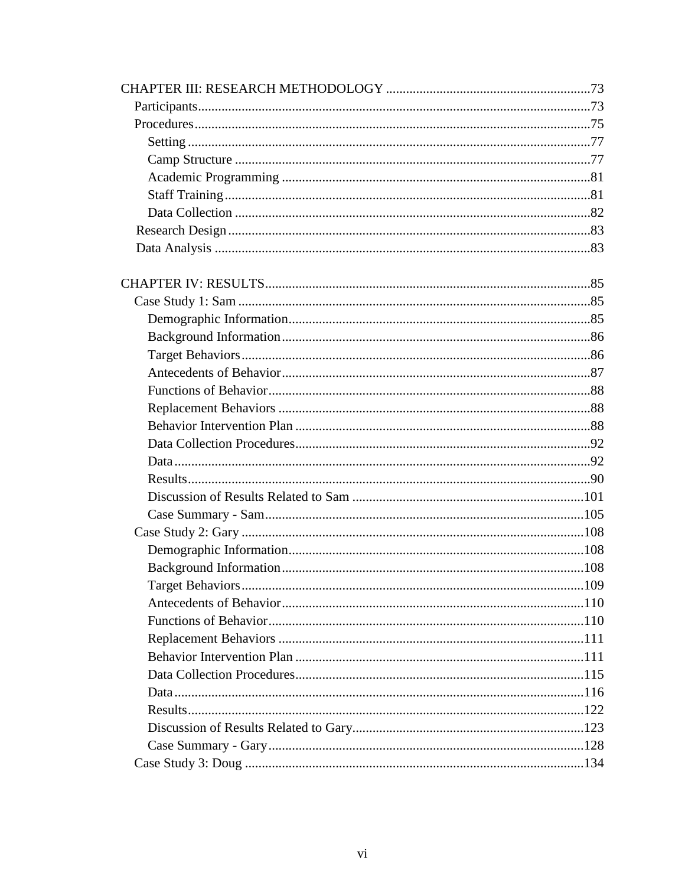CHAPTER III: RESEARCH METHODOLOGY ............................................................73
- Participants....................................................................................................73
- Procedures.....................................................................................................75
  - Setting .......................................................................................................77
  - Camp Structure .........................................................................................77
  - Academic Programming ...........................................................................81
  - Staff Training............................................................................................81
  - Data Collection .........................................................................................82
- Research Design............................................................................................83
- Data Analysis ...............................................................................................83

CHAPTER IV: RESULTS................................................................................85
- Case Study 1: Sam ........................................................................................85
  - Demographic Information.........................................................................85
  - Background Information...........................................................................86
  - Target Behaviors.......................................................................................86
  - Antecedents of Behavior...........................................................................87
  - Functions of Behavior...............................................................................88
  - Replacement Behaviors ............................................................................88
  - Behavior Intervention Plan .......................................................................88
  - Data Collection Procedures.......................................................................92
  - Data ..........................................................................................................92
  - Results.......................................................................................................90
  - Discussion of Results Related to Sam .....................................................101
  - Case Summary - Sam..............................................................................105
- Case Study 2: Gary .....................................................................................108
  - Demographic Information.......................................................................108
  - Background Information.........................................................................108
  - Target Behaviors.....................................................................................109
  - Antecedents of Behavior.........................................................................110
  - Functions of Behavior.............................................................................110
  - Replacement Behaviors ..........................................................................111
  - Behavior Intervention Plan .....................................................................111
  - Data Collection Procedures.....................................................................115
  - Data ........................................................................................................116
  - Results.....................................................................................................122
  - Discussion of Results Related to Gary....................................................123
  - Case Summary - Gary.............................................................................128
- Case Study 3: Doug ....................................................................................134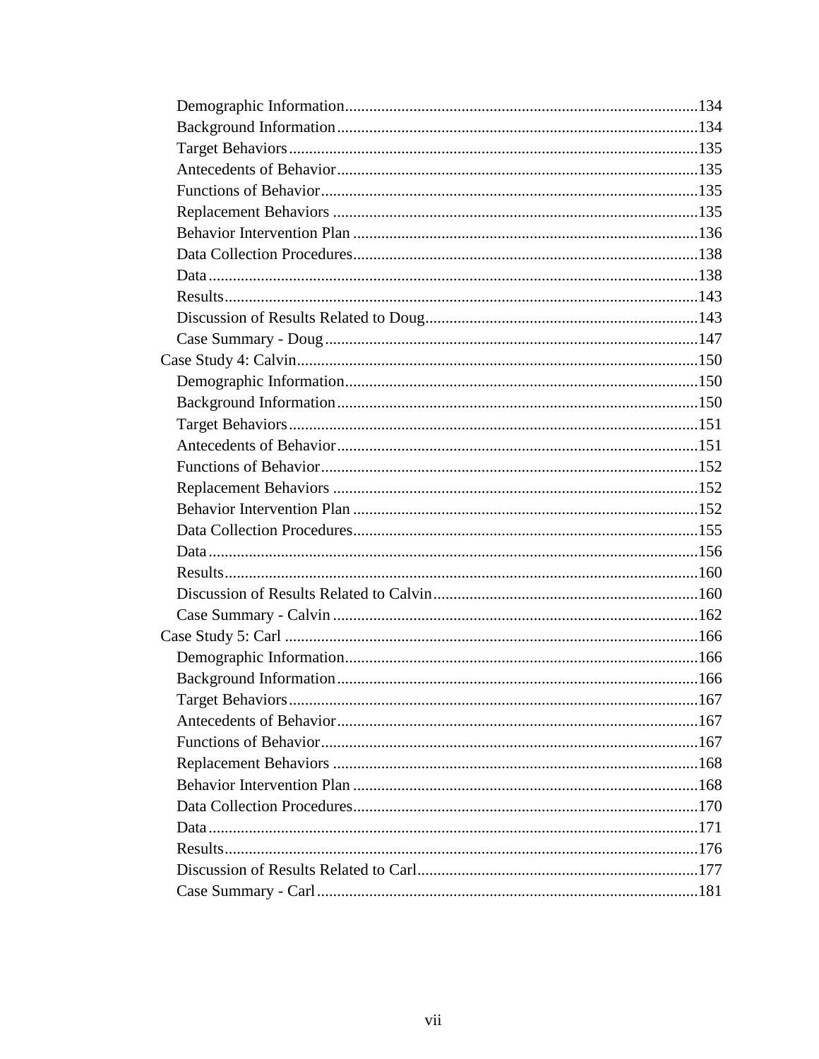Demographic Information....................................................................................134
Background Information.....................................................................................134
Target Behaviors.................................................................................................135
Antecedents of Behavior.....................................................................................135
Functions of Behavior.........................................................................................135
Replacement Behaviors ......................................................................................135
Behavior Intervention Plan .................................................................................136
Data Collection Procedures.................................................................................138
Data.....................................................................................................................138
Results.................................................................................................................143
Discussion of Results Related to Doug...............................................................143
Case Summary - Doug.........................................................................................147

Case Study 4: Calvin...............................................................................................150

Demographic Information....................................................................................150
Background Information.....................................................................................150
Target Behaviors.................................................................................................151
Antecedents of Behavior.....................................................................................151
Functions of Behavior.........................................................................................152
Replacement Behaviors ......................................................................................152
Behavior Intervention Plan .................................................................................152
Data Collection Procedures.................................................................................155
Data.....................................................................................................................156
Results.................................................................................................................160
Discussion of Results Related to Calvin.............................................................160
Case Summary - Calvin.......................................................................................162

Case Study 5: Carl ..................................................................................................166

Demographic Information....................................................................................166
Background Information.....................................................................................166
Target Behaviors.................................................................................................167
Antecedents of Behavior.....................................................................................167
Functions of Behavior.........................................................................................167
Replacement Behaviors ......................................................................................168
Behavior Intervention Plan .................................................................................168
Data Collection Procedures.................................................................................170
Data.....................................................................................................................171
Results.................................................................................................................176
Discussion of Results Related to Carl.................................................................177
Case Summary - Carl...........................................................................................181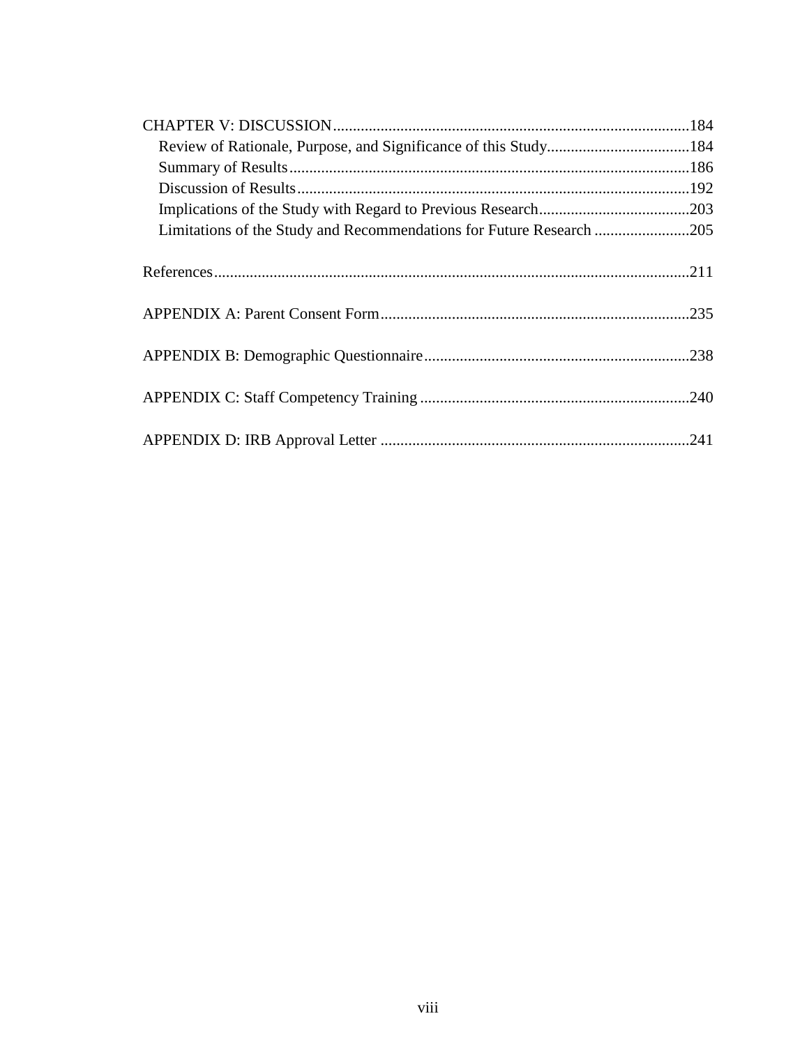CHAPTER V: DISCUSSION.........................................................................................184
- Review of Rationale, Purpose, and Significance of this Study....................................184
- Summary of Results....................................................................................................186
- Discussion of Results..................................................................................................192
- Implications of the Study with Regard to Previous Research......................................203
- Limitations of the Study and Recommendations for Future Research ........................205

References.......................................................................................................................211

APPENDIX A: Parent Consent Form.............................................................................235

APPENDIX B: Demographic Questionnaire..................................................................238

APPENDIX C: Staff Competency Training ...................................................................240

APPENDIX D: IRB Approval Letter .............................................................................241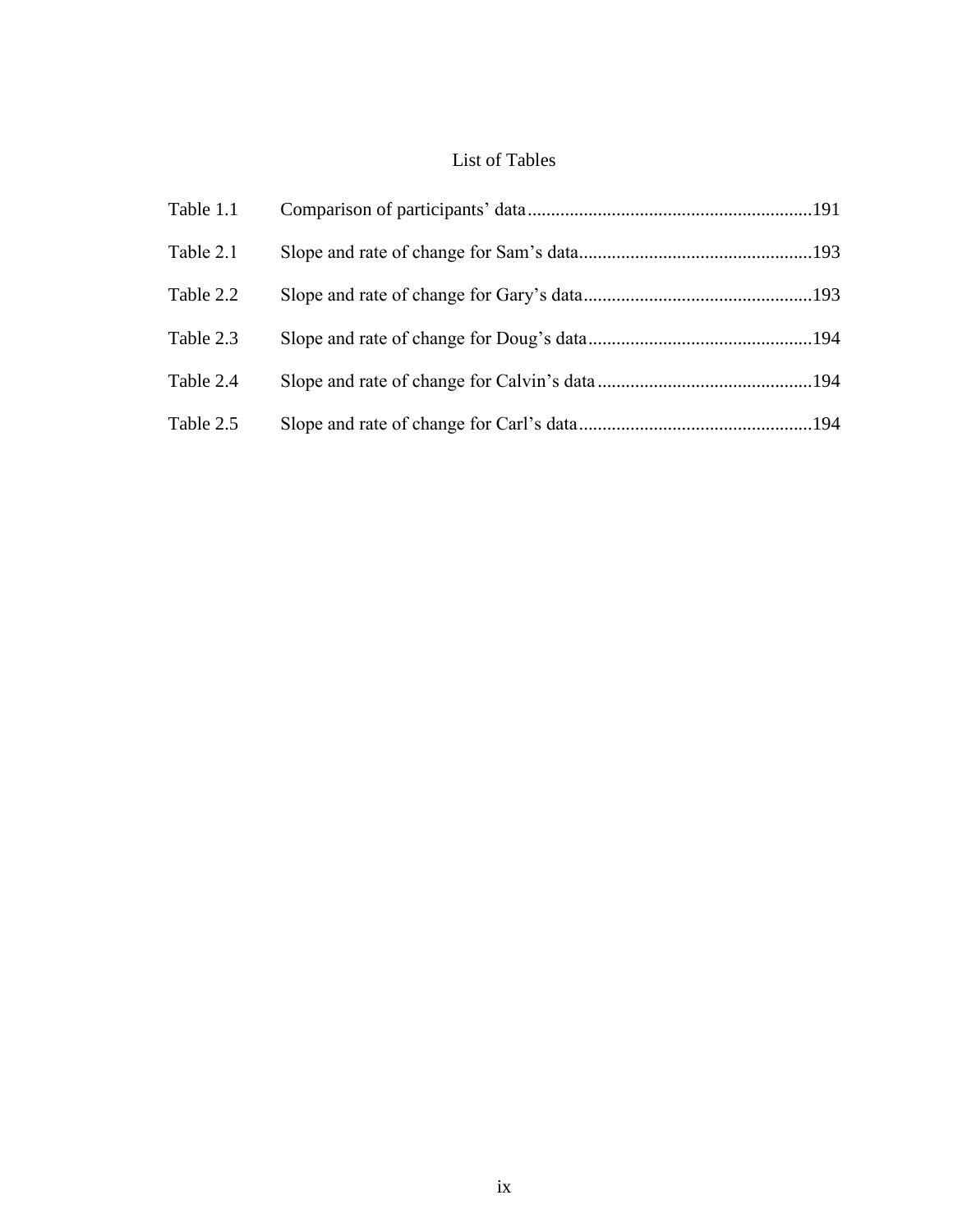# List of Tables

| | | |
|---|---|---|
| Table 1.1 | Comparison of participants' data | 191 |
| Table 2.1 | Slope and rate of change for Sam's data | 193 |
| Table 2.2 | Slope and rate of change for Gary's data | 193 |
| Table 2.3 | Slope and rate of change for Doug's data | 194 |
| Table 2.4 | Slope and rate of change for Calvin's data | 194 |
| Table 2.5 | Slope and rate of change for Carl's data | 194 |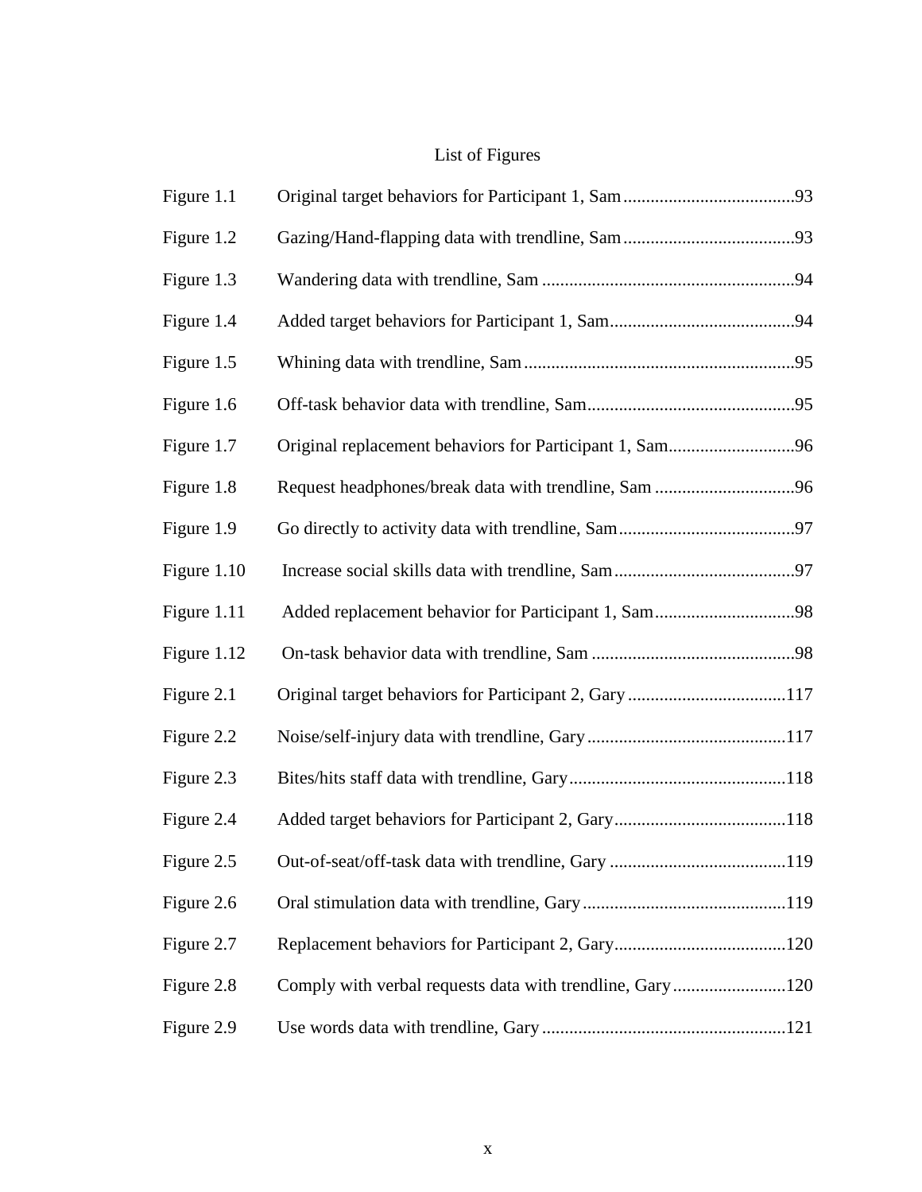# List of Figures

| | | |
|---|---|---|
| Figure 1.1 | Original target behaviors for Participant 1, Sam | 93 |
| Figure 1.2 | Gazing/Hand-flapping data with trendline, Sam | 93 |
| Figure 1.3 | Wandering data with trendline, Sam | 94 |
| Figure 1.4 | Added target behaviors for Participant 1, Sam | 94 |
| Figure 1.5 | Whining data with trendline, Sam | 95 |
| Figure 1.6 | Off-task behavior data with trendline, Sam | 95 |
| Figure 1.7 | Original replacement behaviors for Participant 1, Sam | 96 |
| Figure 1.8 | Request headphones/break data with trendline, Sam | 96 |
| Figure 1.9 | Go directly to activity data with trendline, Sam | 97 |
| Figure 1.10 | Increase social skills data with trendline, Sam | 97 |
| Figure 1.11 | Added replacement behavior for Participant 1, Sam | 98 |
| Figure 1.12 | On-task behavior data with trendline, Sam | 98 |
| Figure 2.1 | Original target behaviors for Participant 2, Gary | 117 |
| Figure 2.2 | Noise/self-injury data with trendline, Gary | 117 |
| Figure 2.3 | Bites/hits staff data with trendline, Gary | 118 |
| Figure 2.4 | Added target behaviors for Participant 2, Gary | 118 |
| Figure 2.5 | Out-of-seat/off-task data with trendline, Gary | 119 |
| Figure 2.6 | Oral stimulation data with trendline, Gary | 119 |
| Figure 2.7 | Replacement behaviors for Participant 2, Gary | 120 |
| Figure 2.8 | Comply with verbal requests data with trendline, Gary | 120 |
| Figure 2.9 | Use words data with trendline, Gary | 121 |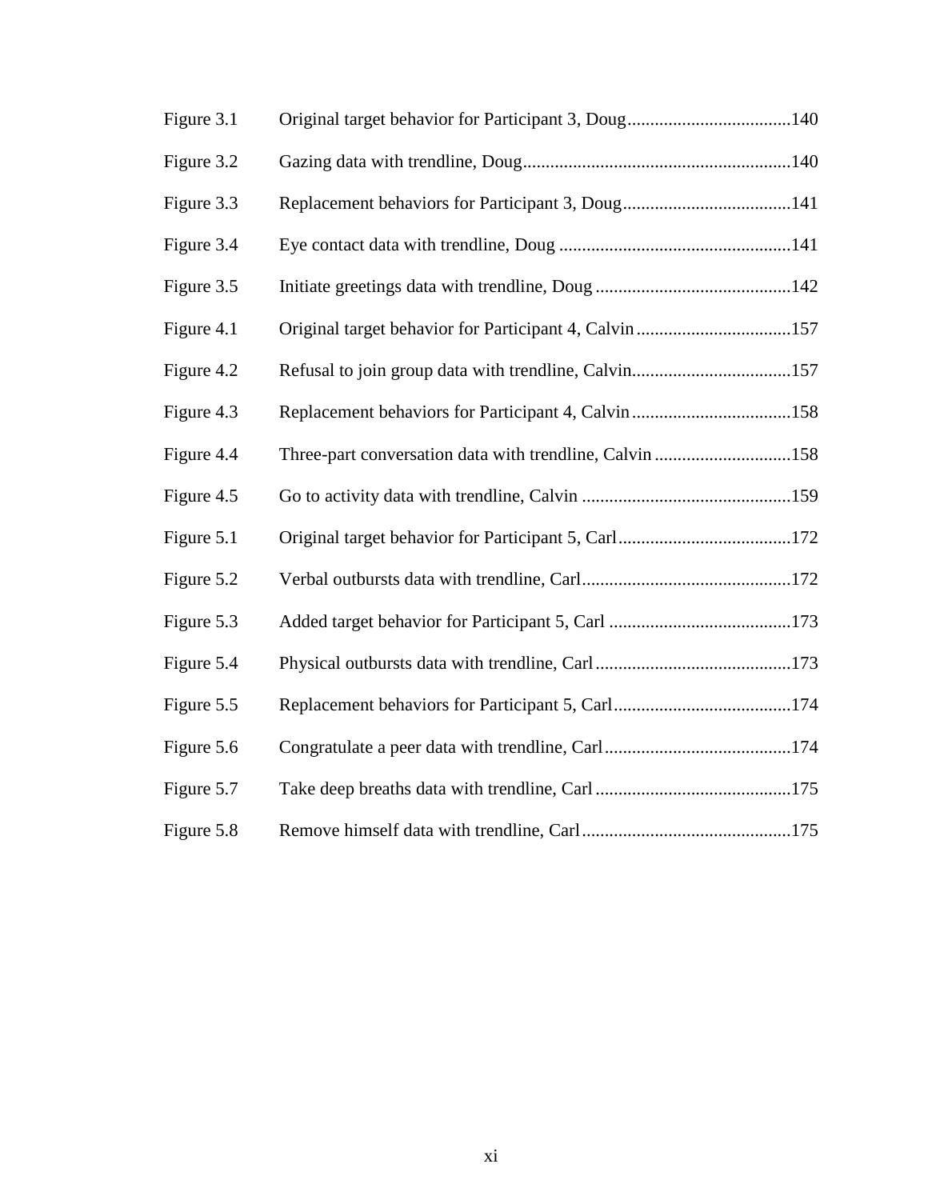| | | |
|---|---|---|
| Figure 3.1 | Original target behavior for Participant 3, Doug | 140 |
| Figure 3.2 | Gazing data with trendline, Doug | 140 |
| Figure 3.3 | Replacement behaviors for Participant 3, Doug | 141 |
| Figure 3.4 | Eye contact data with trendline, Doug | 141 |
| Figure 3.5 | Initiate greetings data with trendline, Doug | 142 |
| Figure 4.1 | Original target behavior for Participant 4, Calvin | 157 |
| Figure 4.2 | Refusal to join group data with trendline, Calvin | 157 |
| Figure 4.3 | Replacement behaviors for Participant 4, Calvin | 158 |
| Figure 4.4 | Three-part conversation data with trendline, Calvin | 158 |
| Figure 4.5 | Go to activity data with trendline, Calvin | 159 |
| Figure 5.1 | Original target behavior for Participant 5, Carl | 172 |
| Figure 5.2 | Verbal outbursts data with trendline, Carl | 172 |
| Figure 5.3 | Added target behavior for Participant 5, Carl | 173 |
| Figure 5.4 | Physical outbursts data with trendline, Carl | 173 |
| Figure 5.5 | Replacement behaviors for Participant 5, Carl | 174 |
| Figure 5.6 | Congratulate a peer data with trendline, Carl | 174 |
| Figure 5.7 | Take deep breaths data with trendline, Carl | 175 |
| Figure 5.8 | Remove himself data with trendline, Carl | 175 |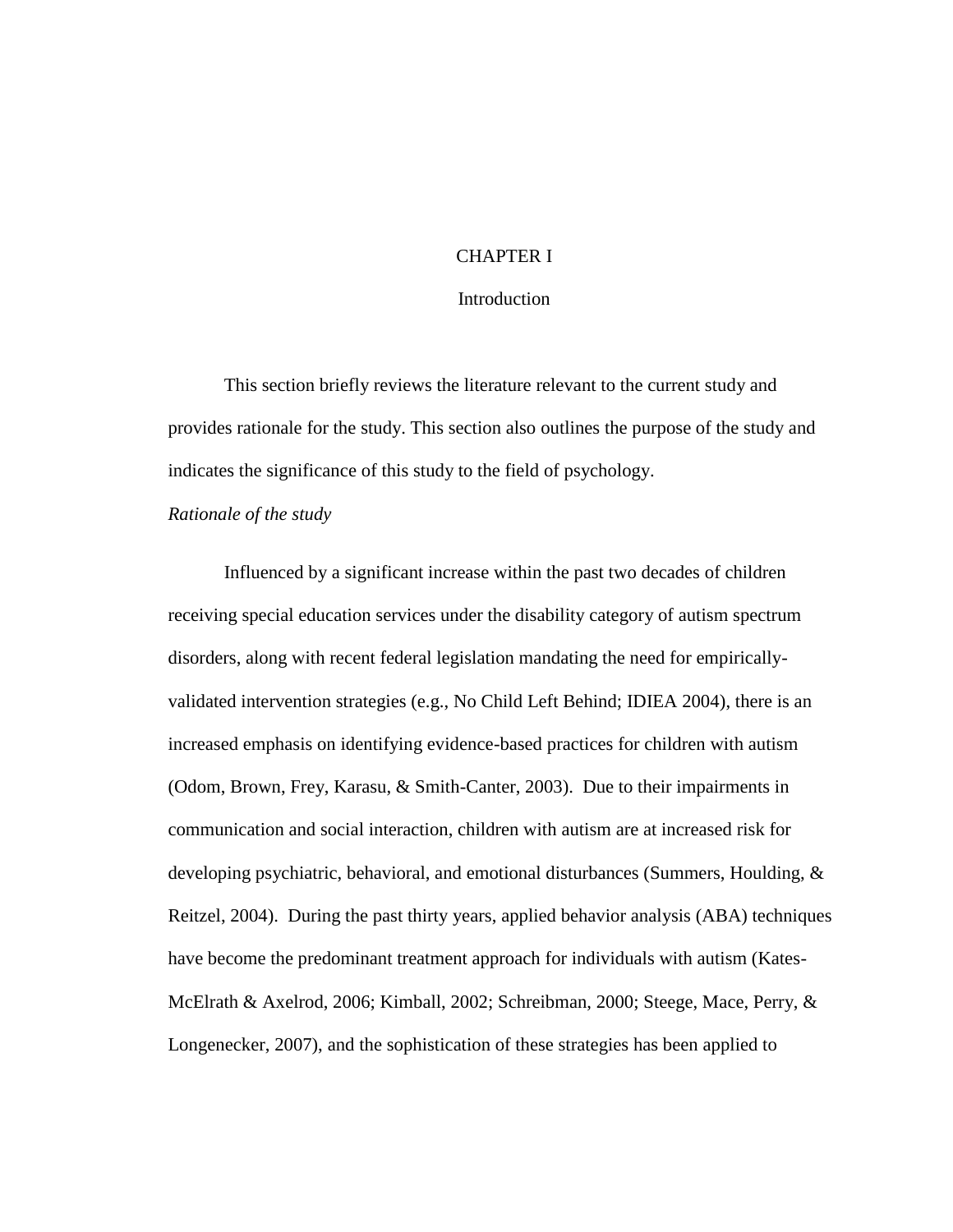# CHAPTER I

## Introduction

This section briefly reviews the literature relevant to the current study and provides rationale for the study. This section also outlines the purpose of the study and indicates the significance of this study to the field of psychology.

*Rationale of the study*

Influenced by a significant increase within the past two decades of children receiving special education services under the disability category of autism spectrum disorders, along with recent federal legislation mandating the need for empirically-validated intervention strategies (e.g., No Child Left Behind; IDIEA 2004), there is an increased emphasis on identifying evidence-based practices for children with autism (Odom, Brown, Frey, Karasu, & Smith-Canter, 2003). Due to their impairments in communication and social interaction, children with autism are at increased risk for developing psychiatric, behavioral, and emotional disturbances (Summers, Houlding, & Reitzel, 2004). During the past thirty years, applied behavior analysis (ABA) techniques have become the predominant treatment approach for individuals with autism (Kates-McElrath & Axelrod, 2006; Kimball, 2002; Schreibman, 2000; Steege, Mace, Perry, & Longenecker, 2007), and the sophistication of these strategies has been applied to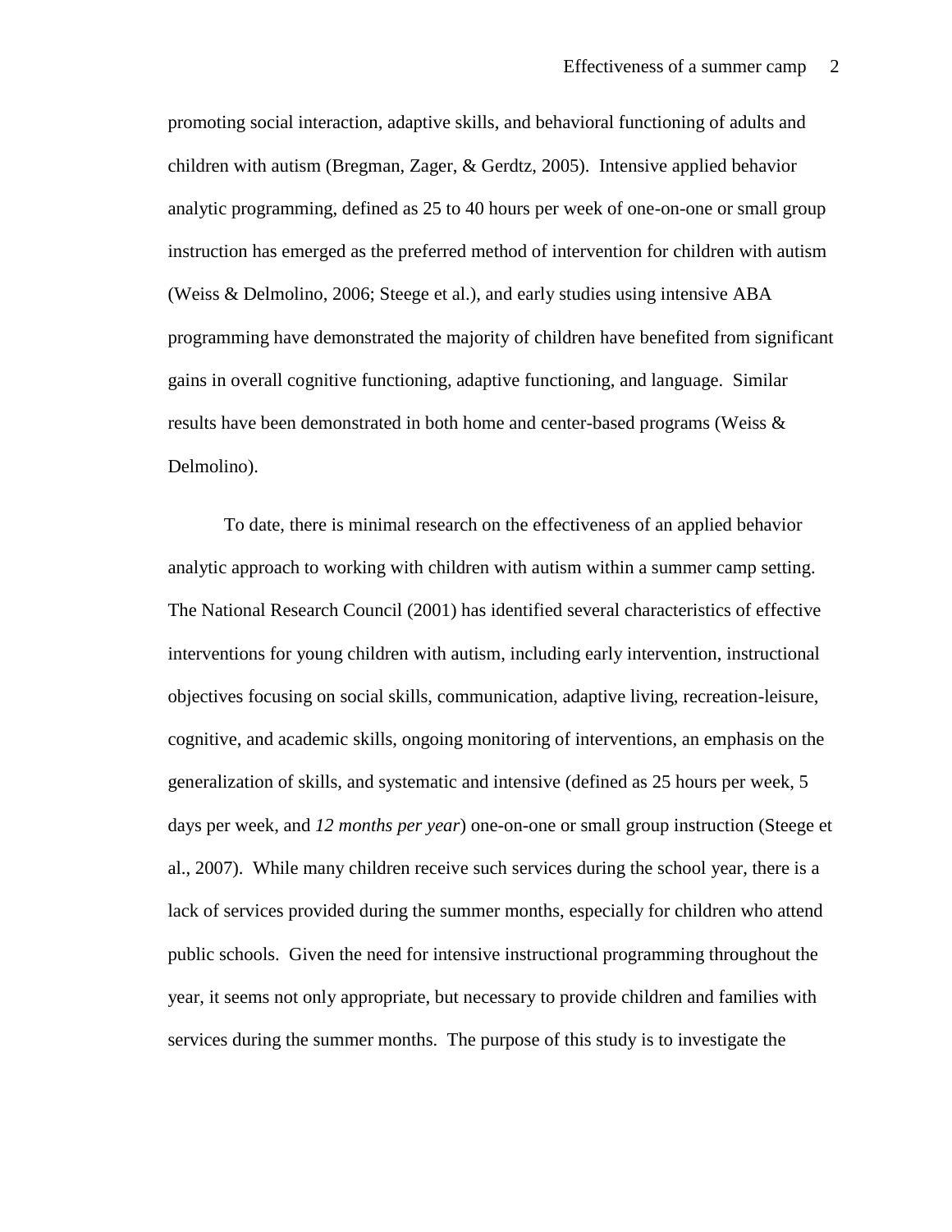promoting social interaction, adaptive skills, and behavioral functioning of adults and children with autism (Bregman, Zager, & Gerdtz, 2005). Intensive applied behavior analytic programming, defined as 25 to 40 hours per week of one-on-one or small group instruction has emerged as the preferred method of intervention for children with autism (Weiss & Delmolino, 2006; Steege et al.), and early studies using intensive ABA programming have demonstrated the majority of children have benefited from significant gains in overall cognitive functioning, adaptive functioning, and language. Similar results have been demonstrated in both home and center-based programs (Weiss & Delmolino).

To date, there is minimal research on the effectiveness of an applied behavior analytic approach to working with children with autism within a summer camp setting. The National Research Council (2001) has identified several characteristics of effective interventions for young children with autism, including early intervention, instructional objectives focusing on social skills, communication, adaptive living, recreation-leisure, cognitive, and academic skills, ongoing monitoring of interventions, an emphasis on the generalization of skills, and systematic and intensive (defined as 25 hours per week, 5 days per week, and *12 months per year*) one-on-one or small group instruction (Steege et al., 2007). While many children receive such services during the school year, there is a lack of services provided during the summer months, especially for children who attend public schools. Given the need for intensive instructional programming throughout the year, it seems not only appropriate, but necessary to provide children and families with services during the summer months. The purpose of this study is to investigate the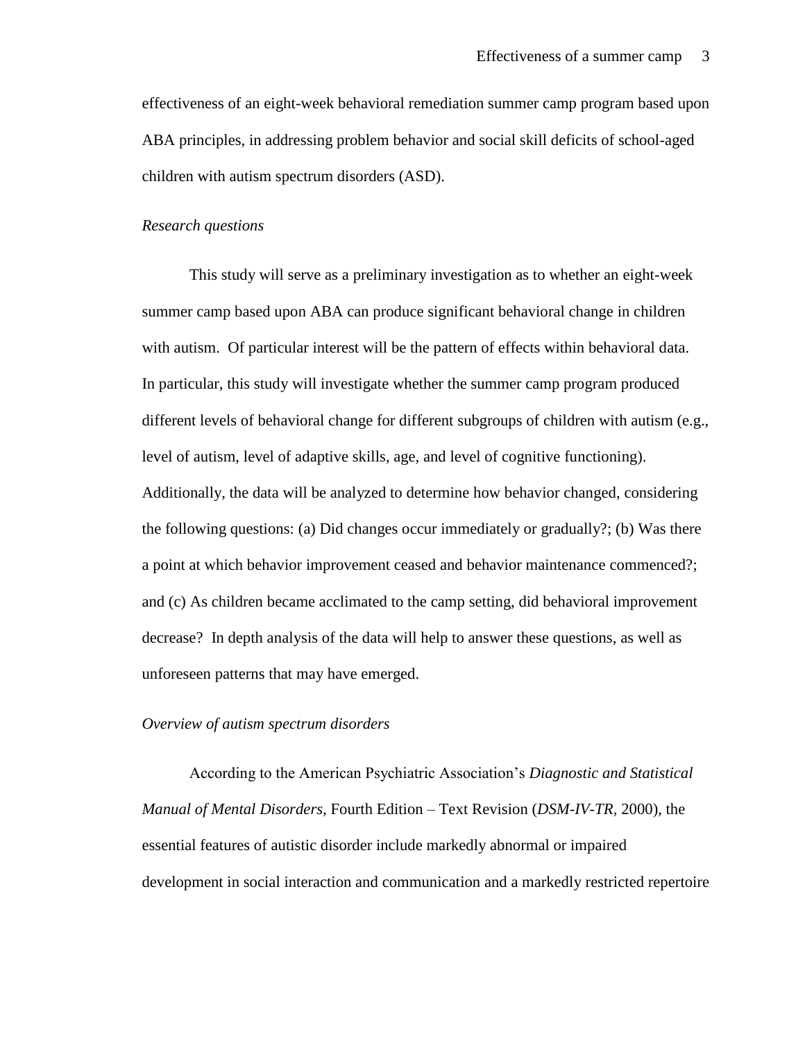effectiveness of an eight-week behavioral remediation summer camp program based upon ABA principles, in addressing problem behavior and social skill deficits of school-aged children with autism spectrum disorders (ASD).

*Research questions*

This study will serve as a preliminary investigation as to whether an eight-week summer camp based upon ABA can produce significant behavioral change in children with autism. Of particular interest will be the pattern of effects within behavioral data. In particular, this study will investigate whether the summer camp program produced different levels of behavioral change for different subgroups of children with autism (e.g., level of autism, level of adaptive skills, age, and level of cognitive functioning). Additionally, the data will be analyzed to determine how behavior changed, considering the following questions: (a) Did changes occur immediately or gradually?; (b) Was there a point at which behavior improvement ceased and behavior maintenance commenced?; and (c) As children became acclimated to the camp setting, did behavioral improvement decrease? In depth analysis of the data will help to answer these questions, as well as unforeseen patterns that may have emerged.

*Overview of autism spectrum disorders*

According to the American Psychiatric Association's *Diagnostic and Statistical Manual of Mental Disorders*, Fourth Edition – Text Revision (*DSM-IV-TR*, 2000), the essential features of autistic disorder include markedly abnormal or impaired development in social interaction and communication and a markedly restricted repertoire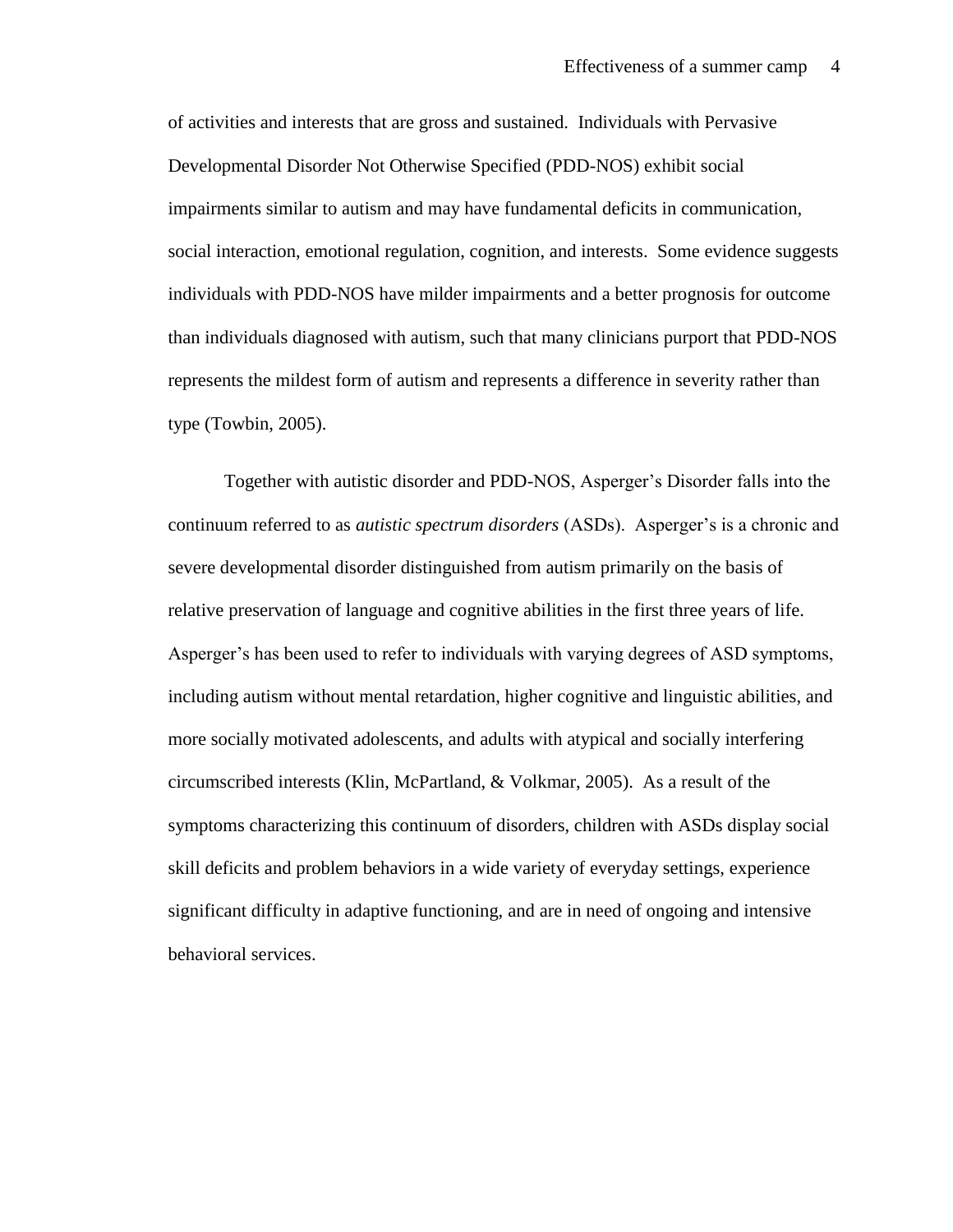of activities and interests that are gross and sustained. Individuals with Pervasive Developmental Disorder Not Otherwise Specified (PDD-NOS) exhibit social impairments similar to autism and may have fundamental deficits in communication, social interaction, emotional regulation, cognition, and interests. Some evidence suggests individuals with PDD-NOS have milder impairments and a better prognosis for outcome than individuals diagnosed with autism, such that many clinicians purport that PDD-NOS represents the mildest form of autism and represents a difference in severity rather than type (Towbin, 2005).

Together with autistic disorder and PDD-NOS, Asperger's Disorder falls into the continuum referred to as *autistic spectrum disorders* (ASDs). Asperger's is a chronic and severe developmental disorder distinguished from autism primarily on the basis of relative preservation of language and cognitive abilities in the first three years of life. Asperger's has been used to refer to individuals with varying degrees of ASD symptoms, including autism without mental retardation, higher cognitive and linguistic abilities, and more socially motivated adolescents, and adults with atypical and socially interfering circumscribed interests (Klin, McPartland, & Volkmar, 2005). As a result of the symptoms characterizing this continuum of disorders, children with ASDs display social skill deficits and problem behaviors in a wide variety of everyday settings, experience significant difficulty in adaptive functioning, and are in need of ongoing and intensive behavioral services.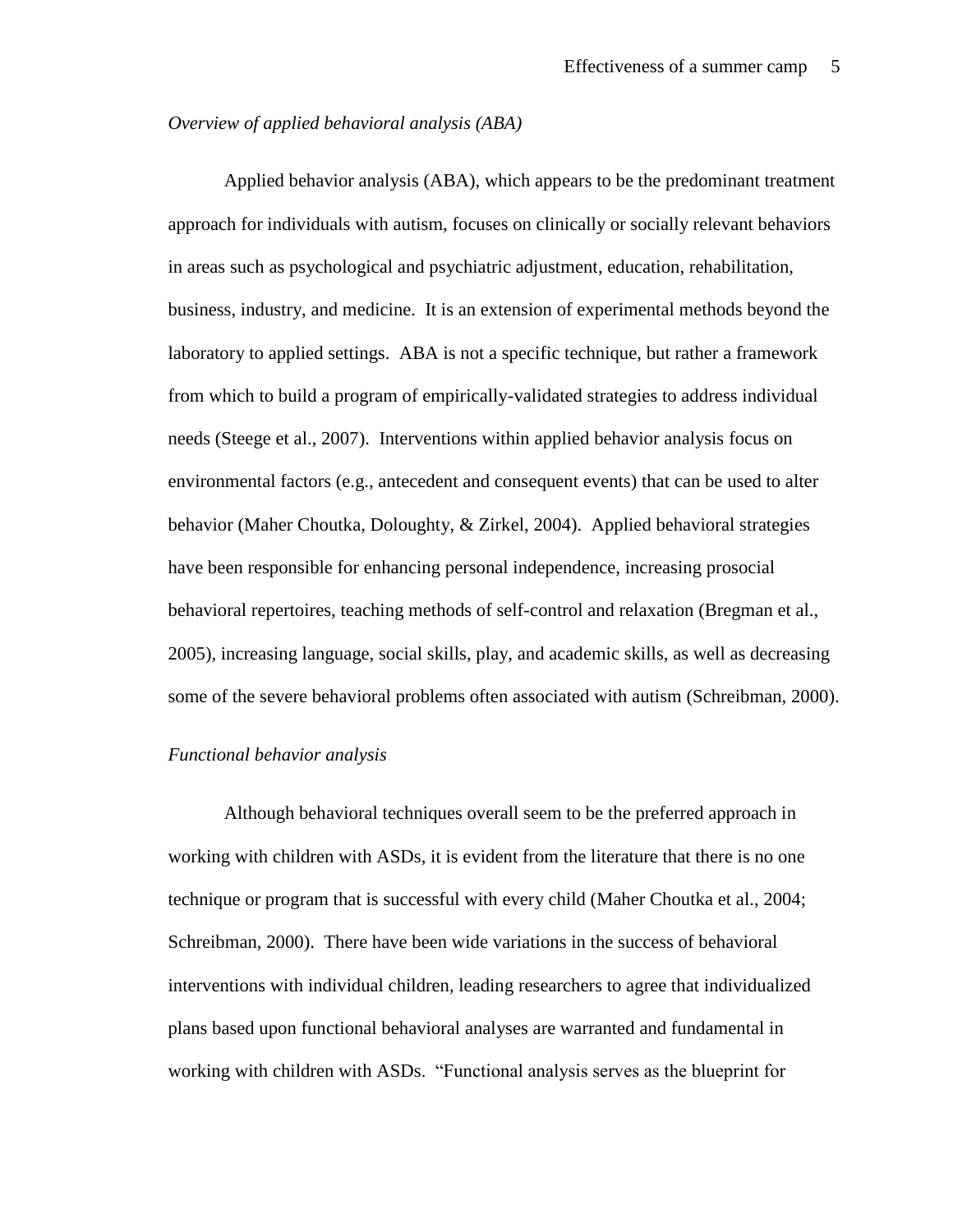*Overview of applied behavioral analysis (ABA)*

Applied behavior analysis (ABA), which appears to be the predominant treatment approach for individuals with autism, focuses on clinically or socially relevant behaviors in areas such as psychological and psychiatric adjustment, education, rehabilitation, business, industry, and medicine. It is an extension of experimental methods beyond the laboratory to applied settings. ABA is not a specific technique, but rather a framework from which to build a program of empirically-validated strategies to address individual needs (Steege et al., 2007). Interventions within applied behavior analysis focus on environmental factors (e.g., antecedent and consequent events) that can be used to alter behavior (Maher Choutka, Doloughty, & Zirkel, 2004). Applied behavioral strategies have been responsible for enhancing personal independence, increasing prosocial behavioral repertoires, teaching methods of self-control and relaxation (Bregman et al., 2005), increasing language, social skills, play, and academic skills, as well as decreasing some of the severe behavioral problems often associated with autism (Schreibman, 2000).

*Functional behavior analysis*

Although behavioral techniques overall seem to be the preferred approach in working with children with ASDs, it is evident from the literature that there is no one technique or program that is successful with every child (Maher Choutka et al., 2004; Schreibman, 2000). There have been wide variations in the success of behavioral interventions with individual children, leading researchers to agree that individualized plans based upon functional behavioral analyses are warranted and fundamental in working with children with ASDs. "Functional analysis serves as the blueprint for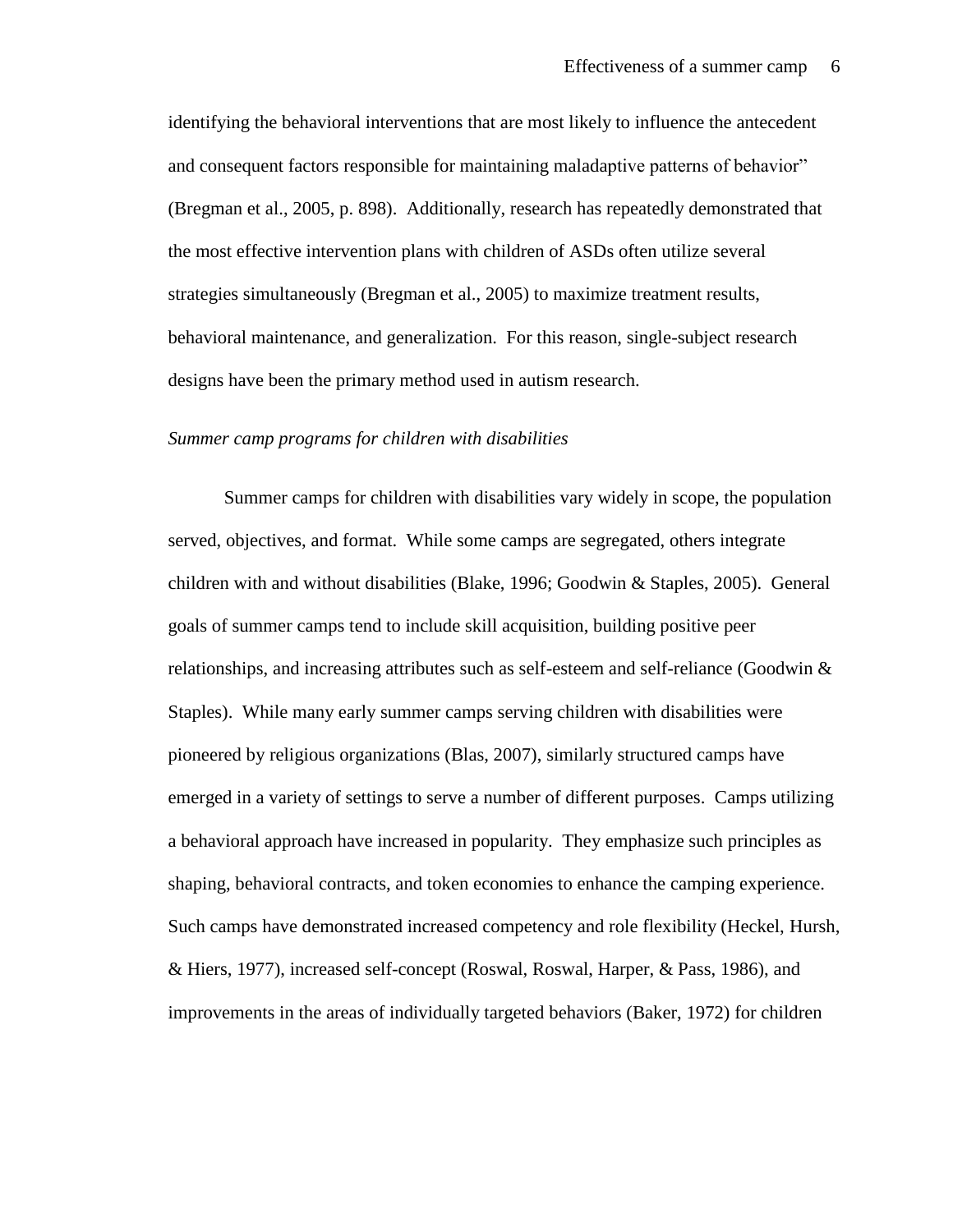identifying the behavioral interventions that are most likely to influence the antecedent and consequent factors responsible for maintaining maladaptive patterns of behavior" (Bregman et al., 2005, p. 898). Additionally, research has repeatedly demonstrated that the most effective intervention plans with children of ASDs often utilize several strategies simultaneously (Bregman et al., 2005) to maximize treatment results, behavioral maintenance, and generalization. For this reason, single-subject research designs have been the primary method used in autism research.

### *Summer camp programs for children with disabilities*

Summer camps for children with disabilities vary widely in scope, the population served, objectives, and format. While some camps are segregated, others integrate children with and without disabilities (Blake, 1996; Goodwin & Staples, 2005). General goals of summer camps tend to include skill acquisition, building positive peer relationships, and increasing attributes such as self-esteem and self-reliance (Goodwin & Staples). While many early summer camps serving children with disabilities were pioneered by religious organizations (Blas, 2007), similarly structured camps have emerged in a variety of settings to serve a number of different purposes. Camps utilizing a behavioral approach have increased in popularity. They emphasize such principles as shaping, behavioral contracts, and token economies to enhance the camping experience. Such camps have demonstrated increased competency and role flexibility (Heckel, Hursh, & Hiers, 1977), increased self-concept (Roswal, Roswal, Harper, & Pass, 1986), and improvements in the areas of individually targeted behaviors (Baker, 1972) for children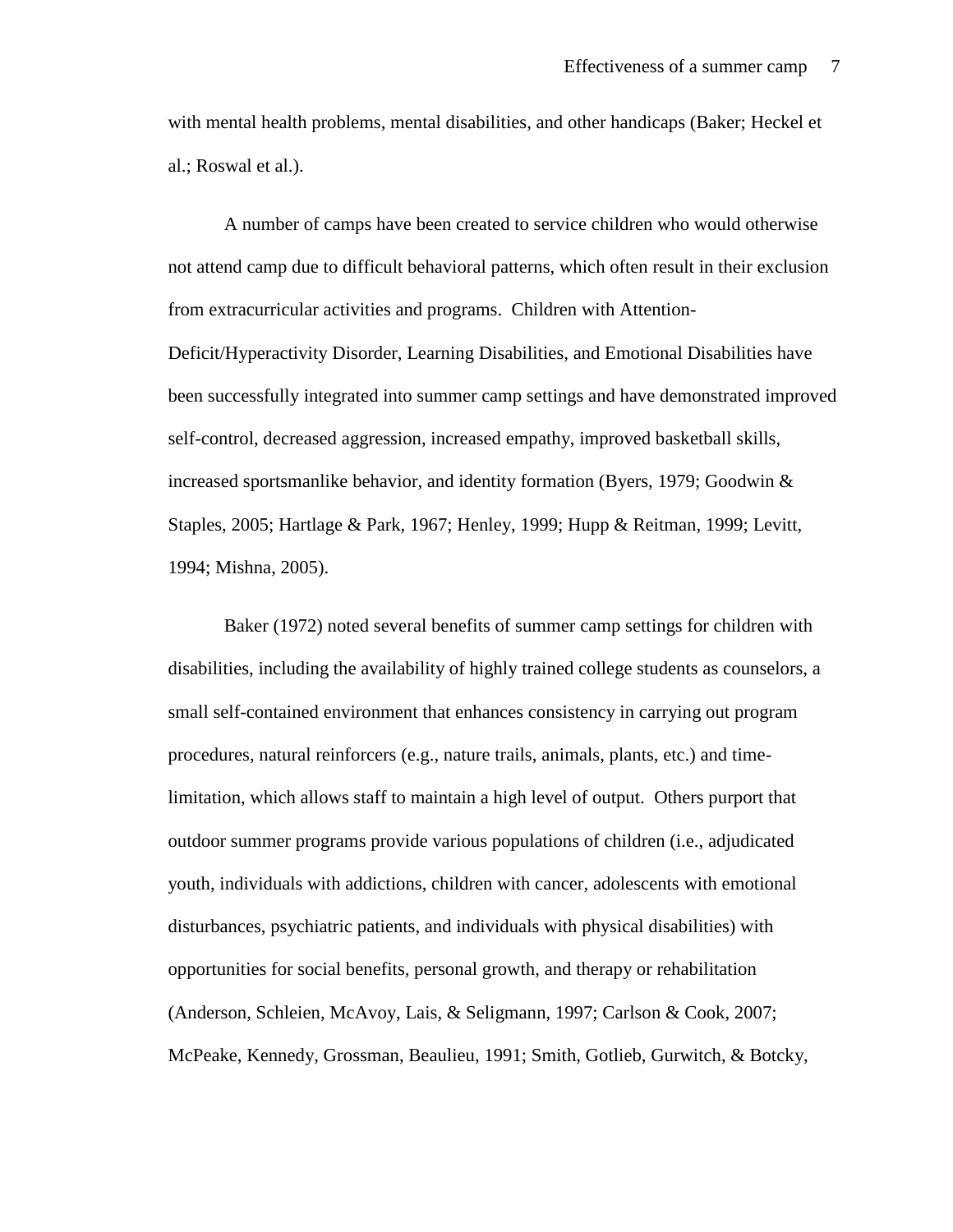with mental health problems, mental disabilities, and other handicaps (Baker; Heckel et al.; Roswal et al.).

A number of camps have been created to service children who would otherwise not attend camp due to difficult behavioral patterns, which often result in their exclusion from extracurricular activities and programs. Children with Attention-Deficit/Hyperactivity Disorder, Learning Disabilities, and Emotional Disabilities have been successfully integrated into summer camp settings and have demonstrated improved self-control, decreased aggression, increased empathy, improved basketball skills, increased sportsmanlike behavior, and identity formation (Byers, 1979; Goodwin & Staples, 2005; Hartlage & Park, 1967; Henley, 1999; Hupp & Reitman, 1999; Levitt, 1994; Mishna, 2005).

Baker (1972) noted several benefits of summer camp settings for children with disabilities, including the availability of highly trained college students as counselors, a small self-contained environment that enhances consistency in carrying out program procedures, natural reinforcers (e.g., nature trails, animals, plants, etc.) and time-limitation, which allows staff to maintain a high level of output. Others purport that outdoor summer programs provide various populations of children (i.e., adjudicated youth, individuals with addictions, children with cancer, adolescents with emotional disturbances, psychiatric patients, and individuals with physical disabilities) with opportunities for social benefits, personal growth, and therapy or rehabilitation (Anderson, Schleien, McAvoy, Lais, & Seligmann, 1997; Carlson & Cook, 2007; McPeake, Kennedy, Grossman, Beaulieu, 1991; Smith, Gotlieb, Gurwitch, & Botcky,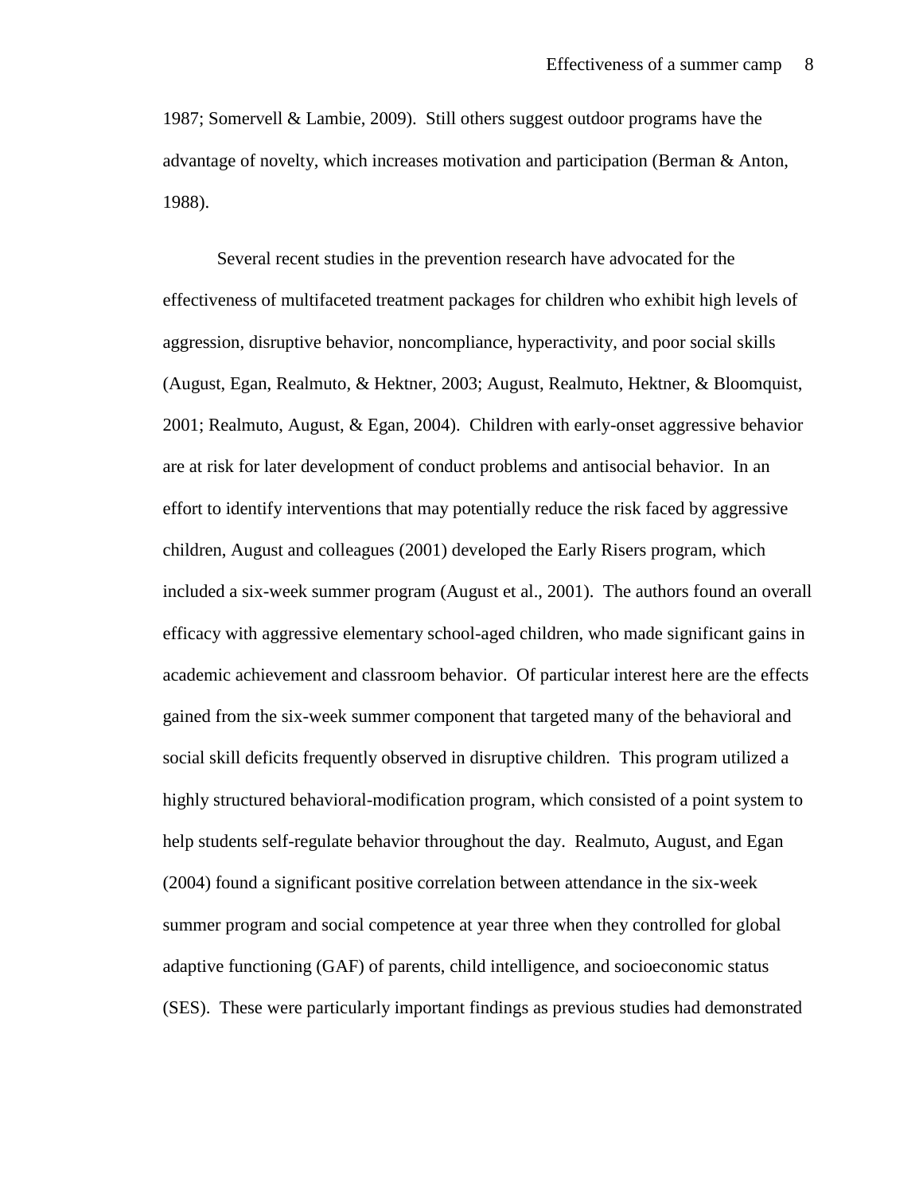1987; Somervell & Lambie, 2009). Still others suggest outdoor programs have the advantage of novelty, which increases motivation and participation (Berman & Anton, 1988).

Several recent studies in the prevention research have advocated for the effectiveness of multifaceted treatment packages for children who exhibit high levels of aggression, disruptive behavior, noncompliance, hyperactivity, and poor social skills (August, Egan, Realmuto, & Hektner, 2003; August, Realmuto, Hektner, & Bloomquist, 2001; Realmuto, August, & Egan, 2004). Children with early-onset aggressive behavior are at risk for later development of conduct problems and antisocial behavior. In an effort to identify interventions that may potentially reduce the risk faced by aggressive children, August and colleagues (2001) developed the Early Risers program, which included a six-week summer program (August et al., 2001). The authors found an overall efficacy with aggressive elementary school-aged children, who made significant gains in academic achievement and classroom behavior. Of particular interest here are the effects gained from the six-week summer component that targeted many of the behavioral and social skill deficits frequently observed in disruptive children. This program utilized a highly structured behavioral-modification program, which consisted of a point system to help students self-regulate behavior throughout the day. Realmuto, August, and Egan (2004) found a significant positive correlation between attendance in the six-week summer program and social competence at year three when they controlled for global adaptive functioning (GAF) of parents, child intelligence, and socioeconomic status (SES). These were particularly important findings as previous studies had demonstrated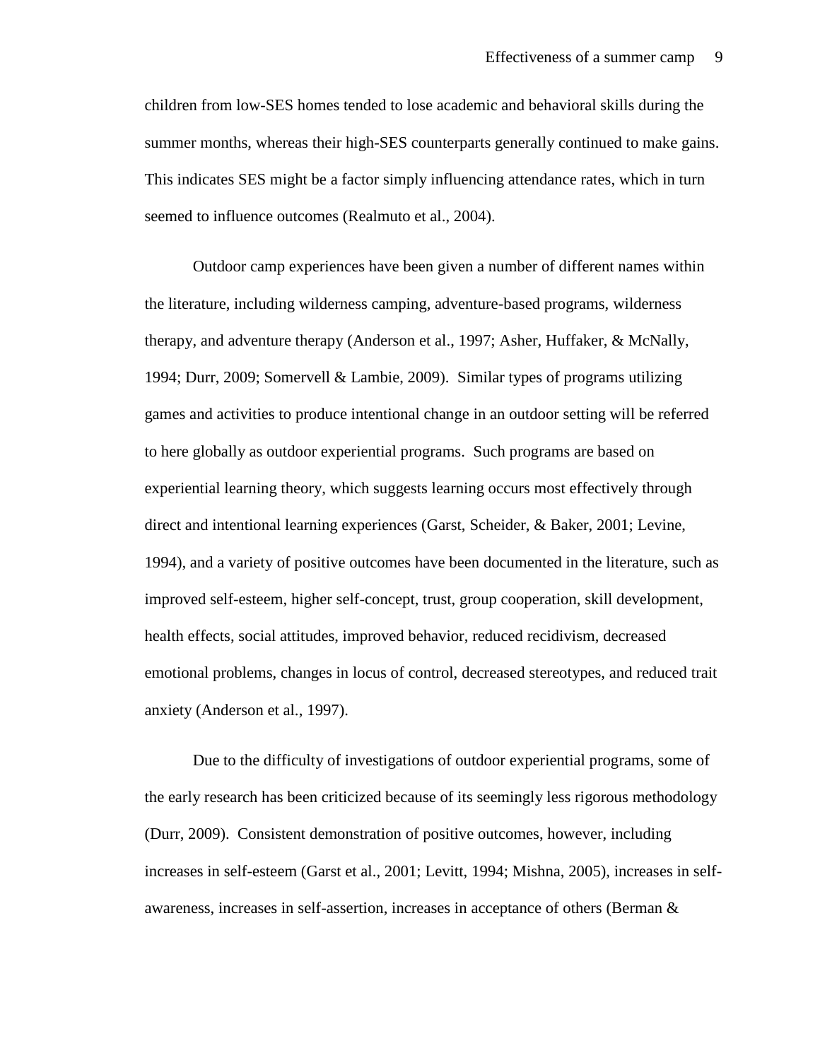children from low-SES homes tended to lose academic and behavioral skills during the summer months, whereas their high-SES counterparts generally continued to make gains. This indicates SES might be a factor simply influencing attendance rates, which in turn seemed to influence outcomes (Realmuto et al., 2004).

Outdoor camp experiences have been given a number of different names within the literature, including wilderness camping, adventure-based programs, wilderness therapy, and adventure therapy (Anderson et al., 1997; Asher, Huffaker, & McNally, 1994; Durr, 2009; Somervell & Lambie, 2009). Similar types of programs utilizing games and activities to produce intentional change in an outdoor setting will be referred to here globally as outdoor experiential programs. Such programs are based on experiential learning theory, which suggests learning occurs most effectively through direct and intentional learning experiences (Garst, Scheider, & Baker, 2001; Levine, 1994), and a variety of positive outcomes have been documented in the literature, such as improved self-esteem, higher self-concept, trust, group cooperation, skill development, health effects, social attitudes, improved behavior, reduced recidivism, decreased emotional problems, changes in locus of control, decreased stereotypes, and reduced trait anxiety (Anderson et al., 1997).

Due to the difficulty of investigations of outdoor experiential programs, some of the early research has been criticized because of its seemingly less rigorous methodology (Durr, 2009). Consistent demonstration of positive outcomes, however, including increases in self-esteem (Garst et al., 2001; Levitt, 1994; Mishna, 2005), increases in self-awareness, increases in self-assertion, increases in acceptance of others (Berman &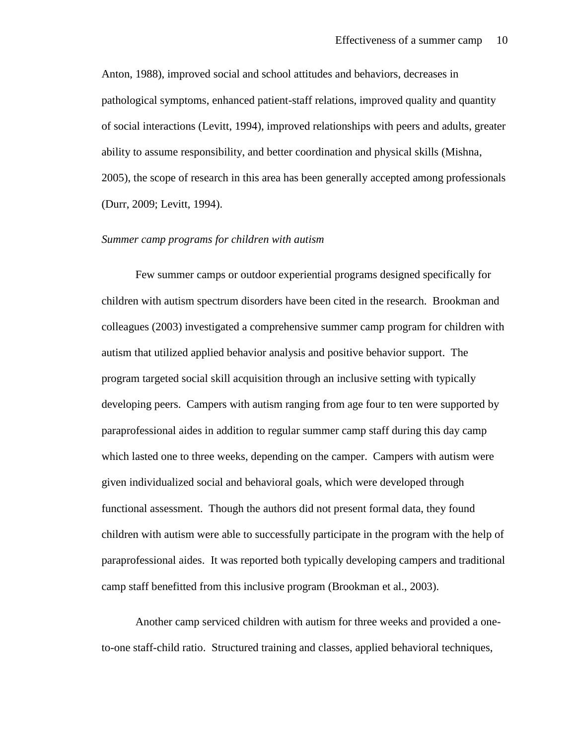Anton, 1988), improved social and school attitudes and behaviors, decreases in pathological symptoms, enhanced patient-staff relations, improved quality and quantity of social interactions (Levitt, 1994), improved relationships with peers and adults, greater ability to assume responsibility, and better coordination and physical skills (Mishna, 2005), the scope of research in this area has been generally accepted among professionals (Durr, 2009; Levitt, 1994).

*Summer camp programs for children with autism*

Few summer camps or outdoor experiential programs designed specifically for children with autism spectrum disorders have been cited in the research. Brookman and colleagues (2003) investigated a comprehensive summer camp program for children with autism that utilized applied behavior analysis and positive behavior support. The program targeted social skill acquisition through an inclusive setting with typically developing peers. Campers with autism ranging from age four to ten were supported by paraprofessional aides in addition to regular summer camp staff during this day camp which lasted one to three weeks, depending on the camper. Campers with autism were given individualized social and behavioral goals, which were developed through functional assessment. Though the authors did not present formal data, they found children with autism were able to successfully participate in the program with the help of paraprofessional aides. It was reported both typically developing campers and traditional camp staff benefitted from this inclusive program (Brookman et al., 2003).

Another camp serviced children with autism for three weeks and provided a one-to-one staff-child ratio. Structured training and classes, applied behavioral techniques,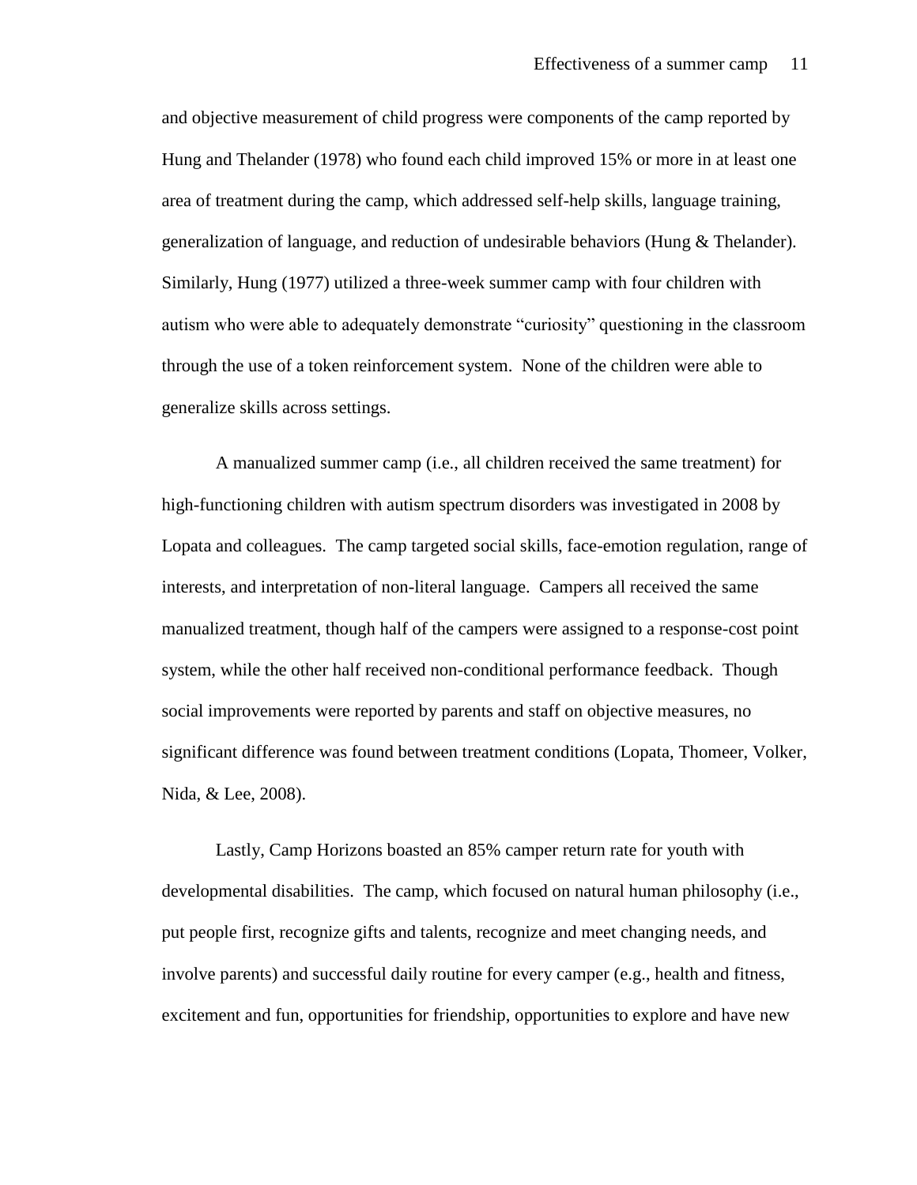and objective measurement of child progress were components of the camp reported by Hung and Thelander (1978) who found each child improved 15% or more in at least one area of treatment during the camp, which addressed self-help skills, language training, generalization of language, and reduction of undesirable behaviors (Hung & Thelander). Similarly, Hung (1977) utilized a three-week summer camp with four children with autism who were able to adequately demonstrate "curiosity" questioning in the classroom through the use of a token reinforcement system. None of the children were able to generalize skills across settings.

A manualized summer camp (i.e., all children received the same treatment) for high-functioning children with autism spectrum disorders was investigated in 2008 by Lopata and colleagues. The camp targeted social skills, face-emotion regulation, range of interests, and interpretation of non-literal language. Campers all received the same manualized treatment, though half of the campers were assigned to a response-cost point system, while the other half received non-conditional performance feedback. Though social improvements were reported by parents and staff on objective measures, no significant difference was found between treatment conditions (Lopata, Thomeer, Volker, Nida, & Lee, 2008).

Lastly, Camp Horizons boasted an 85% camper return rate for youth with developmental disabilities. The camp, which focused on natural human philosophy (i.e., put people first, recognize gifts and talents, recognize and meet changing needs, and involve parents) and successful daily routine for every camper (e.g., health and fitness, excitement and fun, opportunities for friendship, opportunities to explore and have new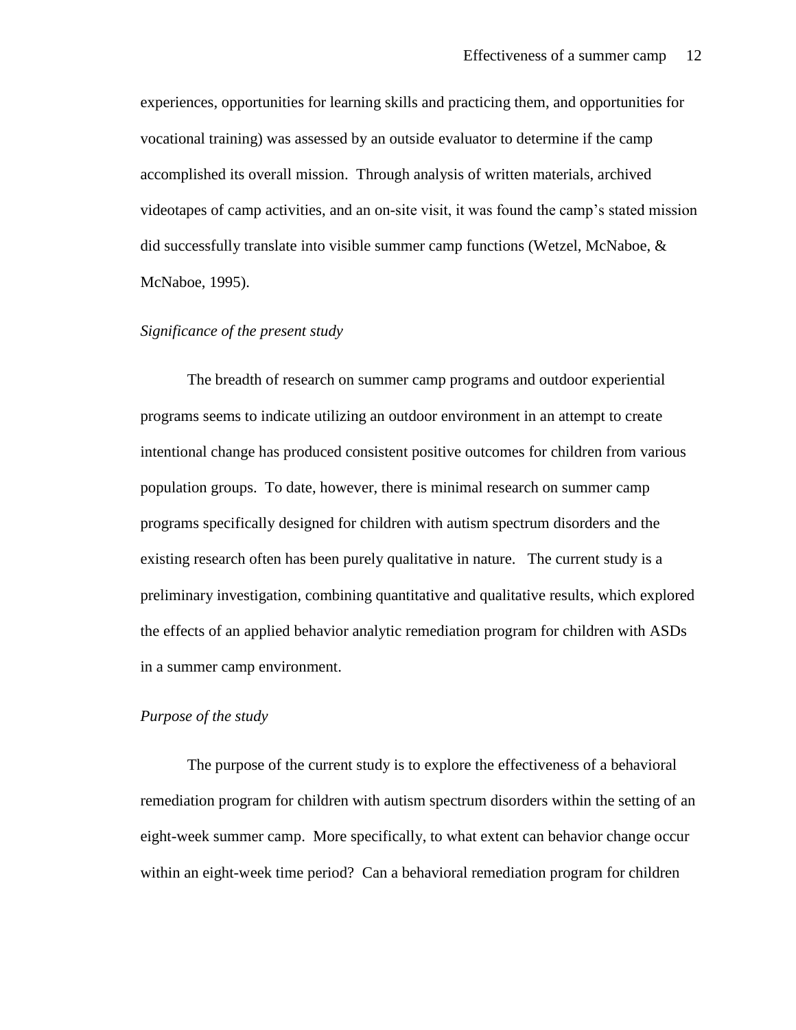experiences, opportunities for learning skills and practicing them, and opportunities for vocational training) was assessed by an outside evaluator to determine if the camp accomplished its overall mission. Through analysis of written materials, archived videotapes of camp activities, and an on-site visit, it was found the camp's stated mission did successfully translate into visible summer camp functions (Wetzel, McNaboe, & McNaboe, 1995).

### *Significance of the present study*

The breadth of research on summer camp programs and outdoor experiential programs seems to indicate utilizing an outdoor environment in an attempt to create intentional change has produced consistent positive outcomes for children from various population groups. To date, however, there is minimal research on summer camp programs specifically designed for children with autism spectrum disorders and the existing research often has been purely qualitative in nature. The current study is a preliminary investigation, combining quantitative and qualitative results, which explored the effects of an applied behavior analytic remediation program for children with ASDs in a summer camp environment.

### *Purpose of the study*

The purpose of the current study is to explore the effectiveness of a behavioral remediation program for children with autism spectrum disorders within the setting of an eight-week summer camp. More specifically, to what extent can behavior change occur within an eight-week time period? Can a behavioral remediation program for children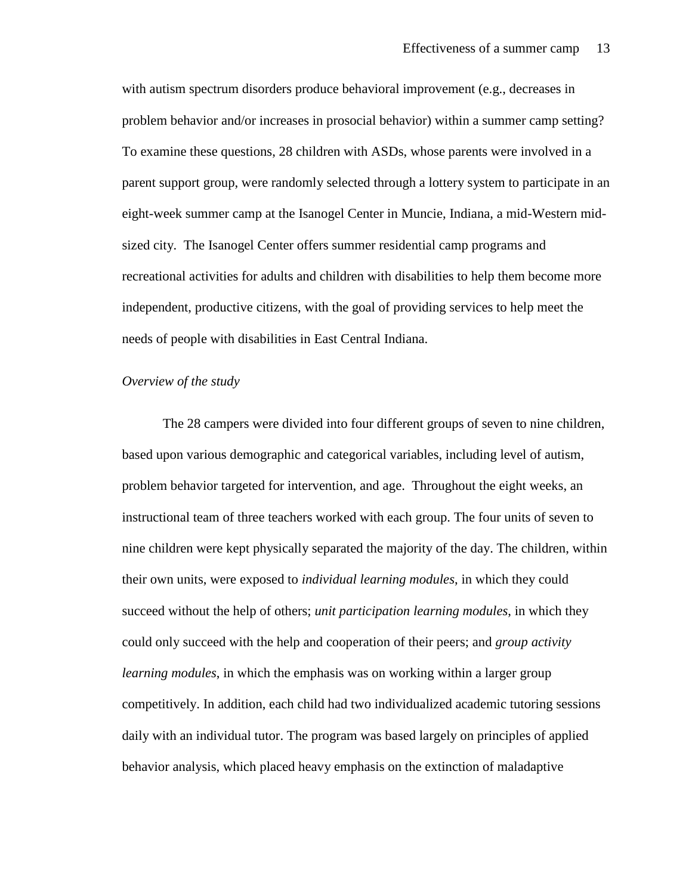with autism spectrum disorders produce behavioral improvement (e.g., decreases in problem behavior and/or increases in prosocial behavior) within a summer camp setting? To examine these questions, 28 children with ASDs, whose parents were involved in a parent support group, were randomly selected through a lottery system to participate in an eight-week summer camp at the Isanogel Center in Muncie, Indiana, a mid-Western mid-sized city. The Isanogel Center offers summer residential camp programs and recreational activities for adults and children with disabilities to help them become more independent, productive citizens, with the goal of providing services to help meet the needs of people with disabilities in East Central Indiana.

*Overview of the study*

The 28 campers were divided into four different groups of seven to nine children, based upon various demographic and categorical variables, including level of autism, problem behavior targeted for intervention, and age. Throughout the eight weeks, an instructional team of three teachers worked with each group. The four units of seven to nine children were kept physically separated the majority of the day. The children, within their own units, were exposed to *individual learning modules*, in which they could succeed without the help of others; *unit participation learning modules*, in which they could only succeed with the help and cooperation of their peers; and *group activity learning modules*, in which the emphasis was on working within a larger group competitively. In addition, each child had two individualized academic tutoring sessions daily with an individual tutor. The program was based largely on principles of applied behavior analysis, which placed heavy emphasis on the extinction of maladaptive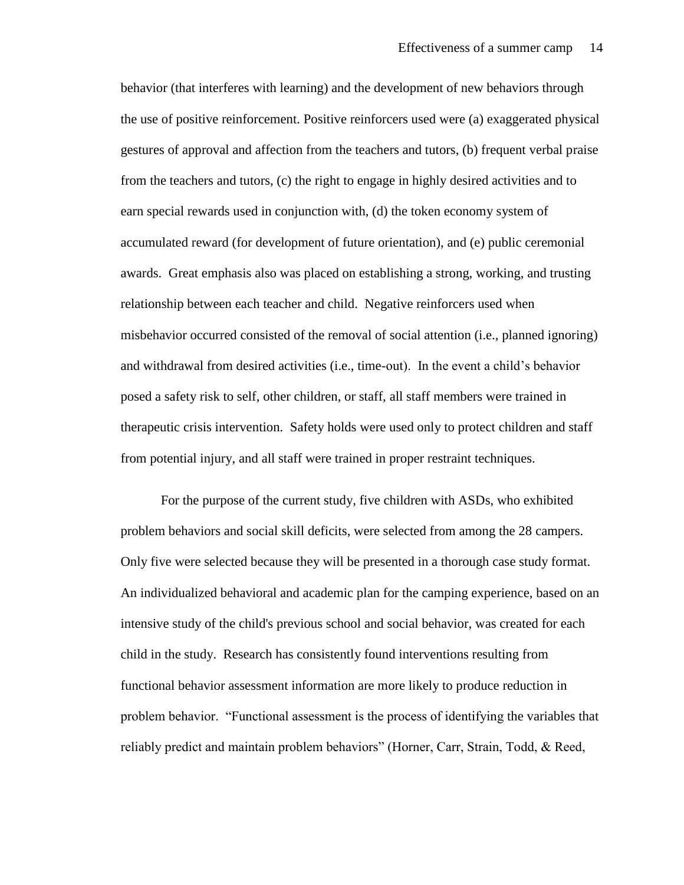behavior (that interferes with learning) and the development of new behaviors through the use of positive reinforcement. Positive reinforcers used were (a) exaggerated physical gestures of approval and affection from the teachers and tutors, (b) frequent verbal praise from the teachers and tutors, (c) the right to engage in highly desired activities and to earn special rewards used in conjunction with, (d) the token economy system of accumulated reward (for development of future orientation), and (e) public ceremonial awards. Great emphasis also was placed on establishing a strong, working, and trusting relationship between each teacher and child. Negative reinforcers used when misbehavior occurred consisted of the removal of social attention (i.e., planned ignoring) and withdrawal from desired activities (i.e., time-out). In the event a child's behavior posed a safety risk to self, other children, or staff, all staff members were trained in therapeutic crisis intervention. Safety holds were used only to protect children and staff from potential injury, and all staff were trained in proper restraint techniques.

For the purpose of the current study, five children with ASDs, who exhibited problem behaviors and social skill deficits, were selected from among the 28 campers. Only five were selected because they will be presented in a thorough case study format. An individualized behavioral and academic plan for the camping experience, based on an intensive study of the child's previous school and social behavior, was created for each child in the study. Research has consistently found interventions resulting from functional behavior assessment information are more likely to produce reduction in problem behavior. "Functional assessment is the process of identifying the variables that reliably predict and maintain problem behaviors" (Horner, Carr, Strain, Todd, & Reed,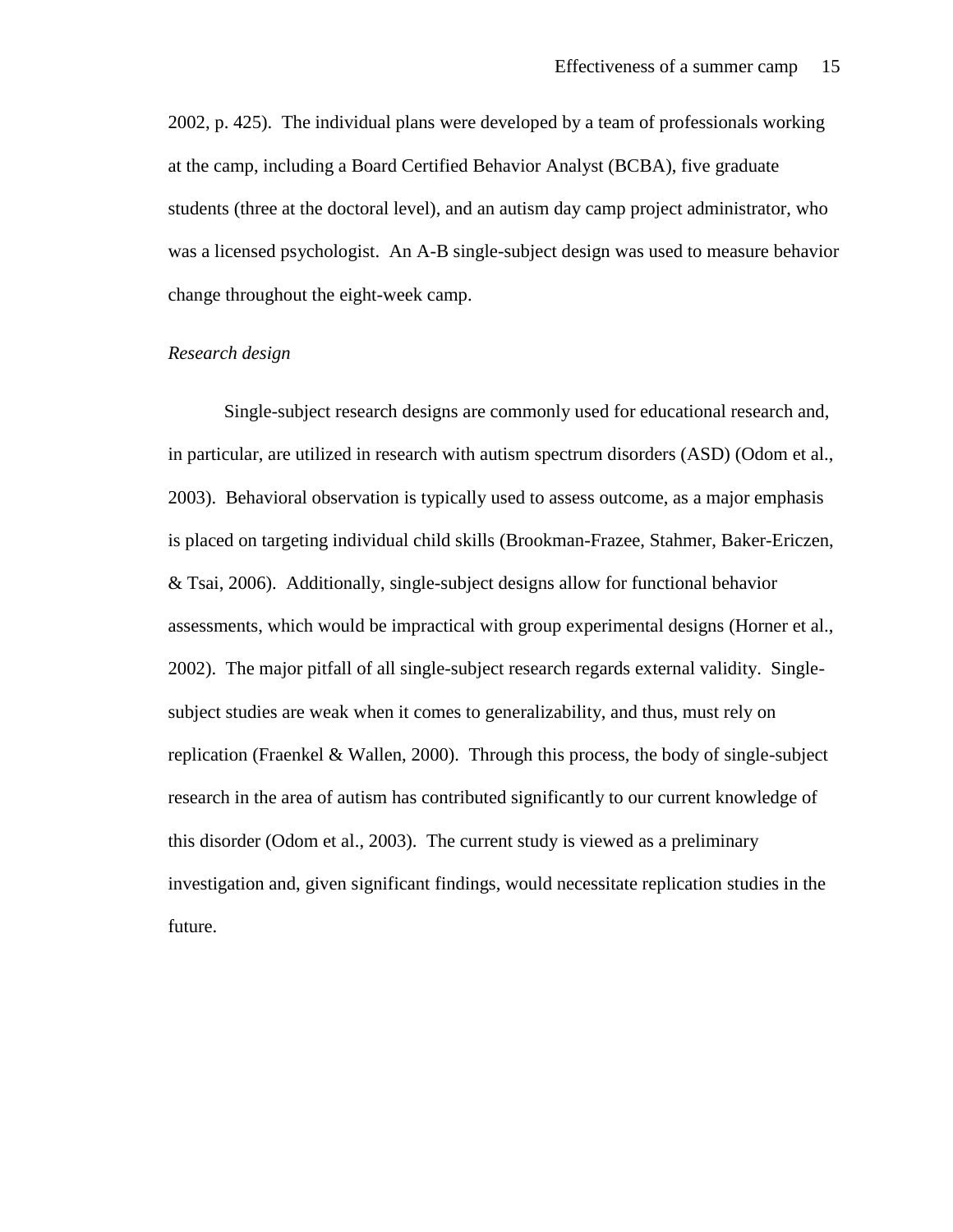2002, p. 425). The individual plans were developed by a team of professionals working at the camp, including a Board Certified Behavior Analyst (BCBA), five graduate students (three at the doctoral level), and an autism day camp project administrator, who was a licensed psychologist. An A-B single-subject design was used to measure behavior change throughout the eight-week camp.

*Research design*

Single-subject research designs are commonly used for educational research and, in particular, are utilized in research with autism spectrum disorders (ASD) (Odom et al., 2003). Behavioral observation is typically used to assess outcome, as a major emphasis is placed on targeting individual child skills (Brookman-Frazee, Stahmer, Baker-Ericzen, & Tsai, 2006). Additionally, single-subject designs allow for functional behavior assessments, which would be impractical with group experimental designs (Horner et al., 2002). The major pitfall of all single-subject research regards external validity. Single-subject studies are weak when it comes to generalizability, and thus, must rely on replication (Fraenkel & Wallen, 2000). Through this process, the body of single-subject research in the area of autism has contributed significantly to our current knowledge of this disorder (Odom et al., 2003). The current study is viewed as a preliminary investigation and, given significant findings, would necessitate replication studies in the future.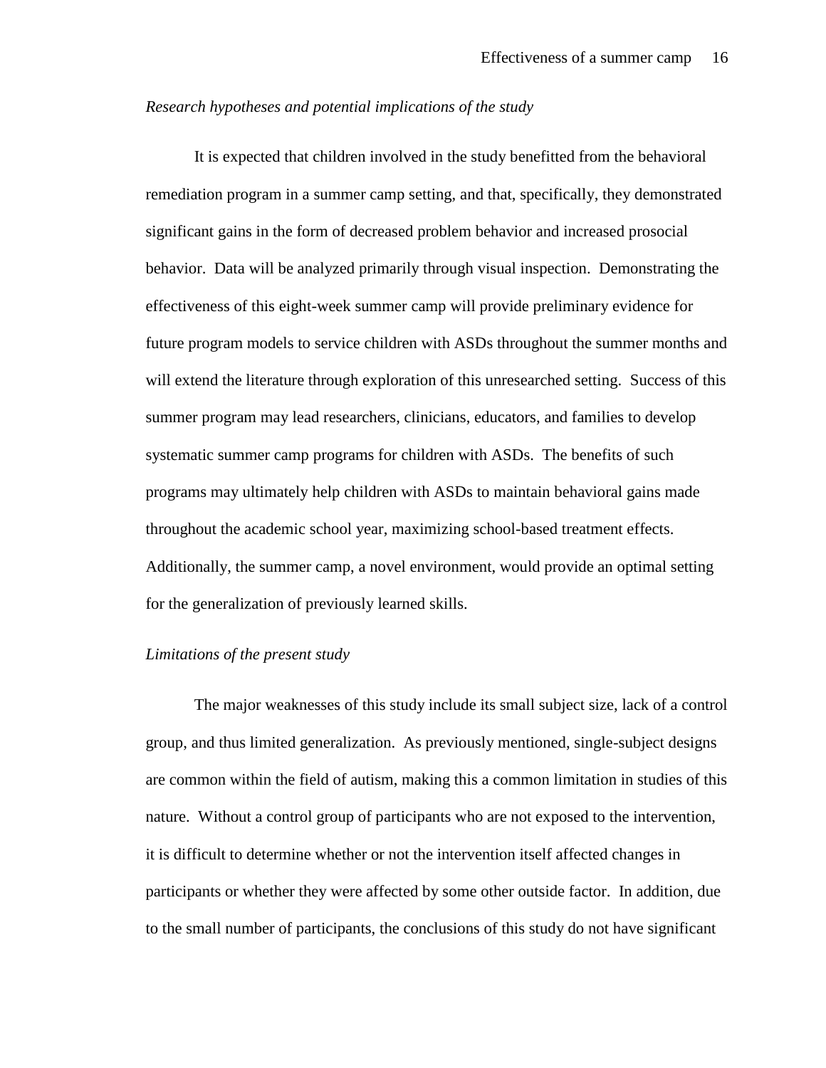*Research hypotheses and potential implications of the study*

It is expected that children involved in the study benefitted from the behavioral remediation program in a summer camp setting, and that, specifically, they demonstrated significant gains in the form of decreased problem behavior and increased prosocial behavior. Data will be analyzed primarily through visual inspection. Demonstrating the effectiveness of this eight-week summer camp will provide preliminary evidence for future program models to service children with ASDs throughout the summer months and will extend the literature through exploration of this unresearched setting. Success of this summer program may lead researchers, clinicians, educators, and families to develop systematic summer camp programs for children with ASDs. The benefits of such programs may ultimately help children with ASDs to maintain behavioral gains made throughout the academic school year, maximizing school-based treatment effects. Additionally, the summer camp, a novel environment, would provide an optimal setting for the generalization of previously learned skills.

*Limitations of the present study*

The major weaknesses of this study include its small subject size, lack of a control group, and thus limited generalization. As previously mentioned, single-subject designs are common within the field of autism, making this a common limitation in studies of this nature. Without a control group of participants who are not exposed to the intervention, it is difficult to determine whether or not the intervention itself affected changes in participants or whether they were affected by some other outside factor. In addition, due to the small number of participants, the conclusions of this study do not have significant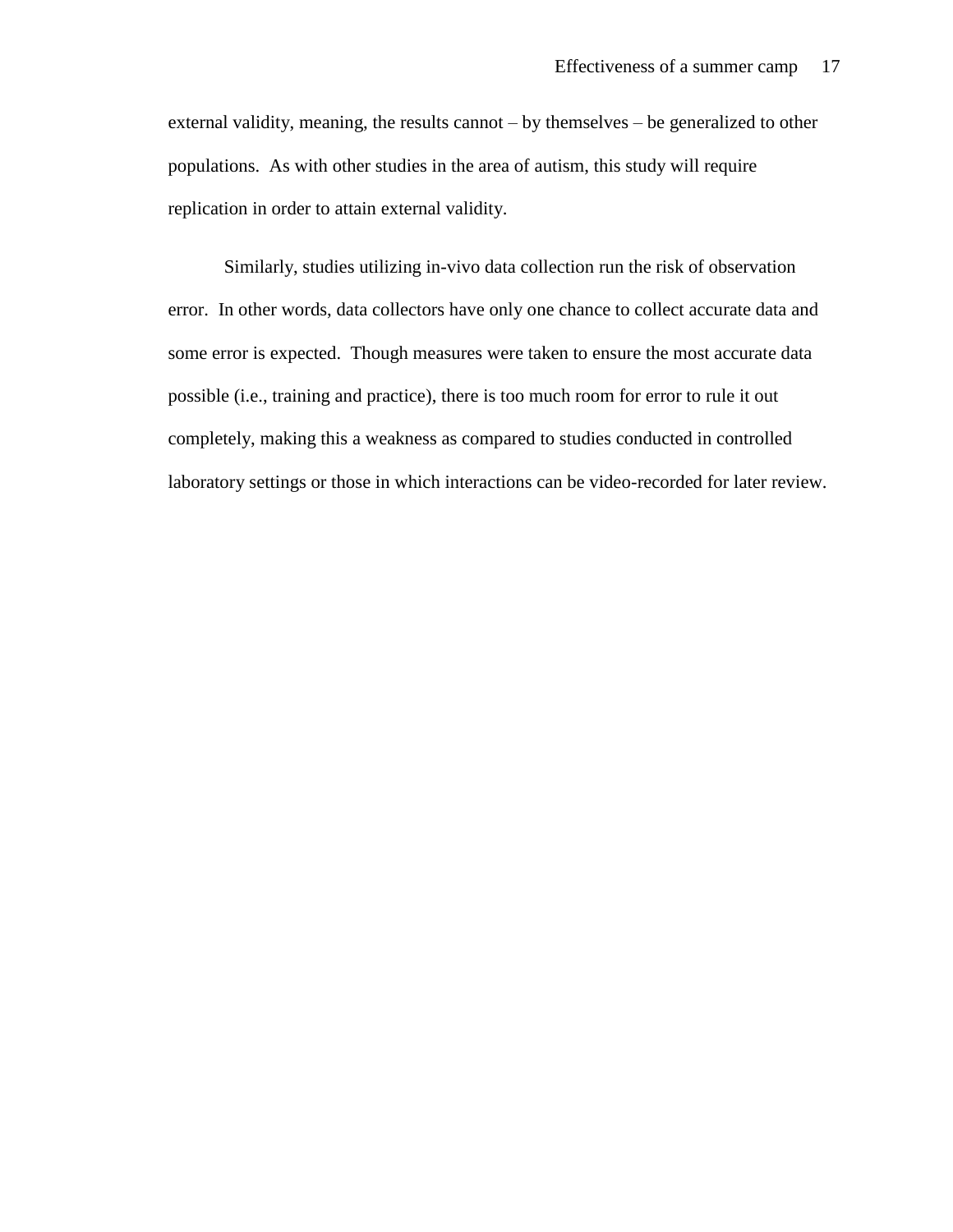external validity, meaning, the results cannot – by themselves – be generalized to other populations. As with other studies in the area of autism, this study will require replication in order to attain external validity.

Similarly, studies utilizing in-vivo data collection run the risk of observation error. In other words, data collectors have only one chance to collect accurate data and some error is expected. Though measures were taken to ensure the most accurate data possible (i.e., training and practice), there is too much room for error to rule it out completely, making this a weakness as compared to studies conducted in controlled laboratory settings or those in which interactions can be video-recorded for later review.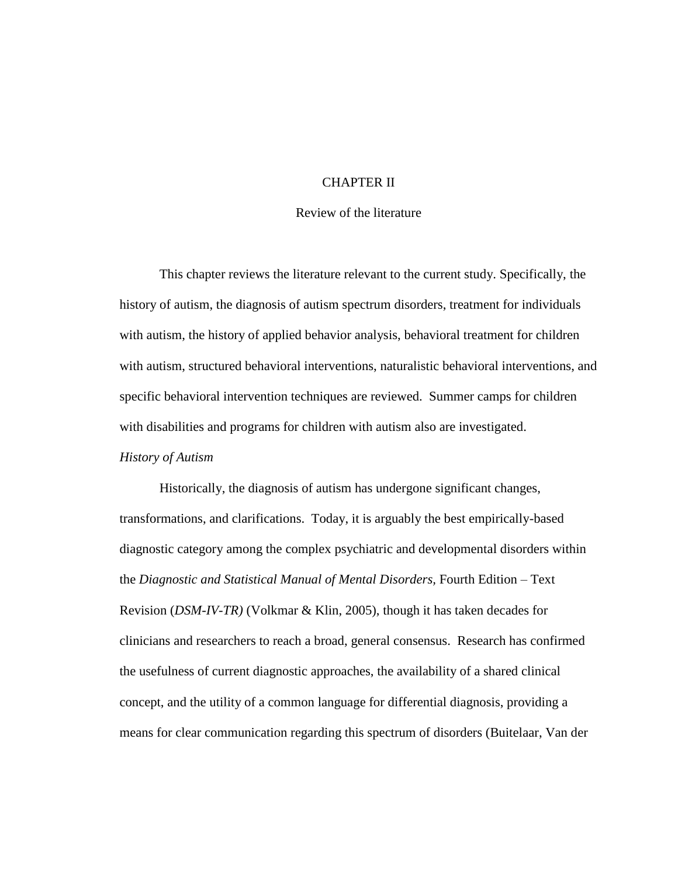# CHAPTER II

## Review of the literature

This chapter reviews the literature relevant to the current study. Specifically, the history of autism, the diagnosis of autism spectrum disorders, treatment for individuals with autism, the history of applied behavior analysis, behavioral treatment for children with autism, structured behavioral interventions, naturalistic behavioral interventions, and specific behavioral intervention techniques are reviewed. Summer camps for children with disabilities and programs for children with autism also are investigated.

### *History of Autism*

Historically, the diagnosis of autism has undergone significant changes, transformations, and clarifications. Today, it is arguably the best empirically-based diagnostic category among the complex psychiatric and developmental disorders within the *Diagnostic and Statistical Manual of Mental Disorders,* Fourth Edition – Text Revision (*DSM-IV-TR)* (Volkmar & Klin, 2005), though it has taken decades for clinicians and researchers to reach a broad, general consensus. Research has confirmed the usefulness of current diagnostic approaches, the availability of a shared clinical concept, and the utility of a common language for differential diagnosis, providing a means for clear communication regarding this spectrum of disorders (Buitelaar, Van der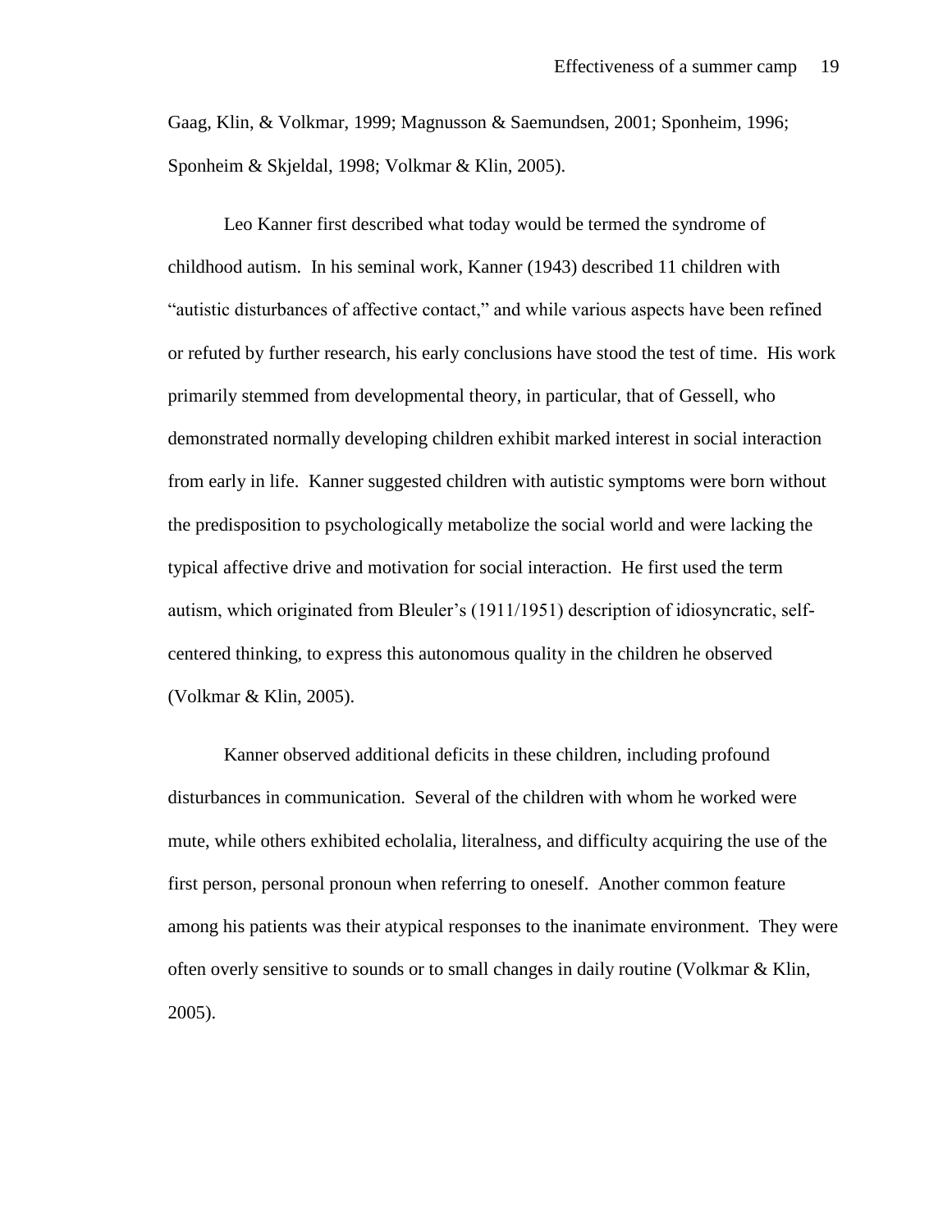Gaag, Klin, & Volkmar, 1999; Magnusson & Saemundsen, 2001; Sponheim, 1996; Sponheim & Skjeldal, 1998; Volkmar & Klin, 2005).

Leo Kanner first described what today would be termed the syndrome of childhood autism. In his seminal work, Kanner (1943) described 11 children with "autistic disturbances of affective contact," and while various aspects have been refined or refuted by further research, his early conclusions have stood the test of time. His work primarily stemmed from developmental theory, in particular, that of Gessell, who demonstrated normally developing children exhibit marked interest in social interaction from early in life. Kanner suggested children with autistic symptoms were born without the predisposition to psychologically metabolize the social world and were lacking the typical affective drive and motivation for social interaction. He first used the term autism, which originated from Bleuler's (1911/1951) description of idiosyncratic, self-centered thinking, to express this autonomous quality in the children he observed (Volkmar & Klin, 2005).

Kanner observed additional deficits in these children, including profound disturbances in communication. Several of the children with whom he worked were mute, while others exhibited echolalia, literalness, and difficulty acquiring the use of the first person, personal pronoun when referring to oneself. Another common feature among his patients was their atypical responses to the inanimate environment. They were often overly sensitive to sounds or to small changes in daily routine (Volkmar & Klin, 2005).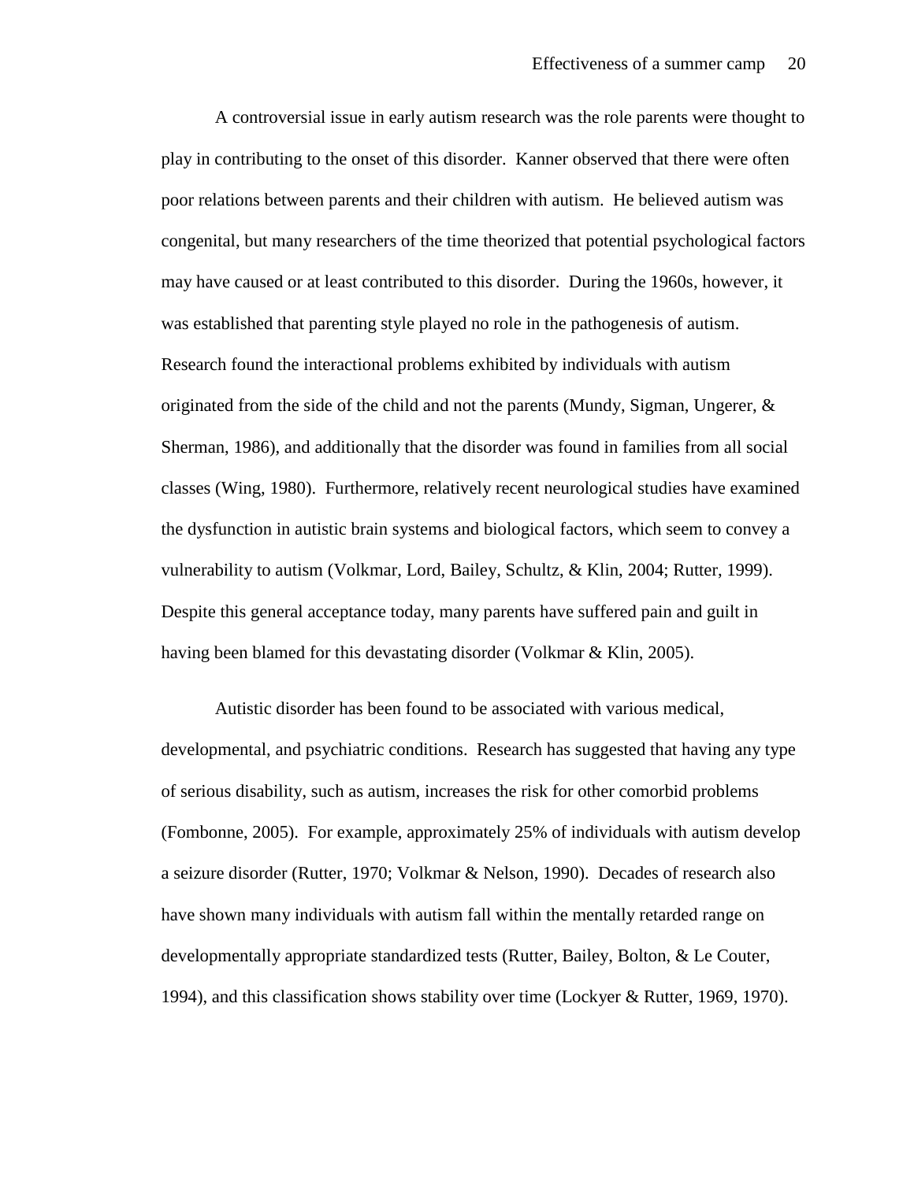A controversial issue in early autism research was the role parents were thought to play in contributing to the onset of this disorder. Kanner observed that there were often poor relations between parents and their children with autism. He believed autism was congenital, but many researchers of the time theorized that potential psychological factors may have caused or at least contributed to this disorder. During the 1960s, however, it was established that parenting style played no role in the pathogenesis of autism. Research found the interactional problems exhibited by individuals with autism originated from the side of the child and not the parents (Mundy, Sigman, Ungerer, & Sherman, 1986), and additionally that the disorder was found in families from all social classes (Wing, 1980). Furthermore, relatively recent neurological studies have examined the dysfunction in autistic brain systems and biological factors, which seem to convey a vulnerability to autism (Volkmar, Lord, Bailey, Schultz, & Klin, 2004; Rutter, 1999). Despite this general acceptance today, many parents have suffered pain and guilt in having been blamed for this devastating disorder (Volkmar & Klin, 2005).

Autistic disorder has been found to be associated with various medical, developmental, and psychiatric conditions. Research has suggested that having any type of serious disability, such as autism, increases the risk for other comorbid problems (Fombonne, 2005). For example, approximately 25% of individuals with autism develop a seizure disorder (Rutter, 1970; Volkmar & Nelson, 1990). Decades of research also have shown many individuals with autism fall within the mentally retarded range on developmentally appropriate standardized tests (Rutter, Bailey, Bolton, & Le Couter, 1994), and this classification shows stability over time (Lockyer & Rutter, 1969, 1970).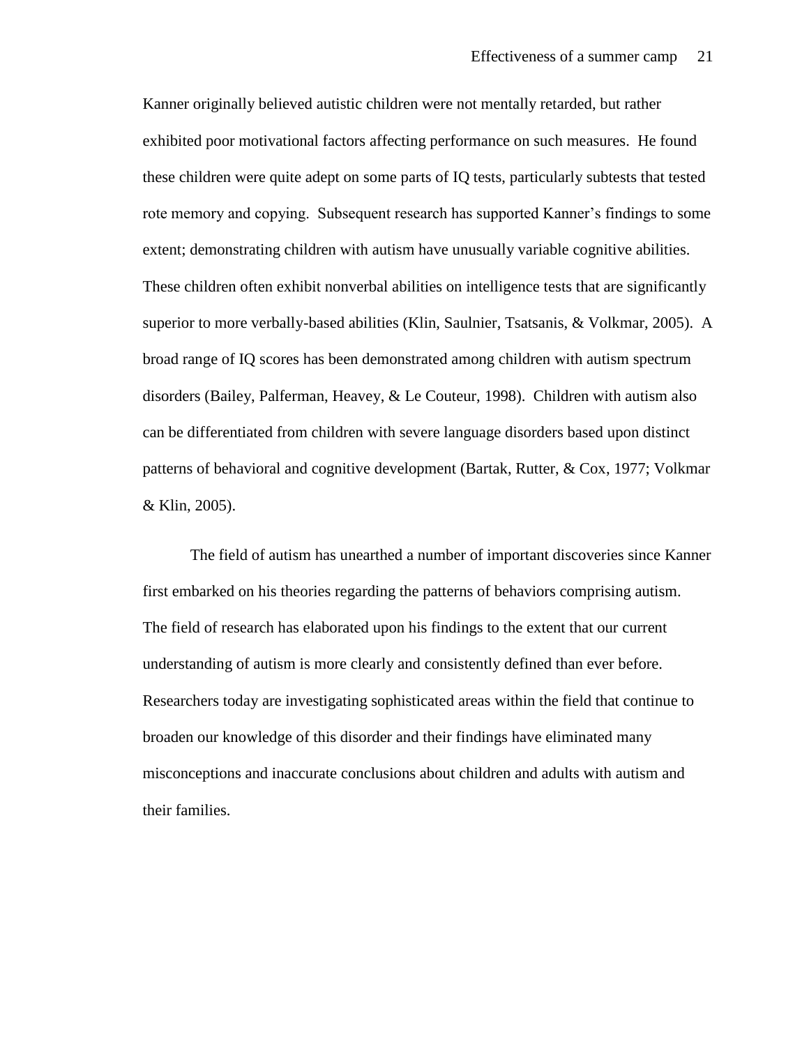Kanner originally believed autistic children were not mentally retarded, but rather exhibited poor motivational factors affecting performance on such measures. He found these children were quite adept on some parts of IQ tests, particularly subtests that tested rote memory and copying. Subsequent research has supported Kanner's findings to some extent; demonstrating children with autism have unusually variable cognitive abilities. These children often exhibit nonverbal abilities on intelligence tests that are significantly superior to more verbally-based abilities (Klin, Saulnier, Tsatsanis, & Volkmar, 2005). A broad range of IQ scores has been demonstrated among children with autism spectrum disorders (Bailey, Palferman, Heavey, & Le Couteur, 1998). Children with autism also can be differentiated from children with severe language disorders based upon distinct patterns of behavioral and cognitive development (Bartak, Rutter, & Cox, 1977; Volkmar & Klin, 2005).

The field of autism has unearthed a number of important discoveries since Kanner first embarked on his theories regarding the patterns of behaviors comprising autism. The field of research has elaborated upon his findings to the extent that our current understanding of autism is more clearly and consistently defined than ever before. Researchers today are investigating sophisticated areas within the field that continue to broaden our knowledge of this disorder and their findings have eliminated many misconceptions and inaccurate conclusions about children and adults with autism and their families.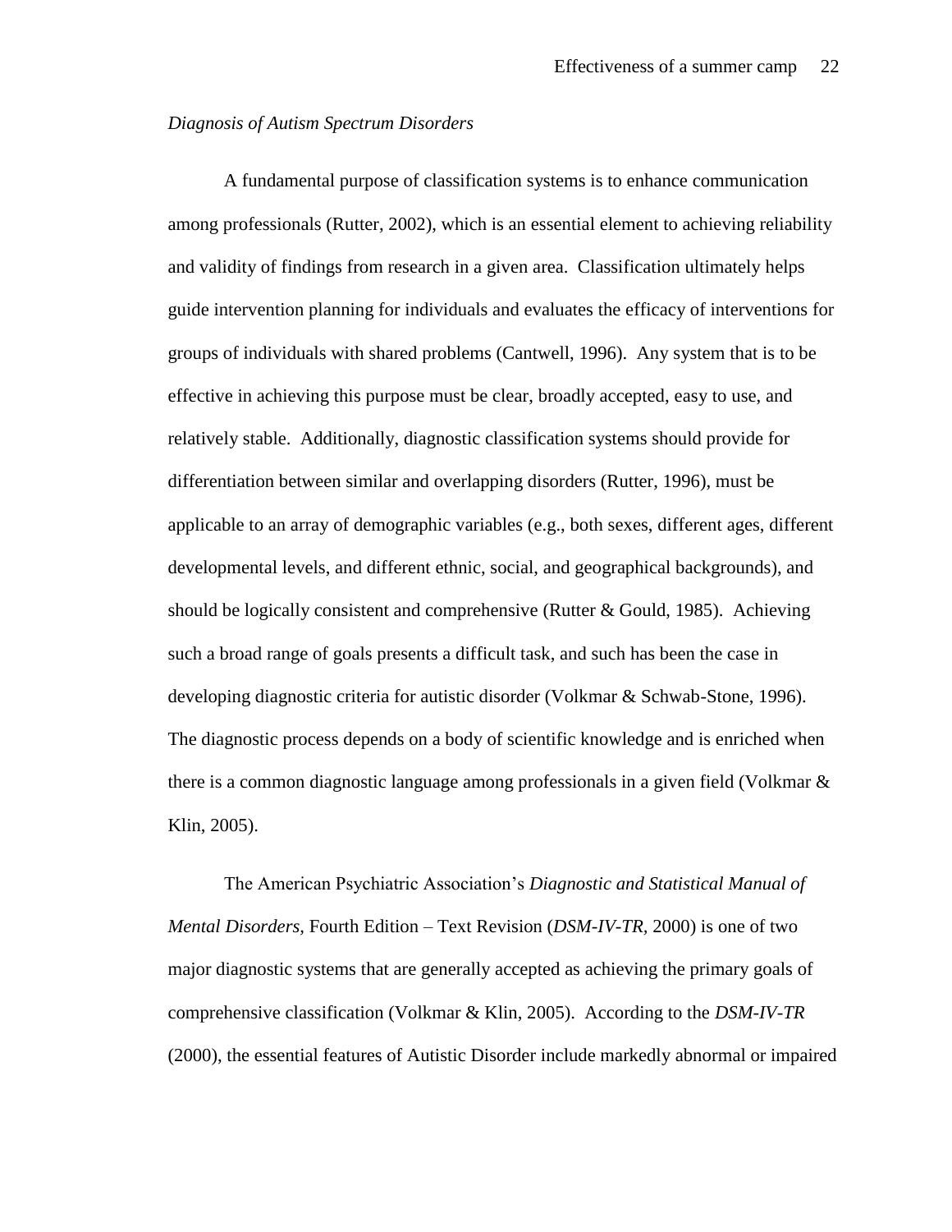*Diagnosis of Autism Spectrum Disorders*

A fundamental purpose of classification systems is to enhance communication among professionals (Rutter, 2002), which is an essential element to achieving reliability and validity of findings from research in a given area. Classification ultimately helps guide intervention planning for individuals and evaluates the efficacy of interventions for groups of individuals with shared problems (Cantwell, 1996). Any system that is to be effective in achieving this purpose must be clear, broadly accepted, easy to use, and relatively stable. Additionally, diagnostic classification systems should provide for differentiation between similar and overlapping disorders (Rutter, 1996), must be applicable to an array of demographic variables (e.g., both sexes, different ages, different developmental levels, and different ethnic, social, and geographical backgrounds), and should be logically consistent and comprehensive (Rutter & Gould, 1985). Achieving such a broad range of goals presents a difficult task, and such has been the case in developing diagnostic criteria for autistic disorder (Volkmar & Schwab-Stone, 1996). The diagnostic process depends on a body of scientific knowledge and is enriched when there is a common diagnostic language among professionals in a given field (Volkmar & Klin, 2005).

The American Psychiatric Association's *Diagnostic and Statistical Manual of Mental Disorders,* Fourth Edition – Text Revision (*DSM-IV-TR,* 2000) is one of two major diagnostic systems that are generally accepted as achieving the primary goals of comprehensive classification (Volkmar & Klin, 2005). According to the *DSM-IV-TR* (2000), the essential features of Autistic Disorder include markedly abnormal or impaired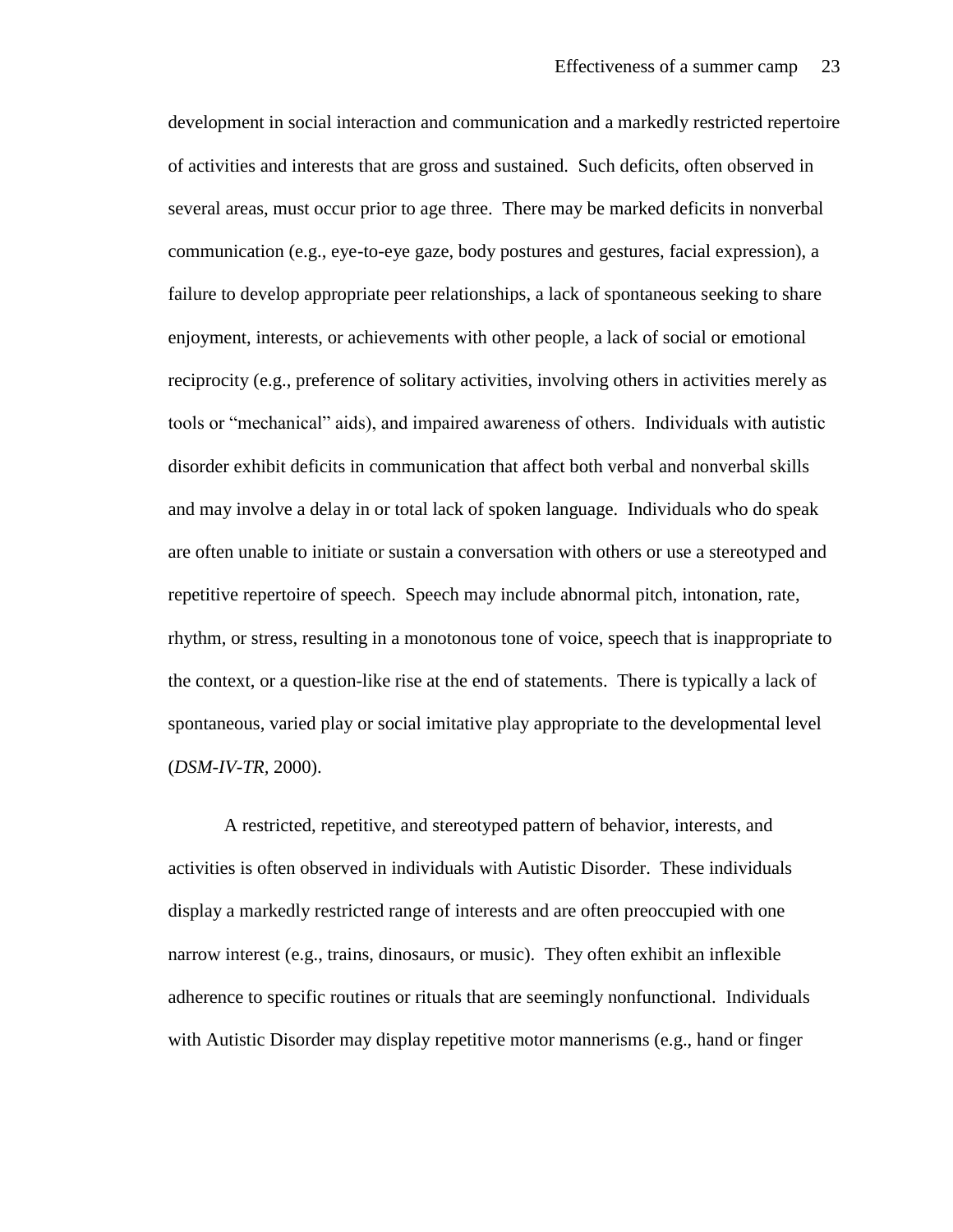development in social interaction and communication and a markedly restricted repertoire of activities and interests that are gross and sustained. Such deficits, often observed in several areas, must occur prior to age three. There may be marked deficits in nonverbal communication (e.g., eye-to-eye gaze, body postures and gestures, facial expression), a failure to develop appropriate peer relationships, a lack of spontaneous seeking to share enjoyment, interests, or achievements with other people, a lack of social or emotional reciprocity (e.g., preference of solitary activities, involving others in activities merely as tools or "mechanical" aids), and impaired awareness of others. Individuals with autistic disorder exhibit deficits in communication that affect both verbal and nonverbal skills and may involve a delay in or total lack of spoken language. Individuals who do speak are often unable to initiate or sustain a conversation with others or use a stereotyped and repetitive repertoire of speech. Speech may include abnormal pitch, intonation, rate, rhythm, or stress, resulting in a monotonous tone of voice, speech that is inappropriate to the context, or a question-like rise at the end of statements. There is typically a lack of spontaneous, varied play or social imitative play appropriate to the developmental level (*DSM-IV-TR*, 2000).

A restricted, repetitive, and stereotyped pattern of behavior, interests, and activities is often observed in individuals with Autistic Disorder. These individuals display a markedly restricted range of interests and are often preoccupied with one narrow interest (e.g., trains, dinosaurs, or music). They often exhibit an inflexible adherence to specific routines or rituals that are seemingly nonfunctional. Individuals with Autistic Disorder may display repetitive motor mannerisms (e.g., hand or finger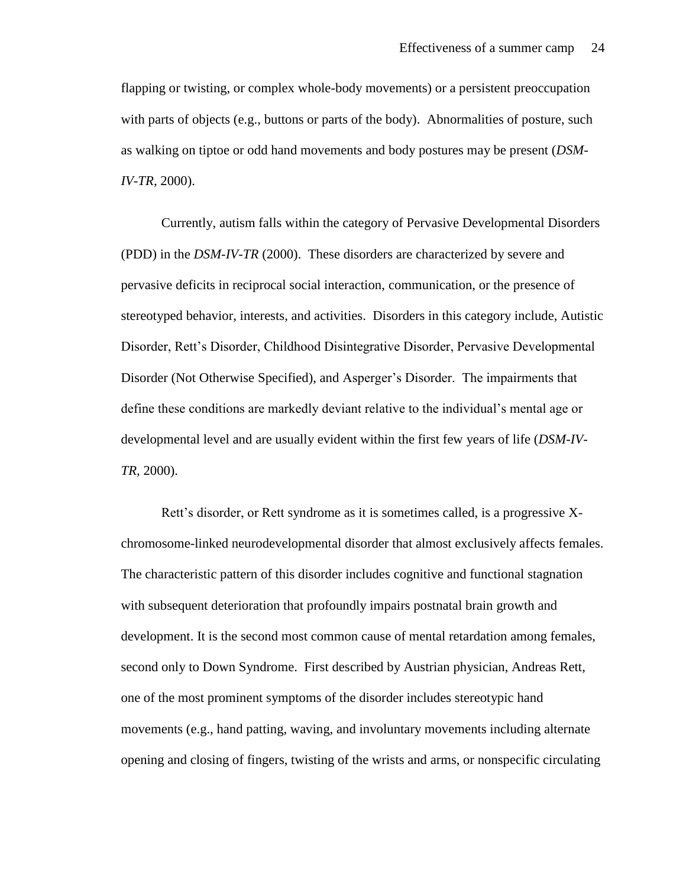flapping or twisting, or complex whole-body movements) or a persistent preoccupation with parts of objects (e.g., buttons or parts of the body). Abnormalities of posture, such as walking on tiptoe or odd hand movements and body postures may be present (*DSM-IV-TR,* 2000).

Currently, autism falls within the category of Pervasive Developmental Disorders (PDD) in the *DSM-IV-TR* (2000). These disorders are characterized by severe and pervasive deficits in reciprocal social interaction, communication, or the presence of stereotyped behavior, interests, and activities. Disorders in this category include, Autistic Disorder, Rett's Disorder, Childhood Disintegrative Disorder, Pervasive Developmental Disorder (Not Otherwise Specified), and Asperger's Disorder. The impairments that define these conditions are markedly deviant relative to the individual's mental age or developmental level and are usually evident within the first few years of life (*DSM-IV-TR,* 2000).

Rett's disorder, or Rett syndrome as it is sometimes called, is a progressive X-chromosome-linked neurodevelopmental disorder that almost exclusively affects females. The characteristic pattern of this disorder includes cognitive and functional stagnation with subsequent deterioration that profoundly impairs postnatal brain growth and development. It is the second most common cause of mental retardation among females, second only to Down Syndrome. First described by Austrian physician, Andreas Rett, one of the most prominent symptoms of the disorder includes stereotypic hand movements (e.g., hand patting, waving, and involuntary movements including alternate opening and closing of fingers, twisting of the wrists and arms, or nonspecific circulating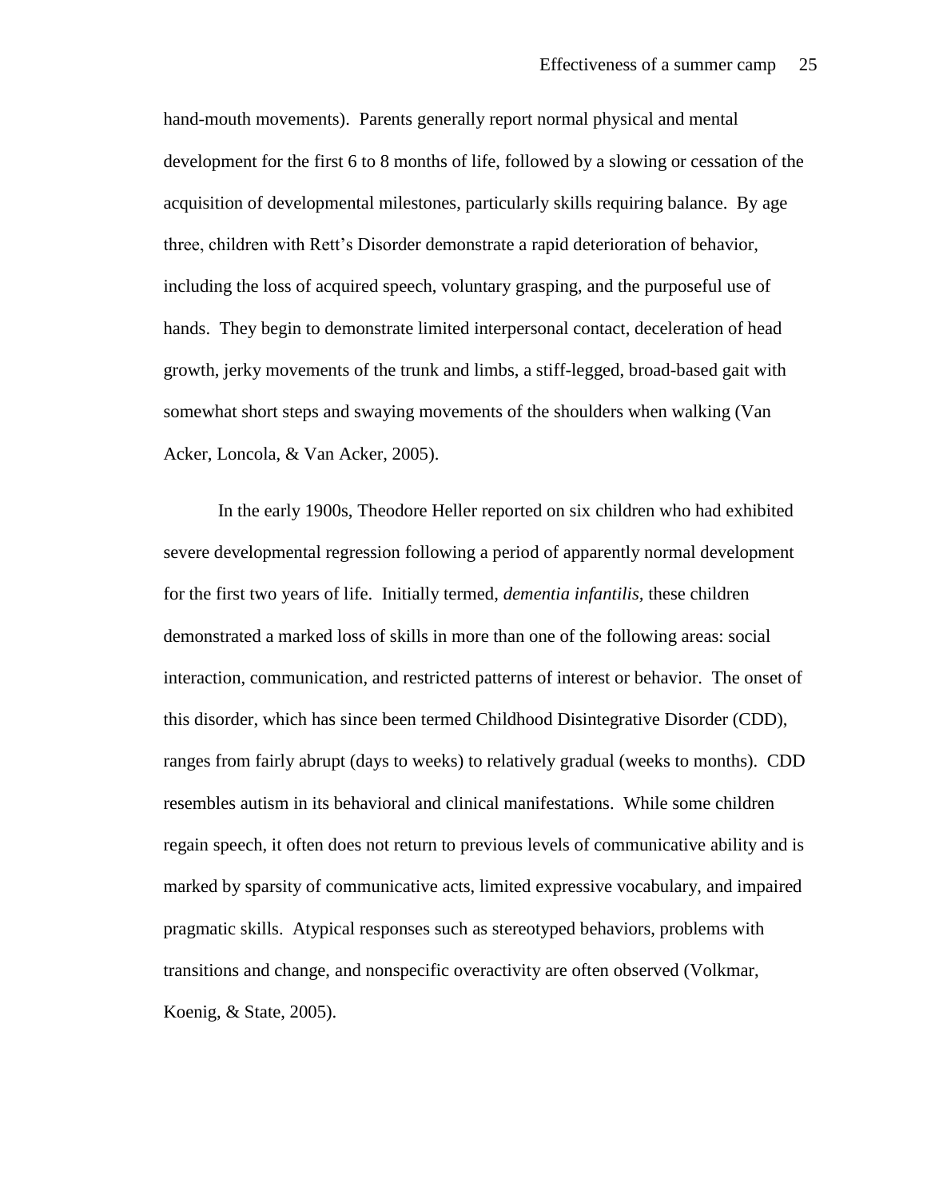hand-mouth movements). Parents generally report normal physical and mental development for the first 6 to 8 months of life, followed by a slowing or cessation of the acquisition of developmental milestones, particularly skills requiring balance. By age three, children with Rett's Disorder demonstrate a rapid deterioration of behavior, including the loss of acquired speech, voluntary grasping, and the purposeful use of hands. They begin to demonstrate limited interpersonal contact, deceleration of head growth, jerky movements of the trunk and limbs, a stiff-legged, broad-based gait with somewhat short steps and swaying movements of the shoulders when walking (Van Acker, Loncola, & Van Acker, 2005).

In the early 1900s, Theodore Heller reported on six children who had exhibited severe developmental regression following a period of apparently normal development for the first two years of life. Initially termed, *dementia infantilis*, these children demonstrated a marked loss of skills in more than one of the following areas: social interaction, communication, and restricted patterns of interest or behavior. The onset of this disorder, which has since been termed Childhood Disintegrative Disorder (CDD), ranges from fairly abrupt (days to weeks) to relatively gradual (weeks to months). CDD resembles autism in its behavioral and clinical manifestations. While some children regain speech, it often does not return to previous levels of communicative ability and is marked by sparsity of communicative acts, limited expressive vocabulary, and impaired pragmatic skills. Atypical responses such as stereotyped behaviors, problems with transitions and change, and nonspecific overactivity are often observed (Volkmar, Koenig, & State, 2005).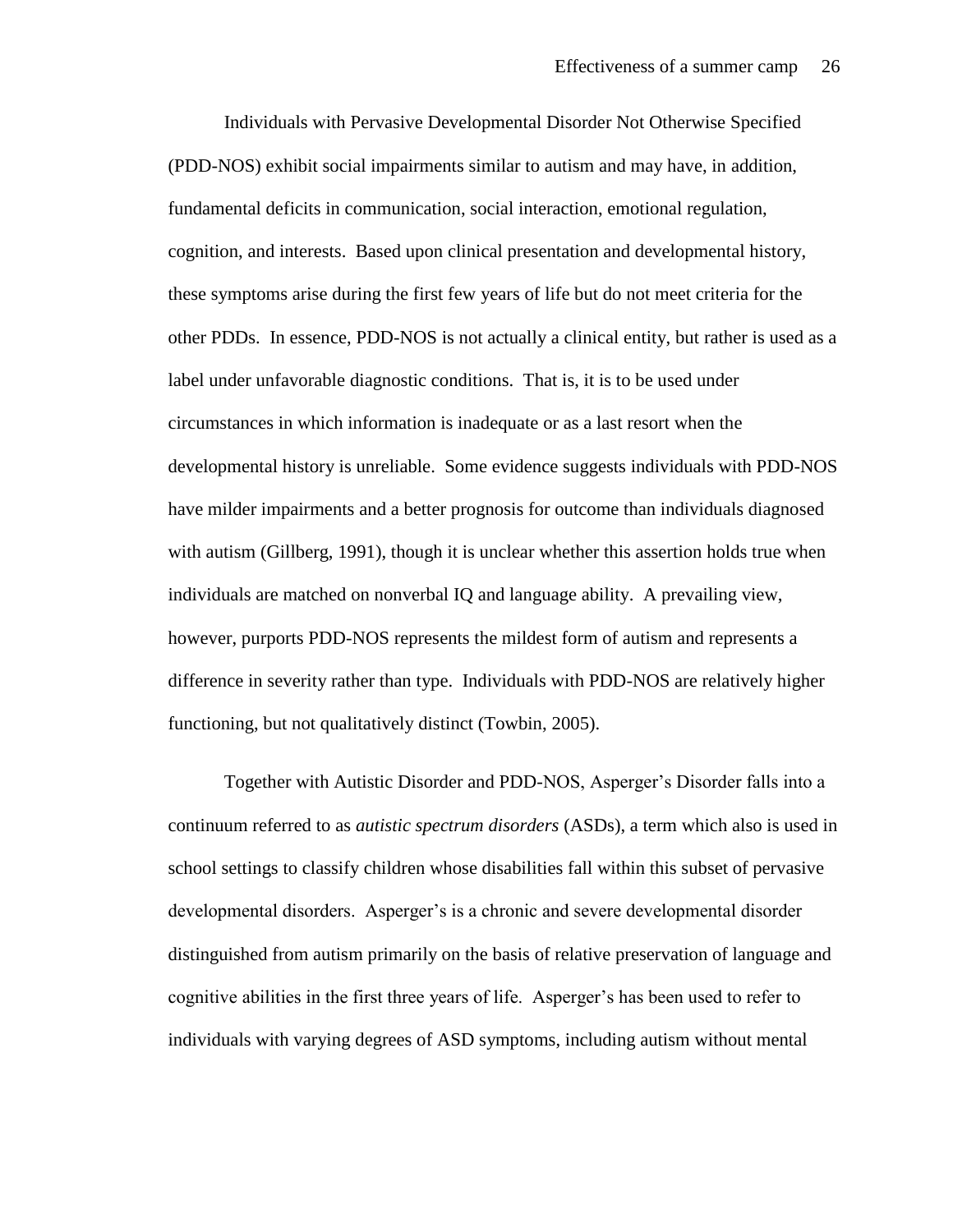Individuals with Pervasive Developmental Disorder Not Otherwise Specified (PDD-NOS) exhibit social impairments similar to autism and may have, in addition, fundamental deficits in communication, social interaction, emotional regulation, cognition, and interests. Based upon clinical presentation and developmental history, these symptoms arise during the first few years of life but do not meet criteria for the other PDDs. In essence, PDD-NOS is not actually a clinical entity, but rather is used as a label under unfavorable diagnostic conditions. That is, it is to be used under circumstances in which information is inadequate or as a last resort when the developmental history is unreliable. Some evidence suggests individuals with PDD-NOS have milder impairments and a better prognosis for outcome than individuals diagnosed with autism (Gillberg, 1991), though it is unclear whether this assertion holds true when individuals are matched on nonverbal IQ and language ability. A prevailing view, however, purports PDD-NOS represents the mildest form of autism and represents a difference in severity rather than type. Individuals with PDD-NOS are relatively higher functioning, but not qualitatively distinct (Towbin, 2005).

Together with Autistic Disorder and PDD-NOS, Asperger's Disorder falls into a continuum referred to as *autistic spectrum disorders* (ASDs), a term which also is used in school settings to classify children whose disabilities fall within this subset of pervasive developmental disorders. Asperger's is a chronic and severe developmental disorder distinguished from autism primarily on the basis of relative preservation of language and cognitive abilities in the first three years of life. Asperger's has been used to refer to individuals with varying degrees of ASD symptoms, including autism without mental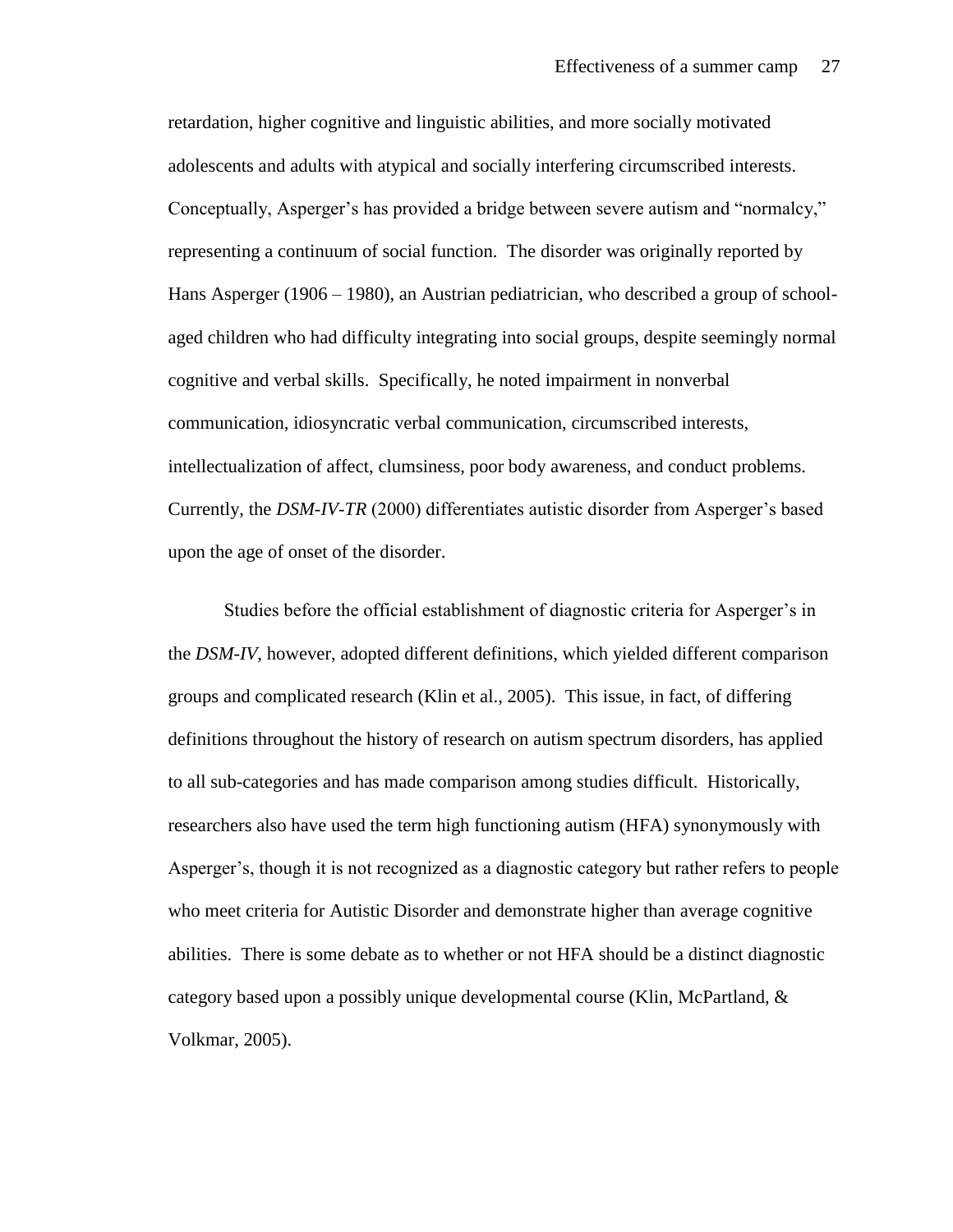retardation, higher cognitive and linguistic abilities, and more socially motivated adolescents and adults with atypical and socially interfering circumscribed interests. Conceptually, Asperger's has provided a bridge between severe autism and "normalcy," representing a continuum of social function. The disorder was originally reported by Hans Asperger (1906 – 1980), an Austrian pediatrician, who described a group of school-aged children who had difficulty integrating into social groups, despite seemingly normal cognitive and verbal skills. Specifically, he noted impairment in nonverbal communication, idiosyncratic verbal communication, circumscribed interests, intellectualization of affect, clumsiness, poor body awareness, and conduct problems. Currently, the *DSM-IV-TR* (2000) differentiates autistic disorder from Asperger's based upon the age of onset of the disorder.

Studies before the official establishment of diagnostic criteria for Asperger's in the *DSM-IV*, however, adopted different definitions, which yielded different comparison groups and complicated research (Klin et al., 2005). This issue, in fact, of differing definitions throughout the history of research on autism spectrum disorders, has applied to all sub-categories and has made comparison among studies difficult. Historically, researchers also have used the term high functioning autism (HFA) synonymously with Asperger's, though it is not recognized as a diagnostic category but rather refers to people who meet criteria for Autistic Disorder and demonstrate higher than average cognitive abilities. There is some debate as to whether or not HFA should be a distinct diagnostic category based upon a possibly unique developmental course (Klin, McPartland, & Volkmar, 2005).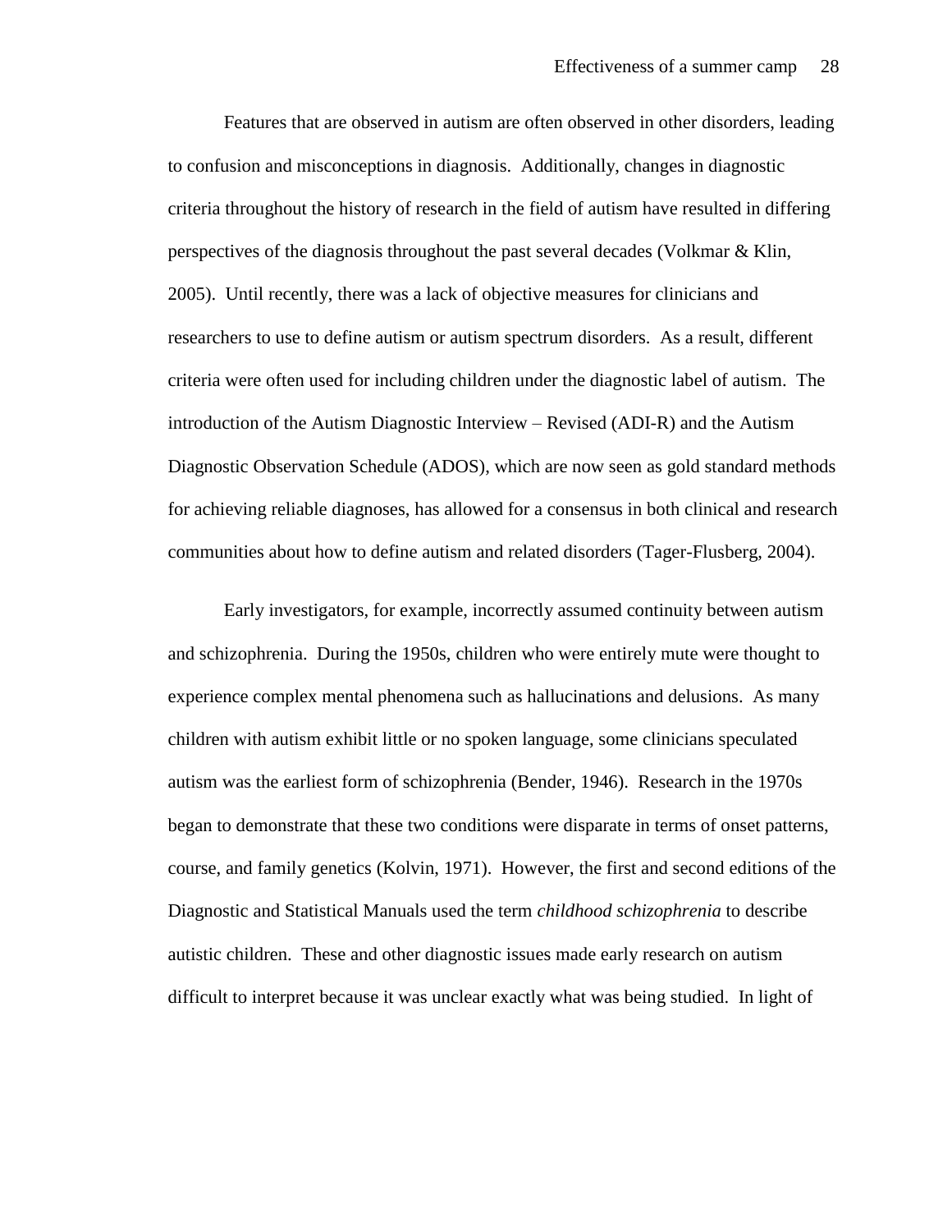Features that are observed in autism are often observed in other disorders, leading to confusion and misconceptions in diagnosis. Additionally, changes in diagnostic criteria throughout the history of research in the field of autism have resulted in differing perspectives of the diagnosis throughout the past several decades (Volkmar & Klin, 2005). Until recently, there was a lack of objective measures for clinicians and researchers to use to define autism or autism spectrum disorders. As a result, different criteria were often used for including children under the diagnostic label of autism. The introduction of the Autism Diagnostic Interview – Revised (ADI-R) and the Autism Diagnostic Observation Schedule (ADOS), which are now seen as gold standard methods for achieving reliable diagnoses, has allowed for a consensus in both clinical and research communities about how to define autism and related disorders (Tager-Flusberg, 2004).

Early investigators, for example, incorrectly assumed continuity between autism and schizophrenia. During the 1950s, children who were entirely mute were thought to experience complex mental phenomena such as hallucinations and delusions. As many children with autism exhibit little or no spoken language, some clinicians speculated autism was the earliest form of schizophrenia (Bender, 1946). Research in the 1970s began to demonstrate that these two conditions were disparate in terms of onset patterns, course, and family genetics (Kolvin, 1971). However, the first and second editions of the Diagnostic and Statistical Manuals used the term *childhood schizophrenia* to describe autistic children. These and other diagnostic issues made early research on autism difficult to interpret because it was unclear exactly what was being studied. In light of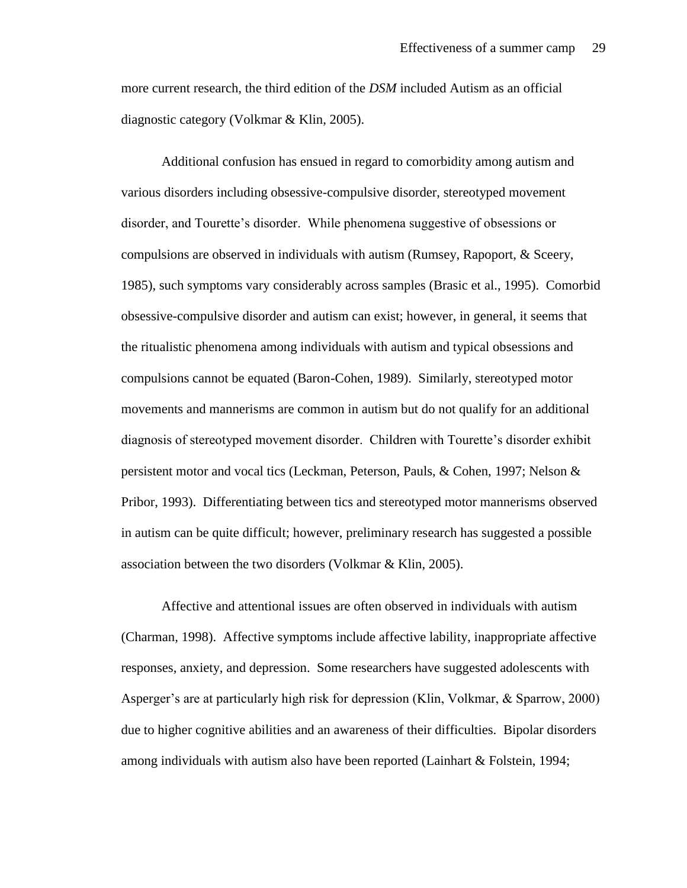more current research, the third edition of the *DSM* included Autism as an official diagnostic category (Volkmar & Klin, 2005).

Additional confusion has ensued in regard to comorbidity among autism and various disorders including obsessive-compulsive disorder, stereotyped movement disorder, and Tourette's disorder. While phenomena suggestive of obsessions or compulsions are observed in individuals with autism (Rumsey, Rapoport, & Sceery, 1985), such symptoms vary considerably across samples (Brasic et al., 1995). Comorbid obsessive-compulsive disorder and autism can exist; however, in general, it seems that the ritualistic phenomena among individuals with autism and typical obsessions and compulsions cannot be equated (Baron-Cohen, 1989). Similarly, stereotyped motor movements and mannerisms are common in autism but do not qualify for an additional diagnosis of stereotyped movement disorder. Children with Tourette's disorder exhibit persistent motor and vocal tics (Leckman, Peterson, Pauls, & Cohen, 1997; Nelson & Pribor, 1993). Differentiating between tics and stereotyped motor mannerisms observed in autism can be quite difficult; however, preliminary research has suggested a possible association between the two disorders (Volkmar & Klin, 2005).

Affective and attentional issues are often observed in individuals with autism (Charman, 1998). Affective symptoms include affective lability, inappropriate affective responses, anxiety, and depression. Some researchers have suggested adolescents with Asperger's are at particularly high risk for depression (Klin, Volkmar, & Sparrow, 2000) due to higher cognitive abilities and an awareness of their difficulties. Bipolar disorders among individuals with autism also have been reported (Lainhart & Folstein, 1994;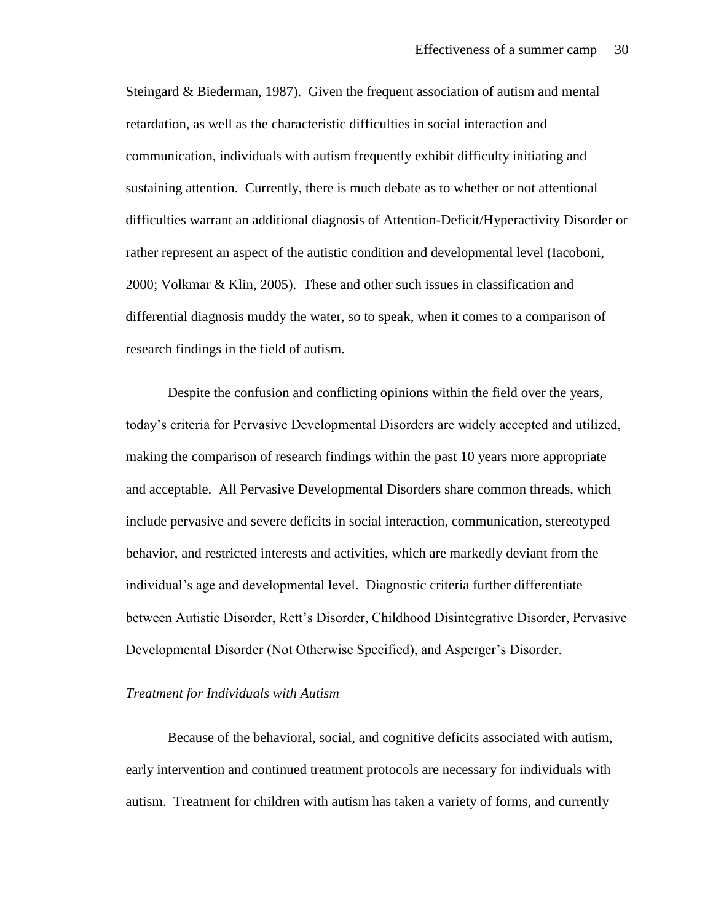Steingard & Biederman, 1987). Given the frequent association of autism and mental retardation, as well as the characteristic difficulties in social interaction and communication, individuals with autism frequently exhibit difficulty initiating and sustaining attention. Currently, there is much debate as to whether or not attentional difficulties warrant an additional diagnosis of Attention-Deficit/Hyperactivity Disorder or rather represent an aspect of the autistic condition and developmental level (Iacoboni, 2000; Volkmar & Klin, 2005). These and other such issues in classification and differential diagnosis muddy the water, so to speak, when it comes to a comparison of research findings in the field of autism.

Despite the confusion and conflicting opinions within the field over the years, today's criteria for Pervasive Developmental Disorders are widely accepted and utilized, making the comparison of research findings within the past 10 years more appropriate and acceptable. All Pervasive Developmental Disorders share common threads, which include pervasive and severe deficits in social interaction, communication, stereotyped behavior, and restricted interests and activities, which are markedly deviant from the individual's age and developmental level. Diagnostic criteria further differentiate between Autistic Disorder, Rett's Disorder, Childhood Disintegrative Disorder, Pervasive Developmental Disorder (Not Otherwise Specified), and Asperger's Disorder.

*Treatment for Individuals with Autism*

Because of the behavioral, social, and cognitive deficits associated with autism, early intervention and continued treatment protocols are necessary for individuals with autism. Treatment for children with autism has taken a variety of forms, and currently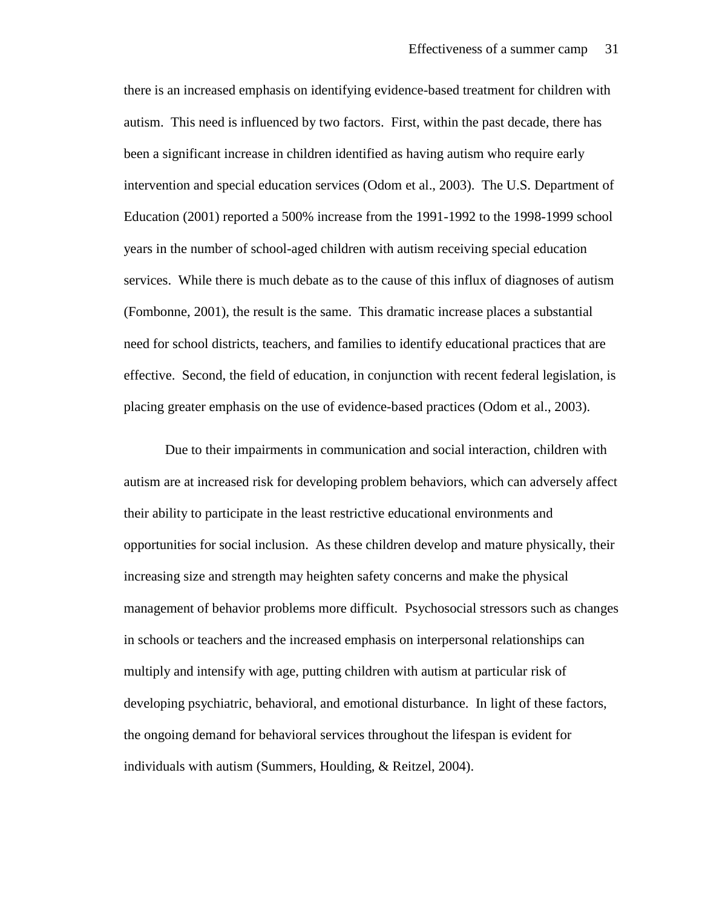there is an increased emphasis on identifying evidence-based treatment for children with autism. This need is influenced by two factors. First, within the past decade, there has been a significant increase in children identified as having autism who require early intervention and special education services (Odom et al., 2003). The U.S. Department of Education (2001) reported a 500% increase from the 1991-1992 to the 1998-1999 school years in the number of school-aged children with autism receiving special education services. While there is much debate as to the cause of this influx of diagnoses of autism (Fombonne, 2001), the result is the same. This dramatic increase places a substantial need for school districts, teachers, and families to identify educational practices that are effective. Second, the field of education, in conjunction with recent federal legislation, is placing greater emphasis on the use of evidence-based practices (Odom et al., 2003).

Due to their impairments in communication and social interaction, children with autism are at increased risk for developing problem behaviors, which can adversely affect their ability to participate in the least restrictive educational environments and opportunities for social inclusion. As these children develop and mature physically, their increasing size and strength may heighten safety concerns and make the physical management of behavior problems more difficult. Psychosocial stressors such as changes in schools or teachers and the increased emphasis on interpersonal relationships can multiply and intensify with age, putting children with autism at particular risk of developing psychiatric, behavioral, and emotional disturbance. In light of these factors, the ongoing demand for behavioral services throughout the lifespan is evident for individuals with autism (Summers, Houlding, & Reitzel, 2004).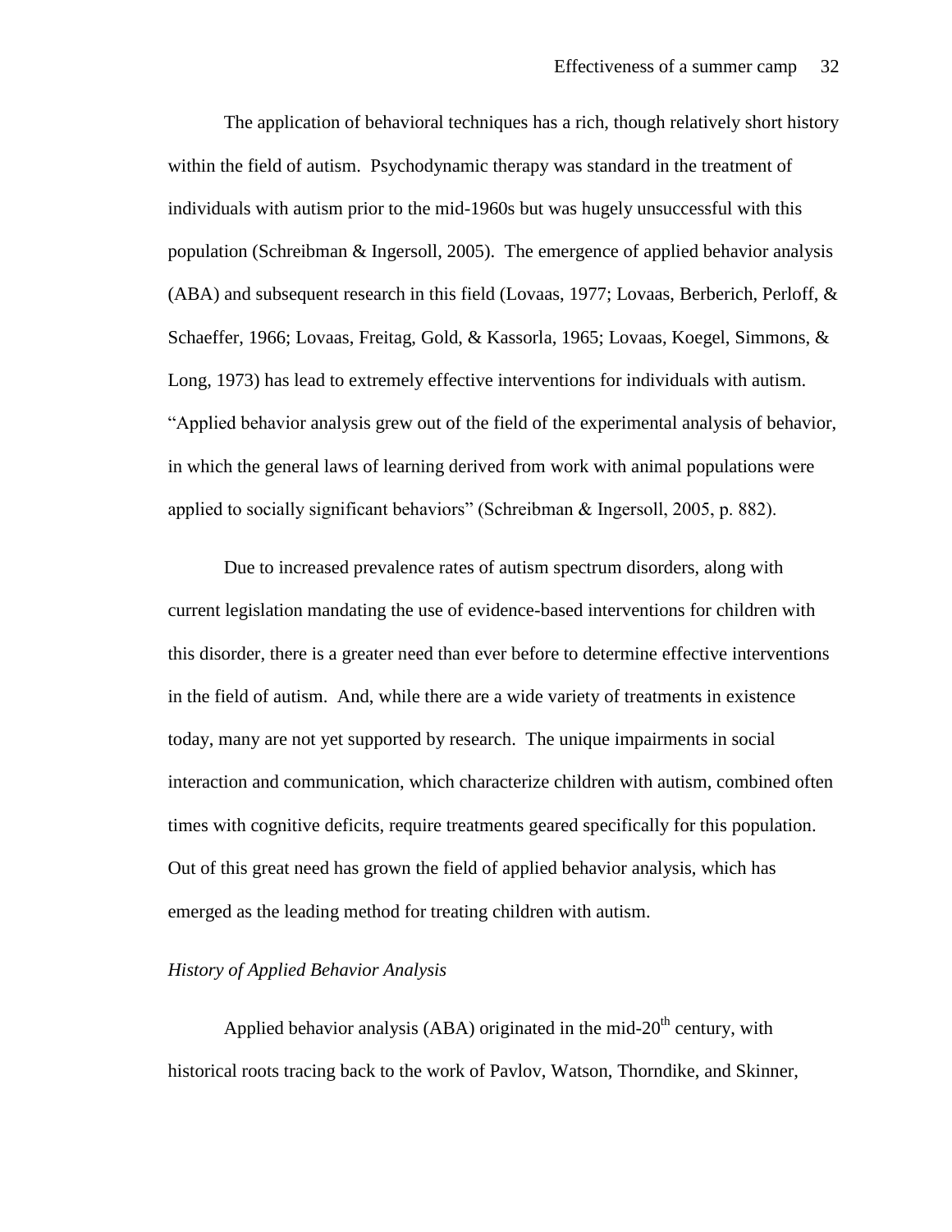The application of behavioral techniques has a rich, though relatively short history within the field of autism. Psychodynamic therapy was standard in the treatment of individuals with autism prior to the mid-1960s but was hugely unsuccessful with this population (Schreibman & Ingersoll, 2005). The emergence of applied behavior analysis (ABA) and subsequent research in this field (Lovaas, 1977; Lovaas, Berberich, Perloff, & Schaeffer, 1966; Lovaas, Freitag, Gold, & Kassorla, 1965; Lovaas, Koegel, Simmons, & Long, 1973) has lead to extremely effective interventions for individuals with autism. "Applied behavior analysis grew out of the field of the experimental analysis of behavior, in which the general laws of learning derived from work with animal populations were applied to socially significant behaviors" (Schreibman & Ingersoll, 2005, p. 882).

Due to increased prevalence rates of autism spectrum disorders, along with current legislation mandating the use of evidence-based interventions for children with this disorder, there is a greater need than ever before to determine effective interventions in the field of autism. And, while there are a wide variety of treatments in existence today, many are not yet supported by research. The unique impairments in social interaction and communication, which characterize children with autism, combined often times with cognitive deficits, require treatments geared specifically for this population. Out of this great need has grown the field of applied behavior analysis, which has emerged as the leading method for treating children with autism.

*History of Applied Behavior Analysis*

Applied behavior analysis (ABA) originated in the mid-20th century, with historical roots tracing back to the work of Pavlov, Watson, Thorndike, and Skinner,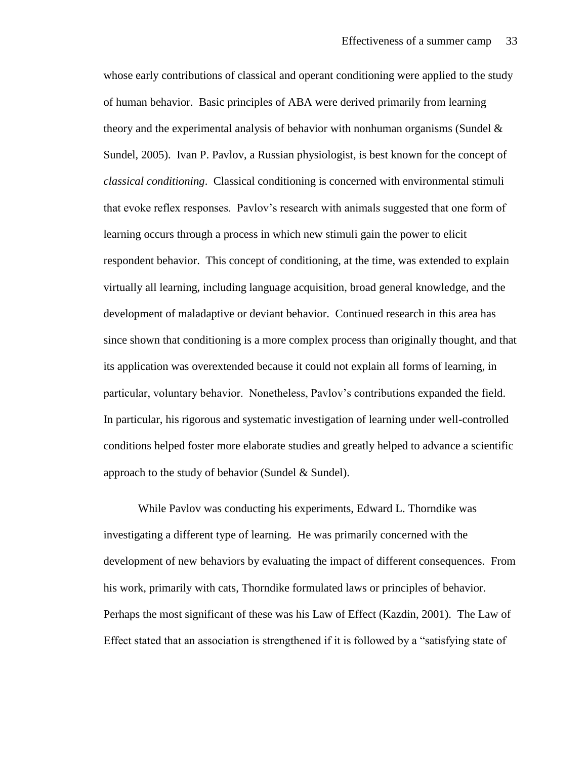whose early contributions of classical and operant conditioning were applied to the study of human behavior. Basic principles of ABA were derived primarily from learning theory and the experimental analysis of behavior with nonhuman organisms (Sundel & Sundel, 2005). Ivan P. Pavlov, a Russian physiologist, is best known for the concept of *classical conditioning*. Classical conditioning is concerned with environmental stimuli that evoke reflex responses. Pavlov's research with animals suggested that one form of learning occurs through a process in which new stimuli gain the power to elicit respondent behavior. This concept of conditioning, at the time, was extended to explain virtually all learning, including language acquisition, broad general knowledge, and the development of maladaptive or deviant behavior. Continued research in this area has since shown that conditioning is a more complex process than originally thought, and that its application was overextended because it could not explain all forms of learning, in particular, voluntary behavior. Nonetheless, Pavlov's contributions expanded the field. In particular, his rigorous and systematic investigation of learning under well-controlled conditions helped foster more elaborate studies and greatly helped to advance a scientific approach to the study of behavior (Sundel & Sundel).

While Pavlov was conducting his experiments, Edward L. Thorndike was investigating a different type of learning. He was primarily concerned with the development of new behaviors by evaluating the impact of different consequences. From his work, primarily with cats, Thorndike formulated laws or principles of behavior. Perhaps the most significant of these was his Law of Effect (Kazdin, 2001). The Law of Effect stated that an association is strengthened if it is followed by a "satisfying state of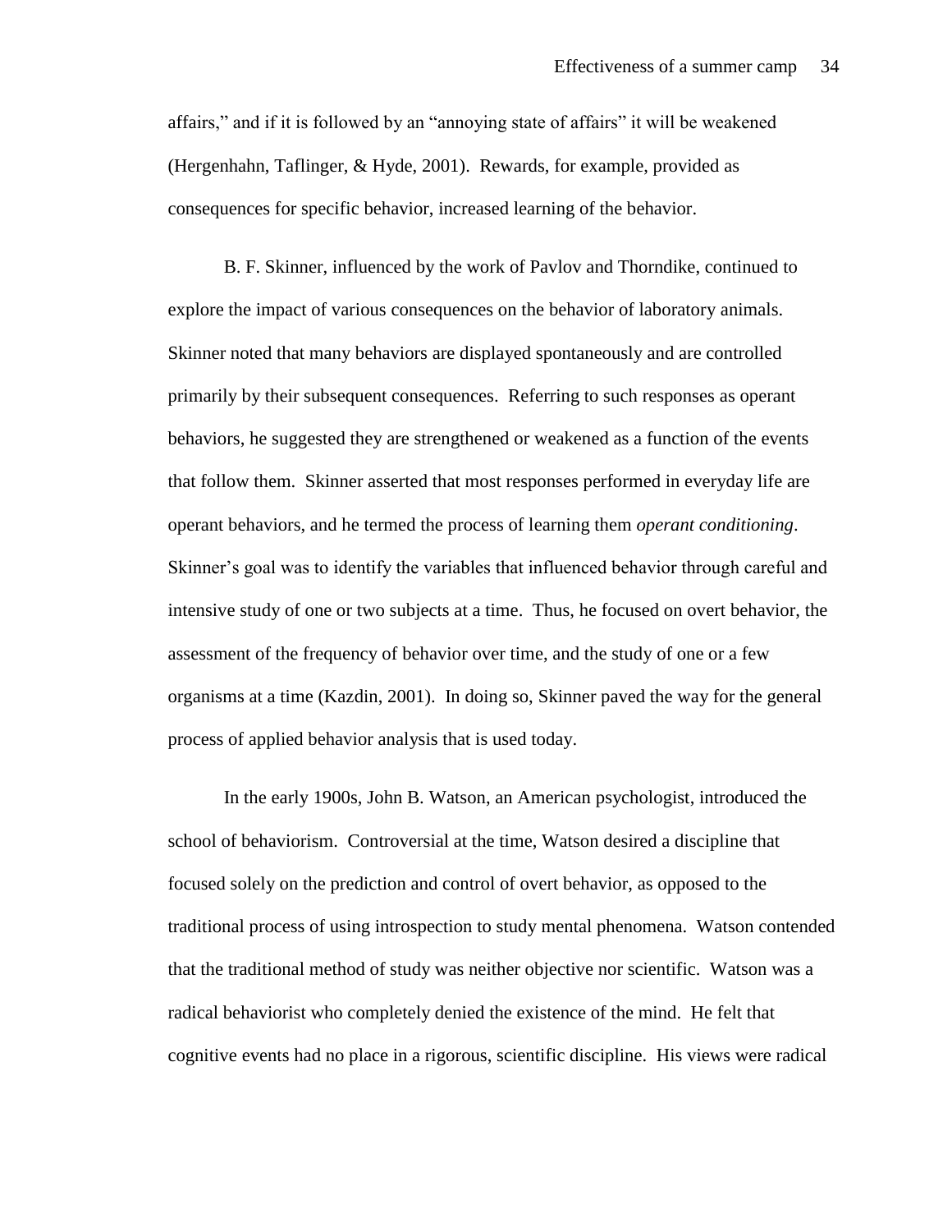affairs," and if it is followed by an "annoying state of affairs" it will be weakened (Hergenhahn, Taflinger, & Hyde, 2001). Rewards, for example, provided as consequences for specific behavior, increased learning of the behavior.

B. F. Skinner, influenced by the work of Pavlov and Thorndike, continued to explore the impact of various consequences on the behavior of laboratory animals. Skinner noted that many behaviors are displayed spontaneously and are controlled primarily by their subsequent consequences. Referring to such responses as operant behaviors, he suggested they are strengthened or weakened as a function of the events that follow them. Skinner asserted that most responses performed in everyday life are operant behaviors, and he termed the process of learning them *operant conditioning*. Skinner's goal was to identify the variables that influenced behavior through careful and intensive study of one or two subjects at a time. Thus, he focused on overt behavior, the assessment of the frequency of behavior over time, and the study of one or a few organisms at a time (Kazdin, 2001). In doing so, Skinner paved the way for the general process of applied behavior analysis that is used today.

In the early 1900s, John B. Watson, an American psychologist, introduced the school of behaviorism. Controversial at the time, Watson desired a discipline that focused solely on the prediction and control of overt behavior, as opposed to the traditional process of using introspection to study mental phenomena. Watson contended that the traditional method of study was neither objective nor scientific. Watson was a radical behaviorist who completely denied the existence of the mind. He felt that cognitive events had no place in a rigorous, scientific discipline. His views were radical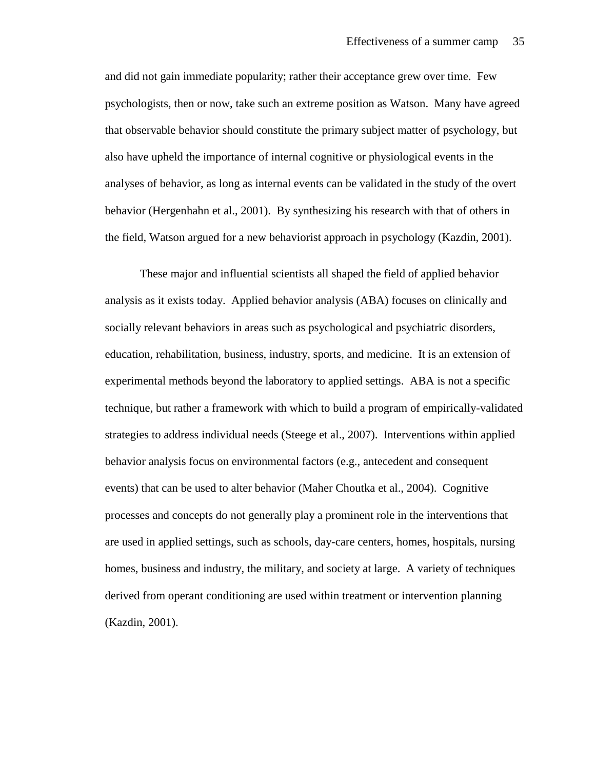and did not gain immediate popularity; rather their acceptance grew over time. Few psychologists, then or now, take such an extreme position as Watson. Many have agreed that observable behavior should constitute the primary subject matter of psychology, but also have upheld the importance of internal cognitive or physiological events in the analyses of behavior, as long as internal events can be validated in the study of the overt behavior (Hergenhahn et al., 2001). By synthesizing his research with that of others in the field, Watson argued for a new behaviorist approach in psychology (Kazdin, 2001).

These major and influential scientists all shaped the field of applied behavior analysis as it exists today. Applied behavior analysis (ABA) focuses on clinically and socially relevant behaviors in areas such as psychological and psychiatric disorders, education, rehabilitation, business, industry, sports, and medicine. It is an extension of experimental methods beyond the laboratory to applied settings. ABA is not a specific technique, but rather a framework with which to build a program of empirically-validated strategies to address individual needs (Steege et al., 2007). Interventions within applied behavior analysis focus on environmental factors (e.g., antecedent and consequent events) that can be used to alter behavior (Maher Choutka et al., 2004). Cognitive processes and concepts do not generally play a prominent role in the interventions that are used in applied settings, such as schools, day-care centers, homes, hospitals, nursing homes, business and industry, the military, and society at large. A variety of techniques derived from operant conditioning are used within treatment or intervention planning (Kazdin, 2001).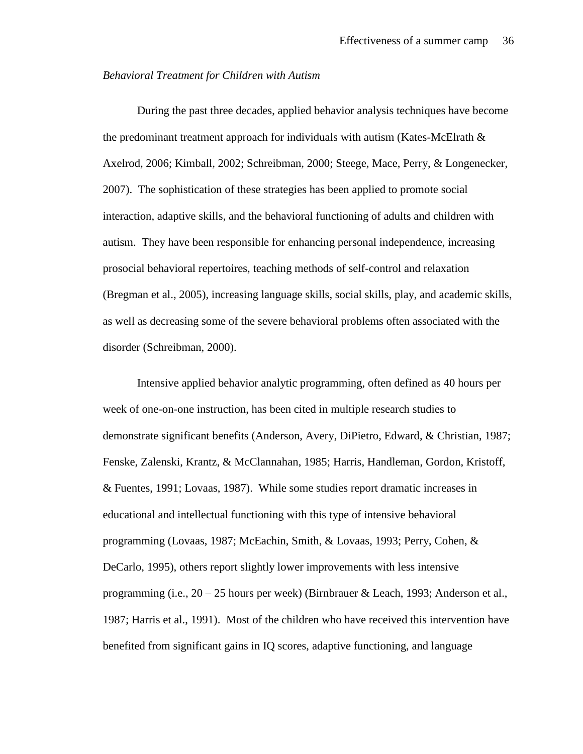*Behavioral Treatment for Children with Autism*

During the past three decades, applied behavior analysis techniques have become the predominant treatment approach for individuals with autism (Kates-McElrath & Axelrod, 2006; Kimball, 2002; Schreibman, 2000; Steege, Mace, Perry, & Longenecker, 2007). The sophistication of these strategies has been applied to promote social interaction, adaptive skills, and the behavioral functioning of adults and children with autism. They have been responsible for enhancing personal independence, increasing prosocial behavioral repertoires, teaching methods of self-control and relaxation (Bregman et al., 2005), increasing language skills, social skills, play, and academic skills, as well as decreasing some of the severe behavioral problems often associated with the disorder (Schreibman, 2000).

Intensive applied behavior analytic programming, often defined as 40 hours per week of one-on-one instruction, has been cited in multiple research studies to demonstrate significant benefits (Anderson, Avery, DiPietro, Edward, & Christian, 1987; Fenske, Zalenski, Krantz, & McClannahan, 1985; Harris, Handleman, Gordon, Kristoff, & Fuentes, 1991; Lovaas, 1987). While some studies report dramatic increases in educational and intellectual functioning with this type of intensive behavioral programming (Lovaas, 1987; McEachin, Smith, & Lovaas, 1993; Perry, Cohen, & DeCarlo, 1995), others report slightly lower improvements with less intensive programming (i.e., 20 – 25 hours per week) (Birnbrauer & Leach, 1993; Anderson et al., 1987; Harris et al., 1991). Most of the children who have received this intervention have benefited from significant gains in IQ scores, adaptive functioning, and language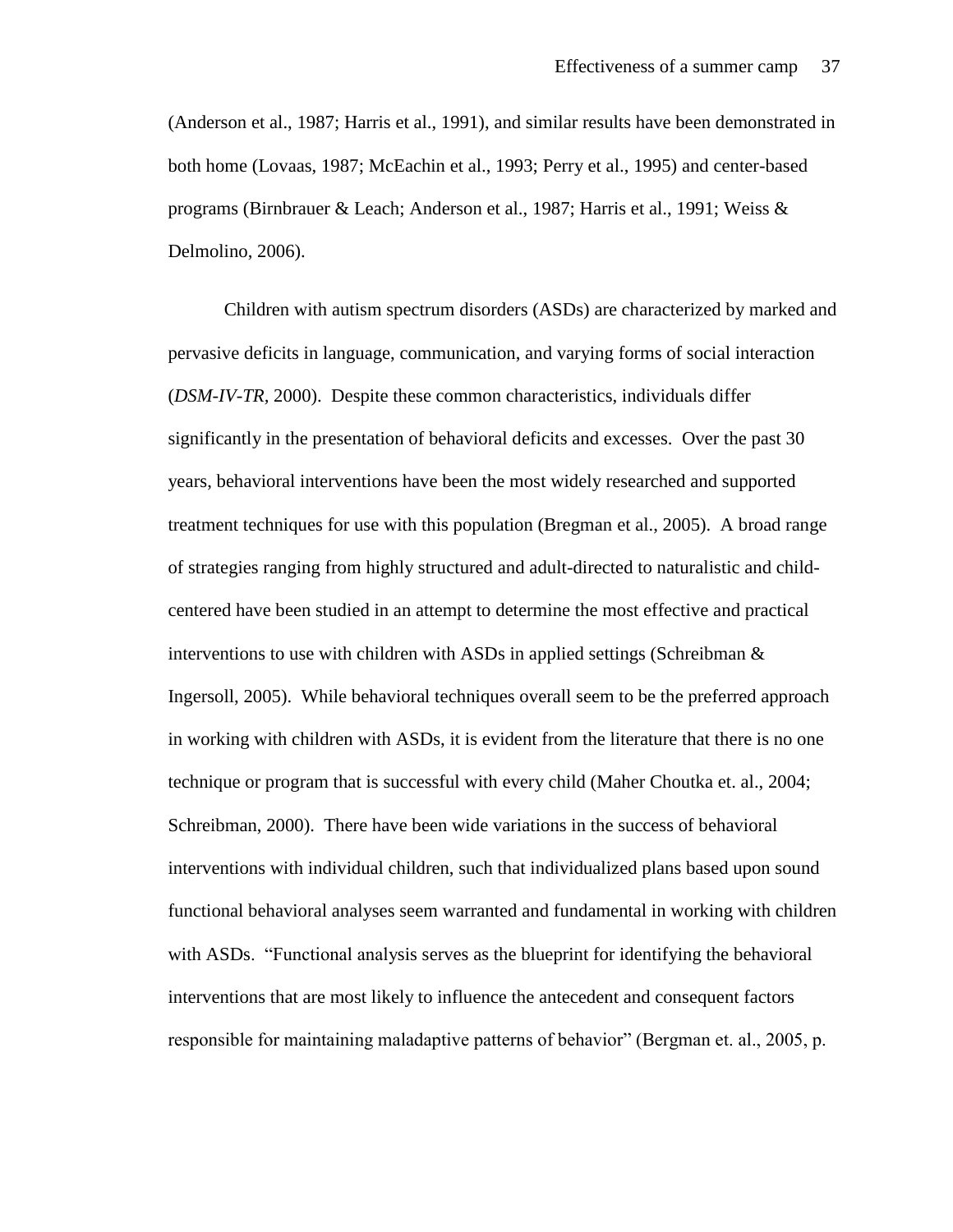(Anderson et al., 1987; Harris et al., 1991), and similar results have been demonstrated in both home (Lovaas, 1987; McEachin et al., 1993; Perry et al., 1995) and center-based programs (Birnbrauer & Leach; Anderson et al., 1987; Harris et al., 1991; Weiss & Delmolino, 2006).

Children with autism spectrum disorders (ASDs) are characterized by marked and pervasive deficits in language, communication, and varying forms of social interaction (*DSM-IV-TR*, 2000). Despite these common characteristics, individuals differ significantly in the presentation of behavioral deficits and excesses. Over the past 30 years, behavioral interventions have been the most widely researched and supported treatment techniques for use with this population (Bregman et al., 2005). A broad range of strategies ranging from highly structured and adult-directed to naturalistic and child-centered have been studied in an attempt to determine the most effective and practical interventions to use with children with ASDs in applied settings (Schreibman & Ingersoll, 2005). While behavioral techniques overall seem to be the preferred approach in working with children with ASDs, it is evident from the literature that there is no one technique or program that is successful with every child (Maher Choutka et. al., 2004; Schreibman, 2000). There have been wide variations in the success of behavioral interventions with individual children, such that individualized plans based upon sound functional behavioral analyses seem warranted and fundamental in working with children with ASDs. "Functional analysis serves as the blueprint for identifying the behavioral interventions that are most likely to influence the antecedent and consequent factors responsible for maintaining maladaptive patterns of behavior" (Bergman et. al., 2005, p.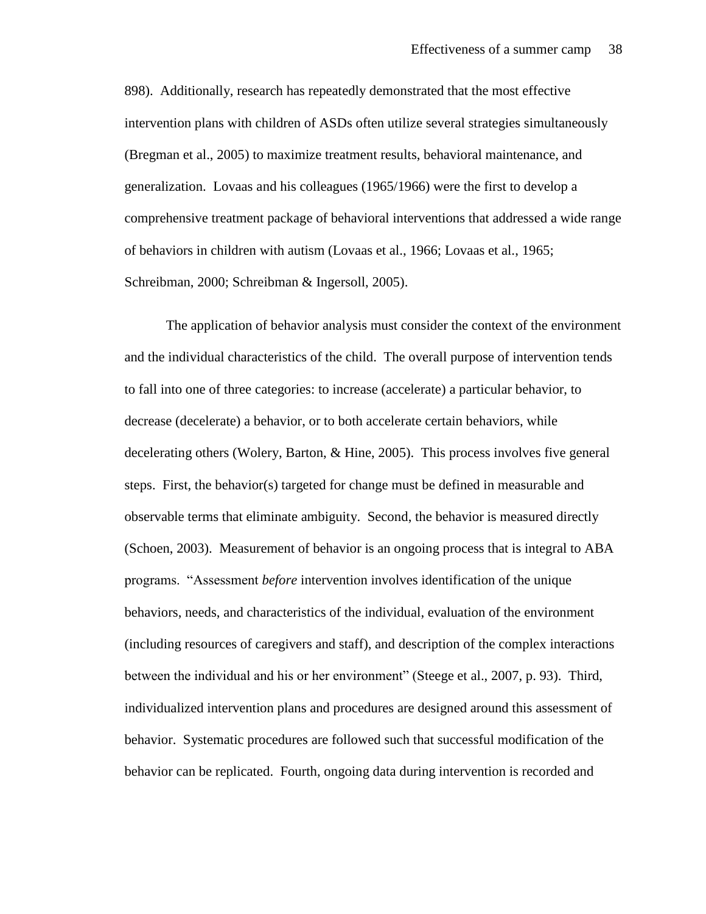898). Additionally, research has repeatedly demonstrated that the most effective intervention plans with children of ASDs often utilize several strategies simultaneously (Bregman et al., 2005) to maximize treatment results, behavioral maintenance, and generalization. Lovaas and his colleagues (1965/1966) were the first to develop a comprehensive treatment package of behavioral interventions that addressed a wide range of behaviors in children with autism (Lovaas et al., 1966; Lovaas et al., 1965; Schreibman, 2000; Schreibman & Ingersoll, 2005).

The application of behavior analysis must consider the context of the environment and the individual characteristics of the child. The overall purpose of intervention tends to fall into one of three categories: to increase (accelerate) a particular behavior, to decrease (decelerate) a behavior, or to both accelerate certain behaviors, while decelerating others (Wolery, Barton, & Hine, 2005). This process involves five general steps. First, the behavior(s) targeted for change must be defined in measurable and observable terms that eliminate ambiguity. Second, the behavior is measured directly (Schoen, 2003). Measurement of behavior is an ongoing process that is integral to ABA programs. "Assessment *before* intervention involves identification of the unique behaviors, needs, and characteristics of the individual, evaluation of the environment (including resources of caregivers and staff), and description of the complex interactions between the individual and his or her environment" (Steege et al., 2007, p. 93). Third, individualized intervention plans and procedures are designed around this assessment of behavior. Systematic procedures are followed such that successful modification of the behavior can be replicated. Fourth, ongoing data during intervention is recorded and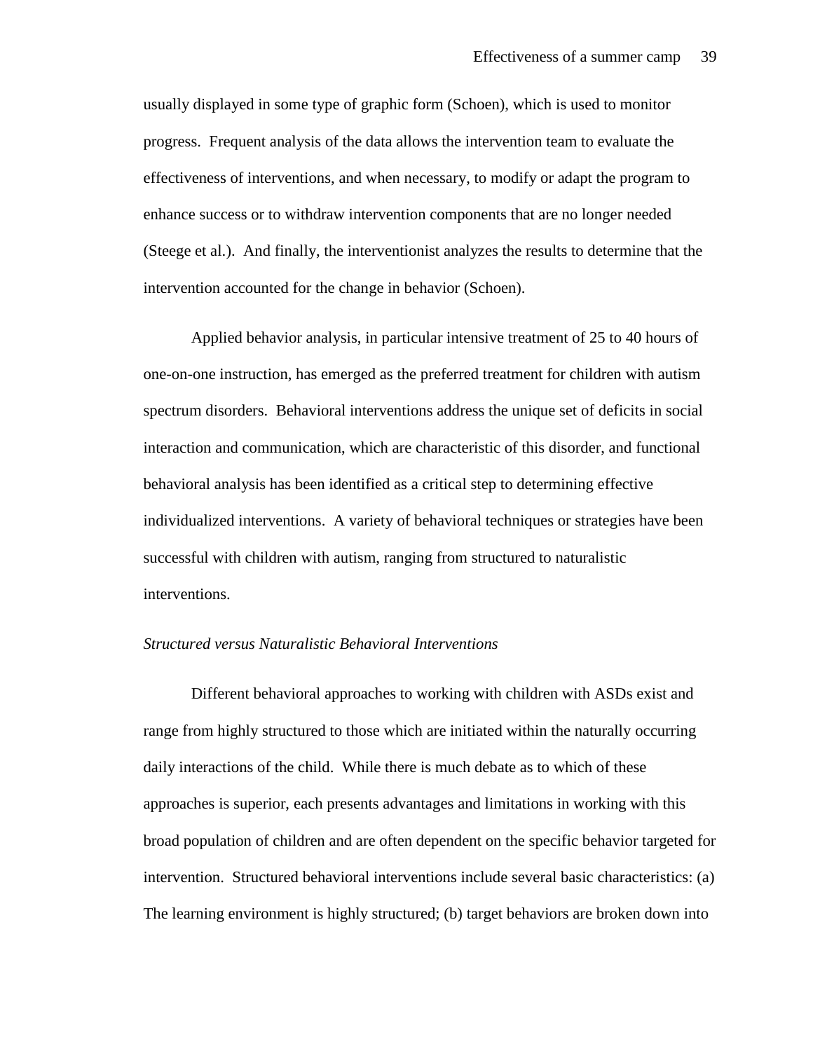usually displayed in some type of graphic form (Schoen), which is used to monitor progress. Frequent analysis of the data allows the intervention team to evaluate the effectiveness of interventions, and when necessary, to modify or adapt the program to enhance success or to withdraw intervention components that are no longer needed (Steege et al.). And finally, the interventionist analyzes the results to determine that the intervention accounted for the change in behavior (Schoen).

Applied behavior analysis, in particular intensive treatment of 25 to 40 hours of one-on-one instruction, has emerged as the preferred treatment for children with autism spectrum disorders. Behavioral interventions address the unique set of deficits in social interaction and communication, which are characteristic of this disorder, and functional behavioral analysis has been identified as a critical step to determining effective individualized interventions. A variety of behavioral techniques or strategies have been successful with children with autism, ranging from structured to naturalistic interventions.

*Structured versus Naturalistic Behavioral Interventions*

Different behavioral approaches to working with children with ASDs exist and range from highly structured to those which are initiated within the naturally occurring daily interactions of the child. While there is much debate as to which of these approaches is superior, each presents advantages and limitations in working with this broad population of children and are often dependent on the specific behavior targeted for intervention. Structured behavioral interventions include several basic characteristics: (a) The learning environment is highly structured; (b) target behaviors are broken down into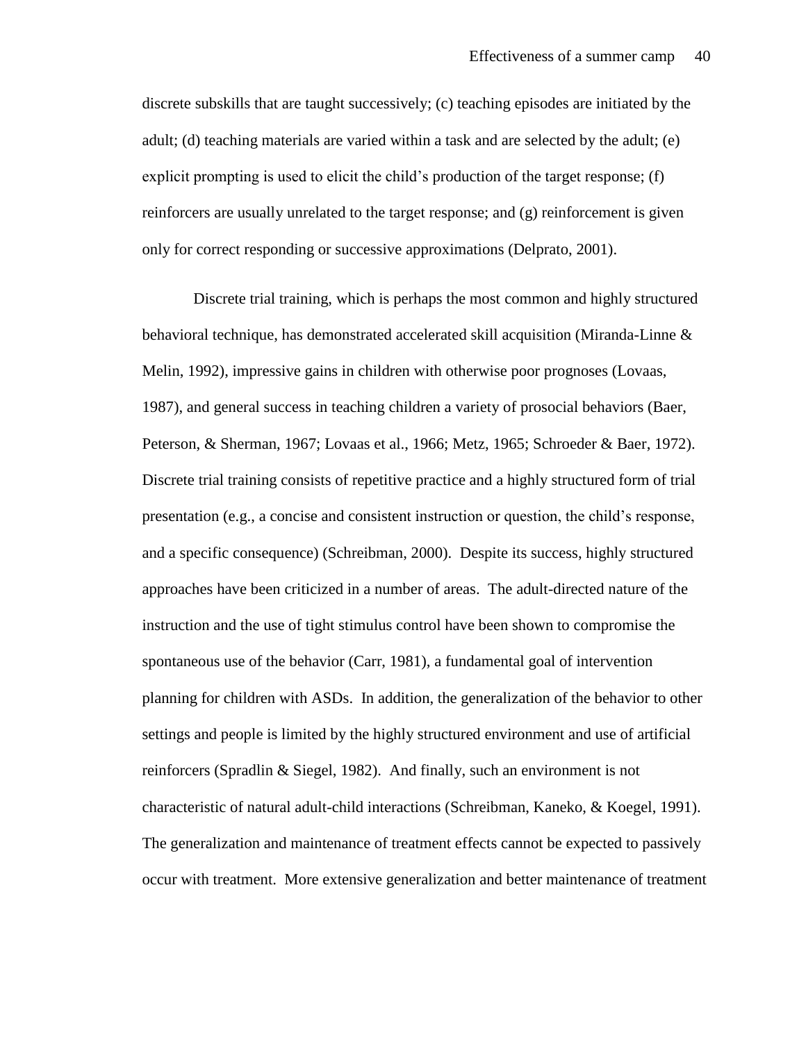discrete subskills that are taught successively; (c) teaching episodes are initiated by the adult; (d) teaching materials are varied within a task and are selected by the adult; (e) explicit prompting is used to elicit the child's production of the target response; (f) reinforcers are usually unrelated to the target response; and (g) reinforcement is given only for correct responding or successive approximations (Delprato, 2001).

Discrete trial training, which is perhaps the most common and highly structured behavioral technique, has demonstrated accelerated skill acquisition (Miranda-Linne & Melin, 1992), impressive gains in children with otherwise poor prognoses (Lovaas, 1987), and general success in teaching children a variety of prosocial behaviors (Baer, Peterson, & Sherman, 1967; Lovaas et al., 1966; Metz, 1965; Schroeder & Baer, 1972). Discrete trial training consists of repetitive practice and a highly structured form of trial presentation (e.g., a concise and consistent instruction or question, the child's response, and a specific consequence) (Schreibman, 2000). Despite its success, highly structured approaches have been criticized in a number of areas. The adult-directed nature of the instruction and the use of tight stimulus control have been shown to compromise the spontaneous use of the behavior (Carr, 1981), a fundamental goal of intervention planning for children with ASDs. In addition, the generalization of the behavior to other settings and people is limited by the highly structured environment and use of artificial reinforcers (Spradlin & Siegel, 1982). And finally, such an environment is not characteristic of natural adult-child interactions (Schreibman, Kaneko, & Koegel, 1991). The generalization and maintenance of treatment effects cannot be expected to passively occur with treatment. More extensive generalization and better maintenance of treatment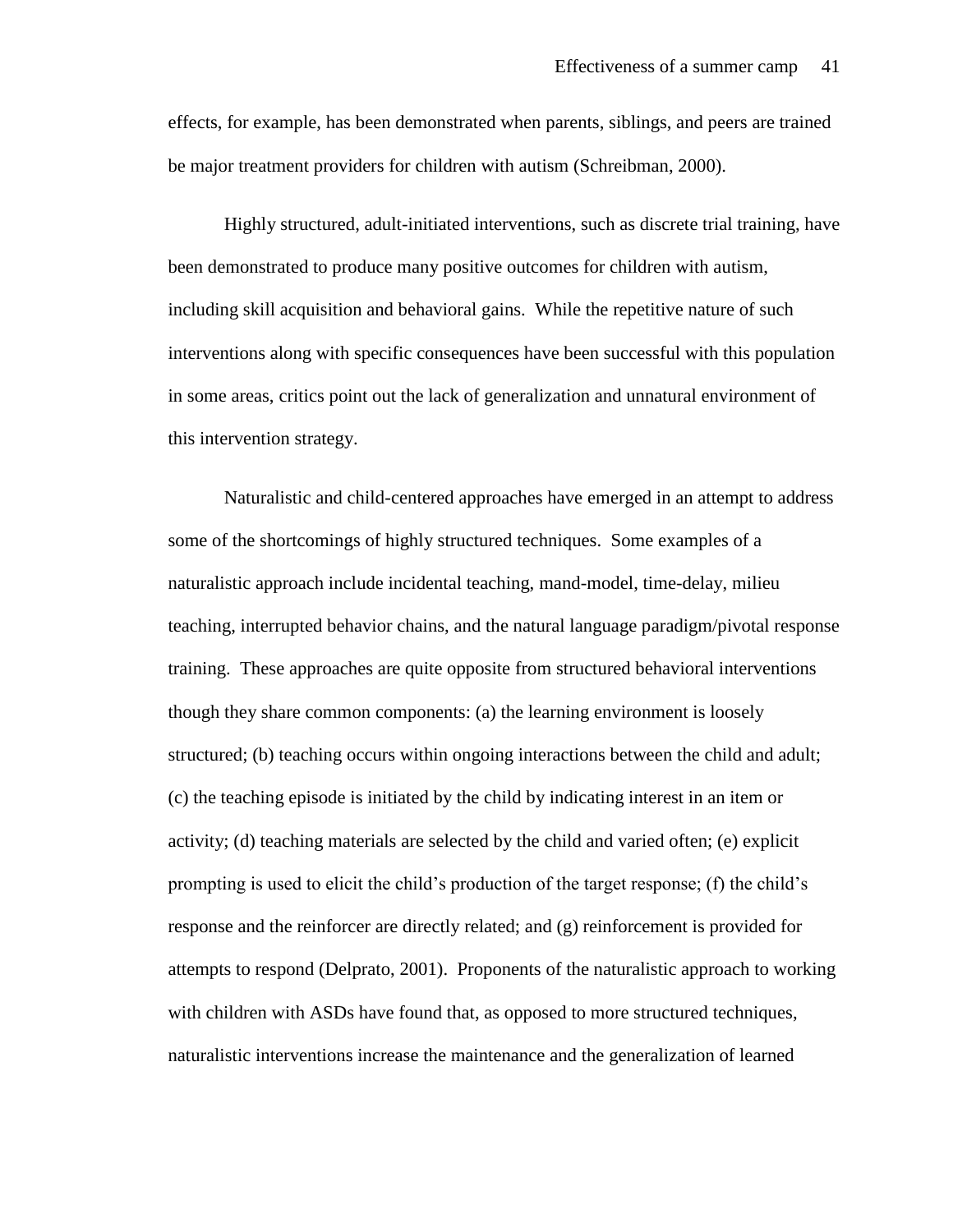effects, for example, has been demonstrated when parents, siblings, and peers are trained be major treatment providers for children with autism (Schreibman, 2000).

Highly structured, adult-initiated interventions, such as discrete trial training, have been demonstrated to produce many positive outcomes for children with autism, including skill acquisition and behavioral gains. While the repetitive nature of such interventions along with specific consequences have been successful with this population in some areas, critics point out the lack of generalization and unnatural environment of this intervention strategy.

Naturalistic and child-centered approaches have emerged in an attempt to address some of the shortcomings of highly structured techniques. Some examples of a naturalistic approach include incidental teaching, mand-model, time-delay, milieu teaching, interrupted behavior chains, and the natural language paradigm/pivotal response training. These approaches are quite opposite from structured behavioral interventions though they share common components: (a) the learning environment is loosely structured; (b) teaching occurs within ongoing interactions between the child and adult; (c) the teaching episode is initiated by the child by indicating interest in an item or activity; (d) teaching materials are selected by the child and varied often; (e) explicit prompting is used to elicit the child's production of the target response; (f) the child's response and the reinforcer are directly related; and (g) reinforcement is provided for attempts to respond (Delprato, 2001). Proponents of the naturalistic approach to working with children with ASDs have found that, as opposed to more structured techniques, naturalistic interventions increase the maintenance and the generalization of learned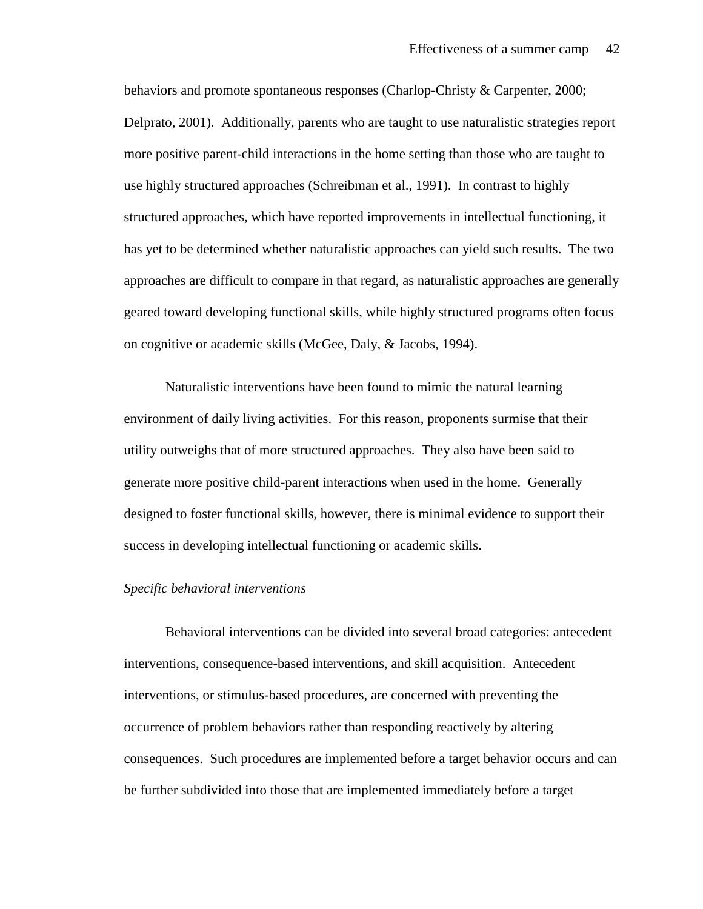behaviors and promote spontaneous responses (Charlop-Christy & Carpenter, 2000; Delprato, 2001). Additionally, parents who are taught to use naturalistic strategies report more positive parent-child interactions in the home setting than those who are taught to use highly structured approaches (Schreibman et al., 1991). In contrast to highly structured approaches, which have reported improvements in intellectual functioning, it has yet to be determined whether naturalistic approaches can yield such results. The two approaches are difficult to compare in that regard, as naturalistic approaches are generally geared toward developing functional skills, while highly structured programs often focus on cognitive or academic skills (McGee, Daly, & Jacobs, 1994).

Naturalistic interventions have been found to mimic the natural learning environment of daily living activities. For this reason, proponents surmise that their utility outweighs that of more structured approaches. They also have been said to generate more positive child-parent interactions when used in the home. Generally designed to foster functional skills, however, there is minimal evidence to support their success in developing intellectual functioning or academic skills.

*Specific behavioral interventions*

Behavioral interventions can be divided into several broad categories: antecedent interventions, consequence-based interventions, and skill acquisition. Antecedent interventions, or stimulus-based procedures, are concerned with preventing the occurrence of problem behaviors rather than responding reactively by altering consequences. Such procedures are implemented before a target behavior occurs and can be further subdivided into those that are implemented immediately before a target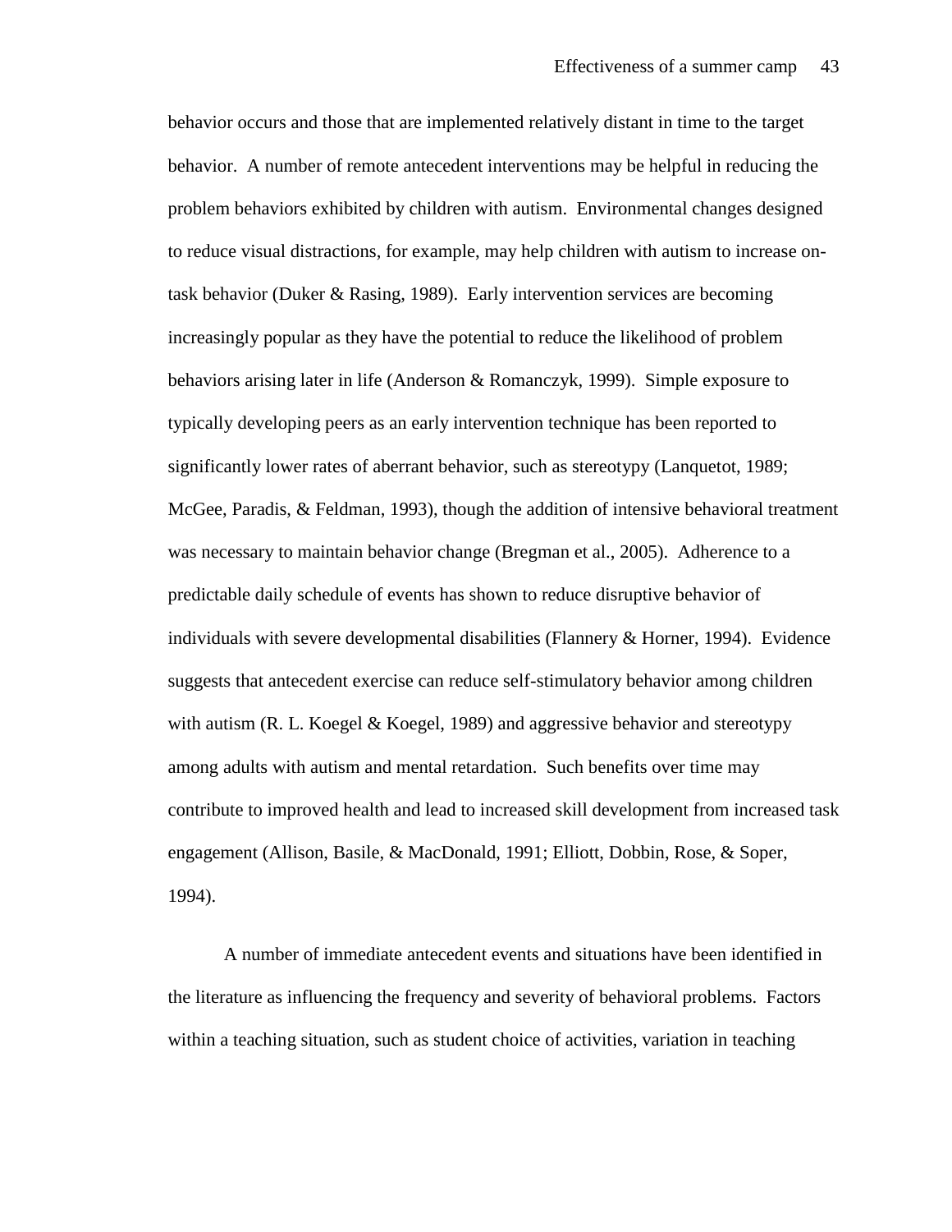behavior occurs and those that are implemented relatively distant in time to the target behavior. A number of remote antecedent interventions may be helpful in reducing the problem behaviors exhibited by children with autism. Environmental changes designed to reduce visual distractions, for example, may help children with autism to increase on-task behavior (Duker & Rasing, 1989). Early intervention services are becoming increasingly popular as they have the potential to reduce the likelihood of problem behaviors arising later in life (Anderson & Romanczyk, 1999). Simple exposure to typically developing peers as an early intervention technique has been reported to significantly lower rates of aberrant behavior, such as stereotypy (Lanquetot, 1989; McGee, Paradis, & Feldman, 1993), though the addition of intensive behavioral treatment was necessary to maintain behavior change (Bregman et al., 2005). Adherence to a predictable daily schedule of events has shown to reduce disruptive behavior of individuals with severe developmental disabilities (Flannery & Horner, 1994). Evidence suggests that antecedent exercise can reduce self-stimulatory behavior among children with autism (R. L. Koegel & Koegel, 1989) and aggressive behavior and stereotypy among adults with autism and mental retardation. Such benefits over time may contribute to improved health and lead to increased skill development from increased task engagement (Allison, Basile, & MacDonald, 1991; Elliott, Dobbin, Rose, & Soper, 1994).

A number of immediate antecedent events and situations have been identified in the literature as influencing the frequency and severity of behavioral problems. Factors within a teaching situation, such as student choice of activities, variation in teaching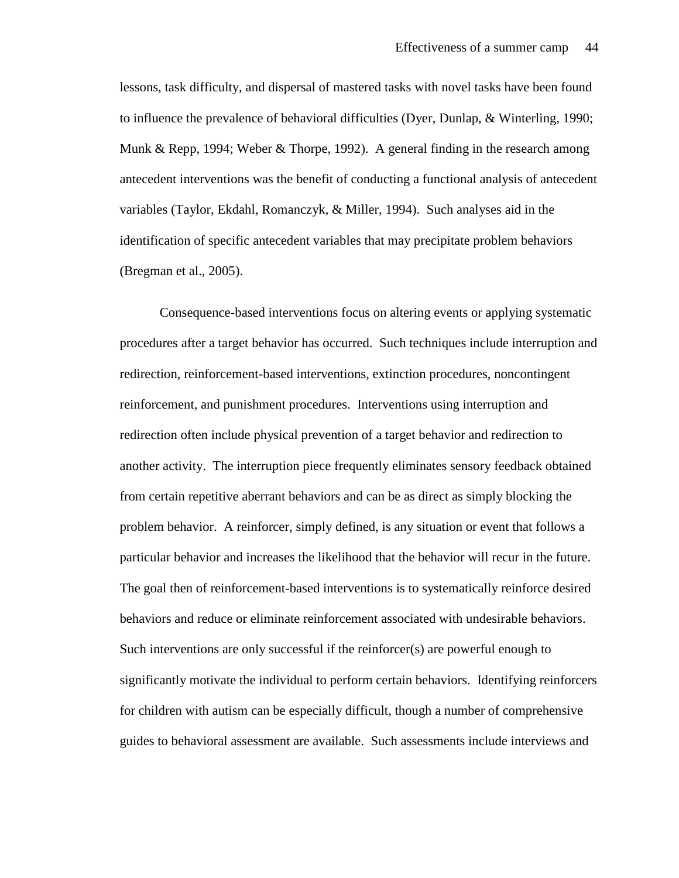lessons, task difficulty, and dispersal of mastered tasks with novel tasks have been found to influence the prevalence of behavioral difficulties (Dyer, Dunlap, & Winterling, 1990; Munk & Repp, 1994; Weber & Thorpe, 1992). A general finding in the research among antecedent interventions was the benefit of conducting a functional analysis of antecedent variables (Taylor, Ekdahl, Romanczyk, & Miller, 1994). Such analyses aid in the identification of specific antecedent variables that may precipitate problem behaviors (Bregman et al., 2005).

Consequence-based interventions focus on altering events or applying systematic procedures after a target behavior has occurred. Such techniques include interruption and redirection, reinforcement-based interventions, extinction procedures, noncontingent reinforcement, and punishment procedures. Interventions using interruption and redirection often include physical prevention of a target behavior and redirection to another activity. The interruption piece frequently eliminates sensory feedback obtained from certain repetitive aberrant behaviors and can be as direct as simply blocking the problem behavior. A reinforcer, simply defined, is any situation or event that follows a particular behavior and increases the likelihood that the behavior will recur in the future. The goal then of reinforcement-based interventions is to systematically reinforce desired behaviors and reduce or eliminate reinforcement associated with undesirable behaviors. Such interventions are only successful if the reinforcer(s) are powerful enough to significantly motivate the individual to perform certain behaviors. Identifying reinforcers for children with autism can be especially difficult, though a number of comprehensive guides to behavioral assessment are available. Such assessments include interviews and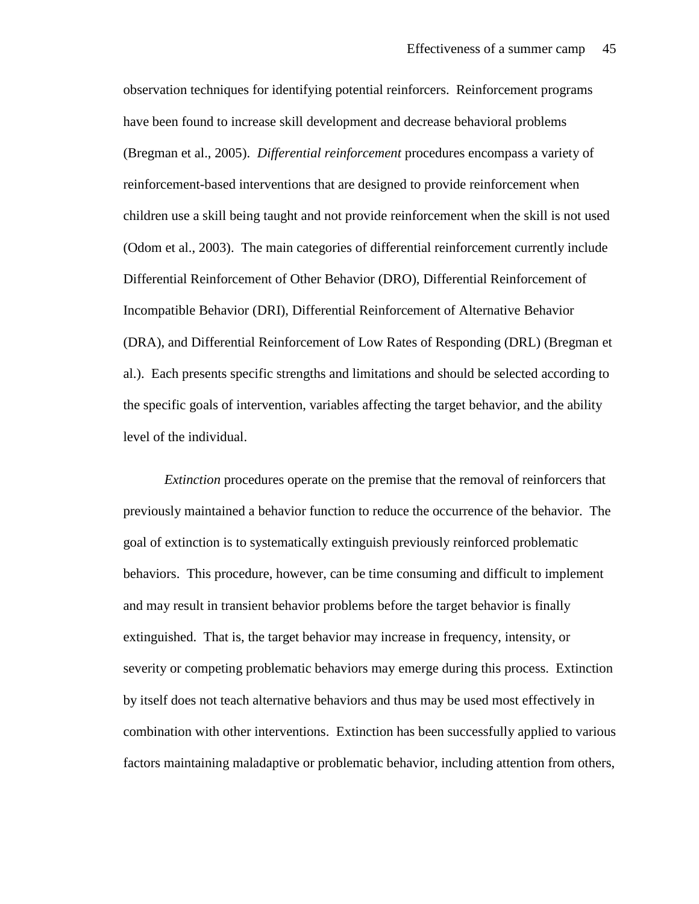observation techniques for identifying potential reinforcers. Reinforcement programs have been found to increase skill development and decrease behavioral problems (Bregman et al., 2005). *Differential reinforcement* procedures encompass a variety of reinforcement-based interventions that are designed to provide reinforcement when children use a skill being taught and not provide reinforcement when the skill is not used (Odom et al., 2003). The main categories of differential reinforcement currently include Differential Reinforcement of Other Behavior (DRO), Differential Reinforcement of Incompatible Behavior (DRI), Differential Reinforcement of Alternative Behavior (DRA), and Differential Reinforcement of Low Rates of Responding (DRL) (Bregman et al.). Each presents specific strengths and limitations and should be selected according to the specific goals of intervention, variables affecting the target behavior, and the ability level of the individual.

*Extinction* procedures operate on the premise that the removal of reinforcers that previously maintained a behavior function to reduce the occurrence of the behavior. The goal of extinction is to systematically extinguish previously reinforced problematic behaviors. This procedure, however, can be time consuming and difficult to implement and may result in transient behavior problems before the target behavior is finally extinguished. That is, the target behavior may increase in frequency, intensity, or severity or competing problematic behaviors may emerge during this process. Extinction by itself does not teach alternative behaviors and thus may be used most effectively in combination with other interventions. Extinction has been successfully applied to various factors maintaining maladaptive or problematic behavior, including attention from others,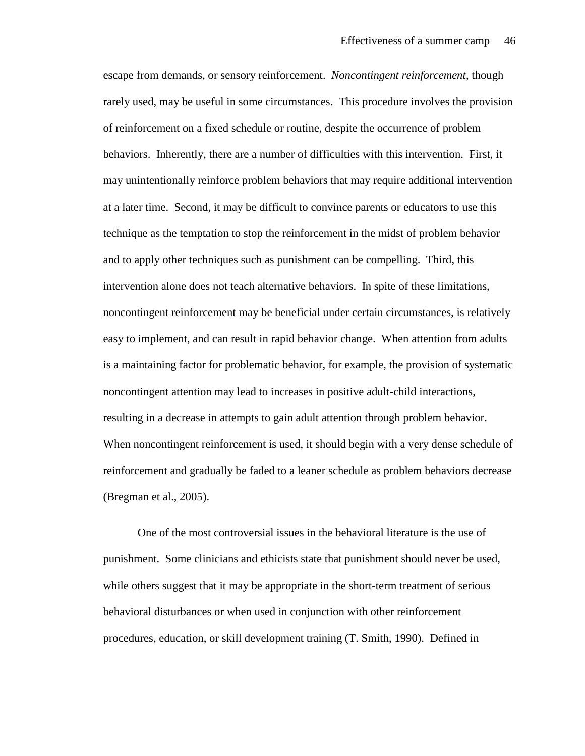escape from demands, or sensory reinforcement. *Noncontingent reinforcement*, though rarely used, may be useful in some circumstances. This procedure involves the provision of reinforcement on a fixed schedule or routine, despite the occurrence of problem behaviors. Inherently, there are a number of difficulties with this intervention. First, it may unintentionally reinforce problem behaviors that may require additional intervention at a later time. Second, it may be difficult to convince parents or educators to use this technique as the temptation to stop the reinforcement in the midst of problem behavior and to apply other techniques such as punishment can be compelling. Third, this intervention alone does not teach alternative behaviors. In spite of these limitations, noncontingent reinforcement may be beneficial under certain circumstances, is relatively easy to implement, and can result in rapid behavior change. When attention from adults is a maintaining factor for problematic behavior, for example, the provision of systematic noncontingent attention may lead to increases in positive adult-child interactions, resulting in a decrease in attempts to gain adult attention through problem behavior. When noncontingent reinforcement is used, it should begin with a very dense schedule of reinforcement and gradually be faded to a leaner schedule as problem behaviors decrease (Bregman et al., 2005).

One of the most controversial issues in the behavioral literature is the use of punishment. Some clinicians and ethicists state that punishment should never be used, while others suggest that it may be appropriate in the short-term treatment of serious behavioral disturbances or when used in conjunction with other reinforcement procedures, education, or skill development training (T. Smith, 1990). Defined in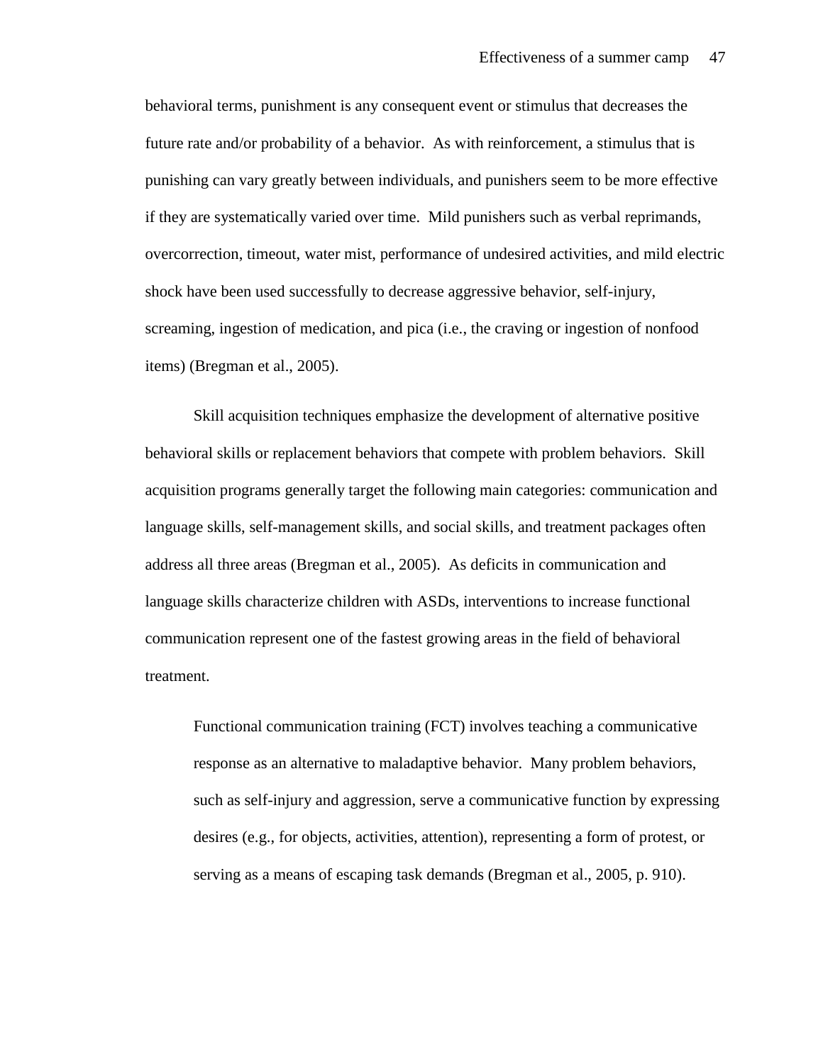behavioral terms, punishment is any consequent event or stimulus that decreases the future rate and/or probability of a behavior.  As with reinforcement, a stimulus that is punishing can vary greatly between individuals, and punishers seem to be more effective if they are systematically varied over time.  Mild punishers such as verbal reprimands, overcorrection, timeout, water mist, performance of undesired activities, and mild electric shock have been used successfully to decrease aggressive behavior, self-injury, screaming, ingestion of medication, and pica (i.e., the craving or ingestion of nonfood items) (Bregman et al., 2005).

Skill acquisition techniques emphasize the development of alternative positive behavioral skills or replacement behaviors that compete with problem behaviors.  Skill acquisition programs generally target the following main categories: communication and language skills, self-management skills, and social skills, and treatment packages often address all three areas (Bregman et al., 2005).  As deficits in communication and language skills characterize children with ASDs, interventions to increase functional communication represent one of the fastest growing areas in the field of behavioral treatment.

> Functional communication training (FCT) involves teaching a communicative response as an alternative to maladaptive behavior.  Many problem behaviors, such as self-injury and aggression, serve a communicative function by expressing desires (e.g., for objects, activities, attention), representing a form of protest, or serving as a means of escaping task demands (Bregman et al., 2005, p. 910).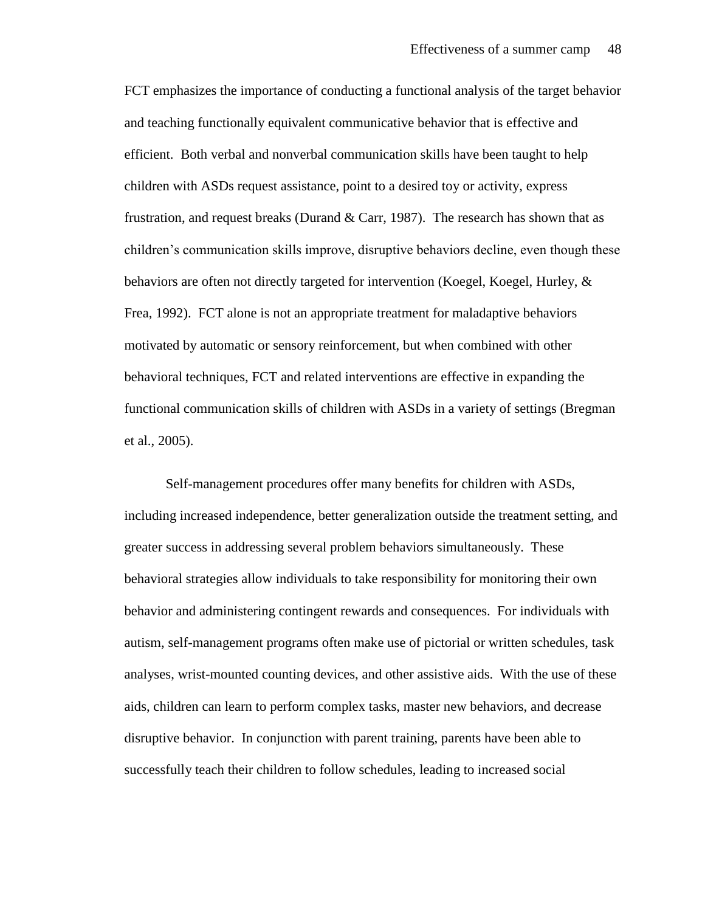FCT emphasizes the importance of conducting a functional analysis of the target behavior and teaching functionally equivalent communicative behavior that is effective and efficient. Both verbal and nonverbal communication skills have been taught to help children with ASDs request assistance, point to a desired toy or activity, express frustration, and request breaks (Durand & Carr, 1987). The research has shown that as children's communication skills improve, disruptive behaviors decline, even though these behaviors are often not directly targeted for intervention (Koegel, Koegel, Hurley, & Frea, 1992). FCT alone is not an appropriate treatment for maladaptive behaviors motivated by automatic or sensory reinforcement, but when combined with other behavioral techniques, FCT and related interventions are effective in expanding the functional communication skills of children with ASDs in a variety of settings (Bregman et al., 2005).

Self-management procedures offer many benefits for children with ASDs, including increased independence, better generalization outside the treatment setting, and greater success in addressing several problem behaviors simultaneously. These behavioral strategies allow individuals to take responsibility for monitoring their own behavior and administering contingent rewards and consequences. For individuals with autism, self-management programs often make use of pictorial or written schedules, task analyses, wrist-mounted counting devices, and other assistive aids. With the use of these aids, children can learn to perform complex tasks, master new behaviors, and decrease disruptive behavior. In conjunction with parent training, parents have been able to successfully teach their children to follow schedules, leading to increased social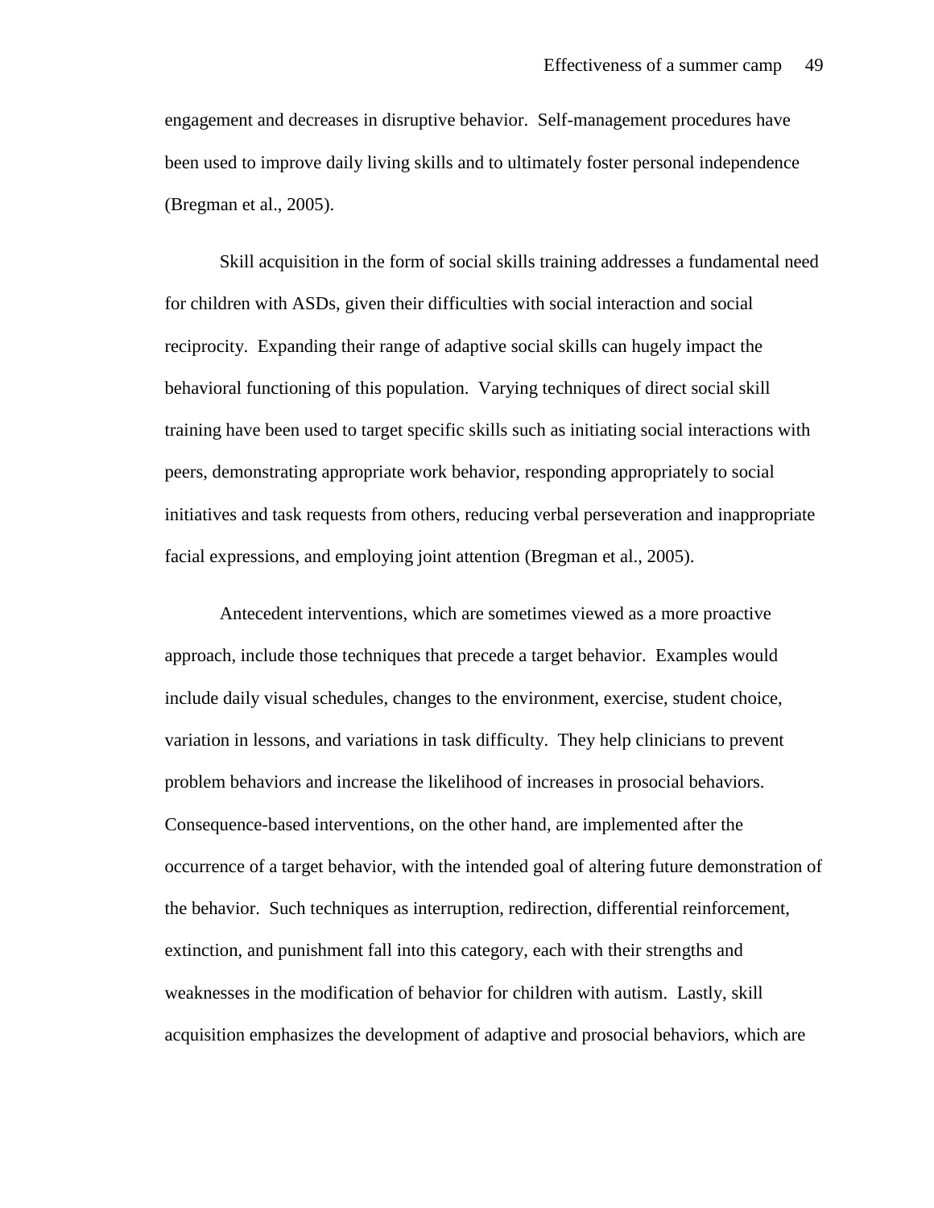engagement and decreases in disruptive behavior. Self-management procedures have been used to improve daily living skills and to ultimately foster personal independence (Bregman et al., 2005).

Skill acquisition in the form of social skills training addresses a fundamental need for children with ASDs, given their difficulties with social interaction and social reciprocity. Expanding their range of adaptive social skills can hugely impact the behavioral functioning of this population. Varying techniques of direct social skill training have been used to target specific skills such as initiating social interactions with peers, demonstrating appropriate work behavior, responding appropriately to social initiatives and task requests from others, reducing verbal perseveration and inappropriate facial expressions, and employing joint attention (Bregman et al., 2005).

Antecedent interventions, which are sometimes viewed as a more proactive approach, include those techniques that precede a target behavior. Examples would include daily visual schedules, changes to the environment, exercise, student choice, variation in lessons, and variations in task difficulty. They help clinicians to prevent problem behaviors and increase the likelihood of increases in prosocial behaviors. Consequence-based interventions, on the other hand, are implemented after the occurrence of a target behavior, with the intended goal of altering future demonstration of the behavior. Such techniques as interruption, redirection, differential reinforcement, extinction, and punishment fall into this category, each with their strengths and weaknesses in the modification of behavior for children with autism. Lastly, skill acquisition emphasizes the development of adaptive and prosocial behaviors, which are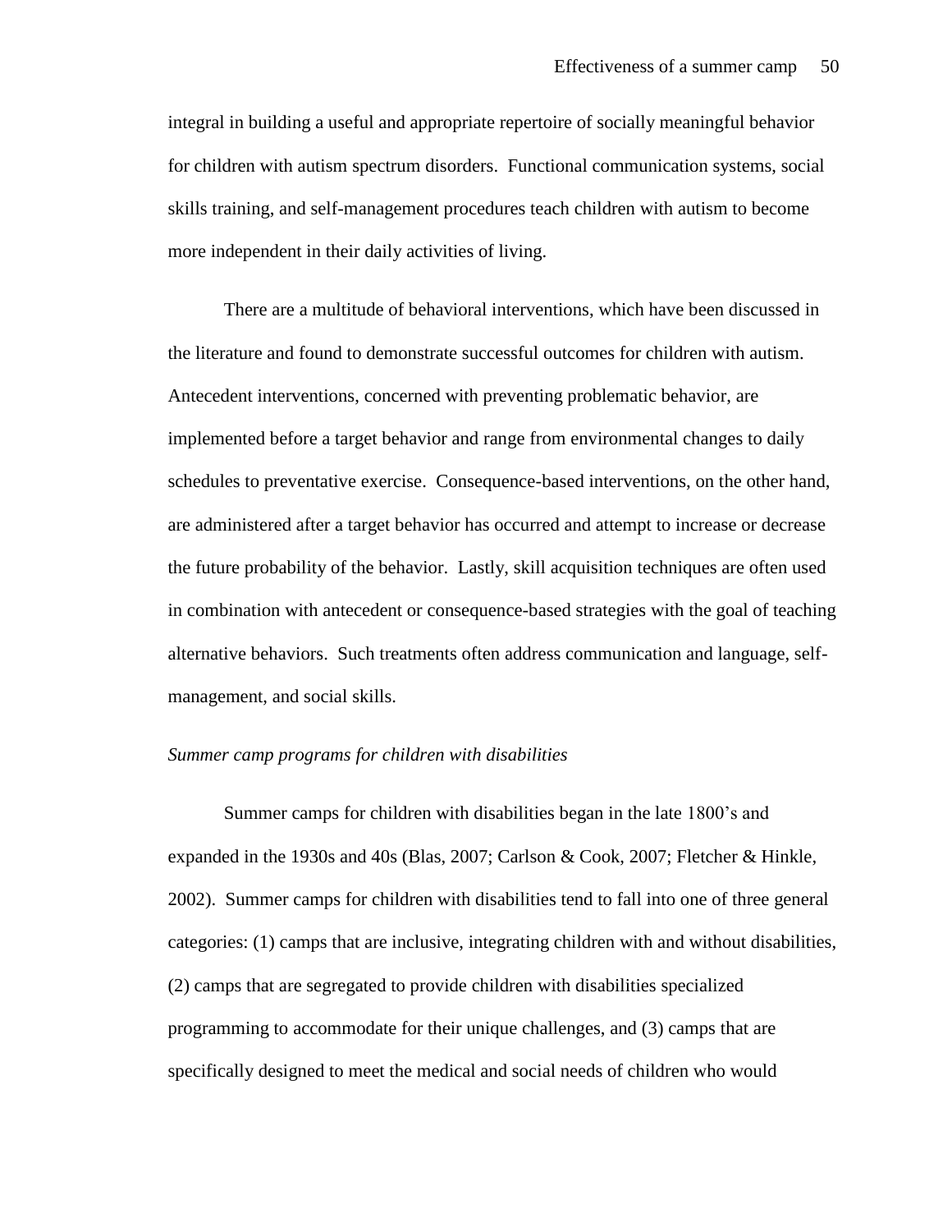integral in building a useful and appropriate repertoire of socially meaningful behavior for children with autism spectrum disorders. Functional communication systems, social skills training, and self-management procedures teach children with autism to become more independent in their daily activities of living.

There are a multitude of behavioral interventions, which have been discussed in the literature and found to demonstrate successful outcomes for children with autism. Antecedent interventions, concerned with preventing problematic behavior, are implemented before a target behavior and range from environmental changes to daily schedules to preventative exercise. Consequence-based interventions, on the other hand, are administered after a target behavior has occurred and attempt to increase or decrease the future probability of the behavior. Lastly, skill acquisition techniques are often used in combination with antecedent or consequence-based strategies with the goal of teaching alternative behaviors. Such treatments often address communication and language, self-management, and social skills.

*Summer camp programs for children with disabilities*

Summer camps for children with disabilities began in the late 1800's and expanded in the 1930s and 40s (Blas, 2007; Carlson & Cook, 2007; Fletcher & Hinkle, 2002). Summer camps for children with disabilities tend to fall into one of three general categories: (1) camps that are inclusive, integrating children with and without disabilities, (2) camps that are segregated to provide children with disabilities specialized programming to accommodate for their unique challenges, and (3) camps that are specifically designed to meet the medical and social needs of children who would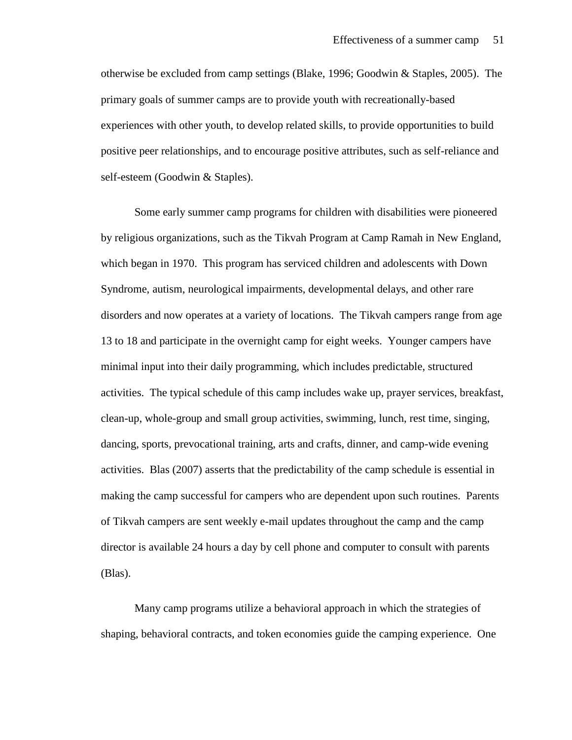otherwise be excluded from camp settings (Blake, 1996; Goodwin & Staples, 2005). The primary goals of summer camps are to provide youth with recreationally-based experiences with other youth, to develop related skills, to provide opportunities to build positive peer relationships, and to encourage positive attributes, such as self-reliance and self-esteem (Goodwin & Staples).

Some early summer camp programs for children with disabilities were pioneered by religious organizations, such as the Tikvah Program at Camp Ramah in New England, which began in 1970. This program has serviced children and adolescents with Down Syndrome, autism, neurological impairments, developmental delays, and other rare disorders and now operates at a variety of locations. The Tikvah campers range from age 13 to 18 and participate in the overnight camp for eight weeks. Younger campers have minimal input into their daily programming, which includes predictable, structured activities. The typical schedule of this camp includes wake up, prayer services, breakfast, clean-up, whole-group and small group activities, swimming, lunch, rest time, singing, dancing, sports, prevocational training, arts and crafts, dinner, and camp-wide evening activities. Blas (2007) asserts that the predictability of the camp schedule is essential in making the camp successful for campers who are dependent upon such routines. Parents of Tikvah campers are sent weekly e-mail updates throughout the camp and the camp director is available 24 hours a day by cell phone and computer to consult with parents (Blas).

Many camp programs utilize a behavioral approach in which the strategies of shaping, behavioral contracts, and token economies guide the camping experience. One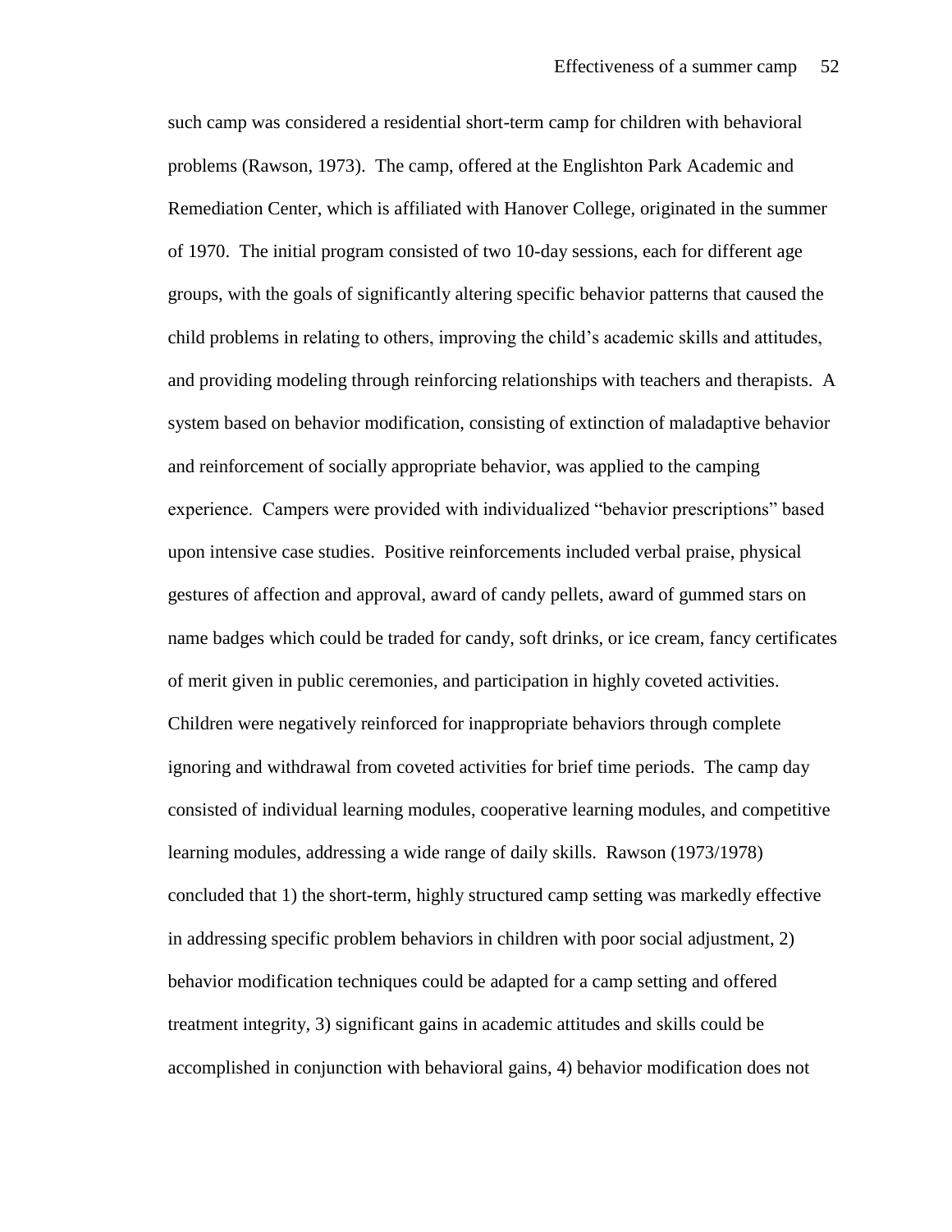such camp was considered a residential short-term camp for children with behavioral problems (Rawson, 1973). The camp, offered at the Englishton Park Academic and Remediation Center, which is affiliated with Hanover College, originated in the summer of 1970. The initial program consisted of two 10-day sessions, each for different age groups, with the goals of significantly altering specific behavior patterns that caused the child problems in relating to others, improving the child's academic skills and attitudes, and providing modeling through reinforcing relationships with teachers and therapists. A system based on behavior modification, consisting of extinction of maladaptive behavior and reinforcement of socially appropriate behavior, was applied to the camping experience. Campers were provided with individualized "behavior prescriptions" based upon intensive case studies. Positive reinforcements included verbal praise, physical gestures of affection and approval, award of candy pellets, award of gummed stars on name badges which could be traded for candy, soft drinks, or ice cream, fancy certificates of merit given in public ceremonies, and participation in highly coveted activities. Children were negatively reinforced for inappropriate behaviors through complete ignoring and withdrawal from coveted activities for brief time periods. The camp day consisted of individual learning modules, cooperative learning modules, and competitive learning modules, addressing a wide range of daily skills. Rawson (1973/1978) concluded that 1) the short-term, highly structured camp setting was markedly effective in addressing specific problem behaviors in children with poor social adjustment, 2) behavior modification techniques could be adapted for a camp setting and offered treatment integrity, 3) significant gains in academic attitudes and skills could be accomplished in conjunction with behavioral gains, 4) behavior modification does not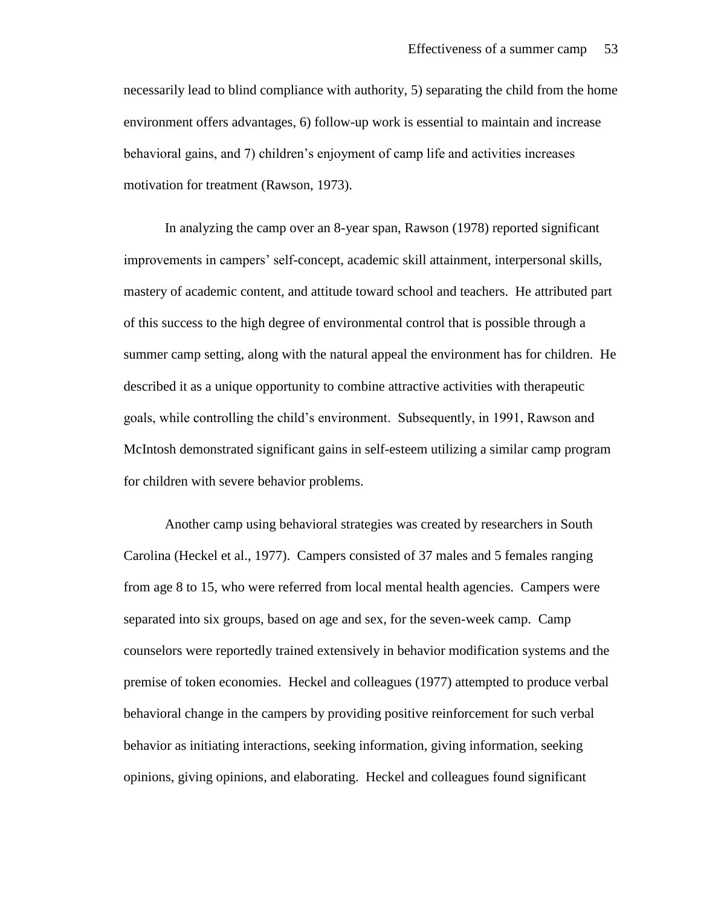necessarily lead to blind compliance with authority, 5) separating the child from the home environment offers advantages, 6) follow-up work is essential to maintain and increase behavioral gains, and 7) children's enjoyment of camp life and activities increases motivation for treatment (Rawson, 1973).

In analyzing the camp over an 8-year span, Rawson (1978) reported significant improvements in campers' self-concept, academic skill attainment, interpersonal skills, mastery of academic content, and attitude toward school and teachers. He attributed part of this success to the high degree of environmental control that is possible through a summer camp setting, along with the natural appeal the environment has for children. He described it as a unique opportunity to combine attractive activities with therapeutic goals, while controlling the child's environment. Subsequently, in 1991, Rawson and McIntosh demonstrated significant gains in self-esteem utilizing a similar camp program for children with severe behavior problems.

Another camp using behavioral strategies was created by researchers in South Carolina (Heckel et al., 1977). Campers consisted of 37 males and 5 females ranging from age 8 to 15, who were referred from local mental health agencies. Campers were separated into six groups, based on age and sex, for the seven-week camp. Camp counselors were reportedly trained extensively in behavior modification systems and the premise of token economies. Heckel and colleagues (1977) attempted to produce verbal behavioral change in the campers by providing positive reinforcement for such verbal behavior as initiating interactions, seeking information, giving information, seeking opinions, giving opinions, and elaborating. Heckel and colleagues found significant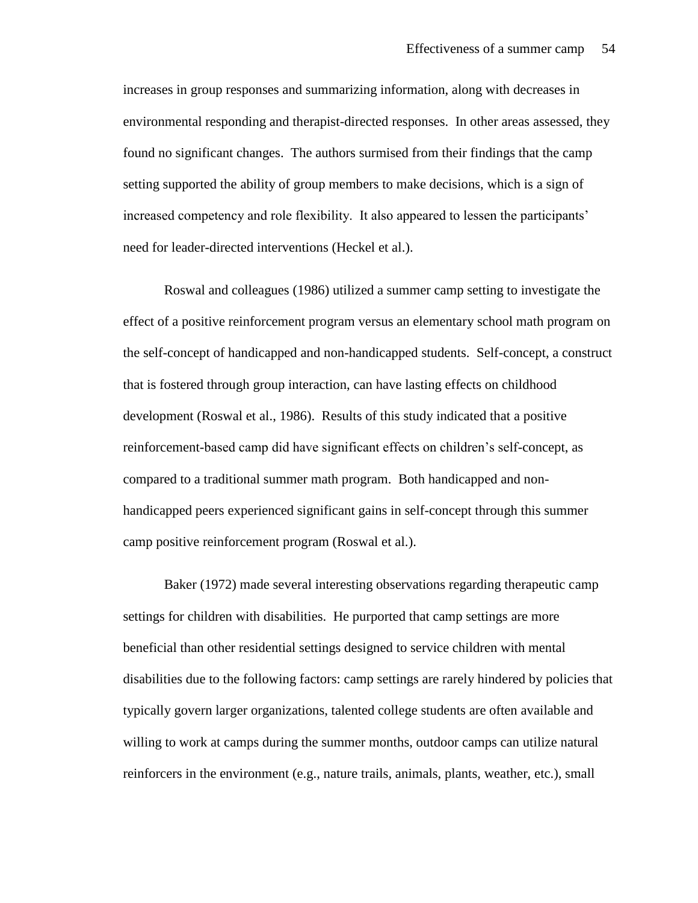increases in group responses and summarizing information, along with decreases in environmental responding and therapist-directed responses. In other areas assessed, they found no significant changes. The authors surmised from their findings that the camp setting supported the ability of group members to make decisions, which is a sign of increased competency and role flexibility. It also appeared to lessen the participants' need for leader-directed interventions (Heckel et al.).

Roswal and colleagues (1986) utilized a summer camp setting to investigate the effect of a positive reinforcement program versus an elementary school math program on the self-concept of handicapped and non-handicapped students. Self-concept, a construct that is fostered through group interaction, can have lasting effects on childhood development (Roswal et al., 1986). Results of this study indicated that a positive reinforcement-based camp did have significant effects on children's self-concept, as compared to a traditional summer math program. Both handicapped and non-handicapped peers experienced significant gains in self-concept through this summer camp positive reinforcement program (Roswal et al.).

Baker (1972) made several interesting observations regarding therapeutic camp settings for children with disabilities. He purported that camp settings are more beneficial than other residential settings designed to service children with mental disabilities due to the following factors: camp settings are rarely hindered by policies that typically govern larger organizations, talented college students are often available and willing to work at camps during the summer months, outdoor camps can utilize natural reinforcers in the environment (e.g., nature trails, animals, plants, weather, etc.), small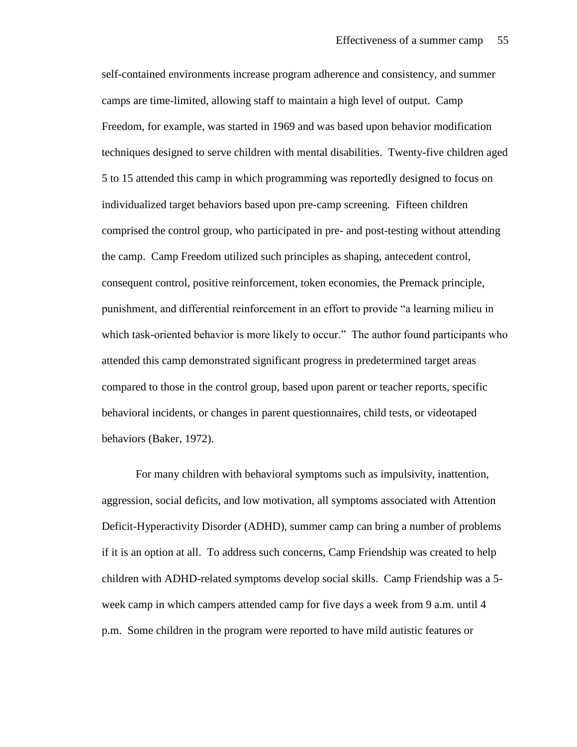self-contained environments increase program adherence and consistency, and summer camps are time-limited, allowing staff to maintain a high level of output. Camp Freedom, for example, was started in 1969 and was based upon behavior modification techniques designed to serve children with mental disabilities. Twenty-five children aged 5 to 15 attended this camp in which programming was reportedly designed to focus on individualized target behaviors based upon pre-camp screening. Fifteen children comprised the control group, who participated in pre- and post-testing without attending the camp. Camp Freedom utilized such principles as shaping, antecedent control, consequent control, positive reinforcement, token economies, the Premack principle, punishment, and differential reinforcement in an effort to provide "a learning milieu in which task-oriented behavior is more likely to occur." The author found participants who attended this camp demonstrated significant progress in predetermined target areas compared to those in the control group, based upon parent or teacher reports, specific behavioral incidents, or changes in parent questionnaires, child tests, or videotaped behaviors (Baker, 1972).

For many children with behavioral symptoms such as impulsivity, inattention, aggression, social deficits, and low motivation, all symptoms associated with Attention Deficit-Hyperactivity Disorder (ADHD), summer camp can bring a number of problems if it is an option at all. To address such concerns, Camp Friendship was created to help children with ADHD-related symptoms develop social skills. Camp Friendship was a 5-week camp in which campers attended camp for five days a week from 9 a.m. until 4 p.m. Some children in the program were reported to have mild autistic features or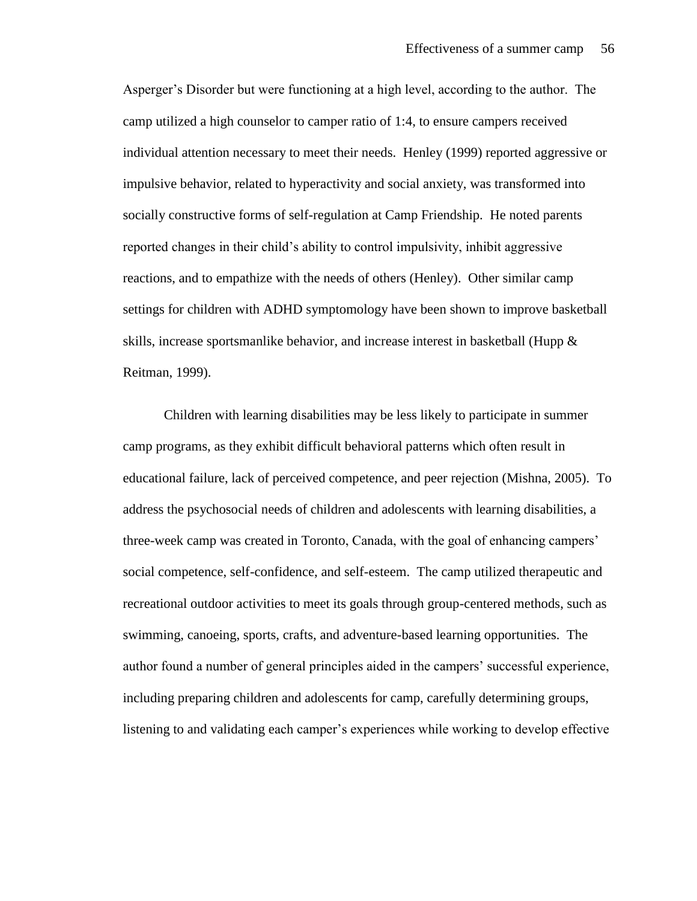Asperger's Disorder but were functioning at a high level, according to the author. The camp utilized a high counselor to camper ratio of 1:4, to ensure campers received individual attention necessary to meet their needs. Henley (1999) reported aggressive or impulsive behavior, related to hyperactivity and social anxiety, was transformed into socially constructive forms of self-regulation at Camp Friendship. He noted parents reported changes in their child's ability to control impulsivity, inhibit aggressive reactions, and to empathize with the needs of others (Henley). Other similar camp settings for children with ADHD symptomology have been shown to improve basketball skills, increase sportsmanlike behavior, and increase interest in basketball (Hupp & Reitman, 1999).

Children with learning disabilities may be less likely to participate in summer camp programs, as they exhibit difficult behavioral patterns which often result in educational failure, lack of perceived competence, and peer rejection (Mishna, 2005). To address the psychosocial needs of children and adolescents with learning disabilities, a three-week camp was created in Toronto, Canada, with the goal of enhancing campers' social competence, self-confidence, and self-esteem. The camp utilized therapeutic and recreational outdoor activities to meet its goals through group-centered methods, such as swimming, canoeing, sports, crafts, and adventure-based learning opportunities. The author found a number of general principles aided in the campers' successful experience, including preparing children and adolescents for camp, carefully determining groups, listening to and validating each camper's experiences while working to develop effective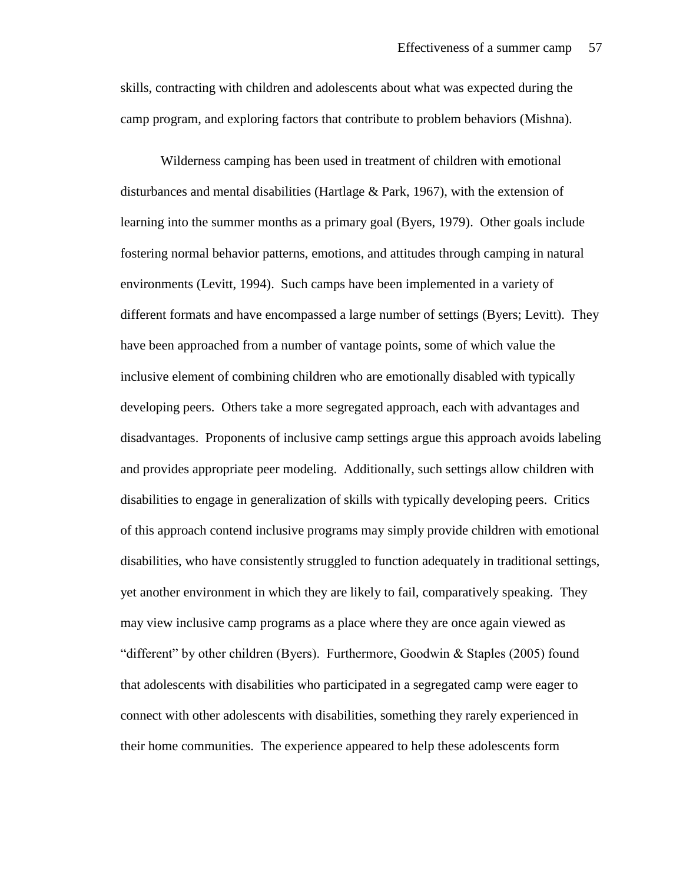skills, contracting with children and adolescents about what was expected during the camp program, and exploring factors that contribute to problem behaviors (Mishna).

Wilderness camping has been used in treatment of children with emotional disturbances and mental disabilities (Hartlage & Park, 1967), with the extension of learning into the summer months as a primary goal (Byers, 1979). Other goals include fostering normal behavior patterns, emotions, and attitudes through camping in natural environments (Levitt, 1994). Such camps have been implemented in a variety of different formats and have encompassed a large number of settings (Byers; Levitt). They have been approached from a number of vantage points, some of which value the inclusive element of combining children who are emotionally disabled with typically developing peers. Others take a more segregated approach, each with advantages and disadvantages. Proponents of inclusive camp settings argue this approach avoids labeling and provides appropriate peer modeling. Additionally, such settings allow children with disabilities to engage in generalization of skills with typically developing peers. Critics of this approach contend inclusive programs may simply provide children with emotional disabilities, who have consistently struggled to function adequately in traditional settings, yet another environment in which they are likely to fail, comparatively speaking. They may view inclusive camp programs as a place where they are once again viewed as "different" by other children (Byers). Furthermore, Goodwin & Staples (2005) found that adolescents with disabilities who participated in a segregated camp were eager to connect with other adolescents with disabilities, something they rarely experienced in their home communities. The experience appeared to help these adolescents form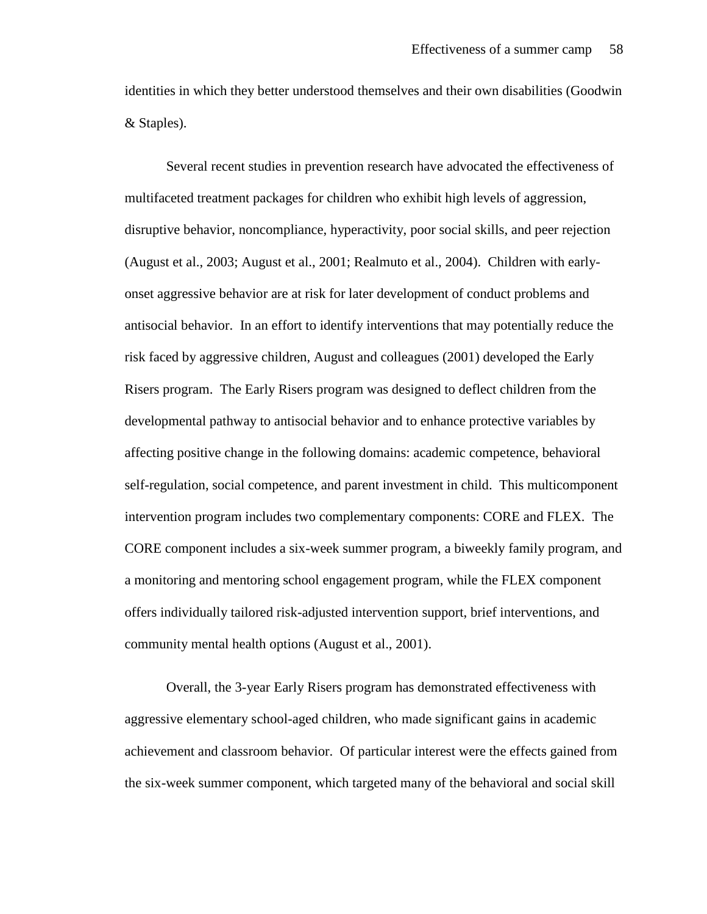identities in which they better understood themselves and their own disabilities (Goodwin & Staples).

Several recent studies in prevention research have advocated the effectiveness of multifaceted treatment packages for children who exhibit high levels of aggression, disruptive behavior, noncompliance, hyperactivity, poor social skills, and peer rejection (August et al., 2003; August et al., 2001; Realmuto et al., 2004). Children with early-onset aggressive behavior are at risk for later development of conduct problems and antisocial behavior. In an effort to identify interventions that may potentially reduce the risk faced by aggressive children, August and colleagues (2001) developed the Early Risers program. The Early Risers program was designed to deflect children from the developmental pathway to antisocial behavior and to enhance protective variables by affecting positive change in the following domains: academic competence, behavioral self-regulation, social competence, and parent investment in child. This multicomponent intervention program includes two complementary components: CORE and FLEX. The CORE component includes a six-week summer program, a biweekly family program, and a monitoring and mentoring school engagement program, while the FLEX component offers individually tailored risk-adjusted intervention support, brief interventions, and community mental health options (August et al., 2001).

Overall, the 3-year Early Risers program has demonstrated effectiveness with aggressive elementary school-aged children, who made significant gains in academic achievement and classroom behavior. Of particular interest were the effects gained from the six-week summer component, which targeted many of the behavioral and social skill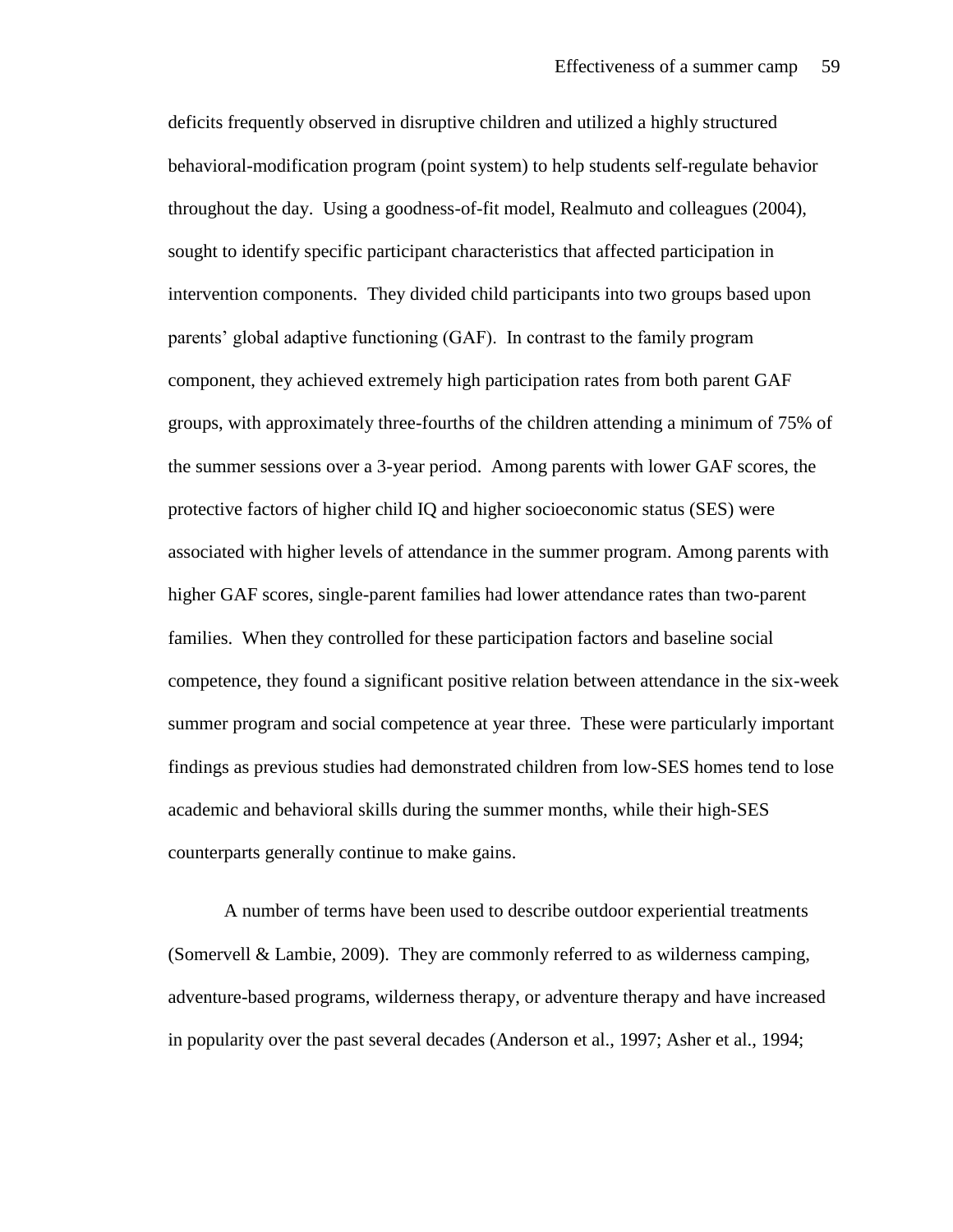deficits frequently observed in disruptive children and utilized a highly structured behavioral-modification program (point system) to help students self-regulate behavior throughout the day. Using a goodness-of-fit model, Realmuto and colleagues (2004), sought to identify specific participant characteristics that affected participation in intervention components. They divided child participants into two groups based upon parents' global adaptive functioning (GAF). In contrast to the family program component, they achieved extremely high participation rates from both parent GAF groups, with approximately three-fourths of the children attending a minimum of 75% of the summer sessions over a 3-year period. Among parents with lower GAF scores, the protective factors of higher child IQ and higher socioeconomic status (SES) were associated with higher levels of attendance in the summer program. Among parents with higher GAF scores, single-parent families had lower attendance rates than two-parent families. When they controlled for these participation factors and baseline social competence, they found a significant positive relation between attendance in the six-week summer program and social competence at year three. These were particularly important findings as previous studies had demonstrated children from low-SES homes tend to lose academic and behavioral skills during the summer months, while their high-SES counterparts generally continue to make gains.

A number of terms have been used to describe outdoor experiential treatments (Somervell & Lambie, 2009). They are commonly referred to as wilderness camping, adventure-based programs, wilderness therapy, or adventure therapy and have increased in popularity over the past several decades (Anderson et al., 1997; Asher et al., 1994;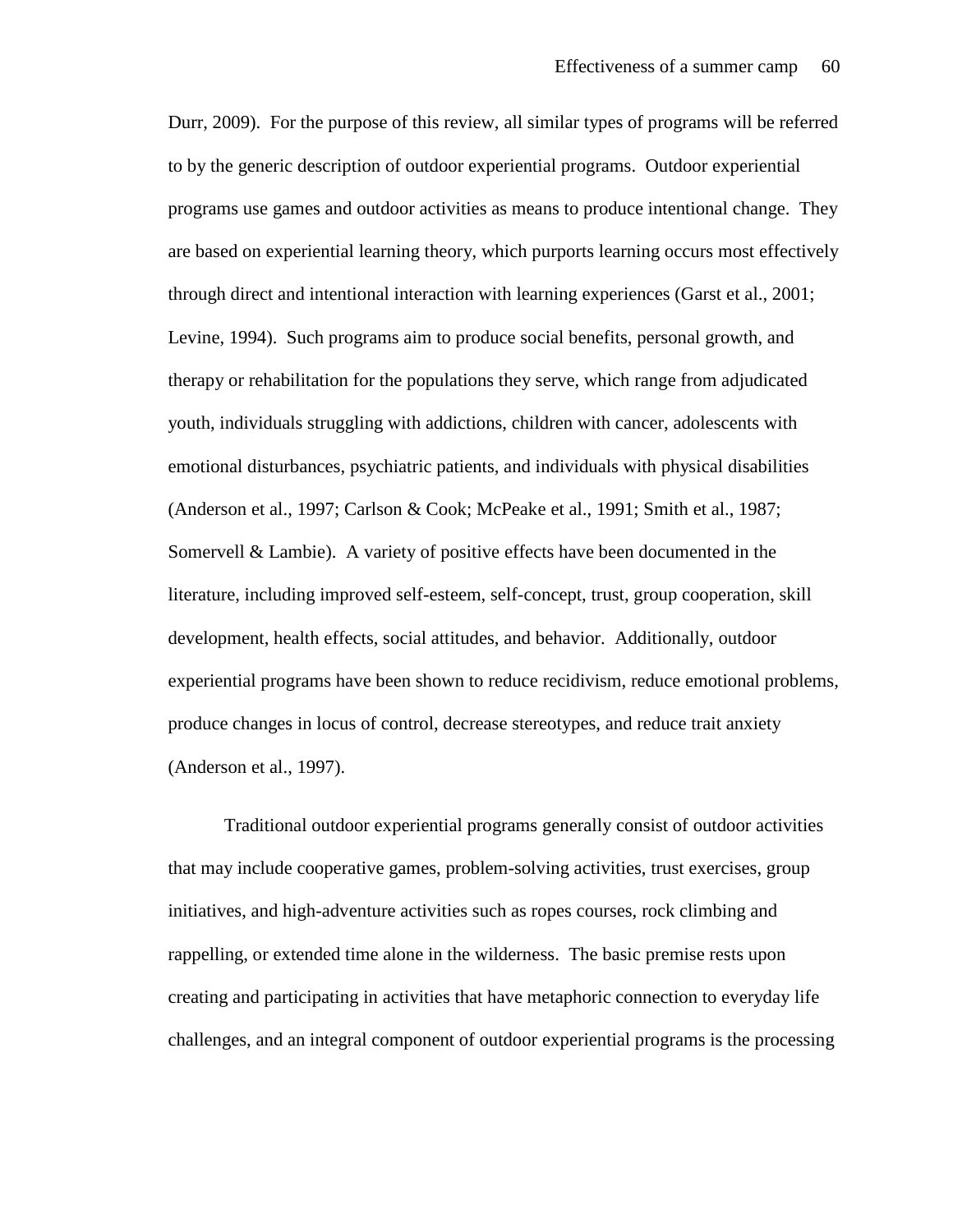Durr, 2009). For the purpose of this review, all similar types of programs will be referred to by the generic description of outdoor experiential programs. Outdoor experiential programs use games and outdoor activities as means to produce intentional change. They are based on experiential learning theory, which purports learning occurs most effectively through direct and intentional interaction with learning experiences (Garst et al., 2001; Levine, 1994). Such programs aim to produce social benefits, personal growth, and therapy or rehabilitation for the populations they serve, which range from adjudicated youth, individuals struggling with addictions, children with cancer, adolescents with emotional disturbances, psychiatric patients, and individuals with physical disabilities (Anderson et al., 1997; Carlson & Cook; McPeake et al., 1991; Smith et al., 1987; Somervell & Lambie). A variety of positive effects have been documented in the literature, including improved self-esteem, self-concept, trust, group cooperation, skill development, health effects, social attitudes, and behavior. Additionally, outdoor experiential programs have been shown to reduce recidivism, reduce emotional problems, produce changes in locus of control, decrease stereotypes, and reduce trait anxiety (Anderson et al., 1997).

Traditional outdoor experiential programs generally consist of outdoor activities that may include cooperative games, problem-solving activities, trust exercises, group initiatives, and high-adventure activities such as ropes courses, rock climbing and rappelling, or extended time alone in the wilderness. The basic premise rests upon creating and participating in activities that have metaphoric connection to everyday life challenges, and an integral component of outdoor experiential programs is the processing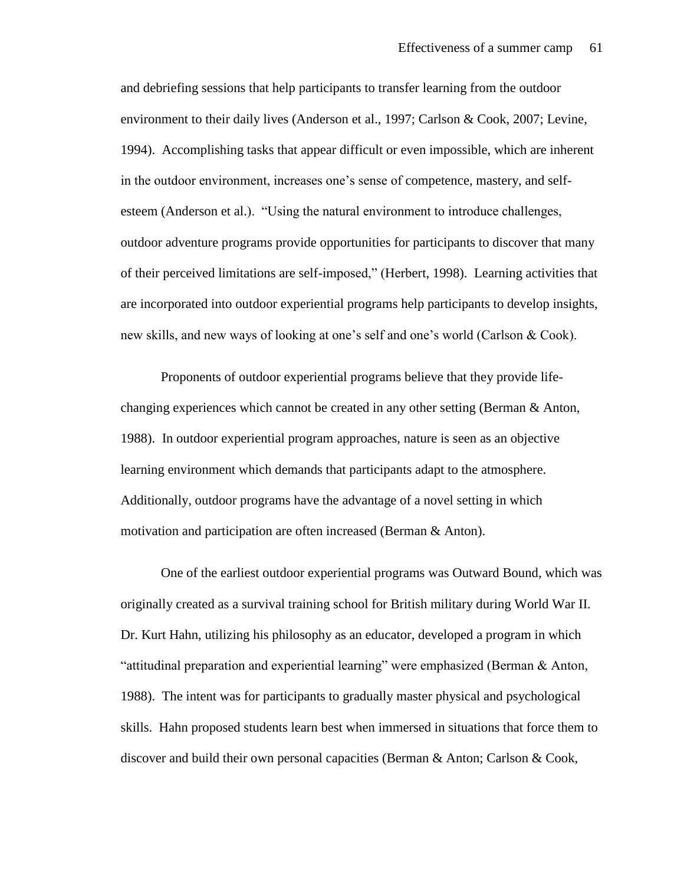and debriefing sessions that help participants to transfer learning from the outdoor environment to their daily lives (Anderson et al., 1997; Carlson & Cook, 2007; Levine, 1994). Accomplishing tasks that appear difficult or even impossible, which are inherent in the outdoor environment, increases one's sense of competence, mastery, and self-esteem (Anderson et al.). "Using the natural environment to introduce challenges, outdoor adventure programs provide opportunities for participants to discover that many of their perceived limitations are self-imposed," (Herbert, 1998). Learning activities that are incorporated into outdoor experiential programs help participants to develop insights, new skills, and new ways of looking at one's self and one's world (Carlson & Cook).

Proponents of outdoor experiential programs believe that they provide life-changing experiences which cannot be created in any other setting (Berman & Anton, 1988). In outdoor experiential program approaches, nature is seen as an objective learning environment which demands that participants adapt to the atmosphere. Additionally, outdoor programs have the advantage of a novel setting in which motivation and participation are often increased (Berman & Anton).

One of the earliest outdoor experiential programs was Outward Bound, which was originally created as a survival training school for British military during World War II. Dr. Kurt Hahn, utilizing his philosophy as an educator, developed a program in which "attitudinal preparation and experiential learning" were emphasized (Berman & Anton, 1988). The intent was for participants to gradually master physical and psychological skills. Hahn proposed students learn best when immersed in situations that force them to discover and build their own personal capacities (Berman & Anton; Carlson & Cook,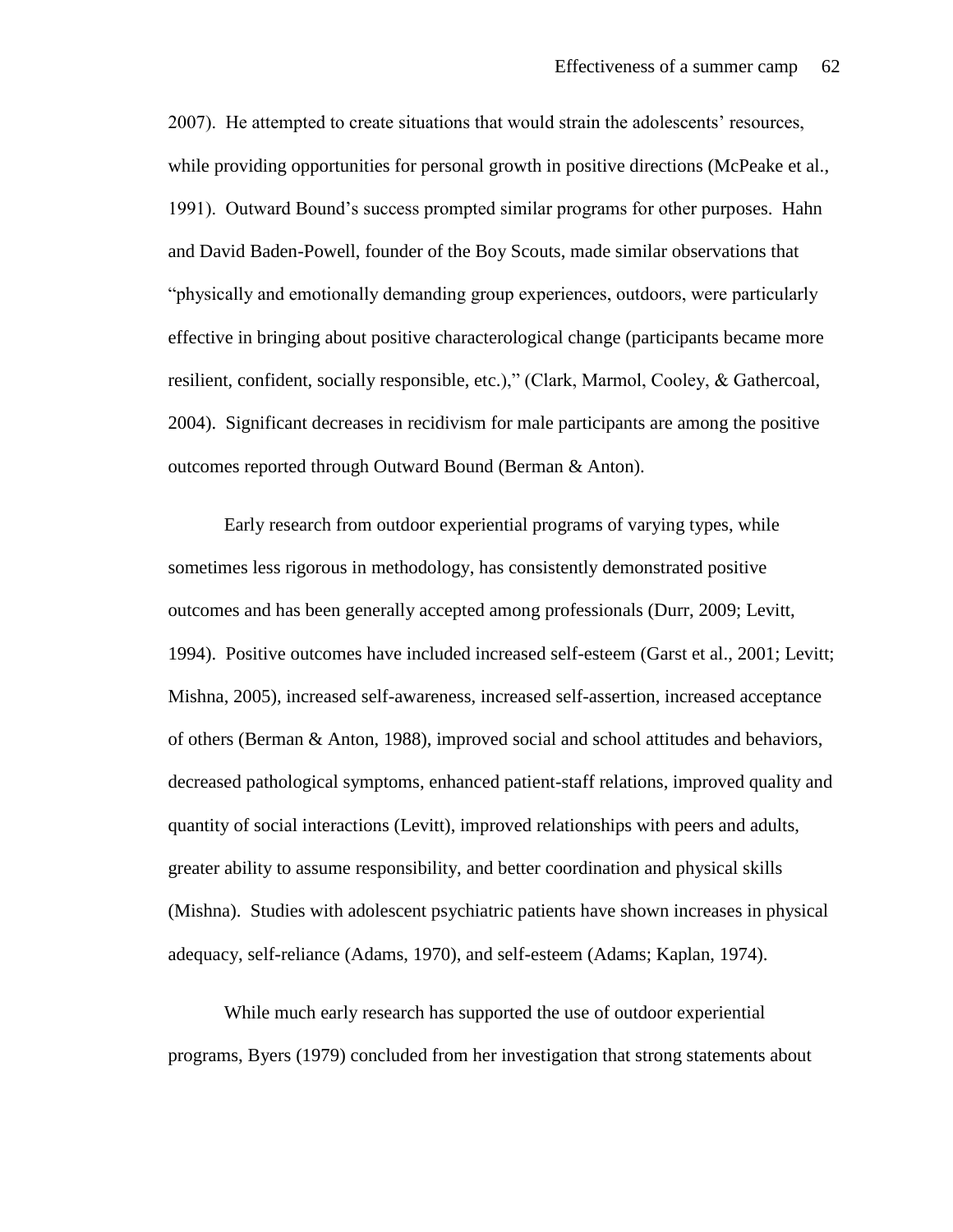2007). He attempted to create situations that would strain the adolescents' resources, while providing opportunities for personal growth in positive directions (McPeake et al., 1991). Outward Bound's success prompted similar programs for other purposes. Hahn and David Baden-Powell, founder of the Boy Scouts, made similar observations that "physically and emotionally demanding group experiences, outdoors, were particularly effective in bringing about positive characterological change (participants became more resilient, confident, socially responsible, etc.)," (Clark, Marmol, Cooley, & Gathercoal, 2004). Significant decreases in recidivism for male participants are among the positive outcomes reported through Outward Bound (Berman & Anton).

Early research from outdoor experiential programs of varying types, while sometimes less rigorous in methodology, has consistently demonstrated positive outcomes and has been generally accepted among professionals (Durr, 2009; Levitt, 1994). Positive outcomes have included increased self-esteem (Garst et al., 2001; Levitt; Mishna, 2005), increased self-awareness, increased self-assertion, increased acceptance of others (Berman & Anton, 1988), improved social and school attitudes and behaviors, decreased pathological symptoms, enhanced patient-staff relations, improved quality and quantity of social interactions (Levitt), improved relationships with peers and adults, greater ability to assume responsibility, and better coordination and physical skills (Mishna). Studies with adolescent psychiatric patients have shown increases in physical adequacy, self-reliance (Adams, 1970), and self-esteem (Adams; Kaplan, 1974).

While much early research has supported the use of outdoor experiential programs, Byers (1979) concluded from her investigation that strong statements about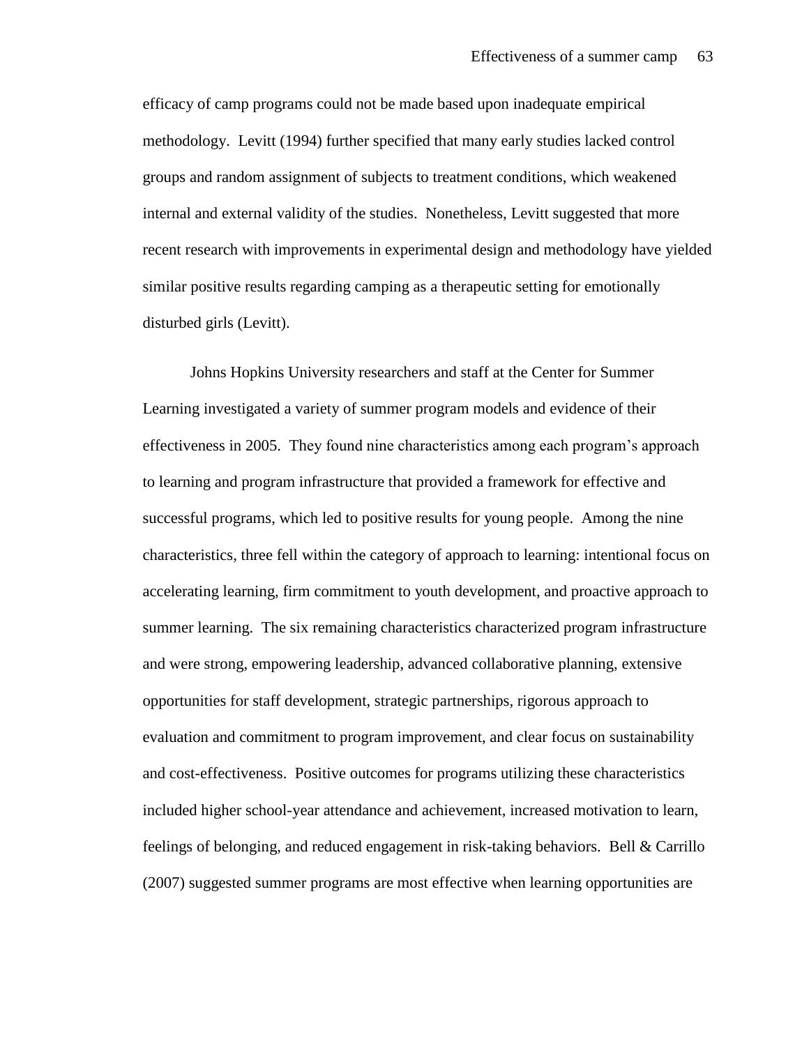efficacy of camp programs could not be made based upon inadequate empirical methodology. Levitt (1994) further specified that many early studies lacked control groups and random assignment of subjects to treatment conditions, which weakened internal and external validity of the studies. Nonetheless, Levitt suggested that more recent research with improvements in experimental design and methodology have yielded similar positive results regarding camping as a therapeutic setting for emotionally disturbed girls (Levitt).

Johns Hopkins University researchers and staff at the Center for Summer Learning investigated a variety of summer program models and evidence of their effectiveness in 2005. They found nine characteristics among each program's approach to learning and program infrastructure that provided a framework for effective and successful programs, which led to positive results for young people. Among the nine characteristics, three fell within the category of approach to learning: intentional focus on accelerating learning, firm commitment to youth development, and proactive approach to summer learning. The six remaining characteristics characterized program infrastructure and were strong, empowering leadership, advanced collaborative planning, extensive opportunities for staff development, strategic partnerships, rigorous approach to evaluation and commitment to program improvement, and clear focus on sustainability and cost-effectiveness. Positive outcomes for programs utilizing these characteristics included higher school-year attendance and achievement, increased motivation to learn, feelings of belonging, and reduced engagement in risk-taking behaviors. Bell & Carrillo (2007) suggested summer programs are most effective when learning opportunities are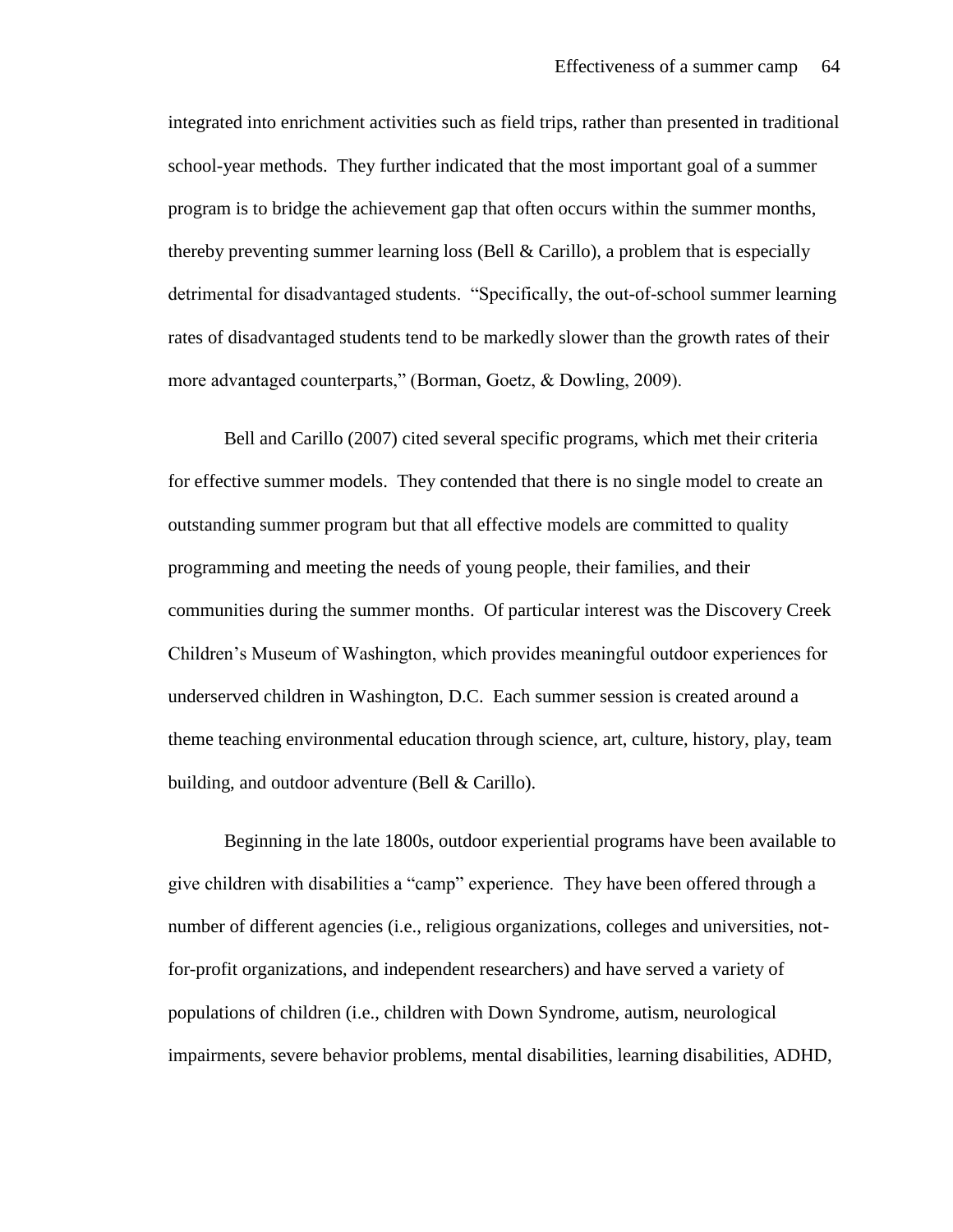integrated into enrichment activities such as field trips, rather than presented in traditional school-year methods. They further indicated that the most important goal of a summer program is to bridge the achievement gap that often occurs within the summer months, thereby preventing summer learning loss (Bell & Carillo), a problem that is especially detrimental for disadvantaged students. "Specifically, the out-of-school summer learning rates of disadvantaged students tend to be markedly slower than the growth rates of their more advantaged counterparts," (Borman, Goetz, & Dowling, 2009).

Bell and Carillo (2007) cited several specific programs, which met their criteria for effective summer models. They contended that there is no single model to create an outstanding summer program but that all effective models are committed to quality programming and meeting the needs of young people, their families, and their communities during the summer months. Of particular interest was the Discovery Creek Children's Museum of Washington, which provides meaningful outdoor experiences for underserved children in Washington, D.C. Each summer session is created around a theme teaching environmental education through science, art, culture, history, play, team building, and outdoor adventure (Bell & Carillo).

Beginning in the late 1800s, outdoor experiential programs have been available to give children with disabilities a "camp" experience. They have been offered through a number of different agencies (i.e., religious organizations, colleges and universities, not-for-profit organizations, and independent researchers) and have served a variety of populations of children (i.e., children with Down Syndrome, autism, neurological impairments, severe behavior problems, mental disabilities, learning disabilities, ADHD,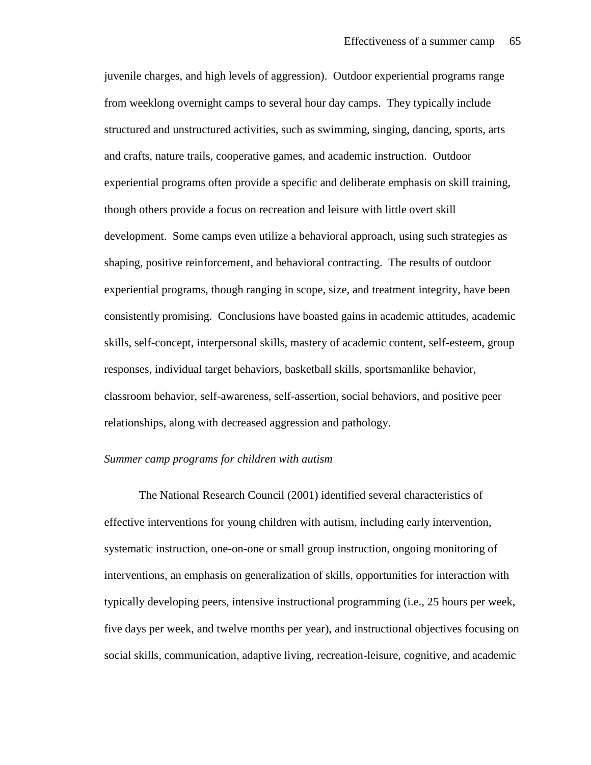juvenile charges, and high levels of aggression). Outdoor experiential programs range from weeklong overnight camps to several hour day camps. They typically include structured and unstructured activities, such as swimming, singing, dancing, sports, arts and crafts, nature trails, cooperative games, and academic instruction. Outdoor experiential programs often provide a specific and deliberate emphasis on skill training, though others provide a focus on recreation and leisure with little overt skill development. Some camps even utilize a behavioral approach, using such strategies as shaping, positive reinforcement, and behavioral contracting. The results of outdoor experiential programs, though ranging in scope, size, and treatment integrity, have been consistently promising. Conclusions have boasted gains in academic attitudes, academic skills, self-concept, interpersonal skills, mastery of academic content, self-esteem, group responses, individual target behaviors, basketball skills, sportsmanlike behavior, classroom behavior, self-awareness, self-assertion, social behaviors, and positive peer relationships, along with decreased aggression and pathology.

*Summer camp programs for children with autism*

The National Research Council (2001) identified several characteristics of effective interventions for young children with autism, including early intervention, systematic instruction, one-on-one or small group instruction, ongoing monitoring of interventions, an emphasis on generalization of skills, opportunities for interaction with typically developing peers, intensive instructional programming (i.e., 25 hours per week, five days per week, and twelve months per year), and instructional objectives focusing on social skills, communication, adaptive living, recreation-leisure, cognitive, and academic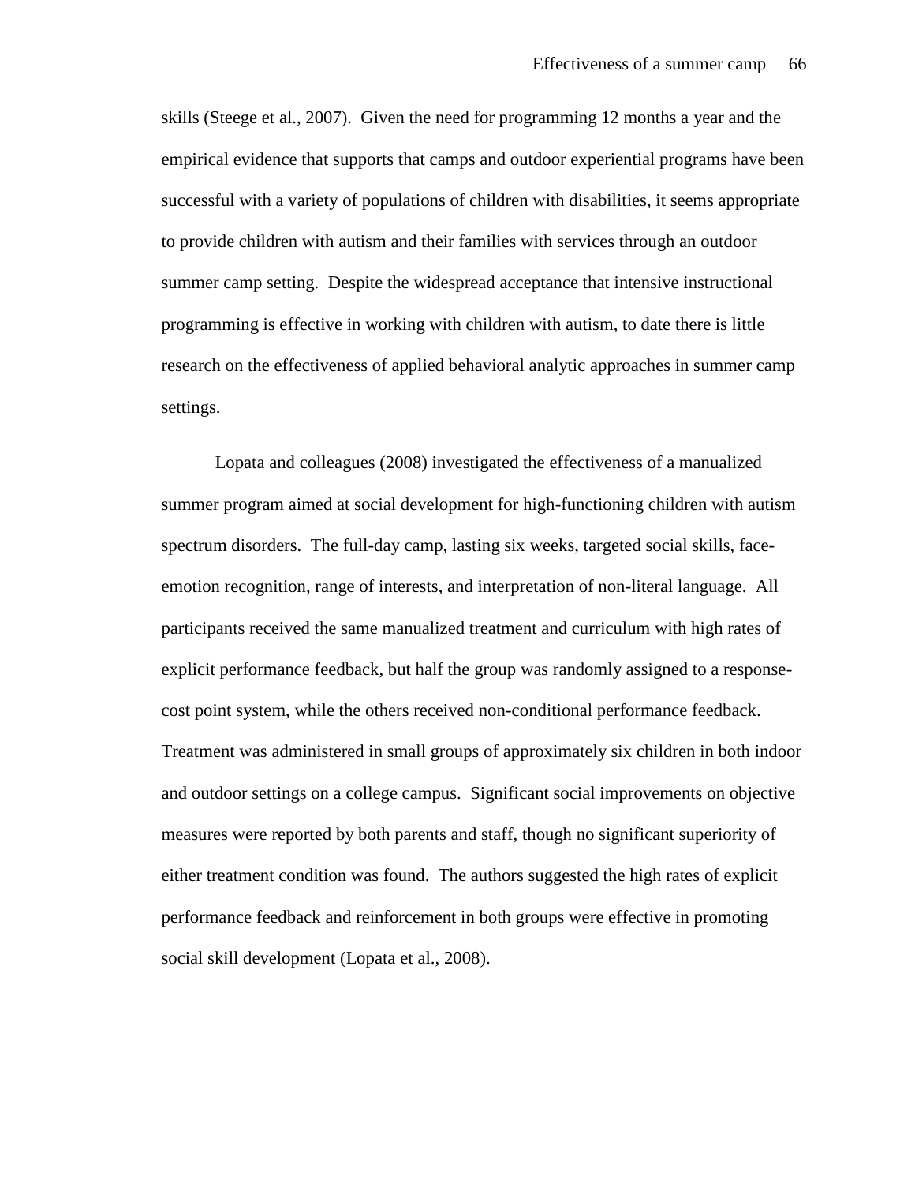skills (Steege et al., 2007). Given the need for programming 12 months a year and the empirical evidence that supports that camps and outdoor experiential programs have been successful with a variety of populations of children with disabilities, it seems appropriate to provide children with autism and their families with services through an outdoor summer camp setting. Despite the widespread acceptance that intensive instructional programming is effective in working with children with autism, to date there is little research on the effectiveness of applied behavioral analytic approaches in summer camp settings.

Lopata and colleagues (2008) investigated the effectiveness of a manualized summer program aimed at social development for high-functioning children with autism spectrum disorders. The full-day camp, lasting six weeks, targeted social skills, face-emotion recognition, range of interests, and interpretation of non-literal language. All participants received the same manualized treatment and curriculum with high rates of explicit performance feedback, but half the group was randomly assigned to a response-cost point system, while the others received non-conditional performance feedback. Treatment was administered in small groups of approximately six children in both indoor and outdoor settings on a college campus. Significant social improvements on objective measures were reported by both parents and staff, though no significant superiority of either treatment condition was found. The authors suggested the high rates of explicit performance feedback and reinforcement in both groups were effective in promoting social skill development (Lopata et al., 2008).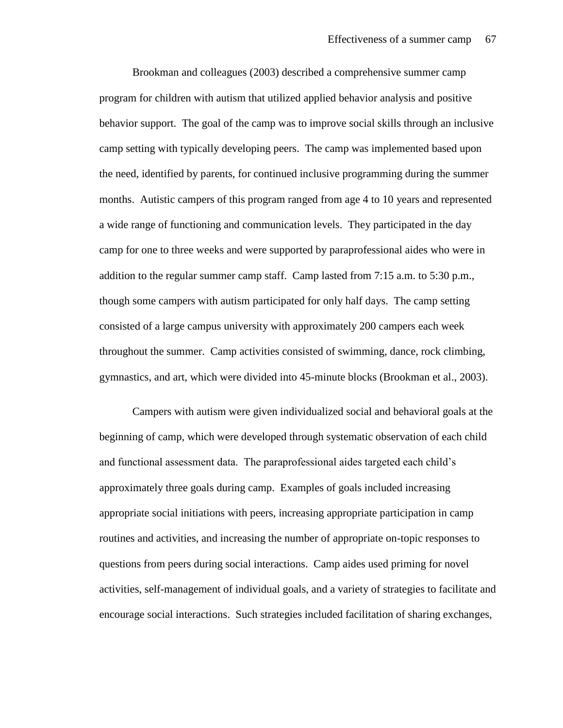Brookman and colleagues (2003) described a comprehensive summer camp program for children with autism that utilized applied behavior analysis and positive behavior support. The goal of the camp was to improve social skills through an inclusive camp setting with typically developing peers. The camp was implemented based upon the need, identified by parents, for continued inclusive programming during the summer months. Autistic campers of this program ranged from age 4 to 10 years and represented a wide range of functioning and communication levels. They participated in the day camp for one to three weeks and were supported by paraprofessional aides who were in addition to the regular summer camp staff. Camp lasted from 7:15 a.m. to 5:30 p.m., though some campers with autism participated for only half days. The camp setting consisted of a large campus university with approximately 200 campers each week throughout the summer. Camp activities consisted of swimming, dance, rock climbing, gymnastics, and art, which were divided into 45-minute blocks (Brookman et al., 2003).

Campers with autism were given individualized social and behavioral goals at the beginning of camp, which were developed through systematic observation of each child and functional assessment data. The paraprofessional aides targeted each child's approximately three goals during camp. Examples of goals included increasing appropriate social initiations with peers, increasing appropriate participation in camp routines and activities, and increasing the number of appropriate on-topic responses to questions from peers during social interactions. Camp aides used priming for novel activities, self-management of individual goals, and a variety of strategies to facilitate and encourage social interactions. Such strategies included facilitation of sharing exchanges,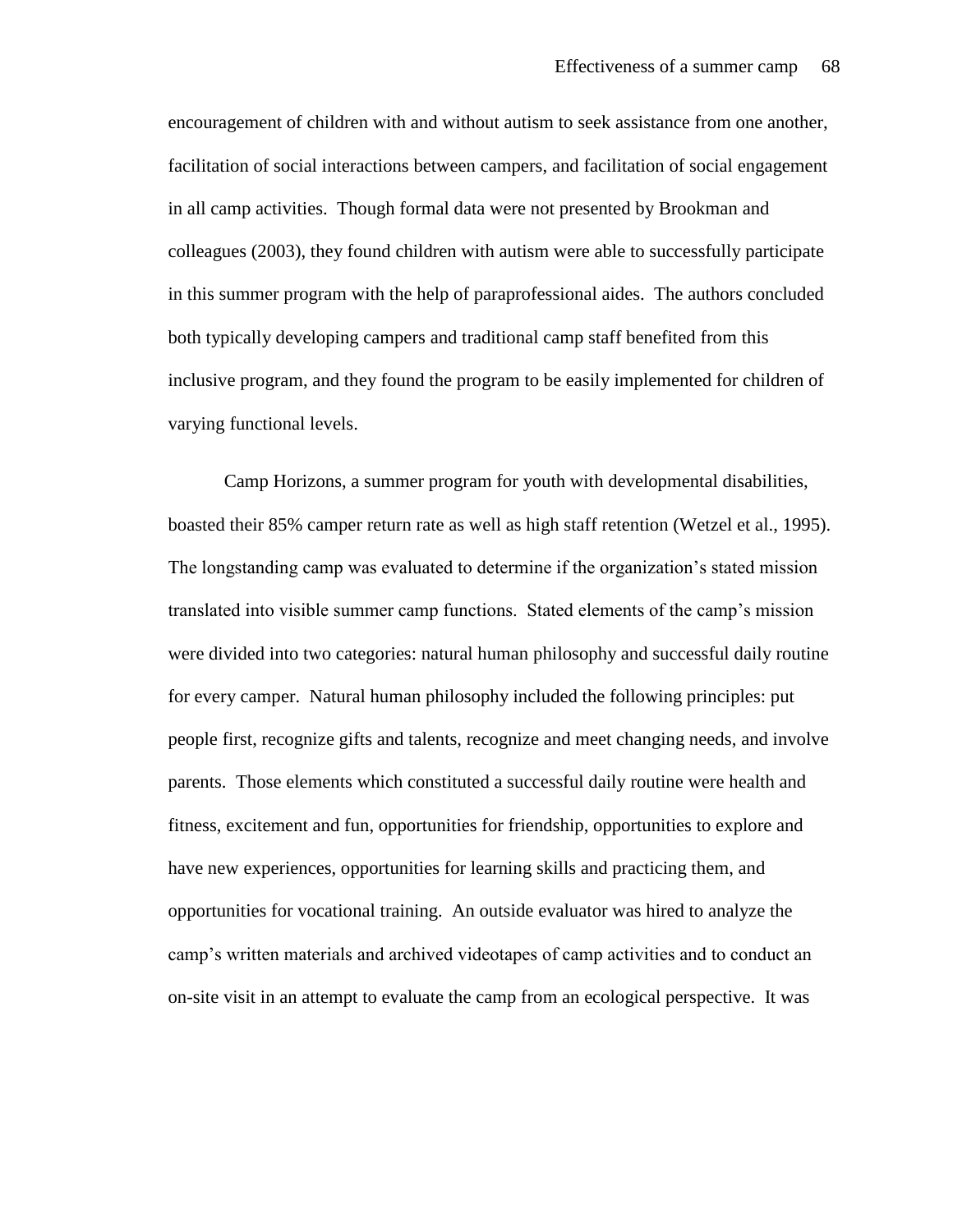encouragement of children with and without autism to seek assistance from one another, facilitation of social interactions between campers, and facilitation of social engagement in all camp activities. Though formal data were not presented by Brookman and colleagues (2003), they found children with autism were able to successfully participate in this summer program with the help of paraprofessional aides. The authors concluded both typically developing campers and traditional camp staff benefited from this inclusive program, and they found the program to be easily implemented for children of varying functional levels.

Camp Horizons, a summer program for youth with developmental disabilities, boasted their 85% camper return rate as well as high staff retention (Wetzel et al., 1995). The longstanding camp was evaluated to determine if the organization's stated mission translated into visible summer camp functions. Stated elements of the camp's mission were divided into two categories: natural human philosophy and successful daily routine for every camper. Natural human philosophy included the following principles: put people first, recognize gifts and talents, recognize and meet changing needs, and involve parents. Those elements which constituted a successful daily routine were health and fitness, excitement and fun, opportunities for friendship, opportunities to explore and have new experiences, opportunities for learning skills and practicing them, and opportunities for vocational training. An outside evaluator was hired to analyze the camp's written materials and archived videotapes of camp activities and to conduct an on-site visit in an attempt to evaluate the camp from an ecological perspective. It was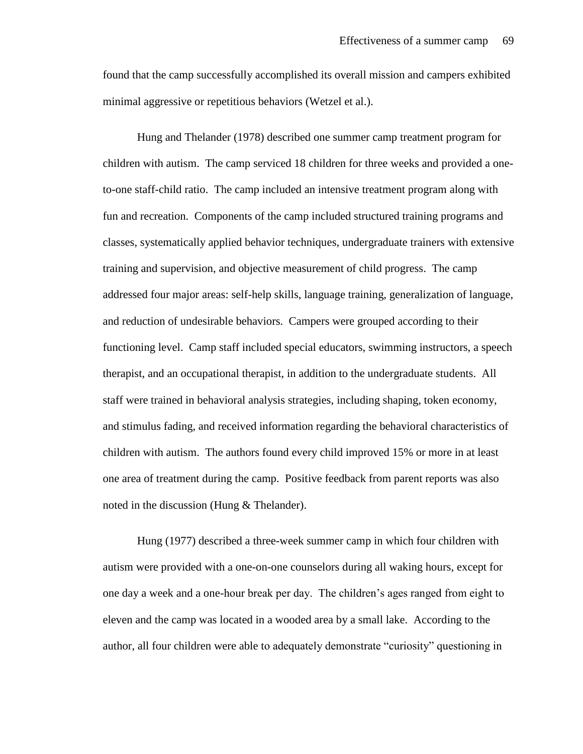found that the camp successfully accomplished its overall mission and campers exhibited minimal aggressive or repetitious behaviors (Wetzel et al.).

Hung and Thelander (1978) described one summer camp treatment program for children with autism. The camp serviced 18 children for three weeks and provided a one-to-one staff-child ratio. The camp included an intensive treatment program along with fun and recreation. Components of the camp included structured training programs and classes, systematically applied behavior techniques, undergraduate trainers with extensive training and supervision, and objective measurement of child progress. The camp addressed four major areas: self-help skills, language training, generalization of language, and reduction of undesirable behaviors. Campers were grouped according to their functioning level. Camp staff included special educators, swimming instructors, a speech therapist, and an occupational therapist, in addition to the undergraduate students. All staff were trained in behavioral analysis strategies, including shaping, token economy, and stimulus fading, and received information regarding the behavioral characteristics of children with autism. The authors found every child improved 15% or more in at least one area of treatment during the camp. Positive feedback from parent reports was also noted in the discussion (Hung & Thelander).

Hung (1977) described a three-week summer camp in which four children with autism were provided with a one-on-one counselors during all waking hours, except for one day a week and a one-hour break per day. The children's ages ranged from eight to eleven and the camp was located in a wooded area by a small lake. According to the author, all four children were able to adequately demonstrate "curiosity" questioning in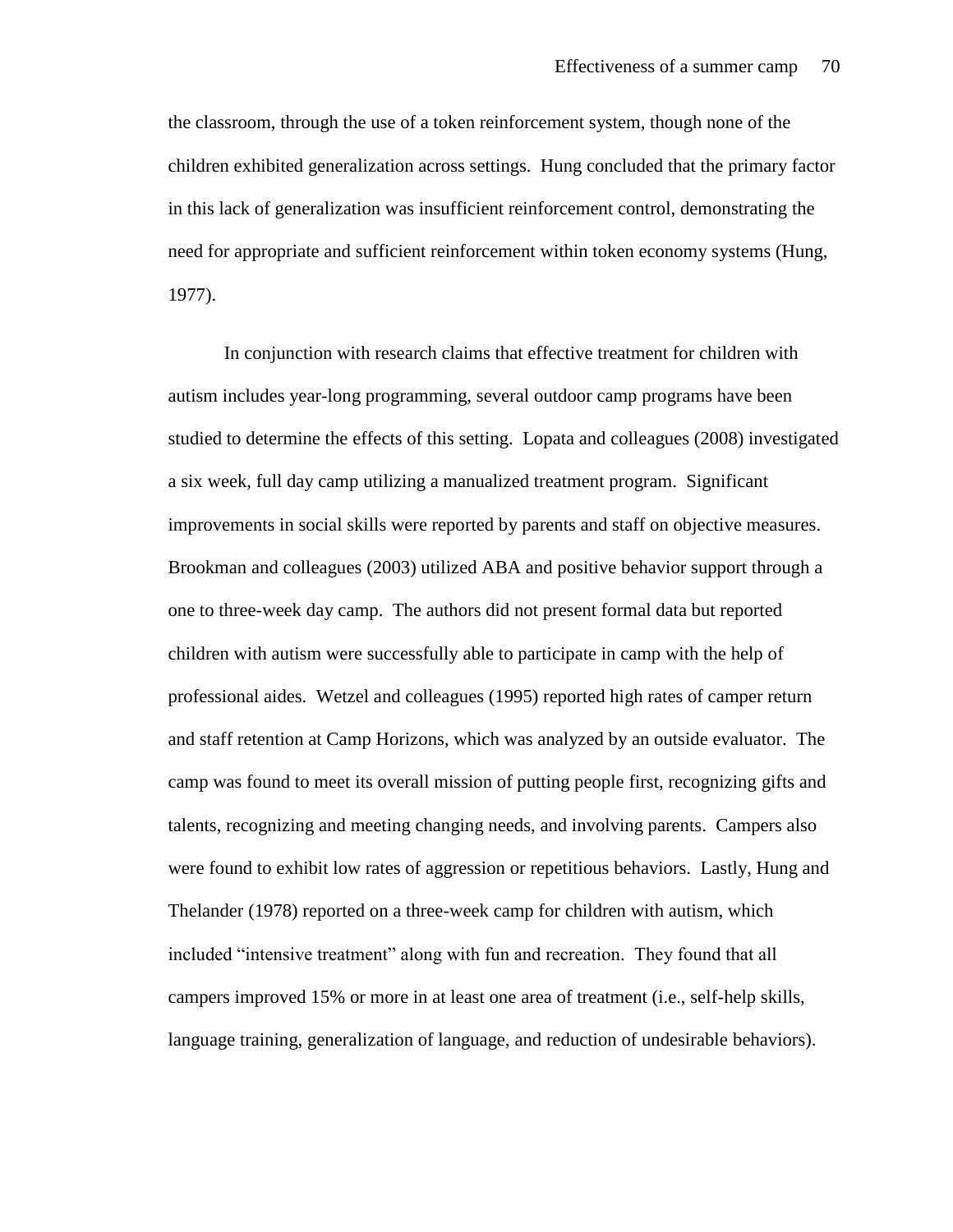the classroom, through the use of a token reinforcement system, though none of the children exhibited generalization across settings. Hung concluded that the primary factor in this lack of generalization was insufficient reinforcement control, demonstrating the need for appropriate and sufficient reinforcement within token economy systems (Hung, 1977).

In conjunction with research claims that effective treatment for children with autism includes year-long programming, several outdoor camp programs have been studied to determine the effects of this setting. Lopata and colleagues (2008) investigated a six week, full day camp utilizing a manualized treatment program. Significant improvements in social skills were reported by parents and staff on objective measures. Brookman and colleagues (2003) utilized ABA and positive behavior support through a one to three-week day camp. The authors did not present formal data but reported children with autism were successfully able to participate in camp with the help of professional aides. Wetzel and colleagues (1995) reported high rates of camper return and staff retention at Camp Horizons, which was analyzed by an outside evaluator. The camp was found to meet its overall mission of putting people first, recognizing gifts and talents, recognizing and meeting changing needs, and involving parents. Campers also were found to exhibit low rates of aggression or repetitious behaviors. Lastly, Hung and Thelander (1978) reported on a three-week camp for children with autism, which included "intensive treatment" along with fun and recreation. They found that all campers improved 15% or more in at least one area of treatment (i.e., self-help skills, language training, generalization of language, and reduction of undesirable behaviors).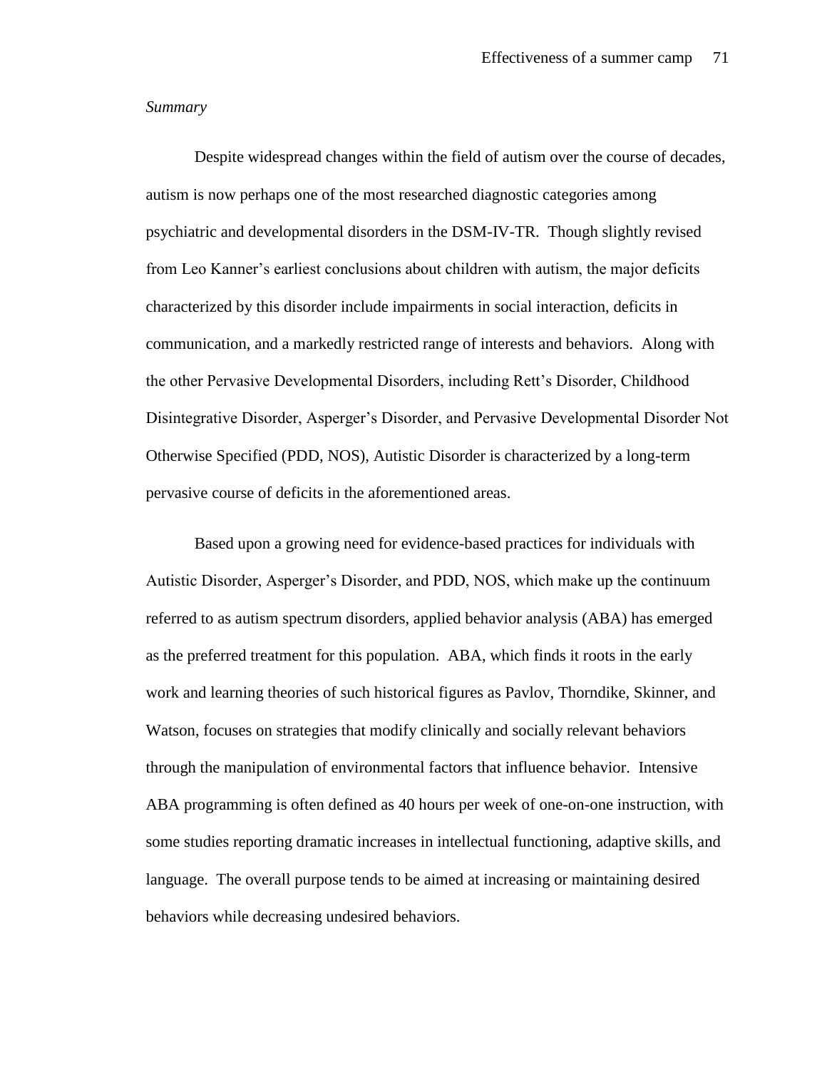*Summary*

Despite widespread changes within the field of autism over the course of decades, autism is now perhaps one of the most researched diagnostic categories among psychiatric and developmental disorders in the DSM-IV-TR. Though slightly revised from Leo Kanner's earliest conclusions about children with autism, the major deficits characterized by this disorder include impairments in social interaction, deficits in communication, and a markedly restricted range of interests and behaviors. Along with the other Pervasive Developmental Disorders, including Rett's Disorder, Childhood Disintegrative Disorder, Asperger's Disorder, and Pervasive Developmental Disorder Not Otherwise Specified (PDD, NOS), Autistic Disorder is characterized by a long-term pervasive course of deficits in the aforementioned areas.

Based upon a growing need for evidence-based practices for individuals with Autistic Disorder, Asperger's Disorder, and PDD, NOS, which make up the continuum referred to as autism spectrum disorders, applied behavior analysis (ABA) has emerged as the preferred treatment for this population. ABA, which finds it roots in the early work and learning theories of such historical figures as Pavlov, Thorndike, Skinner, and Watson, focuses on strategies that modify clinically and socially relevant behaviors through the manipulation of environmental factors that influence behavior. Intensive ABA programming is often defined as 40 hours per week of one-on-one instruction, with some studies reporting dramatic increases in intellectual functioning, adaptive skills, and language. The overall purpose tends to be aimed at increasing or maintaining desired behaviors while decreasing undesired behaviors.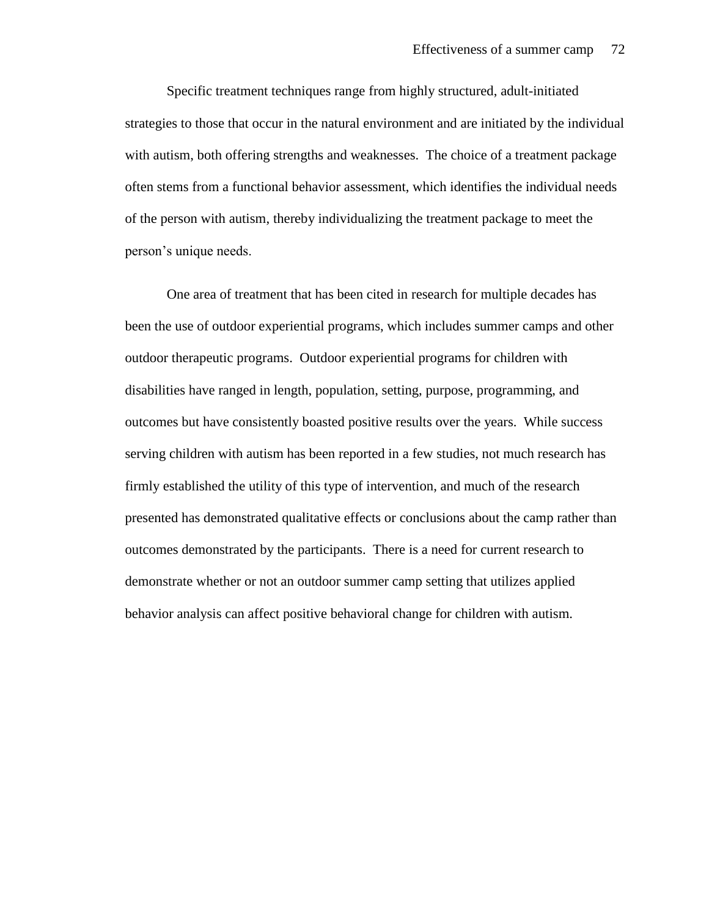Specific treatment techniques range from highly structured, adult-initiated strategies to those that occur in the natural environment and are initiated by the individual with autism, both offering strengths and weaknesses. The choice of a treatment package often stems from a functional behavior assessment, which identifies the individual needs of the person with autism, thereby individualizing the treatment package to meet the person's unique needs.

One area of treatment that has been cited in research for multiple decades has been the use of outdoor experiential programs, which includes summer camps and other outdoor therapeutic programs. Outdoor experiential programs for children with disabilities have ranged in length, population, setting, purpose, programming, and outcomes but have consistently boasted positive results over the years. While success serving children with autism has been reported in a few studies, not much research has firmly established the utility of this type of intervention, and much of the research presented has demonstrated qualitative effects or conclusions about the camp rather than outcomes demonstrated by the participants. There is a need for current research to demonstrate whether or not an outdoor summer camp setting that utilizes applied behavior analysis can affect positive behavioral change for children with autism.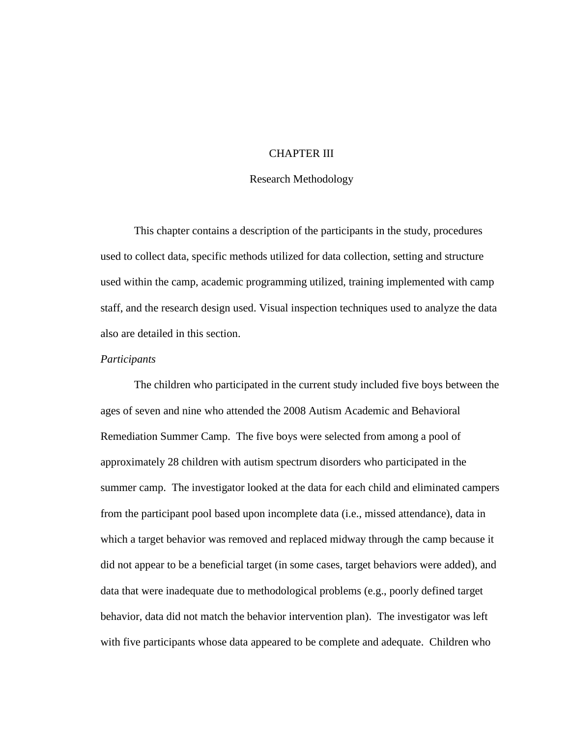# CHAPTER III

## Research Methodology

This chapter contains a description of the participants in the study, procedures used to collect data, specific methods utilized for data collection, setting and structure used within the camp, academic programming utilized, training implemented with camp staff, and the research design used. Visual inspection techniques used to analyze the data also are detailed in this section.

### *Participants*

The children who participated in the current study included five boys between the ages of seven and nine who attended the 2008 Autism Academic and Behavioral Remediation Summer Camp. The five boys were selected from among a pool of approximately 28 children with autism spectrum disorders who participated in the summer camp. The investigator looked at the data for each child and eliminated campers from the participant pool based upon incomplete data (i.e., missed attendance), data in which a target behavior was removed and replaced midway through the camp because it did not appear to be a beneficial target (in some cases, target behaviors were added), and data that were inadequate due to methodological problems (e.g., poorly defined target behavior, data did not match the behavior intervention plan). The investigator was left with five participants whose data appeared to be complete and adequate. Children who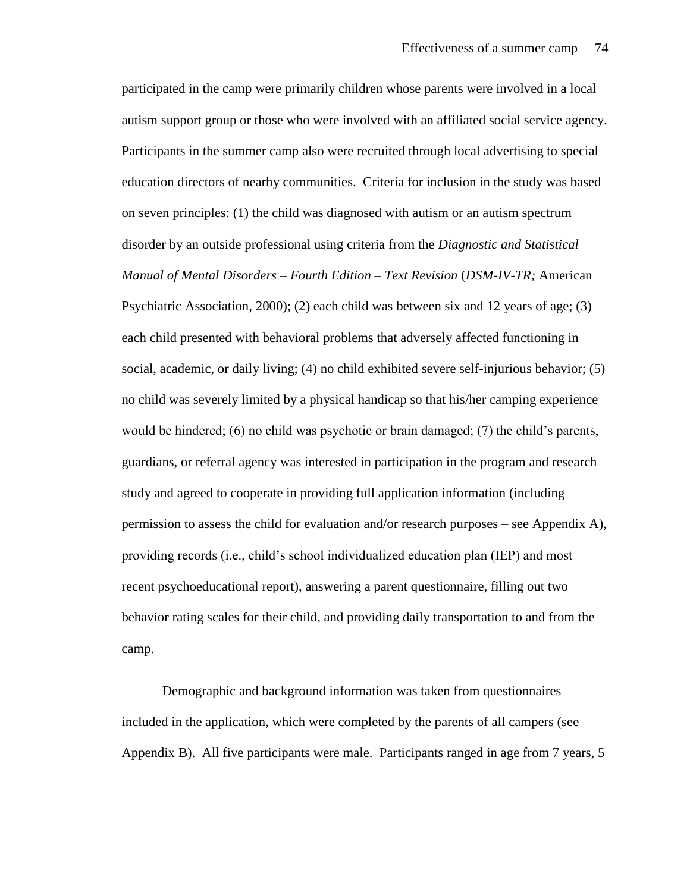participated in the camp were primarily children whose parents were involved in a local autism support group or those who were involved with an affiliated social service agency. Participants in the summer camp also were recruited through local advertising to special education directors of nearby communities. Criteria for inclusion in the study was based on seven principles: (1) the child was diagnosed with autism or an autism spectrum disorder by an outside professional using criteria from the *Diagnostic and Statistical Manual of Mental Disorders – Fourth Edition – Text Revision* (*DSM-IV-TR;* American Psychiatric Association, 2000); (2) each child was between six and 12 years of age; (3) each child presented with behavioral problems that adversely affected functioning in social, academic, or daily living; (4) no child exhibited severe self-injurious behavior; (5) no child was severely limited by a physical handicap so that his/her camping experience would be hindered; (6) no child was psychotic or brain damaged; (7) the child's parents, guardians, or referral agency was interested in participation in the program and research study and agreed to cooperate in providing full application information (including permission to assess the child for evaluation and/or research purposes – see Appendix A), providing records (i.e., child's school individualized education plan (IEP) and most recent psychoeducational report), answering a parent questionnaire, filling out two behavior rating scales for their child, and providing daily transportation to and from the camp.

Demographic and background information was taken from questionnaires included in the application, which were completed by the parents of all campers (see Appendix B). All five participants were male. Participants ranged in age from 7 years, 5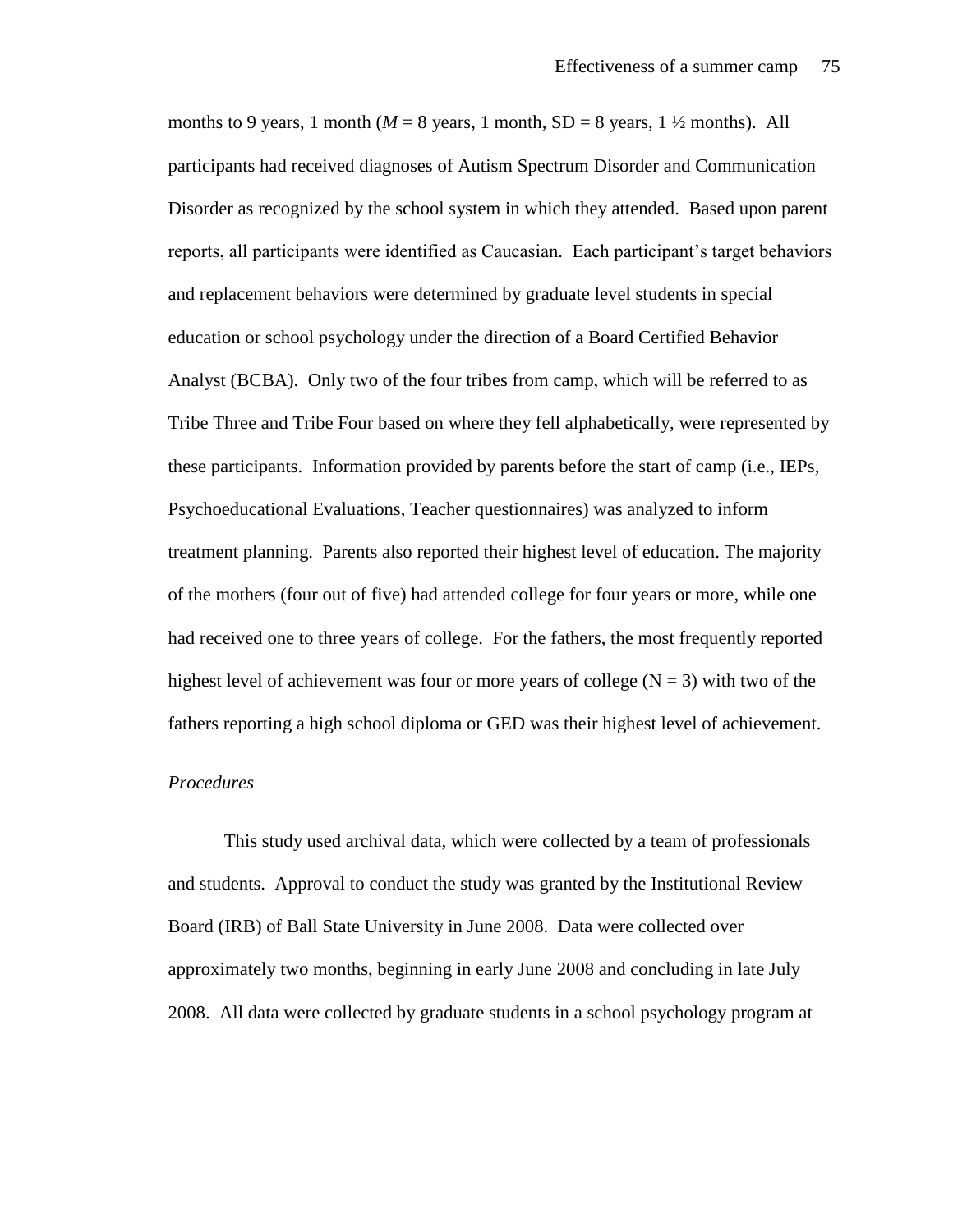months to 9 years, 1 month (*M* = 8 years, 1 month, SD = 8 years, 1 ½ months). All participants had received diagnoses of Autism Spectrum Disorder and Communication Disorder as recognized by the school system in which they attended. Based upon parent reports, all participants were identified as Caucasian. Each participant's target behaviors and replacement behaviors were determined by graduate level students in special education or school psychology under the direction of a Board Certified Behavior Analyst (BCBA). Only two of the four tribes from camp, which will be referred to as Tribe Three and Tribe Four based on where they fell alphabetically, were represented by these participants. Information provided by parents before the start of camp (i.e., IEPs, Psychoeducational Evaluations, Teacher questionnaires) was analyzed to inform treatment planning. Parents also reported their highest level of education. The majority of the mothers (four out of five) had attended college for four years or more, while one had received one to three years of college. For the fathers, the most frequently reported highest level of achievement was four or more years of college (N = 3) with two of the fathers reporting a high school diploma or GED was their highest level of achievement.

*Procedures*

This study used archival data, which were collected by a team of professionals and students. Approval to conduct the study was granted by the Institutional Review Board (IRB) of Ball State University in June 2008. Data were collected over approximately two months, beginning in early June 2008 and concluding in late July 2008. All data were collected by graduate students in a school psychology program at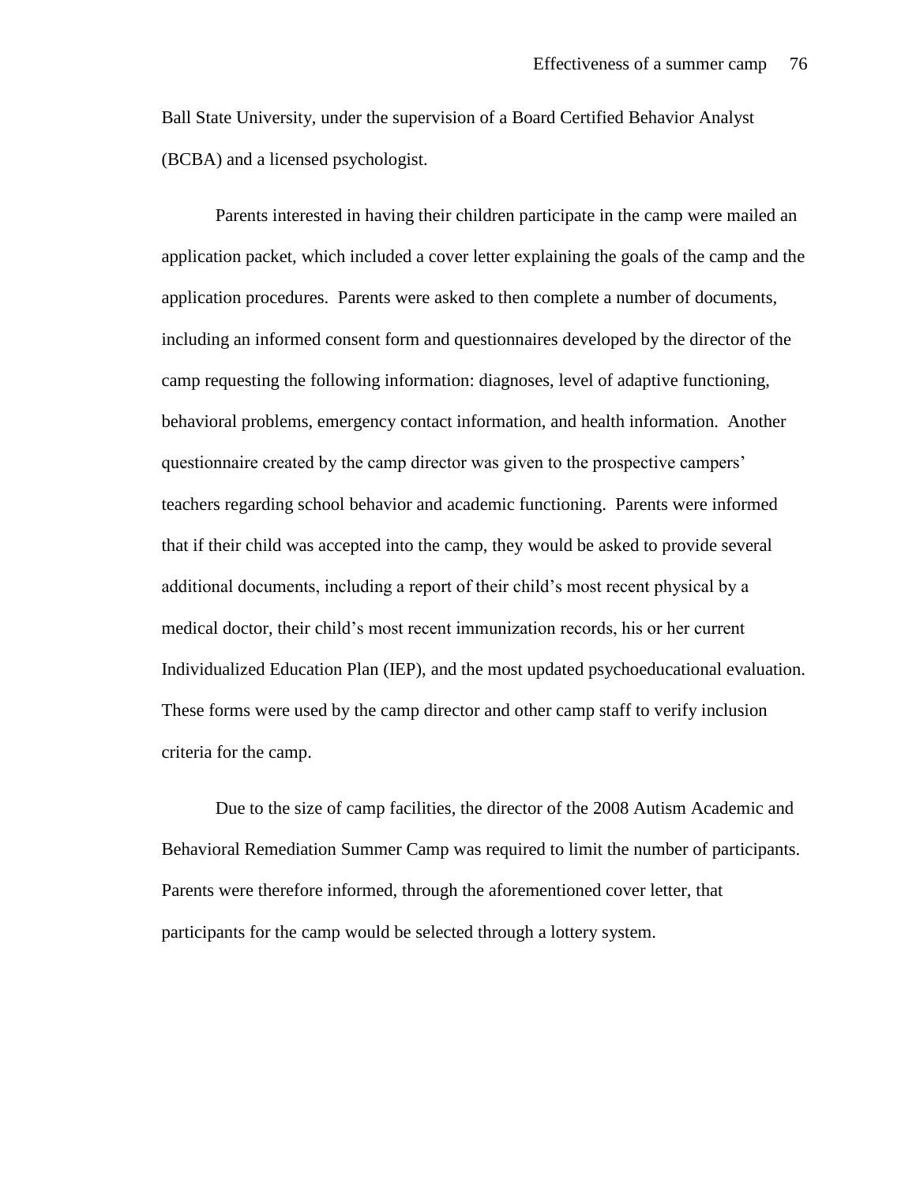Ball State University, under the supervision of a Board Certified Behavior Analyst (BCBA) and a licensed psychologist.

Parents interested in having their children participate in the camp were mailed an application packet, which included a cover letter explaining the goals of the camp and the application procedures. Parents were asked to then complete a number of documents, including an informed consent form and questionnaires developed by the director of the camp requesting the following information: diagnoses, level of adaptive functioning, behavioral problems, emergency contact information, and health information. Another questionnaire created by the camp director was given to the prospective campers' teachers regarding school behavior and academic functioning. Parents were informed that if their child was accepted into the camp, they would be asked to provide several additional documents, including a report of their child's most recent physical by a medical doctor, their child's most recent immunization records, his or her current Individualized Education Plan (IEP), and the most updated psychoeducational evaluation. These forms were used by the camp director and other camp staff to verify inclusion criteria for the camp.

Due to the size of camp facilities, the director of the 2008 Autism Academic and Behavioral Remediation Summer Camp was required to limit the number of participants. Parents were therefore informed, through the aforementioned cover letter, that participants for the camp would be selected through a lottery system.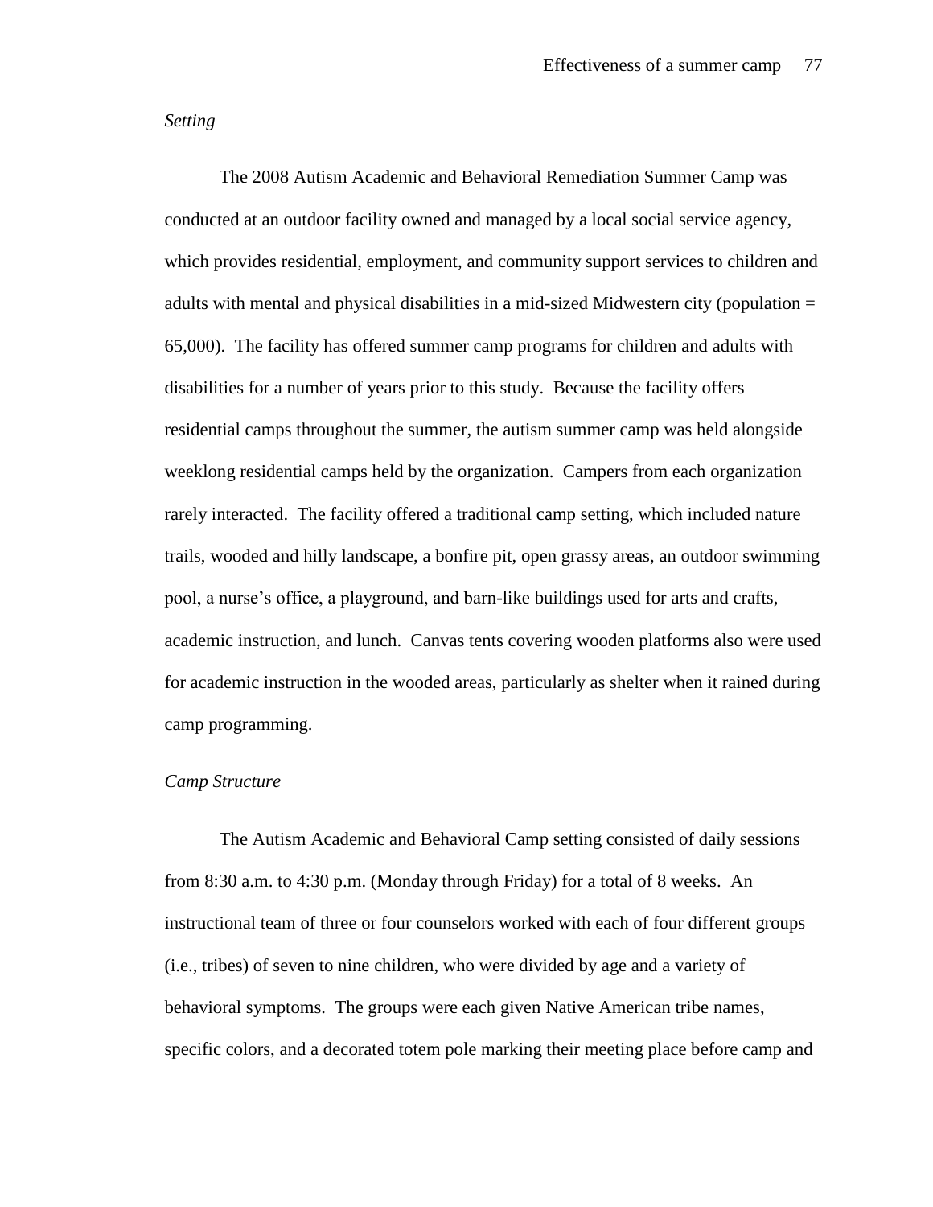*Setting*

The 2008 Autism Academic and Behavioral Remediation Summer Camp was conducted at an outdoor facility owned and managed by a local social service agency, which provides residential, employment, and community support services to children and adults with mental and physical disabilities in a mid-sized Midwestern city (population = 65,000). The facility has offered summer camp programs for children and adults with disabilities for a number of years prior to this study. Because the facility offers residential camps throughout the summer, the autism summer camp was held alongside weeklong residential camps held by the organization. Campers from each organization rarely interacted. The facility offered a traditional camp setting, which included nature trails, wooded and hilly landscape, a bonfire pit, open grassy areas, an outdoor swimming pool, a nurse's office, a playground, and barn-like buildings used for arts and crafts, academic instruction, and lunch. Canvas tents covering wooden platforms also were used for academic instruction in the wooded areas, particularly as shelter when it rained during camp programming.

*Camp Structure*

The Autism Academic and Behavioral Camp setting consisted of daily sessions from 8:30 a.m. to 4:30 p.m. (Monday through Friday) for a total of 8 weeks. An instructional team of three or four counselors worked with each of four different groups (i.e., tribes) of seven to nine children, who were divided by age and a variety of behavioral symptoms. The groups were each given Native American tribe names, specific colors, and a decorated totem pole marking their meeting place before camp and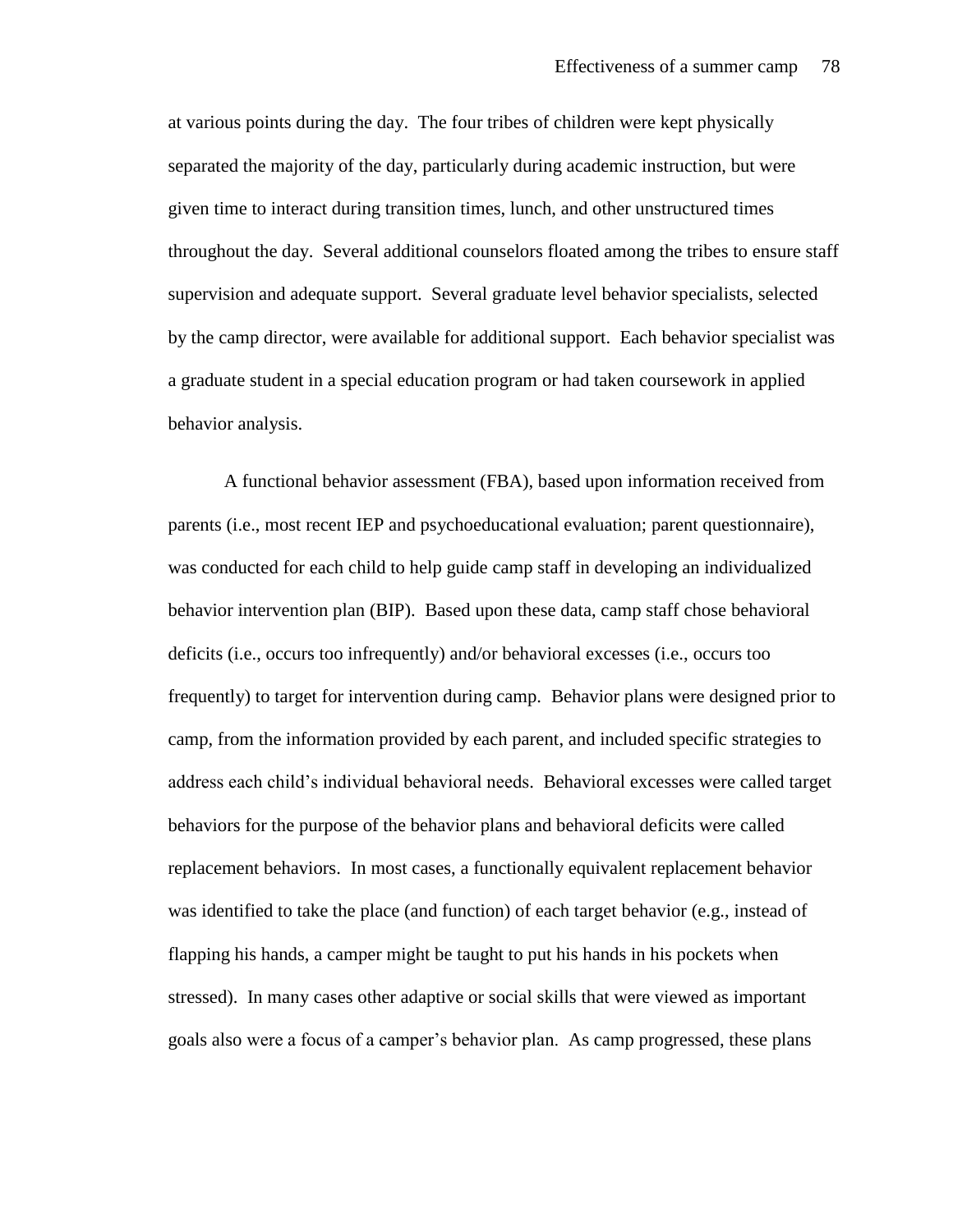at various points during the day. The four tribes of children were kept physically separated the majority of the day, particularly during academic instruction, but were given time to interact during transition times, lunch, and other unstructured times throughout the day. Several additional counselors floated among the tribes to ensure staff supervision and adequate support. Several graduate level behavior specialists, selected by the camp director, were available for additional support. Each behavior specialist was a graduate student in a special education program or had taken coursework in applied behavior analysis.

A functional behavior assessment (FBA), based upon information received from parents (i.e., most recent IEP and psychoeducational evaluation; parent questionnaire), was conducted for each child to help guide camp staff in developing an individualized behavior intervention plan (BIP). Based upon these data, camp staff chose behavioral deficits (i.e., occurs too infrequently) and/or behavioral excesses (i.e., occurs too frequently) to target for intervention during camp. Behavior plans were designed prior to camp, from the information provided by each parent, and included specific strategies to address each child's individual behavioral needs. Behavioral excesses were called target behaviors for the purpose of the behavior plans and behavioral deficits were called replacement behaviors. In most cases, a functionally equivalent replacement behavior was identified to take the place (and function) of each target behavior (e.g., instead of flapping his hands, a camper might be taught to put his hands in his pockets when stressed). In many cases other adaptive or social skills that were viewed as important goals also were a focus of a camper's behavior plan. As camp progressed, these plans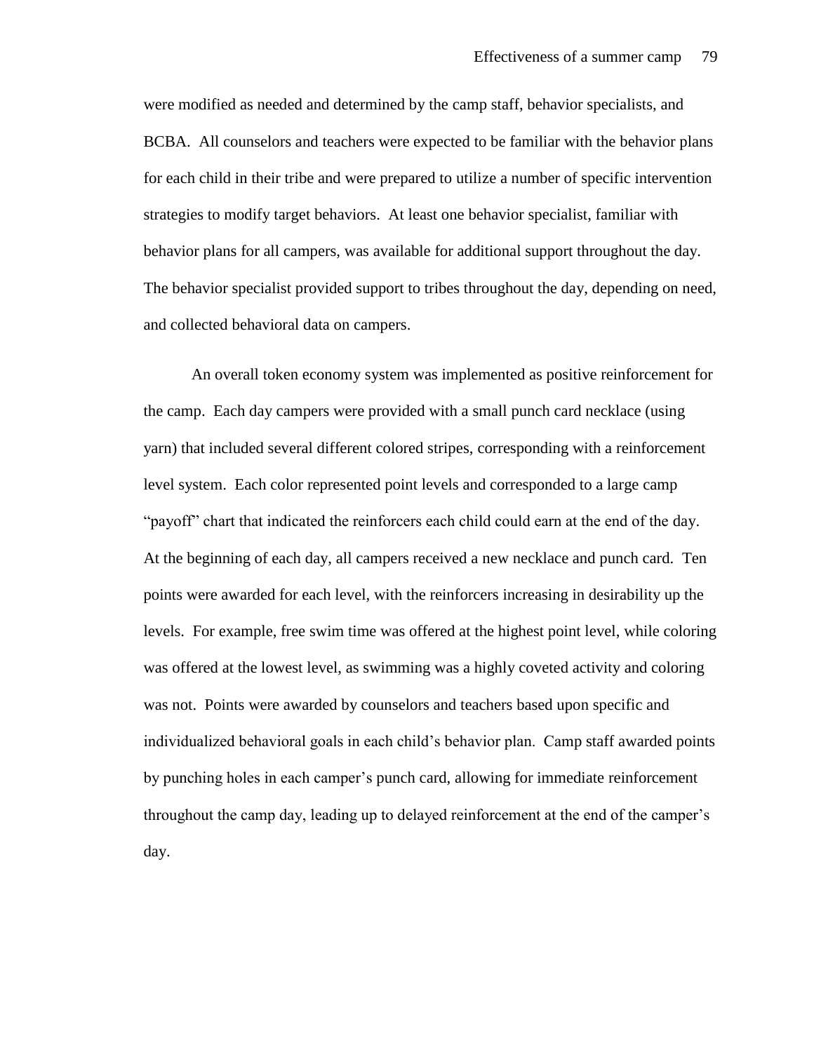were modified as needed and determined by the camp staff, behavior specialists, and BCBA. All counselors and teachers were expected to be familiar with the behavior plans for each child in their tribe and were prepared to utilize a number of specific intervention strategies to modify target behaviors. At least one behavior specialist, familiar with behavior plans for all campers, was available for additional support throughout the day. The behavior specialist provided support to tribes throughout the day, depending on need, and collected behavioral data on campers.

An overall token economy system was implemented as positive reinforcement for the camp. Each day campers were provided with a small punch card necklace (using yarn) that included several different colored stripes, corresponding with a reinforcement level system. Each color represented point levels and corresponded to a large camp "payoff" chart that indicated the reinforcers each child could earn at the end of the day. At the beginning of each day, all campers received a new necklace and punch card. Ten points were awarded for each level, with the reinforcers increasing in desirability up the levels. For example, free swim time was offered at the highest point level, while coloring was offered at the lowest level, as swimming was a highly coveted activity and coloring was not. Points were awarded by counselors and teachers based upon specific and individualized behavioral goals in each child's behavior plan. Camp staff awarded points by punching holes in each camper's punch card, allowing for immediate reinforcement throughout the camp day, leading up to delayed reinforcement at the end of the camper's day.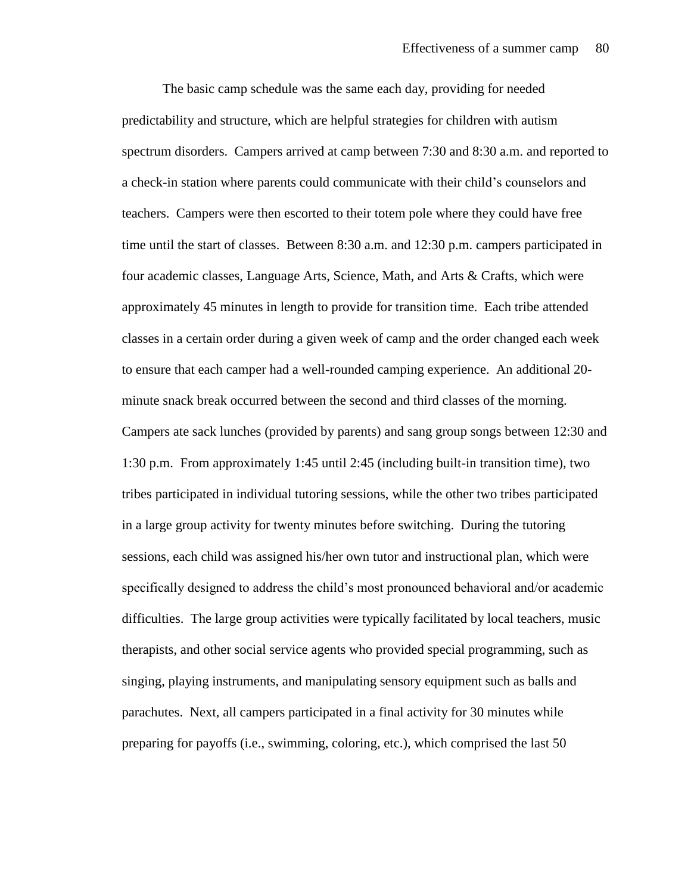The basic camp schedule was the same each day, providing for needed predictability and structure, which are helpful strategies for children with autism spectrum disorders. Campers arrived at camp between 7:30 and 8:30 a.m. and reported to a check-in station where parents could communicate with their child's counselors and teachers. Campers were then escorted to their totem pole where they could have free time until the start of classes. Between 8:30 a.m. and 12:30 p.m. campers participated in four academic classes, Language Arts, Science, Math, and Arts & Crafts, which were approximately 45 minutes in length to provide for transition time. Each tribe attended classes in a certain order during a given week of camp and the order changed each week to ensure that each camper had a well-rounded camping experience. An additional 20-minute snack break occurred between the second and third classes of the morning. Campers ate sack lunches (provided by parents) and sang group songs between 12:30 and 1:30 p.m. From approximately 1:45 until 2:45 (including built-in transition time), two tribes participated in individual tutoring sessions, while the other two tribes participated in a large group activity for twenty minutes before switching. During the tutoring sessions, each child was assigned his/her own tutor and instructional plan, which were specifically designed to address the child's most pronounced behavioral and/or academic difficulties. The large group activities were typically facilitated by local teachers, music therapists, and other social service agents who provided special programming, such as singing, playing instruments, and manipulating sensory equipment such as balls and parachutes. Next, all campers participated in a final activity for 30 minutes while preparing for payoffs (i.e., swimming, coloring, etc.), which comprised the last 50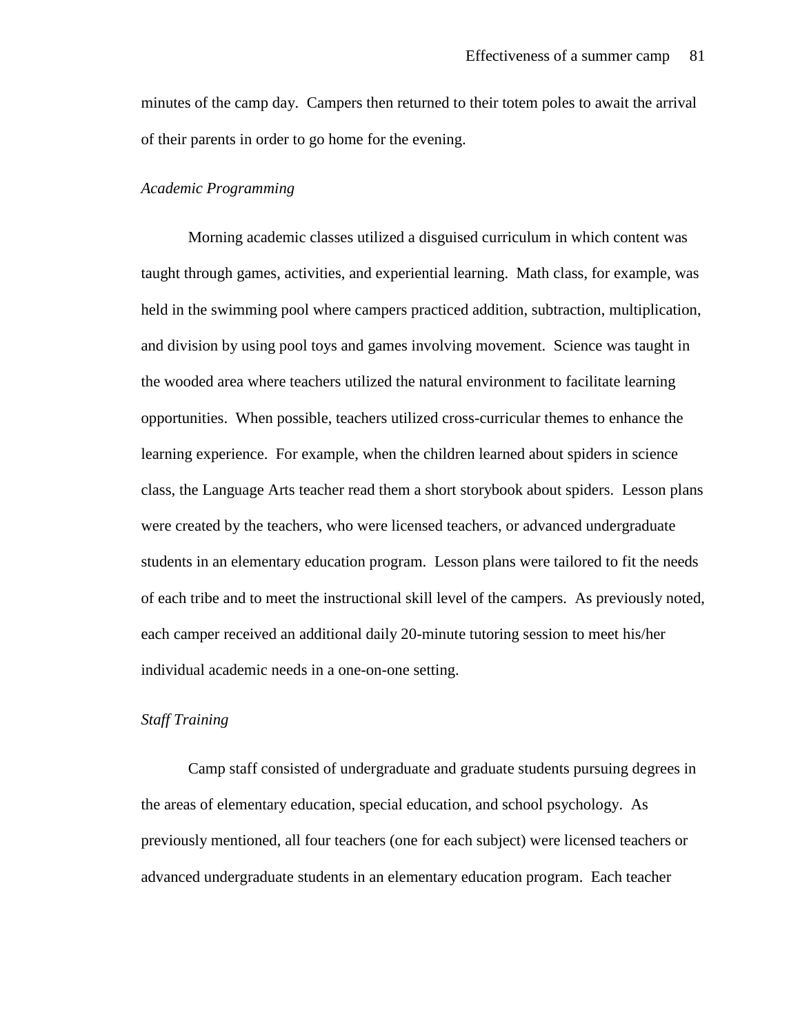minutes of the camp day. Campers then returned to their totem poles to await the arrival of their parents in order to go home for the evening.

*Academic Programming*

Morning academic classes utilized a disguised curriculum in which content was taught through games, activities, and experiential learning. Math class, for example, was held in the swimming pool where campers practiced addition, subtraction, multiplication, and division by using pool toys and games involving movement. Science was taught in the wooded area where teachers utilized the natural environment to facilitate learning opportunities. When possible, teachers utilized cross-curricular themes to enhance the learning experience. For example, when the children learned about spiders in science class, the Language Arts teacher read them a short storybook about spiders. Lesson plans were created by the teachers, who were licensed teachers, or advanced undergraduate students in an elementary education program. Lesson plans were tailored to fit the needs of each tribe and to meet the instructional skill level of the campers. As previously noted, each camper received an additional daily 20-minute tutoring session to meet his/her individual academic needs in a one-on-one setting.

*Staff Training*

Camp staff consisted of undergraduate and graduate students pursuing degrees in the areas of elementary education, special education, and school psychology. As previously mentioned, all four teachers (one for each subject) were licensed teachers or advanced undergraduate students in an elementary education program. Each teacher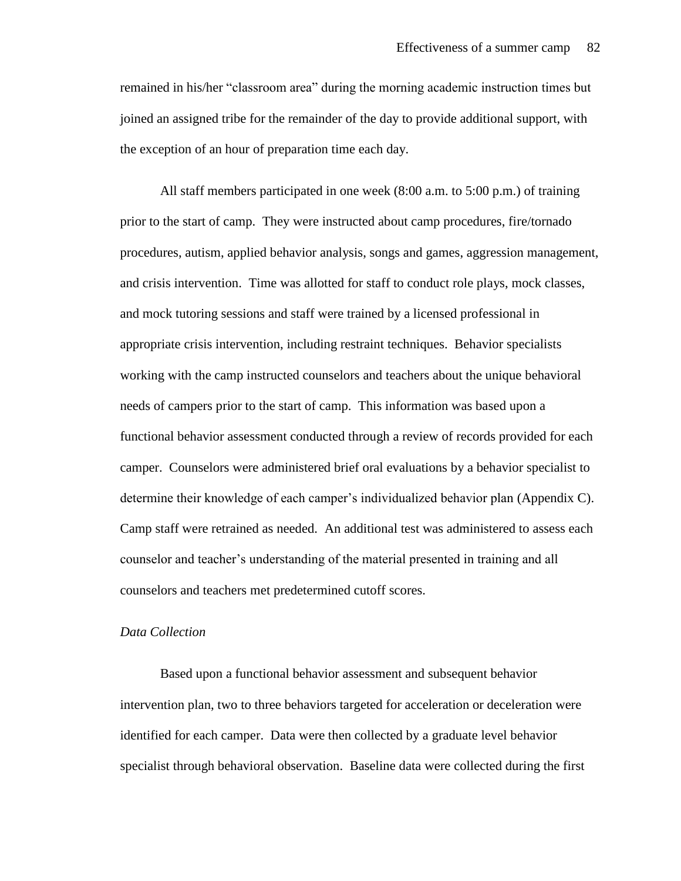remained in his/her "classroom area" during the morning academic instruction times but joined an assigned tribe for the remainder of the day to provide additional support, with the exception of an hour of preparation time each day.

All staff members participated in one week (8:00 a.m. to 5:00 p.m.) of training prior to the start of camp. They were instructed about camp procedures, fire/tornado procedures, autism, applied behavior analysis, songs and games, aggression management, and crisis intervention. Time was allotted for staff to conduct role plays, mock classes, and mock tutoring sessions and staff were trained by a licensed professional in appropriate crisis intervention, including restraint techniques. Behavior specialists working with the camp instructed counselors and teachers about the unique behavioral needs of campers prior to the start of camp. This information was based upon a functional behavior assessment conducted through a review of records provided for each camper. Counselors were administered brief oral evaluations by a behavior specialist to determine their knowledge of each camper's individualized behavior plan (Appendix C). Camp staff were retrained as needed. An additional test was administered to assess each counselor and teacher's understanding of the material presented in training and all counselors and teachers met predetermined cutoff scores.

*Data Collection*

Based upon a functional behavior assessment and subsequent behavior intervention plan, two to three behaviors targeted for acceleration or deceleration were identified for each camper. Data were then collected by a graduate level behavior specialist through behavioral observation. Baseline data were collected during the first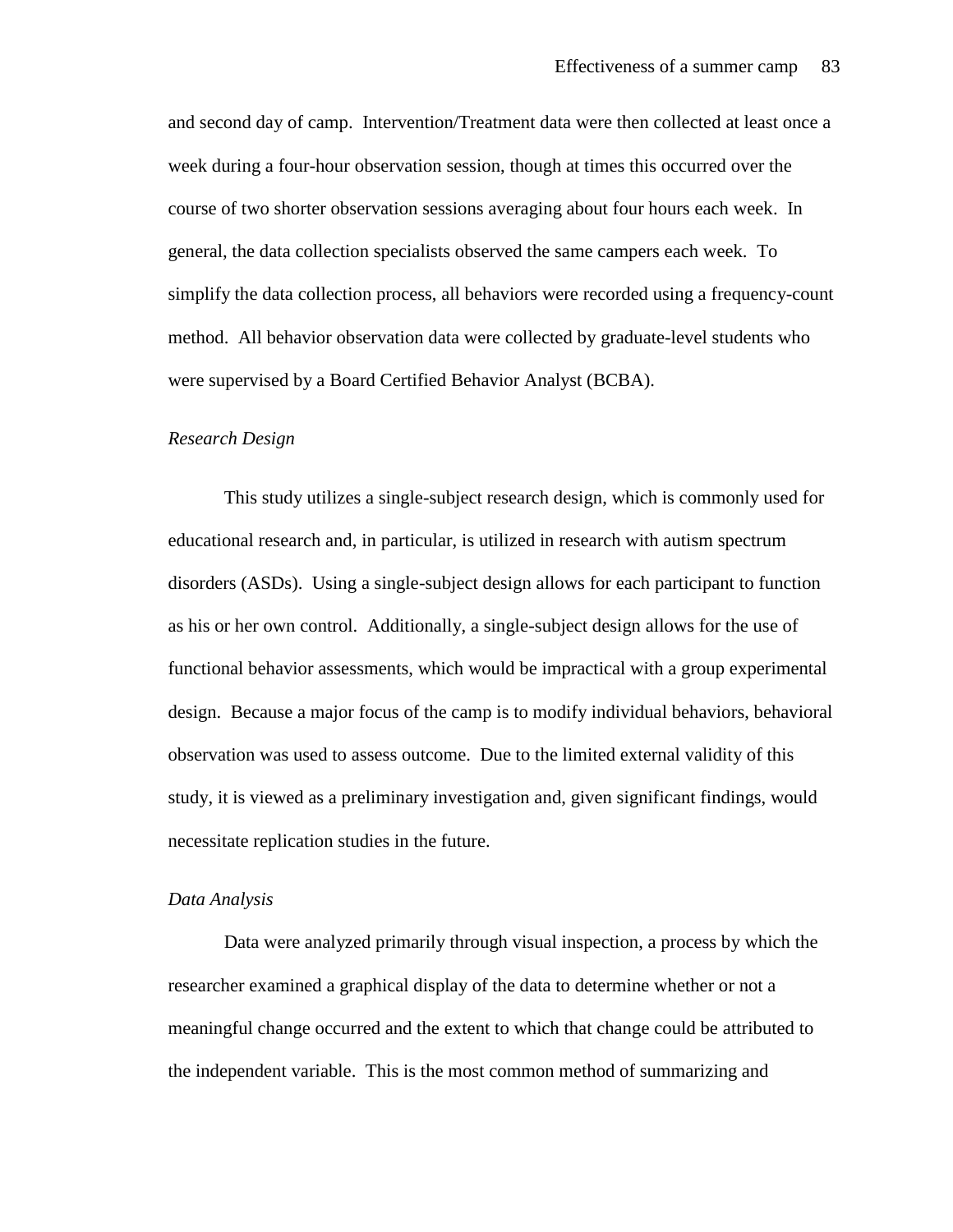and second day of camp. Intervention/Treatment data were then collected at least once a week during a four-hour observation session, though at times this occurred over the course of two shorter observation sessions averaging about four hours each week. In general, the data collection specialists observed the same campers each week. To simplify the data collection process, all behaviors were recorded using a frequency-count method. All behavior observation data were collected by graduate-level students who were supervised by a Board Certified Behavior Analyst (BCBA).

### *Research Design*

This study utilizes a single-subject research design, which is commonly used for educational research and, in particular, is utilized in research with autism spectrum disorders (ASDs). Using a single-subject design allows for each participant to function as his or her own control. Additionally, a single-subject design allows for the use of functional behavior assessments, which would be impractical with a group experimental design. Because a major focus of the camp is to modify individual behaviors, behavioral observation was used to assess outcome. Due to the limited external validity of this study, it is viewed as a preliminary investigation and, given significant findings, would necessitate replication studies in the future.

### *Data Analysis*

Data were analyzed primarily through visual inspection, a process by which the researcher examined a graphical display of the data to determine whether or not a meaningful change occurred and the extent to which that change could be attributed to the independent variable. This is the most common method of summarizing and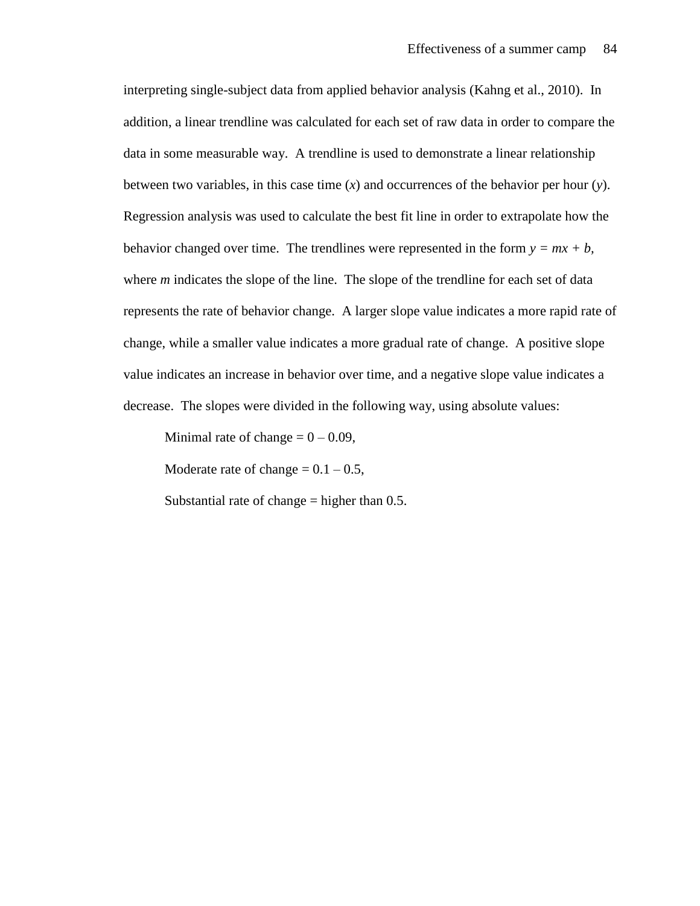interpreting single-subject data from applied behavior analysis (Kahng et al., 2010). In addition, a linear trendline was calculated for each set of raw data in order to compare the data in some measurable way. A trendline is used to demonstrate a linear relationship between two variables, in this case time ($x$) and occurrences of the behavior per hour ($y$). Regression analysis was used to calculate the best fit line in order to extrapolate how the behavior changed over time. The trendlines were represented in the form $y = mx + b$, where $m$ indicates the slope of the line. The slope of the trendline for each set of data represents the rate of behavior change. A larger slope value indicates a more rapid rate of change, while a smaller value indicates a more gradual rate of change. A positive slope value indicates an increase in behavior over time, and a negative slope value indicates a decrease. The slopes were divided in the following way, using absolute values:

Minimal rate of change = 0 – 0.09,

Moderate rate of change = 0.1 – 0.5,

Substantial rate of change = higher than 0.5.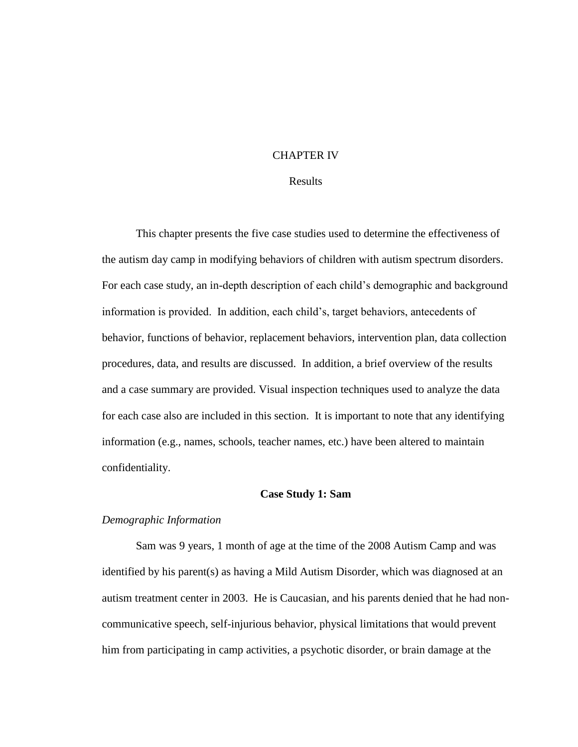# CHAPTER IV

## Results

This chapter presents the five case studies used to determine the effectiveness of the autism day camp in modifying behaviors of children with autism spectrum disorders. For each case study, an in-depth description of each child's demographic and background information is provided. In addition, each child's, target behaviors, antecedents of behavior, functions of behavior, replacement behaviors, intervention plan, data collection procedures, data, and results are discussed. In addition, a brief overview of the results and a case summary are provided. Visual inspection techniques used to analyze the data for each case also are included in this section. It is important to note that any identifying information (e.g., names, schools, teacher names, etc.) have been altered to maintain confidentiality.

### Case Study 1: Sam

*Demographic Information*

Sam was 9 years, 1 month of age at the time of the 2008 Autism Camp and was identified by his parent(s) as having a Mild Autism Disorder, which was diagnosed at an autism treatment center in 2003. He is Caucasian, and his parents denied that he had non-communicative speech, self-injurious behavior, physical limitations that would prevent him from participating in camp activities, a psychotic disorder, or brain damage at the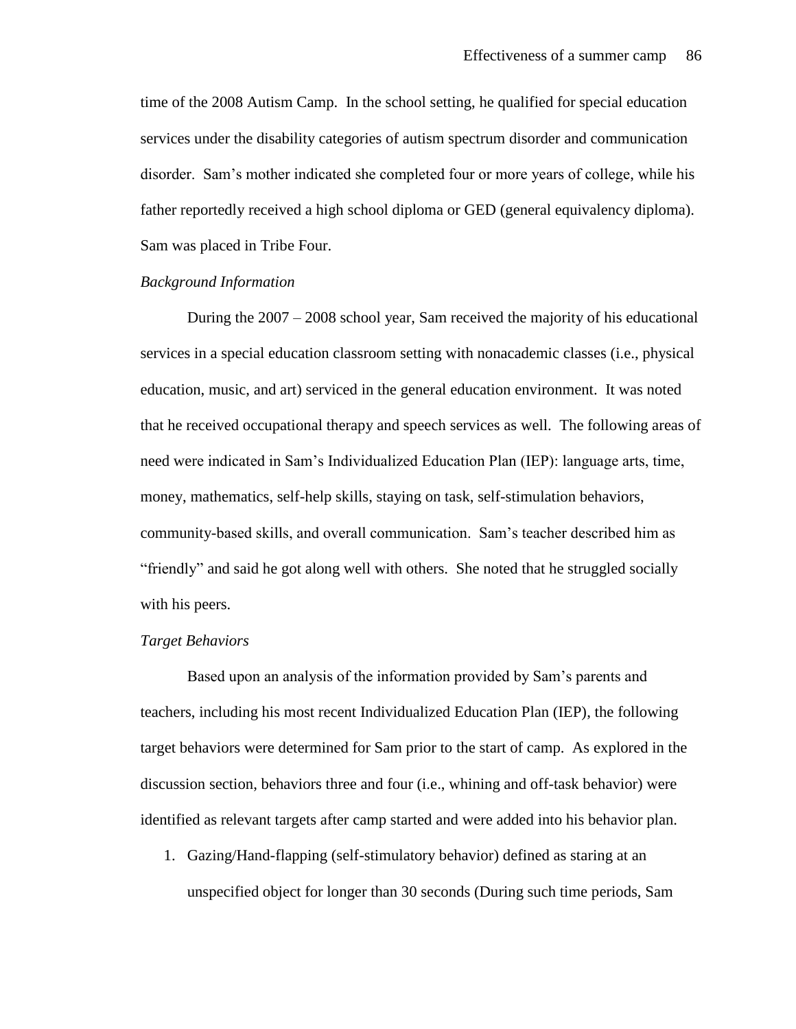time of the 2008 Autism Camp. In the school setting, he qualified for special education services under the disability categories of autism spectrum disorder and communication disorder. Sam's mother indicated she completed four or more years of college, while his father reportedly received a high school diploma or GED (general equivalency diploma). Sam was placed in Tribe Four.

*Background Information*

During the 2007 – 2008 school year, Sam received the majority of his educational services in a special education classroom setting with nonacademic classes (i.e., physical education, music, and art) serviced in the general education environment. It was noted that he received occupational therapy and speech services as well. The following areas of need were indicated in Sam's Individualized Education Plan (IEP): language arts, time, money, mathematics, self-help skills, staying on task, self-stimulation behaviors, community-based skills, and overall communication. Sam's teacher described him as "friendly" and said he got along well with others. She noted that he struggled socially with his peers.

*Target Behaviors*

Based upon an analysis of the information provided by Sam's parents and teachers, including his most recent Individualized Education Plan (IEP), the following target behaviors were determined for Sam prior to the start of camp. As explored in the discussion section, behaviors three and four (i.e., whining and off-task behavior) were identified as relevant targets after camp started and were added into his behavior plan.

1. Gazing/Hand-flapping (self-stimulatory behavior) defined as staring at an unspecified object for longer than 30 seconds (During such time periods, Sam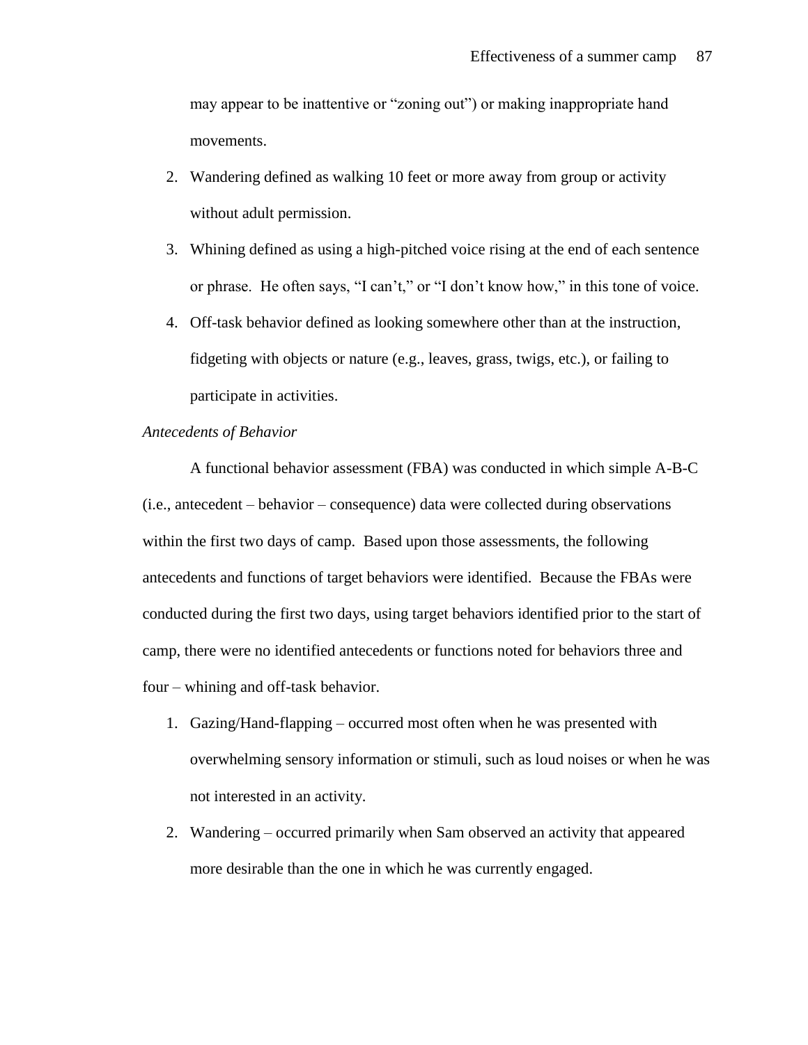may appear to be inattentive or "zoning out") or making inappropriate hand movements.

2. Wandering defined as walking 10 feet or more away from group or activity without adult permission.
3. Whining defined as using a high-pitched voice rising at the end of each sentence or phrase. He often says, "I can't," or "I don't know how," in this tone of voice.
4. Off-task behavior defined as looking somewhere other than at the instruction, fidgeting with objects or nature (e.g., leaves, grass, twigs, etc.), or failing to participate in activities.

*Antecedents of Behavior*

A functional behavior assessment (FBA) was conducted in which simple A-B-C (i.e., antecedent – behavior – consequence) data were collected during observations within the first two days of camp. Based upon those assessments, the following antecedents and functions of target behaviors were identified. Because the FBAs were conducted during the first two days, using target behaviors identified prior to the start of camp, there were no identified antecedents or functions noted for behaviors three and four – whining and off-task behavior.

1. Gazing/Hand-flapping – occurred most often when he was presented with overwhelming sensory information or stimuli, such as loud noises or when he was not interested in an activity.
2. Wandering – occurred primarily when Sam observed an activity that appeared more desirable than the one in which he was currently engaged.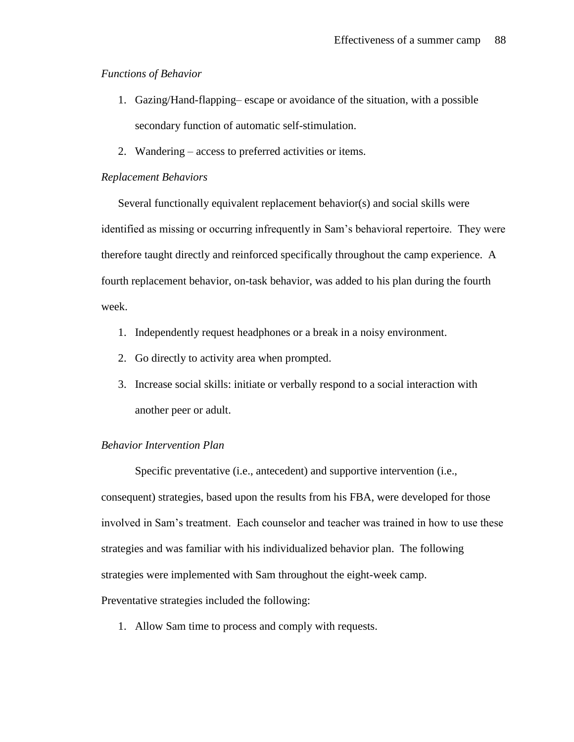*Functions of Behavior*

1. Gazing/Hand-flapping– escape or avoidance of the situation, with a possible secondary function of automatic self-stimulation.
2. Wandering – access to preferred activities or items.

*Replacement Behaviors*

Several functionally equivalent replacement behavior(s) and social skills were identified as missing or occurring infrequently in Sam's behavioral repertoire. They were therefore taught directly and reinforced specifically throughout the camp experience. A fourth replacement behavior, on-task behavior, was added to his plan during the fourth week.

1. Independently request headphones or a break in a noisy environment.
2. Go directly to activity area when prompted.
3. Increase social skills: initiate or verbally respond to a social interaction with another peer or adult.

*Behavior Intervention Plan*

Specific preventative (i.e., antecedent) and supportive intervention (i.e., consequent) strategies, based upon the results from his FBA, were developed for those involved in Sam's treatment. Each counselor and teacher was trained in how to use these strategies and was familiar with his individualized behavior plan. The following strategies were implemented with Sam throughout the eight-week camp.

Preventative strategies included the following:

1. Allow Sam time to process and comply with requests.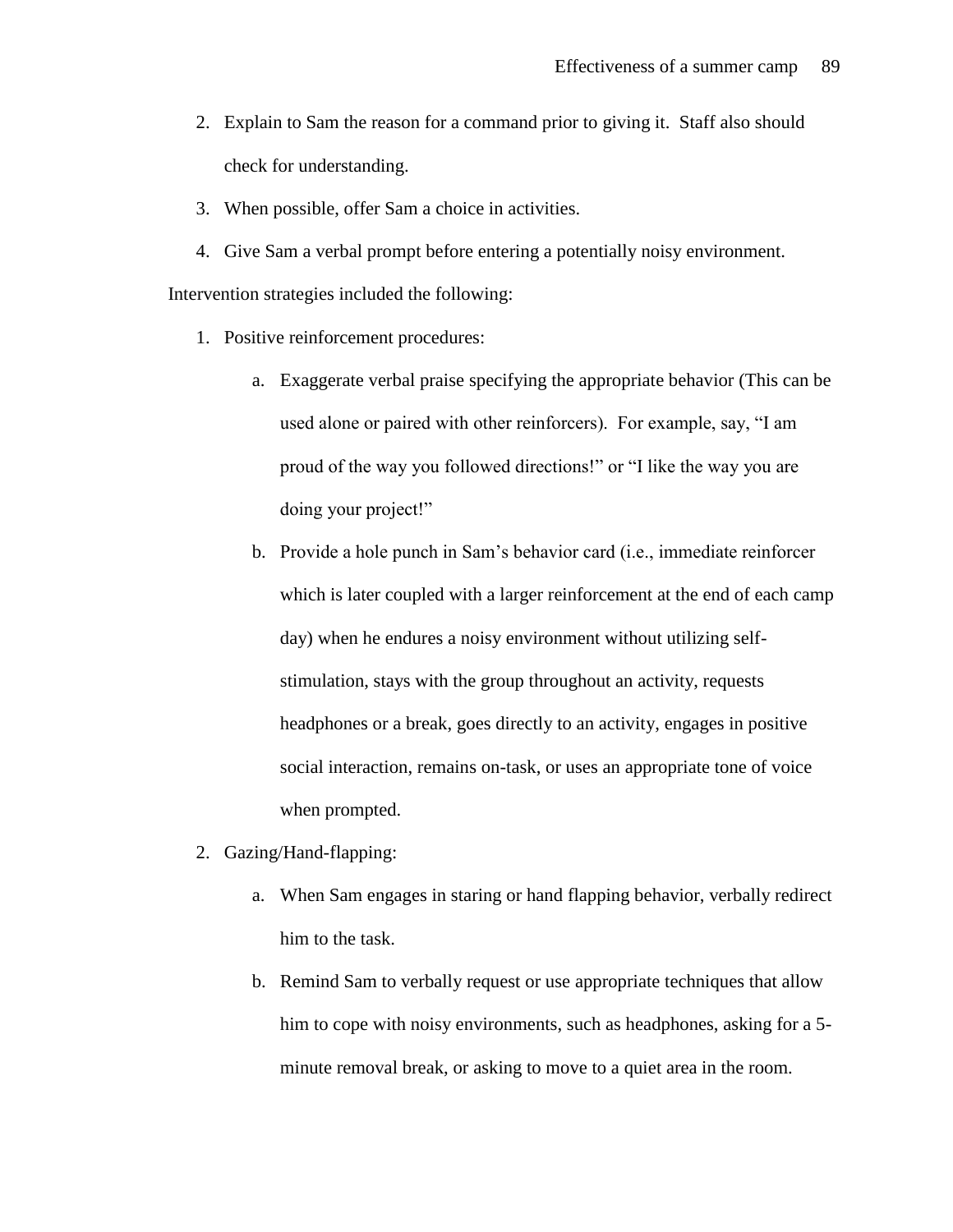2. Explain to Sam the reason for a command prior to giving it. Staff also should check for understanding.
3. When possible, offer Sam a choice in activities.
4. Give Sam a verbal prompt before entering a potentially noisy environment.

Intervention strategies included the following:

1. Positive reinforcement procedures:
    a. Exaggerate verbal praise specifying the appropriate behavior (This can be used alone or paired with other reinforcers). For example, say, "I am proud of the way you followed directions!" or "I like the way you are doing your project!"
    b. Provide a hole punch in Sam's behavior card (i.e., immediate reinforcer which is later coupled with a larger reinforcement at the end of each camp day) when he endures a noisy environment without utilizing self-stimulation, stays with the group throughout an activity, requests headphones or a break, goes directly to an activity, engages in positive social interaction, remains on-task, or uses an appropriate tone of voice when prompted.
2. Gazing/Hand-flapping:
    a. When Sam engages in staring or hand flapping behavior, verbally redirect him to the task.
    b. Remind Sam to verbally request or use appropriate techniques that allow him to cope with noisy environments, such as headphones, asking for a 5-minute removal break, or asking to move to a quiet area in the room.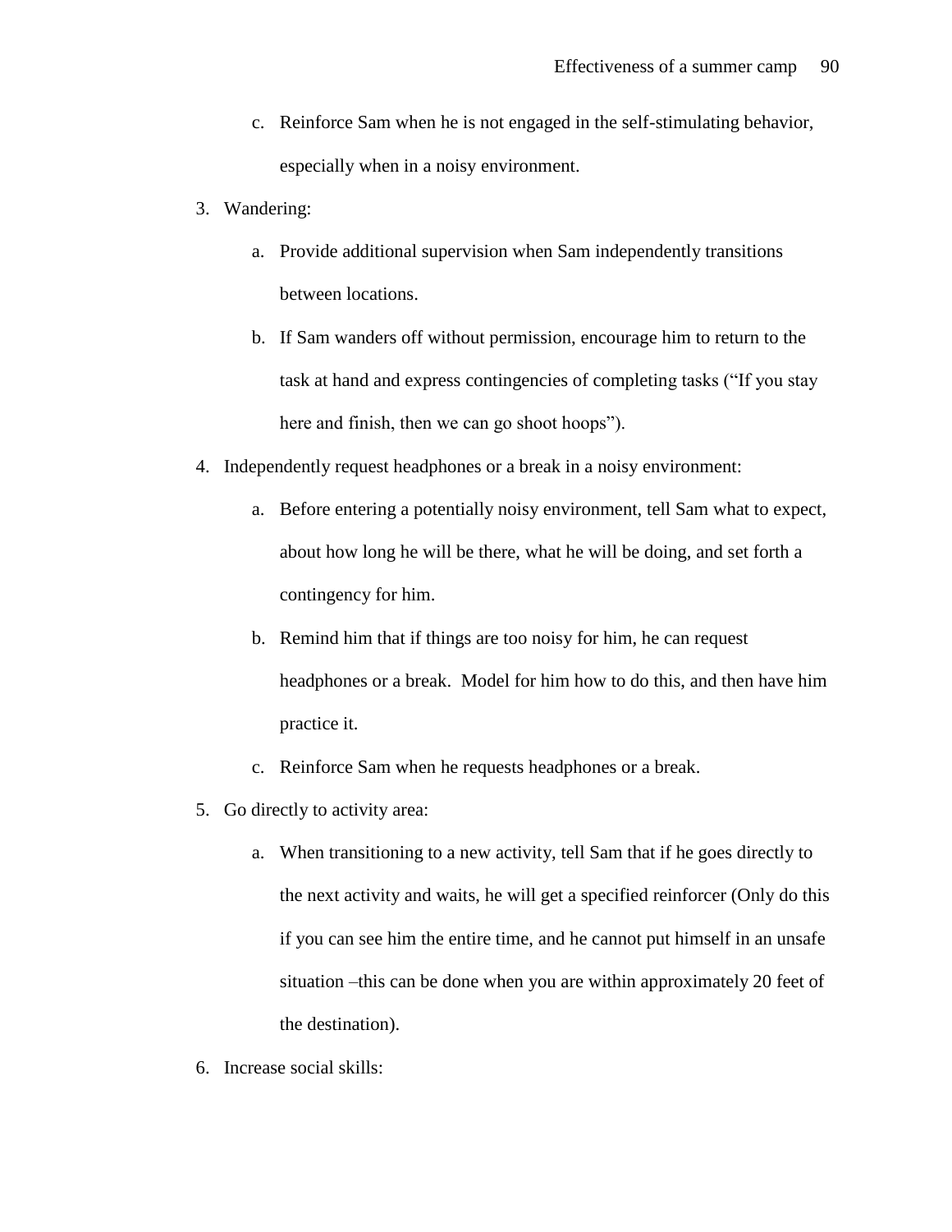c. Reinforce Sam when he is not engaged in the self-stimulating behavior, especially when in a noisy environment.

3. Wandering:
   a. Provide additional supervision when Sam independently transitions between locations.
   b. If Sam wanders off without permission, encourage him to return to the task at hand and express contingencies of completing tasks ("If you stay here and finish, then we can go shoot hoops").

4. Independently request headphones or a break in a noisy environment:
   a. Before entering a potentially noisy environment, tell Sam what to expect, about how long he will be there, what he will be doing, and set forth a contingency for him.
   b. Remind him that if things are too noisy for him, he can request headphones or a break. Model for him how to do this, and then have him practice it.
   c. Reinforce Sam when he requests headphones or a break.

5. Go directly to activity area:
   a. When transitioning to a new activity, tell Sam that if he goes directly to the next activity and waits, he will get a specified reinforcer (Only do this if you can see him the entire time, and he cannot put himself in an unsafe situation –this can be done when you are within approximately 20 feet of the destination).

6. Increase social skills: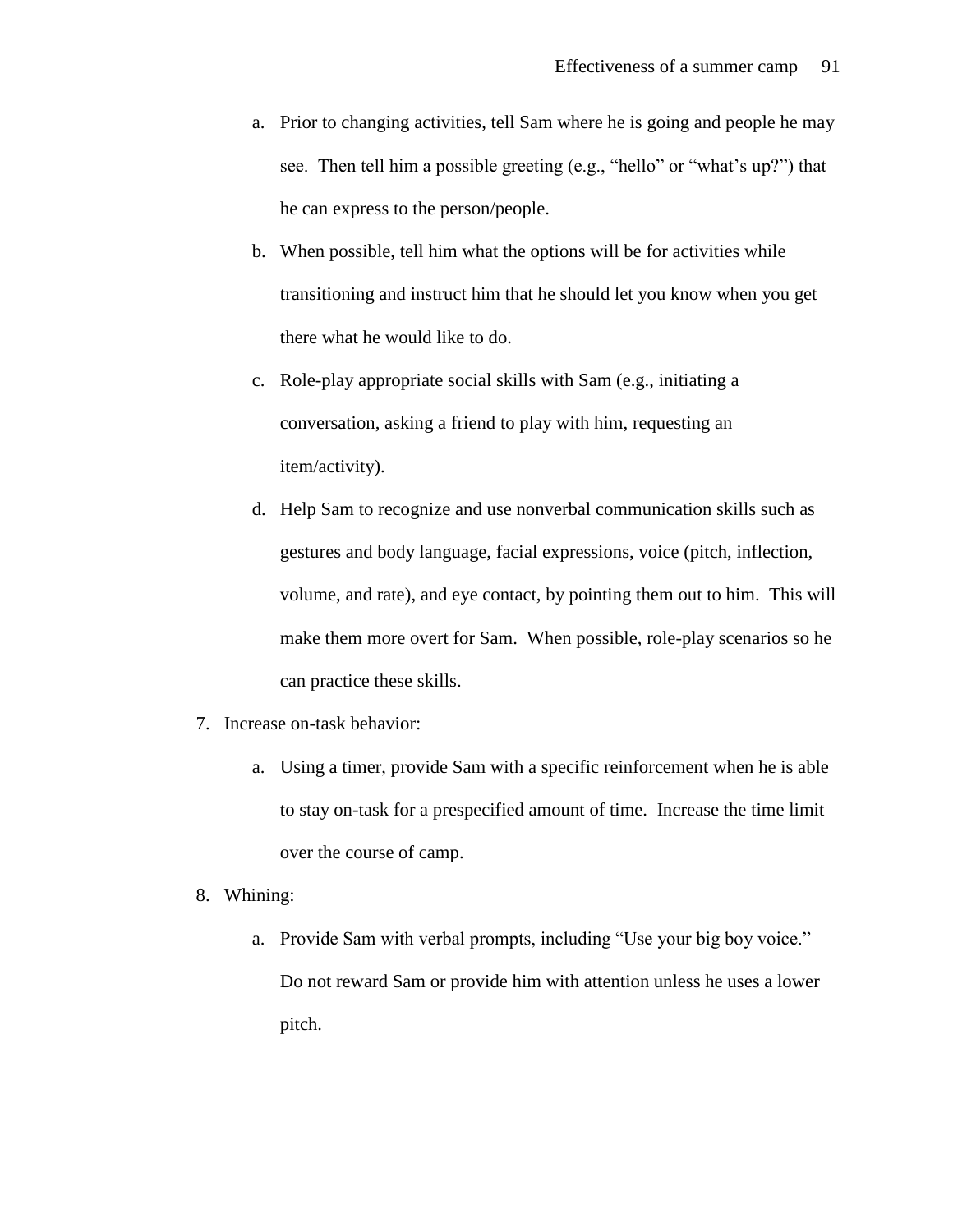a. Prior to changing activities, tell Sam where he is going and people he may see. Then tell him a possible greeting (e.g., "hello" or "what's up?") that he can express to the person/people.
   b. When possible, tell him what the options will be for activities while transitioning and instruct him that he should let you know when you get there what he would like to do.
   c. Role-play appropriate social skills with Sam (e.g., initiating a conversation, asking a friend to play with him, requesting an item/activity).
   d. Help Sam to recognize and use nonverbal communication skills such as gestures and body language, facial expressions, voice (pitch, inflection, volume, and rate), and eye contact, by pointing them out to him. This will make them more overt for Sam. When possible, role-play scenarios so he can practice these skills.

7. Increase on-task behavior:
   a. Using a timer, provide Sam with a specific reinforcement when he is able to stay on-task for a prespecified amount of time. Increase the time limit over the course of camp.

8. Whining:
   a. Provide Sam with verbal prompts, including "Use your big boy voice." Do not reward Sam or provide him with attention unless he uses a lower pitch.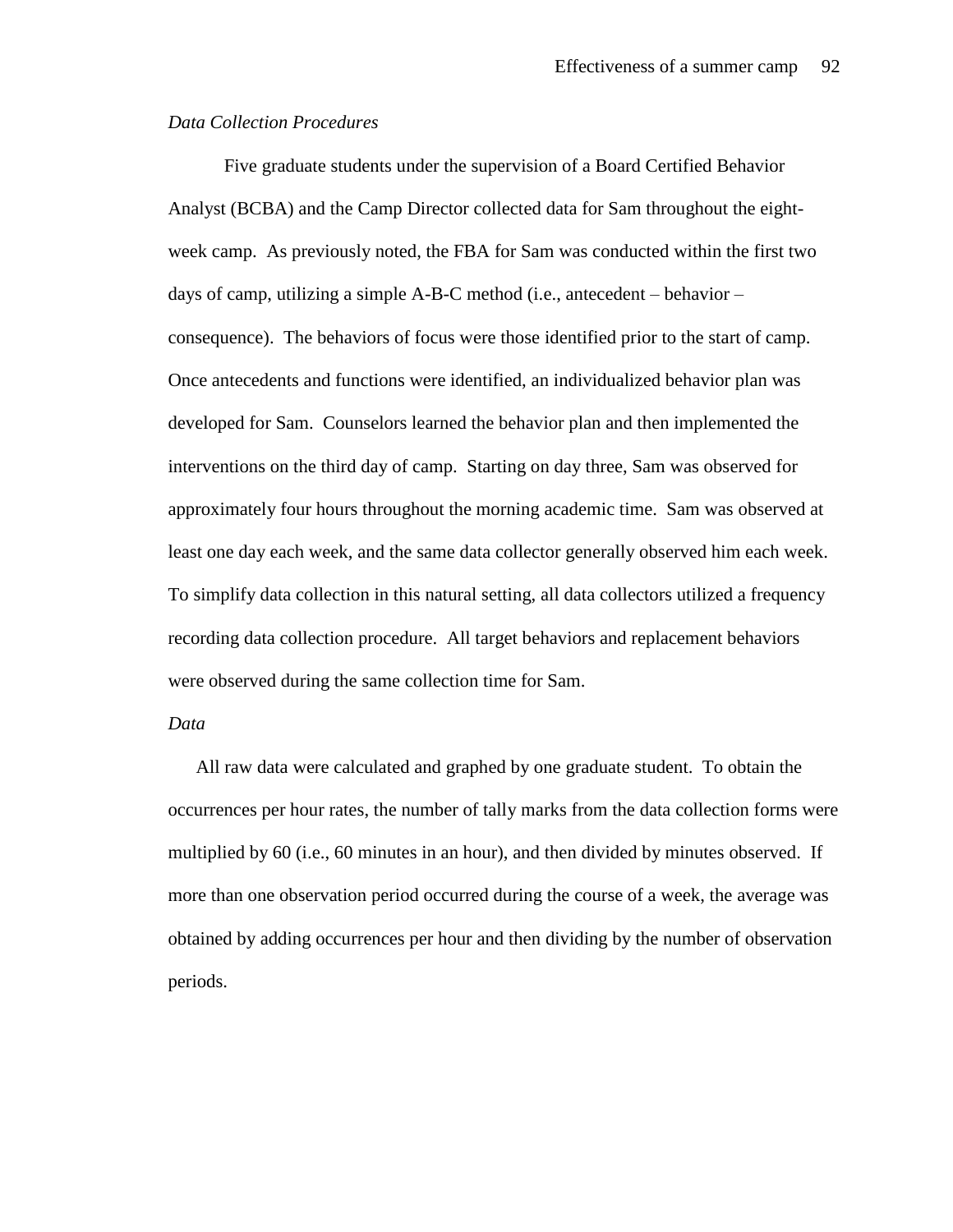*Data Collection Procedures*

Five graduate students under the supervision of a Board Certified Behavior Analyst (BCBA) and the Camp Director collected data for Sam throughout the eight-week camp. As previously noted, the FBA for Sam was conducted within the first two days of camp, utilizing a simple A-B-C method (i.e., antecedent – behavior – consequence). The behaviors of focus were those identified prior to the start of camp. Once antecedents and functions were identified, an individualized behavior plan was developed for Sam. Counselors learned the behavior plan and then implemented the interventions on the third day of camp. Starting on day three, Sam was observed for approximately four hours throughout the morning academic time. Sam was observed at least one day each week, and the same data collector generally observed him each week. To simplify data collection in this natural setting, all data collectors utilized a frequency recording data collection procedure. All target behaviors and replacement behaviors were observed during the same collection time for Sam.

*Data*

All raw data were calculated and graphed by one graduate student. To obtain the occurrences per hour rates, the number of tally marks from the data collection forms were multiplied by 60 (i.e., 60 minutes in an hour), and then divided by minutes observed. If more than one observation period occurred during the course of a week, the average was obtained by adding occurrences per hour and then dividing by the number of observation periods.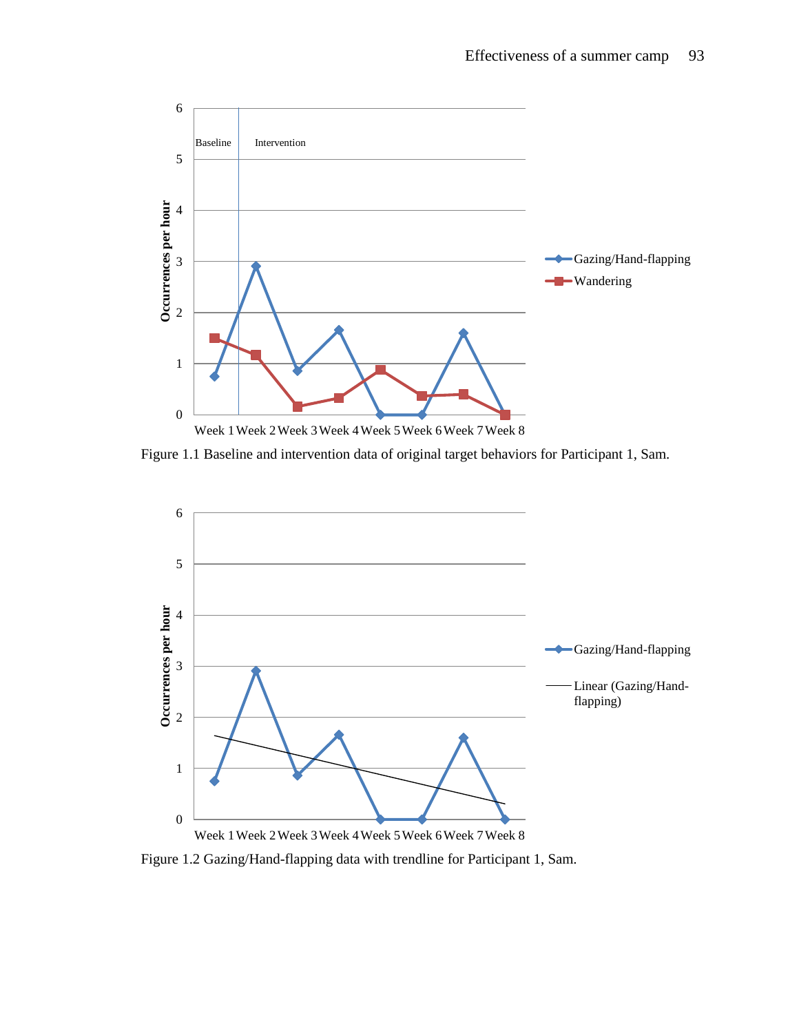Figure 1.1 Baseline and intervention data of original target behaviors for Participant 1, Sam.

Figure 1.2 Gazing/Hand-flapping data with trendline for Participant 1, Sam.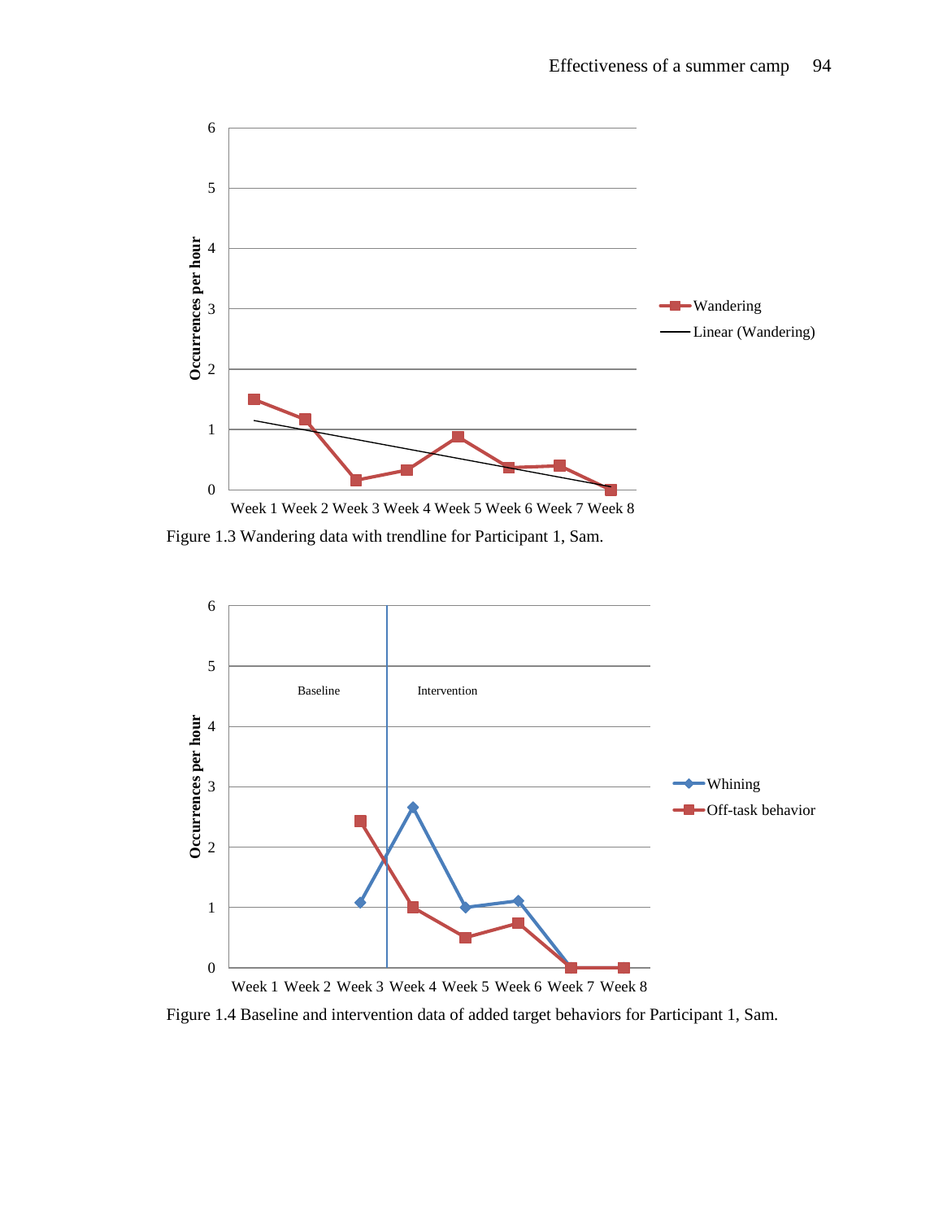Figure 1.3 Wandering data with trendline for Participant 1, Sam.

Figure 1.4 Baseline and intervention data of added target behaviors for Participant 1, Sam.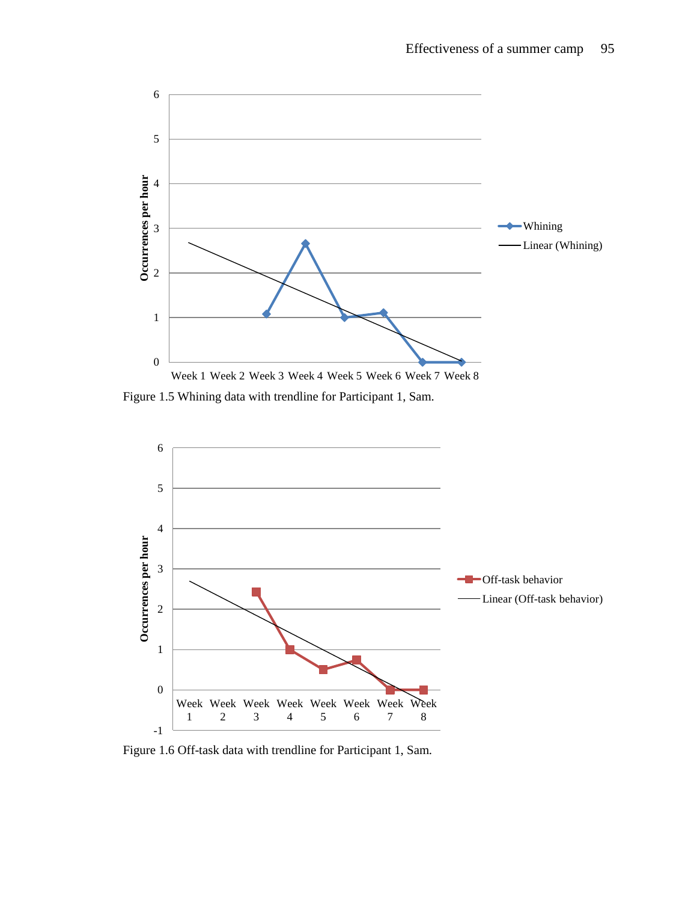Figure 1.5 Whining data with trendline for Participant 1, Sam.

Figure 1.6 Off-task data with trendline for Participant 1, Sam.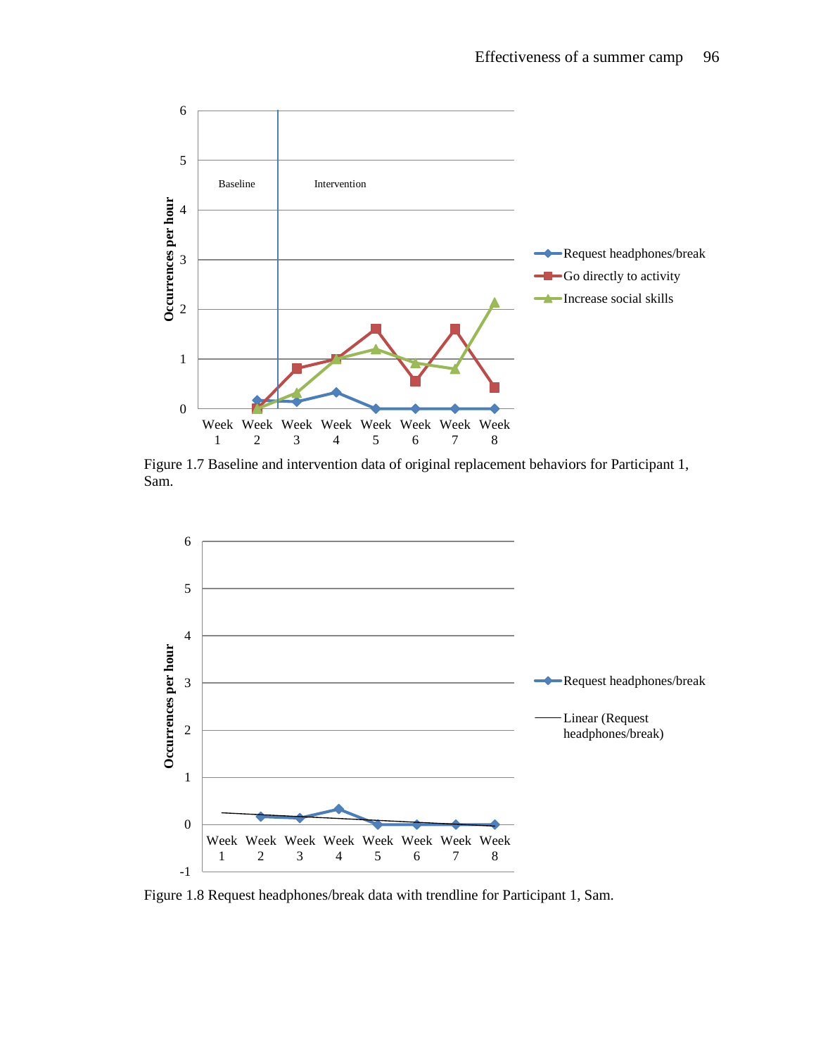Figure 1.7 Baseline and intervention data of original replacement behaviors for Participant 1, Sam.

Figure 1.8 Request headphones/break data with trendline for Participant 1, Sam.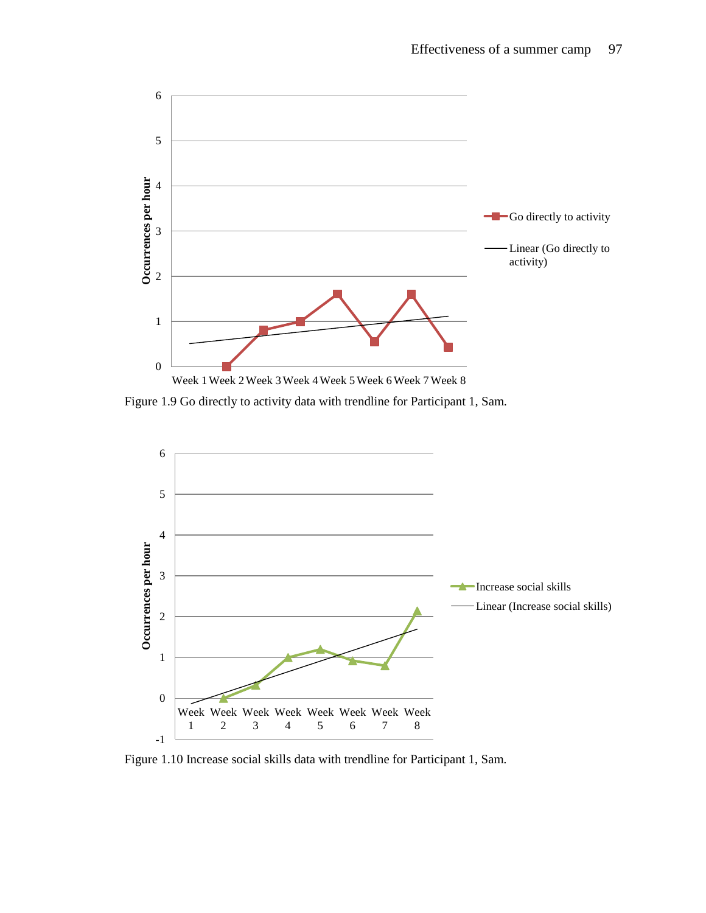Figure 1.9 Go directly to activity data with trendline for Participant 1, Sam.

Figure 1.10 Increase social skills data with trendline for Participant 1, Sam.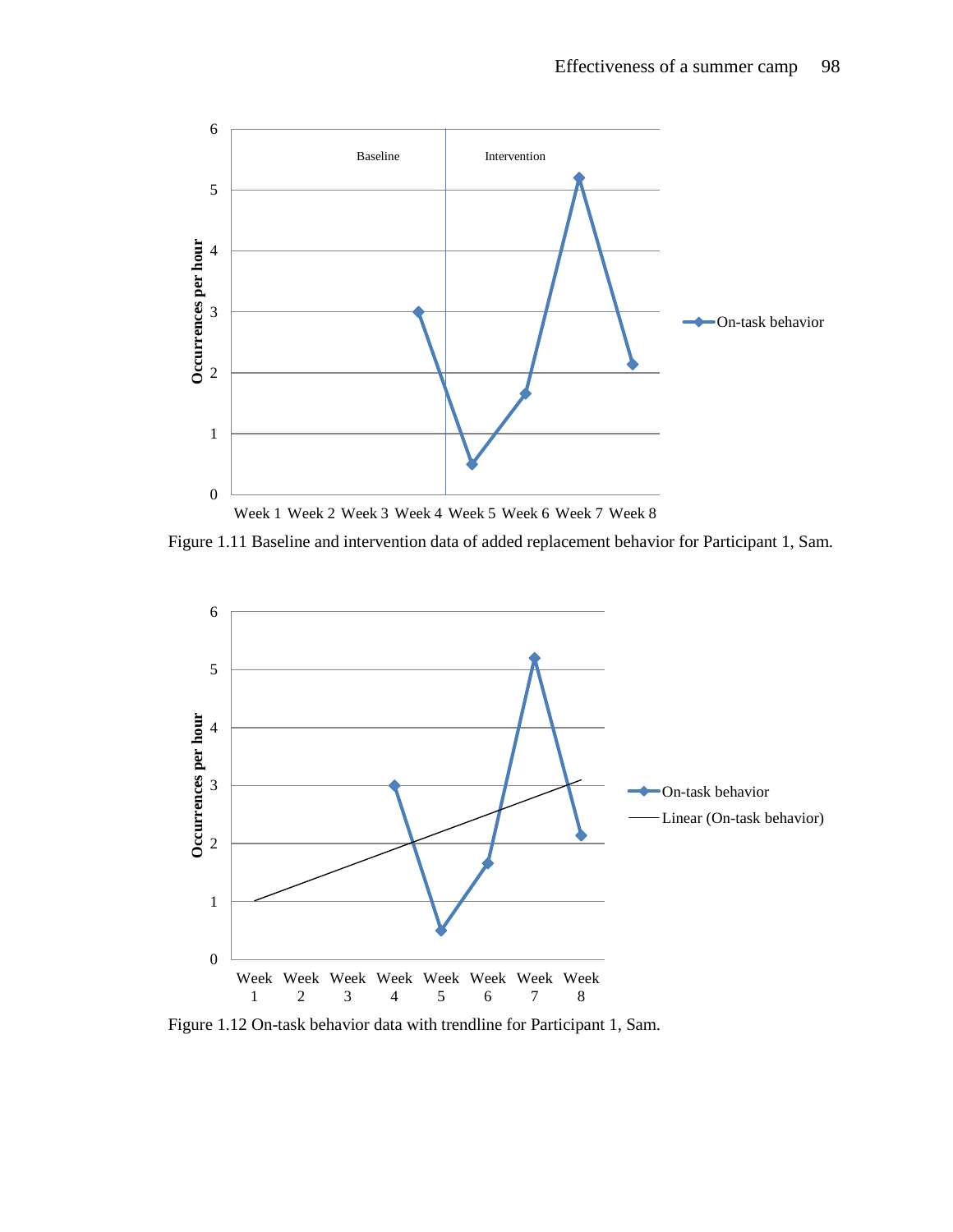Figure 1.11 Baseline and intervention data of added replacement behavior for Participant 1, Sam.

Figure 1.12 On-task behavior data with trendline for Participant 1, Sam.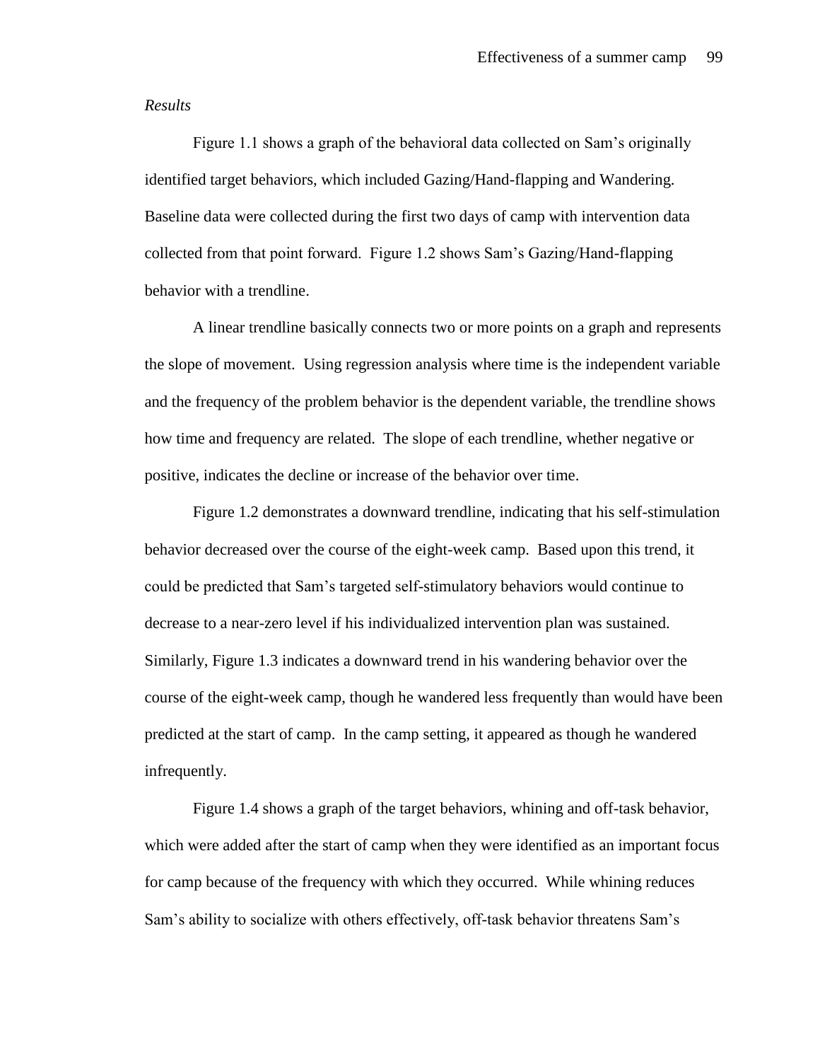*Results*

Figure 1.1 shows a graph of the behavioral data collected on Sam's originally identified target behaviors, which included Gazing/Hand-flapping and Wandering. Baseline data were collected during the first two days of camp with intervention data collected from that point forward. Figure 1.2 shows Sam's Gazing/Hand-flapping behavior with a trendline.

A linear trendline basically connects two or more points on a graph and represents the slope of movement. Using regression analysis where time is the independent variable and the frequency of the problem behavior is the dependent variable, the trendline shows how time and frequency are related. The slope of each trendline, whether negative or positive, indicates the decline or increase of the behavior over time.

Figure 1.2 demonstrates a downward trendline, indicating that his self-stimulation behavior decreased over the course of the eight-week camp. Based upon this trend, it could be predicted that Sam's targeted self-stimulatory behaviors would continue to decrease to a near-zero level if his individualized intervention plan was sustained. Similarly, Figure 1.3 indicates a downward trend in his wandering behavior over the course of the eight-week camp, though he wandered less frequently than would have been predicted at the start of camp. In the camp setting, it appeared as though he wandered infrequently.

Figure 1.4 shows a graph of the target behaviors, whining and off-task behavior, which were added after the start of camp when they were identified as an important focus for camp because of the frequency with which they occurred. While whining reduces Sam's ability to socialize with others effectively, off-task behavior threatens Sam's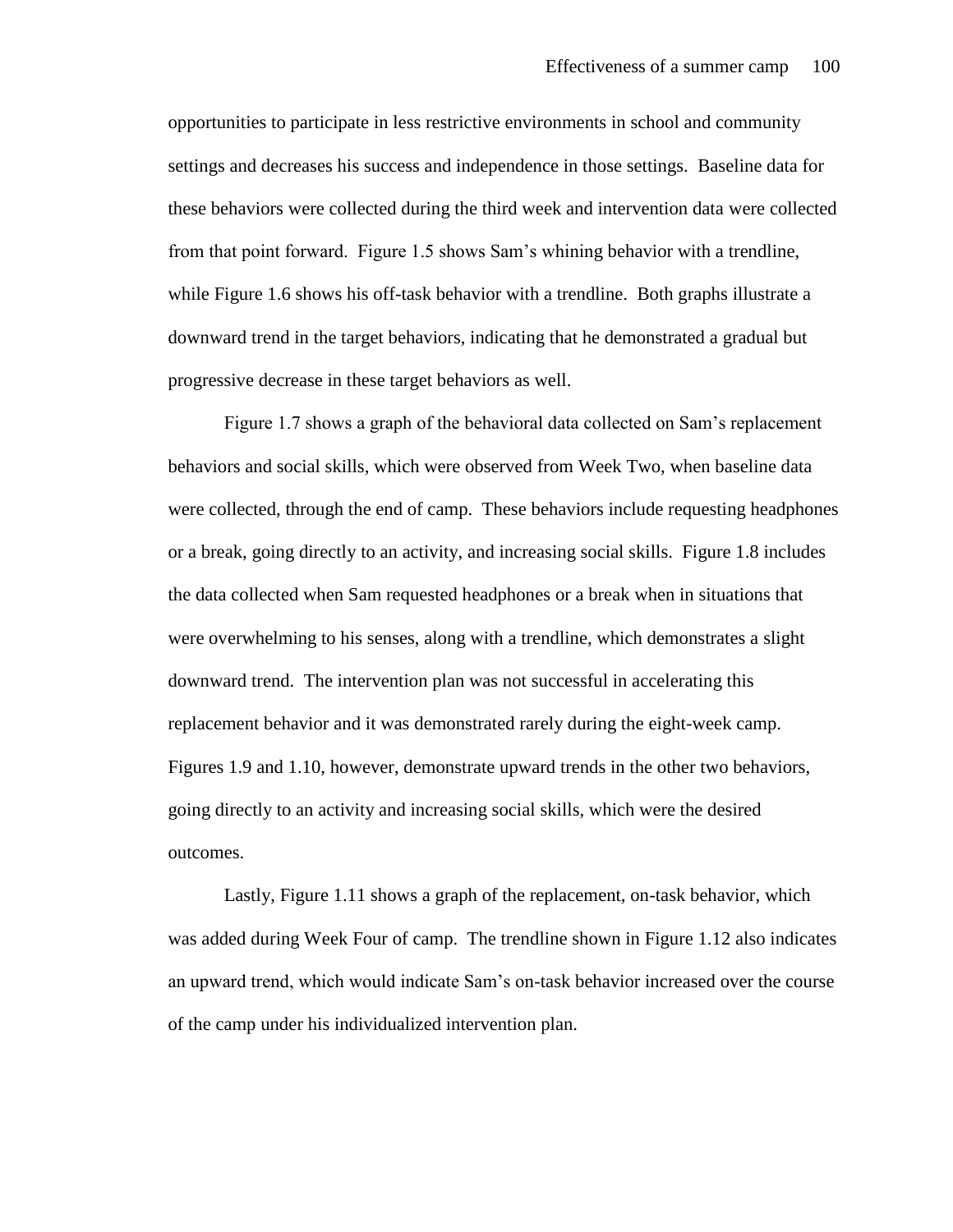opportunities to participate in less restrictive environments in school and community settings and decreases his success and independence in those settings. Baseline data for these behaviors were collected during the third week and intervention data were collected from that point forward. Figure 1.5 shows Sam's whining behavior with a trendline, while Figure 1.6 shows his off-task behavior with a trendline. Both graphs illustrate a downward trend in the target behaviors, indicating that he demonstrated a gradual but progressive decrease in these target behaviors as well.

Figure 1.7 shows a graph of the behavioral data collected on Sam's replacement behaviors and social skills, which were observed from Week Two, when baseline data were collected, through the end of camp. These behaviors include requesting headphones or a break, going directly to an activity, and increasing social skills. Figure 1.8 includes the data collected when Sam requested headphones or a break when in situations that were overwhelming to his senses, along with a trendline, which demonstrates a slight downward trend. The intervention plan was not successful in accelerating this replacement behavior and it was demonstrated rarely during the eight-week camp. Figures 1.9 and 1.10, however, demonstrate upward trends in the other two behaviors, going directly to an activity and increasing social skills, which were the desired outcomes.

Lastly, Figure 1.11 shows a graph of the replacement, on-task behavior, which was added during Week Four of camp. The trendline shown in Figure 1.12 also indicates an upward trend, which would indicate Sam's on-task behavior increased over the course of the camp under his individualized intervention plan.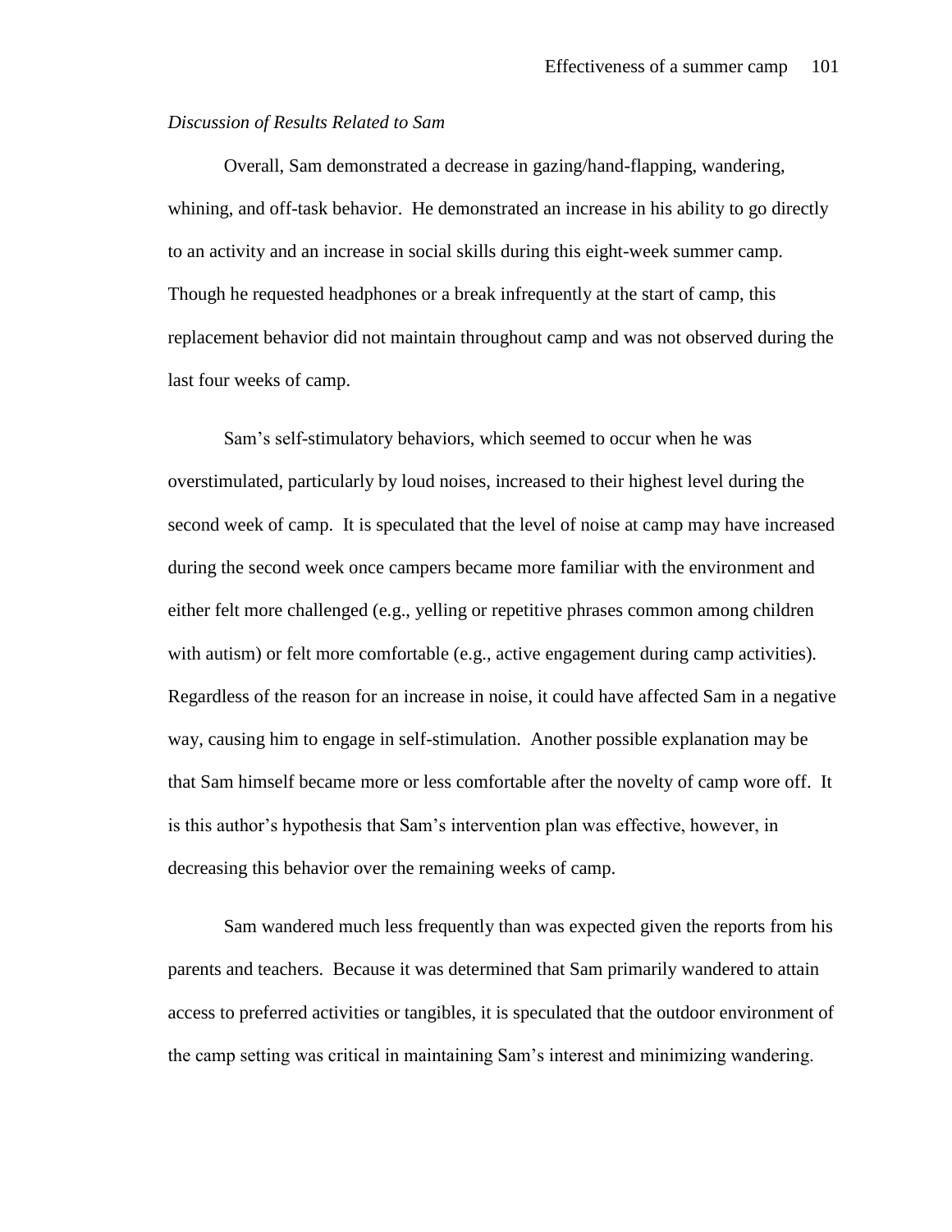*Discussion of Results Related to Sam*

Overall, Sam demonstrated a decrease in gazing/hand-flapping, wandering, whining, and off-task behavior. He demonstrated an increase in his ability to go directly to an activity and an increase in social skills during this eight-week summer camp. Though he requested headphones or a break infrequently at the start of camp, this replacement behavior did not maintain throughout camp and was not observed during the last four weeks of camp.

Sam's self-stimulatory behaviors, which seemed to occur when he was overstimulated, particularly by loud noises, increased to their highest level during the second week of camp. It is speculated that the level of noise at camp may have increased during the second week once campers became more familiar with the environment and either felt more challenged (e.g., yelling or repetitive phrases common among children with autism) or felt more comfortable (e.g., active engagement during camp activities). Regardless of the reason for an increase in noise, it could have affected Sam in a negative way, causing him to engage in self-stimulation. Another possible explanation may be that Sam himself became more or less comfortable after the novelty of camp wore off. It is this author's hypothesis that Sam's intervention plan was effective, however, in decreasing this behavior over the remaining weeks of camp.

Sam wandered much less frequently than was expected given the reports from his parents and teachers. Because it was determined that Sam primarily wandered to attain access to preferred activities or tangibles, it is speculated that the outdoor environment of the camp setting was critical in maintaining Sam's interest and minimizing wandering.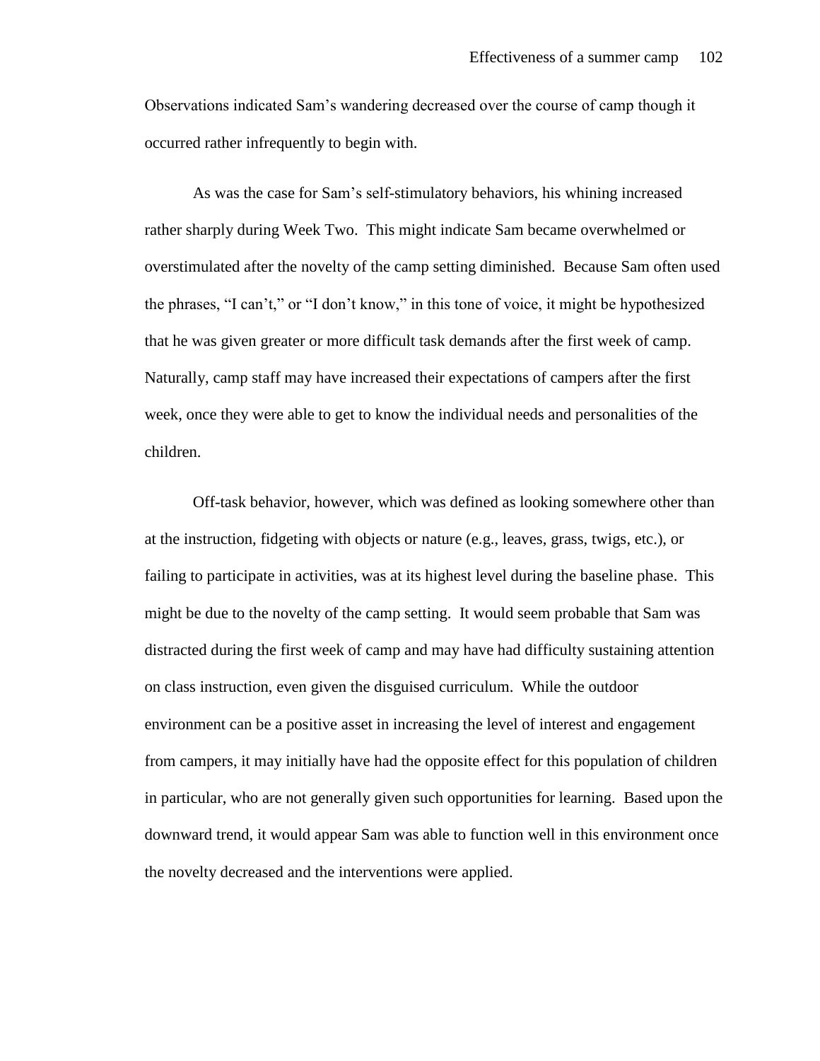Observations indicated Sam's wandering decreased over the course of camp though it occurred rather infrequently to begin with.

As was the case for Sam's self-stimulatory behaviors, his whining increased rather sharply during Week Two. This might indicate Sam became overwhelmed or overstimulated after the novelty of the camp setting diminished. Because Sam often used the phrases, "I can't," or "I don't know," in this tone of voice, it might be hypothesized that he was given greater or more difficult task demands after the first week of camp. Naturally, camp staff may have increased their expectations of campers after the first week, once they were able to get to know the individual needs and personalities of the children.

Off-task behavior, however, which was defined as looking somewhere other than at the instruction, fidgeting with objects or nature (e.g., leaves, grass, twigs, etc.), or failing to participate in activities, was at its highest level during the baseline phase. This might be due to the novelty of the camp setting. It would seem probable that Sam was distracted during the first week of camp and may have had difficulty sustaining attention on class instruction, even given the disguised curriculum. While the outdoor environment can be a positive asset in increasing the level of interest and engagement from campers, it may initially have had the opposite effect for this population of children in particular, who are not generally given such opportunities for learning. Based upon the downward trend, it would appear Sam was able to function well in this environment once the novelty decreased and the interventions were applied.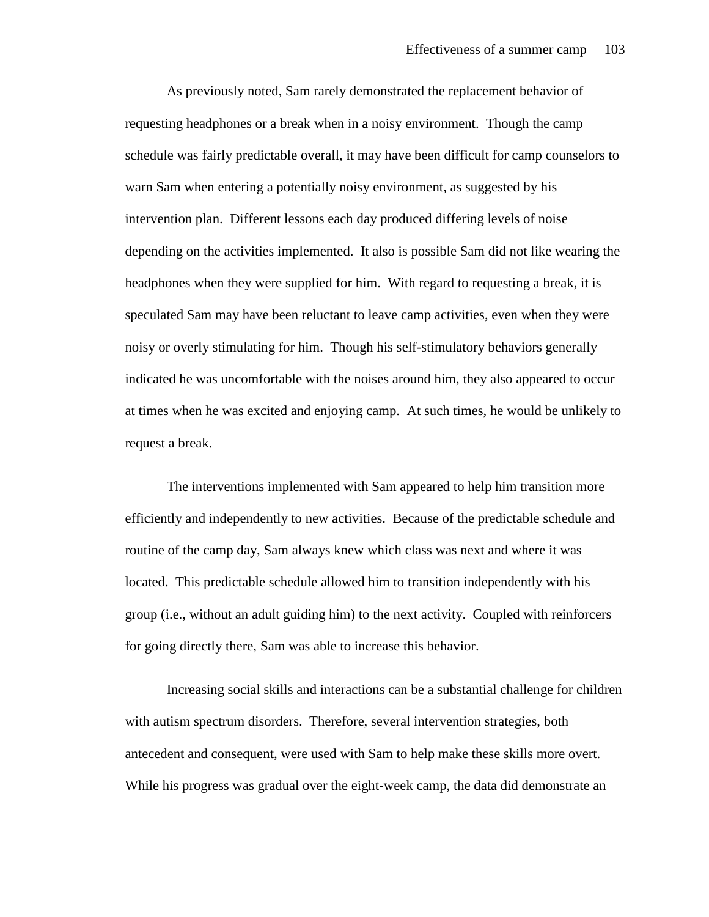As previously noted, Sam rarely demonstrated the replacement behavior of requesting headphones or a break when in a noisy environment. Though the camp schedule was fairly predictable overall, it may have been difficult for camp counselors to warn Sam when entering a potentially noisy environment, as suggested by his intervention plan. Different lessons each day produced differing levels of noise depending on the activities implemented. It also is possible Sam did not like wearing the headphones when they were supplied for him. With regard to requesting a break, it is speculated Sam may have been reluctant to leave camp activities, even when they were noisy or overly stimulating for him. Though his self-stimulatory behaviors generally indicated he was uncomfortable with the noises around him, they also appeared to occur at times when he was excited and enjoying camp. At such times, he would be unlikely to request a break.

The interventions implemented with Sam appeared to help him transition more efficiently and independently to new activities. Because of the predictable schedule and routine of the camp day, Sam always knew which class was next and where it was located. This predictable schedule allowed him to transition independently with his group (i.e., without an adult guiding him) to the next activity. Coupled with reinforcers for going directly there, Sam was able to increase this behavior.

Increasing social skills and interactions can be a substantial challenge for children with autism spectrum disorders. Therefore, several intervention strategies, both antecedent and consequent, were used with Sam to help make these skills more overt. While his progress was gradual over the eight-week camp, the data did demonstrate an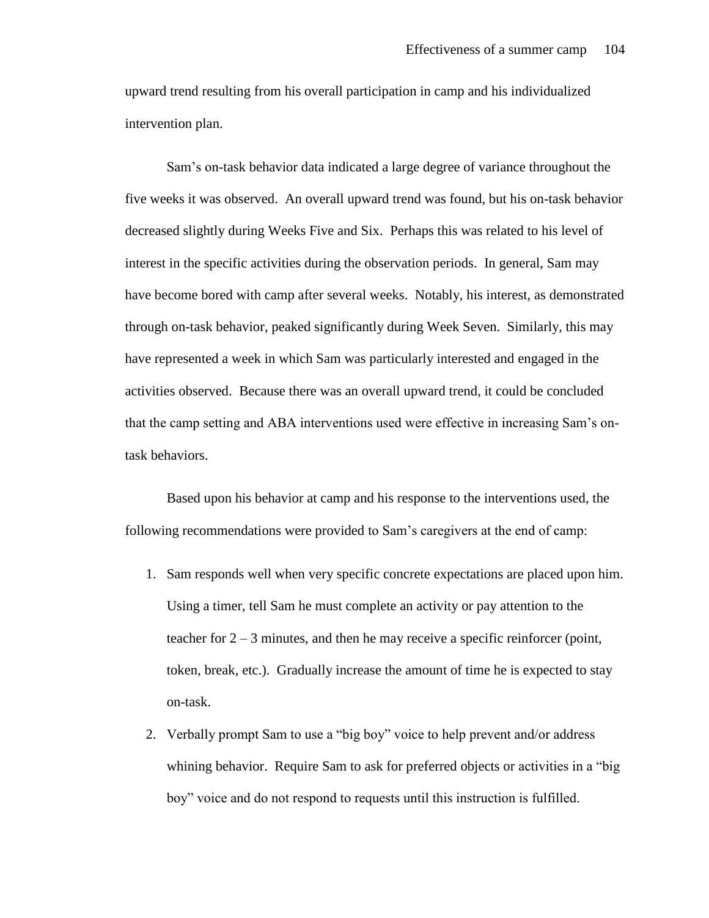upward trend resulting from his overall participation in camp and his individualized intervention plan.

Sam's on-task behavior data indicated a large degree of variance throughout the five weeks it was observed. An overall upward trend was found, but his on-task behavior decreased slightly during Weeks Five and Six. Perhaps this was related to his level of interest in the specific activities during the observation periods. In general, Sam may have become bored with camp after several weeks. Notably, his interest, as demonstrated through on-task behavior, peaked significantly during Week Seven. Similarly, this may have represented a week in which Sam was particularly interested and engaged in the activities observed. Because there was an overall upward trend, it could be concluded that the camp setting and ABA interventions used were effective in increasing Sam's on-task behaviors.

Based upon his behavior at camp and his response to the interventions used, the following recommendations were provided to Sam's caregivers at the end of camp:

1. Sam responds well when very specific concrete expectations are placed upon him. Using a timer, tell Sam he must complete an activity or pay attention to the teacher for 2 – 3 minutes, and then he may receive a specific reinforcer (point, token, break, etc.). Gradually increase the amount of time he is expected to stay on-task.
2. Verbally prompt Sam to use a "big boy" voice to help prevent and/or address whining behavior. Require Sam to ask for preferred objects or activities in a "big boy" voice and do not respond to requests until this instruction is fulfilled.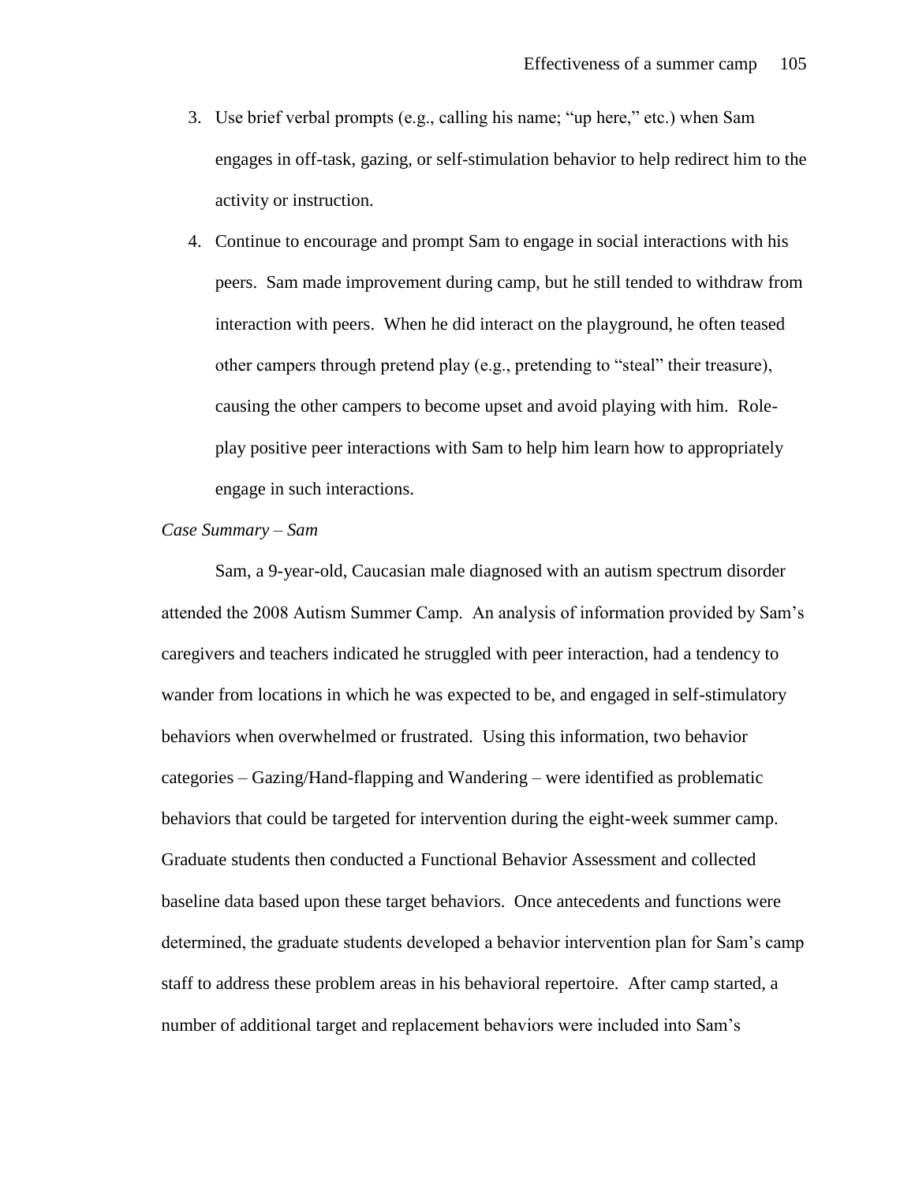3. Use brief verbal prompts (e.g., calling his name; "up here," etc.) when Sam engages in off-task, gazing, or self-stimulation behavior to help redirect him to the activity or instruction.
4. Continue to encourage and prompt Sam to engage in social interactions with his peers. Sam made improvement during camp, but he still tended to withdraw from interaction with peers. When he did interact on the playground, he often teased other campers through pretend play (e.g., pretending to "steal" their treasure), causing the other campers to become upset and avoid playing with him. Role-play positive peer interactions with Sam to help him learn how to appropriately engage in such interactions.

*Case Summary – Sam*

Sam, a 9-year-old, Caucasian male diagnosed with an autism spectrum disorder attended the 2008 Autism Summer Camp. An analysis of information provided by Sam's caregivers and teachers indicated he struggled with peer interaction, had a tendency to wander from locations in which he was expected to be, and engaged in self-stimulatory behaviors when overwhelmed or frustrated. Using this information, two behavior categories – Gazing/Hand-flapping and Wandering – were identified as problematic behaviors that could be targeted for intervention during the eight-week summer camp. Graduate students then conducted a Functional Behavior Assessment and collected baseline data based upon these target behaviors. Once antecedents and functions were determined, the graduate students developed a behavior intervention plan for Sam's camp staff to address these problem areas in his behavioral repertoire. After camp started, a number of additional target and replacement behaviors were included into Sam's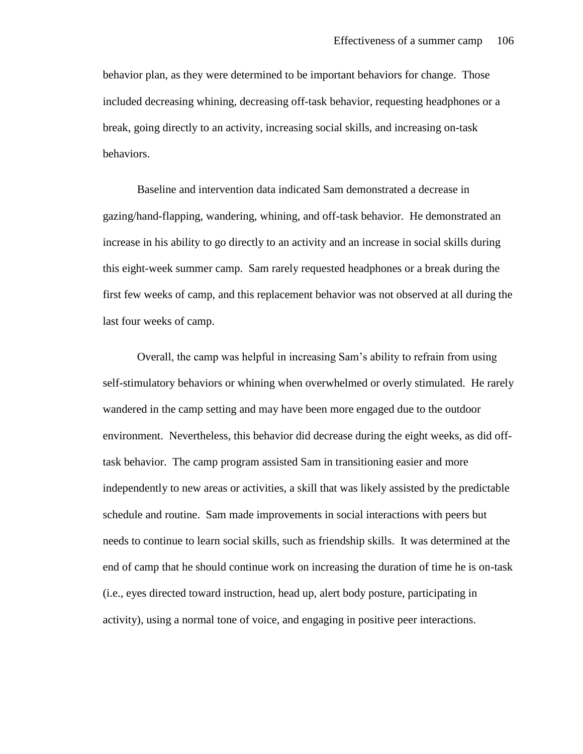behavior plan, as they were determined to be important behaviors for change. Those included decreasing whining, decreasing off-task behavior, requesting headphones or a break, going directly to an activity, increasing social skills, and increasing on-task behaviors.

Baseline and intervention data indicated Sam demonstrated a decrease in gazing/hand-flapping, wandering, whining, and off-task behavior. He demonstrated an increase in his ability to go directly to an activity and an increase in social skills during this eight-week summer camp. Sam rarely requested headphones or a break during the first few weeks of camp, and this replacement behavior was not observed at all during the last four weeks of camp.

Overall, the camp was helpful in increasing Sam's ability to refrain from using self-stimulatory behaviors or whining when overwhelmed or overly stimulated. He rarely wandered in the camp setting and may have been more engaged due to the outdoor environment. Nevertheless, this behavior did decrease during the eight weeks, as did off-task behavior. The camp program assisted Sam in transitioning easier and more independently to new areas or activities, a skill that was likely assisted by the predictable schedule and routine. Sam made improvements in social interactions with peers but needs to continue to learn social skills, such as friendship skills. It was determined at the end of camp that he should continue work on increasing the duration of time he is on-task (i.e., eyes directed toward instruction, head up, alert body posture, participating in activity), using a normal tone of voice, and engaging in positive peer interactions.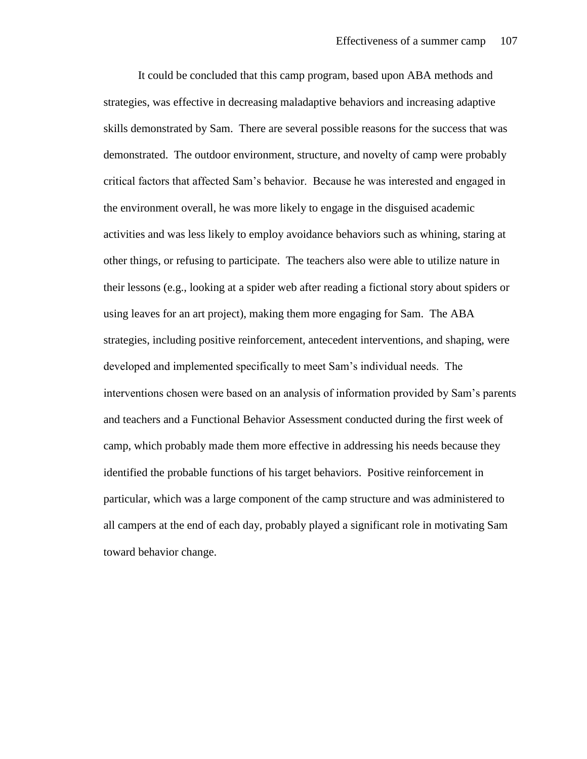It could be concluded that this camp program, based upon ABA methods and strategies, was effective in decreasing maladaptive behaviors and increasing adaptive skills demonstrated by Sam. There are several possible reasons for the success that was demonstrated. The outdoor environment, structure, and novelty of camp were probably critical factors that affected Sam's behavior. Because he was interested and engaged in the environment overall, he was more likely to engage in the disguised academic activities and was less likely to employ avoidance behaviors such as whining, staring at other things, or refusing to participate. The teachers also were able to utilize nature in their lessons (e.g., looking at a spider web after reading a fictional story about spiders or using leaves for an art project), making them more engaging for Sam. The ABA strategies, including positive reinforcement, antecedent interventions, and shaping, were developed and implemented specifically to meet Sam's individual needs. The interventions chosen were based on an analysis of information provided by Sam's parents and teachers and a Functional Behavior Assessment conducted during the first week of camp, which probably made them more effective in addressing his needs because they identified the probable functions of his target behaviors. Positive reinforcement in particular, which was a large component of the camp structure and was administered to all campers at the end of each day, probably played a significant role in motivating Sam toward behavior change.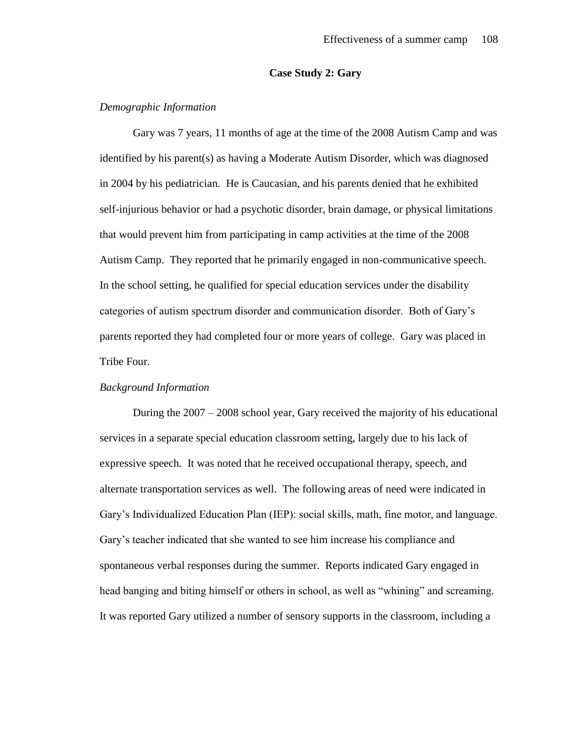## Case Study 2: Gary

*Demographic Information*

Gary was 7 years, 11 months of age at the time of the 2008 Autism Camp and was identified by his parent(s) as having a Moderate Autism Disorder, which was diagnosed in 2004 by his pediatrician. He is Caucasian, and his parents denied that he exhibited self-injurious behavior or had a psychotic disorder, brain damage, or physical limitations that would prevent him from participating in camp activities at the time of the 2008 Autism Camp. They reported that he primarily engaged in non-communicative speech. In the school setting, he qualified for special education services under the disability categories of autism spectrum disorder and communication disorder. Both of Gary's parents reported they had completed four or more years of college. Gary was placed in Tribe Four.

*Background Information*

During the 2007 – 2008 school year, Gary received the majority of his educational services in a separate special education classroom setting, largely due to his lack of expressive speech. It was noted that he received occupational therapy, speech, and alternate transportation services as well. The following areas of need were indicated in Gary's Individualized Education Plan (IEP): social skills, math, fine motor, and language. Gary's teacher indicated that she wanted to see him increase his compliance and spontaneous verbal responses during the summer. Reports indicated Gary engaged in head banging and biting himself or others in school, as well as "whining" and screaming. It was reported Gary utilized a number of sensory supports in the classroom, including a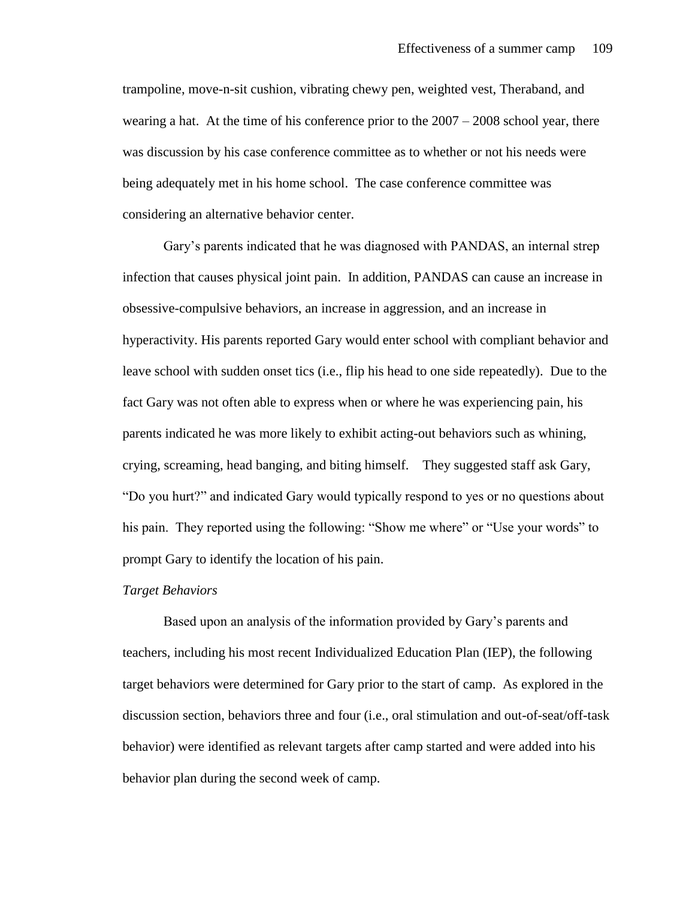trampoline, move-n-sit cushion, vibrating chewy pen, weighted vest, Theraband, and wearing a hat. At the time of his conference prior to the 2007 – 2008 school year, there was discussion by his case conference committee as to whether or not his needs were being adequately met in his home school. The case conference committee was considering an alternative behavior center.

Gary's parents indicated that he was diagnosed with PANDAS, an internal strep infection that causes physical joint pain. In addition, PANDAS can cause an increase in obsessive-compulsive behaviors, an increase in aggression, and an increase in hyperactivity. His parents reported Gary would enter school with compliant behavior and leave school with sudden onset tics (i.e., flip his head to one side repeatedly). Due to the fact Gary was not often able to express when or where he was experiencing pain, his parents indicated he was more likely to exhibit acting-out behaviors such as whining, crying, screaming, head banging, and biting himself. They suggested staff ask Gary, "Do you hurt?" and indicated Gary would typically respond to yes or no questions about his pain. They reported using the following: "Show me where" or "Use your words" to prompt Gary to identify the location of his pain.

*Target Behaviors*

Based upon an analysis of the information provided by Gary's parents and teachers, including his most recent Individualized Education Plan (IEP), the following target behaviors were determined for Gary prior to the start of camp. As explored in the discussion section, behaviors three and four (i.e., oral stimulation and out-of-seat/off-task behavior) were identified as relevant targets after camp started and were added into his behavior plan during the second week of camp.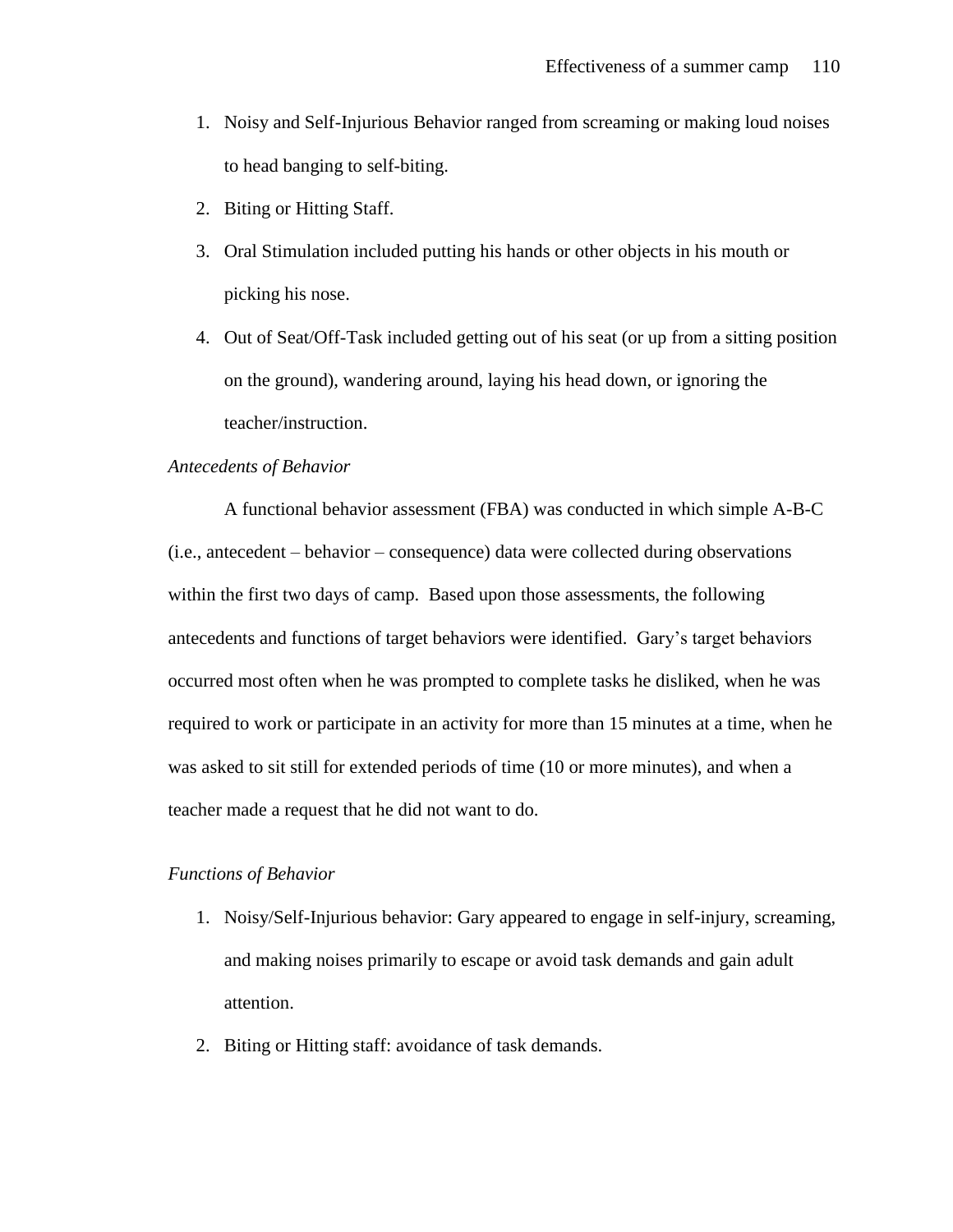1. Noisy and Self-Injurious Behavior ranged from screaming or making loud noises to head banging to self-biting.
2. Biting or Hitting Staff.
3. Oral Stimulation included putting his hands or other objects in his mouth or picking his nose.
4. Out of Seat/Off-Task included getting out of his seat (or up from a sitting position on the ground), wandering around, laying his head down, or ignoring the teacher/instruction.

*Antecedents of Behavior*

A functional behavior assessment (FBA) was conducted in which simple A-B-C (i.e., antecedent – behavior – consequence) data were collected during observations within the first two days of camp. Based upon those assessments, the following antecedents and functions of target behaviors were identified. Gary's target behaviors occurred most often when he was prompted to complete tasks he disliked, when he was required to work or participate in an activity for more than 15 minutes at a time, when he was asked to sit still for extended periods of time (10 or more minutes), and when a teacher made a request that he did not want to do.

*Functions of Behavior*

1. Noisy/Self-Injurious behavior: Gary appeared to engage in self-injury, screaming, and making noises primarily to escape or avoid task demands and gain adult attention.
2. Biting or Hitting staff: avoidance of task demands.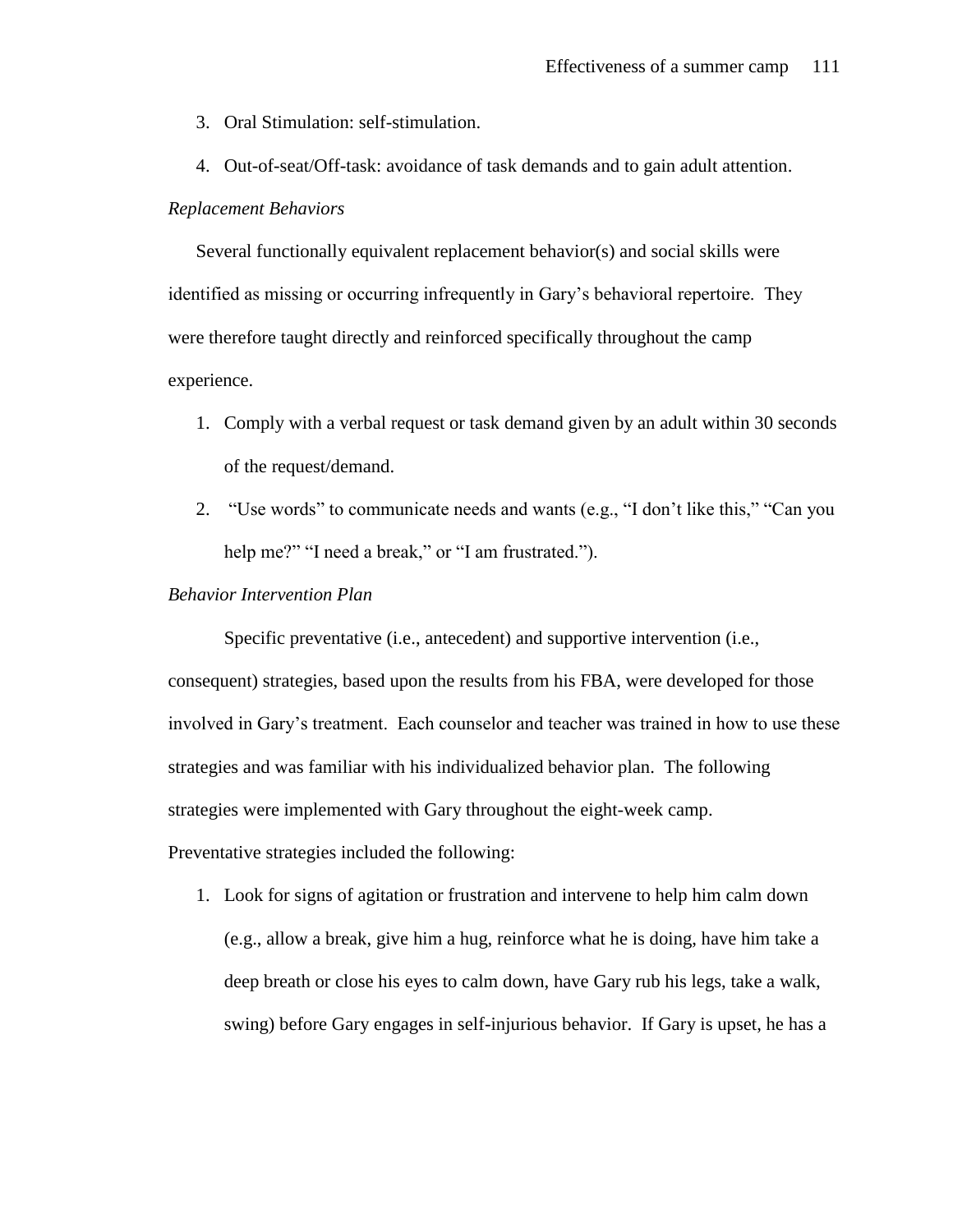3. Oral Stimulation: self-stimulation.
4. Out-of-seat/Off-task: avoidance of task demands and to gain adult attention.

*Replacement Behaviors*

Several functionally equivalent replacement behavior(s) and social skills were identified as missing or occurring infrequently in Gary's behavioral repertoire. They were therefore taught directly and reinforced specifically throughout the camp experience.

1. Comply with a verbal request or task demand given by an adult within 30 seconds of the request/demand.
2. "Use words" to communicate needs and wants (e.g., "I don't like this," "Can you help me?" "I need a break," or "I am frustrated.").

*Behavior Intervention Plan*

Specific preventative (i.e., antecedent) and supportive intervention (i.e., consequent) strategies, based upon the results from his FBA, were developed for those involved in Gary's treatment. Each counselor and teacher was trained in how to use these strategies and was familiar with his individualized behavior plan. The following strategies were implemented with Gary throughout the eight-week camp.

Preventative strategies included the following:

1. Look for signs of agitation or frustration and intervene to help him calm down (e.g., allow a break, give him a hug, reinforce what he is doing, have him take a deep breath or close his eyes to calm down, have Gary rub his legs, take a walk, swing) before Gary engages in self-injurious behavior. If Gary is upset, he has a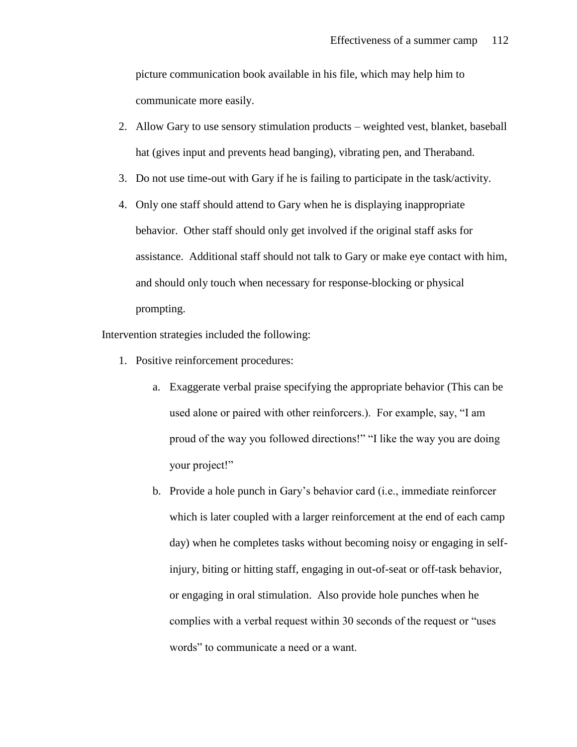picture communication book available in his file, which may help him to communicate more easily.

2. Allow Gary to use sensory stimulation products – weighted vest, blanket, baseball hat (gives input and prevents head banging), vibrating pen, and Theraband.
3. Do not use time-out with Gary if he is failing to participate in the task/activity.
4. Only one staff should attend to Gary when he is displaying inappropriate behavior. Other staff should only get involved if the original staff asks for assistance. Additional staff should not talk to Gary or make eye contact with him, and should only touch when necessary for response-blocking or physical prompting.

Intervention strategies included the following:

1. Positive reinforcement procedures:
   a. Exaggerate verbal praise specifying the appropriate behavior (This can be used alone or paired with other reinforcers.). For example, say, "I am proud of the way you followed directions!" "I like the way you are doing your project!"
   b. Provide a hole punch in Gary's behavior card (i.e., immediate reinforcer which is later coupled with a larger reinforcement at the end of each camp day) when he completes tasks without becoming noisy or engaging in self-injury, biting or hitting staff, engaging in out-of-seat or off-task behavior, or engaging in oral stimulation. Also provide hole punches when he complies with a verbal request within 30 seconds of the request or "uses words" to communicate a need or a want.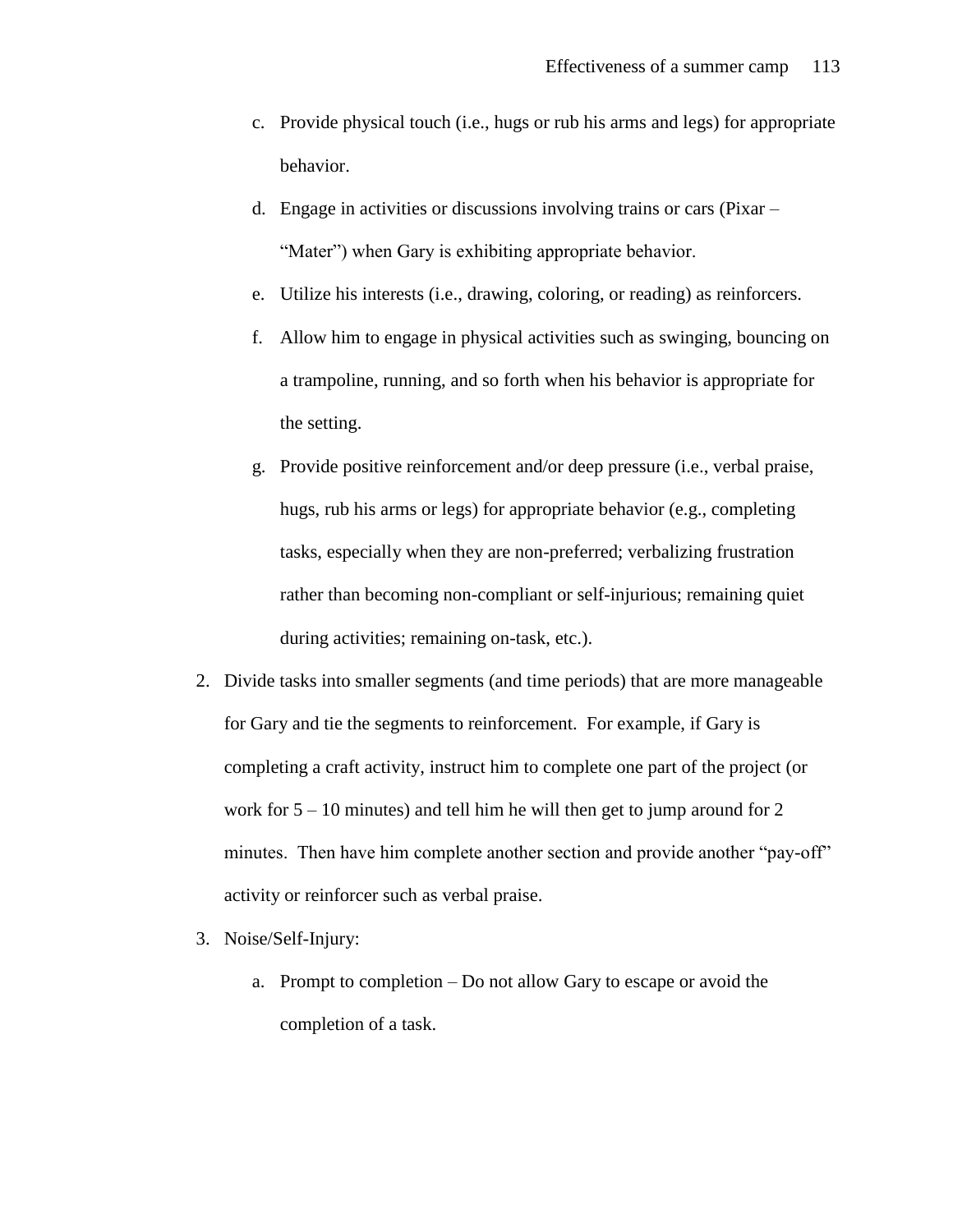c. Provide physical touch (i.e., hugs or rub his arms and legs) for appropriate behavior.

d. Engage in activities or discussions involving trains or cars (Pixar – "Mater") when Gary is exhibiting appropriate behavior.

e. Utilize his interests (i.e., drawing, coloring, or reading) as reinforcers.

f. Allow him to engage in physical activities such as swinging, bouncing on a trampoline, running, and so forth when his behavior is appropriate for the setting.

g. Provide positive reinforcement and/or deep pressure (i.e., verbal praise, hugs, rub his arms or legs) for appropriate behavior (e.g., completing tasks, especially when they are non-preferred; verbalizing frustration rather than becoming non-compliant or self-injurious; remaining quiet during activities; remaining on-task, etc.).

2. Divide tasks into smaller segments (and time periods) that are more manageable for Gary and tie the segments to reinforcement. For example, if Gary is completing a craft activity, instruct him to complete one part of the project (or work for 5 – 10 minutes) and tell him he will then get to jump around for 2 minutes. Then have him complete another section and provide another "pay-off" activity or reinforcer such as verbal praise.

3. Noise/Self-Injury:

    a. Prompt to completion – Do not allow Gary to escape or avoid the completion of a task.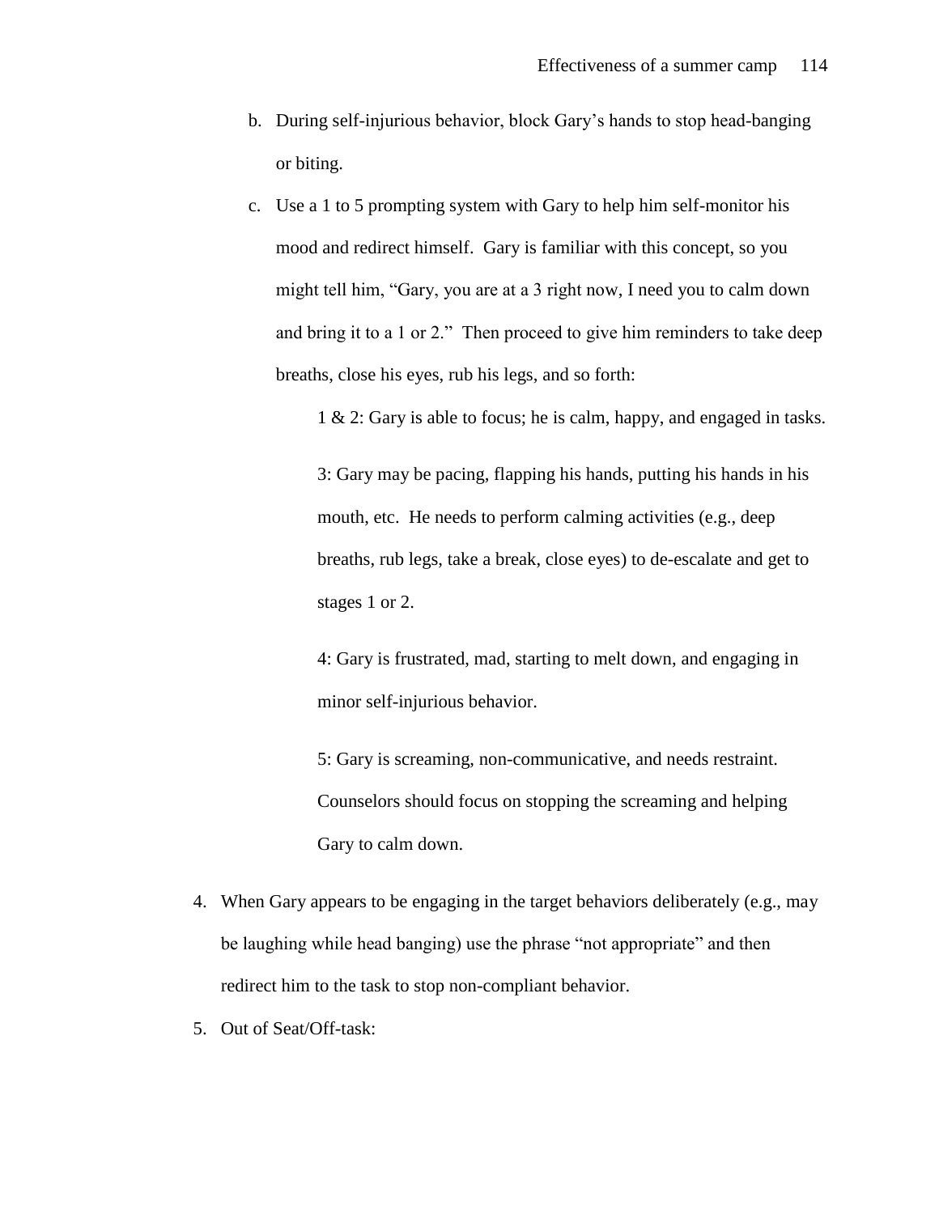b. During self-injurious behavior, block Gary's hands to stop head-banging or biting.

c. Use a 1 to 5 prompting system with Gary to help him self-monitor his mood and redirect himself. Gary is familiar with this concept, so you might tell him, "Gary, you are at a 3 right now, I need you to calm down and bring it to a 1 or 2." Then proceed to give him reminders to take deep breaths, close his eyes, rub his legs, and so forth:

   1 & 2: Gary is able to focus; he is calm, happy, and engaged in tasks.

   3: Gary may be pacing, flapping his hands, putting his hands in his mouth, etc. He needs to perform calming activities (e.g., deep breaths, rub legs, take a break, close eyes) to de-escalate and get to stages 1 or 2.

   4: Gary is frustrated, mad, starting to melt down, and engaging in minor self-injurious behavior.

   5: Gary is screaming, non-communicative, and needs restraint. Counselors should focus on stopping the screaming and helping Gary to calm down.

4. When Gary appears to be engaging in the target behaviors deliberately (e.g., may be laughing while head banging) use the phrase "not appropriate" and then redirect him to the task to stop non-compliant behavior.

5. Out of Seat/Off-task: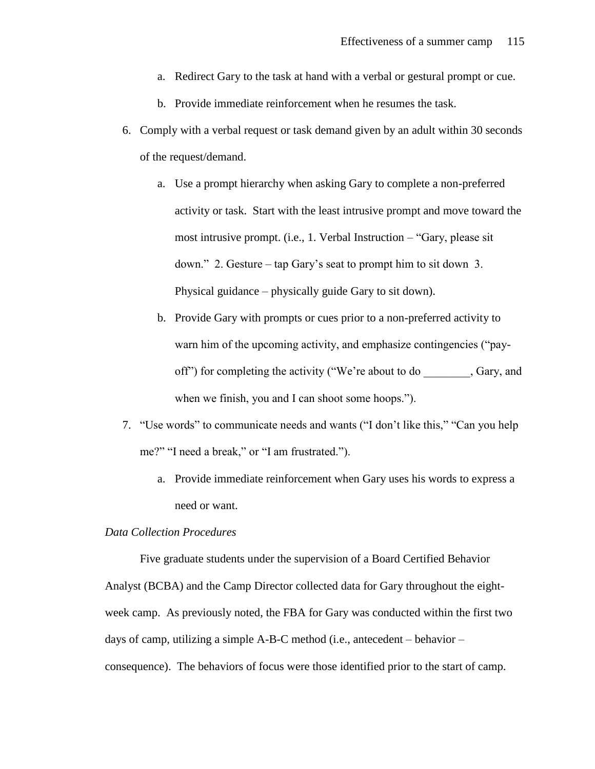a. Redirect Gary to the task at hand with a verbal or gestural prompt or cue.
   b. Provide immediate reinforcement when he resumes the task.

6. Comply with a verbal request or task demand given by an adult within 30 seconds of the request/demand.
   a. Use a prompt hierarchy when asking Gary to complete a non-preferred activity or task. Start with the least intrusive prompt and move toward the most intrusive prompt. (i.e., 1. Verbal Instruction – "Gary, please sit down." 2. Gesture – tap Gary's seat to prompt him to sit down 3. Physical guidance – physically guide Gary to sit down).
   b. Provide Gary with prompts or cues prior to a non-preferred activity to warn him of the upcoming activity, and emphasize contingencies ("pay-off") for completing the activity ("We're about to do ________, Gary, and when we finish, you and I can shoot some hoops.").

7. "Use words" to communicate needs and wants ("I don't like this," "Can you help me?" "I need a break," or "I am frustrated.").
   a. Provide immediate reinforcement when Gary uses his words to express a need or want.

*Data Collection Procedures*

Five graduate students under the supervision of a Board Certified Behavior Analyst (BCBA) and the Camp Director collected data for Gary throughout the eight-week camp. As previously noted, the FBA for Gary was conducted within the first two days of camp, utilizing a simple A-B-C method (i.e., antecedent – behavior – consequence). The behaviors of focus were those identified prior to the start of camp.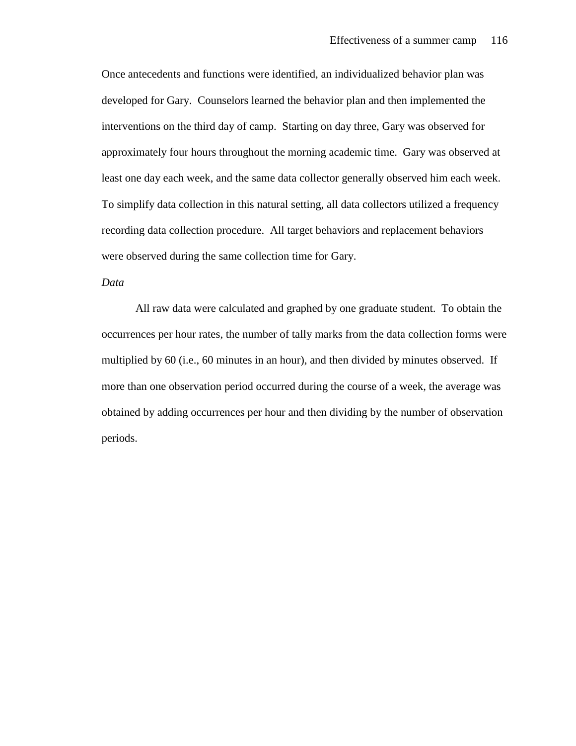Once antecedents and functions were identified, an individualized behavior plan was developed for Gary. Counselors learned the behavior plan and then implemented the interventions on the third day of camp. Starting on day three, Gary was observed for approximately four hours throughout the morning academic time. Gary was observed at least one day each week, and the same data collector generally observed him each week. To simplify data collection in this natural setting, all data collectors utilized a frequency recording data collection procedure. All target behaviors and replacement behaviors were observed during the same collection time for Gary.

*Data*

All raw data were calculated and graphed by one graduate student. To obtain the occurrences per hour rates, the number of tally marks from the data collection forms were multiplied by 60 (i.e., 60 minutes in an hour), and then divided by minutes observed. If more than one observation period occurred during the course of a week, the average was obtained by adding occurrences per hour and then dividing by the number of observation periods.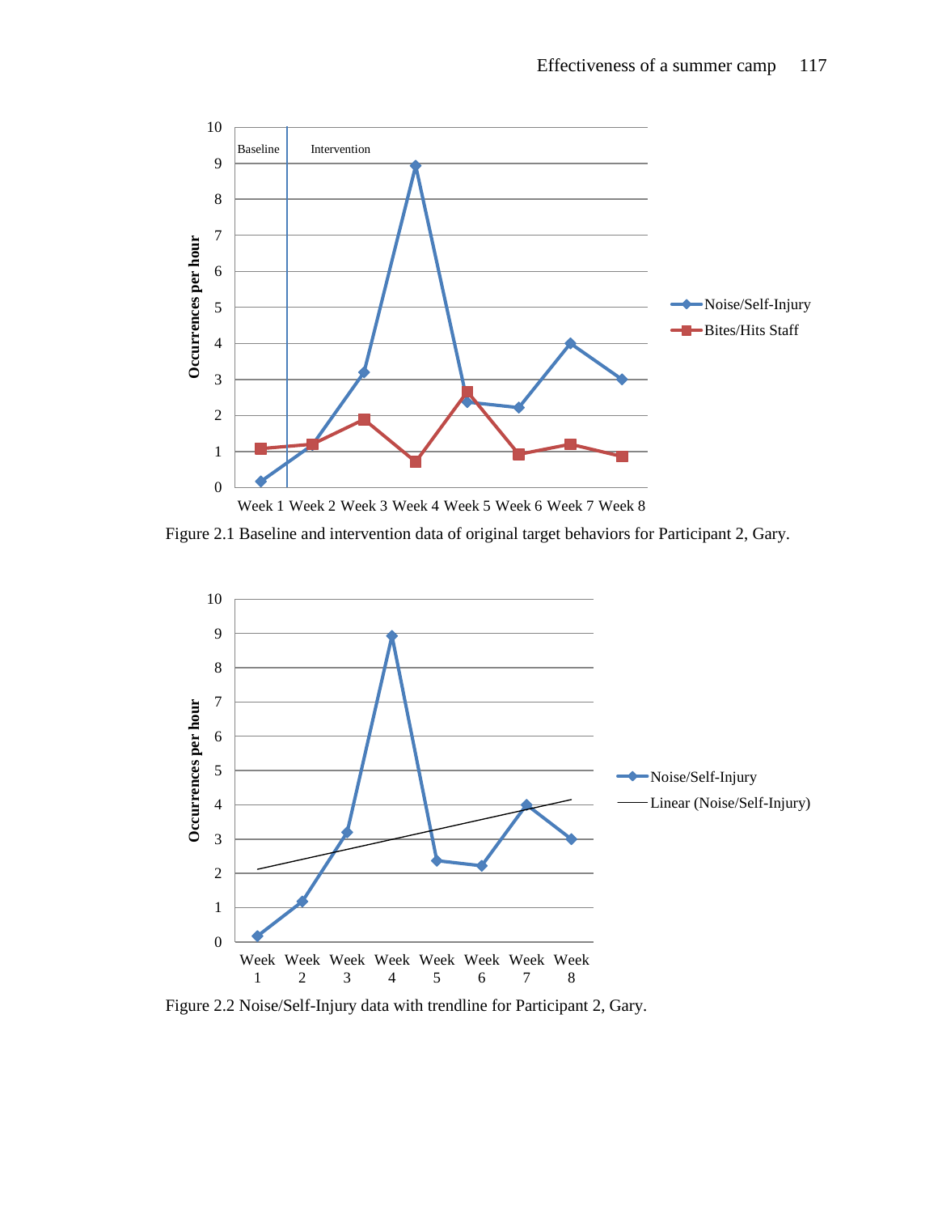Figure 2.1 Baseline and intervention data of original target behaviors for Participant 2, Gary.

Figure 2.2 Noise/Self-Injury data with trendline for Participant 2, Gary.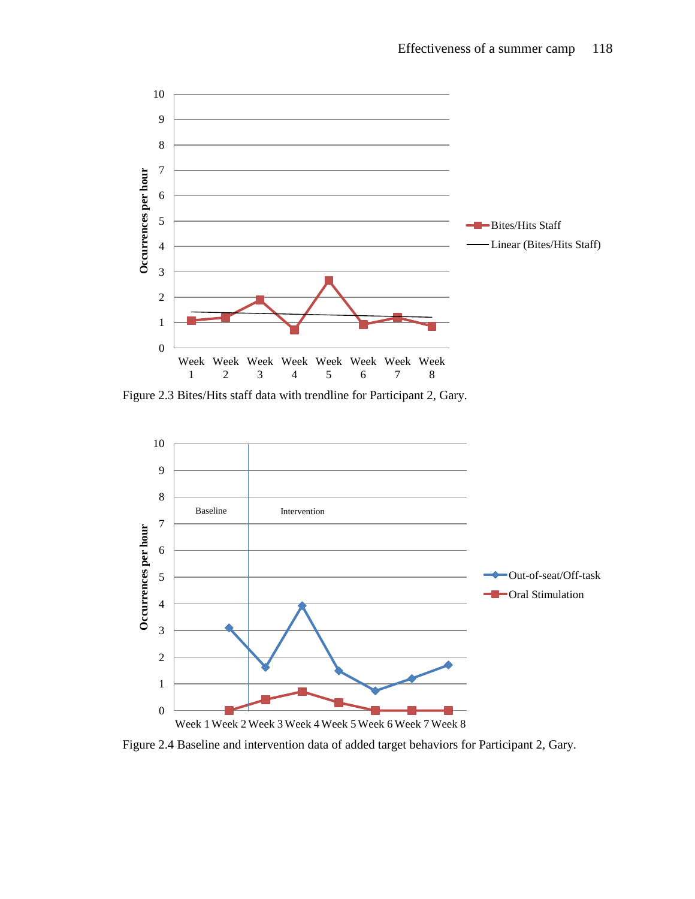Figure 2.3 Bites/Hits staff data with trendline for Participant 2, Gary.

Figure 2.4 Baseline and intervention data of added target behaviors for Participant 2, Gary.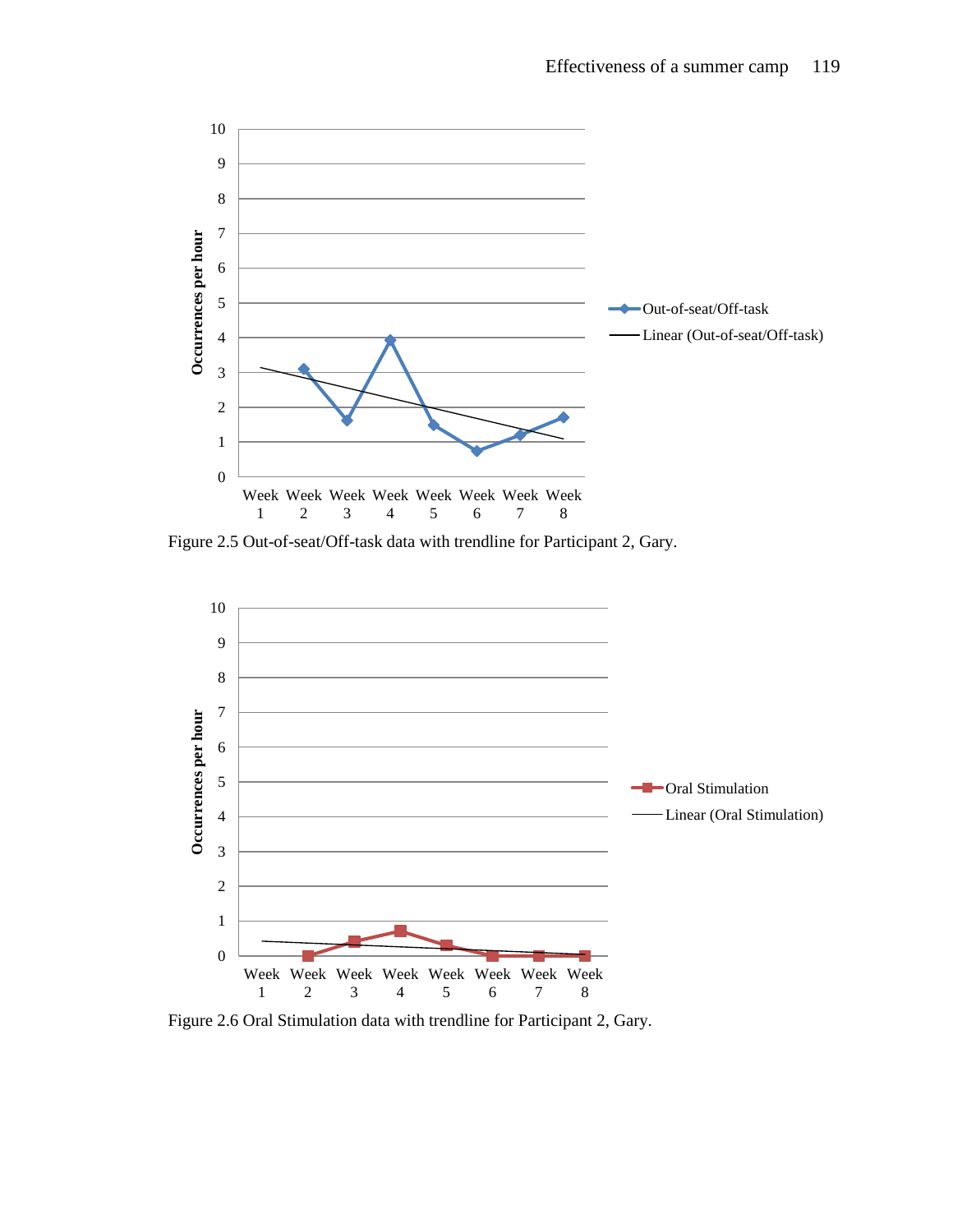Figure 2.5 Out-of-seat/Off-task data with trendline for Participant 2, Gary.

Figure 2.6 Oral Stimulation data with trendline for Participant 2, Gary.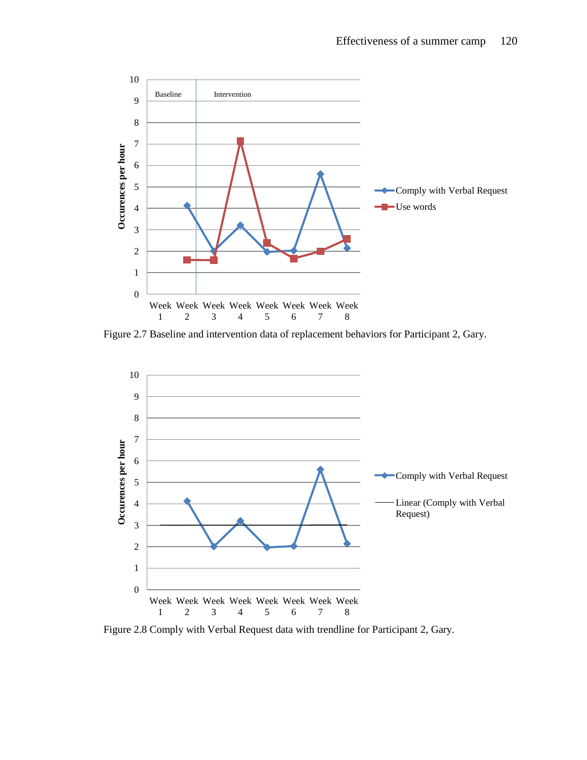Figure 2.7 Baseline and intervention data of replacement behaviors for Participant 2, Gary.

Figure 2.8 Comply with Verbal Request data with trendline for Participant 2, Gary.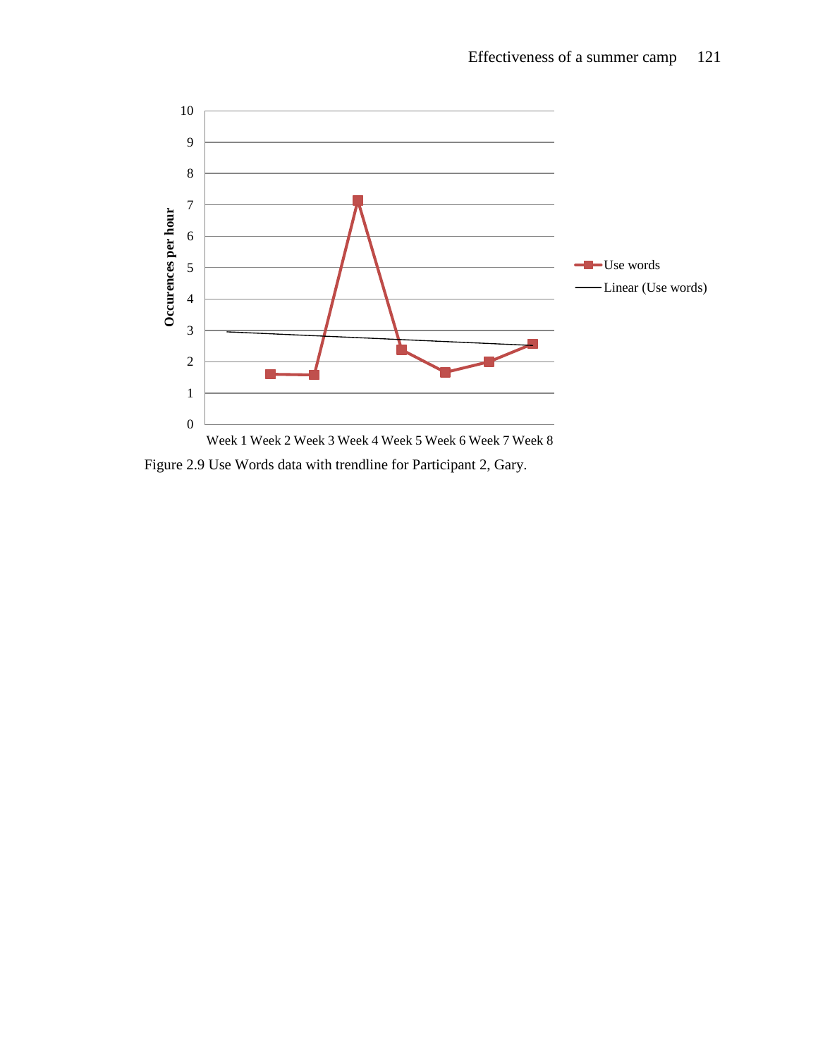Figure 2.9 Use Words data with trendline for Participant 2, Gary.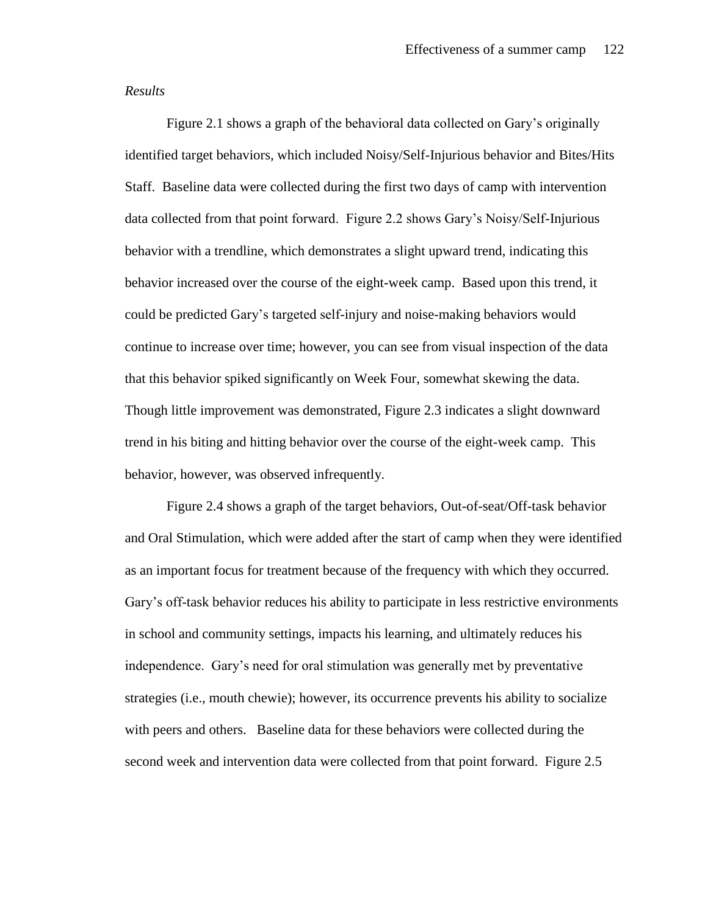*Results*

Figure 2.1 shows a graph of the behavioral data collected on Gary's originally identified target behaviors, which included Noisy/Self-Injurious behavior and Bites/Hits Staff. Baseline data were collected during the first two days of camp with intervention data collected from that point forward. Figure 2.2 shows Gary's Noisy/Self-Injurious behavior with a trendline, which demonstrates a slight upward trend, indicating this behavior increased over the course of the eight-week camp. Based upon this trend, it could be predicted Gary's targeted self-injury and noise-making behaviors would continue to increase over time; however, you can see from visual inspection of the data that this behavior spiked significantly on Week Four, somewhat skewing the data. Though little improvement was demonstrated, Figure 2.3 indicates a slight downward trend in his biting and hitting behavior over the course of the eight-week camp. This behavior, however, was observed infrequently.

Figure 2.4 shows a graph of the target behaviors, Out-of-seat/Off-task behavior and Oral Stimulation, which were added after the start of camp when they were identified as an important focus for treatment because of the frequency with which they occurred. Gary's off-task behavior reduces his ability to participate in less restrictive environments in school and community settings, impacts his learning, and ultimately reduces his independence. Gary's need for oral stimulation was generally met by preventative strategies (i.e., mouth chewie); however, its occurrence prevents his ability to socialize with peers and others. Baseline data for these behaviors were collected during the second week and intervention data were collected from that point forward. Figure 2.5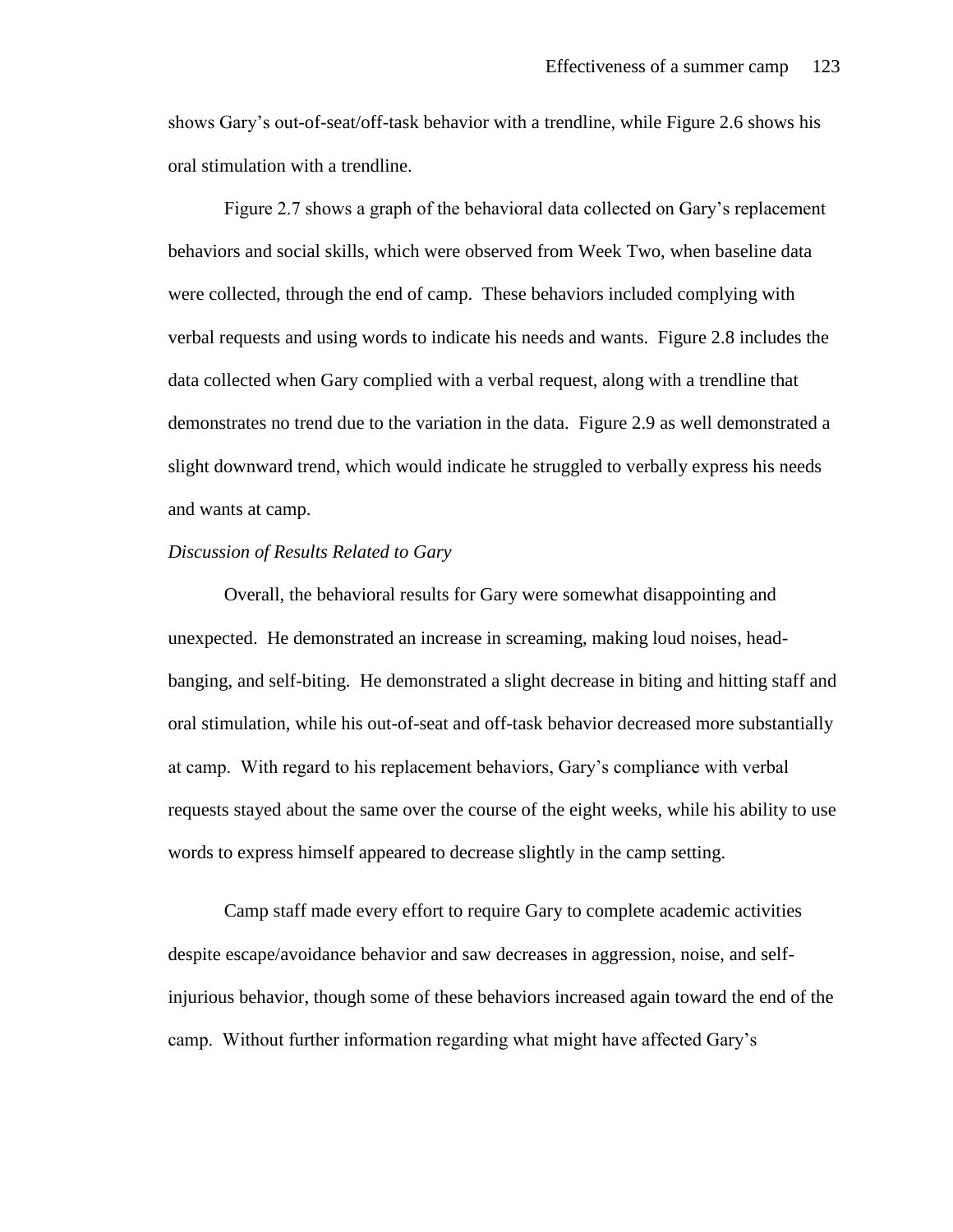shows Gary's out-of-seat/off-task behavior with a trendline, while Figure 2.6 shows his oral stimulation with a trendline.

Figure 2.7 shows a graph of the behavioral data collected on Gary's replacement behaviors and social skills, which were observed from Week Two, when baseline data were collected, through the end of camp. These behaviors included complying with verbal requests and using words to indicate his needs and wants. Figure 2.8 includes the data collected when Gary complied with a verbal request, along with a trendline that demonstrates no trend due to the variation in the data. Figure 2.9 as well demonstrated a slight downward trend, which would indicate he struggled to verbally express his needs and wants at camp.

*Discussion of Results Related to Gary*

Overall, the behavioral results for Gary were somewhat disappointing and unexpected. He demonstrated an increase in screaming, making loud noises, head-banging, and self-biting. He demonstrated a slight decrease in biting and hitting staff and oral stimulation, while his out-of-seat and off-task behavior decreased more substantially at camp. With regard to his replacement behaviors, Gary's compliance with verbal requests stayed about the same over the course of the eight weeks, while his ability to use words to express himself appeared to decrease slightly in the camp setting.

Camp staff made every effort to require Gary to complete academic activities despite escape/avoidance behavior and saw decreases in aggression, noise, and self-injurious behavior, though some of these behaviors increased again toward the end of the camp. Without further information regarding what might have affected Gary's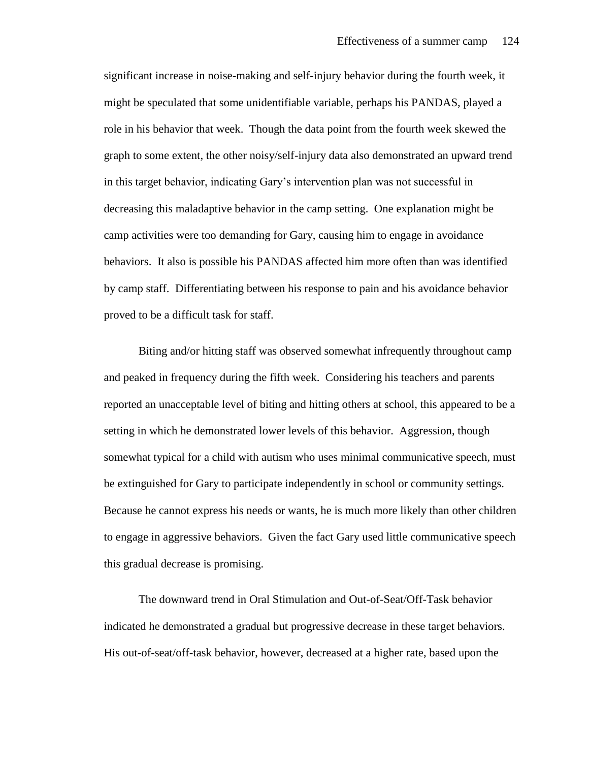significant increase in noise-making and self-injury behavior during the fourth week, it might be speculated that some unidentifiable variable, perhaps his PANDAS, played a role in his behavior that week. Though the data point from the fourth week skewed the graph to some extent, the other noisy/self-injury data also demonstrated an upward trend in this target behavior, indicating Gary's intervention plan was not successful in decreasing this maladaptive behavior in the camp setting. One explanation might be camp activities were too demanding for Gary, causing him to engage in avoidance behaviors. It also is possible his PANDAS affected him more often than was identified by camp staff. Differentiating between his response to pain and his avoidance behavior proved to be a difficult task for staff.

Biting and/or hitting staff was observed somewhat infrequently throughout camp and peaked in frequency during the fifth week. Considering his teachers and parents reported an unacceptable level of biting and hitting others at school, this appeared to be a setting in which he demonstrated lower levels of this behavior. Aggression, though somewhat typical for a child with autism who uses minimal communicative speech, must be extinguished for Gary to participate independently in school or community settings. Because he cannot express his needs or wants, he is much more likely than other children to engage in aggressive behaviors. Given the fact Gary used little communicative speech this gradual decrease is promising.

The downward trend in Oral Stimulation and Out-of-Seat/Off-Task behavior indicated he demonstrated a gradual but progressive decrease in these target behaviors. His out-of-seat/off-task behavior, however, decreased at a higher rate, based upon the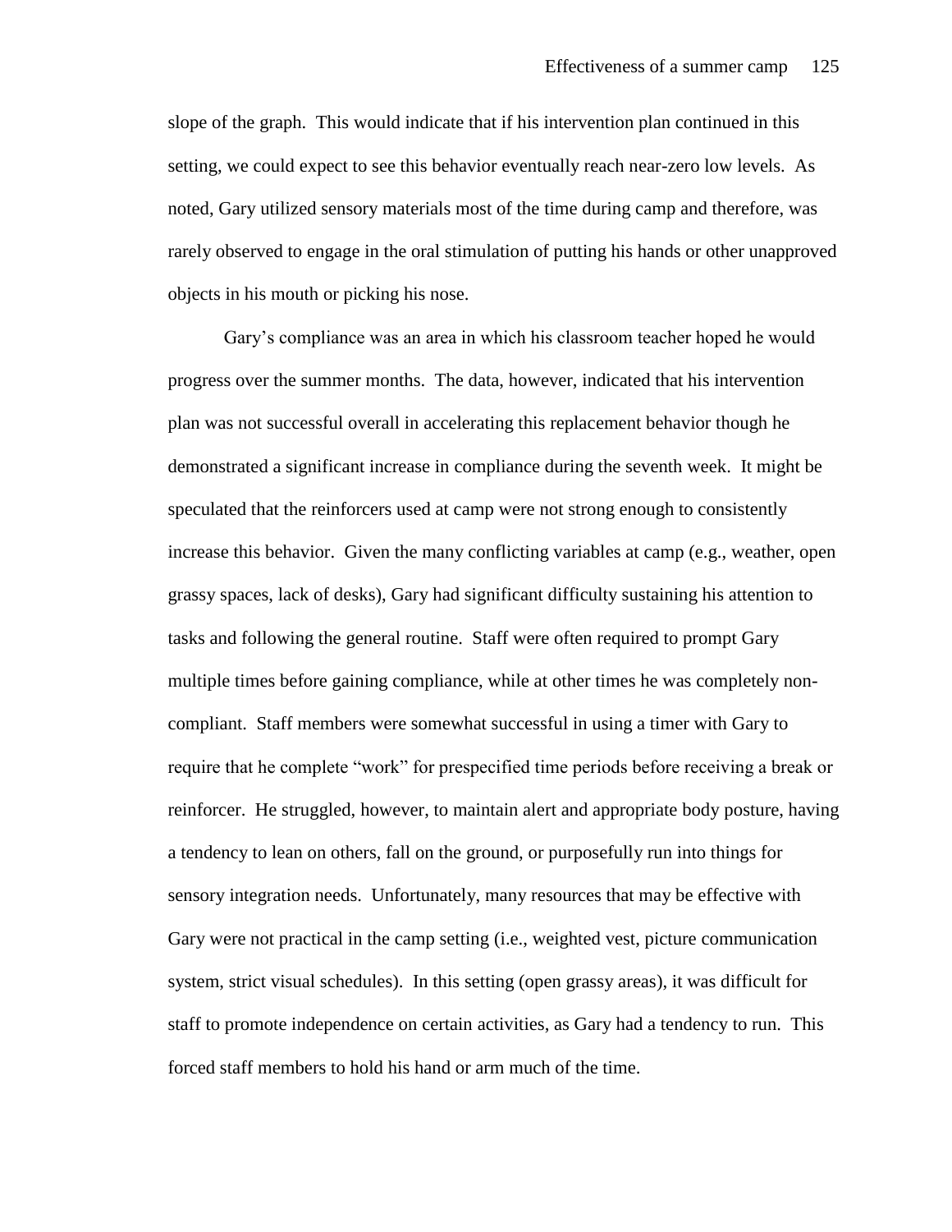slope of the graph. This would indicate that if his intervention plan continued in this setting, we could expect to see this behavior eventually reach near-zero low levels. As noted, Gary utilized sensory materials most of the time during camp and therefore, was rarely observed to engage in the oral stimulation of putting his hands or other unapproved objects in his mouth or picking his nose.

Gary's compliance was an area in which his classroom teacher hoped he would progress over the summer months. The data, however, indicated that his intervention plan was not successful overall in accelerating this replacement behavior though he demonstrated a significant increase in compliance during the seventh week. It might be speculated that the reinforcers used at camp were not strong enough to consistently increase this behavior. Given the many conflicting variables at camp (e.g., weather, open grassy spaces, lack of desks), Gary had significant difficulty sustaining his attention to tasks and following the general routine. Staff were often required to prompt Gary multiple times before gaining compliance, while at other times he was completely non-compliant. Staff members were somewhat successful in using a timer with Gary to require that he complete "work" for prespecified time periods before receiving a break or reinforcer. He struggled, however, to maintain alert and appropriate body posture, having a tendency to lean on others, fall on the ground, or purposefully run into things for sensory integration needs. Unfortunately, many resources that may be effective with Gary were not practical in the camp setting (i.e., weighted vest, picture communication system, strict visual schedules). In this setting (open grassy areas), it was difficult for staff to promote independence on certain activities, as Gary had a tendency to run. This forced staff members to hold his hand or arm much of the time.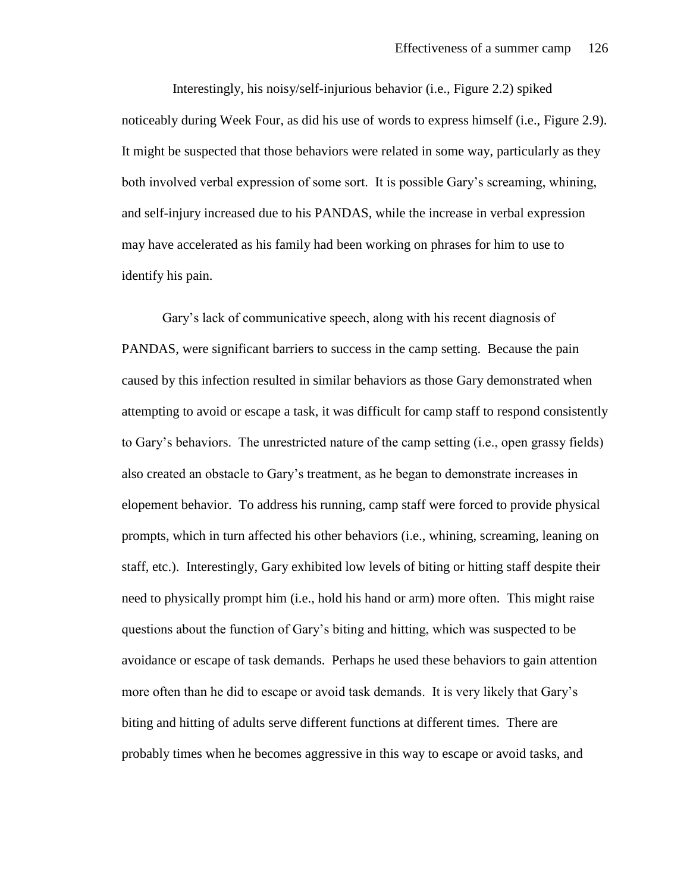Interestingly, his noisy/self-injurious behavior (i.e., Figure 2.2) spiked noticeably during Week Four, as did his use of words to express himself (i.e., Figure 2.9). It might be suspected that those behaviors were related in some way, particularly as they both involved verbal expression of some sort. It is possible Gary's screaming, whining, and self-injury increased due to his PANDAS, while the increase in verbal expression may have accelerated as his family had been working on phrases for him to use to identify his pain.

Gary's lack of communicative speech, along with his recent diagnosis of PANDAS, were significant barriers to success in the camp setting. Because the pain caused by this infection resulted in similar behaviors as those Gary demonstrated when attempting to avoid or escape a task, it was difficult for camp staff to respond consistently to Gary's behaviors. The unrestricted nature of the camp setting (i.e., open grassy fields) also created an obstacle to Gary's treatment, as he began to demonstrate increases in elopement behavior. To address his running, camp staff were forced to provide physical prompts, which in turn affected his other behaviors (i.e., whining, screaming, leaning on staff, etc.). Interestingly, Gary exhibited low levels of biting or hitting staff despite their need to physically prompt him (i.e., hold his hand or arm) more often. This might raise questions about the function of Gary's biting and hitting, which was suspected to be avoidance or escape of task demands. Perhaps he used these behaviors to gain attention more often than he did to escape or avoid task demands. It is very likely that Gary's biting and hitting of adults serve different functions at different times. There are probably times when he becomes aggressive in this way to escape or avoid tasks, and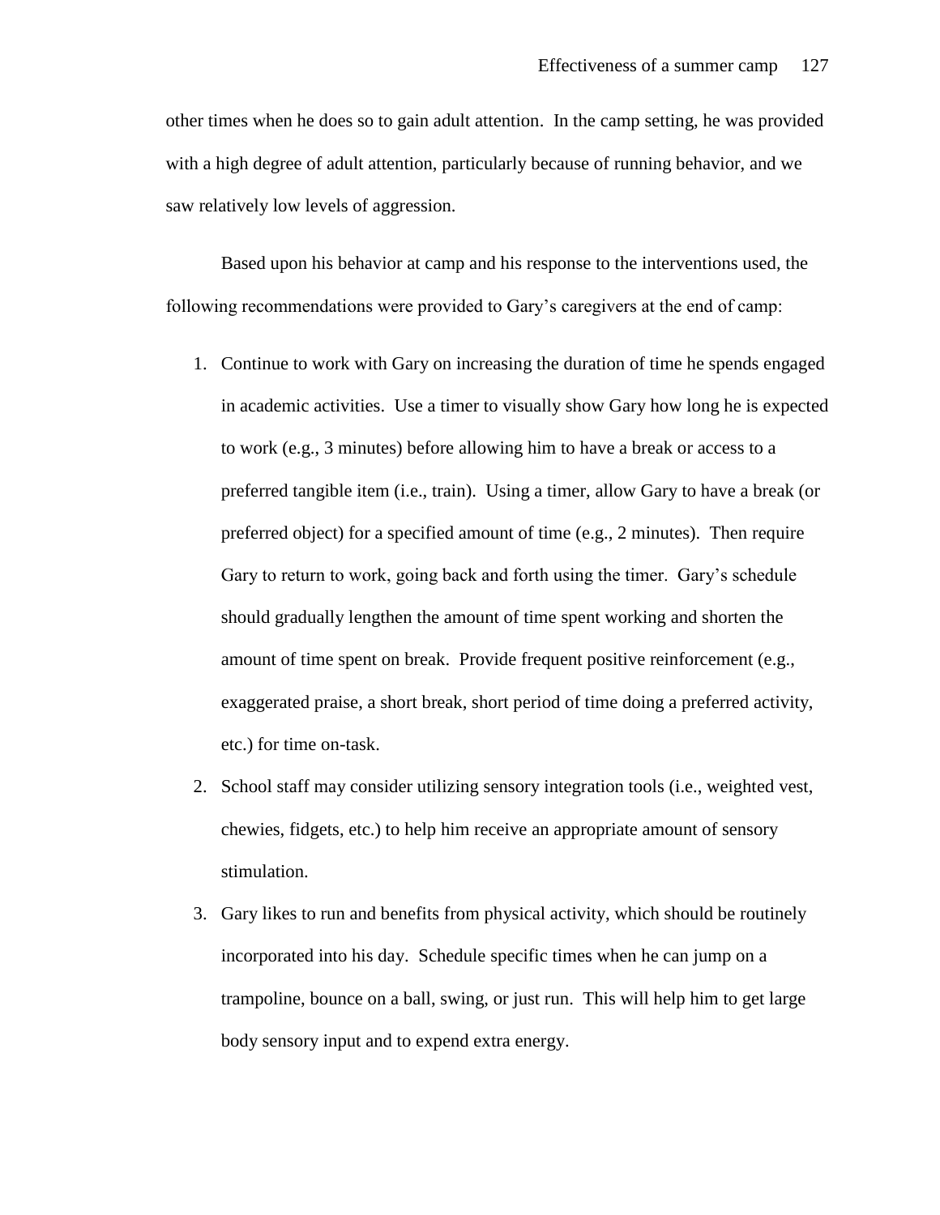other times when he does so to gain adult attention. In the camp setting, he was provided with a high degree of adult attention, particularly because of running behavior, and we saw relatively low levels of aggression.

Based upon his behavior at camp and his response to the interventions used, the following recommendations were provided to Gary's caregivers at the end of camp:

1. Continue to work with Gary on increasing the duration of time he spends engaged in academic activities. Use a timer to visually show Gary how long he is expected to work (e.g., 3 minutes) before allowing him to have a break or access to a preferred tangible item (i.e., train). Using a timer, allow Gary to have a break (or preferred object) for a specified amount of time (e.g., 2 minutes). Then require Gary to return to work, going back and forth using the timer. Gary's schedule should gradually lengthen the amount of time spent working and shorten the amount of time spent on break. Provide frequent positive reinforcement (e.g., exaggerated praise, a short break, short period of time doing a preferred activity, etc.) for time on-task.
2. School staff may consider utilizing sensory integration tools (i.e., weighted vest, chewies, fidgets, etc.) to help him receive an appropriate amount of sensory stimulation.
3. Gary likes to run and benefits from physical activity, which should be routinely incorporated into his day. Schedule specific times when he can jump on a trampoline, bounce on a ball, swing, or just run. This will help him to get large body sensory input and to expend extra energy.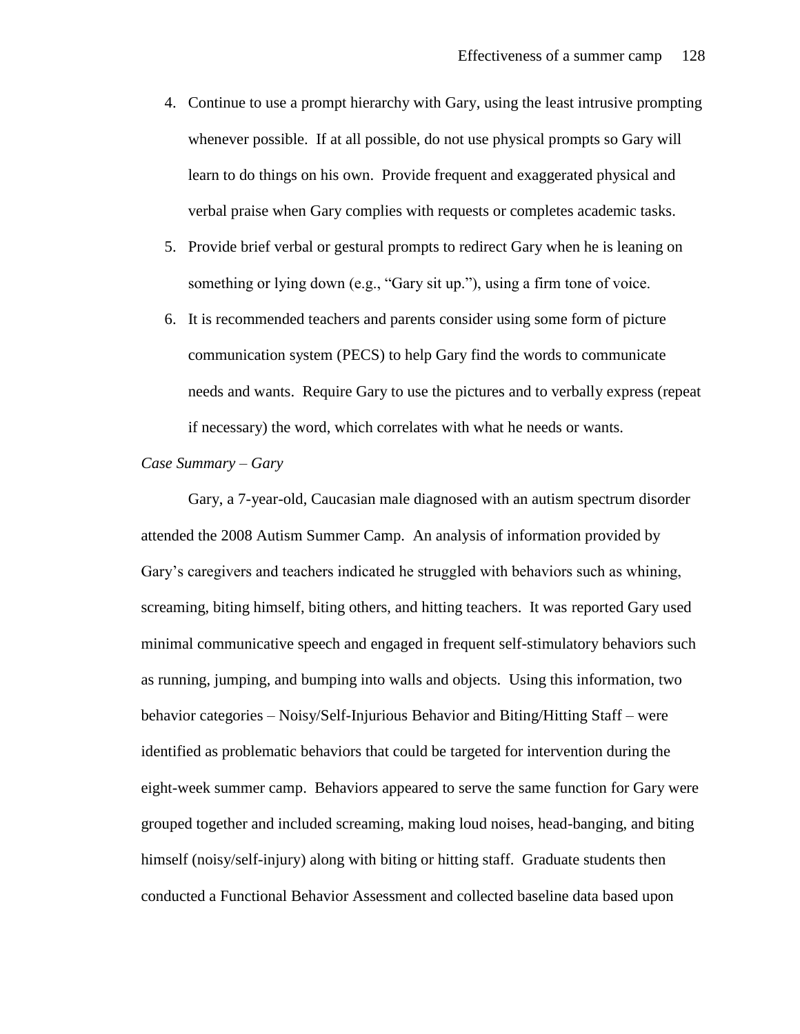4. Continue to use a prompt hierarchy with Gary, using the least intrusive prompting whenever possible. If at all possible, do not use physical prompts so Gary will learn to do things on his own. Provide frequent and exaggerated physical and verbal praise when Gary complies with requests or completes academic tasks.
5. Provide brief verbal or gestural prompts to redirect Gary when he is leaning on something or lying down (e.g., "Gary sit up."), using a firm tone of voice.
6. It is recommended teachers and parents consider using some form of picture communication system (PECS) to help Gary find the words to communicate needs and wants. Require Gary to use the pictures and to verbally express (repeat if necessary) the word, which correlates with what he needs or wants.

*Case Summary – Gary*

Gary, a 7-year-old, Caucasian male diagnosed with an autism spectrum disorder attended the 2008 Autism Summer Camp. An analysis of information provided by Gary's caregivers and teachers indicated he struggled with behaviors such as whining, screaming, biting himself, biting others, and hitting teachers. It was reported Gary used minimal communicative speech and engaged in frequent self-stimulatory behaviors such as running, jumping, and bumping into walls and objects. Using this information, two behavior categories – Noisy/Self-Injurious Behavior and Biting/Hitting Staff – were identified as problematic behaviors that could be targeted for intervention during the eight-week summer camp. Behaviors appeared to serve the same function for Gary were grouped together and included screaming, making loud noises, head-banging, and biting himself (noisy/self-injury) along with biting or hitting staff. Graduate students then conducted a Functional Behavior Assessment and collected baseline data based upon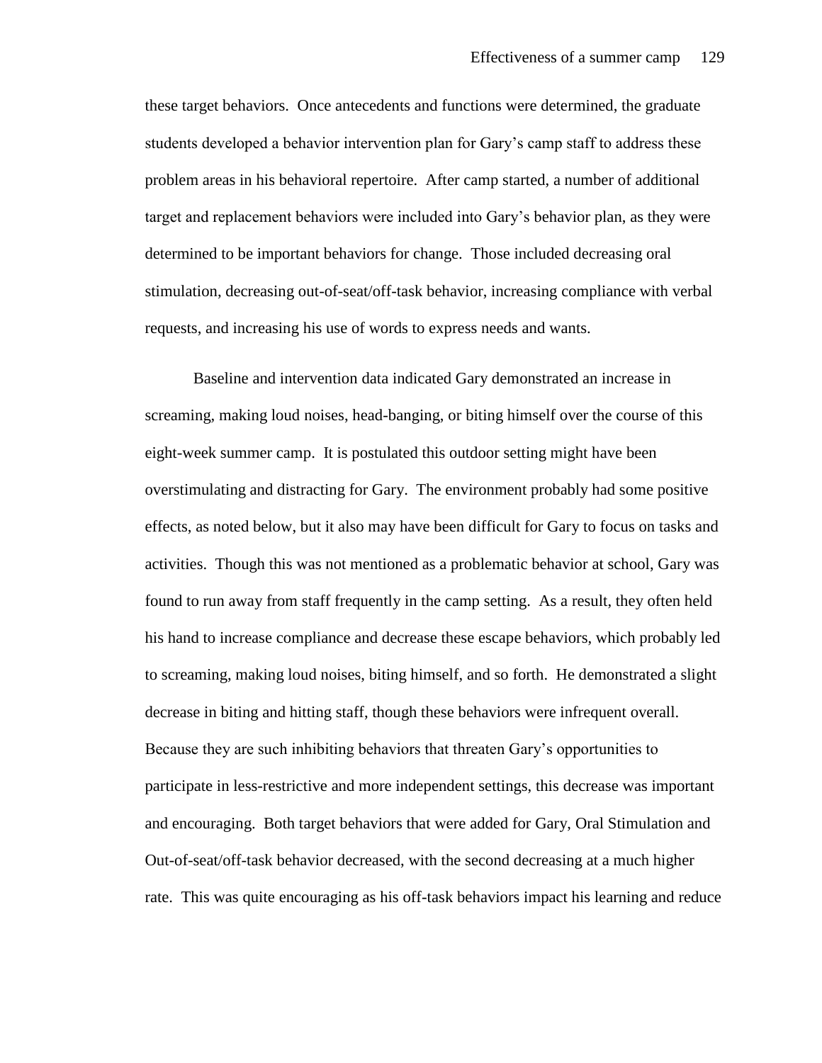these target behaviors. Once antecedents and functions were determined, the graduate students developed a behavior intervention plan for Gary's camp staff to address these problem areas in his behavioral repertoire. After camp started, a number of additional target and replacement behaviors were included into Gary's behavior plan, as they were determined to be important behaviors for change. Those included decreasing oral stimulation, decreasing out-of-seat/off-task behavior, increasing compliance with verbal requests, and increasing his use of words to express needs and wants.

Baseline and intervention data indicated Gary demonstrated an increase in screaming, making loud noises, head-banging, or biting himself over the course of this eight-week summer camp. It is postulated this outdoor setting might have been overstimulating and distracting for Gary. The environment probably had some positive effects, as noted below, but it also may have been difficult for Gary to focus on tasks and activities. Though this was not mentioned as a problematic behavior at school, Gary was found to run away from staff frequently in the camp setting. As a result, they often held his hand to increase compliance and decrease these escape behaviors, which probably led to screaming, making loud noises, biting himself, and so forth. He demonstrated a slight decrease in biting and hitting staff, though these behaviors were infrequent overall. Because they are such inhibiting behaviors that threaten Gary's opportunities to participate in less-restrictive and more independent settings, this decrease was important and encouraging. Both target behaviors that were added for Gary, Oral Stimulation and Out-of-seat/off-task behavior decreased, with the second decreasing at a much higher rate. This was quite encouraging as his off-task behaviors impact his learning and reduce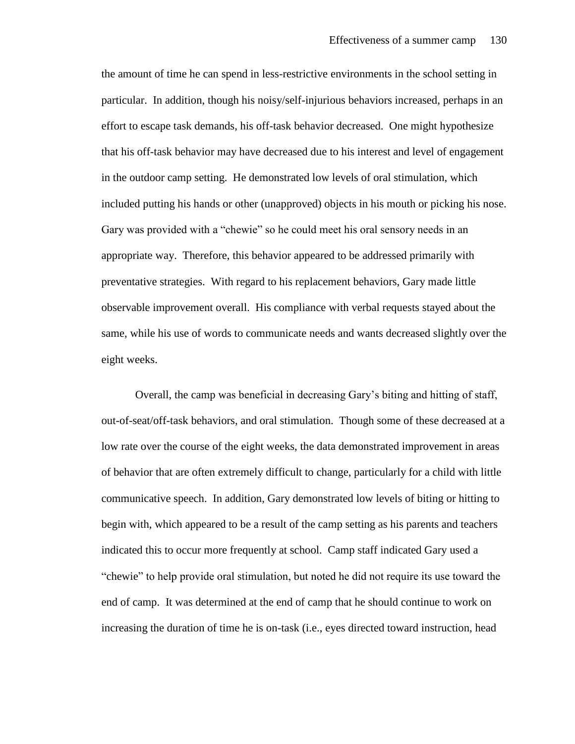the amount of time he can spend in less-restrictive environments in the school setting in particular. In addition, though his noisy/self-injurious behaviors increased, perhaps in an effort to escape task demands, his off-task behavior decreased. One might hypothesize that his off-task behavior may have decreased due to his interest and level of engagement in the outdoor camp setting. He demonstrated low levels of oral stimulation, which included putting his hands or other (unapproved) objects in his mouth or picking his nose. Gary was provided with a "chewie" so he could meet his oral sensory needs in an appropriate way. Therefore, this behavior appeared to be addressed primarily with preventative strategies. With regard to his replacement behaviors, Gary made little observable improvement overall. His compliance with verbal requests stayed about the same, while his use of words to communicate needs and wants decreased slightly over the eight weeks.

Overall, the camp was beneficial in decreasing Gary's biting and hitting of staff, out-of-seat/off-task behaviors, and oral stimulation. Though some of these decreased at a low rate over the course of the eight weeks, the data demonstrated improvement in areas of behavior that are often extremely difficult to change, particularly for a child with little communicative speech. In addition, Gary demonstrated low levels of biting or hitting to begin with, which appeared to be a result of the camp setting as his parents and teachers indicated this to occur more frequently at school. Camp staff indicated Gary used a "chewie" to help provide oral stimulation, but noted he did not require its use toward the end of camp. It was determined at the end of camp that he should continue to work on increasing the duration of time he is on-task (i.e., eyes directed toward instruction, head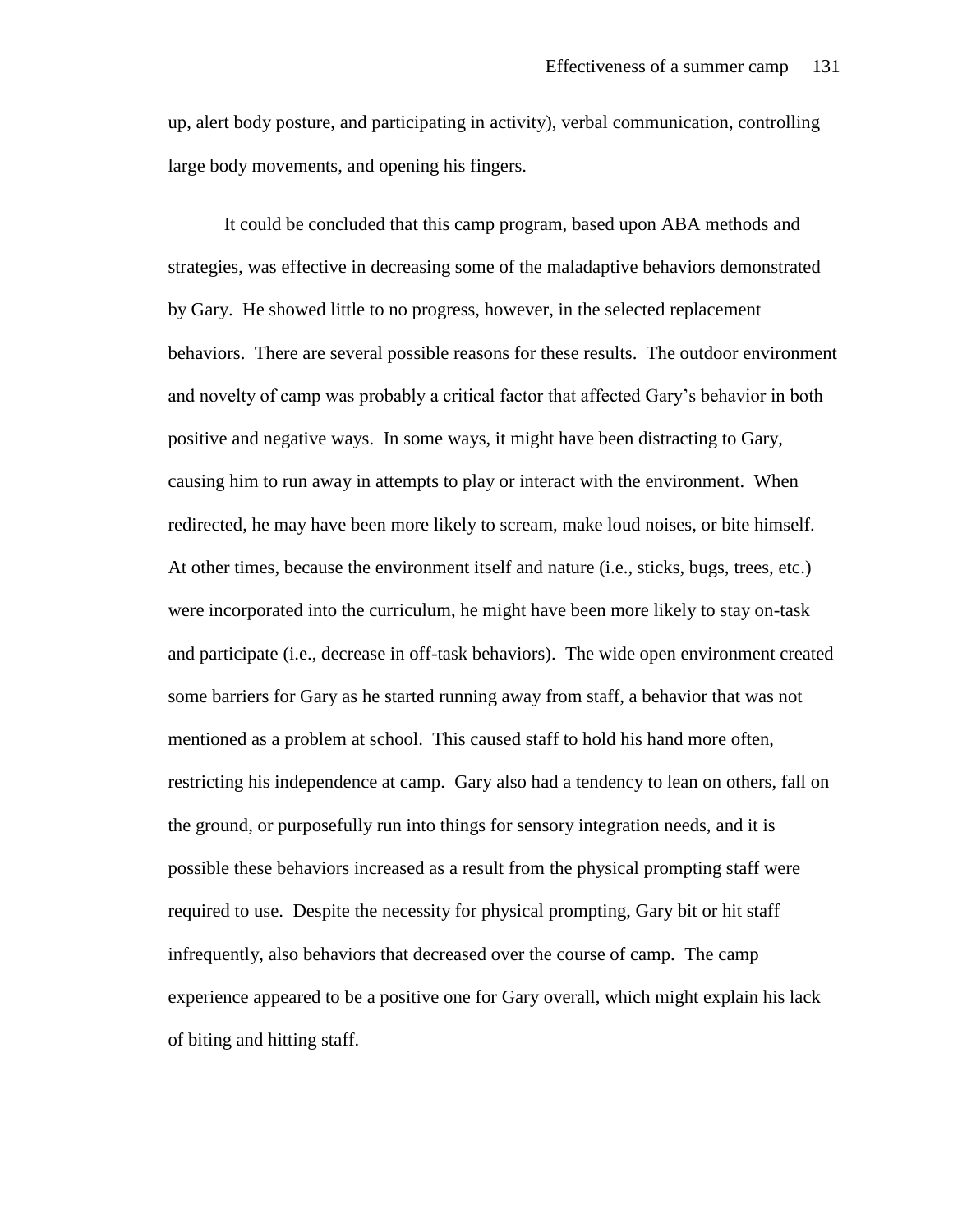up, alert body posture, and participating in activity), verbal communication, controlling large body movements, and opening his fingers.

It could be concluded that this camp program, based upon ABA methods and strategies, was effective in decreasing some of the maladaptive behaviors demonstrated by Gary. He showed little to no progress, however, in the selected replacement behaviors. There are several possible reasons for these results. The outdoor environment and novelty of camp was probably a critical factor that affected Gary's behavior in both positive and negative ways. In some ways, it might have been distracting to Gary, causing him to run away in attempts to play or interact with the environment. When redirected, he may have been more likely to scream, make loud noises, or bite himself. At other times, because the environment itself and nature (i.e., sticks, bugs, trees, etc.) were incorporated into the curriculum, he might have been more likely to stay on-task and participate (i.e., decrease in off-task behaviors). The wide open environment created some barriers for Gary as he started running away from staff, a behavior that was not mentioned as a problem at school. This caused staff to hold his hand more often, restricting his independence at camp. Gary also had a tendency to lean on others, fall on the ground, or purposefully run into things for sensory integration needs, and it is possible these behaviors increased as a result from the physical prompting staff were required to use. Despite the necessity for physical prompting, Gary bit or hit staff infrequently, also behaviors that decreased over the course of camp. The camp experience appeared to be a positive one for Gary overall, which might explain his lack of biting and hitting staff.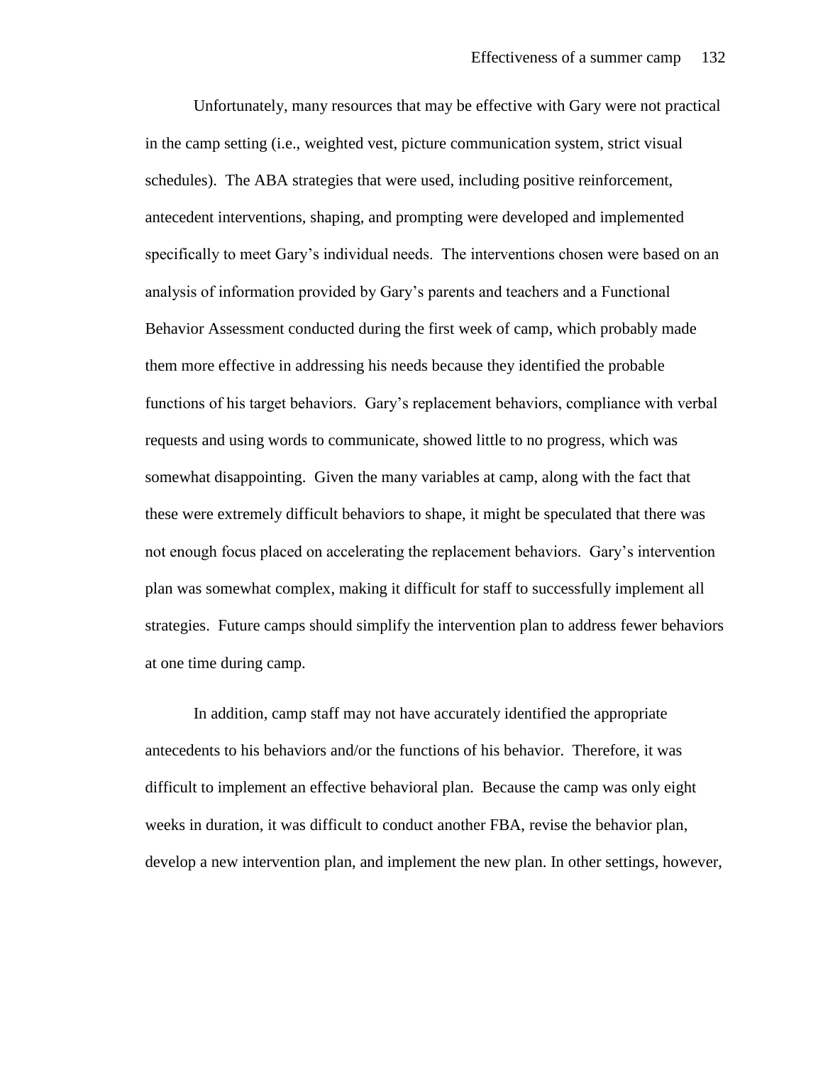Unfortunately, many resources that may be effective with Gary were not practical in the camp setting (i.e., weighted vest, picture communication system, strict visual schedules). The ABA strategies that were used, including positive reinforcement, antecedent interventions, shaping, and prompting were developed and implemented specifically to meet Gary's individual needs. The interventions chosen were based on an analysis of information provided by Gary's parents and teachers and a Functional Behavior Assessment conducted during the first week of camp, which probably made them more effective in addressing his needs because they identified the probable functions of his target behaviors. Gary's replacement behaviors, compliance with verbal requests and using words to communicate, showed little to no progress, which was somewhat disappointing. Given the many variables at camp, along with the fact that these were extremely difficult behaviors to shape, it might be speculated that there was not enough focus placed on accelerating the replacement behaviors. Gary's intervention plan was somewhat complex, making it difficult for staff to successfully implement all strategies. Future camps should simplify the intervention plan to address fewer behaviors at one time during camp.

In addition, camp staff may not have accurately identified the appropriate antecedents to his behaviors and/or the functions of his behavior. Therefore, it was difficult to implement an effective behavioral plan. Because the camp was only eight weeks in duration, it was difficult to conduct another FBA, revise the behavior plan, develop a new intervention plan, and implement the new plan. In other settings, however,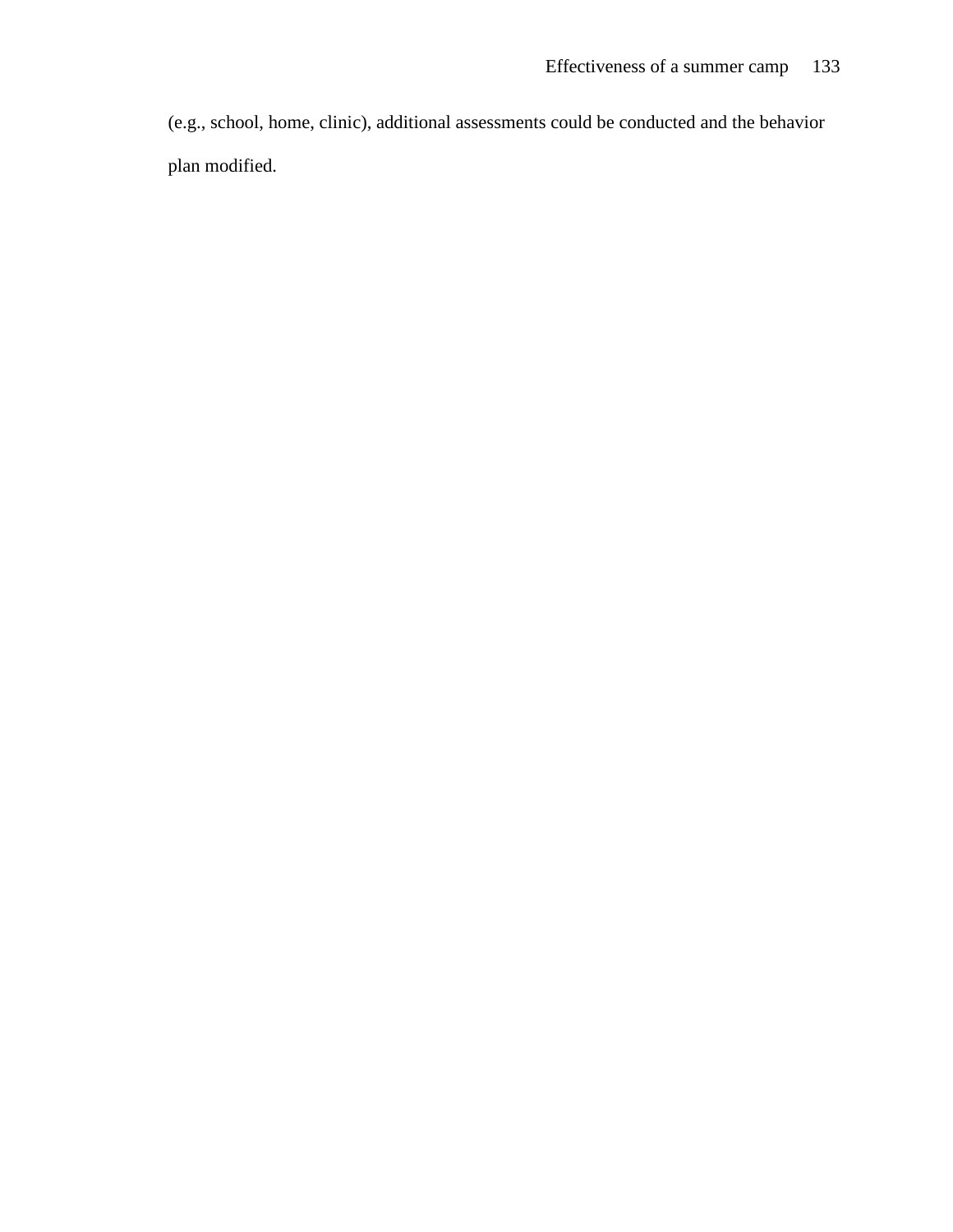(e.g., school, home, clinic), additional assessments could be conducted and the behavior plan modified.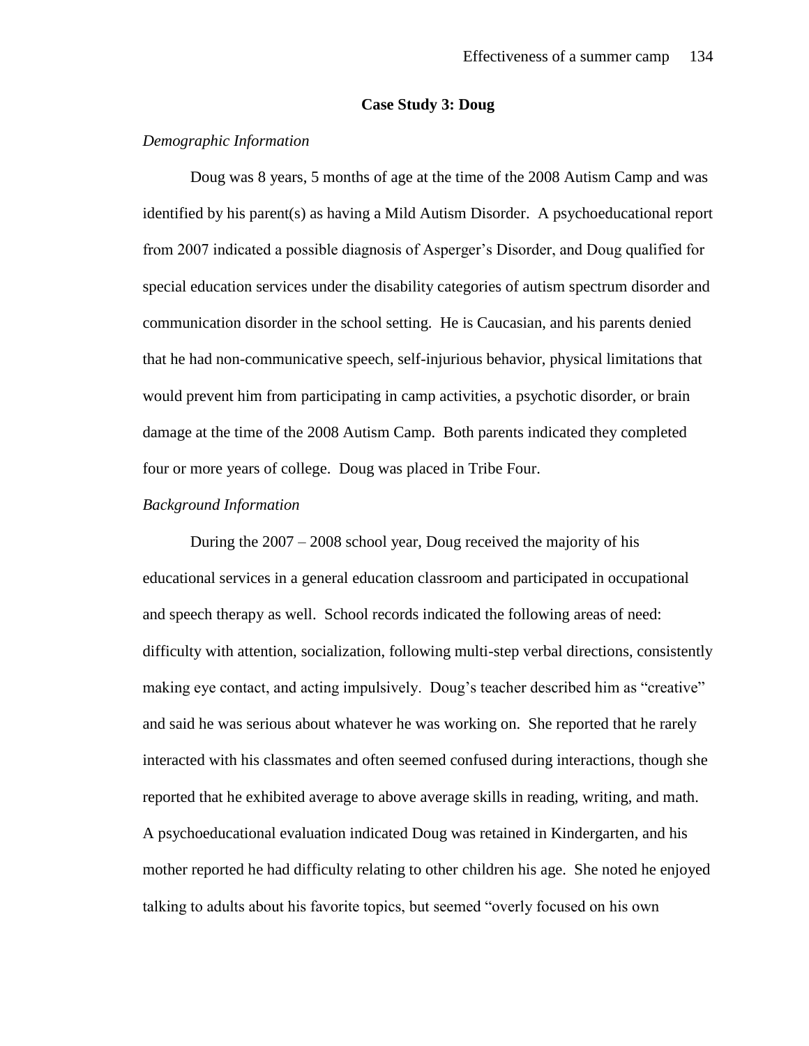## Case Study 3: Doug

*Demographic Information*

Doug was 8 years, 5 months of age at the time of the 2008 Autism Camp and was identified by his parent(s) as having a Mild Autism Disorder. A psychoeducational report from 2007 indicated a possible diagnosis of Asperger's Disorder, and Doug qualified for special education services under the disability categories of autism spectrum disorder and communication disorder in the school setting. He is Caucasian, and his parents denied that he had non-communicative speech, self-injurious behavior, physical limitations that would prevent him from participating in camp activities, a psychotic disorder, or brain damage at the time of the 2008 Autism Camp. Both parents indicated they completed four or more years of college. Doug was placed in Tribe Four.

*Background Information*

During the 2007 – 2008 school year, Doug received the majority of his educational services in a general education classroom and participated in occupational and speech therapy as well. School records indicated the following areas of need: difficulty with attention, socialization, following multi-step verbal directions, consistently making eye contact, and acting impulsively. Doug's teacher described him as "creative" and said he was serious about whatever he was working on. She reported that he rarely interacted with his classmates and often seemed confused during interactions, though she reported that he exhibited average to above average skills in reading, writing, and math. A psychoeducational evaluation indicated Doug was retained in Kindergarten, and his mother reported he had difficulty relating to other children his age. She noted he enjoyed talking to adults about his favorite topics, but seemed "overly focused on his own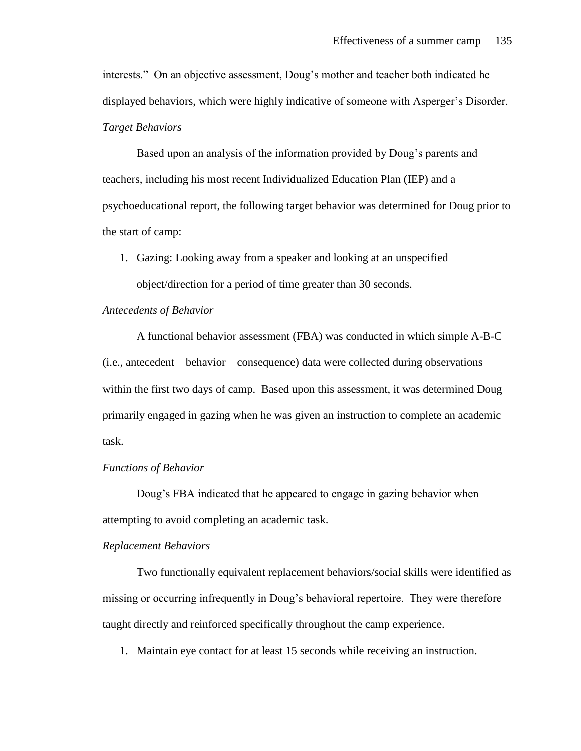interests." On an objective assessment, Doug's mother and teacher both indicated he displayed behaviors, which were highly indicative of someone with Asperger's Disorder.

*Target Behaviors*

Based upon an analysis of the information provided by Doug's parents and teachers, including his most recent Individualized Education Plan (IEP) and a psychoeducational report, the following target behavior was determined for Doug prior to the start of camp:

1. Gazing: Looking away from a speaker and looking at an unspecified object/direction for a period of time greater than 30 seconds.

*Antecedents of Behavior*

A functional behavior assessment (FBA) was conducted in which simple A-B-C (i.e., antecedent – behavior – consequence) data were collected during observations within the first two days of camp. Based upon this assessment, it was determined Doug primarily engaged in gazing when he was given an instruction to complete an academic task.

*Functions of Behavior*

Doug's FBA indicated that he appeared to engage in gazing behavior when attempting to avoid completing an academic task.

*Replacement Behaviors*

Two functionally equivalent replacement behaviors/social skills were identified as missing or occurring infrequently in Doug's behavioral repertoire. They were therefore taught directly and reinforced specifically throughout the camp experience.

1. Maintain eye contact for at least 15 seconds while receiving an instruction.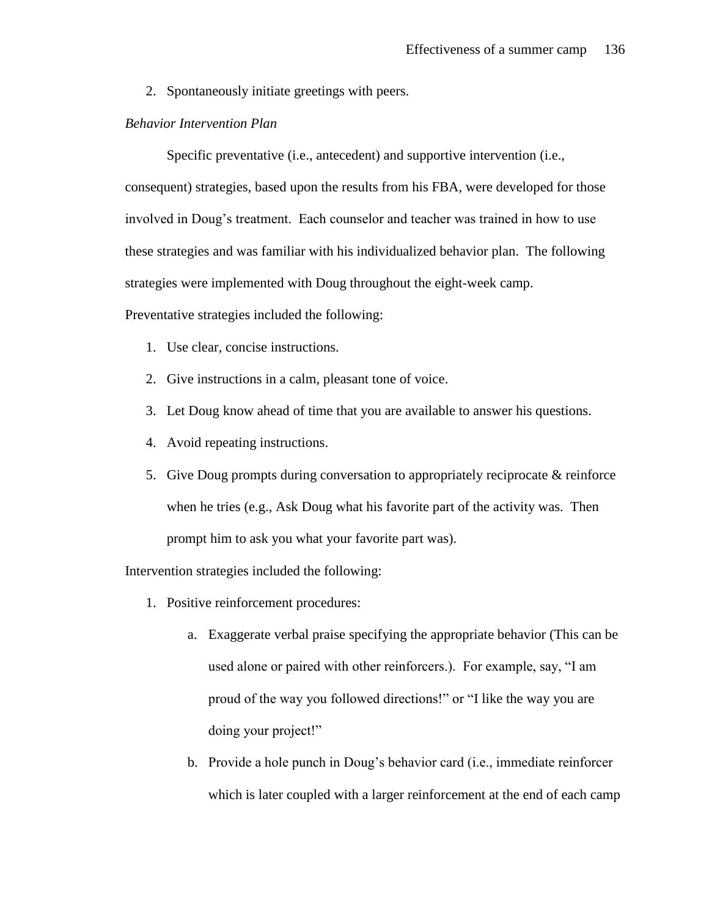2. Spontaneously initiate greetings with peers.

*Behavior Intervention Plan*

Specific preventative (i.e., antecedent) and supportive intervention (i.e., consequent) strategies, based upon the results from his FBA, were developed for those involved in Doug's treatment. Each counselor and teacher was trained in how to use these strategies and was familiar with his individualized behavior plan. The following strategies were implemented with Doug throughout the eight-week camp.

Preventative strategies included the following:

1. Use clear, concise instructions.
2. Give instructions in a calm, pleasant tone of voice.
3. Let Doug know ahead of time that you are available to answer his questions.
4. Avoid repeating instructions.
5. Give Doug prompts during conversation to appropriately reciprocate & reinforce when he tries (e.g., Ask Doug what his favorite part of the activity was. Then prompt him to ask you what your favorite part was).

Intervention strategies included the following:

1. Positive reinforcement procedures:
    a. Exaggerate verbal praise specifying the appropriate behavior (This can be used alone or paired with other reinforcers.). For example, say, "I am proud of the way you followed directions!" or "I like the way you are doing your project!"
    b. Provide a hole punch in Doug's behavior card (i.e., immediate reinforcer which is later coupled with a larger reinforcement at the end of each camp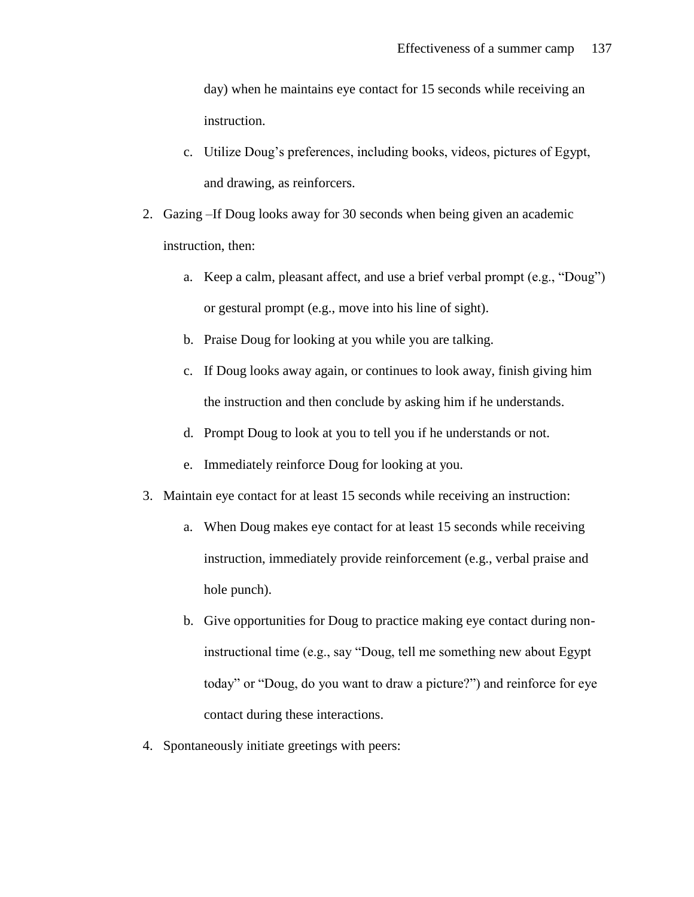day) when he maintains eye contact for 15 seconds while receiving an instruction.

   c. Utilize Doug's preferences, including books, videos, pictures of Egypt, and drawing, as reinforcers.

2. Gazing –If Doug looks away for 30 seconds when being given an academic instruction, then:
   a. Keep a calm, pleasant affect, and use a brief verbal prompt (e.g., "Doug") or gestural prompt (e.g., move into his line of sight).
   b. Praise Doug for looking at you while you are talking.
   c. If Doug looks away again, or continues to look away, finish giving him the instruction and then conclude by asking him if he understands.
   d. Prompt Doug to look at you to tell you if he understands or not.
   e. Immediately reinforce Doug for looking at you.
3. Maintain eye contact for at least 15 seconds while receiving an instruction:
   a. When Doug makes eye contact for at least 15 seconds while receiving instruction, immediately provide reinforcement (e.g., verbal praise and hole punch).
   b. Give opportunities for Doug to practice making eye contact during non-instructional time (e.g., say "Doug, tell me something new about Egypt today" or "Doug, do you want to draw a picture?") and reinforce for eye contact during these interactions.
4. Spontaneously initiate greetings with peers: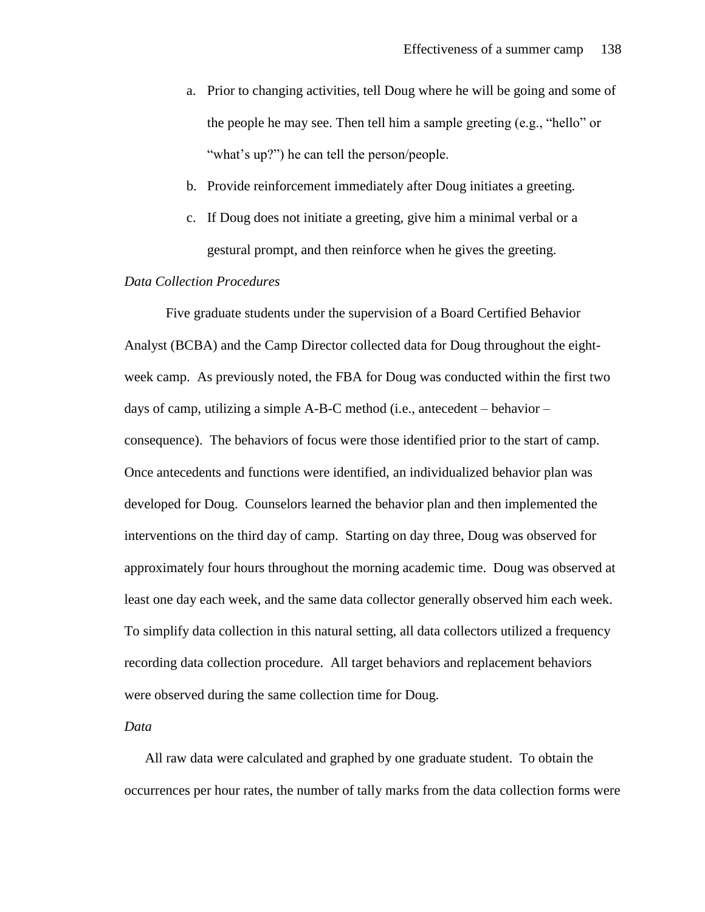a. Prior to changing activities, tell Doug where he will be going and some of the people he may see. Then tell him a sample greeting (e.g., "hello" or "what's up?") he can tell the person/people.
b. Provide reinforcement immediately after Doug initiates a greeting.
c. If Doug does not initiate a greeting, give him a minimal verbal or a gestural prompt, and then reinforce when he gives the greeting.

*Data Collection Procedures*

Five graduate students under the supervision of a Board Certified Behavior Analyst (BCBA) and the Camp Director collected data for Doug throughout the eight-week camp. As previously noted, the FBA for Doug was conducted within the first two days of camp, utilizing a simple A-B-C method (i.e., antecedent – behavior – consequence). The behaviors of focus were those identified prior to the start of camp. Once antecedents and functions were identified, an individualized behavior plan was developed for Doug. Counselors learned the behavior plan and then implemented the interventions on the third day of camp. Starting on day three, Doug was observed for approximately four hours throughout the morning academic time. Doug was observed at least one day each week, and the same data collector generally observed him each week. To simplify data collection in this natural setting, all data collectors utilized a frequency recording data collection procedure. All target behaviors and replacement behaviors were observed during the same collection time for Doug.

*Data*

All raw data were calculated and graphed by one graduate student. To obtain the occurrences per hour rates, the number of tally marks from the data collection forms were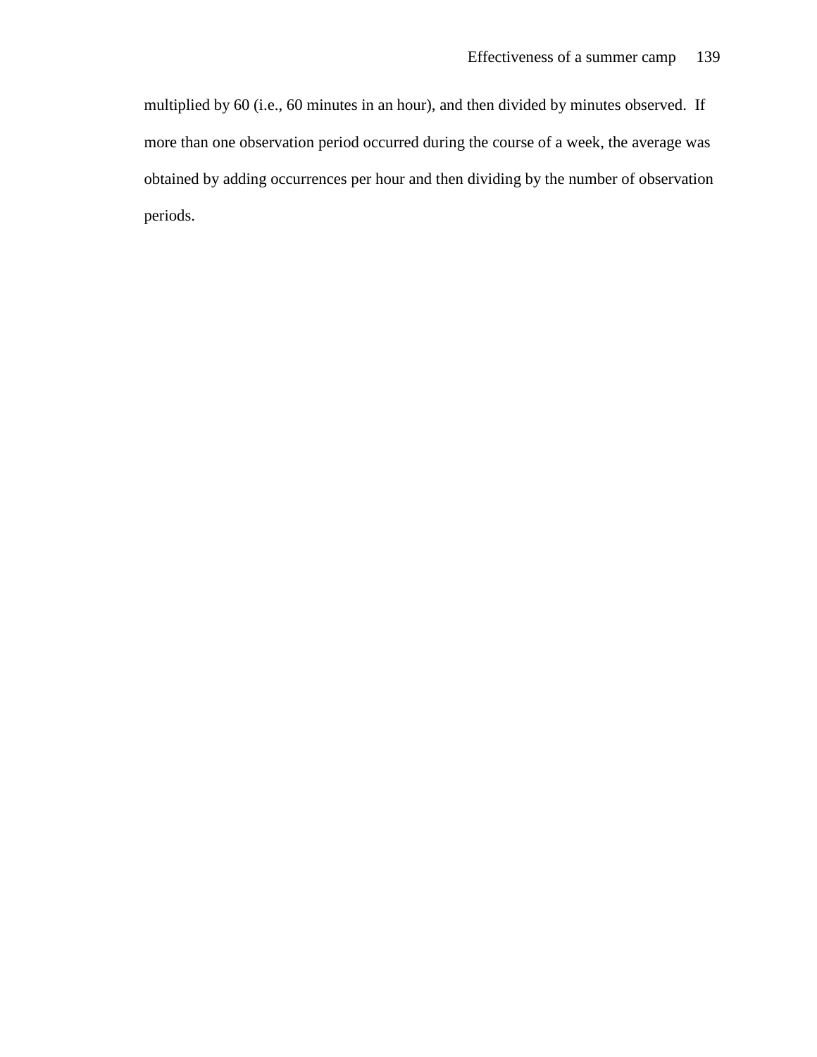multiplied by 60 (i.e., 60 minutes in an hour), and then divided by minutes observed. If more than one observation period occurred during the course of a week, the average was obtained by adding occurrences per hour and then dividing by the number of observation periods.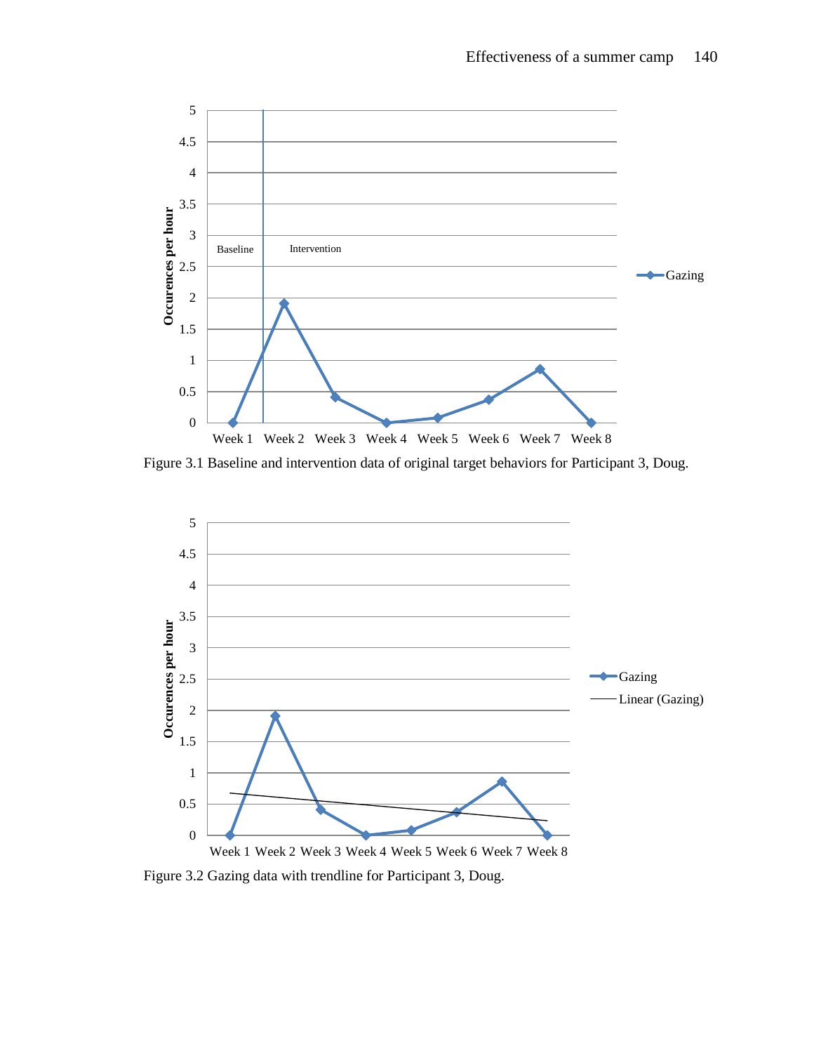Figure 3.1 Baseline and intervention data of original target behaviors for Participant 3, Doug.

Figure 3.2 Gazing data with trendline for Participant 3, Doug.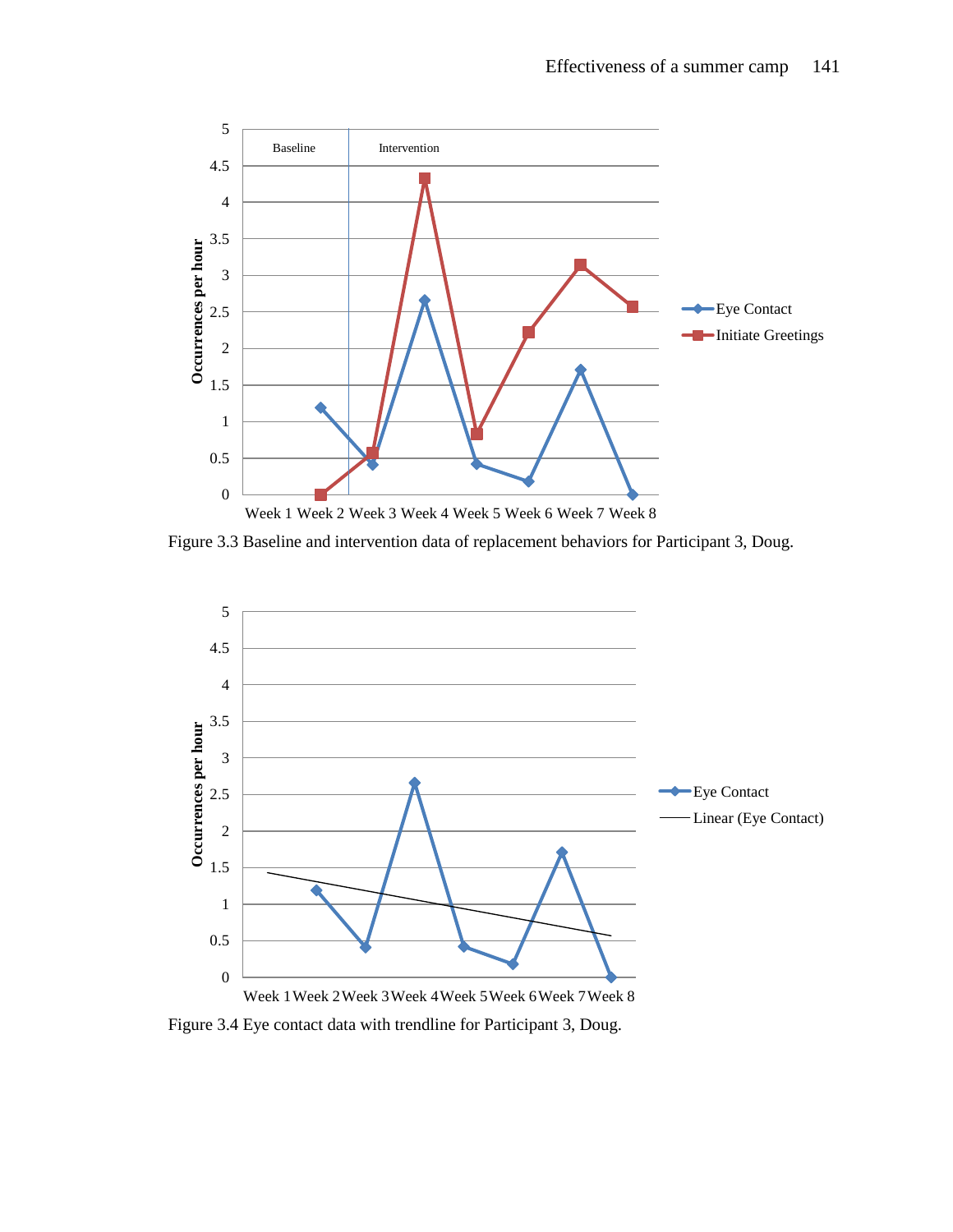Figure 3.3 Baseline and intervention data of replacement behaviors for Participant 3, Doug.

Figure 3.4 Eye contact data with trendline for Participant 3, Doug.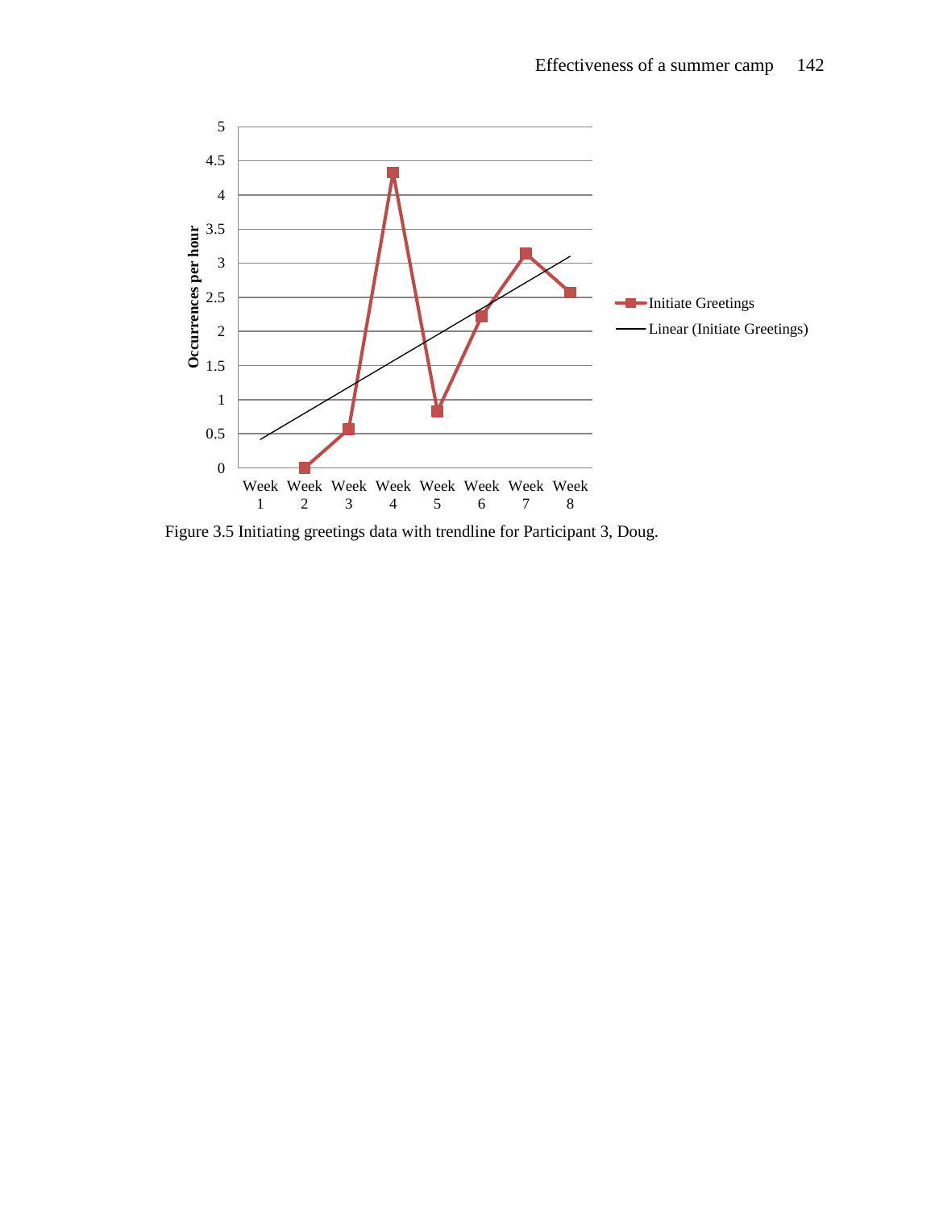Figure 3.5 Initiating greetings data with trendline for Participant 3, Doug.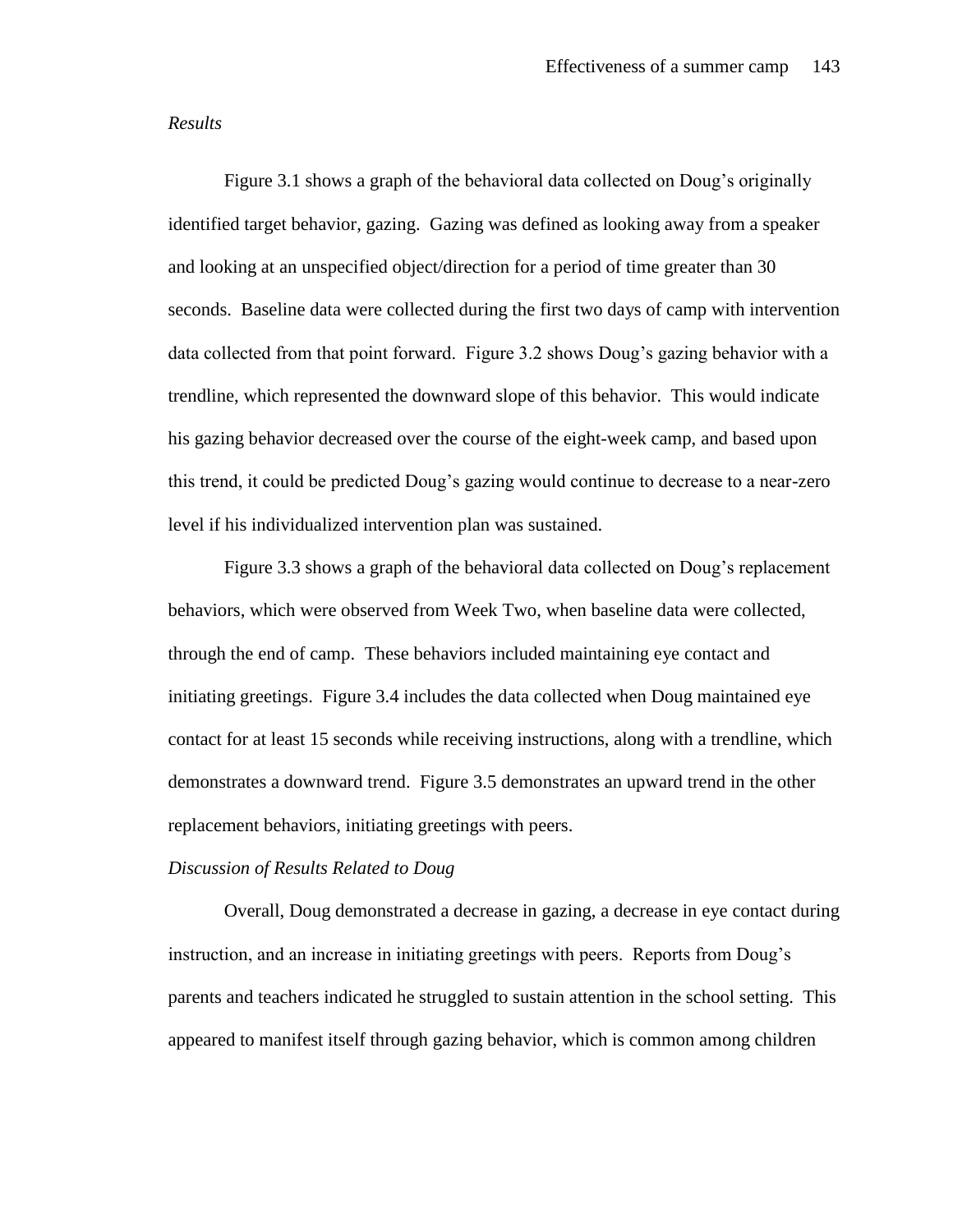*Results*

Figure 3.1 shows a graph of the behavioral data collected on Doug's originally identified target behavior, gazing. Gazing was defined as looking away from a speaker and looking at an unspecified object/direction for a period of time greater than 30 seconds. Baseline data were collected during the first two days of camp with intervention data collected from that point forward. Figure 3.2 shows Doug's gazing behavior with a trendline, which represented the downward slope of this behavior. This would indicate his gazing behavior decreased over the course of the eight-week camp, and based upon this trend, it could be predicted Doug's gazing would continue to decrease to a near-zero level if his individualized intervention plan was sustained.

Figure 3.3 shows a graph of the behavioral data collected on Doug's replacement behaviors, which were observed from Week Two, when baseline data were collected, through the end of camp. These behaviors included maintaining eye contact and initiating greetings. Figure 3.4 includes the data collected when Doug maintained eye contact for at least 15 seconds while receiving instructions, along with a trendline, which demonstrates a downward trend. Figure 3.5 demonstrates an upward trend in the other replacement behaviors, initiating greetings with peers.

*Discussion of Results Related to Doug*

Overall, Doug demonstrated a decrease in gazing, a decrease in eye contact during instruction, and an increase in initiating greetings with peers. Reports from Doug's parents and teachers indicated he struggled to sustain attention in the school setting. This appeared to manifest itself through gazing behavior, which is common among children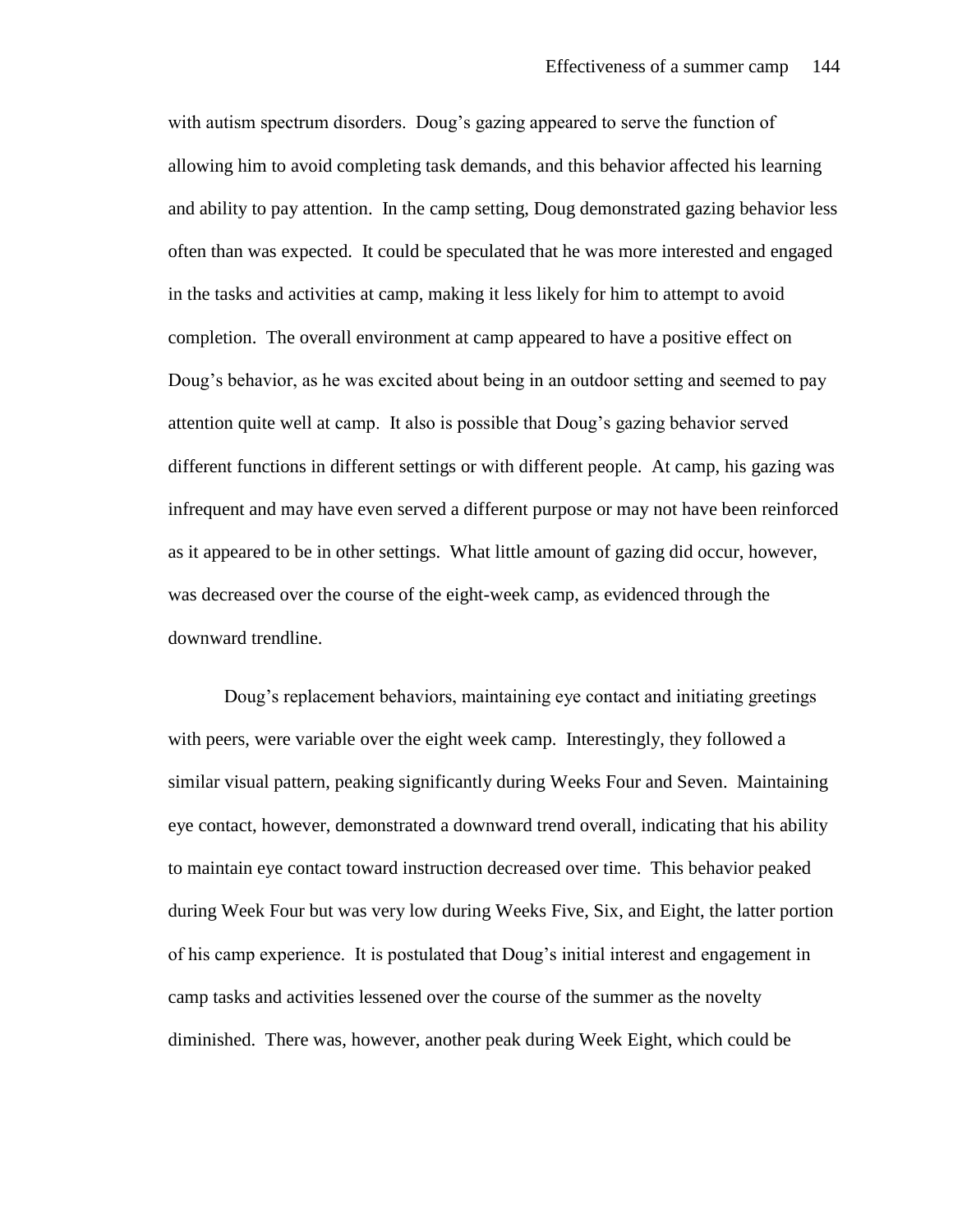with autism spectrum disorders. Doug's gazing appeared to serve the function of allowing him to avoid completing task demands, and this behavior affected his learning and ability to pay attention. In the camp setting, Doug demonstrated gazing behavior less often than was expected. It could be speculated that he was more interested and engaged in the tasks and activities at camp, making it less likely for him to attempt to avoid completion. The overall environment at camp appeared to have a positive effect on Doug's behavior, as he was excited about being in an outdoor setting and seemed to pay attention quite well at camp. It also is possible that Doug's gazing behavior served different functions in different settings or with different people. At camp, his gazing was infrequent and may have even served a different purpose or may not have been reinforced as it appeared to be in other settings. What little amount of gazing did occur, however, was decreased over the course of the eight-week camp, as evidenced through the downward trendline.

Doug's replacement behaviors, maintaining eye contact and initiating greetings with peers, were variable over the eight week camp. Interestingly, they followed a similar visual pattern, peaking significantly during Weeks Four and Seven. Maintaining eye contact, however, demonstrated a downward trend overall, indicating that his ability to maintain eye contact toward instruction decreased over time. This behavior peaked during Week Four but was very low during Weeks Five, Six, and Eight, the latter portion of his camp experience. It is postulated that Doug's initial interest and engagement in camp tasks and activities lessened over the course of the summer as the novelty diminished. There was, however, another peak during Week Eight, which could be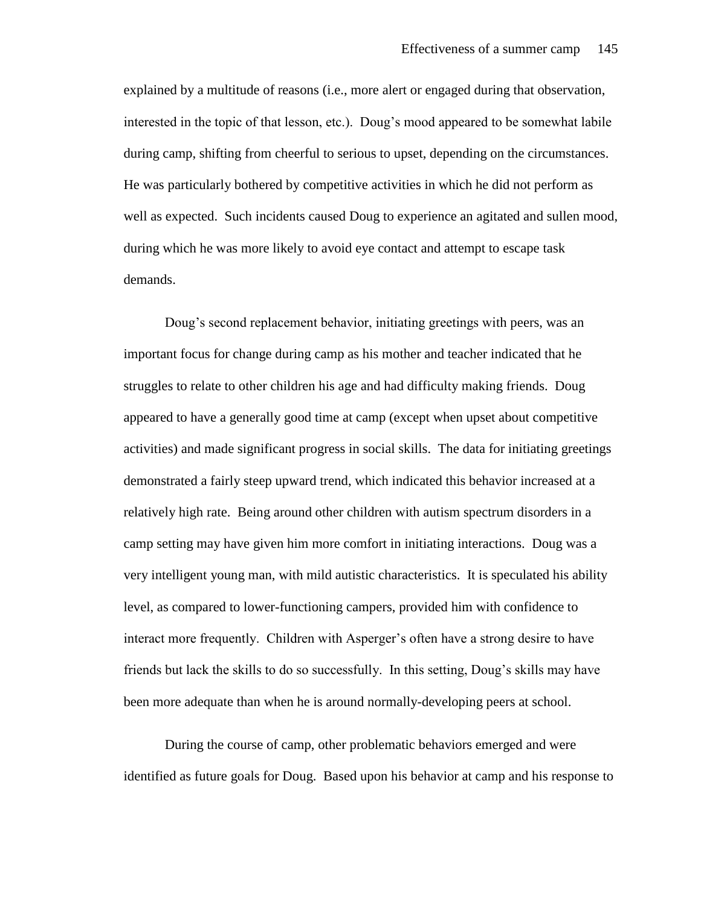explained by a multitude of reasons (i.e., more alert or engaged during that observation, interested in the topic of that lesson, etc.). Doug's mood appeared to be somewhat labile during camp, shifting from cheerful to serious to upset, depending on the circumstances. He was particularly bothered by competitive activities in which he did not perform as well as expected. Such incidents caused Doug to experience an agitated and sullen mood, during which he was more likely to avoid eye contact and attempt to escape task demands.

Doug's second replacement behavior, initiating greetings with peers, was an important focus for change during camp as his mother and teacher indicated that he struggles to relate to other children his age and had difficulty making friends. Doug appeared to have a generally good time at camp (except when upset about competitive activities) and made significant progress in social skills. The data for initiating greetings demonstrated a fairly steep upward trend, which indicated this behavior increased at a relatively high rate. Being around other children with autism spectrum disorders in a camp setting may have given him more comfort in initiating interactions. Doug was a very intelligent young man, with mild autistic characteristics. It is speculated his ability level, as compared to lower-functioning campers, provided him with confidence to interact more frequently. Children with Asperger's often have a strong desire to have friends but lack the skills to do so successfully. In this setting, Doug's skills may have been more adequate than when he is around normally-developing peers at school.

During the course of camp, other problematic behaviors emerged and were identified as future goals for Doug. Based upon his behavior at camp and his response to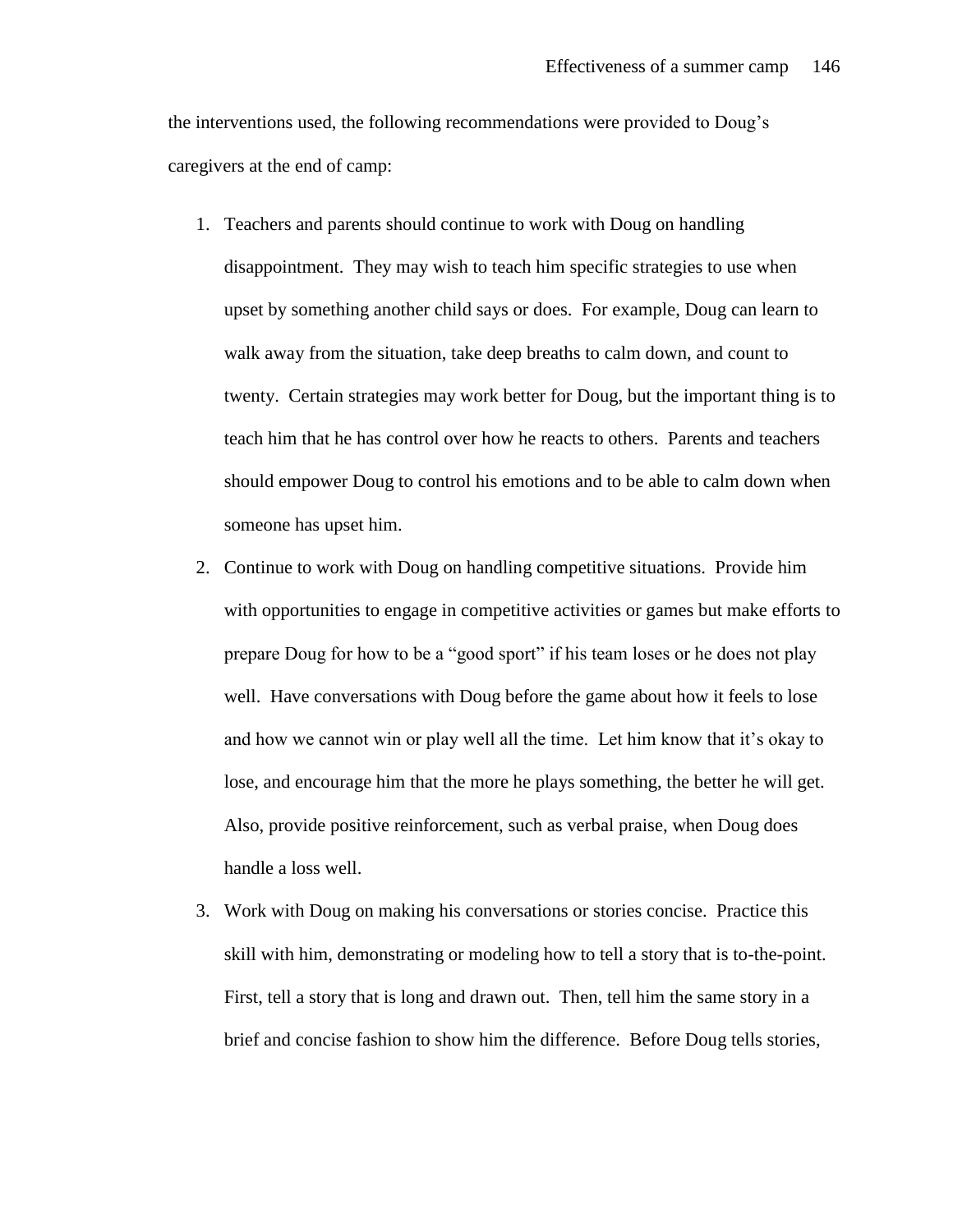the interventions used, the following recommendations were provided to Doug's caregivers at the end of camp:

1. Teachers and parents should continue to work with Doug on handling disappointment. They may wish to teach him specific strategies to use when upset by something another child says or does. For example, Doug can learn to walk away from the situation, take deep breaths to calm down, and count to twenty. Certain strategies may work better for Doug, but the important thing is to teach him that he has control over how he reacts to others. Parents and teachers should empower Doug to control his emotions and to be able to calm down when someone has upset him.
2. Continue to work with Doug on handling competitive situations. Provide him with opportunities to engage in competitive activities or games but make efforts to prepare Doug for how to be a "good sport" if his team loses or he does not play well. Have conversations with Doug before the game about how it feels to lose and how we cannot win or play well all the time. Let him know that it's okay to lose, and encourage him that the more he plays something, the better he will get. Also, provide positive reinforcement, such as verbal praise, when Doug does handle a loss well.
3. Work with Doug on making his conversations or stories concise. Practice this skill with him, demonstrating or modeling how to tell a story that is to-the-point. First, tell a story that is long and drawn out. Then, tell him the same story in a brief and concise fashion to show him the difference. Before Doug tells stories,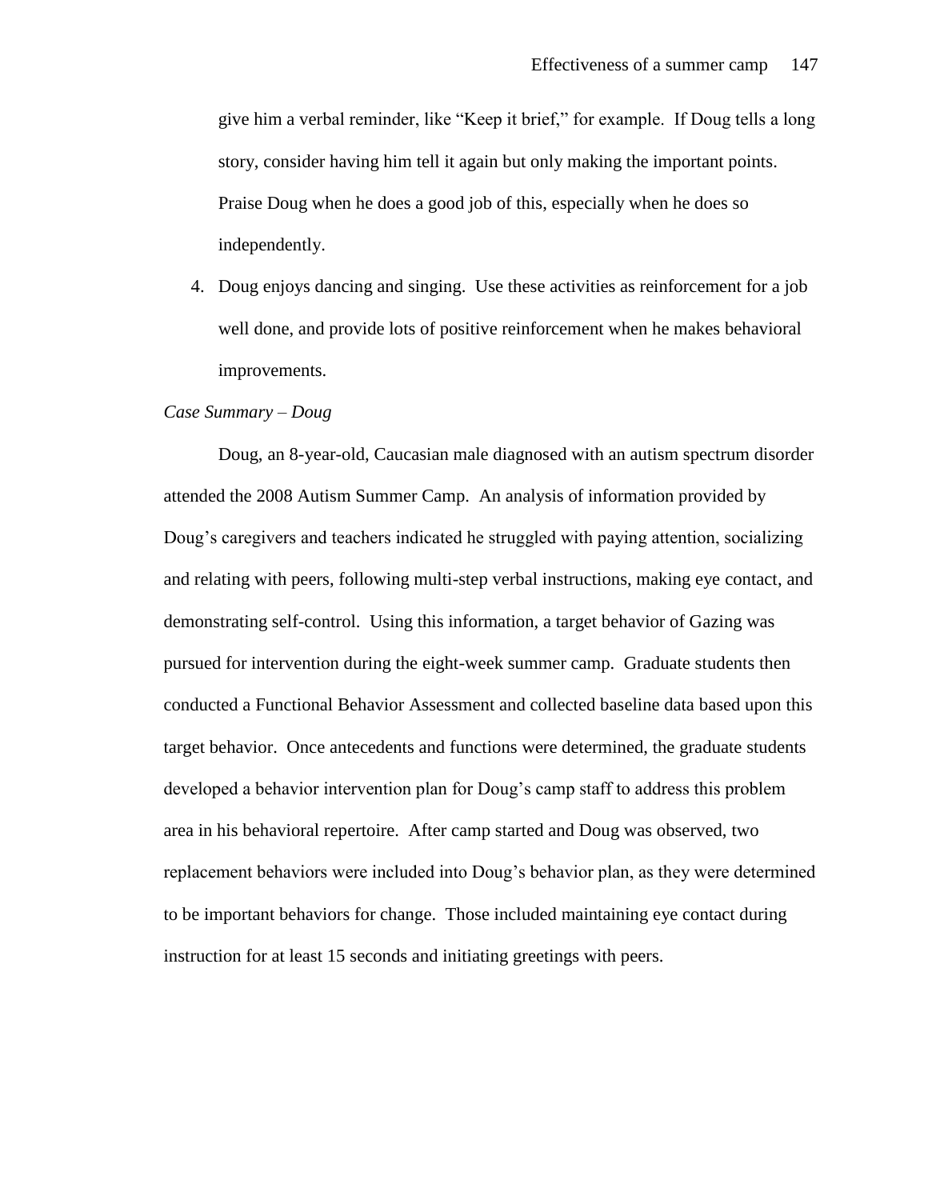give him a verbal reminder, like "Keep it brief," for example. If Doug tells a long story, consider having him tell it again but only making the important points. Praise Doug when he does a good job of this, especially when he does so independently.

4. Doug enjoys dancing and singing. Use these activities as reinforcement for a job well done, and provide lots of positive reinforcement when he makes behavioral improvements.

*Case Summary – Doug*

Doug, an 8-year-old, Caucasian male diagnosed with an autism spectrum disorder attended the 2008 Autism Summer Camp. An analysis of information provided by Doug's caregivers and teachers indicated he struggled with paying attention, socializing and relating with peers, following multi-step verbal instructions, making eye contact, and demonstrating self-control. Using this information, a target behavior of Gazing was pursued for intervention during the eight-week summer camp. Graduate students then conducted a Functional Behavior Assessment and collected baseline data based upon this target behavior. Once antecedents and functions were determined, the graduate students developed a behavior intervention plan for Doug's camp staff to address this problem area in his behavioral repertoire. After camp started and Doug was observed, two replacement behaviors were included into Doug's behavior plan, as they were determined to be important behaviors for change. Those included maintaining eye contact during instruction for at least 15 seconds and initiating greetings with peers.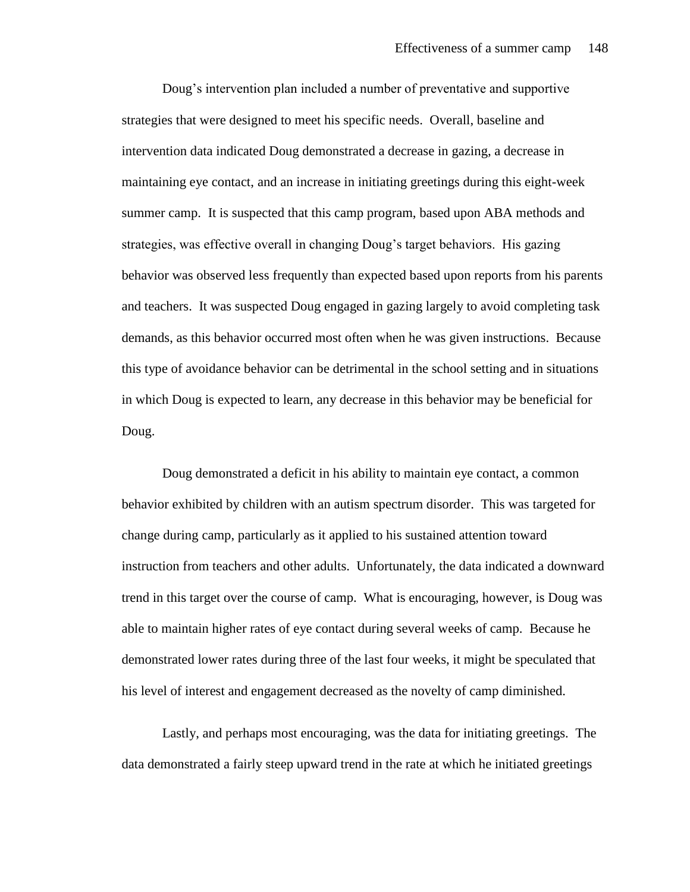Doug's intervention plan included a number of preventative and supportive strategies that were designed to meet his specific needs. Overall, baseline and intervention data indicated Doug demonstrated a decrease in gazing, a decrease in maintaining eye contact, and an increase in initiating greetings during this eight-week summer camp. It is suspected that this camp program, based upon ABA methods and strategies, was effective overall in changing Doug's target behaviors. His gazing behavior was observed less frequently than expected based upon reports from his parents and teachers. It was suspected Doug engaged in gazing largely to avoid completing task demands, as this behavior occurred most often when he was given instructions. Because this type of avoidance behavior can be detrimental in the school setting and in situations in which Doug is expected to learn, any decrease in this behavior may be beneficial for Doug.

Doug demonstrated a deficit in his ability to maintain eye contact, a common behavior exhibited by children with an autism spectrum disorder. This was targeted for change during camp, particularly as it applied to his sustained attention toward instruction from teachers and other adults. Unfortunately, the data indicated a downward trend in this target over the course of camp. What is encouraging, however, is Doug was able to maintain higher rates of eye contact during several weeks of camp. Because he demonstrated lower rates during three of the last four weeks, it might be speculated that his level of interest and engagement decreased as the novelty of camp diminished.

Lastly, and perhaps most encouraging, was the data for initiating greetings. The data demonstrated a fairly steep upward trend in the rate at which he initiated greetings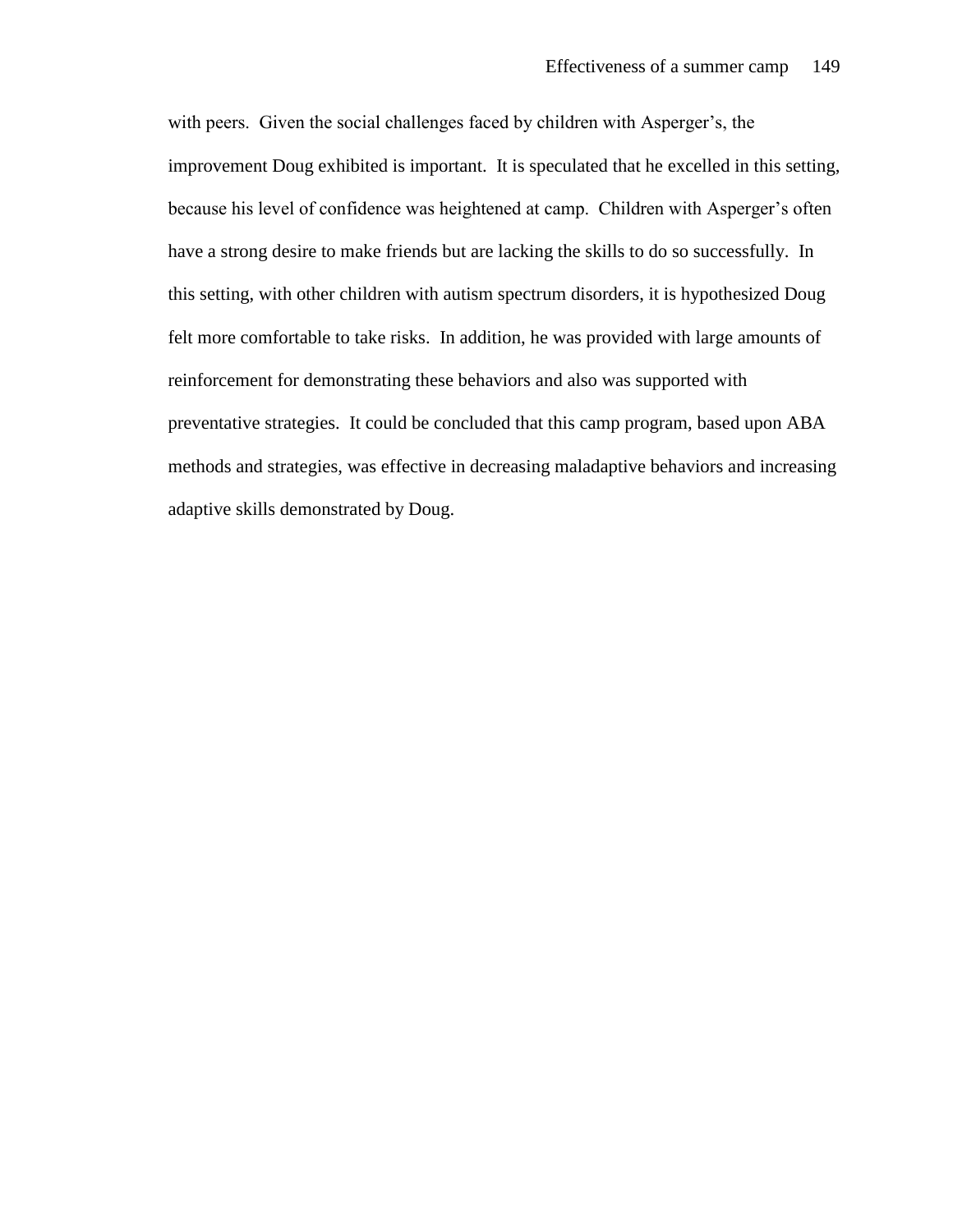with peers.  Given the social challenges faced by children with Asperger's, the improvement Doug exhibited is important.  It is speculated that he excelled in this setting, because his level of confidence was heightened at camp.  Children with Asperger's often have a strong desire to make friends but are lacking the skills to do so successfully.  In this setting, with other children with autism spectrum disorders, it is hypothesized Doug felt more comfortable to take risks.  In addition, he was provided with large amounts of reinforcement for demonstrating these behaviors and also was supported with preventative strategies.  It could be concluded that this camp program, based upon ABA methods and strategies, was effective in decreasing maladaptive behaviors and increasing adaptive skills demonstrated by Doug.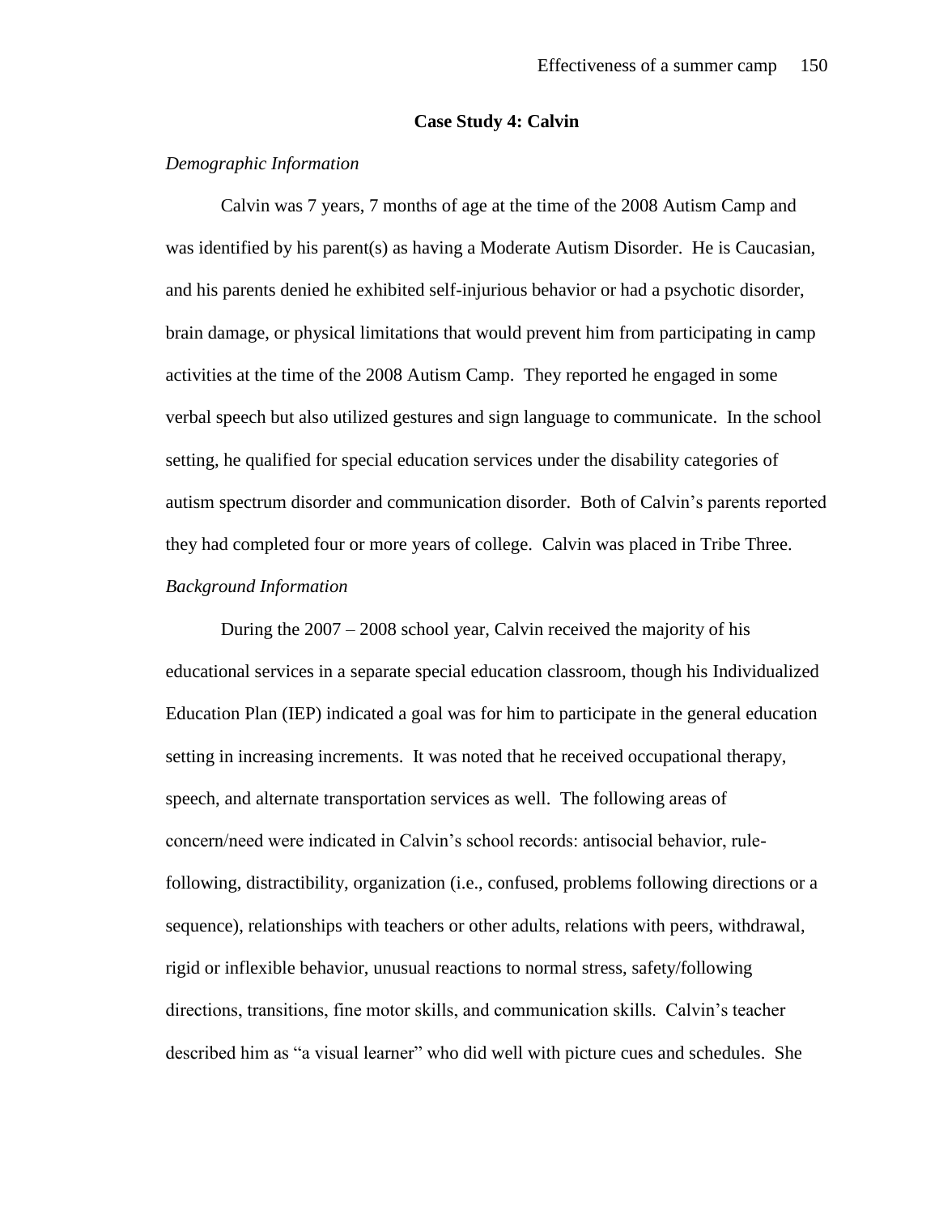**Case Study 4: Calvin**

*Demographic Information*

Calvin was 7 years, 7 months of age at the time of the 2008 Autism Camp and was identified by his parent(s) as having a Moderate Autism Disorder. He is Caucasian, and his parents denied he exhibited self-injurious behavior or had a psychotic disorder, brain damage, or physical limitations that would prevent him from participating in camp activities at the time of the 2008 Autism Camp. They reported he engaged in some verbal speech but also utilized gestures and sign language to communicate. In the school setting, he qualified for special education services under the disability categories of autism spectrum disorder and communication disorder. Both of Calvin's parents reported they had completed four or more years of college. Calvin was placed in Tribe Three.

*Background Information*

During the 2007 – 2008 school year, Calvin received the majority of his educational services in a separate special education classroom, though his Individualized Education Plan (IEP) indicated a goal was for him to participate in the general education setting in increasing increments. It was noted that he received occupational therapy, speech, and alternate transportation services as well. The following areas of concern/need were indicated in Calvin's school records: antisocial behavior, rule-following, distractibility, organization (i.e., confused, problems following directions or a sequence), relationships with teachers or other adults, relations with peers, withdrawal, rigid or inflexible behavior, unusual reactions to normal stress, safety/following directions, transitions, fine motor skills, and communication skills. Calvin's teacher described him as "a visual learner" who did well with picture cues and schedules. She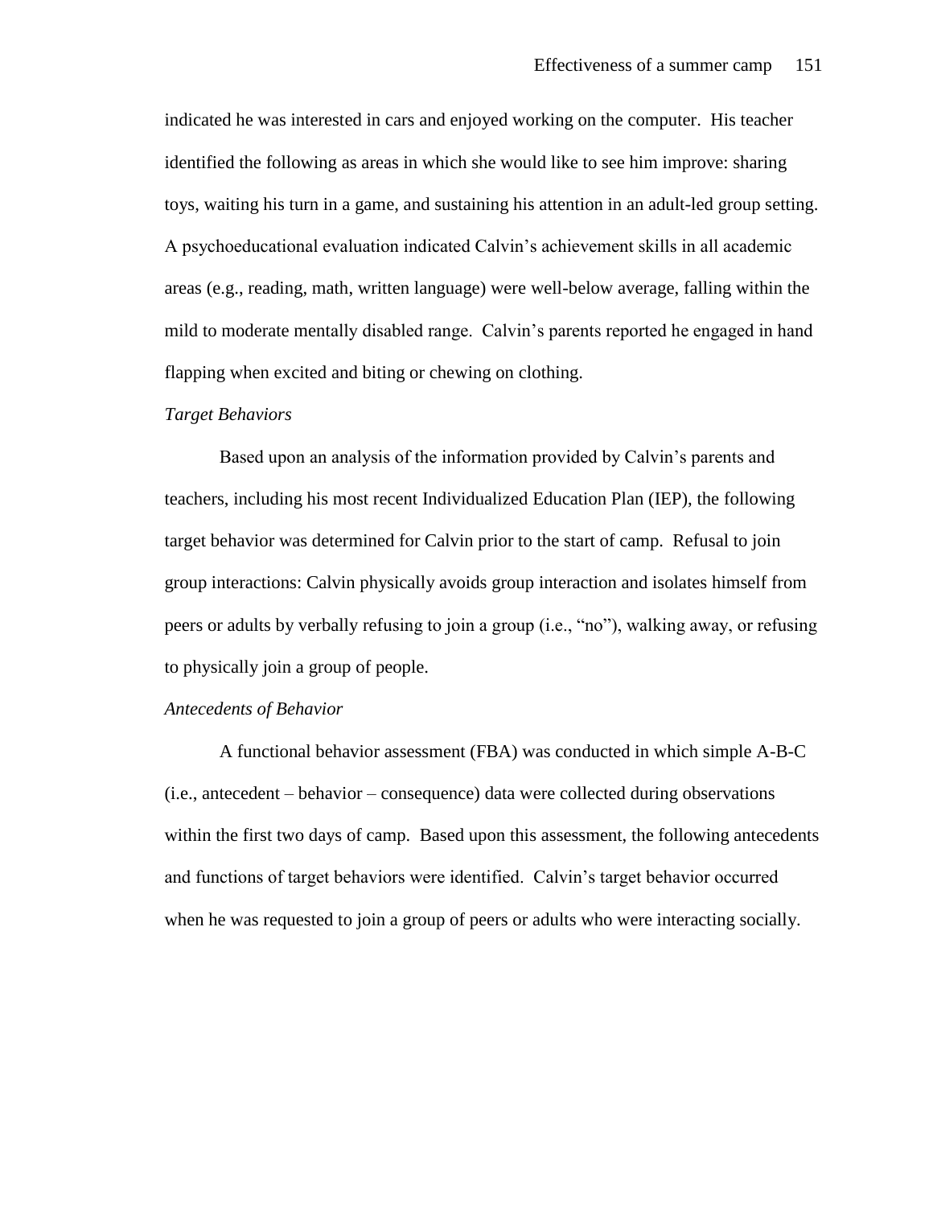indicated he was interested in cars and enjoyed working on the computer. His teacher identified the following as areas in which she would like to see him improve: sharing toys, waiting his turn in a game, and sustaining his attention in an adult-led group setting. A psychoeducational evaluation indicated Calvin's achievement skills in all academic areas (e.g., reading, math, written language) were well-below average, falling within the mild to moderate mentally disabled range. Calvin's parents reported he engaged in hand flapping when excited and biting or chewing on clothing.

*Target Behaviors*

Based upon an analysis of the information provided by Calvin's parents and teachers, including his most recent Individualized Education Plan (IEP), the following target behavior was determined for Calvin prior to the start of camp. Refusal to join group interactions: Calvin physically avoids group interaction and isolates himself from peers or adults by verbally refusing to join a group (i.e., "no"), walking away, or refusing to physically join a group of people.

*Antecedents of Behavior*

A functional behavior assessment (FBA) was conducted in which simple A-B-C (i.e., antecedent – behavior – consequence) data were collected during observations within the first two days of camp. Based upon this assessment, the following antecedents and functions of target behaviors were identified. Calvin's target behavior occurred when he was requested to join a group of peers or adults who were interacting socially.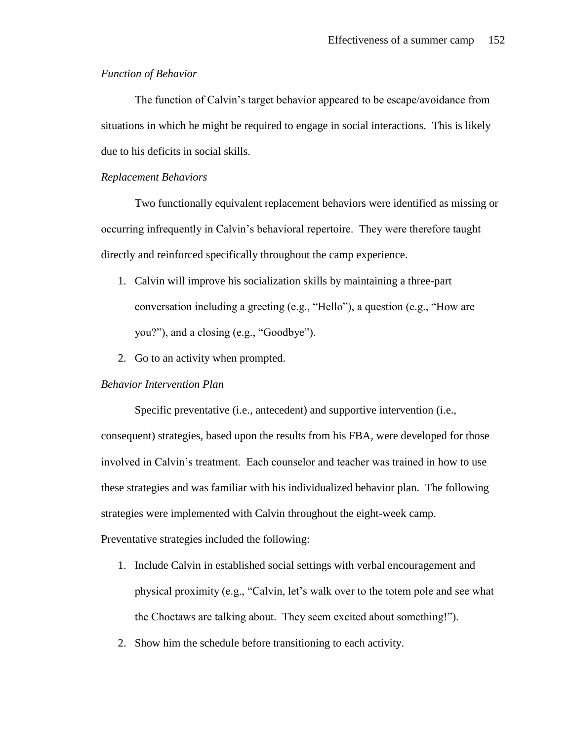*Function of Behavior*

The function of Calvin's target behavior appeared to be escape/avoidance from situations in which he might be required to engage in social interactions. This is likely due to his deficits in social skills.

*Replacement Behaviors*

Two functionally equivalent replacement behaviors were identified as missing or occurring infrequently in Calvin's behavioral repertoire. They were therefore taught directly and reinforced specifically throughout the camp experience.

1. Calvin will improve his socialization skills by maintaining a three-part conversation including a greeting (e.g., "Hello"), a question (e.g., "How are you?"), and a closing (e.g., "Goodbye").
2. Go to an activity when prompted.

*Behavior Intervention Plan*

Specific preventative (i.e., antecedent) and supportive intervention (i.e., consequent) strategies, based upon the results from his FBA, were developed for those involved in Calvin's treatment. Each counselor and teacher was trained in how to use these strategies and was familiar with his individualized behavior plan. The following strategies were implemented with Calvin throughout the eight-week camp.

Preventative strategies included the following:

1. Include Calvin in established social settings with verbal encouragement and physical proximity (e.g., "Calvin, let's walk over to the totem pole and see what the Choctaws are talking about. They seem excited about something!").
2. Show him the schedule before transitioning to each activity.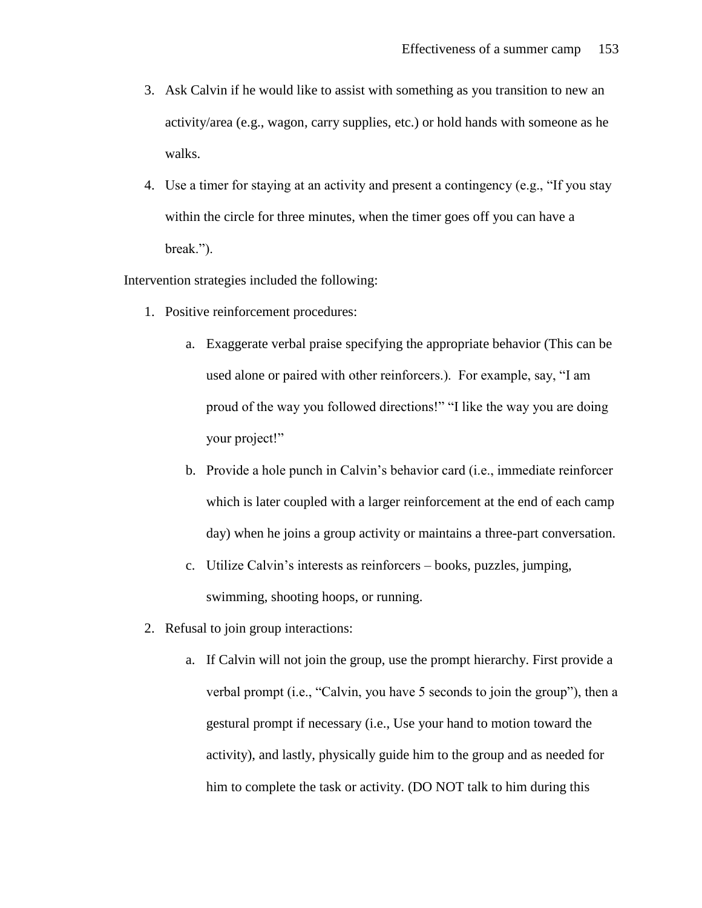3. Ask Calvin if he would like to assist with something as you transition to new an activity/area (e.g., wagon, carry supplies, etc.) or hold hands with someone as he walks.
4. Use a timer for staying at an activity and present a contingency (e.g., "If you stay within the circle for three minutes, when the timer goes off you can have a break.").

Intervention strategies included the following:

1. Positive reinforcement procedures:
   a. Exaggerate verbal praise specifying the appropriate behavior (This can be used alone or paired with other reinforcers.). For example, say, "I am proud of the way you followed directions!" "I like the way you are doing your project!"
   b. Provide a hole punch in Calvin's behavior card (i.e., immediate reinforcer which is later coupled with a larger reinforcement at the end of each camp day) when he joins a group activity or maintains a three-part conversation.
   c. Utilize Calvin's interests as reinforcers – books, puzzles, jumping, swimming, shooting hoops, or running.
2. Refusal to join group interactions:
   a. If Calvin will not join the group, use the prompt hierarchy. First provide a verbal prompt (i.e., "Calvin, you have 5 seconds to join the group"), then a gestural prompt if necessary (i.e., Use your hand to motion toward the activity), and lastly, physically guide him to the group and as needed for him to complete the task or activity. (DO NOT talk to him during this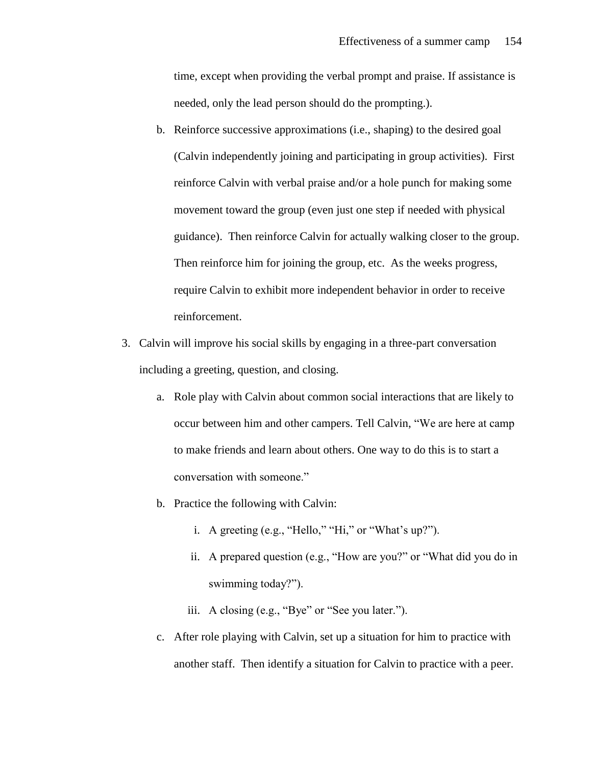time, except when providing the verbal prompt and praise. If assistance is needed, only the lead person should do the prompting.).

b. Reinforce successive approximations (i.e., shaping) to the desired goal (Calvin independently joining and participating in group activities). First reinforce Calvin with verbal praise and/or a hole punch for making some movement toward the group (even just one step if needed with physical guidance). Then reinforce Calvin for actually walking closer to the group. Then reinforce him for joining the group, etc. As the weeks progress, require Calvin to exhibit more independent behavior in order to receive reinforcement.

3. Calvin will improve his social skills by engaging in a three-part conversation including a greeting, question, and closing.

   a. Role play with Calvin about common social interactions that are likely to occur between him and other campers. Tell Calvin, "We are here at camp to make friends and learn about others. One way to do this is to start a conversation with someone."

   b. Practice the following with Calvin:

      i. A greeting (e.g., "Hello," "Hi," or "What's up?").

      ii. A prepared question (e.g., "How are you?" or "What did you do in swimming today?").

      iii. A closing (e.g., "Bye" or "See you later.").

   c. After role playing with Calvin, set up a situation for him to practice with another staff. Then identify a situation for Calvin to practice with a peer.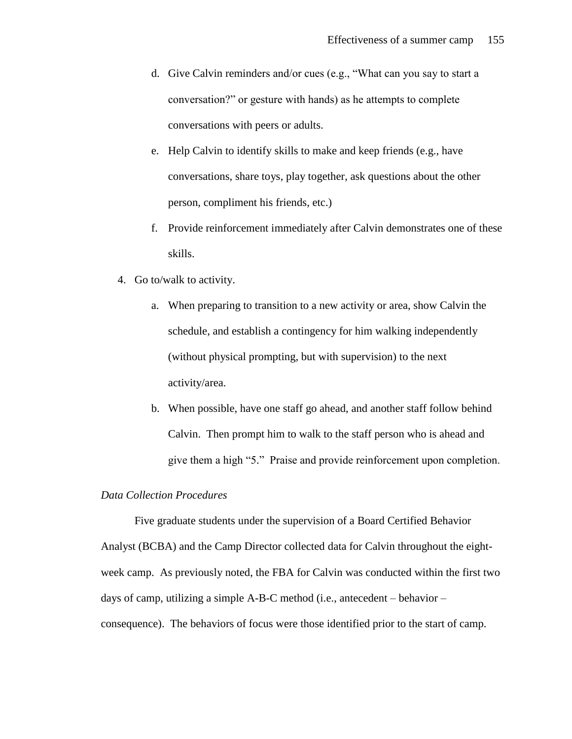d. Give Calvin reminders and/or cues (e.g., “What can you say to start a conversation?” or gesture with hands) as he attempts to complete conversations with peers or adults.
   e. Help Calvin to identify skills to make and keep friends (e.g., have conversations, share toys, play together, ask questions about the other person, compliment his friends, etc.)
   f. Provide reinforcement immediately after Calvin demonstrates one of these skills.

4. Go to/walk to activity.
   a. When preparing to transition to a new activity or area, show Calvin the schedule, and establish a contingency for him walking independently (without physical prompting, but with supervision) to the next activity/area.
   b. When possible, have one staff go ahead, and another staff follow behind Calvin. Then prompt him to walk to the staff person who is ahead and give them a high “5.” Praise and provide reinforcement upon completion.

*Data Collection Procedures*

Five graduate students under the supervision of a Board Certified Behavior Analyst (BCBA) and the Camp Director collected data for Calvin throughout the eight-week camp. As previously noted, the FBA for Calvin was conducted within the first two days of camp, utilizing a simple A-B-C method (i.e., antecedent – behavior – consequence). The behaviors of focus were those identified prior to the start of camp.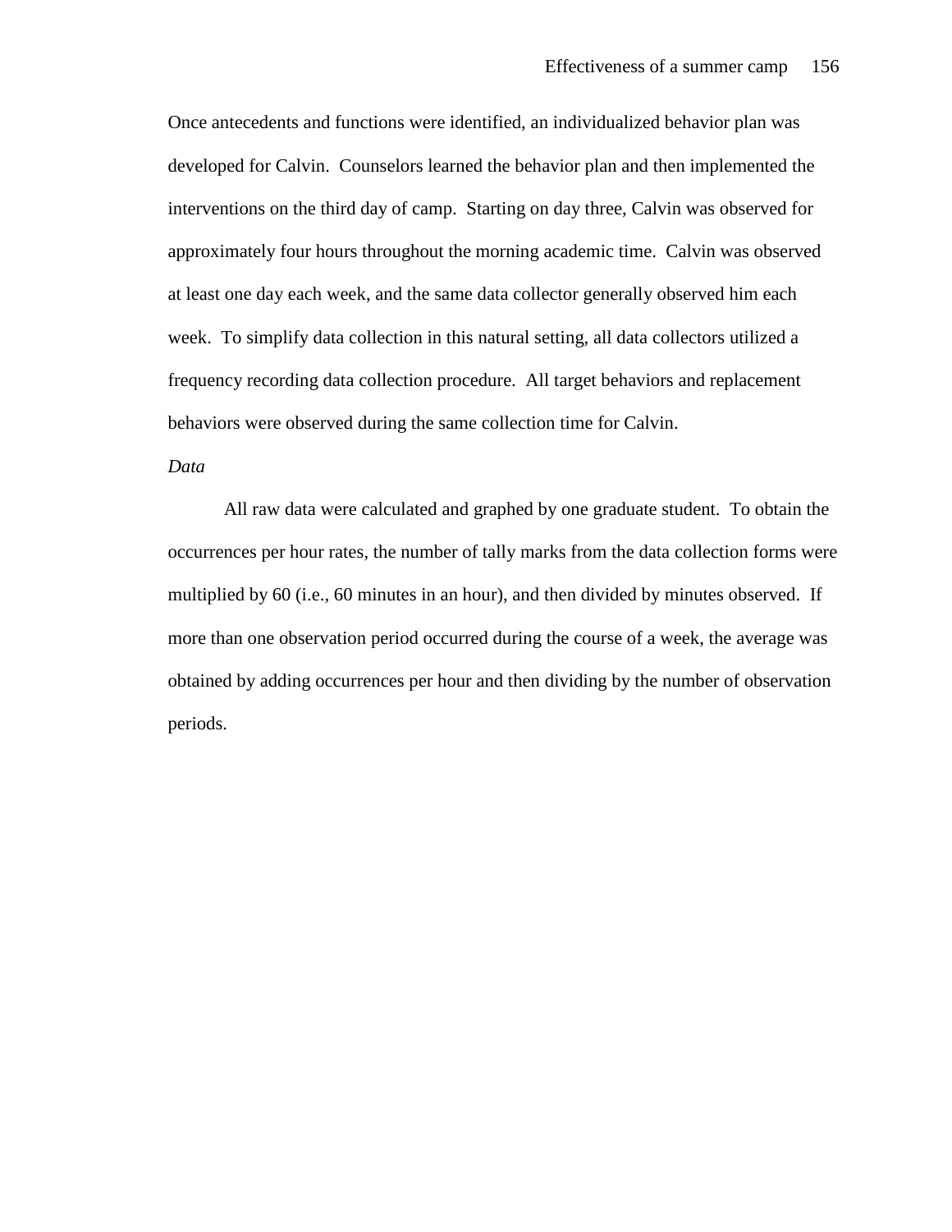Once antecedents and functions were identified, an individualized behavior plan was developed for Calvin. Counselors learned the behavior plan and then implemented the interventions on the third day of camp. Starting on day three, Calvin was observed for approximately four hours throughout the morning academic time. Calvin was observed at least one day each week, and the same data collector generally observed him each week. To simplify data collection in this natural setting, all data collectors utilized a frequency recording data collection procedure. All target behaviors and replacement behaviors were observed during the same collection time for Calvin.

*Data*

All raw data were calculated and graphed by one graduate student. To obtain the occurrences per hour rates, the number of tally marks from the data collection forms were multiplied by 60 (i.e., 60 minutes in an hour), and then divided by minutes observed. If more than one observation period occurred during the course of a week, the average was obtained by adding occurrences per hour and then dividing by the number of observation periods.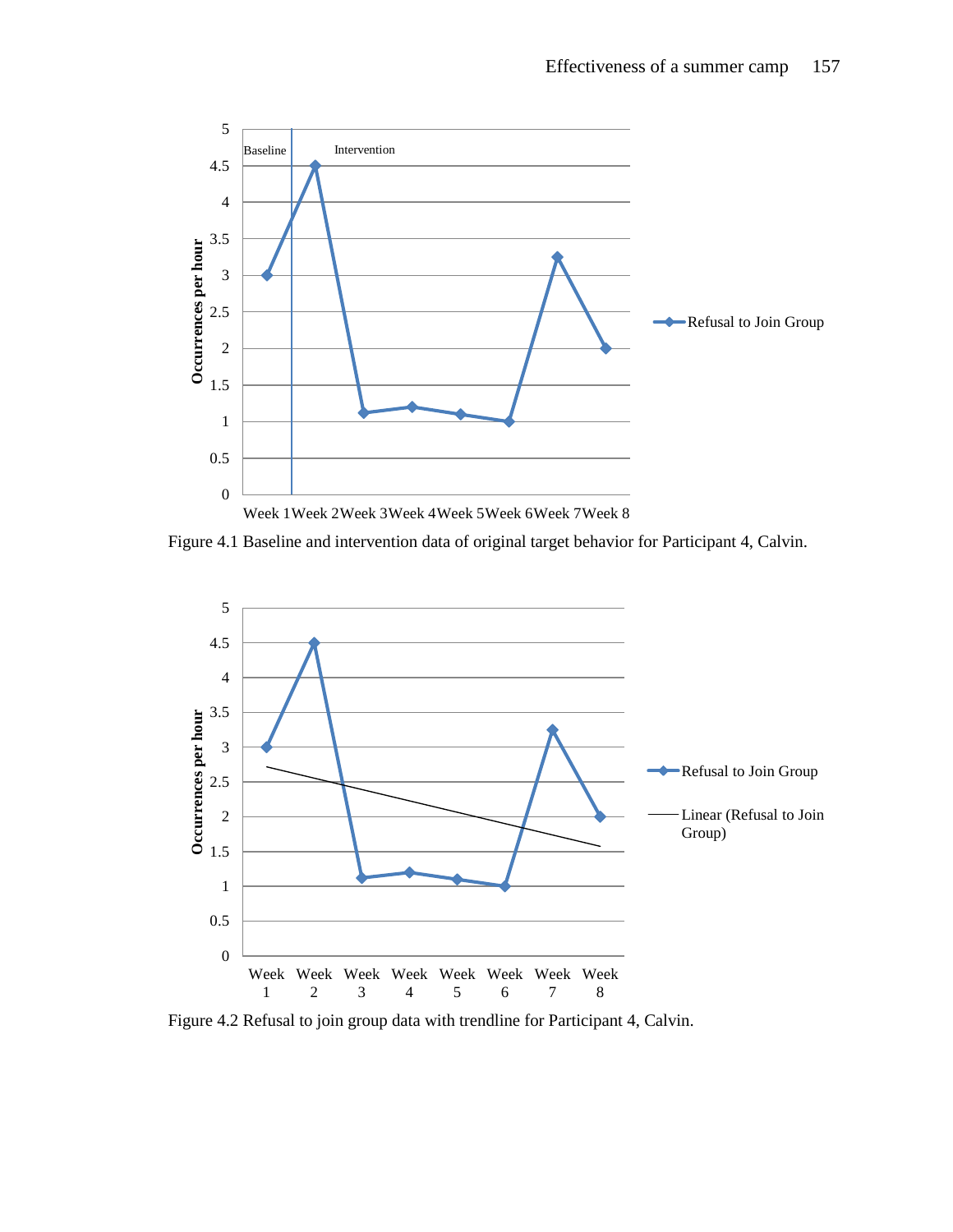Figure 4.1 Baseline and intervention data of original target behavior for Participant 4, Calvin.

Figure 4.2 Refusal to join group data with trendline for Participant 4, Calvin.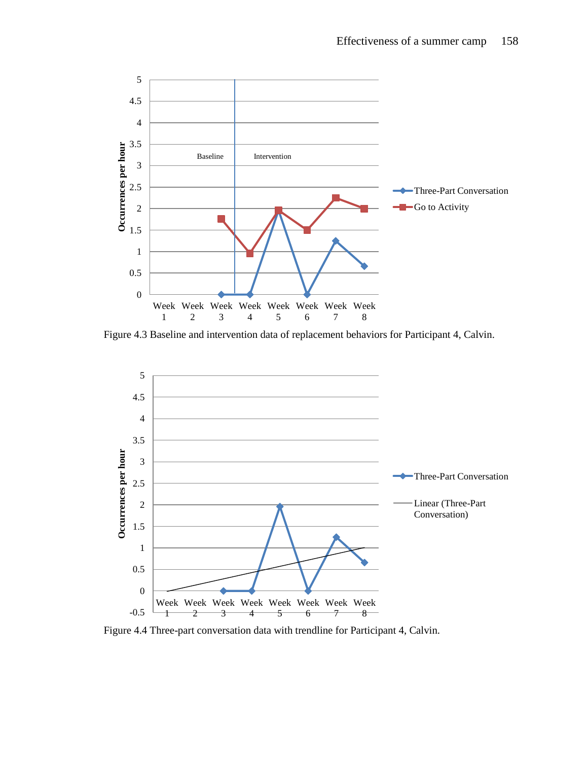Figure 4.3 Baseline and intervention data of replacement behaviors for Participant 4, Calvin.

Figure 4.4 Three-part conversation data with trendline for Participant 4, Calvin.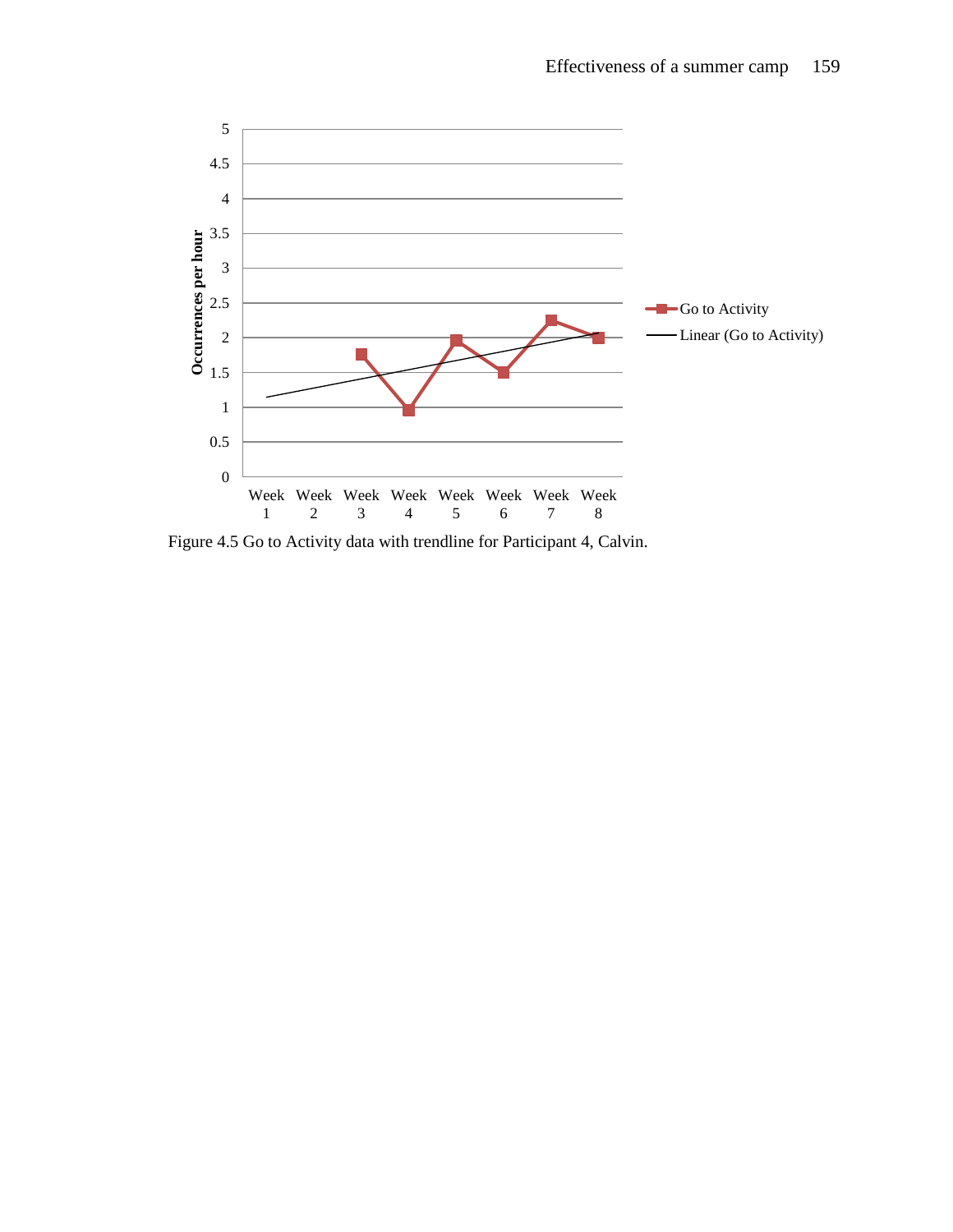Figure 4.5 Go to Activity data with trendline for Participant 4, Calvin.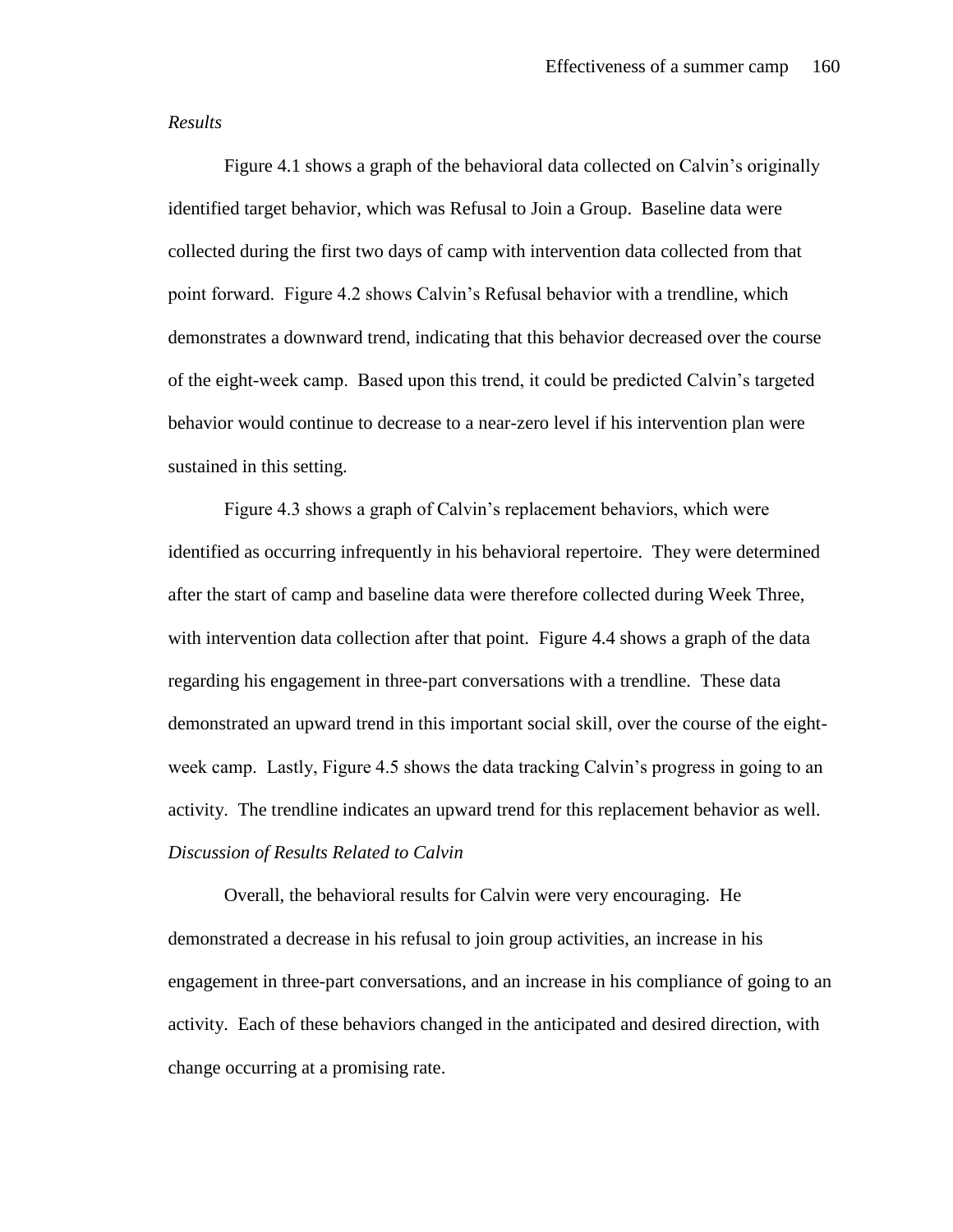*Results*

Figure 4.1 shows a graph of the behavioral data collected on Calvin's originally identified target behavior, which was Refusal to Join a Group. Baseline data were collected during the first two days of camp with intervention data collected from that point forward. Figure 4.2 shows Calvin's Refusal behavior with a trendline, which demonstrates a downward trend, indicating that this behavior decreased over the course of the eight-week camp. Based upon this trend, it could be predicted Calvin's targeted behavior would continue to decrease to a near-zero level if his intervention plan were sustained in this setting.

Figure 4.3 shows a graph of Calvin's replacement behaviors, which were identified as occurring infrequently in his behavioral repertoire. They were determined after the start of camp and baseline data were therefore collected during Week Three, with intervention data collection after that point. Figure 4.4 shows a graph of the data regarding his engagement in three-part conversations with a trendline. These data demonstrated an upward trend in this important social skill, over the course of the eight-week camp. Lastly, Figure 4.5 shows the data tracking Calvin's progress in going to an activity. The trendline indicates an upward trend for this replacement behavior as well.

*Discussion of Results Related to Calvin*

Overall, the behavioral results for Calvin were very encouraging. He demonstrated a decrease in his refusal to join group activities, an increase in his engagement in three-part conversations, and an increase in his compliance of going to an activity. Each of these behaviors changed in the anticipated and desired direction, with change occurring at a promising rate.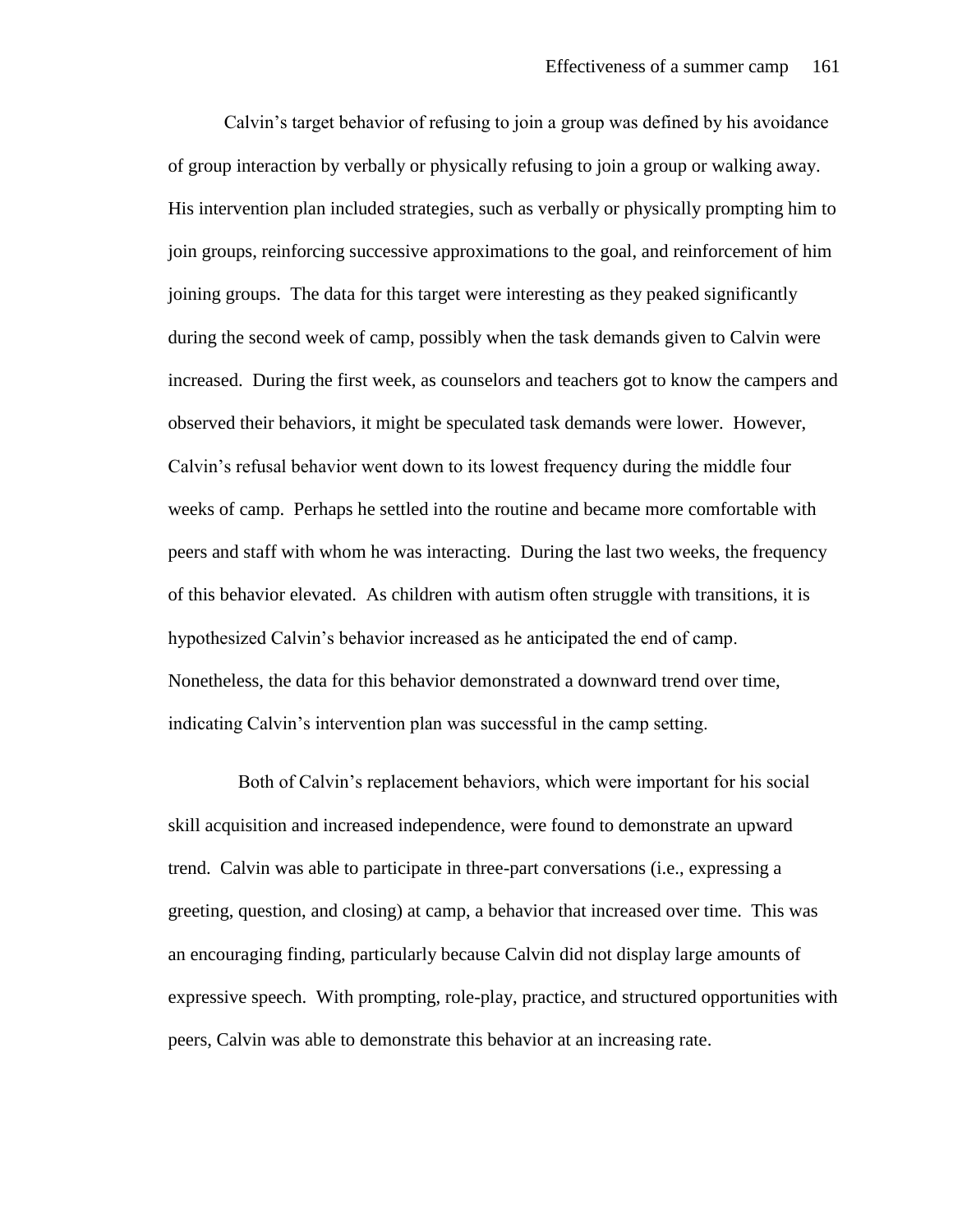Calvin's target behavior of refusing to join a group was defined by his avoidance of group interaction by verbally or physically refusing to join a group or walking away. His intervention plan included strategies, such as verbally or physically prompting him to join groups, reinforcing successive approximations to the goal, and reinforcement of him joining groups. The data for this target were interesting as they peaked significantly during the second week of camp, possibly when the task demands given to Calvin were increased. During the first week, as counselors and teachers got to know the campers and observed their behaviors, it might be speculated task demands were lower. However, Calvin's refusal behavior went down to its lowest frequency during the middle four weeks of camp. Perhaps he settled into the routine and became more comfortable with peers and staff with whom he was interacting. During the last two weeks, the frequency of this behavior elevated. As children with autism often struggle with transitions, it is hypothesized Calvin's behavior increased as he anticipated the end of camp. Nonetheless, the data for this behavior demonstrated a downward trend over time, indicating Calvin's intervention plan was successful in the camp setting.

Both of Calvin's replacement behaviors, which were important for his social skill acquisition and increased independence, were found to demonstrate an upward trend. Calvin was able to participate in three-part conversations (i.e., expressing a greeting, question, and closing) at camp, a behavior that increased over time. This was an encouraging finding, particularly because Calvin did not display large amounts of expressive speech. With prompting, role-play, practice, and structured opportunities with peers, Calvin was able to demonstrate this behavior at an increasing rate.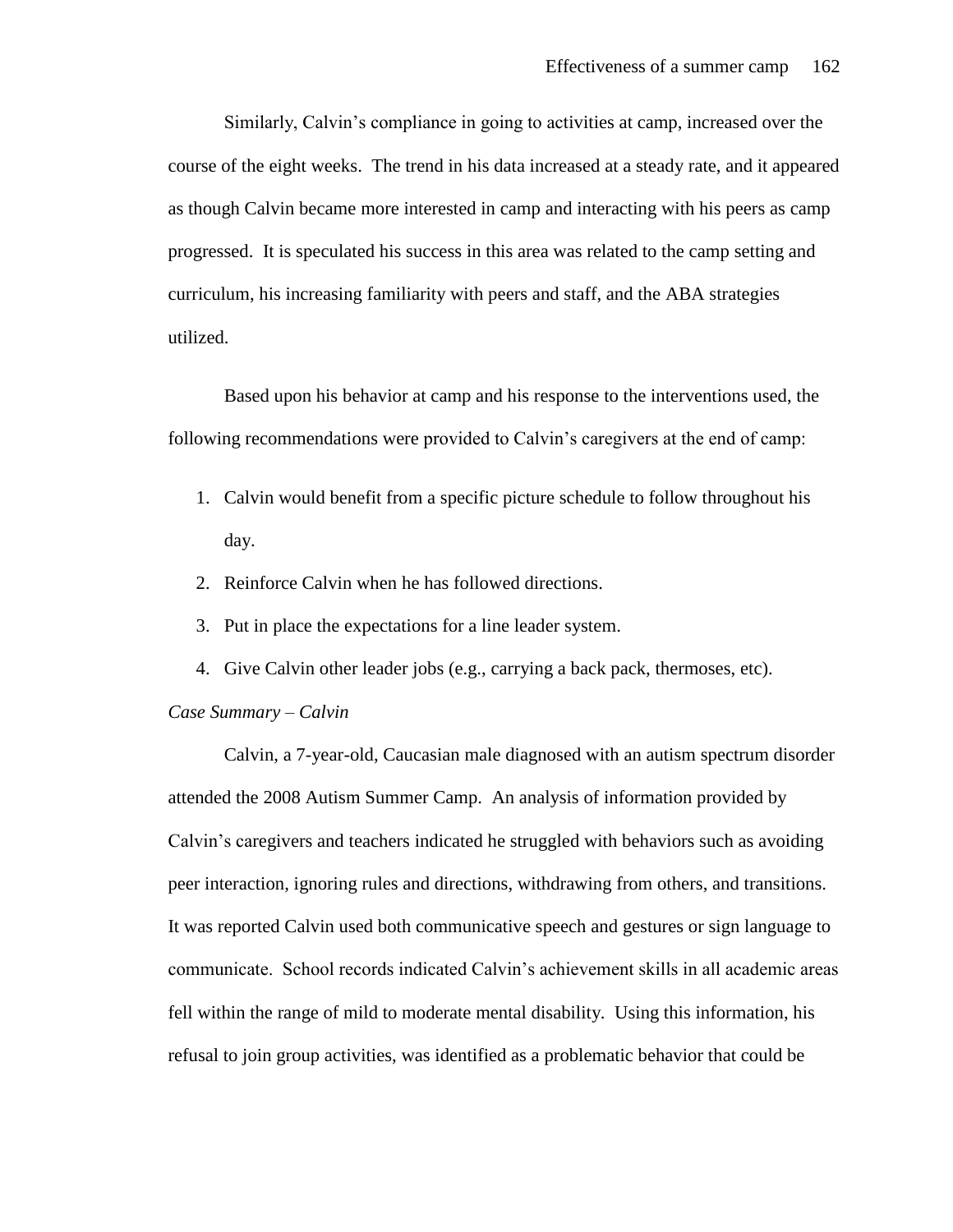Similarly, Calvin's compliance in going to activities at camp, increased over the course of the eight weeks. The trend in his data increased at a steady rate, and it appeared as though Calvin became more interested in camp and interacting with his peers as camp progressed. It is speculated his success in this area was related to the camp setting and curriculum, his increasing familiarity with peers and staff, and the ABA strategies utilized.

Based upon his behavior at camp and his response to the interventions used, the following recommendations were provided to Calvin's caregivers at the end of camp:

1. Calvin would benefit from a specific picture schedule to follow throughout his day.
2. Reinforce Calvin when he has followed directions.
3. Put in place the expectations for a line leader system.
4. Give Calvin other leader jobs (e.g., carrying a back pack, thermoses, etc).

*Case Summary – Calvin*

Calvin, a 7-year-old, Caucasian male diagnosed with an autism spectrum disorder attended the 2008 Autism Summer Camp. An analysis of information provided by Calvin's caregivers and teachers indicated he struggled with behaviors such as avoiding peer interaction, ignoring rules and directions, withdrawing from others, and transitions. It was reported Calvin used both communicative speech and gestures or sign language to communicate. School records indicated Calvin's achievement skills in all academic areas fell within the range of mild to moderate mental disability. Using this information, his refusal to join group activities, was identified as a problematic behavior that could be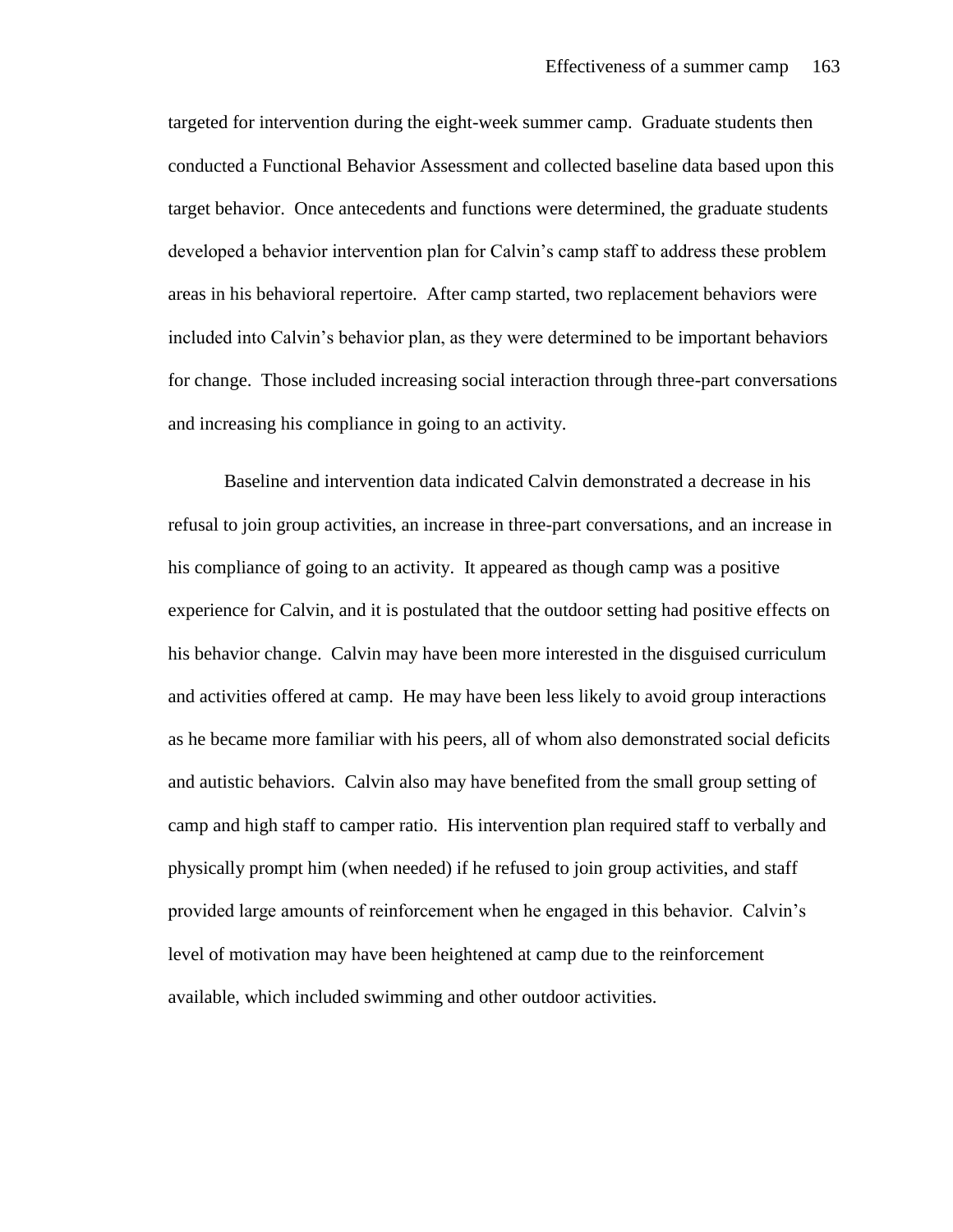targeted for intervention during the eight-week summer camp. Graduate students then conducted a Functional Behavior Assessment and collected baseline data based upon this target behavior. Once antecedents and functions were determined, the graduate students developed a behavior intervention plan for Calvin's camp staff to address these problem areas in his behavioral repertoire. After camp started, two replacement behaviors were included into Calvin's behavior plan, as they were determined to be important behaviors for change. Those included increasing social interaction through three-part conversations and increasing his compliance in going to an activity.

Baseline and intervention data indicated Calvin demonstrated a decrease in his refusal to join group activities, an increase in three-part conversations, and an increase in his compliance of going to an activity. It appeared as though camp was a positive experience for Calvin, and it is postulated that the outdoor setting had positive effects on his behavior change. Calvin may have been more interested in the disguised curriculum and activities offered at camp. He may have been less likely to avoid group interactions as he became more familiar with his peers, all of whom also demonstrated social deficits and autistic behaviors. Calvin also may have benefited from the small group setting of camp and high staff to camper ratio. His intervention plan required staff to verbally and physically prompt him (when needed) if he refused to join group activities, and staff provided large amounts of reinforcement when he engaged in this behavior. Calvin's level of motivation may have been heightened at camp due to the reinforcement available, which included swimming and other outdoor activities.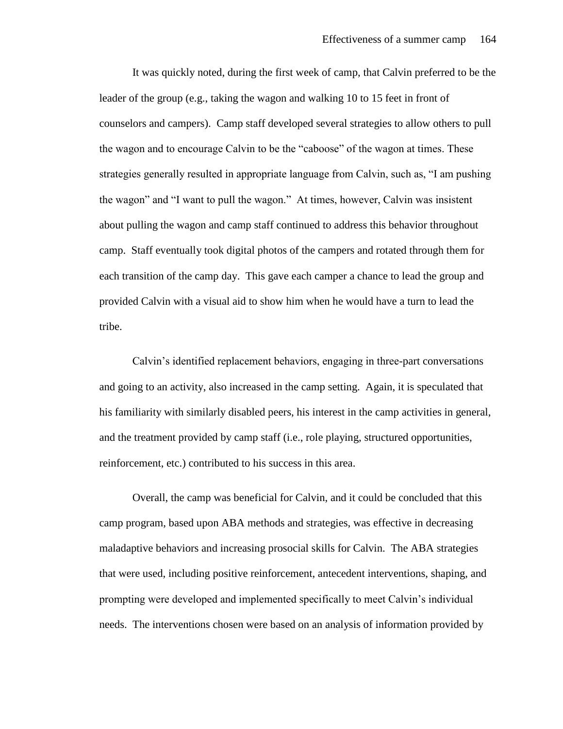It was quickly noted, during the first week of camp, that Calvin preferred to be the leader of the group (e.g., taking the wagon and walking 10 to 15 feet in front of counselors and campers). Camp staff developed several strategies to allow others to pull the wagon and to encourage Calvin to be the "caboose" of the wagon at times. These strategies generally resulted in appropriate language from Calvin, such as, "I am pushing the wagon" and "I want to pull the wagon." At times, however, Calvin was insistent about pulling the wagon and camp staff continued to address this behavior throughout camp. Staff eventually took digital photos of the campers and rotated through them for each transition of the camp day. This gave each camper a chance to lead the group and provided Calvin with a visual aid to show him when he would have a turn to lead the tribe.

Calvin's identified replacement behaviors, engaging in three-part conversations and going to an activity, also increased in the camp setting. Again, it is speculated that his familiarity with similarly disabled peers, his interest in the camp activities in general, and the treatment provided by camp staff (i.e., role playing, structured opportunities, reinforcement, etc.) contributed to his success in this area.

Overall, the camp was beneficial for Calvin, and it could be concluded that this camp program, based upon ABA methods and strategies, was effective in decreasing maladaptive behaviors and increasing prosocial skills for Calvin. The ABA strategies that were used, including positive reinforcement, antecedent interventions, shaping, and prompting were developed and implemented specifically to meet Calvin's individual needs. The interventions chosen were based on an analysis of information provided by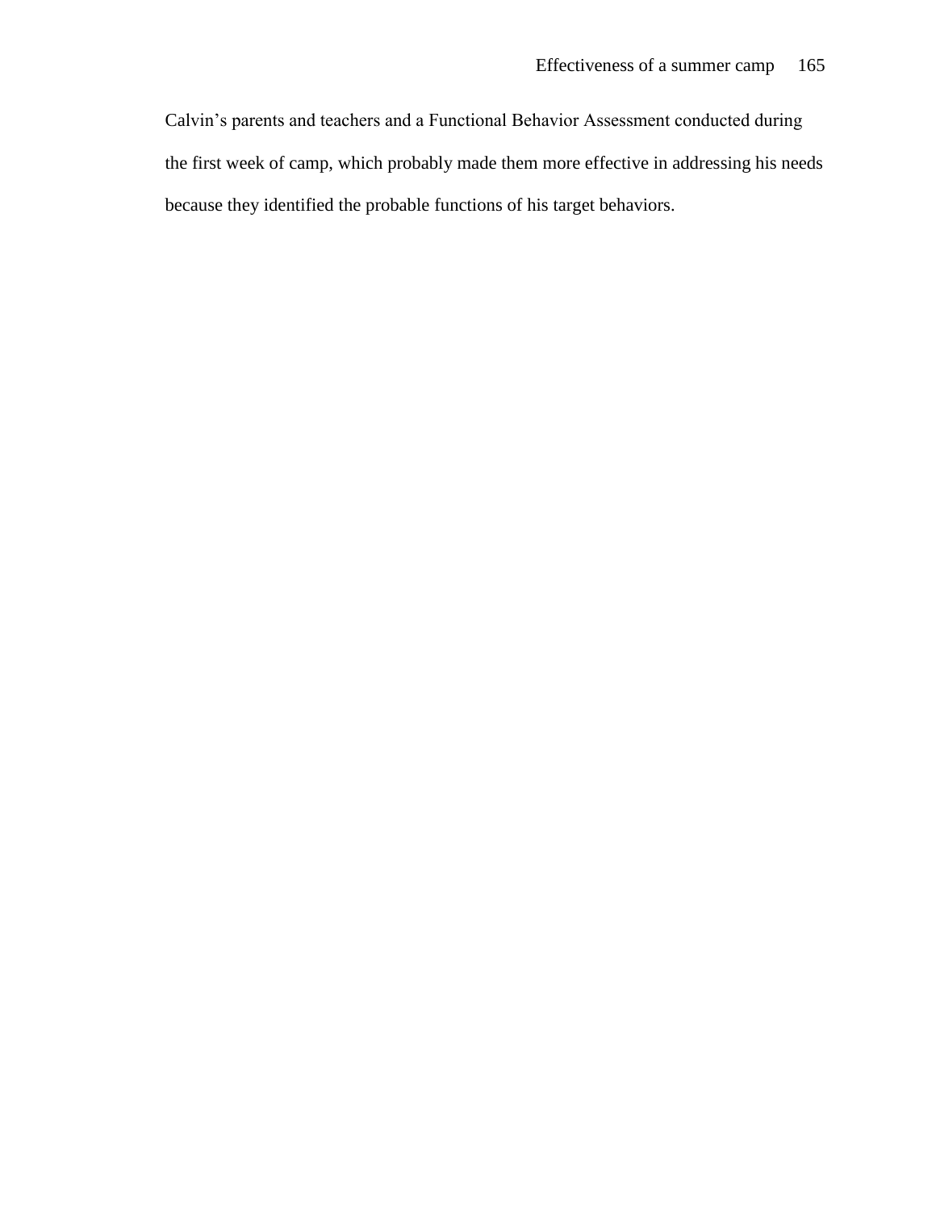Calvin's parents and teachers and a Functional Behavior Assessment conducted during the first week of camp, which probably made them more effective in addressing his needs because they identified the probable functions of his target behaviors.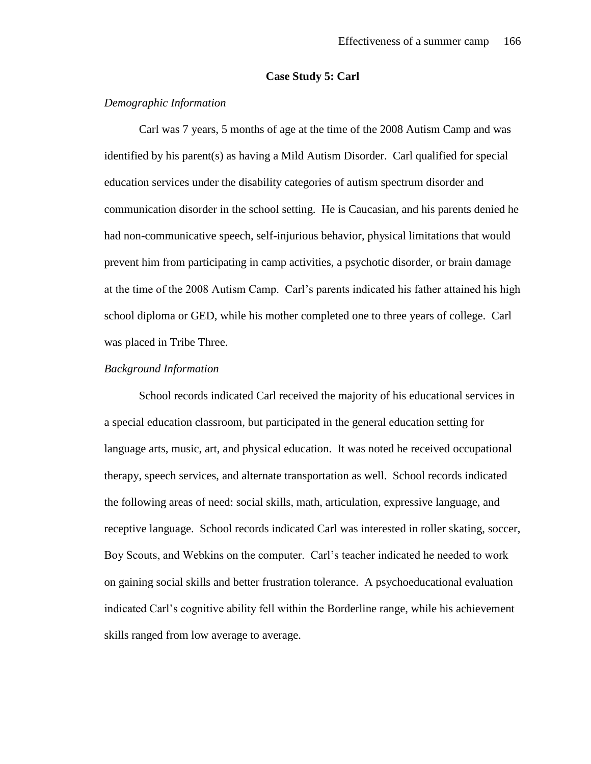## Case Study 5: Carl

*Demographic Information*

Carl was 7 years, 5 months of age at the time of the 2008 Autism Camp and was identified by his parent(s) as having a Mild Autism Disorder. Carl qualified for special education services under the disability categories of autism spectrum disorder and communication disorder in the school setting. He is Caucasian, and his parents denied he had non-communicative speech, self-injurious behavior, physical limitations that would prevent him from participating in camp activities, a psychotic disorder, or brain damage at the time of the 2008 Autism Camp. Carl's parents indicated his father attained his high school diploma or GED, while his mother completed one to three years of college. Carl was placed in Tribe Three.

*Background Information*

School records indicated Carl received the majority of his educational services in a special education classroom, but participated in the general education setting for language arts, music, art, and physical education. It was noted he received occupational therapy, speech services, and alternate transportation as well. School records indicated the following areas of need: social skills, math, articulation, expressive language, and receptive language. School records indicated Carl was interested in roller skating, soccer, Boy Scouts, and Webkins on the computer. Carl's teacher indicated he needed to work on gaining social skills and better frustration tolerance. A psychoeducational evaluation indicated Carl's cognitive ability fell within the Borderline range, while his achievement skills ranged from low average to average.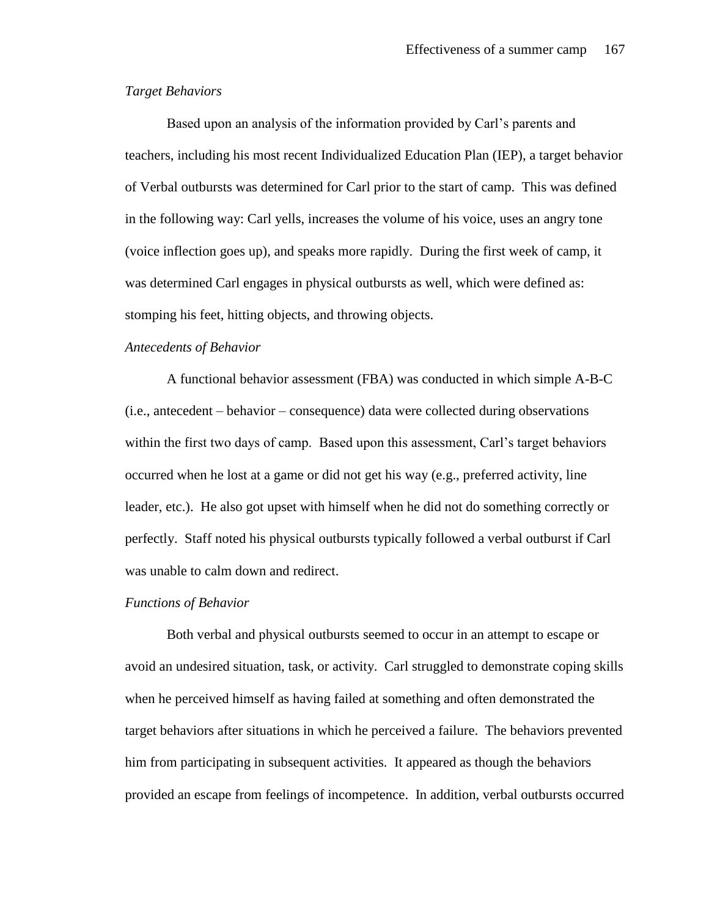*Target Behaviors*

Based upon an analysis of the information provided by Carl's parents and teachers, including his most recent Individualized Education Plan (IEP), a target behavior of Verbal outbursts was determined for Carl prior to the start of camp. This was defined in the following way: Carl yells, increases the volume of his voice, uses an angry tone (voice inflection goes up), and speaks more rapidly. During the first week of camp, it was determined Carl engages in physical outbursts as well, which were defined as: stomping his feet, hitting objects, and throwing objects.

*Antecedents of Behavior*

A functional behavior assessment (FBA) was conducted in which simple A-B-C (i.e., antecedent – behavior – consequence) data were collected during observations within the first two days of camp. Based upon this assessment, Carl's target behaviors occurred when he lost at a game or did not get his way (e.g., preferred activity, line leader, etc.). He also got upset with himself when he did not do something correctly or perfectly. Staff noted his physical outbursts typically followed a verbal outburst if Carl was unable to calm down and redirect.

*Functions of Behavior*

Both verbal and physical outbursts seemed to occur in an attempt to escape or avoid an undesired situation, task, or activity. Carl struggled to demonstrate coping skills when he perceived himself as having failed at something and often demonstrated the target behaviors after situations in which he perceived a failure. The behaviors prevented him from participating in subsequent activities. It appeared as though the behaviors provided an escape from feelings of incompetence. In addition, verbal outbursts occurred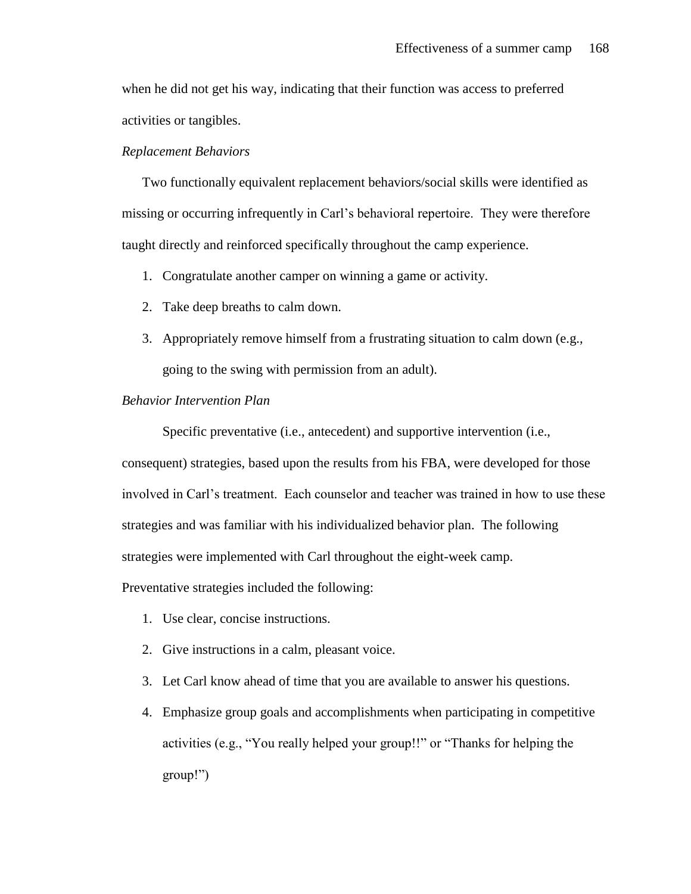when he did not get his way, indicating that their function was access to preferred activities or tangibles.

*Replacement Behaviors*

Two functionally equivalent replacement behaviors/social skills were identified as missing or occurring infrequently in Carl's behavioral repertoire. They were therefore taught directly and reinforced specifically throughout the camp experience.

1. Congratulate another camper on winning a game or activity.
2. Take deep breaths to calm down.
3. Appropriately remove himself from a frustrating situation to calm down (e.g., going to the swing with permission from an adult).

*Behavior Intervention Plan*

Specific preventative (i.e., antecedent) and supportive intervention (i.e., consequent) strategies, based upon the results from his FBA, were developed for those involved in Carl's treatment. Each counselor and teacher was trained in how to use these strategies and was familiar with his individualized behavior plan. The following strategies were implemented with Carl throughout the eight-week camp.

Preventative strategies included the following:

1. Use clear, concise instructions.
2. Give instructions in a calm, pleasant voice.
3. Let Carl know ahead of time that you are available to answer his questions.
4. Emphasize group goals and accomplishments when participating in competitive activities (e.g., "You really helped your group!!" or "Thanks for helping the group!")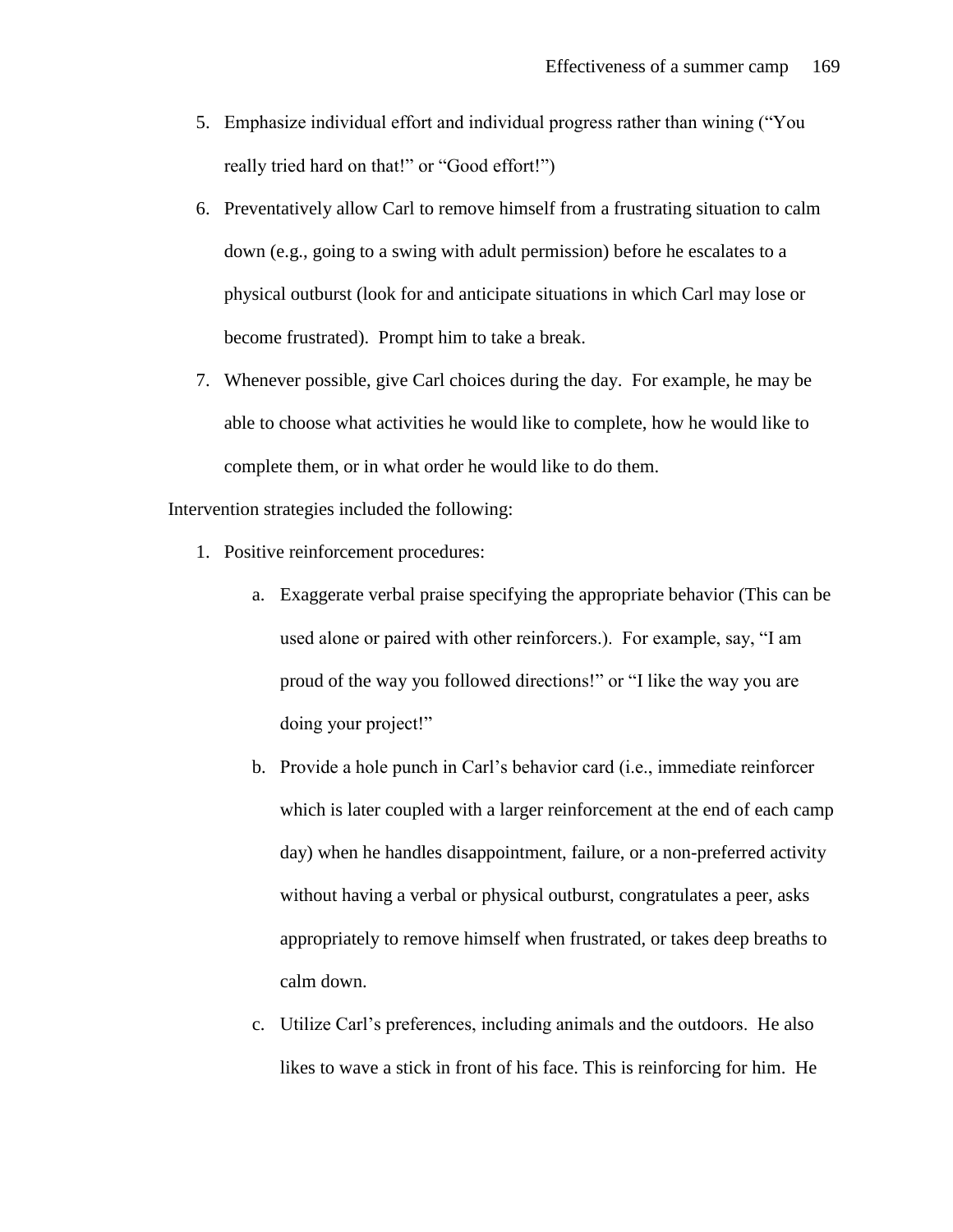5. Emphasize individual effort and individual progress rather than wining ("You really tried hard on that!" or "Good effort!")
6. Preventatively allow Carl to remove himself from a frustrating situation to calm down (e.g., going to a swing with adult permission) before he escalates to a physical outburst (look for and anticipate situations in which Carl may lose or become frustrated). Prompt him to take a break.
7. Whenever possible, give Carl choices during the day. For example, he may be able to choose what activities he would like to complete, how he would like to complete them, or in what order he would like to do them.

Intervention strategies included the following:

1. Positive reinforcement procedures:
   a. Exaggerate verbal praise specifying the appropriate behavior (This can be used alone or paired with other reinforcers.). For example, say, "I am proud of the way you followed directions!" or "I like the way you are doing your project!"
   b. Provide a hole punch in Carl's behavior card (i.e., immediate reinforcer which is later coupled with a larger reinforcement at the end of each camp day) when he handles disappointment, failure, or a non-preferred activity without having a verbal or physical outburst, congratulates a peer, asks appropriately to remove himself when frustrated, or takes deep breaths to calm down.
   c. Utilize Carl's preferences, including animals and the outdoors. He also likes to wave a stick in front of his face. This is reinforcing for him. He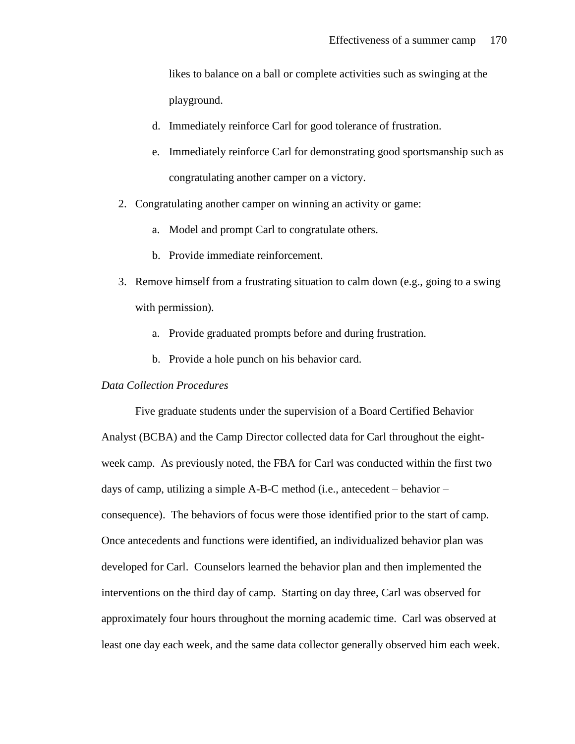likes to balance on a ball or complete activities such as swinging at the playground.

   d. Immediately reinforce Carl for good tolerance of frustration.

   e. Immediately reinforce Carl for demonstrating good sportsmanship such as congratulating another camper on a victory.

2. Congratulating another camper on winning an activity or game:

   a. Model and prompt Carl to congratulate others.

   b. Provide immediate reinforcement.

3. Remove himself from a frustrating situation to calm down (e.g., going to a swing with permission).

   a. Provide graduated prompts before and during frustration.

   b. Provide a hole punch on his behavior card.

*Data Collection Procedures*

Five graduate students under the supervision of a Board Certified Behavior Analyst (BCBA) and the Camp Director collected data for Carl throughout the eight-week camp. As previously noted, the FBA for Carl was conducted within the first two days of camp, utilizing a simple A-B-C method (i.e., antecedent – behavior – consequence). The behaviors of focus were those identified prior to the start of camp. Once antecedents and functions were identified, an individualized behavior plan was developed for Carl. Counselors learned the behavior plan and then implemented the interventions on the third day of camp. Starting on day three, Carl was observed for approximately four hours throughout the morning academic time. Carl was observed at least one day each week, and the same data collector generally observed him each week.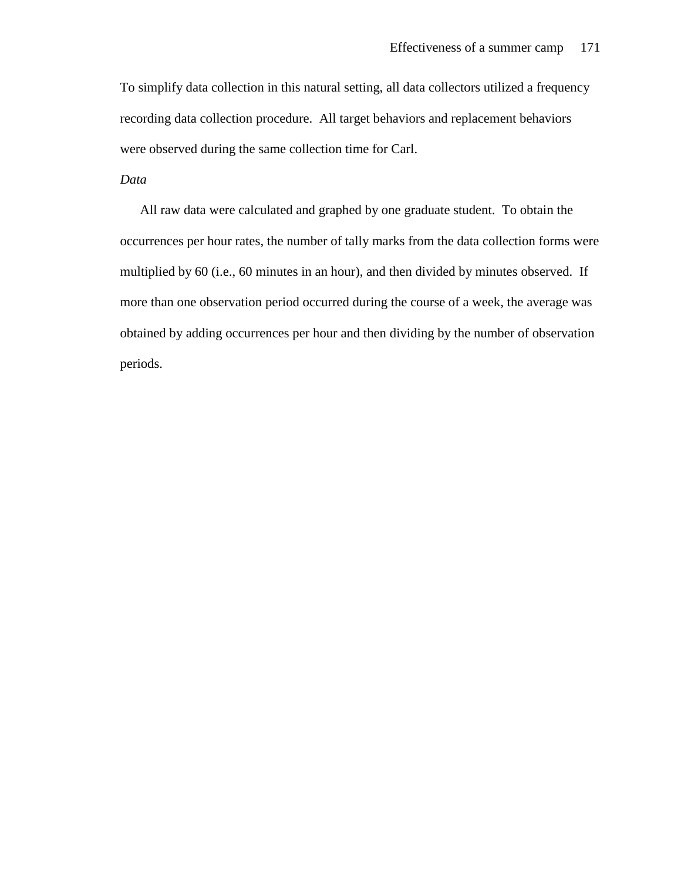To simplify data collection in this natural setting, all data collectors utilized a frequency recording data collection procedure. All target behaviors and replacement behaviors were observed during the same collection time for Carl.

*Data*

All raw data were calculated and graphed by one graduate student. To obtain the occurrences per hour rates, the number of tally marks from the data collection forms were multiplied by 60 (i.e., 60 minutes in an hour), and then divided by minutes observed. If more than one observation period occurred during the course of a week, the average was obtained by adding occurrences per hour and then dividing by the number of observation periods.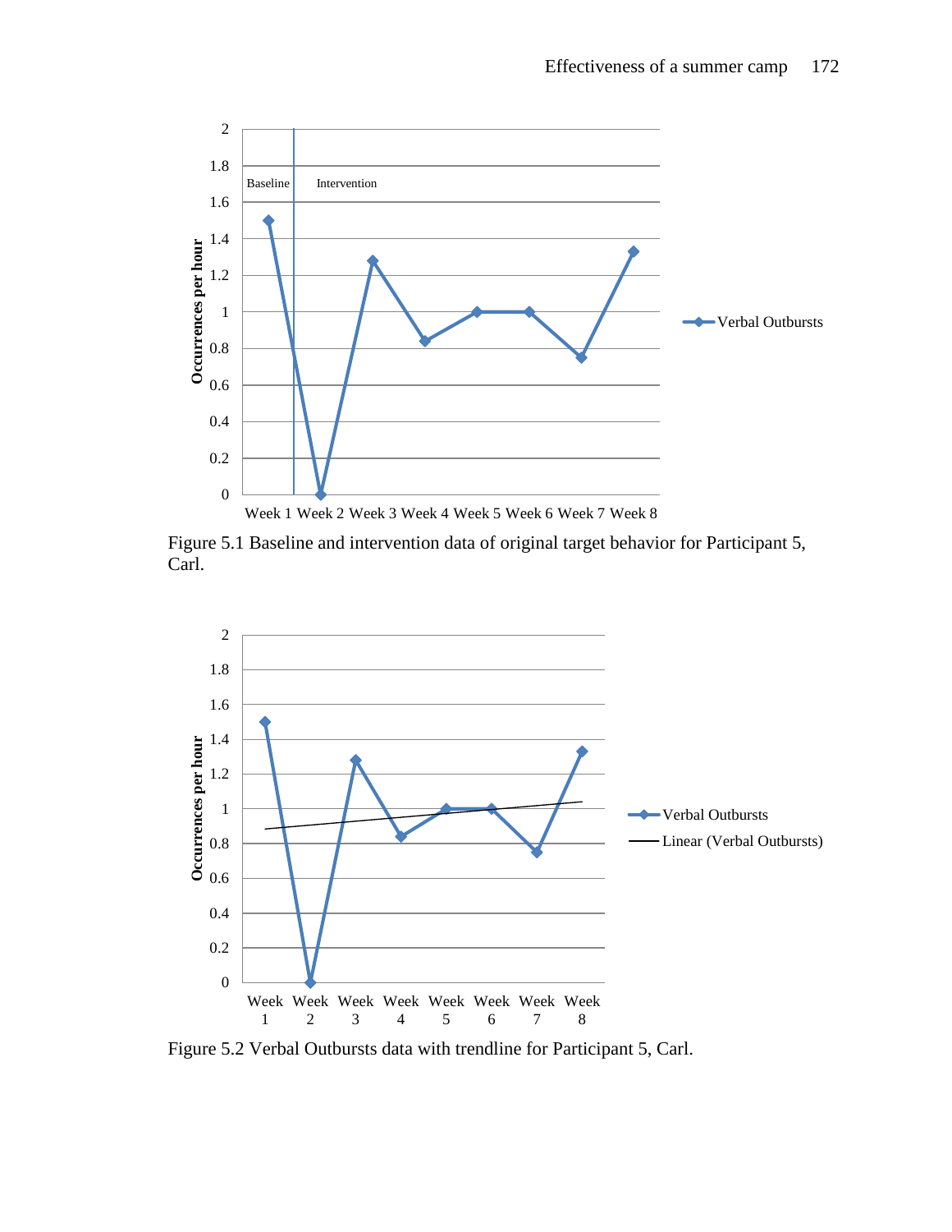Figure 5.1 Baseline and intervention data of original target behavior for Participant 5, Carl.

Figure 5.2 Verbal Outbursts data with trendline for Participant 5, Carl.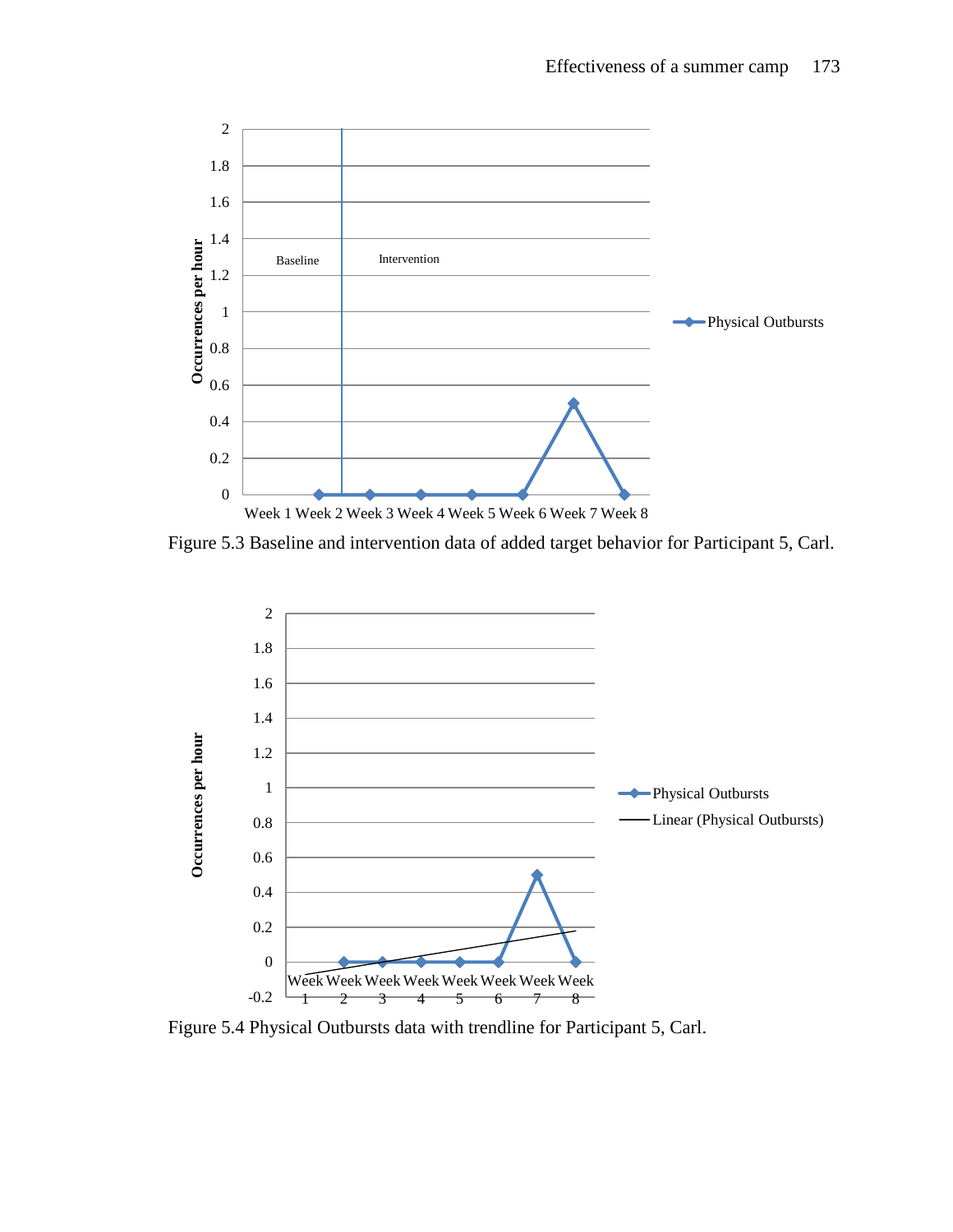Figure 5.3 Baseline and intervention data of added target behavior for Participant 5, Carl.

Figure 5.4 Physical Outbursts data with trendline for Participant 5, Carl.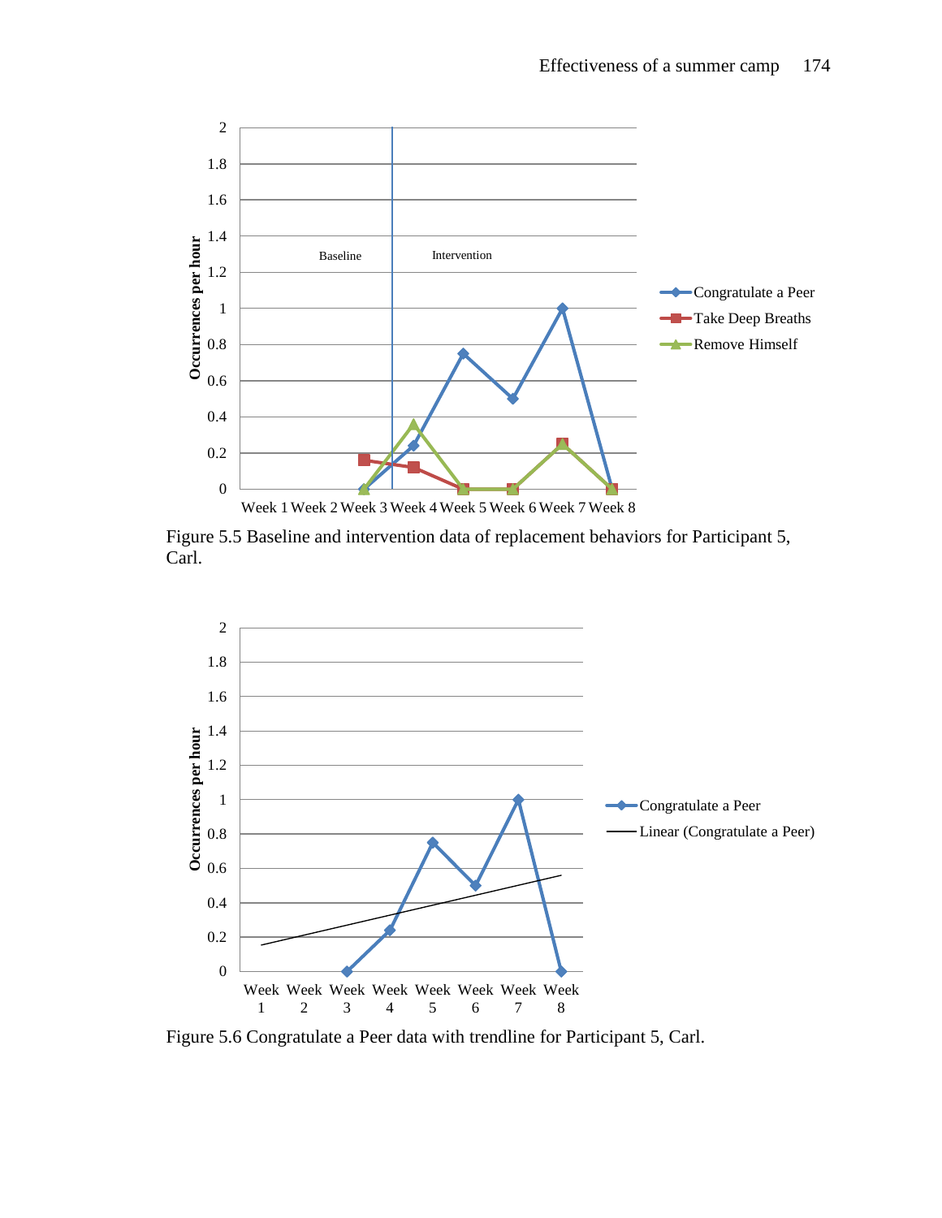Figure 5.5 Baseline and intervention data of replacement behaviors for Participant 5, Carl.

Figure 5.6 Congratulate a Peer data with trendline for Participant 5, Carl.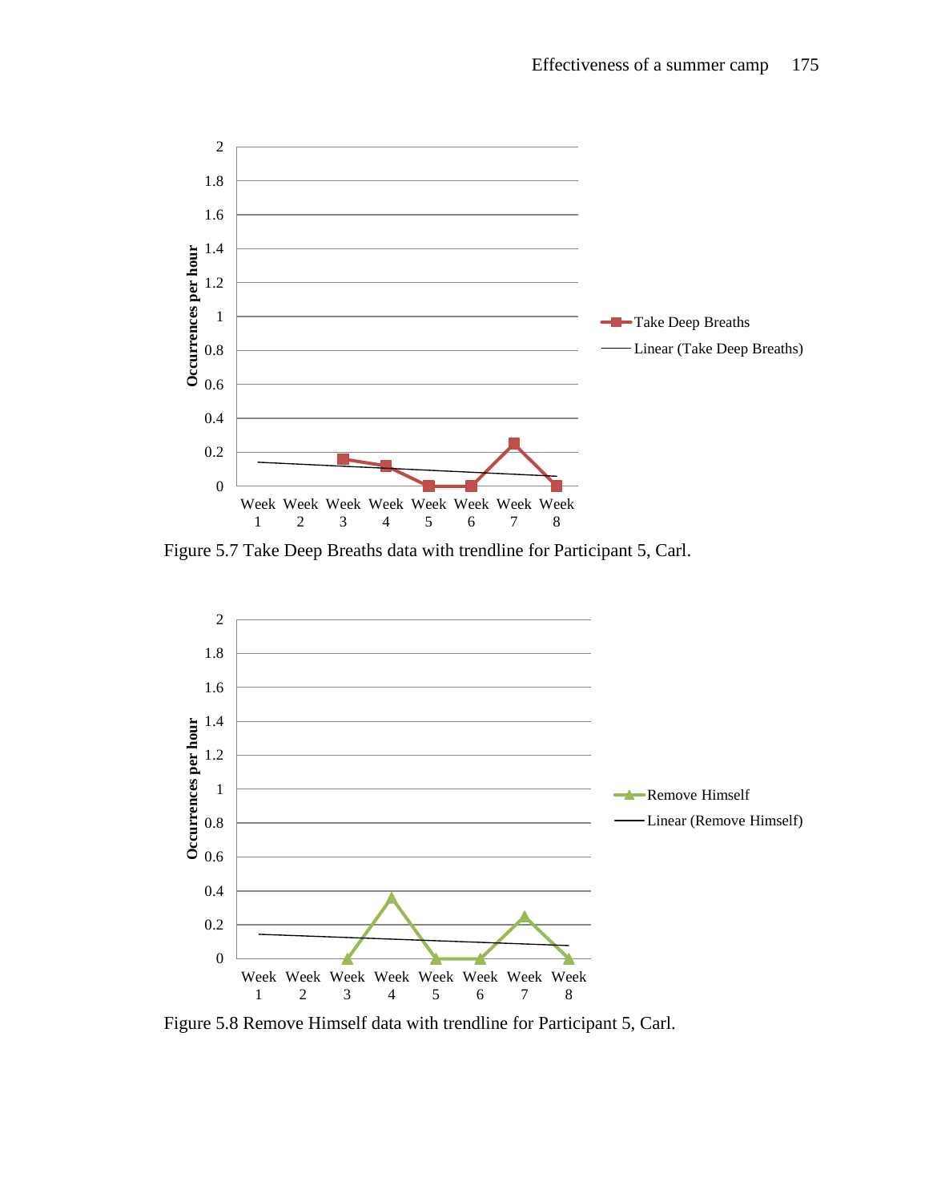Figure 5.7 Take Deep Breaths data with trendline for Participant 5, Carl.

Figure 5.8 Remove Himself data with trendline for Participant 5, Carl.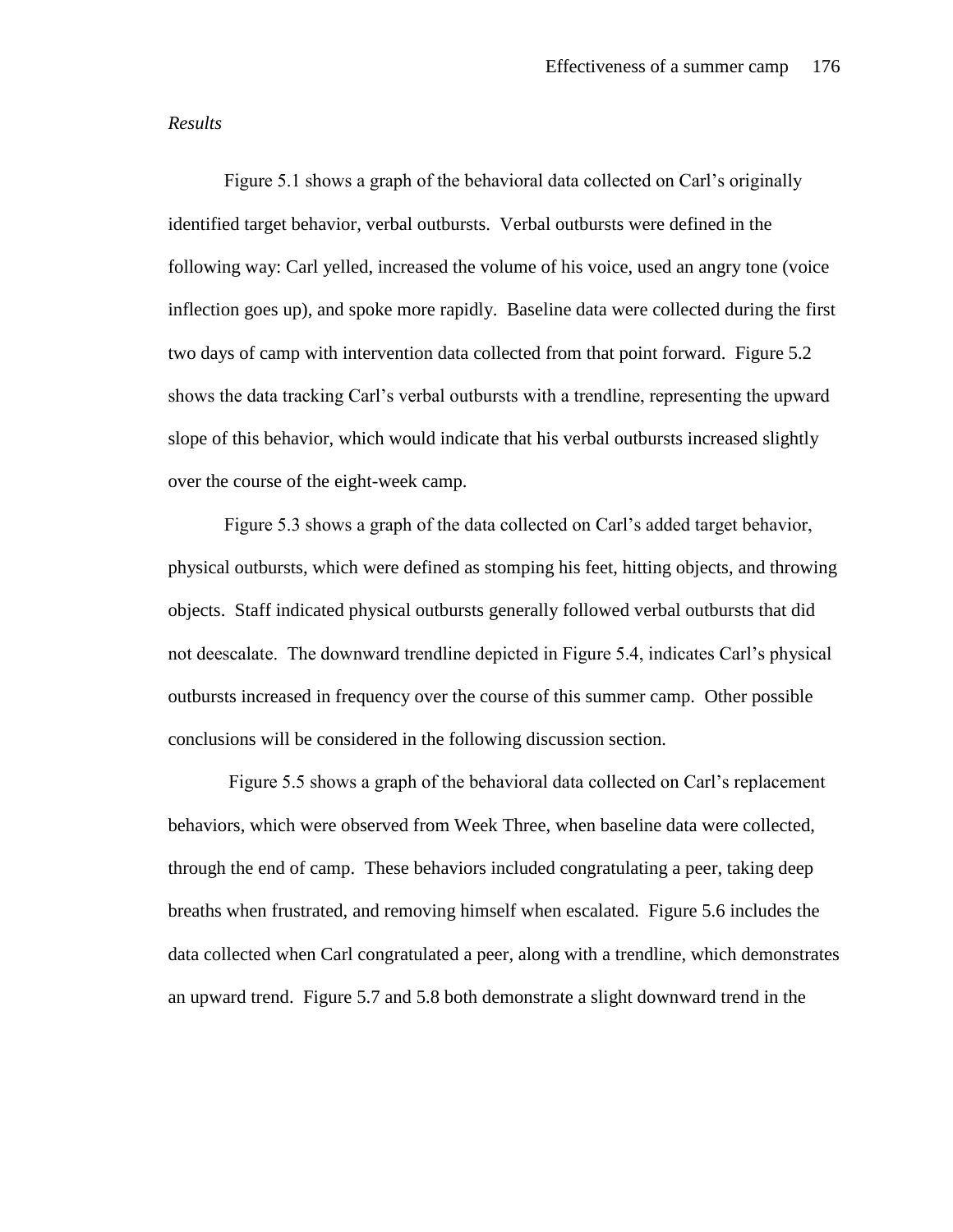*Results*

Figure 5.1 shows a graph of the behavioral data collected on Carl's originally identified target behavior, verbal outbursts. Verbal outbursts were defined in the following way: Carl yelled, increased the volume of his voice, used an angry tone (voice inflection goes up), and spoke more rapidly. Baseline data were collected during the first two days of camp with intervention data collected from that point forward. Figure 5.2 shows the data tracking Carl's verbal outbursts with a trendline, representing the upward slope of this behavior, which would indicate that his verbal outbursts increased slightly over the course of the eight-week camp.

Figure 5.3 shows a graph of the data collected on Carl's added target behavior, physical outbursts, which were defined as stomping his feet, hitting objects, and throwing objects. Staff indicated physical outbursts generally followed verbal outbursts that did not deescalate. The downward trendline depicted in Figure 5.4, indicates Carl's physical outbursts increased in frequency over the course of this summer camp. Other possible conclusions will be considered in the following discussion section.

Figure 5.5 shows a graph of the behavioral data collected on Carl's replacement behaviors, which were observed from Week Three, when baseline data were collected, through the end of camp. These behaviors included congratulating a peer, taking deep breaths when frustrated, and removing himself when escalated. Figure 5.6 includes the data collected when Carl congratulated a peer, along with a trendline, which demonstrates an upward trend. Figure 5.7 and 5.8 both demonstrate a slight downward trend in the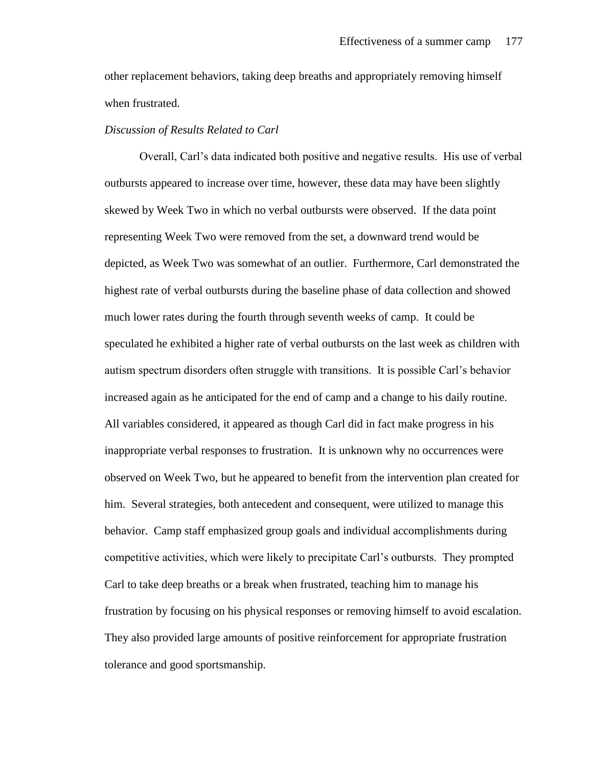other replacement behaviors, taking deep breaths and appropriately removing himself when frustrated.

*Discussion of Results Related to Carl*

Overall, Carl's data indicated both positive and negative results. His use of verbal outbursts appeared to increase over time, however, these data may have been slightly skewed by Week Two in which no verbal outbursts were observed. If the data point representing Week Two were removed from the set, a downward trend would be depicted, as Week Two was somewhat of an outlier. Furthermore, Carl demonstrated the highest rate of verbal outbursts during the baseline phase of data collection and showed much lower rates during the fourth through seventh weeks of camp. It could be speculated he exhibited a higher rate of verbal outbursts on the last week as children with autism spectrum disorders often struggle with transitions. It is possible Carl's behavior increased again as he anticipated for the end of camp and a change to his daily routine. All variables considered, it appeared as though Carl did in fact make progress in his inappropriate verbal responses to frustration. It is unknown why no occurrences were observed on Week Two, but he appeared to benefit from the intervention plan created for him. Several strategies, both antecedent and consequent, were utilized to manage this behavior. Camp staff emphasized group goals and individual accomplishments during competitive activities, which were likely to precipitate Carl's outbursts. They prompted Carl to take deep breaths or a break when frustrated, teaching him to manage his frustration by focusing on his physical responses or removing himself to avoid escalation. They also provided large amounts of positive reinforcement for appropriate frustration tolerance and good sportsmanship.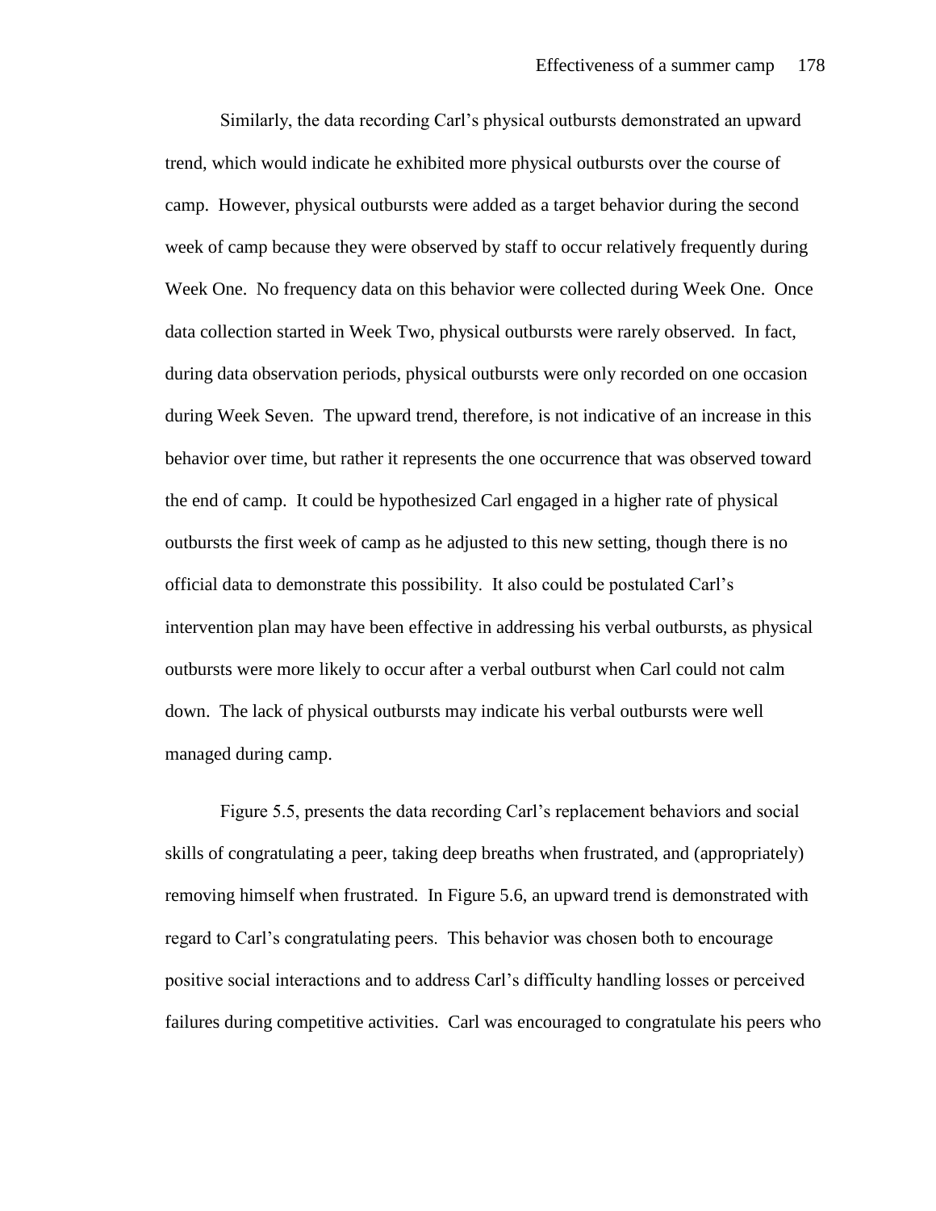Similarly, the data recording Carl's physical outbursts demonstrated an upward trend, which would indicate he exhibited more physical outbursts over the course of camp. However, physical outbursts were added as a target behavior during the second week of camp because they were observed by staff to occur relatively frequently during Week One. No frequency data on this behavior were collected during Week One. Once data collection started in Week Two, physical outbursts were rarely observed. In fact, during data observation periods, physical outbursts were only recorded on one occasion during Week Seven. The upward trend, therefore, is not indicative of an increase in this behavior over time, but rather it represents the one occurrence that was observed toward the end of camp. It could be hypothesized Carl engaged in a higher rate of physical outbursts the first week of camp as he adjusted to this new setting, though there is no official data to demonstrate this possibility. It also could be postulated Carl's intervention plan may have been effective in addressing his verbal outbursts, as physical outbursts were more likely to occur after a verbal outburst when Carl could not calm down. The lack of physical outbursts may indicate his verbal outbursts were well managed during camp.

Figure 5.5, presents the data recording Carl's replacement behaviors and social skills of congratulating a peer, taking deep breaths when frustrated, and (appropriately) removing himself when frustrated. In Figure 5.6, an upward trend is demonstrated with regard to Carl's congratulating peers. This behavior was chosen both to encourage positive social interactions and to address Carl's difficulty handling losses or perceived failures during competitive activities. Carl was encouraged to congratulate his peers who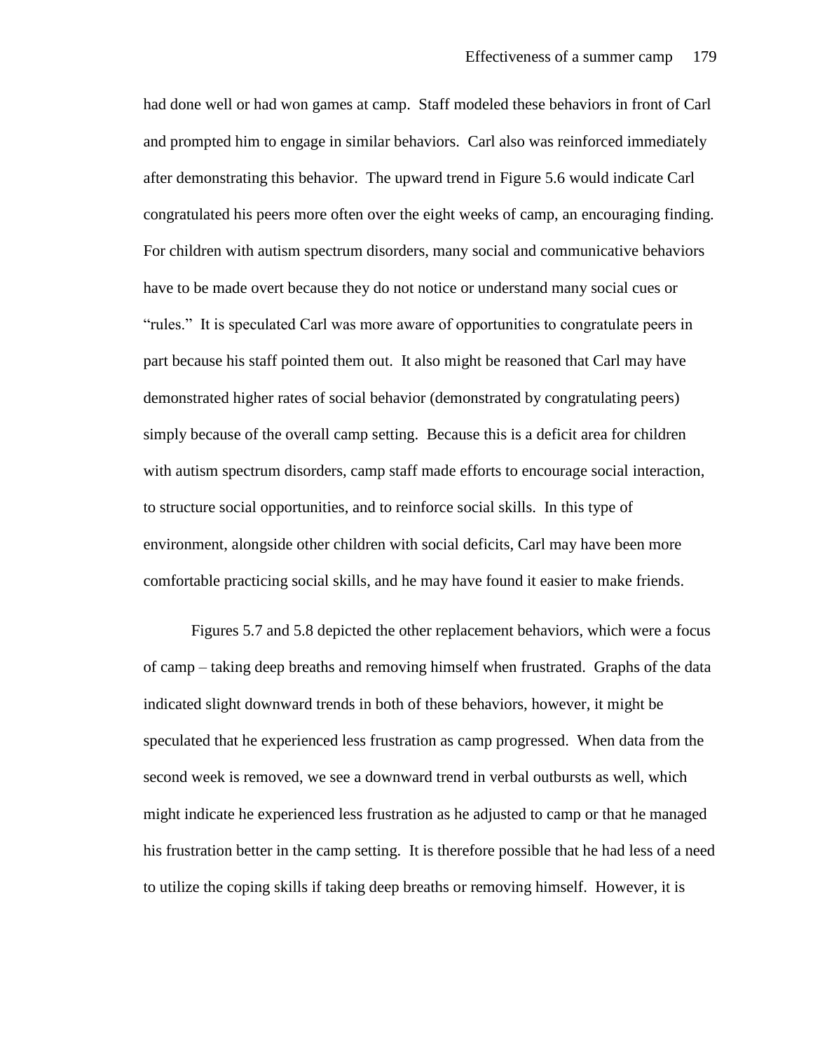had done well or had won games at camp. Staff modeled these behaviors in front of Carl and prompted him to engage in similar behaviors. Carl also was reinforced immediately after demonstrating this behavior. The upward trend in Figure 5.6 would indicate Carl congratulated his peers more often over the eight weeks of camp, an encouraging finding. For children with autism spectrum disorders, many social and communicative behaviors have to be made overt because they do not notice or understand many social cues or "rules." It is speculated Carl was more aware of opportunities to congratulate peers in part because his staff pointed them out. It also might be reasoned that Carl may have demonstrated higher rates of social behavior (demonstrated by congratulating peers) simply because of the overall camp setting. Because this is a deficit area for children with autism spectrum disorders, camp staff made efforts to encourage social interaction, to structure social opportunities, and to reinforce social skills. In this type of environment, alongside other children with social deficits, Carl may have been more comfortable practicing social skills, and he may have found it easier to make friends.

Figures 5.7 and 5.8 depicted the other replacement behaviors, which were a focus of camp – taking deep breaths and removing himself when frustrated. Graphs of the data indicated slight downward trends in both of these behaviors, however, it might be speculated that he experienced less frustration as camp progressed. When data from the second week is removed, we see a downward trend in verbal outbursts as well, which might indicate he experienced less frustration as he adjusted to camp or that he managed his frustration better in the camp setting. It is therefore possible that he had less of a need to utilize the coping skills if taking deep breaths or removing himself. However, it is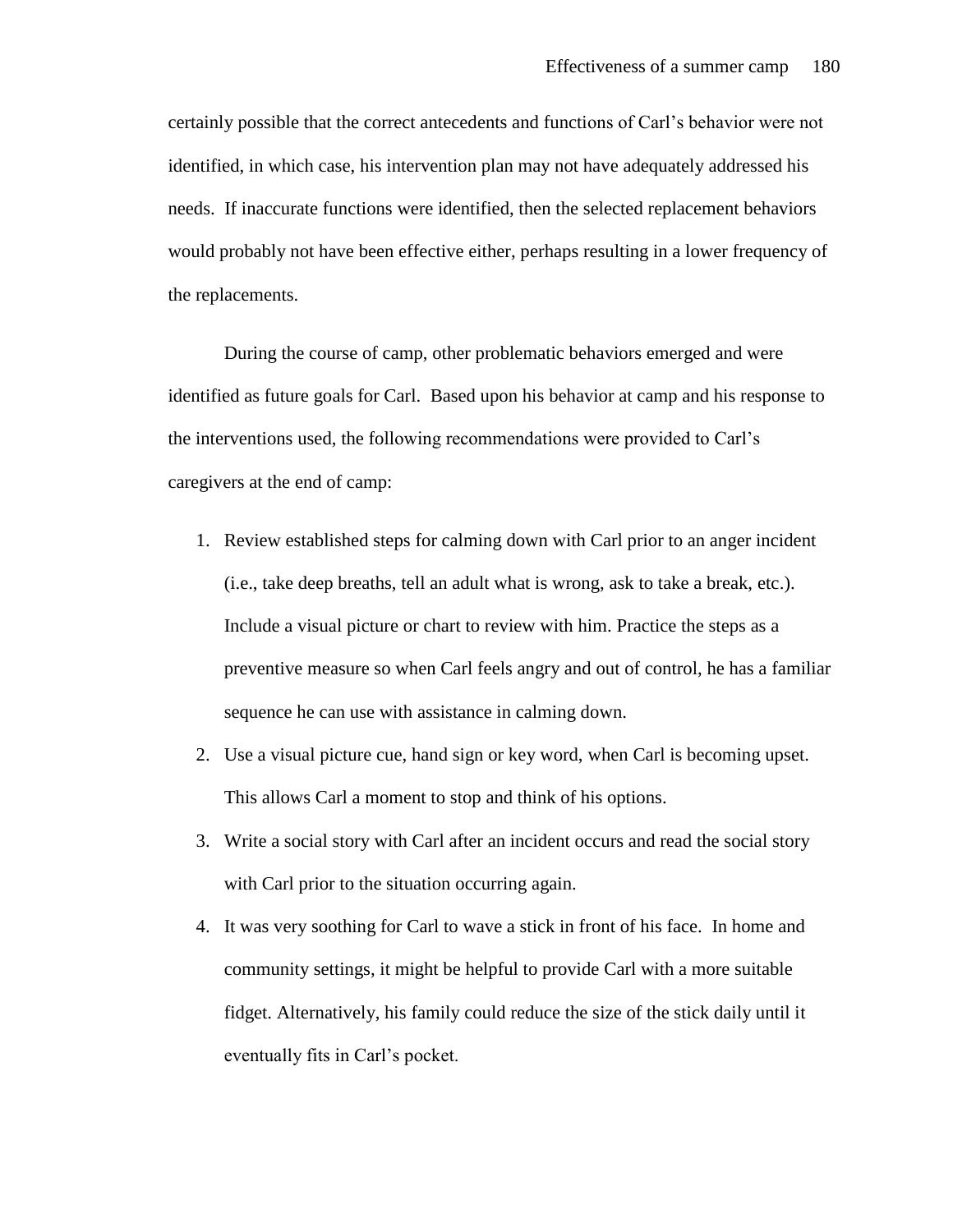certainly possible that the correct antecedents and functions of Carl's behavior were not identified, in which case, his intervention plan may not have adequately addressed his needs. If inaccurate functions were identified, then the selected replacement behaviors would probably not have been effective either, perhaps resulting in a lower frequency of the replacements.

During the course of camp, other problematic behaviors emerged and were identified as future goals for Carl. Based upon his behavior at camp and his response to the interventions used, the following recommendations were provided to Carl's caregivers at the end of camp:

1. Review established steps for calming down with Carl prior to an anger incident (i.e., take deep breaths, tell an adult what is wrong, ask to take a break, etc.). Include a visual picture or chart to review with him. Practice the steps as a preventive measure so when Carl feels angry and out of control, he has a familiar sequence he can use with assistance in calming down.
2. Use a visual picture cue, hand sign or key word, when Carl is becoming upset. This allows Carl a moment to stop and think of his options.
3. Write a social story with Carl after an incident occurs and read the social story with Carl prior to the situation occurring again.
4. It was very soothing for Carl to wave a stick in front of his face. In home and community settings, it might be helpful to provide Carl with a more suitable fidget. Alternatively, his family could reduce the size of the stick daily until it eventually fits in Carl's pocket.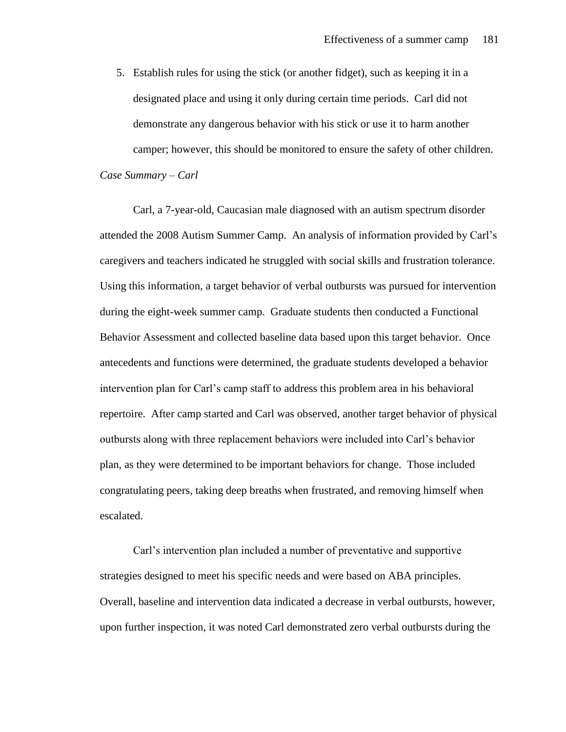5. Establish rules for using the stick (or another fidget), such as keeping it in a designated place and using it only during certain time periods. Carl did not demonstrate any dangerous behavior with his stick or use it to harm another camper; however, this should be monitored to ensure the safety of other children.

*Case Summary – Carl*

Carl, a 7-year-old, Caucasian male diagnosed with an autism spectrum disorder attended the 2008 Autism Summer Camp. An analysis of information provided by Carl's caregivers and teachers indicated he struggled with social skills and frustration tolerance. Using this information, a target behavior of verbal outbursts was pursued for intervention during the eight-week summer camp. Graduate students then conducted a Functional Behavior Assessment and collected baseline data based upon this target behavior. Once antecedents and functions were determined, the graduate students developed a behavior intervention plan for Carl's camp staff to address this problem area in his behavioral repertoire. After camp started and Carl was observed, another target behavior of physical outbursts along with three replacement behaviors were included into Carl's behavior plan, as they were determined to be important behaviors for change. Those included congratulating peers, taking deep breaths when frustrated, and removing himself when escalated.

Carl's intervention plan included a number of preventative and supportive strategies designed to meet his specific needs and were based on ABA principles. Overall, baseline and intervention data indicated a decrease in verbal outbursts, however, upon further inspection, it was noted Carl demonstrated zero verbal outbursts during the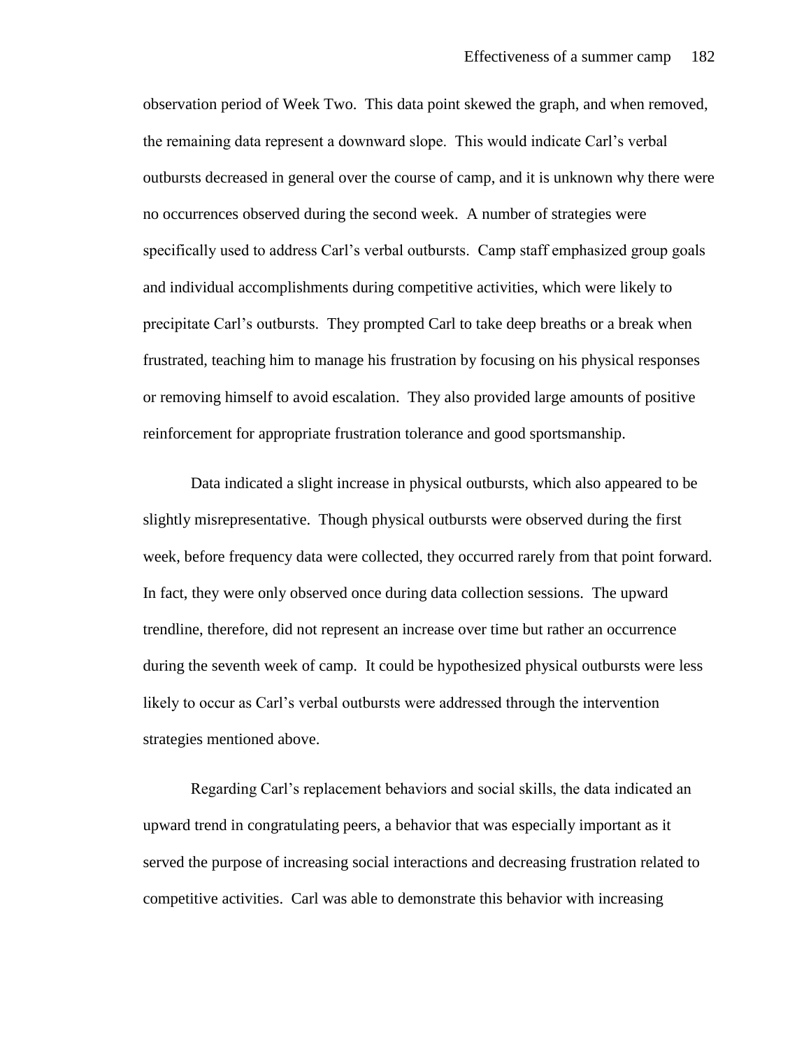observation period of Week Two. This data point skewed the graph, and when removed, the remaining data represent a downward slope. This would indicate Carl's verbal outbursts decreased in general over the course of camp, and it is unknown why there were no occurrences observed during the second week. A number of strategies were specifically used to address Carl's verbal outbursts. Camp staff emphasized group goals and individual accomplishments during competitive activities, which were likely to precipitate Carl's outbursts. They prompted Carl to take deep breaths or a break when frustrated, teaching him to manage his frustration by focusing on his physical responses or removing himself to avoid escalation. They also provided large amounts of positive reinforcement for appropriate frustration tolerance and good sportsmanship.

Data indicated a slight increase in physical outbursts, which also appeared to be slightly misrepresentative. Though physical outbursts were observed during the first week, before frequency data were collected, they occurred rarely from that point forward. In fact, they were only observed once during data collection sessions. The upward trendline, therefore, did not represent an increase over time but rather an occurrence during the seventh week of camp. It could be hypothesized physical outbursts were less likely to occur as Carl's verbal outbursts were addressed through the intervention strategies mentioned above.

Regarding Carl's replacement behaviors and social skills, the data indicated an upward trend in congratulating peers, a behavior that was especially important as it served the purpose of increasing social interactions and decreasing frustration related to competitive activities. Carl was able to demonstrate this behavior with increasing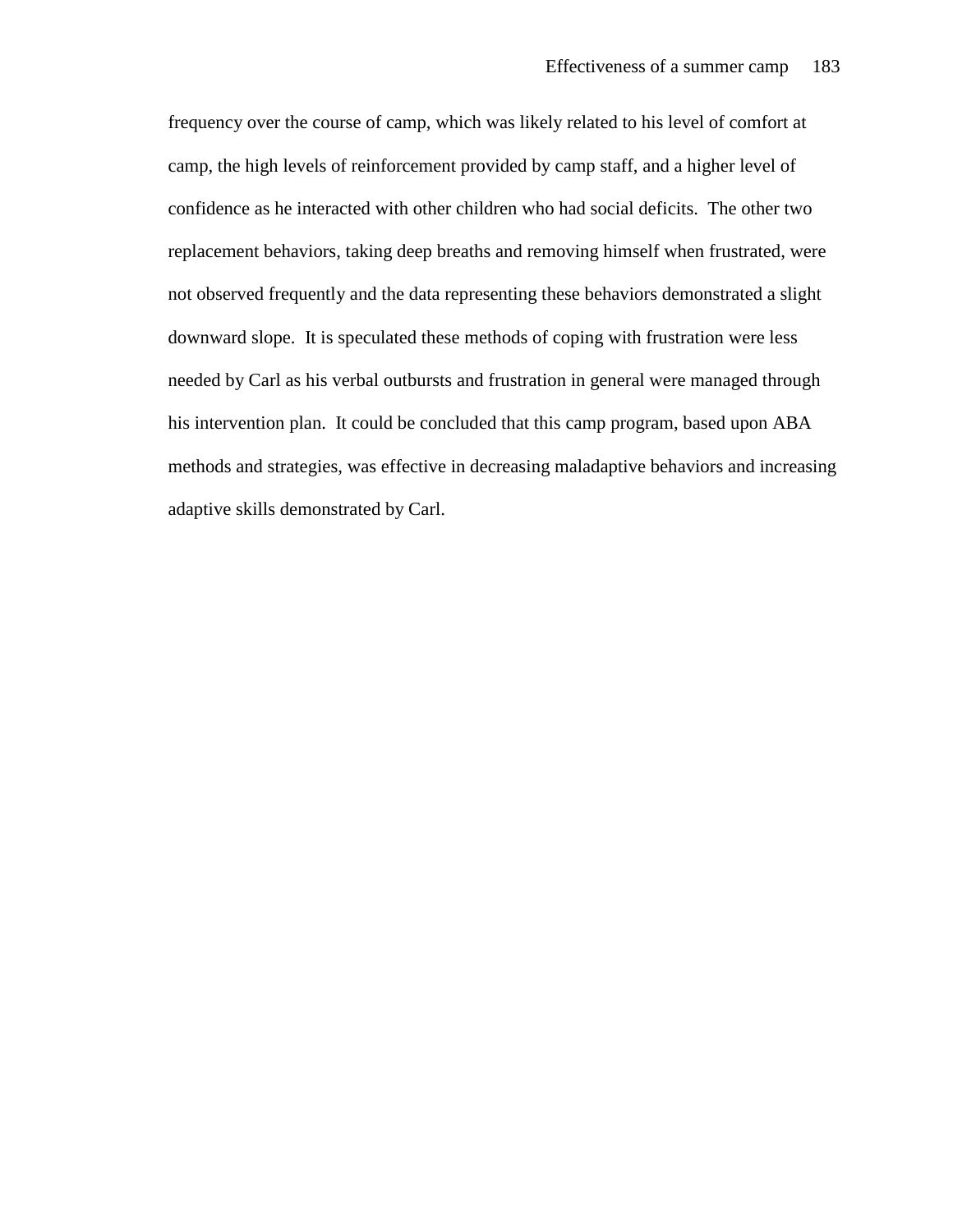frequency over the course of camp, which was likely related to his level of comfort at camp, the high levels of reinforcement provided by camp staff, and a higher level of confidence as he interacted with other children who had social deficits. The other two replacement behaviors, taking deep breaths and removing himself when frustrated, were not observed frequently and the data representing these behaviors demonstrated a slight downward slope. It is speculated these methods of coping with frustration were less needed by Carl as his verbal outbursts and frustration in general were managed through his intervention plan. It could be concluded that this camp program, based upon ABA methods and strategies, was effective in decreasing maladaptive behaviors and increasing adaptive skills demonstrated by Carl.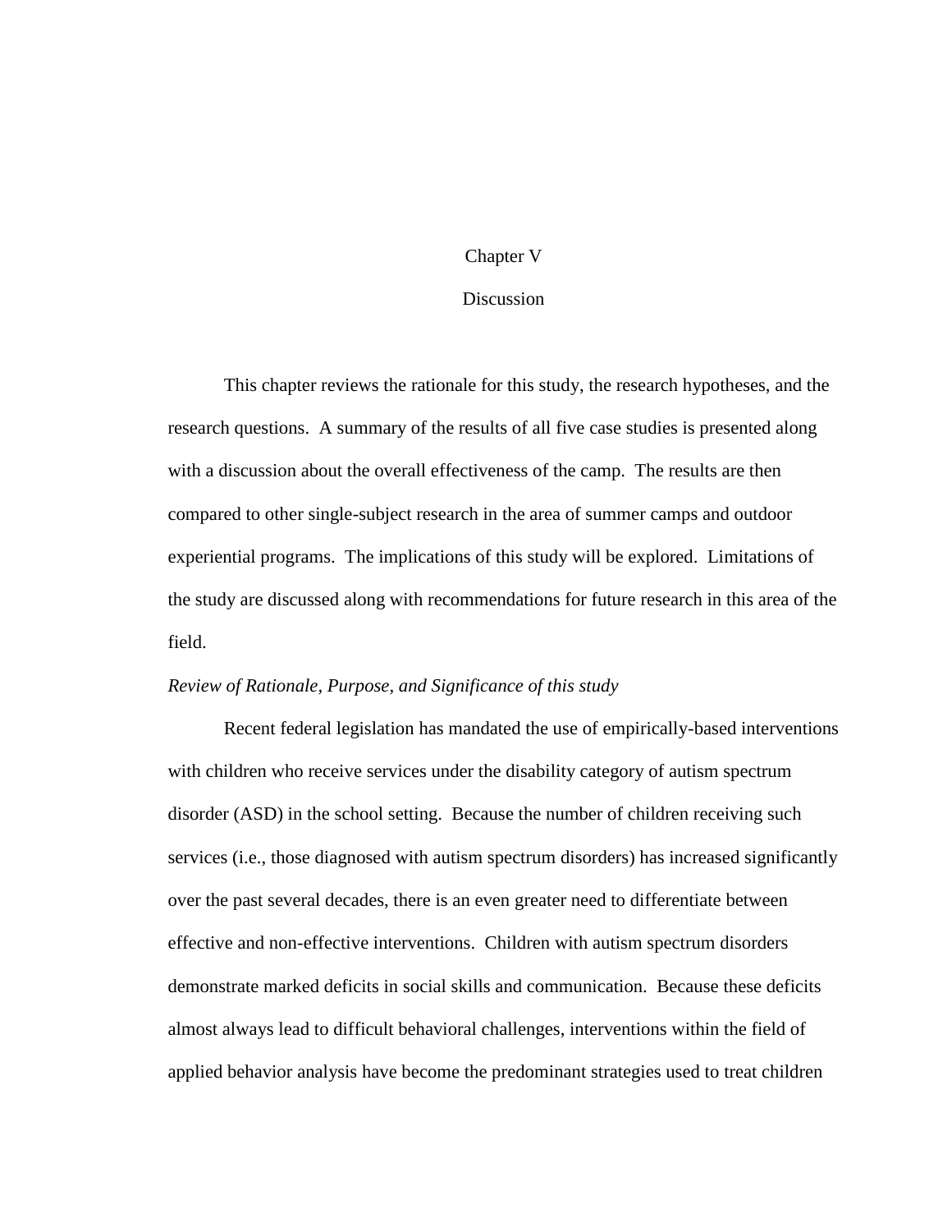# Chapter V

# Discussion

This chapter reviews the rationale for this study, the research hypotheses, and the research questions. A summary of the results of all five case studies is presented along with a discussion about the overall effectiveness of the camp. The results are then compared to other single-subject research in the area of summer camps and outdoor experiential programs. The implications of this study will be explored. Limitations of the study are discussed along with recommendations for future research in this area of the field.

*Review of Rationale, Purpose, and Significance of this study*

Recent federal legislation has mandated the use of empirically-based interventions with children who receive services under the disability category of autism spectrum disorder (ASD) in the school setting. Because the number of children receiving such services (i.e., those diagnosed with autism spectrum disorders) has increased significantly over the past several decades, there is an even greater need to differentiate between effective and non-effective interventions. Children with autism spectrum disorders demonstrate marked deficits in social skills and communication. Because these deficits almost always lead to difficult behavioral challenges, interventions within the field of applied behavior analysis have become the predominant strategies used to treat children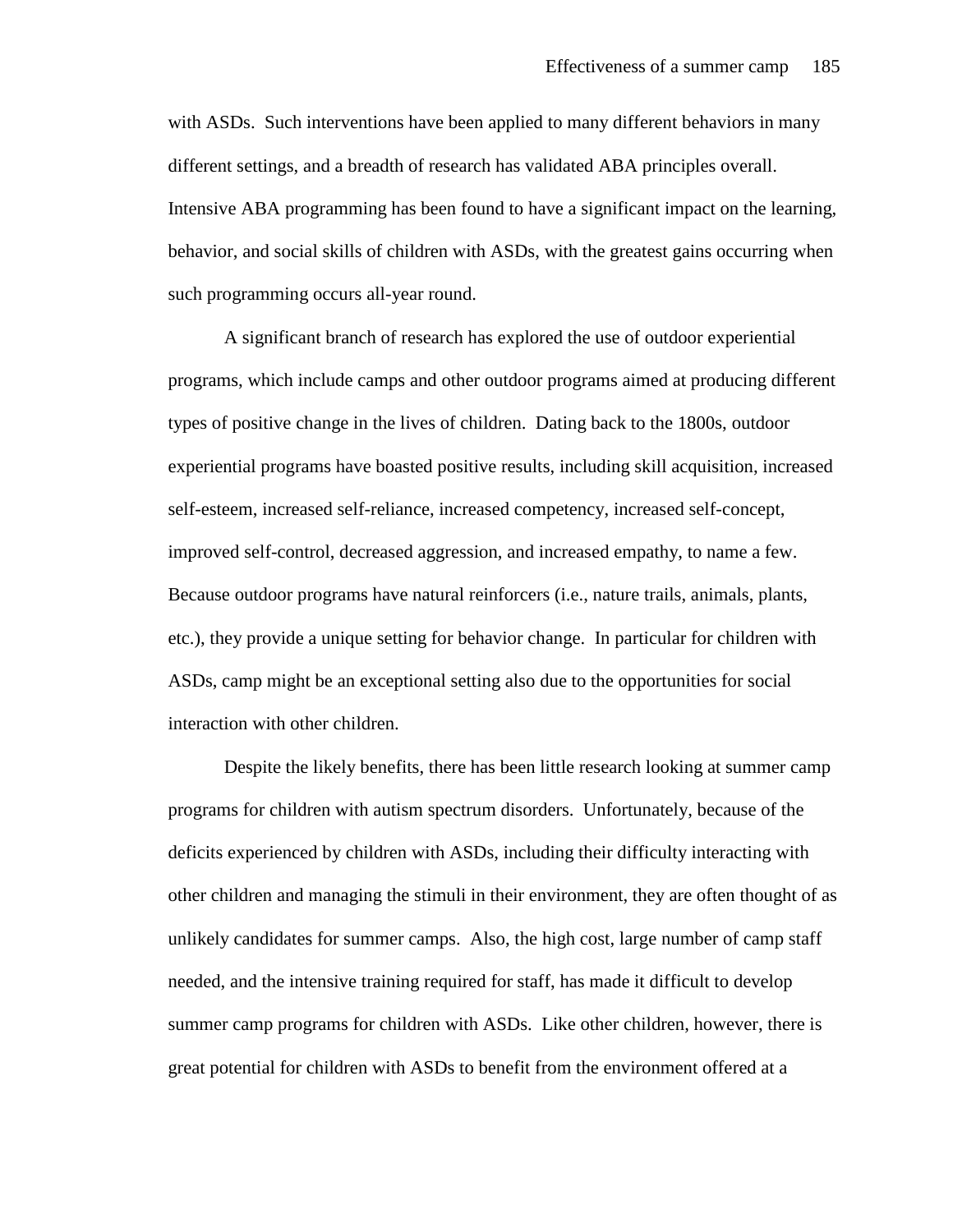with ASDs. Such interventions have been applied to many different behaviors in many different settings, and a breadth of research has validated ABA principles overall. Intensive ABA programming has been found to have a significant impact on the learning, behavior, and social skills of children with ASDs, with the greatest gains occurring when such programming occurs all-year round.

A significant branch of research has explored the use of outdoor experiential programs, which include camps and other outdoor programs aimed at producing different types of positive change in the lives of children. Dating back to the 1800s, outdoor experiential programs have boasted positive results, including skill acquisition, increased self-esteem, increased self-reliance, increased competency, increased self-concept, improved self-control, decreased aggression, and increased empathy, to name a few. Because outdoor programs have natural reinforcers (i.e., nature trails, animals, plants, etc.), they provide a unique setting for behavior change. In particular for children with ASDs, camp might be an exceptional setting also due to the opportunities for social interaction with other children.

Despite the likely benefits, there has been little research looking at summer camp programs for children with autism spectrum disorders. Unfortunately, because of the deficits experienced by children with ASDs, including their difficulty interacting with other children and managing the stimuli in their environment, they are often thought of as unlikely candidates for summer camps. Also, the high cost, large number of camp staff needed, and the intensive training required for staff, has made it difficult to develop summer camp programs for children with ASDs. Like other children, however, there is great potential for children with ASDs to benefit from the environment offered at a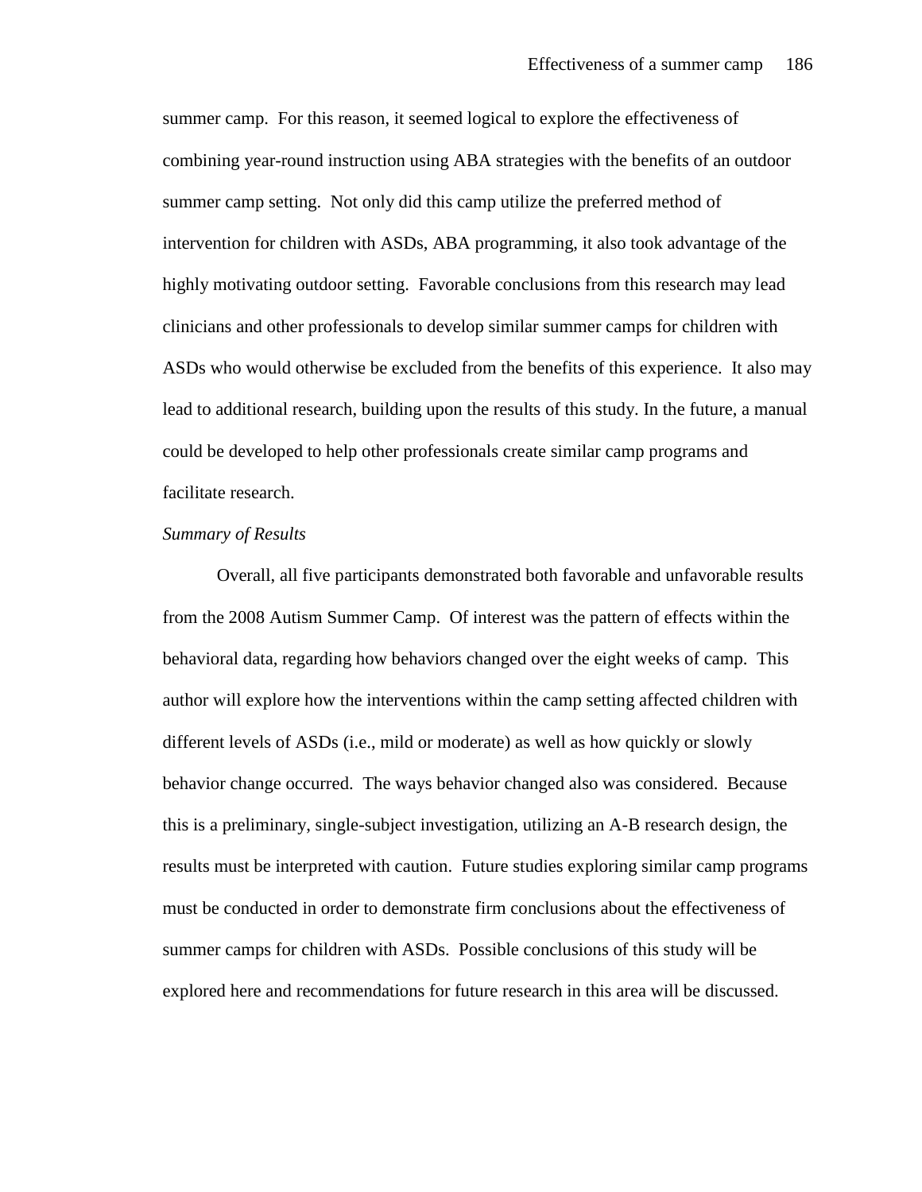summer camp. For this reason, it seemed logical to explore the effectiveness of combining year-round instruction using ABA strategies with the benefits of an outdoor summer camp setting. Not only did this camp utilize the preferred method of intervention for children with ASDs, ABA programming, it also took advantage of the highly motivating outdoor setting. Favorable conclusions from this research may lead clinicians and other professionals to develop similar summer camps for children with ASDs who would otherwise be excluded from the benefits of this experience. It also may lead to additional research, building upon the results of this study. In the future, a manual could be developed to help other professionals create similar camp programs and facilitate research.

*Summary of Results*

Overall, all five participants demonstrated both favorable and unfavorable results from the 2008 Autism Summer Camp. Of interest was the pattern of effects within the behavioral data, regarding how behaviors changed over the eight weeks of camp. This author will explore how the interventions within the camp setting affected children with different levels of ASDs (i.e., mild or moderate) as well as how quickly or slowly behavior change occurred. The ways behavior changed also was considered. Because this is a preliminary, single-subject investigation, utilizing an A-B research design, the results must be interpreted with caution. Future studies exploring similar camp programs must be conducted in order to demonstrate firm conclusions about the effectiveness of summer camps for children with ASDs. Possible conclusions of this study will be explored here and recommendations for future research in this area will be discussed.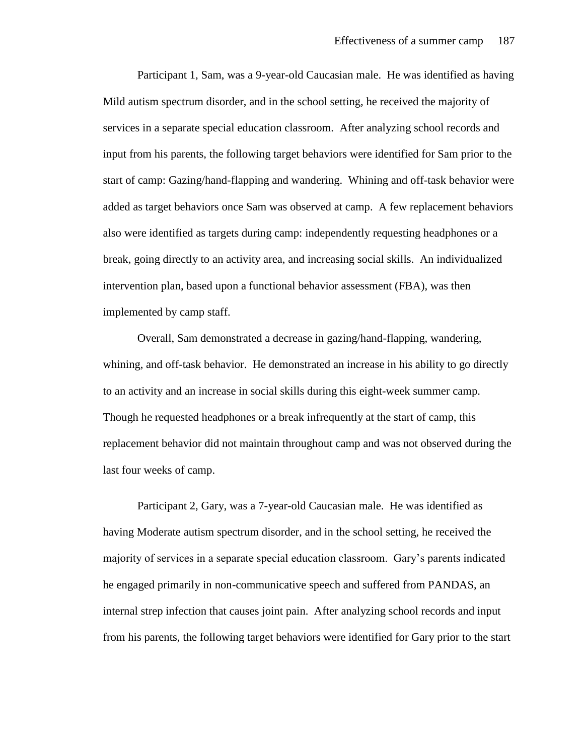Participant 1, Sam, was a 9-year-old Caucasian male. He was identified as having Mild autism spectrum disorder, and in the school setting, he received the majority of services in a separate special education classroom. After analyzing school records and input from his parents, the following target behaviors were identified for Sam prior to the start of camp: Gazing/hand-flapping and wandering. Whining and off-task behavior were added as target behaviors once Sam was observed at camp. A few replacement behaviors also were identified as targets during camp: independently requesting headphones or a break, going directly to an activity area, and increasing social skills. An individualized intervention plan, based upon a functional behavior assessment (FBA), was then implemented by camp staff.

Overall, Sam demonstrated a decrease in gazing/hand-flapping, wandering, whining, and off-task behavior. He demonstrated an increase in his ability to go directly to an activity and an increase in social skills during this eight-week summer camp. Though he requested headphones or a break infrequently at the start of camp, this replacement behavior did not maintain throughout camp and was not observed during the last four weeks of camp.

Participant 2, Gary, was a 7-year-old Caucasian male. He was identified as having Moderate autism spectrum disorder, and in the school setting, he received the majority of services in a separate special education classroom. Gary's parents indicated he engaged primarily in non-communicative speech and suffered from PANDAS, an internal strep infection that causes joint pain. After analyzing school records and input from his parents, the following target behaviors were identified for Gary prior to the start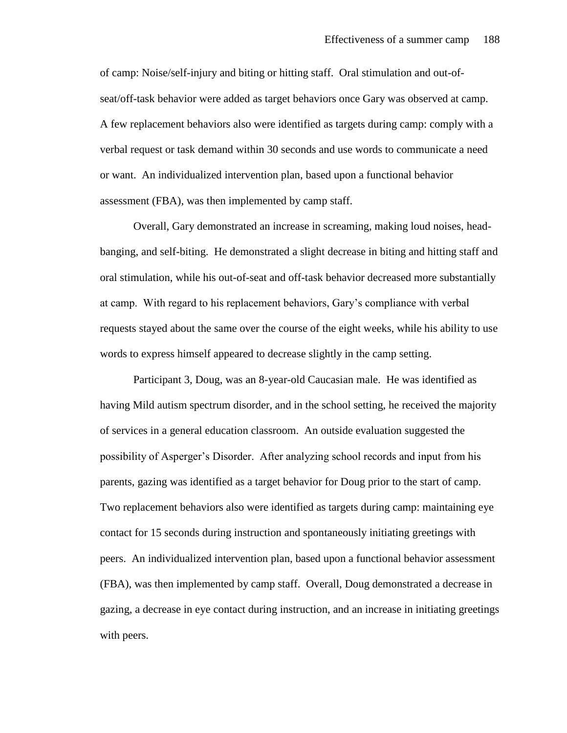of camp: Noise/self-injury and biting or hitting staff. Oral stimulation and out-of-seat/off-task behavior were added as target behaviors once Gary was observed at camp. A few replacement behaviors also were identified as targets during camp: comply with a verbal request or task demand within 30 seconds and use words to communicate a need or want. An individualized intervention plan, based upon a functional behavior assessment (FBA), was then implemented by camp staff.

Overall, Gary demonstrated an increase in screaming, making loud noises, head-banging, and self-biting. He demonstrated a slight decrease in biting and hitting staff and oral stimulation, while his out-of-seat and off-task behavior decreased more substantially at camp. With regard to his replacement behaviors, Gary's compliance with verbal requests stayed about the same over the course of the eight weeks, while his ability to use words to express himself appeared to decrease slightly in the camp setting.

Participant 3, Doug, was an 8-year-old Caucasian male. He was identified as having Mild autism spectrum disorder, and in the school setting, he received the majority of services in a general education classroom. An outside evaluation suggested the possibility of Asperger's Disorder. After analyzing school records and input from his parents, gazing was identified as a target behavior for Doug prior to the start of camp. Two replacement behaviors also were identified as targets during camp: maintaining eye contact for 15 seconds during instruction and spontaneously initiating greetings with peers. An individualized intervention plan, based upon a functional behavior assessment (FBA), was then implemented by camp staff. Overall, Doug demonstrated a decrease in gazing, a decrease in eye contact during instruction, and an increase in initiating greetings with peers.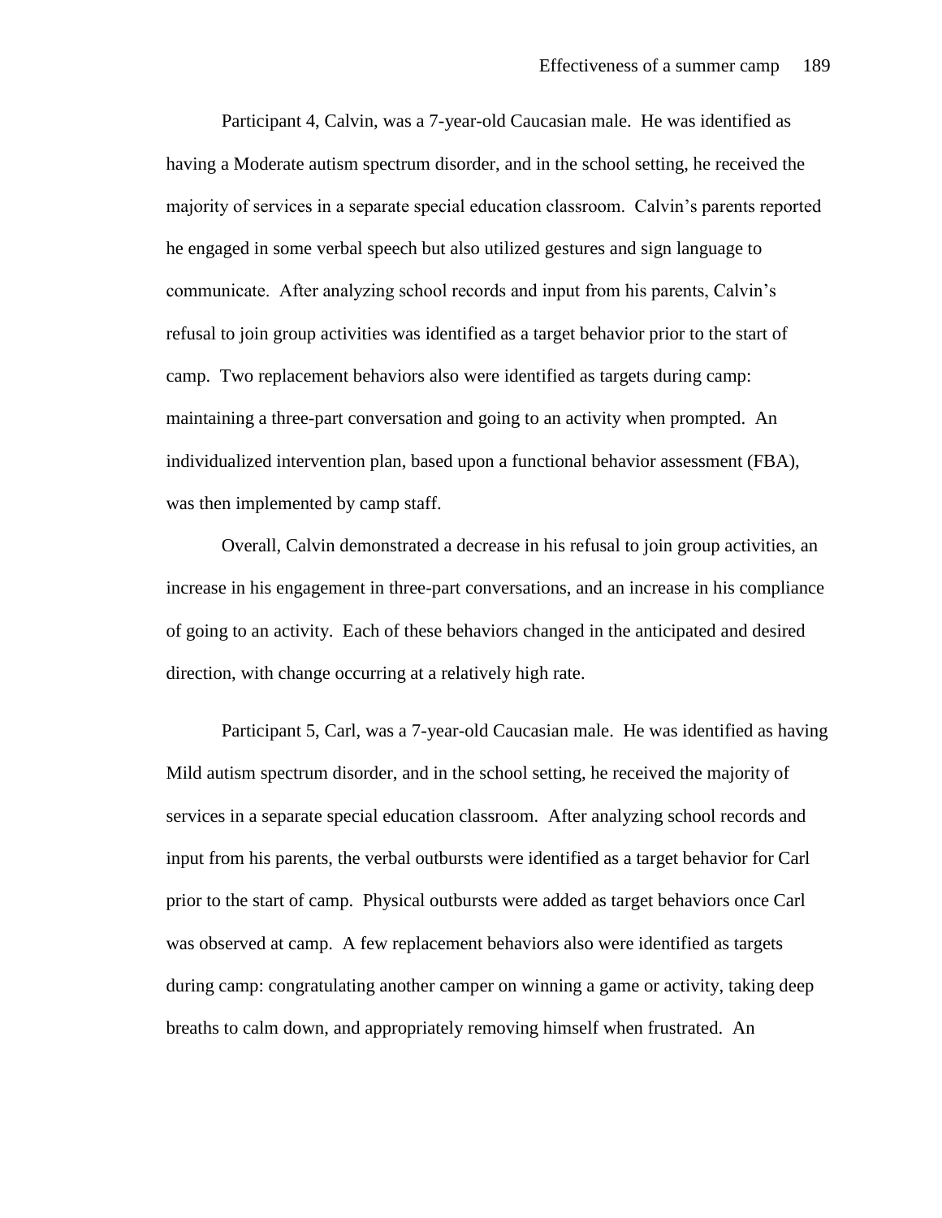Participant 4, Calvin, was a 7-year-old Caucasian male. He was identified as having a Moderate autism spectrum disorder, and in the school setting, he received the majority of services in a separate special education classroom. Calvin's parents reported he engaged in some verbal speech but also utilized gestures and sign language to communicate. After analyzing school records and input from his parents, Calvin's refusal to join group activities was identified as a target behavior prior to the start of camp. Two replacement behaviors also were identified as targets during camp: maintaining a three-part conversation and going to an activity when prompted. An individualized intervention plan, based upon a functional behavior assessment (FBA), was then implemented by camp staff.

Overall, Calvin demonstrated a decrease in his refusal to join group activities, an increase in his engagement in three-part conversations, and an increase in his compliance of going to an activity. Each of these behaviors changed in the anticipated and desired direction, with change occurring at a relatively high rate.

Participant 5, Carl, was a 7-year-old Caucasian male. He was identified as having Mild autism spectrum disorder, and in the school setting, he received the majority of services in a separate special education classroom. After analyzing school records and input from his parents, the verbal outbursts were identified as a target behavior for Carl prior to the start of camp. Physical outbursts were added as target behaviors once Carl was observed at camp. A few replacement behaviors also were identified as targets during camp: congratulating another camper on winning a game or activity, taking deep breaths to calm down, and appropriately removing himself when frustrated. An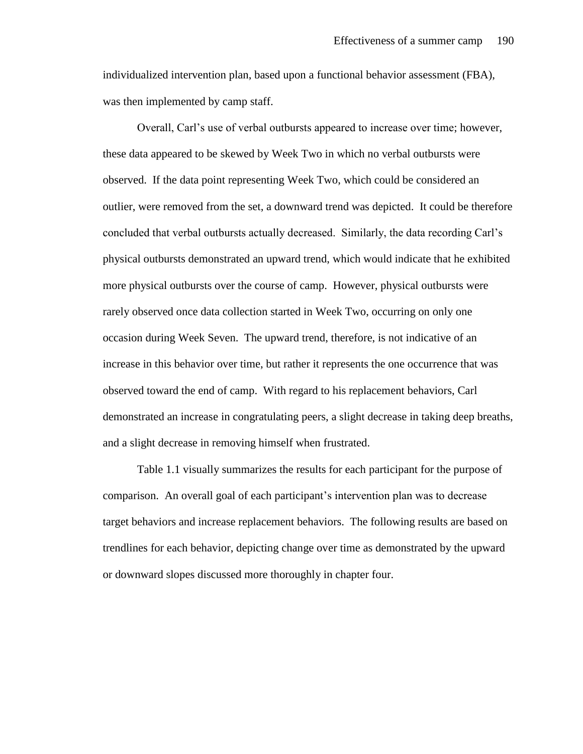individualized intervention plan, based upon a functional behavior assessment (FBA), was then implemented by camp staff.

Overall, Carl's use of verbal outbursts appeared to increase over time; however, these data appeared to be skewed by Week Two in which no verbal outbursts were observed. If the data point representing Week Two, which could be considered an outlier, were removed from the set, a downward trend was depicted. It could be therefore concluded that verbal outbursts actually decreased. Similarly, the data recording Carl's physical outbursts demonstrated an upward trend, which would indicate that he exhibited more physical outbursts over the course of camp. However, physical outbursts were rarely observed once data collection started in Week Two, occurring on only one occasion during Week Seven. The upward trend, therefore, is not indicative of an increase in this behavior over time, but rather it represents the one occurrence that was observed toward the end of camp. With regard to his replacement behaviors, Carl demonstrated an increase in congratulating peers, a slight decrease in taking deep breaths, and a slight decrease in removing himself when frustrated.

Table 1.1 visually summarizes the results for each participant for the purpose of comparison. An overall goal of each participant's intervention plan was to decrease target behaviors and increase replacement behaviors. The following results are based on trendlines for each behavior, depicting change over time as demonstrated by the upward or downward slopes discussed more thoroughly in chapter four.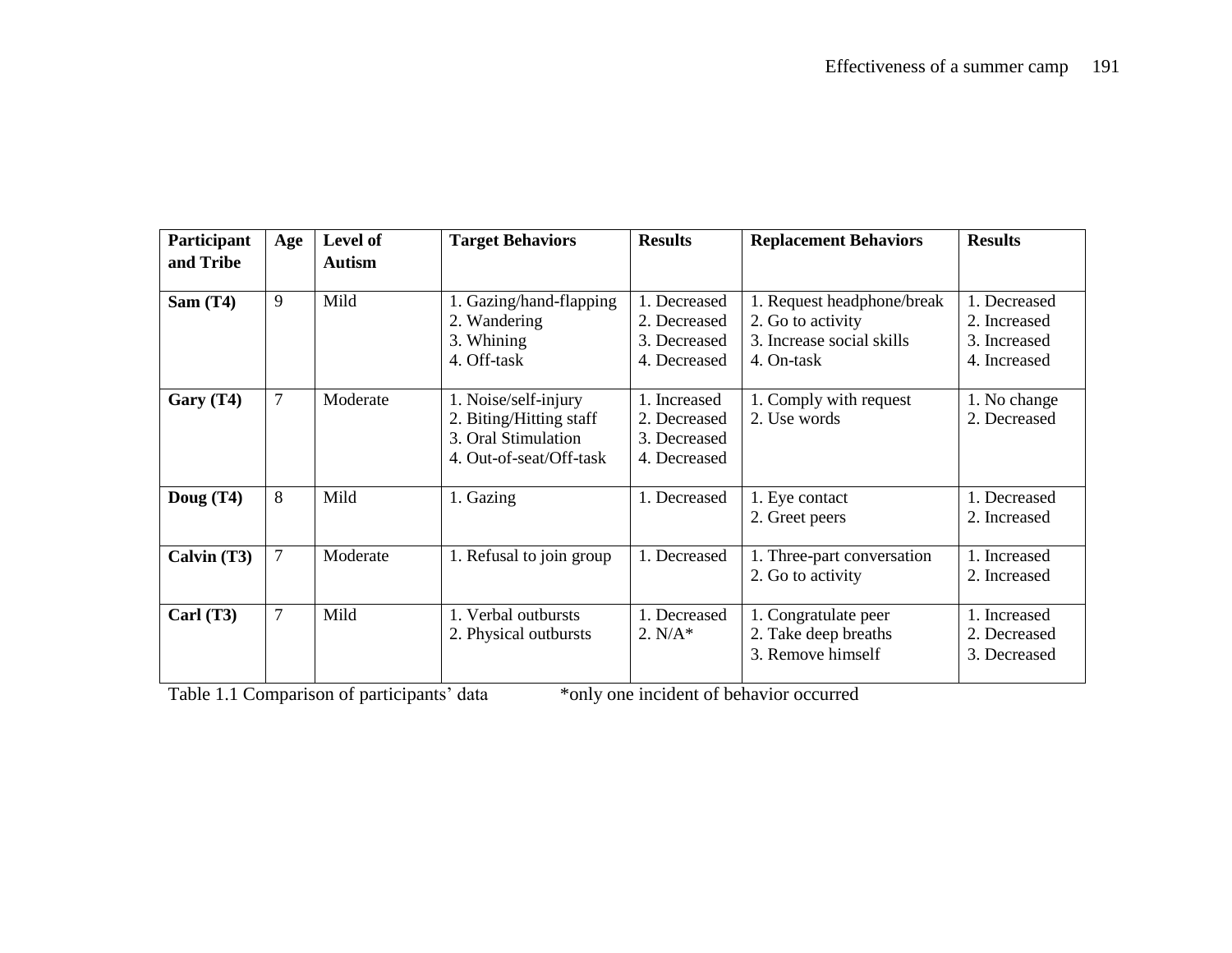| Participant and Tribe | Age | Level of Autism | Target Behaviors | Results | Replacement Behaviors | Results |
|---|---|---|---|---|---|---|
| **Sam (T4)** | 9 | Mild | 1. Gazing/hand-flapping<br>2. Wandering<br>3. Whining<br>4. Off-task | 1. Decreased<br>2. Decreased<br>3. Decreased<br>4. Decreased | 1. Request headphone/break<br>2. Go to activity<br>3. Increase social skills<br>4. On-task | 1. Decreased<br>2. Increased<br>3. Increased<br>4. Increased |
| **Gary (T4)** | 7 | Moderate | 1. Noise/self-injury<br>2. Biting/Hitting staff<br>3. Oral Stimulation<br>4. Out-of-seat/Off-task | 1. Increased<br>2. Decreased<br>3. Decreased<br>4. Decreased | 1. Comply with request<br>2. Use words | 1. No change<br>2. Decreased |
| **Doug (T4)** | 8 | Mild | 1. Gazing | 1. Decreased | 1. Eye contact<br>2. Greet peers | 1. Decreased<br>2. Increased |
| **Calvin (T3)** | 7 | Moderate | 1. Refusal to join group | 1. Decreased | 1. Three-part conversation<br>2. Go to activity | 1. Increased<br>2. Increased |
| **Carl (T3)** | 7 | Mild | 1. Verbal outbursts<br>2. Physical outbursts | 1. Decreased<br>2. N/A* | 1. Congratulate peer<br>2. Take deep breaths<br>3. Remove himself | 1. Increased<br>2. Decreased<br>3. Decreased |

Table 1.1 Comparison of participants' data     *only one incident of behavior occurred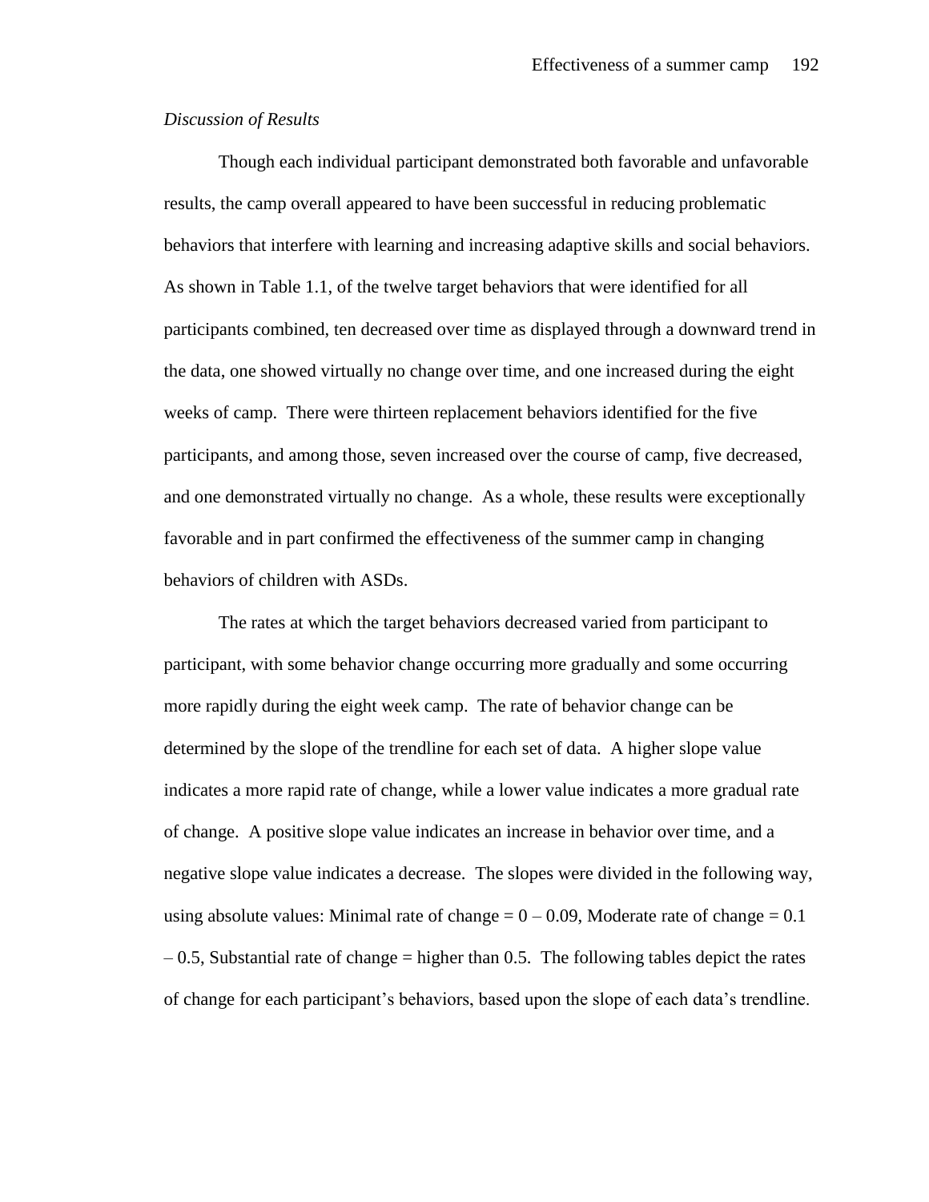*Discussion of Results*

Though each individual participant demonstrated both favorable and unfavorable results, the camp overall appeared to have been successful in reducing problematic behaviors that interfere with learning and increasing adaptive skills and social behaviors. As shown in Table 1.1, of the twelve target behaviors that were identified for all participants combined, ten decreased over time as displayed through a downward trend in the data, one showed virtually no change over time, and one increased during the eight weeks of camp. There were thirteen replacement behaviors identified for the five participants, and among those, seven increased over the course of camp, five decreased, and one demonstrated virtually no change. As a whole, these results were exceptionally favorable and in part confirmed the effectiveness of the summer camp in changing behaviors of children with ASDs.

The rates at which the target behaviors decreased varied from participant to participant, with some behavior change occurring more gradually and some occurring more rapidly during the eight week camp. The rate of behavior change can be determined by the slope of the trendline for each set of data. A higher slope value indicates a more rapid rate of change, while a lower value indicates a more gradual rate of change. A positive slope value indicates an increase in behavior over time, and a negative slope value indicates a decrease. The slopes were divided in the following way, using absolute values: Minimal rate of change = 0 – 0.09, Moderate rate of change = 0.1 – 0.5, Substantial rate of change = higher than 0.5. The following tables depict the rates of change for each participant's behaviors, based upon the slope of each data's trendline.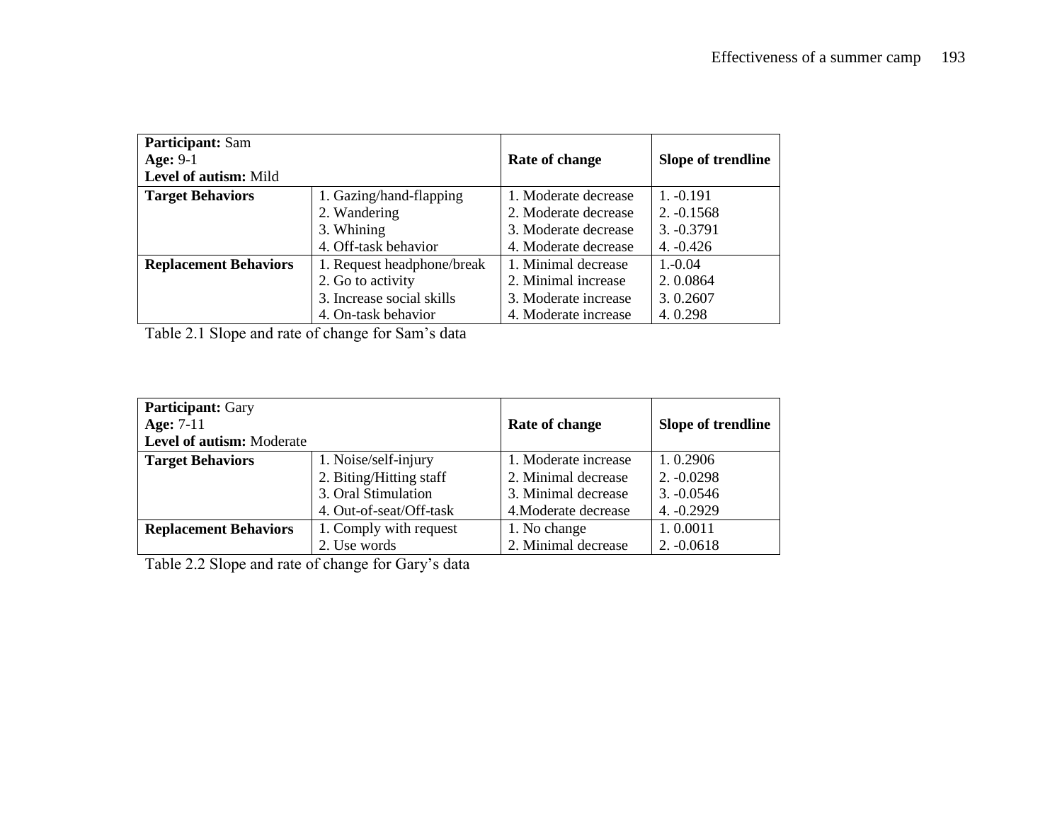| **Participant:** Sam<br>**Age:** 9-1<br>**Level of autism:** Mild | | **Rate of change** | **Slope of trendline** |
|---|---|---|---|
| **Target Behaviors** | 1. Gazing/hand-flapping<br>2. Wandering<br>3. Whining<br>4. Off-task behavior | 1. Moderate decrease<br>2. Moderate decrease<br>3. Moderate decrease<br>4. Moderate decrease | 1. -0.191<br>2. -0.1568<br>3. -0.3791<br>4. -0.426 |
| **Replacement Behaviors** | 1. Request headphone/break<br>2. Go to activity<br>3. Increase social skills<br>4. On-task behavior | 1. Minimal decrease<br>2. Minimal increase<br>3. Moderate increase<br>4. Moderate increase | 1.-0.04<br>2. 0.0864<br>3. 0.2607<br>4. 0.298 |

Table 2.1 Slope and rate of change for Sam's data

| **Participant:** Gary<br>**Age:** 7-11<br>**Level of autism:** Moderate | | **Rate of change** | **Slope of trendline** |
|---|---|---|---|
| **Target Behaviors** | 1. Noise/self-injury<br>2. Biting/Hitting staff<br>3. Oral Stimulation<br>4. Out-of-seat/Off-task | 1. Moderate increase<br>2. Minimal decrease<br>3. Minimal decrease<br>4.Moderate decrease | 1. 0.2906<br>2. -0.0298<br>3. -0.0546<br>4. -0.2929 |
| **Replacement Behaviors** | 1. Comply with request<br>2. Use words | 1. No change<br>2. Minimal decrease | 1. 0.0011<br>2. -0.0618 |

Table 2.2 Slope and rate of change for Gary's data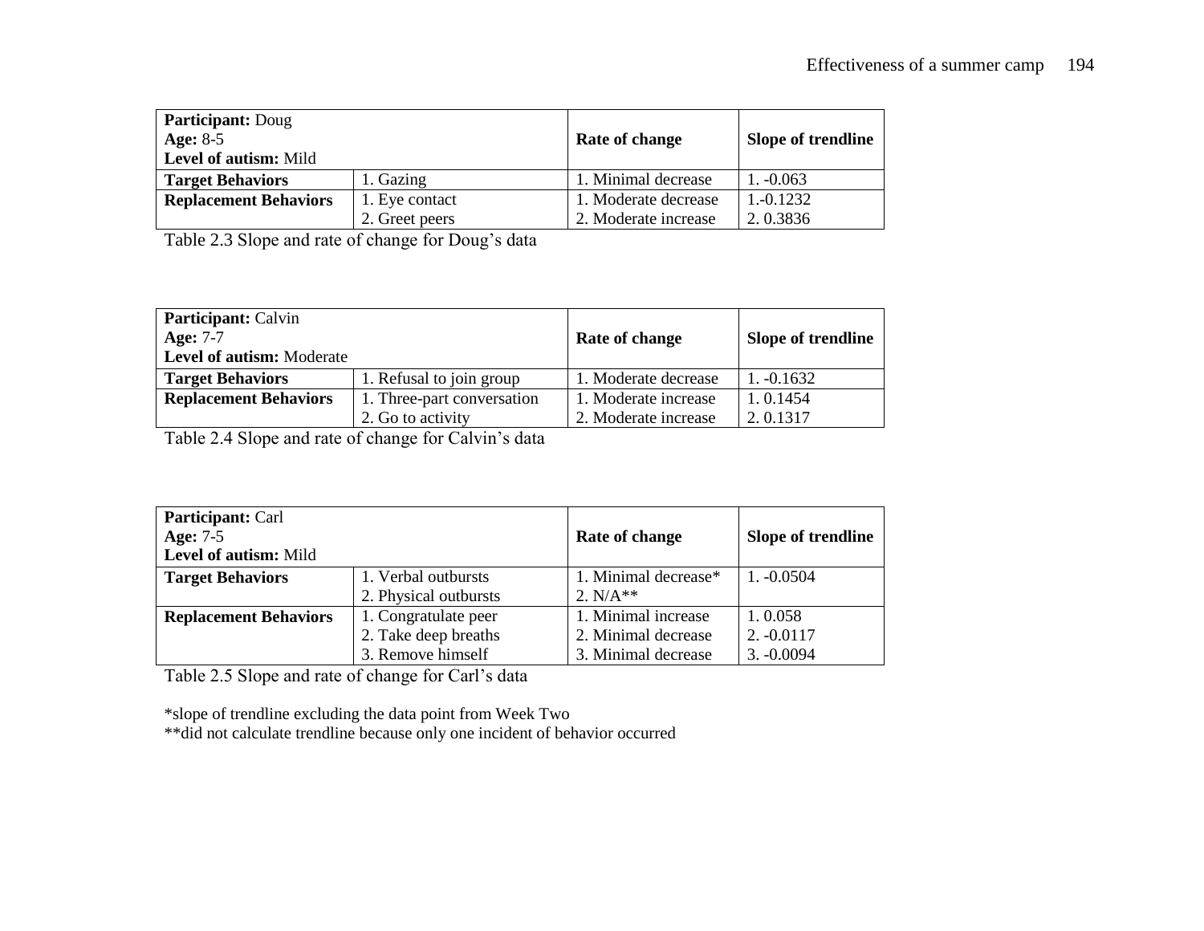| **Participant:** Doug<br>**Age:** 8-5<br>**Level of autism:** Mild | | **Rate of change** | **Slope of trendline** |
|---|---|---|---|
| **Target Behaviors** | 1. Gazing | 1. Minimal decrease | 1. -0.063 |
| **Replacement Behaviors** | 1. Eye contact<br>2. Greet peers | 1. Moderate decrease<br>2. Moderate increase | 1.-0.1232<br>2. 0.3836 |

Table 2.3 Slope and rate of change for Doug's data

| **Participant:** Calvin<br>**Age:** 7-7<br>**Level of autism:** Moderate | | **Rate of change** | **Slope of trendline** |
|---|---|---|---|
| **Target Behaviors** | 1. Refusal to join group | 1. Moderate decrease | 1. -0.1632 |
| **Replacement Behaviors** | 1. Three-part conversation<br>2. Go to activity | 1. Moderate increase<br>2. Moderate increase | 1. 0.1454<br>2. 0.1317 |

Table 2.4 Slope and rate of change for Calvin's data

| **Participant:** Carl<br>**Age:** 7-5<br>**Level of autism:** Mild | | **Rate of change** | **Slope of trendline** |
|---|---|---|---|
| **Target Behaviors** | 1. Verbal outbursts<br>2. Physical outbursts | 1. Minimal decrease*<br>2. N/A** | 1. -0.0504 |
| **Replacement Behaviors** | 1. Congratulate peer<br>2. Take deep breaths<br>3. Remove himself | 1. Minimal increase<br>2. Minimal decrease<br>3. Minimal decrease | 1. 0.058<br>2. -0.0117<br>3. -0.0094 |

Table 2.5 Slope and rate of change for Carl's data

*slope of trendline excluding the data point from Week Two

**did not calculate trendline because only one incident of behavior occurred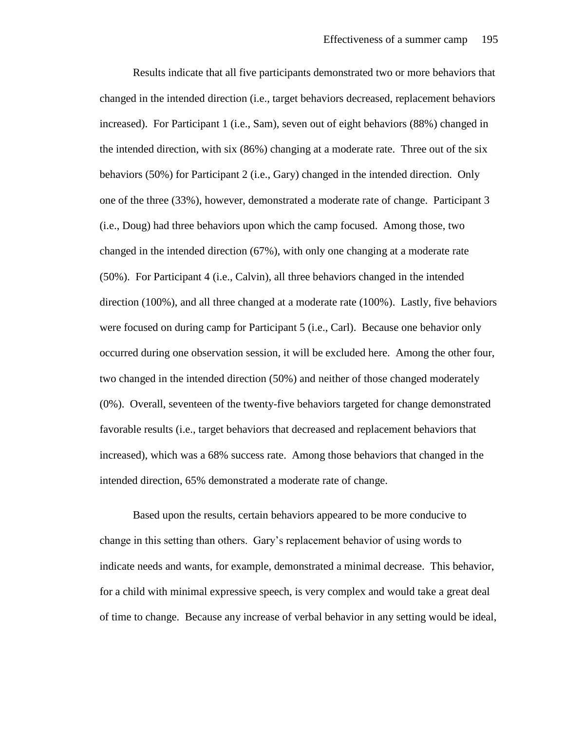Results indicate that all five participants demonstrated two or more behaviors that changed in the intended direction (i.e., target behaviors decreased, replacement behaviors increased). For Participant 1 (i.e., Sam), seven out of eight behaviors (88%) changed in the intended direction, with six (86%) changing at a moderate rate. Three out of the six behaviors (50%) for Participant 2 (i.e., Gary) changed in the intended direction. Only one of the three (33%), however, demonstrated a moderate rate of change. Participant 3 (i.e., Doug) had three behaviors upon which the camp focused. Among those, two changed in the intended direction (67%), with only one changing at a moderate rate (50%). For Participant 4 (i.e., Calvin), all three behaviors changed in the intended direction (100%), and all three changed at a moderate rate (100%). Lastly, five behaviors were focused on during camp for Participant 5 (i.e., Carl). Because one behavior only occurred during one observation session, it will be excluded here. Among the other four, two changed in the intended direction (50%) and neither of those changed moderately (0%). Overall, seventeen of the twenty-five behaviors targeted for change demonstrated favorable results (i.e., target behaviors that decreased and replacement behaviors that increased), which was a 68% success rate. Among those behaviors that changed in the intended direction, 65% demonstrated a moderate rate of change.

Based upon the results, certain behaviors appeared to be more conducive to change in this setting than others. Gary's replacement behavior of using words to indicate needs and wants, for example, demonstrated a minimal decrease. This behavior, for a child with minimal expressive speech, is very complex and would take a great deal of time to change. Because any increase of verbal behavior in any setting would be ideal,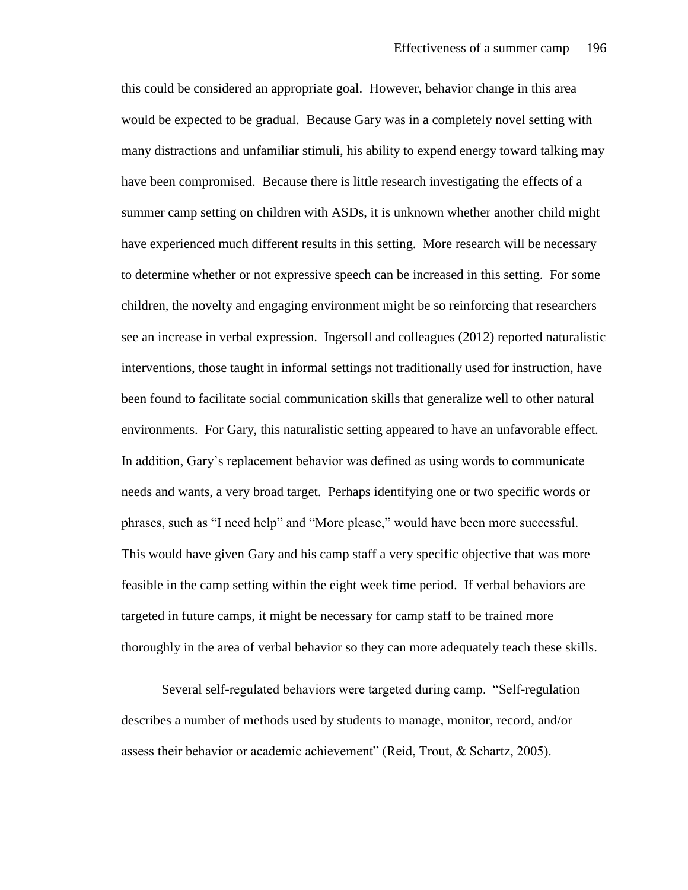this could be considered an appropriate goal. However, behavior change in this area would be expected to be gradual. Because Gary was in a completely novel setting with many distractions and unfamiliar stimuli, his ability to expend energy toward talking may have been compromised. Because there is little research investigating the effects of a summer camp setting on children with ASDs, it is unknown whether another child might have experienced much different results in this setting. More research will be necessary to determine whether or not expressive speech can be increased in this setting. For some children, the novelty and engaging environment might be so reinforcing that researchers see an increase in verbal expression. Ingersoll and colleagues (2012) reported naturalistic interventions, those taught in informal settings not traditionally used for instruction, have been found to facilitate social communication skills that generalize well to other natural environments. For Gary, this naturalistic setting appeared to have an unfavorable effect. In addition, Gary's replacement behavior was defined as using words to communicate needs and wants, a very broad target. Perhaps identifying one or two specific words or phrases, such as "I need help" and "More please," would have been more successful. This would have given Gary and his camp staff a very specific objective that was more feasible in the camp setting within the eight week time period. If verbal behaviors are targeted in future camps, it might be necessary for camp staff to be trained more thoroughly in the area of verbal behavior so they can more adequately teach these skills.

Several self-regulated behaviors were targeted during camp. "Self-regulation describes a number of methods used by students to manage, monitor, record, and/or assess their behavior or academic achievement" (Reid, Trout, & Schartz, 2005).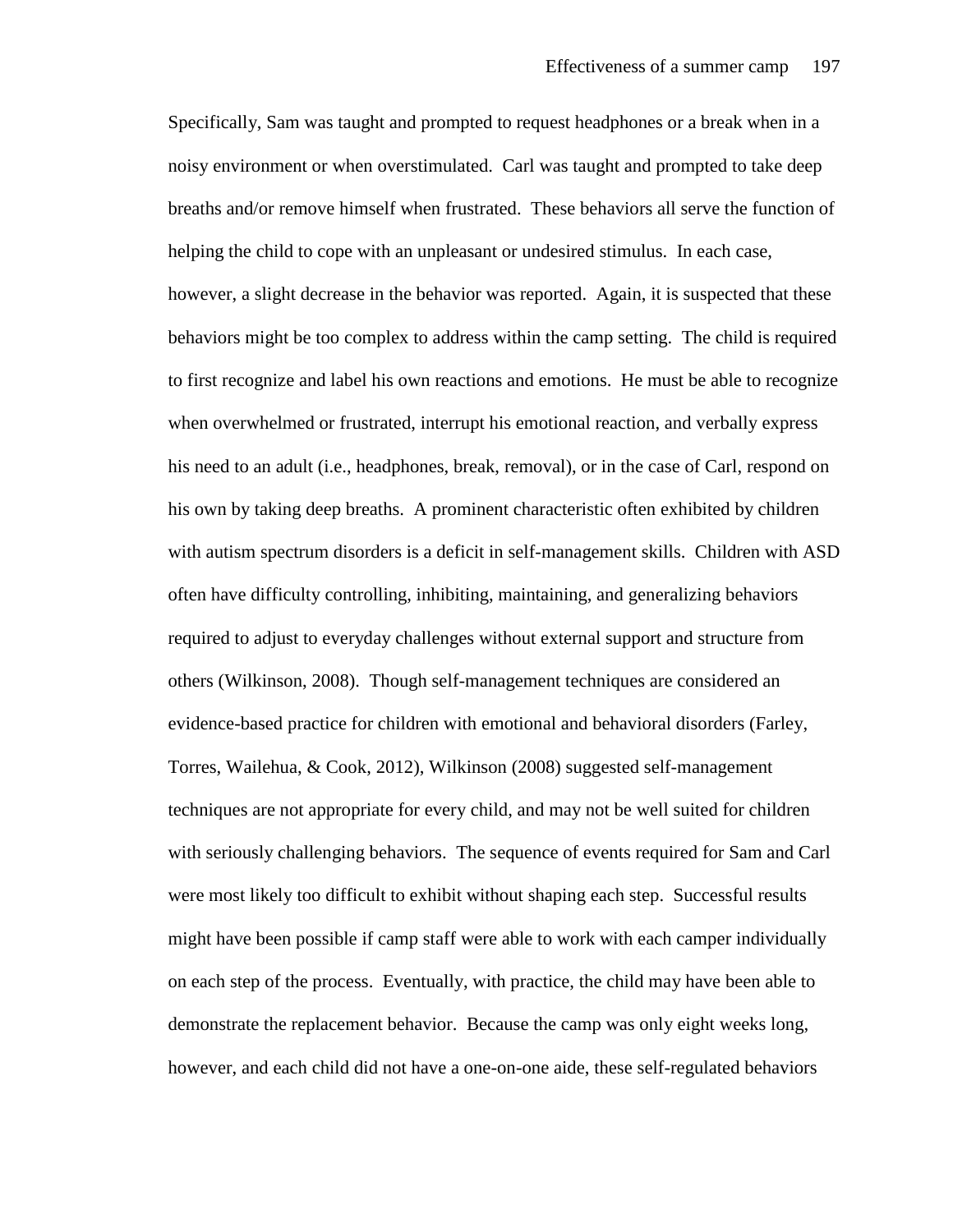Specifically, Sam was taught and prompted to request headphones or a break when in a noisy environment or when overstimulated. Carl was taught and prompted to take deep breaths and/or remove himself when frustrated. These behaviors all serve the function of helping the child to cope with an unpleasant or undesired stimulus. In each case, however, a slight decrease in the behavior was reported. Again, it is suspected that these behaviors might be too complex to address within the camp setting. The child is required to first recognize and label his own reactions and emotions. He must be able to recognize when overwhelmed or frustrated, interrupt his emotional reaction, and verbally express his need to an adult (i.e., headphones, break, removal), or in the case of Carl, respond on his own by taking deep breaths. A prominent characteristic often exhibited by children with autism spectrum disorders is a deficit in self-management skills. Children with ASD often have difficulty controlling, inhibiting, maintaining, and generalizing behaviors required to adjust to everyday challenges without external support and structure from others (Wilkinson, 2008). Though self-management techniques are considered an evidence-based practice for children with emotional and behavioral disorders (Farley, Torres, Wailehua, & Cook, 2012), Wilkinson (2008) suggested self-management techniques are not appropriate for every child, and may not be well suited for children with seriously challenging behaviors. The sequence of events required for Sam and Carl were most likely too difficult to exhibit without shaping each step. Successful results might have been possible if camp staff were able to work with each camper individually on each step of the process. Eventually, with practice, the child may have been able to demonstrate the replacement behavior. Because the camp was only eight weeks long, however, and each child did not have a one-on-one aide, these self-regulated behaviors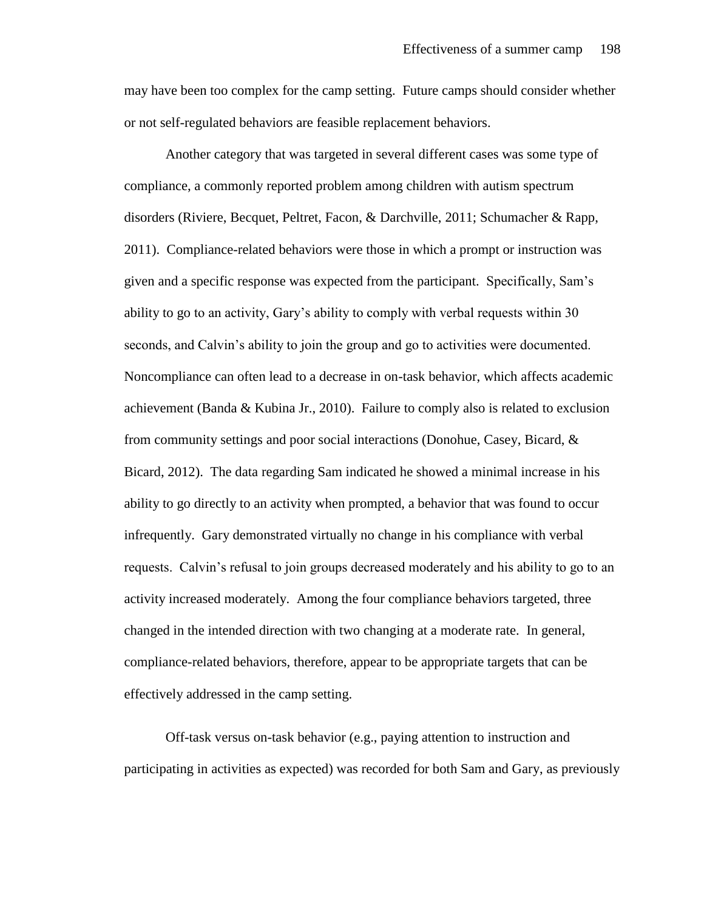may have been too complex for the camp setting. Future camps should consider whether or not self-regulated behaviors are feasible replacement behaviors.

Another category that was targeted in several different cases was some type of compliance, a commonly reported problem among children with autism spectrum disorders (Riviere, Becquet, Peltret, Facon, & Darchville, 2011; Schumacher & Rapp, 2011). Compliance-related behaviors were those in which a prompt or instruction was given and a specific response was expected from the participant. Specifically, Sam's ability to go to an activity, Gary's ability to comply with verbal requests within 30 seconds, and Calvin's ability to join the group and go to activities were documented. Noncompliance can often lead to a decrease in on-task behavior, which affects academic achievement (Banda & Kubina Jr., 2010). Failure to comply also is related to exclusion from community settings and poor social interactions (Donohue, Casey, Bicard, & Bicard, 2012). The data regarding Sam indicated he showed a minimal increase in his ability to go directly to an activity when prompted, a behavior that was found to occur infrequently. Gary demonstrated virtually no change in his compliance with verbal requests. Calvin's refusal to join groups decreased moderately and his ability to go to an activity increased moderately. Among the four compliance behaviors targeted, three changed in the intended direction with two changing at a moderate rate. In general, compliance-related behaviors, therefore, appear to be appropriate targets that can be effectively addressed in the camp setting.

Off-task versus on-task behavior (e.g., paying attention to instruction and participating in activities as expected) was recorded for both Sam and Gary, as previously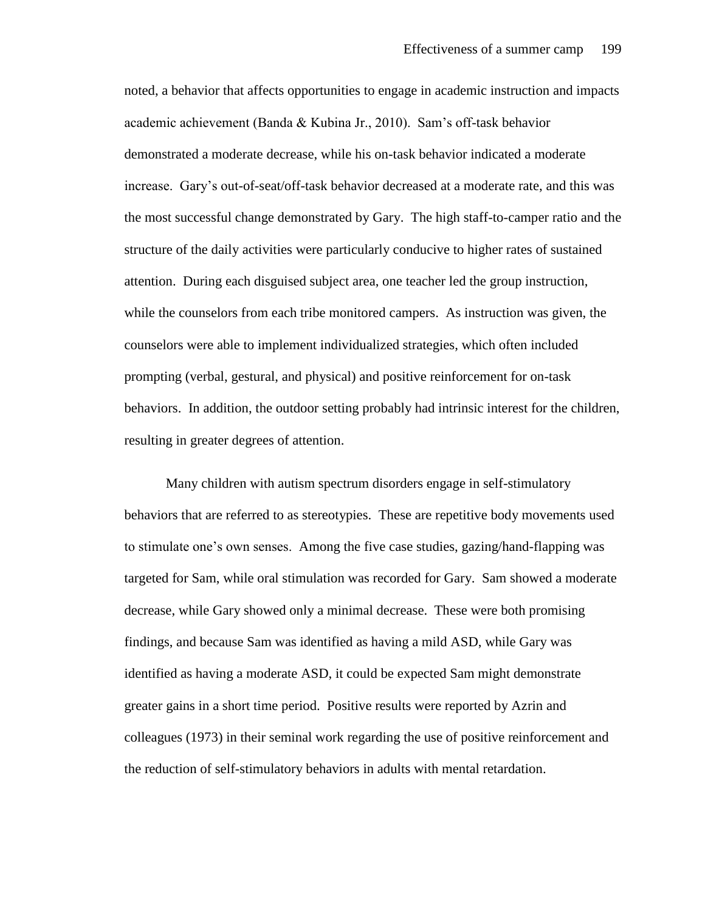noted, a behavior that affects opportunities to engage in academic instruction and impacts academic achievement (Banda & Kubina Jr., 2010). Sam's off-task behavior demonstrated a moderate decrease, while his on-task behavior indicated a moderate increase. Gary's out-of-seat/off-task behavior decreased at a moderate rate, and this was the most successful change demonstrated by Gary. The high staff-to-camper ratio and the structure of the daily activities were particularly conducive to higher rates of sustained attention. During each disguised subject area, one teacher led the group instruction, while the counselors from each tribe monitored campers. As instruction was given, the counselors were able to implement individualized strategies, which often included prompting (verbal, gestural, and physical) and positive reinforcement for on-task behaviors. In addition, the outdoor setting probably had intrinsic interest for the children, resulting in greater degrees of attention.

Many children with autism spectrum disorders engage in self-stimulatory behaviors that are referred to as stereotypies. These are repetitive body movements used to stimulate one's own senses. Among the five case studies, gazing/hand-flapping was targeted for Sam, while oral stimulation was recorded for Gary. Sam showed a moderate decrease, while Gary showed only a minimal decrease. These were both promising findings, and because Sam was identified as having a mild ASD, while Gary was identified as having a moderate ASD, it could be expected Sam might demonstrate greater gains in a short time period. Positive results were reported by Azrin and colleagues (1973) in their seminal work regarding the use of positive reinforcement and the reduction of self-stimulatory behaviors in adults with mental retardation.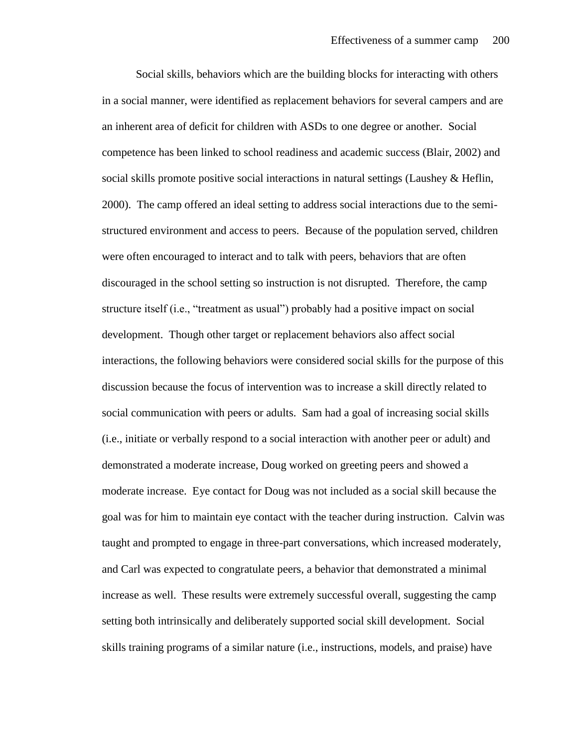Social skills, behaviors which are the building blocks for interacting with others in a social manner, were identified as replacement behaviors for several campers and are an inherent area of deficit for children with ASDs to one degree or another. Social competence has been linked to school readiness and academic success (Blair, 2002) and social skills promote positive social interactions in natural settings (Laushey & Heflin, 2000). The camp offered an ideal setting to address social interactions due to the semi-structured environment and access to peers. Because of the population served, children were often encouraged to interact and to talk with peers, behaviors that are often discouraged in the school setting so instruction is not disrupted. Therefore, the camp structure itself (i.e., "treatment as usual") probably had a positive impact on social development. Though other target or replacement behaviors also affect social interactions, the following behaviors were considered social skills for the purpose of this discussion because the focus of intervention was to increase a skill directly related to social communication with peers or adults. Sam had a goal of increasing social skills (i.e., initiate or verbally respond to a social interaction with another peer or adult) and demonstrated a moderate increase, Doug worked on greeting peers and showed a moderate increase. Eye contact for Doug was not included as a social skill because the goal was for him to maintain eye contact with the teacher during instruction. Calvin was taught and prompted to engage in three-part conversations, which increased moderately, and Carl was expected to congratulate peers, a behavior that demonstrated a minimal increase as well. These results were extremely successful overall, suggesting the camp setting both intrinsically and deliberately supported social skill development. Social skills training programs of a similar nature (i.e., instructions, models, and praise) have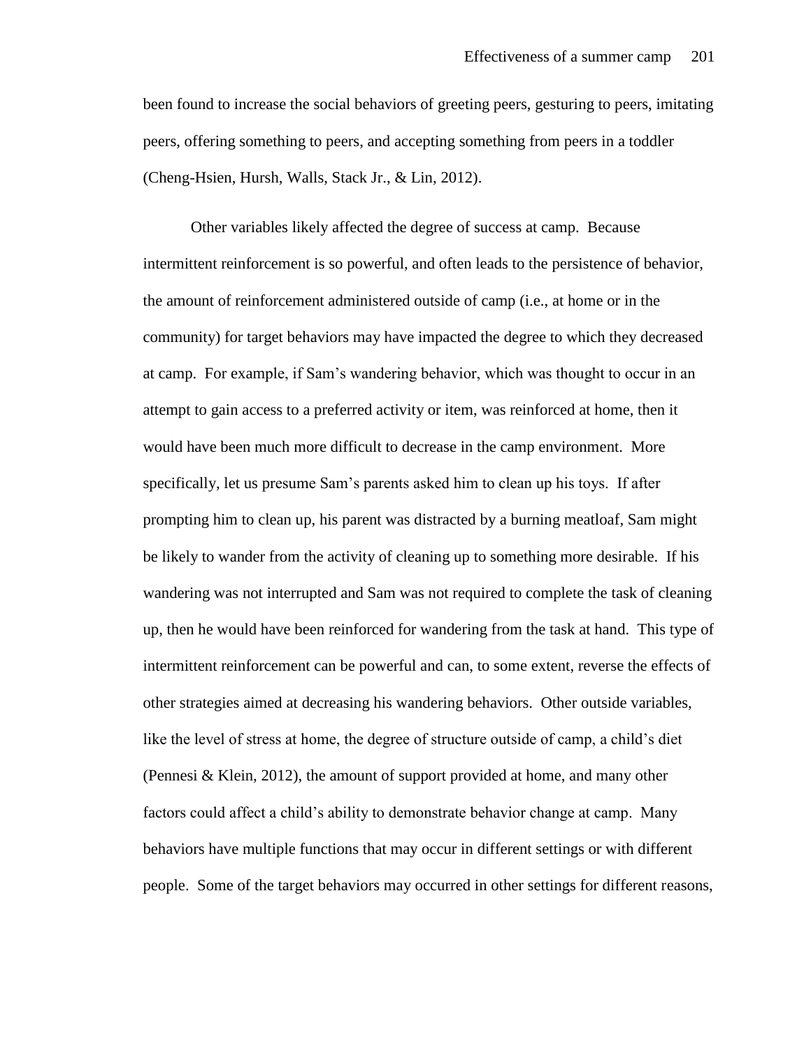been found to increase the social behaviors of greeting peers, gesturing to peers, imitating peers, offering something to peers, and accepting something from peers in a toddler (Cheng-Hsien, Hursh, Walls, Stack Jr., & Lin, 2012).

Other variables likely affected the degree of success at camp. Because intermittent reinforcement is so powerful, and often leads to the persistence of behavior, the amount of reinforcement administered outside of camp (i.e., at home or in the community) for target behaviors may have impacted the degree to which they decreased at camp. For example, if Sam's wandering behavior, which was thought to occur in an attempt to gain access to a preferred activity or item, was reinforced at home, then it would have been much more difficult to decrease in the camp environment. More specifically, let us presume Sam's parents asked him to clean up his toys. If after prompting him to clean up, his parent was distracted by a burning meatloaf, Sam might be likely to wander from the activity of cleaning up to something more desirable. If his wandering was not interrupted and Sam was not required to complete the task of cleaning up, then he would have been reinforced for wandering from the task at hand. This type of intermittent reinforcement can be powerful and can, to some extent, reverse the effects of other strategies aimed at decreasing his wandering behaviors. Other outside variables, like the level of stress at home, the degree of structure outside of camp, a child's diet (Pennesi & Klein, 2012), the amount of support provided at home, and many other factors could affect a child's ability to demonstrate behavior change at camp. Many behaviors have multiple functions that may occur in different settings or with different people. Some of the target behaviors may occurred in other settings for different reasons,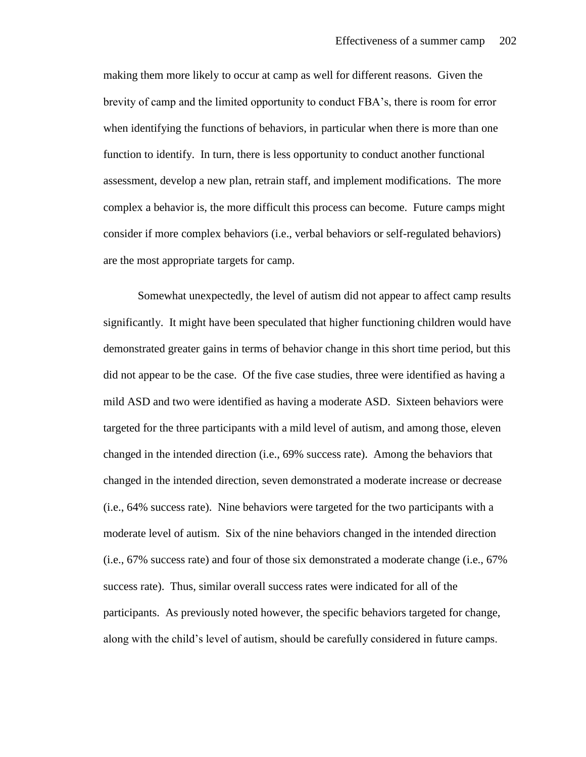making them more likely to occur at camp as well for different reasons. Given the brevity of camp and the limited opportunity to conduct FBA's, there is room for error when identifying the functions of behaviors, in particular when there is more than one function to identify. In turn, there is less opportunity to conduct another functional assessment, develop a new plan, retrain staff, and implement modifications. The more complex a behavior is, the more difficult this process can become. Future camps might consider if more complex behaviors (i.e., verbal behaviors or self-regulated behaviors) are the most appropriate targets for camp.

Somewhat unexpectedly, the level of autism did not appear to affect camp results significantly. It might have been speculated that higher functioning children would have demonstrated greater gains in terms of behavior change in this short time period, but this did not appear to be the case. Of the five case studies, three were identified as having a mild ASD and two were identified as having a moderate ASD. Sixteen behaviors were targeted for the three participants with a mild level of autism, and among those, eleven changed in the intended direction (i.e., 69% success rate). Among the behaviors that changed in the intended direction, seven demonstrated a moderate increase or decrease (i.e., 64% success rate). Nine behaviors were targeted for the two participants with a moderate level of autism. Six of the nine behaviors changed in the intended direction (i.e., 67% success rate) and four of those six demonstrated a moderate change (i.e., 67% success rate). Thus, similar overall success rates were indicated for all of the participants. As previously noted however, the specific behaviors targeted for change, along with the child's level of autism, should be carefully considered in future camps.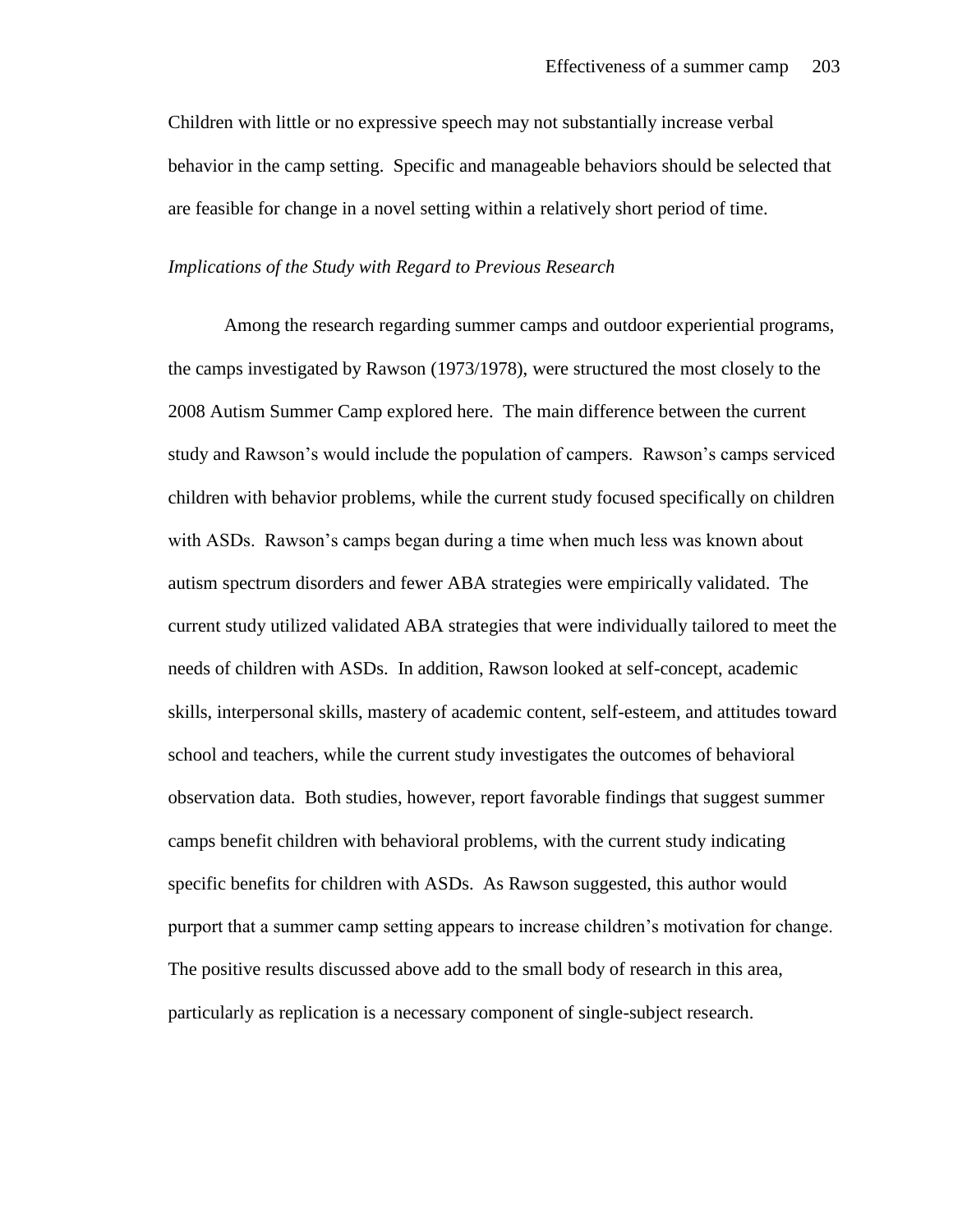Children with little or no expressive speech may not substantially increase verbal behavior in the camp setting. Specific and manageable behaviors should be selected that are feasible for change in a novel setting within a relatively short period of time.

*Implications of the Study with Regard to Previous Research*

Among the research regarding summer camps and outdoor experiential programs, the camps investigated by Rawson (1973/1978), were structured the most closely to the 2008 Autism Summer Camp explored here. The main difference between the current study and Rawson's would include the population of campers. Rawson's camps serviced children with behavior problems, while the current study focused specifically on children with ASDs. Rawson's camps began during a time when much less was known about autism spectrum disorders and fewer ABA strategies were empirically validated. The current study utilized validated ABA strategies that were individually tailored to meet the needs of children with ASDs. In addition, Rawson looked at self-concept, academic skills, interpersonal skills, mastery of academic content, self-esteem, and attitudes toward school and teachers, while the current study investigates the outcomes of behavioral observation data. Both studies, however, report favorable findings that suggest summer camps benefit children with behavioral problems, with the current study indicating specific benefits for children with ASDs. As Rawson suggested, this author would purport that a summer camp setting appears to increase children's motivation for change. The positive results discussed above add to the small body of research in this area, particularly as replication is a necessary component of single-subject research.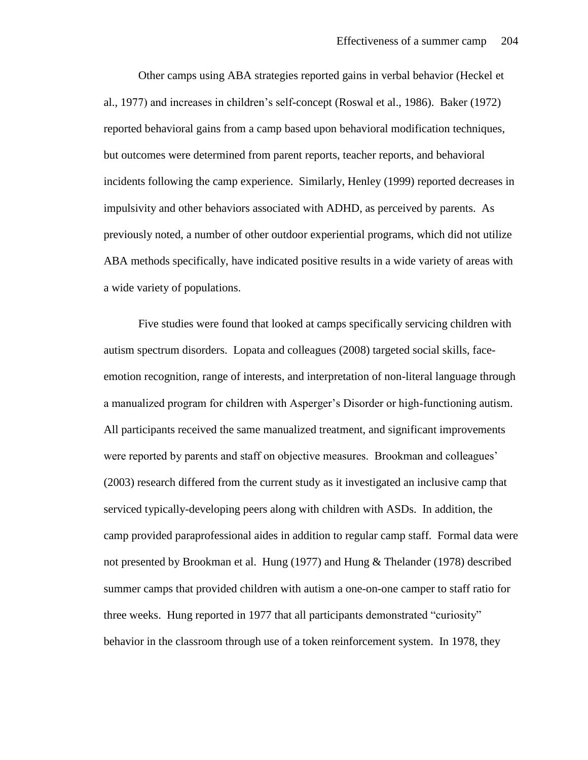Other camps using ABA strategies reported gains in verbal behavior (Heckel et al., 1977) and increases in children's self-concept (Roswal et al., 1986). Baker (1972) reported behavioral gains from a camp based upon behavioral modification techniques, but outcomes were determined from parent reports, teacher reports, and behavioral incidents following the camp experience. Similarly, Henley (1999) reported decreases in impulsivity and other behaviors associated with ADHD, as perceived by parents. As previously noted, a number of other outdoor experiential programs, which did not utilize ABA methods specifically, have indicated positive results in a wide variety of areas with a wide variety of populations.

Five studies were found that looked at camps specifically servicing children with autism spectrum disorders. Lopata and colleagues (2008) targeted social skills, face-emotion recognition, range of interests, and interpretation of non-literal language through a manualized program for children with Asperger's Disorder or high-functioning autism. All participants received the same manualized treatment, and significant improvements were reported by parents and staff on objective measures. Brookman and colleagues' (2003) research differed from the current study as it investigated an inclusive camp that serviced typically-developing peers along with children with ASDs. In addition, the camp provided paraprofessional aides in addition to regular camp staff. Formal data were not presented by Brookman et al. Hung (1977) and Hung & Thelander (1978) described summer camps that provided children with autism a one-on-one camper to staff ratio for three weeks. Hung reported in 1977 that all participants demonstrated "curiosity" behavior in the classroom through use of a token reinforcement system. In 1978, they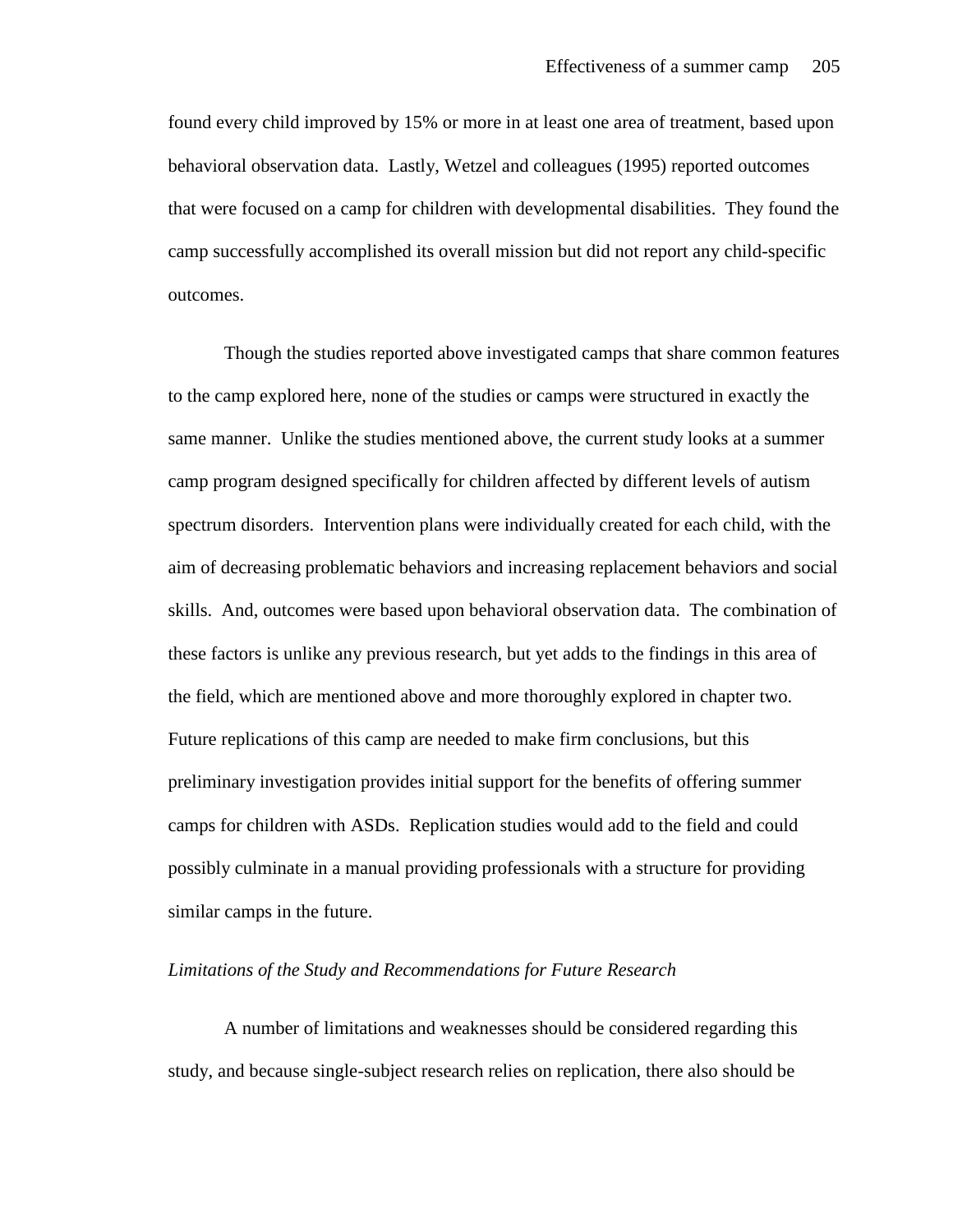found every child improved by 15% or more in at least one area of treatment, based upon behavioral observation data. Lastly, Wetzel and colleagues (1995) reported outcomes that were focused on a camp for children with developmental disabilities. They found the camp successfully accomplished its overall mission but did not report any child-specific outcomes.

Though the studies reported above investigated camps that share common features to the camp explored here, none of the studies or camps were structured in exactly the same manner. Unlike the studies mentioned above, the current study looks at a summer camp program designed specifically for children affected by different levels of autism spectrum disorders. Intervention plans were individually created for each child, with the aim of decreasing problematic behaviors and increasing replacement behaviors and social skills. And, outcomes were based upon behavioral observation data. The combination of these factors is unlike any previous research, but yet adds to the findings in this area of the field, which are mentioned above and more thoroughly explored in chapter two. Future replications of this camp are needed to make firm conclusions, but this preliminary investigation provides initial support for the benefits of offering summer camps for children with ASDs. Replication studies would add to the field and could possibly culminate in a manual providing professionals with a structure for providing similar camps in the future.

*Limitations of the Study and Recommendations for Future Research*

A number of limitations and weaknesses should be considered regarding this study, and because single-subject research relies on replication, there also should be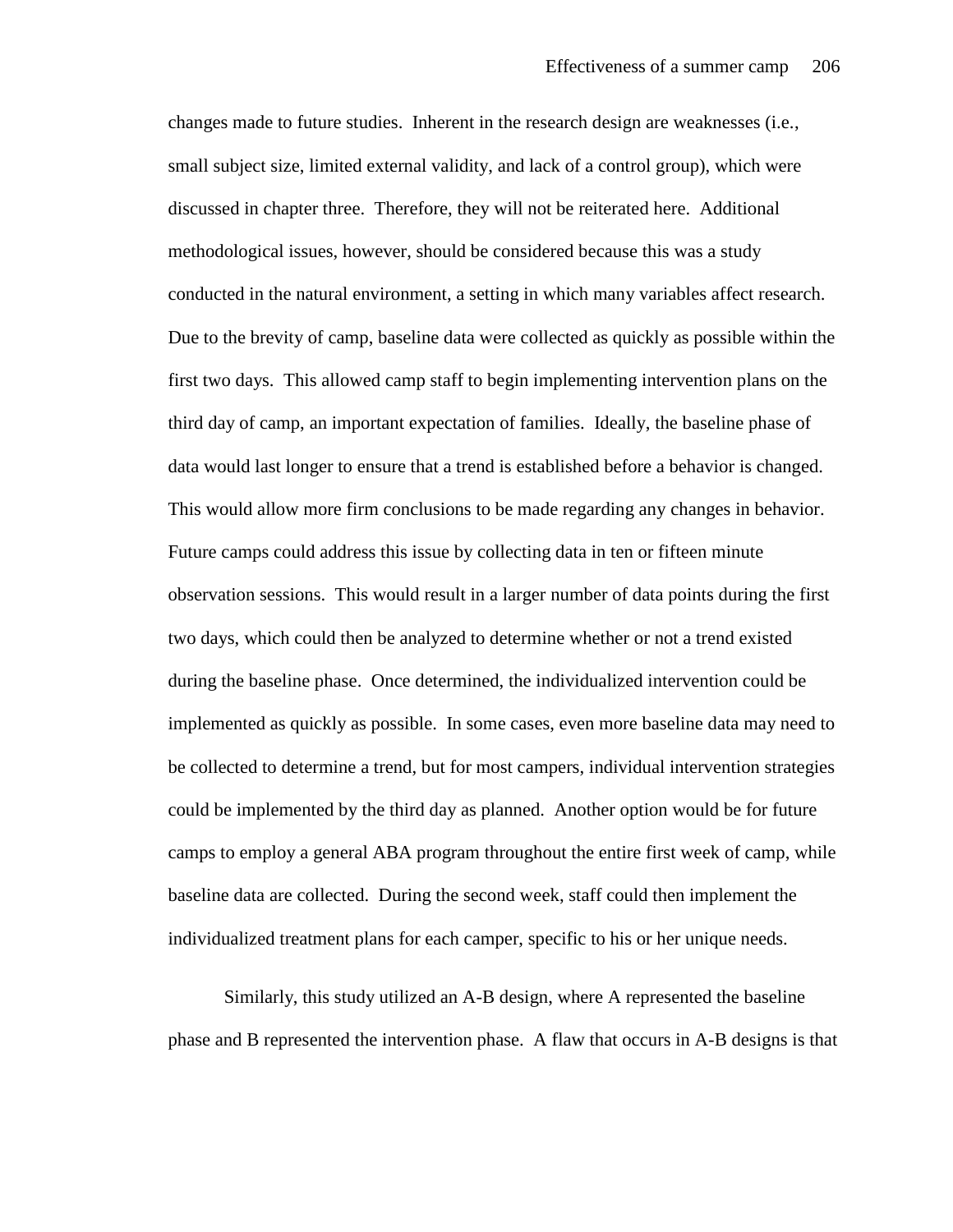changes made to future studies. Inherent in the research design are weaknesses (i.e., small subject size, limited external validity, and lack of a control group), which were discussed in chapter three. Therefore, they will not be reiterated here. Additional methodological issues, however, should be considered because this was a study conducted in the natural environment, a setting in which many variables affect research. Due to the brevity of camp, baseline data were collected as quickly as possible within the first two days. This allowed camp staff to begin implementing intervention plans on the third day of camp, an important expectation of families. Ideally, the baseline phase of data would last longer to ensure that a trend is established before a behavior is changed. This would allow more firm conclusions to be made regarding any changes in behavior. Future camps could address this issue by collecting data in ten or fifteen minute observation sessions. This would result in a larger number of data points during the first two days, which could then be analyzed to determine whether or not a trend existed during the baseline phase. Once determined, the individualized intervention could be implemented as quickly as possible. In some cases, even more baseline data may need to be collected to determine a trend, but for most campers, individual intervention strategies could be implemented by the third day as planned. Another option would be for future camps to employ a general ABA program throughout the entire first week of camp, while baseline data are collected. During the second week, staff could then implement the individualized treatment plans for each camper, specific to his or her unique needs.

Similarly, this study utilized an A-B design, where A represented the baseline phase and B represented the intervention phase. A flaw that occurs in A-B designs is that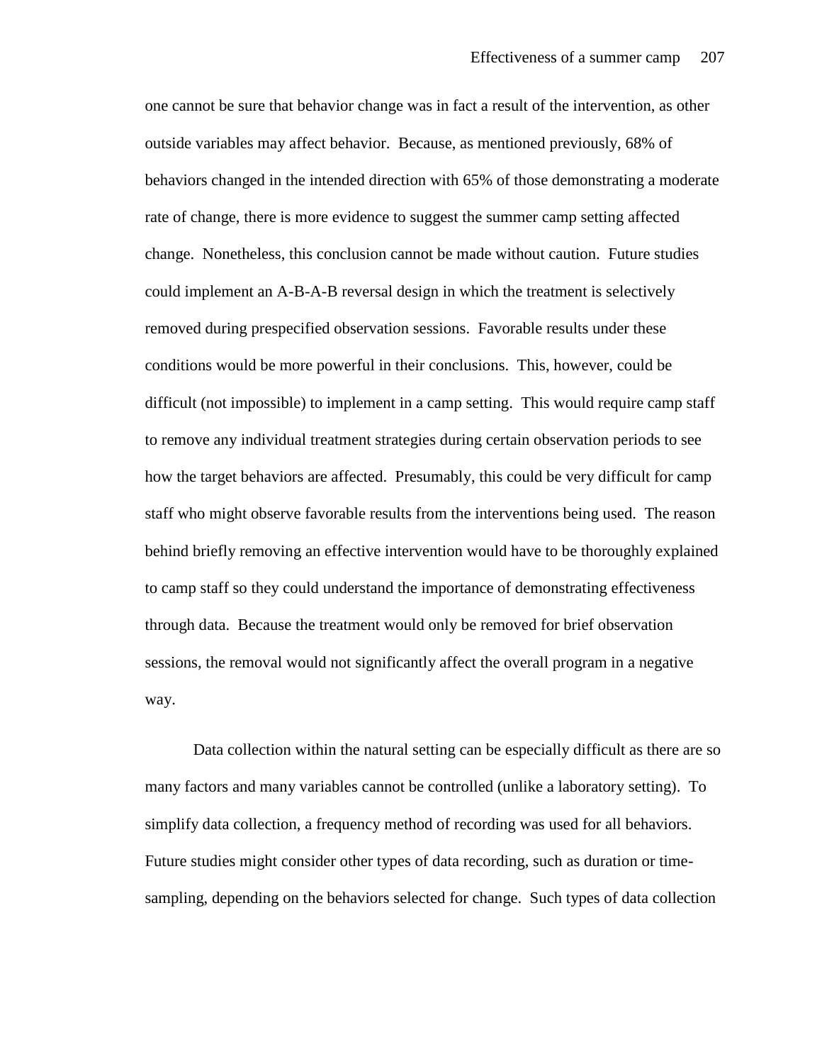one cannot be sure that behavior change was in fact a result of the intervention, as other outside variables may affect behavior. Because, as mentioned previously, 68% of behaviors changed in the intended direction with 65% of those demonstrating a moderate rate of change, there is more evidence to suggest the summer camp setting affected change. Nonetheless, this conclusion cannot be made without caution. Future studies could implement an A-B-A-B reversal design in which the treatment is selectively removed during prespecified observation sessions. Favorable results under these conditions would be more powerful in their conclusions. This, however, could be difficult (not impossible) to implement in a camp setting. This would require camp staff to remove any individual treatment strategies during certain observation periods to see how the target behaviors are affected. Presumably, this could be very difficult for camp staff who might observe favorable results from the interventions being used. The reason behind briefly removing an effective intervention would have to be thoroughly explained to camp staff so they could understand the importance of demonstrating effectiveness through data. Because the treatment would only be removed for brief observation sessions, the removal would not significantly affect the overall program in a negative way.

Data collection within the natural setting can be especially difficult as there are so many factors and many variables cannot be controlled (unlike a laboratory setting). To simplify data collection, a frequency method of recording was used for all behaviors. Future studies might consider other types of data recording, such as duration or time-sampling, depending on the behaviors selected for change. Such types of data collection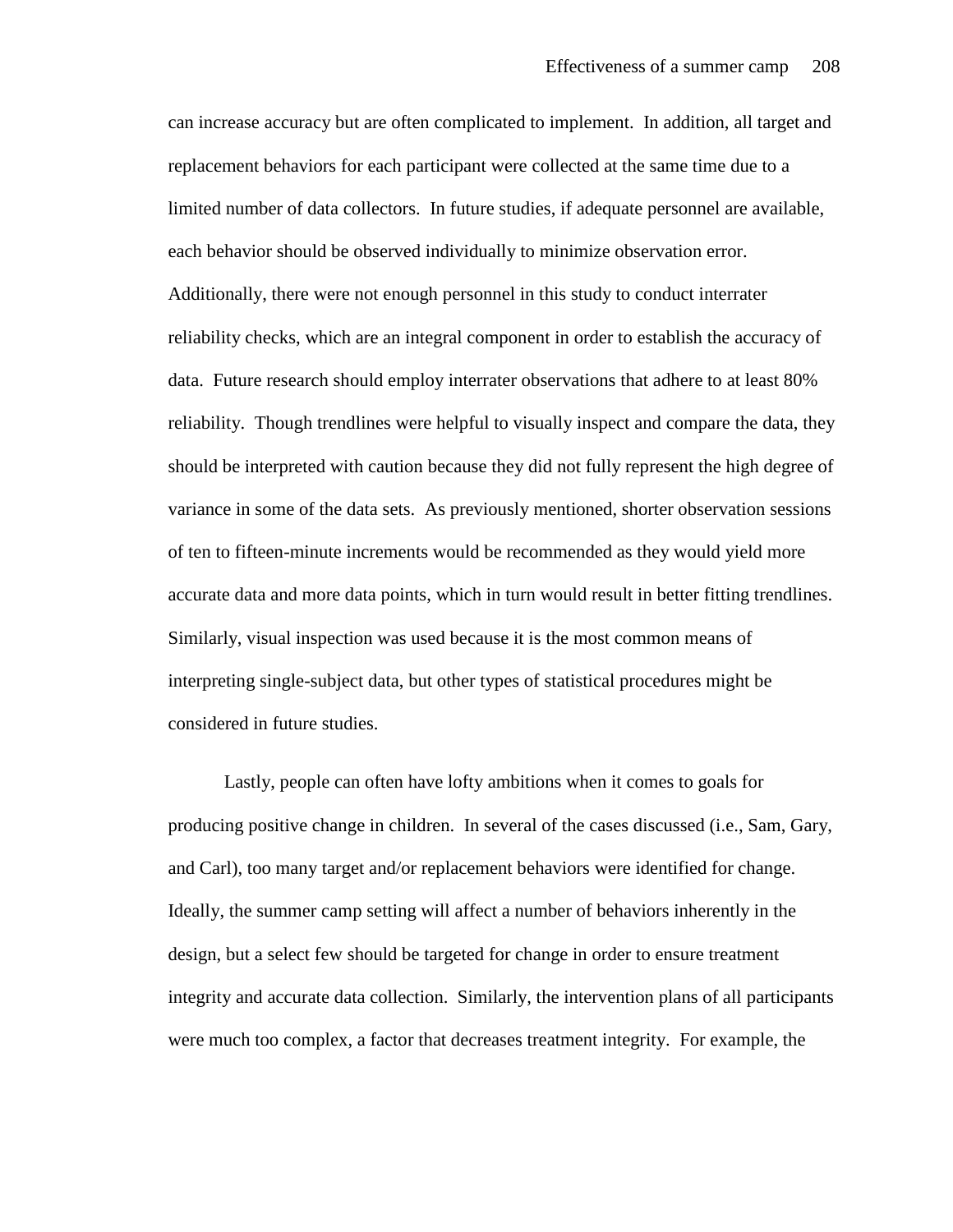can increase accuracy but are often complicated to implement. In addition, all target and replacement behaviors for each participant were collected at the same time due to a limited number of data collectors. In future studies, if adequate personnel are available, each behavior should be observed individually to minimize observation error. Additionally, there were not enough personnel in this study to conduct interrater reliability checks, which are an integral component in order to establish the accuracy of data. Future research should employ interrater observations that adhere to at least 80% reliability. Though trendlines were helpful to visually inspect and compare the data, they should be interpreted with caution because they did not fully represent the high degree of variance in some of the data sets. As previously mentioned, shorter observation sessions of ten to fifteen-minute increments would be recommended as they would yield more accurate data and more data points, which in turn would result in better fitting trendlines. Similarly, visual inspection was used because it is the most common means of interpreting single-subject data, but other types of statistical procedures might be considered in future studies.

Lastly, people can often have lofty ambitions when it comes to goals for producing positive change in children. In several of the cases discussed (i.e., Sam, Gary, and Carl), too many target and/or replacement behaviors were identified for change. Ideally, the summer camp setting will affect a number of behaviors inherently in the design, but a select few should be targeted for change in order to ensure treatment integrity and accurate data collection. Similarly, the intervention plans of all participants were much too complex, a factor that decreases treatment integrity. For example, the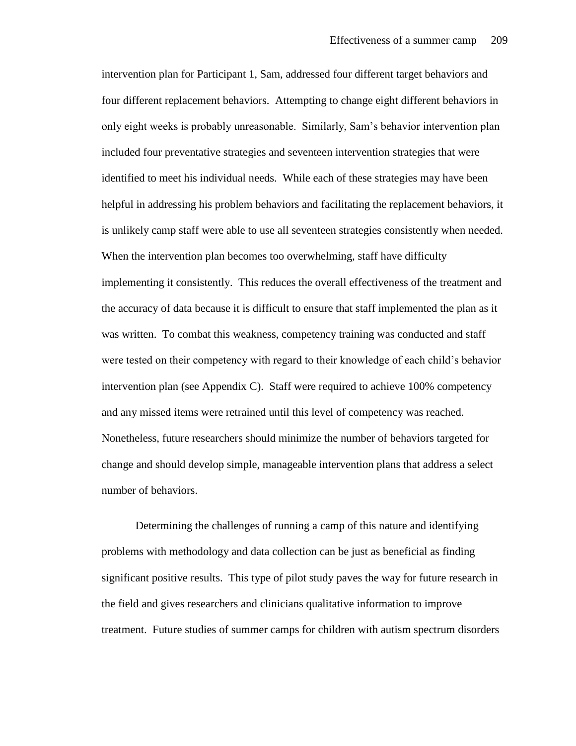intervention plan for Participant 1, Sam, addressed four different target behaviors and four different replacement behaviors. Attempting to change eight different behaviors in only eight weeks is probably unreasonable. Similarly, Sam's behavior intervention plan included four preventative strategies and seventeen intervention strategies that were identified to meet his individual needs. While each of these strategies may have been helpful in addressing his problem behaviors and facilitating the replacement behaviors, it is unlikely camp staff were able to use all seventeen strategies consistently when needed. When the intervention plan becomes too overwhelming, staff have difficulty implementing it consistently. This reduces the overall effectiveness of the treatment and the accuracy of data because it is difficult to ensure that staff implemented the plan as it was written. To combat this weakness, competency training was conducted and staff were tested on their competency with regard to their knowledge of each child's behavior intervention plan (see Appendix C). Staff were required to achieve 100% competency and any missed items were retrained until this level of competency was reached. Nonetheless, future researchers should minimize the number of behaviors targeted for change and should develop simple, manageable intervention plans that address a select number of behaviors.

Determining the challenges of running a camp of this nature and identifying problems with methodology and data collection can be just as beneficial as finding significant positive results. This type of pilot study paves the way for future research in the field and gives researchers and clinicians qualitative information to improve treatment. Future studies of summer camps for children with autism spectrum disorders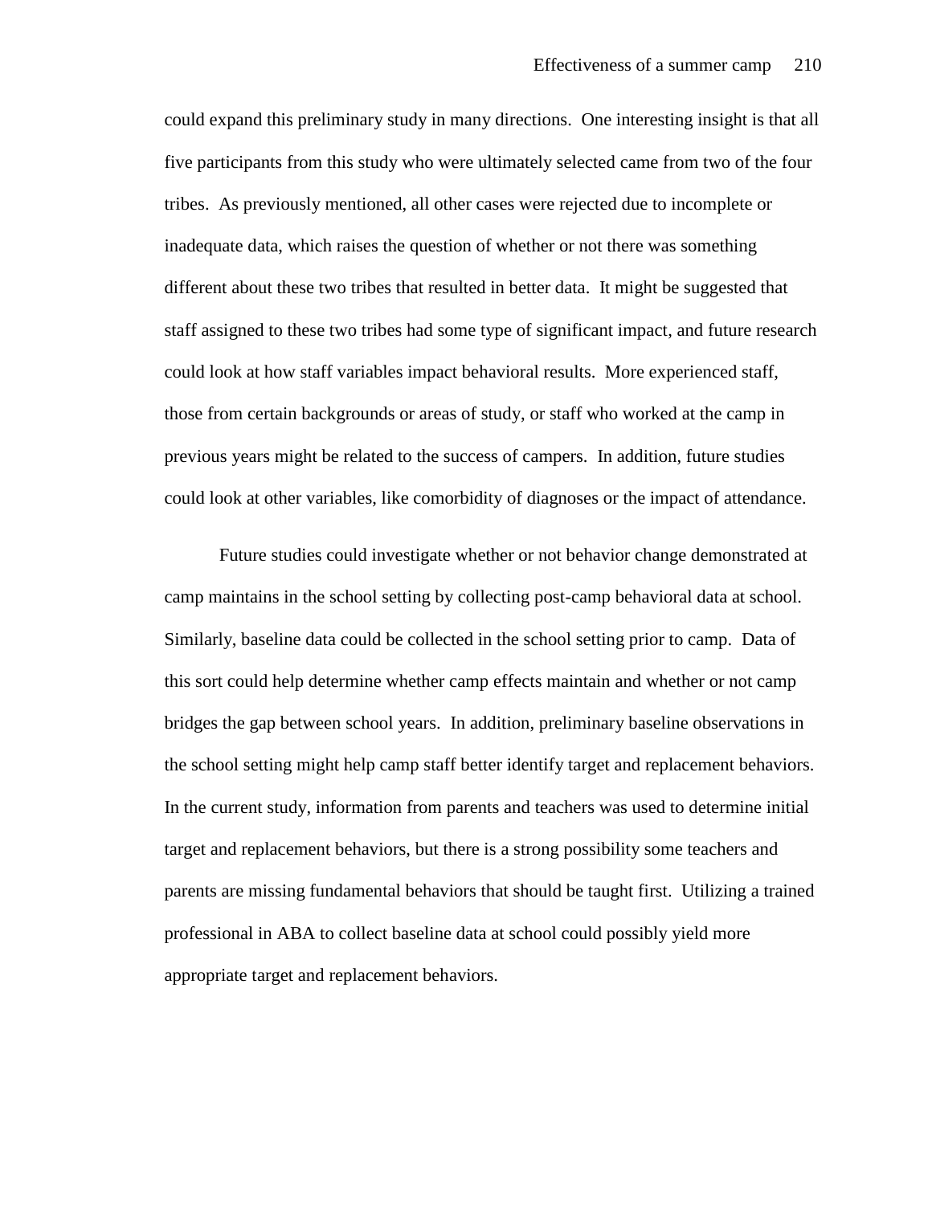could expand this preliminary study in many directions. One interesting insight is that all five participants from this study who were ultimately selected came from two of the four tribes. As previously mentioned, all other cases were rejected due to incomplete or inadequate data, which raises the question of whether or not there was something different about these two tribes that resulted in better data. It might be suggested that staff assigned to these two tribes had some type of significant impact, and future research could look at how staff variables impact behavioral results. More experienced staff, those from certain backgrounds or areas of study, or staff who worked at the camp in previous years might be related to the success of campers. In addition, future studies could look at other variables, like comorbidity of diagnoses or the impact of attendance.

Future studies could investigate whether or not behavior change demonstrated at camp maintains in the school setting by collecting post-camp behavioral data at school. Similarly, baseline data could be collected in the school setting prior to camp. Data of this sort could help determine whether camp effects maintain and whether or not camp bridges the gap between school years. In addition, preliminary baseline observations in the school setting might help camp staff better identify target and replacement behaviors. In the current study, information from parents and teachers was used to determine initial target and replacement behaviors, but there is a strong possibility some teachers and parents are missing fundamental behaviors that should be taught first. Utilizing a trained professional in ABA to collect baseline data at school could possibly yield more appropriate target and replacement behaviors.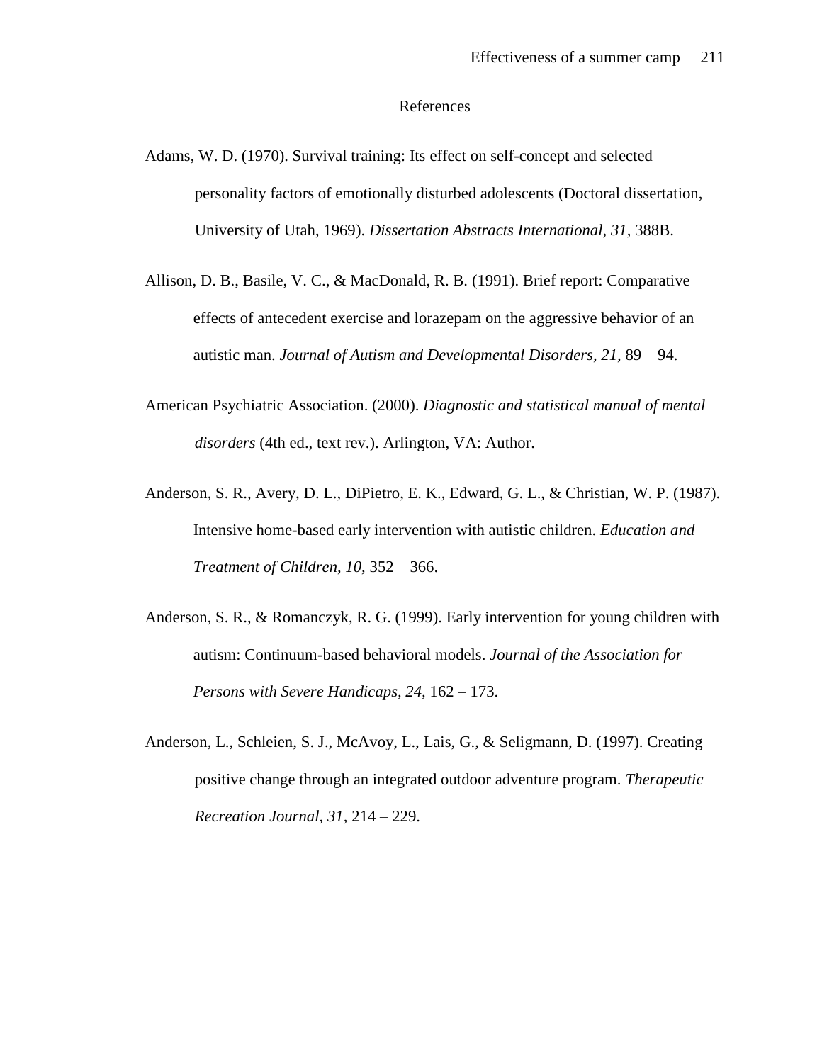# References

Adams, W. D. (1970). Survival training: Its effect on self-concept and selected personality factors of emotionally disturbed adolescents (Doctoral dissertation, University of Utah, 1969). *Dissertation Abstracts International, 31,* 388B.

Allison, D. B., Basile, V. C., & MacDonald, R. B. (1991). Brief report: Comparative effects of antecedent exercise and lorazepam on the aggressive behavior of an autistic man. *Journal of Autism and Developmental Disorders, 21,* 89 – 94.

American Psychiatric Association. (2000). *Diagnostic and statistical manual of mental disorders* (4th ed., text rev.). Arlington, VA: Author.

Anderson, S. R., Avery, D. L., DiPietro, E. K., Edward, G. L., & Christian, W. P. (1987). Intensive home-based early intervention with autistic children. *Education and Treatment of Children, 10,* 352 – 366.

Anderson, S. R., & Romanczyk, R. G. (1999). Early intervention for young children with autism: Continuum-based behavioral models. *Journal of the Association for Persons with Severe Handicaps, 24,* 162 – 173.

Anderson, L., Schleien, S. J., McAvoy, L., Lais, G., & Seligmann, D. (1997). Creating positive change through an integrated outdoor adventure program. *Therapeutic Recreation Journal, 31,* 214 – 229.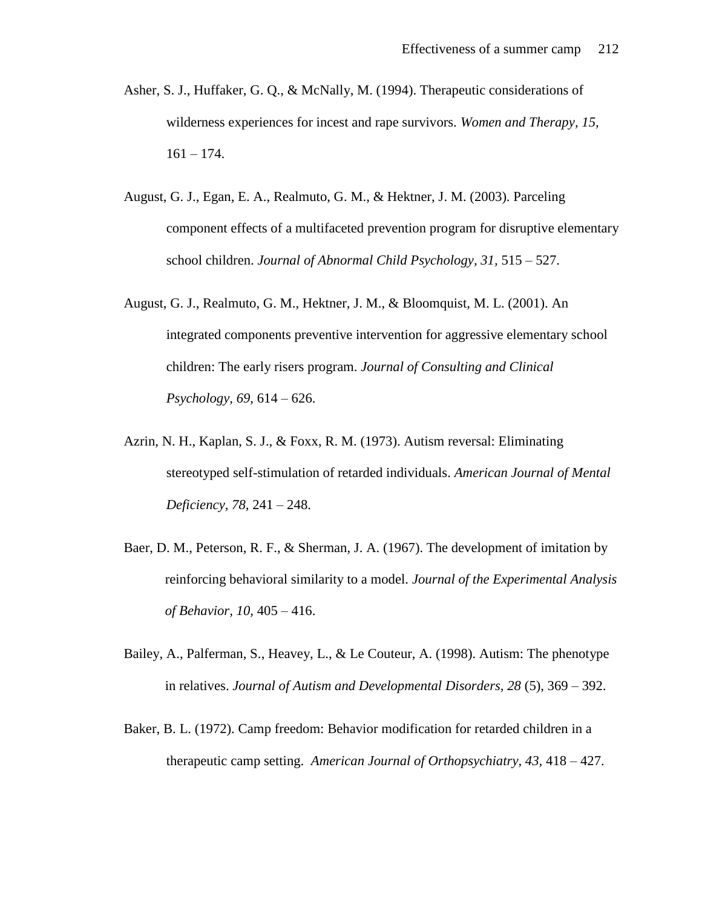Asher, S. J., Huffaker, G. Q., & McNally, M. (1994). Therapeutic considerations of wilderness experiences for incest and rape survivors. *Women and Therapy, 15,* 161 – 174.

August, G. J., Egan, E. A., Realmuto, G. M., & Hektner, J. M. (2003). Parceling component effects of a multifaceted prevention program for disruptive elementary school children. *Journal of Abnormal Child Psychology, 31,* 515 – 527.

August, G. J., Realmuto, G. M., Hektner, J. M., & Bloomquist, M. L. (2001). An integrated components preventive intervention for aggressive elementary school children: The early risers program. *Journal of Consulting and Clinical Psychology, 69,* 614 – 626.

Azrin, N. H., Kaplan, S. J., & Foxx, R. M. (1973). Autism reversal: Eliminating stereotyped self-stimulation of retarded individuals. *American Journal of Mental Deficiency, 78,* 241 – 248.

Baer, D. M., Peterson, R. F., & Sherman, J. A. (1967). The development of imitation by reinforcing behavioral similarity to a model. *Journal of the Experimental Analysis of Behavior, 10,* 405 – 416.

Bailey, A., Palferman, S., Heavey, L., & Le Couteur, A. (1998). Autism: The phenotype in relatives. *Journal of Autism and Developmental Disorders, 28* (5), 369 – 392.

Baker, B. L. (1972). Camp freedom: Behavior modification for retarded children in a therapeutic camp setting. *American Journal of Orthopsychiatry, 43,* 418 – 427.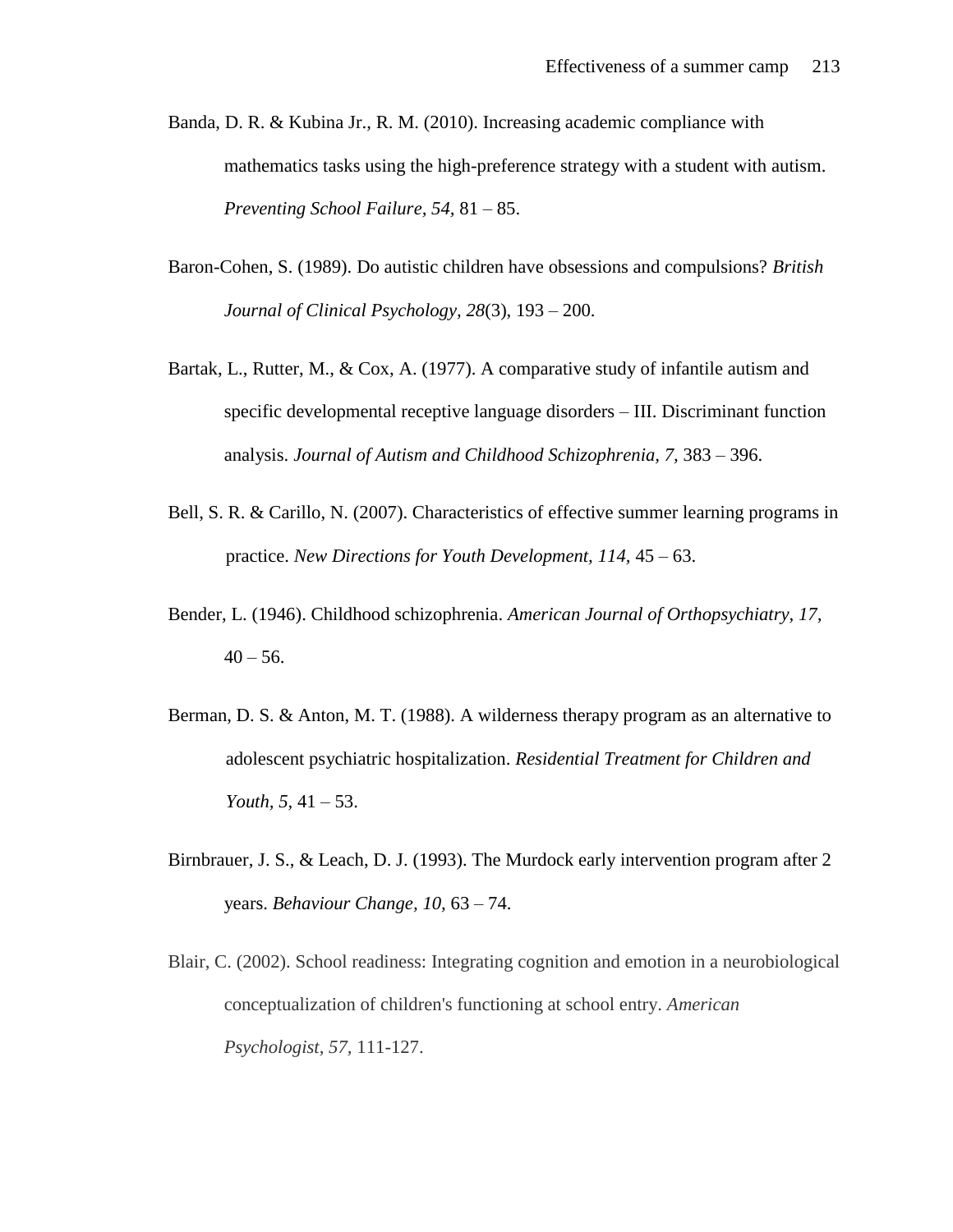Banda, D. R. & Kubina Jr., R. M. (2010). Increasing academic compliance with mathematics tasks using the high-preference strategy with a student with autism. *Preventing School Failure, 54,* 81 – 85.

Baron-Cohen, S. (1989). Do autistic children have obsessions and compulsions? *British Journal of Clinical Psychology, 28*(3), 193 – 200.

Bartak, L., Rutter, M., & Cox, A. (1977). A comparative study of infantile autism and specific developmental receptive language disorders – III. Discriminant function analysis. *Journal of Autism and Childhood Schizophrenia, 7,* 383 – 396.

Bell, S. R. & Carillo, N. (2007). Characteristics of effective summer learning programs in practice. *New Directions for Youth Development, 114,* 45 – 63.

Bender, L. (1946). Childhood schizophrenia. *American Journal of Orthopsychiatry, 17,* 40 – 56.

Berman, D. S. & Anton, M. T. (1988). A wilderness therapy program as an alternative to adolescent psychiatric hospitalization. *Residential Treatment for Children and Youth, 5,* 41 – 53.

Birnbrauer, J. S., & Leach, D. J. (1993). The Murdock early intervention program after 2 years. *Behaviour Change, 10,* 63 – 74.

Blair, C. (2002). School readiness: Integrating cognition and emotion in a neurobiological conceptualization of children's functioning at school entry. *American Psychologist, 57*, 111-127.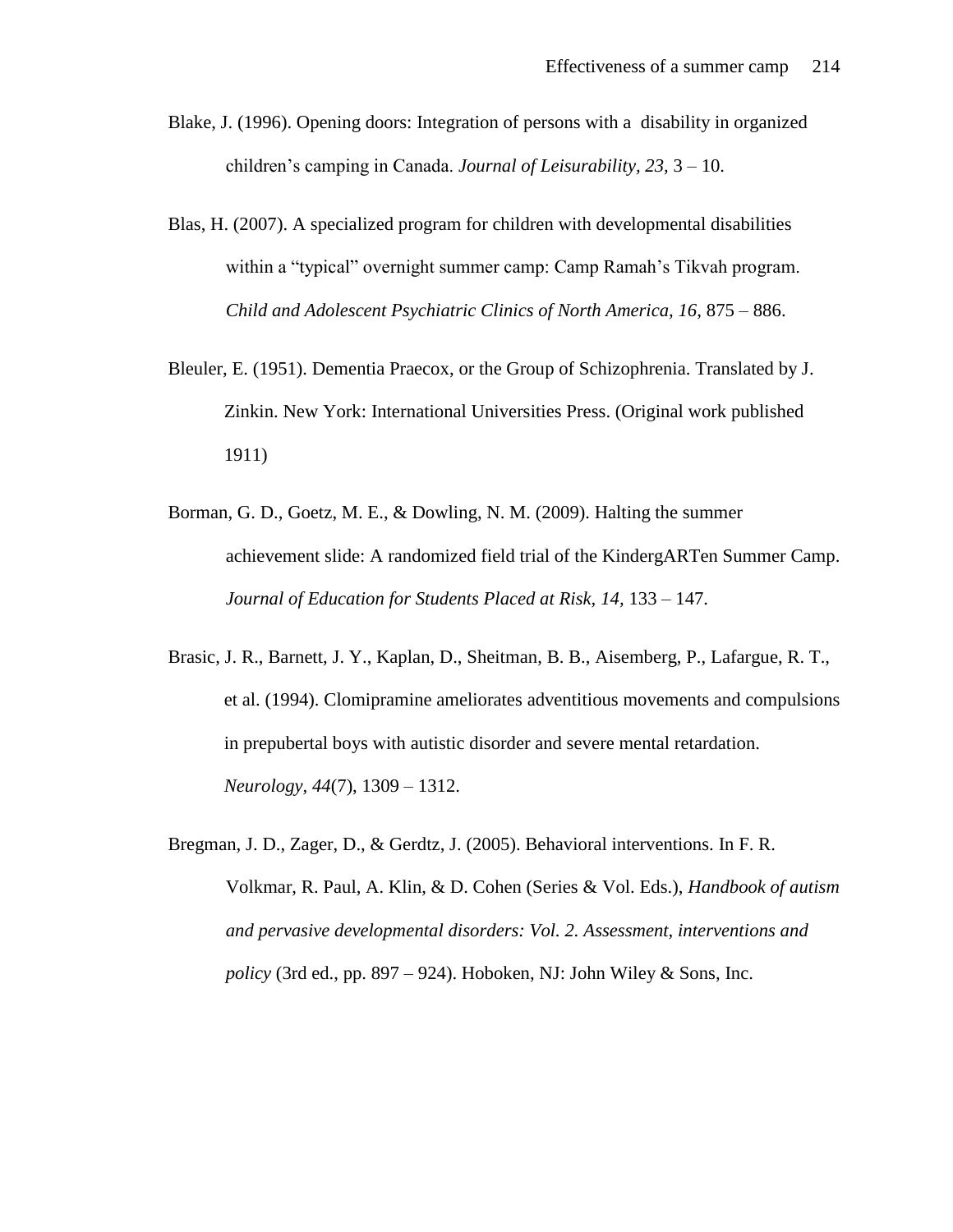Blake, J. (1996). Opening doors: Integration of persons with a disability in organized children's camping in Canada. *Journal of Leisurability, 23,* 3 – 10.

Blas, H. (2007). A specialized program for children with developmental disabilities within a "typical" overnight summer camp: Camp Ramah's Tikvah program. *Child and Adolescent Psychiatric Clinics of North America, 16,* 875 – 886.

Bleuler, E. (1951). Dementia Praecox, or the Group of Schizophrenia. Translated by J. Zinkin. New York: International Universities Press. (Original work published 1911)

Borman, G. D., Goetz, M. E., & Dowling, N. M. (2009). Halting the summer achievement slide: A randomized field trial of the KindergARTen Summer Camp. *Journal of Education for Students Placed at Risk, 14,* 133 – 147.

Brasic, J. R., Barnett, J. Y., Kaplan, D., Sheitman, B. B., Aisemberg, P., Lafargue, R. T., et al. (1994). Clomipramine ameliorates adventitious movements and compulsions in prepubertal boys with autistic disorder and severe mental retardation. *Neurology*, *44*(7), 1309 – 1312.

Bregman, J. D., Zager, D., & Gerdtz, J. (2005). Behavioral interventions. In F. R. Volkmar, R. Paul, A. Klin, & D. Cohen (Series & Vol. Eds.), *Handbook of autism and pervasive developmental disorders: Vol. 2. Assessment, interventions and policy* (3rd ed., pp. 897 – 924). Hoboken, NJ: John Wiley & Sons, Inc.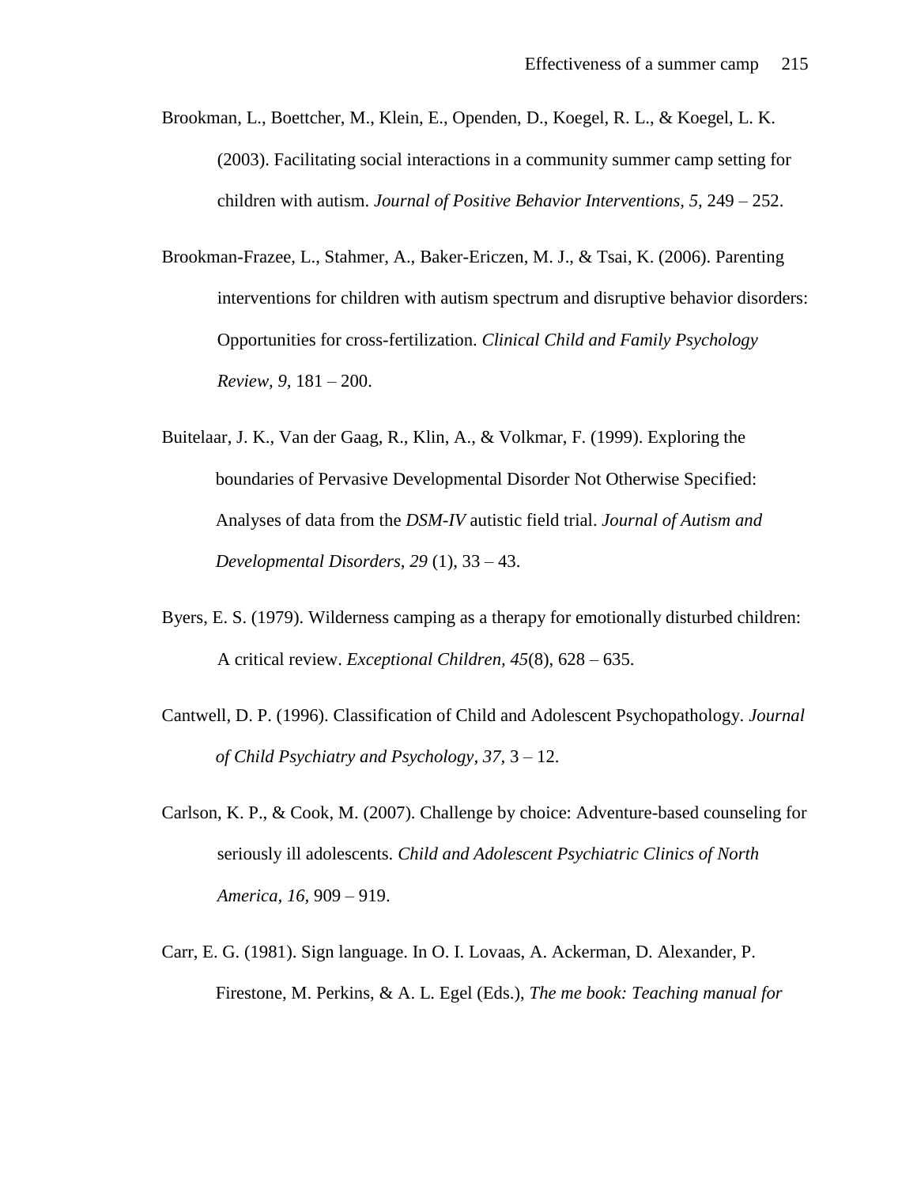Brookman, L., Boettcher, M., Klein, E., Openden, D., Koegel, R. L., & Koegel, L. K. (2003). Facilitating social interactions in a community summer camp setting for children with autism. *Journal of Positive Behavior Interventions, 5,* 249 – 252.

Brookman-Frazee, L., Stahmer, A., Baker-Ericzen, M. J., & Tsai, K. (2006). Parenting interventions for children with autism spectrum and disruptive behavior disorders: Opportunities for cross-fertilization. *Clinical Child and Family Psychology Review, 9,* 181 – 200.

Buitelaar, J. K., Van der Gaag, R., Klin, A., & Volkmar, F. (1999). Exploring the boundaries of Pervasive Developmental Disorder Not Otherwise Specified: Analyses of data from the *DSM-IV* autistic field trial. *Journal of Autism and Developmental Disorders, 29* (1), 33 – 43.

Byers, E. S. (1979). Wilderness camping as a therapy for emotionally disturbed children: A critical review. *Exceptional Children, 45*(8), 628 – 635.

Cantwell, D. P. (1996). Classification of Child and Adolescent Psychopathology. *Journal of Child Psychiatry and Psychology, 37,* 3 – 12.

Carlson, K. P., & Cook, M. (2007). Challenge by choice: Adventure-based counseling for seriously ill adolescents. *Child and Adolescent Psychiatric Clinics of North America, 16,* 909 – 919.

Carr, E. G. (1981). Sign language. In O. I. Lovaas, A. Ackerman, D. Alexander, P. Firestone, M. Perkins, & A. L. Egel (Eds.), *The me book: Teaching manual for*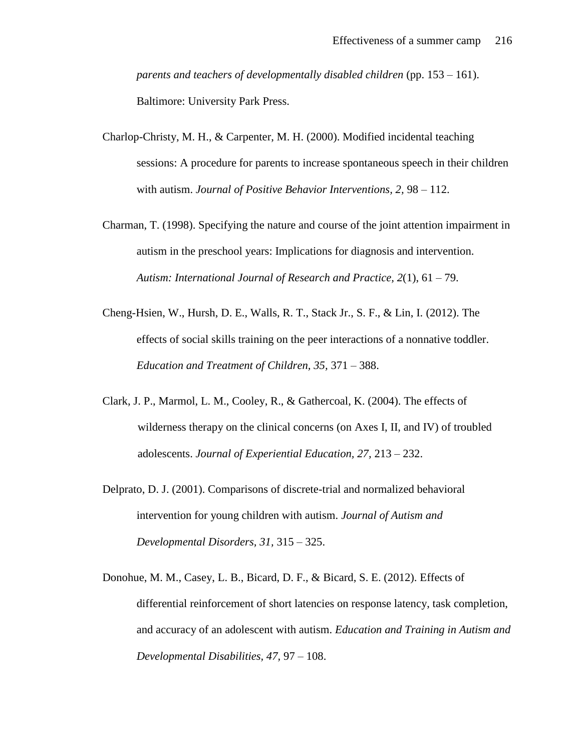*parents and teachers of developmentally disabled children* (pp. 153 – 161). Baltimore: University Park Press.

Charlop-Christy, M. H., & Carpenter, M. H. (2000). Modified incidental teaching sessions: A procedure for parents to increase spontaneous speech in their children with autism. *Journal of Positive Behavior Interventions, 2,* 98 – 112.

Charman, T. (1998). Specifying the nature and course of the joint attention impairment in autism in the preschool years: Implications for diagnosis and intervention. *Autism: International Journal of Research and Practice, 2*(1), 61 – 79.

Cheng-Hsien, W., Hursh, D. E., Walls, R. T., Stack Jr., S. F., & Lin, I. (2012). The effects of social skills training on the peer interactions of a nonnative toddler. *Education and Treatment of Children, 35,* 371 – 388.

Clark, J. P., Marmol, L. M., Cooley, R., & Gathercoal, K. (2004). The effects of wilderness therapy on the clinical concerns (on Axes I, II, and IV) of troubled adolescents. *Journal of Experiential Education, 27,* 213 – 232.

Delprato, D. J. (2001). Comparisons of discrete-trial and normalized behavioral intervention for young children with autism. *Journal of Autism and Developmental Disorders, 31,* 315 – 325.

Donohue, M. M., Casey, L. B., Bicard, D. F., & Bicard, S. E. (2012). Effects of differential reinforcement of short latencies on response latency, task completion, and accuracy of an adolescent with autism. *Education and Training in Autism and Developmental Disabilities, 47,* 97 – 108.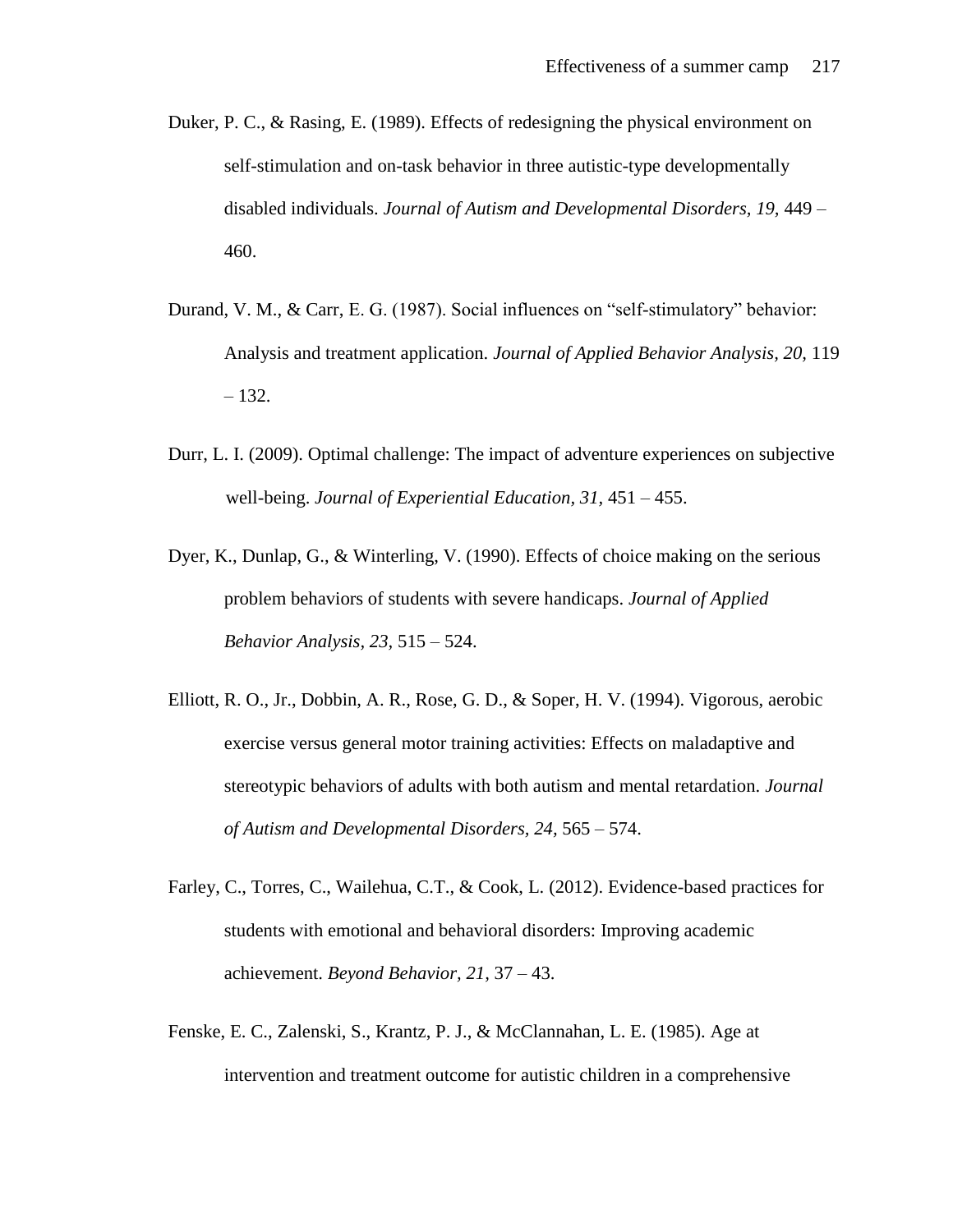Duker, P. C., & Rasing, E. (1989). Effects of redesigning the physical environment on self-stimulation and on-task behavior in three autistic-type developmentally disabled individuals. *Journal of Autism and Developmental Disorders, 19,* 449 – 460.

Durand, V. M., & Carr, E. G. (1987). Social influences on "self-stimulatory" behavior: Analysis and treatment application. *Journal of Applied Behavior Analysis, 20,* 119 – 132.

Durr, L. I. (2009). Optimal challenge: The impact of adventure experiences on subjective well-being. *Journal of Experiential Education, 31,* 451 – 455.

Dyer, K., Dunlap, G., & Winterling, V. (1990). Effects of choice making on the serious problem behaviors of students with severe handicaps. *Journal of Applied Behavior Analysis, 23,* 515 – 524.

Elliott, R. O., Jr., Dobbin, A. R., Rose, G. D., & Soper, H. V. (1994). Vigorous, aerobic exercise versus general motor training activities: Effects on maladaptive and stereotypic behaviors of adults with both autism and mental retardation. *Journal of Autism and Developmental Disorders, 24,* 565 – 574.

Farley, C., Torres, C., Wailehua, C.T., & Cook, L. (2012). Evidence-based practices for students with emotional and behavioral disorders: Improving academic achievement. *Beyond Behavior, 21,* 37 – 43.

Fenske, E. C., Zalenski, S., Krantz, P. J., & McClannahan, L. E. (1985). Age at intervention and treatment outcome for autistic children in a comprehensive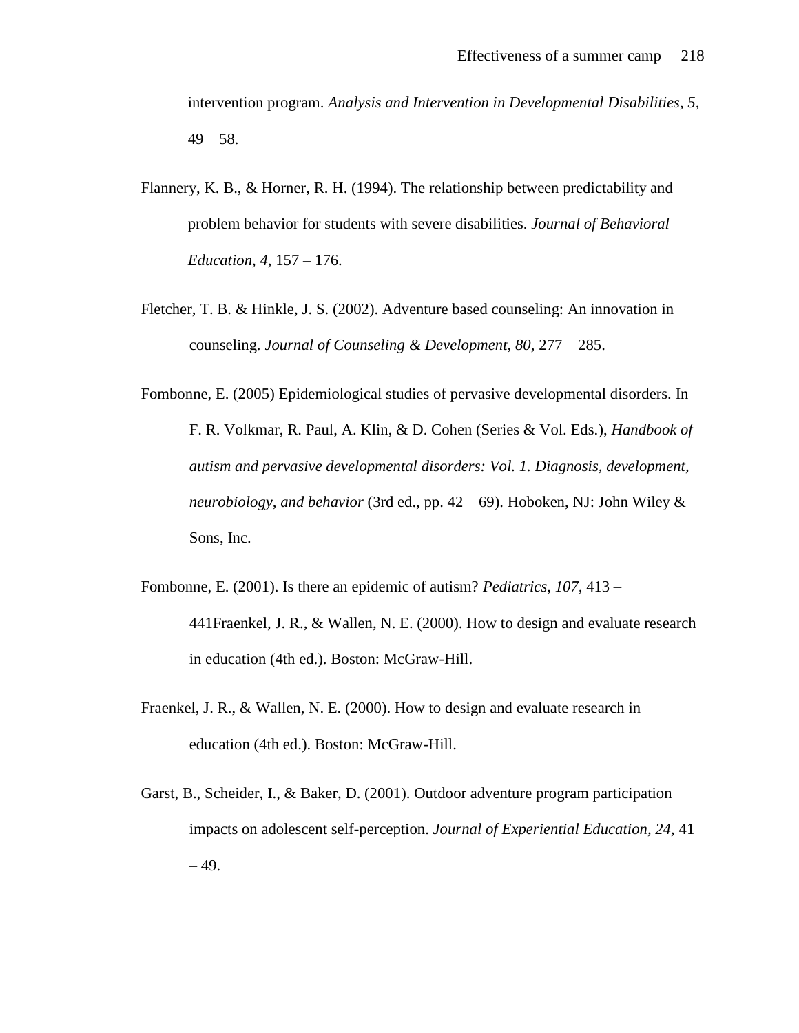intervention program. *Analysis and Intervention in Developmental Disabilities, 5,* 49 – 58.

Flannery, K. B., & Horner, R. H. (1994). The relationship between predictability and problem behavior for students with severe disabilities. *Journal of Behavioral Education, 4,* 157 – 176.

Fletcher, T. B. & Hinkle, J. S. (2002). Adventure based counseling: An innovation in counseling. *Journal of Counseling & Development, 80,* 277 – 285.

Fombonne, E. (2005) Epidemiological studies of pervasive developmental disorders. In F. R. Volkmar, R. Paul, A. Klin, & D. Cohen (Series & Vol. Eds.), *Handbook of autism and pervasive developmental disorders: Vol. 1. Diagnosis, development, neurobiology, and behavior* (3rd ed., pp. 42 – 69). Hoboken, NJ: John Wiley & Sons, Inc.

Fombonne, E. (2001). Is there an epidemic of autism? *Pediatrics, 107,* 413 – 441Fraenkel, J. R., & Wallen, N. E. (2000). How to design and evaluate research in education (4th ed.). Boston: McGraw-Hill.

Fraenkel, J. R., & Wallen, N. E. (2000). How to design and evaluate research in education (4th ed.). Boston: McGraw-Hill.

Garst, B., Scheider, I., & Baker, D. (2001). Outdoor adventure program participation impacts on adolescent self-perception. *Journal of Experiential Education, 24,* 41 – 49.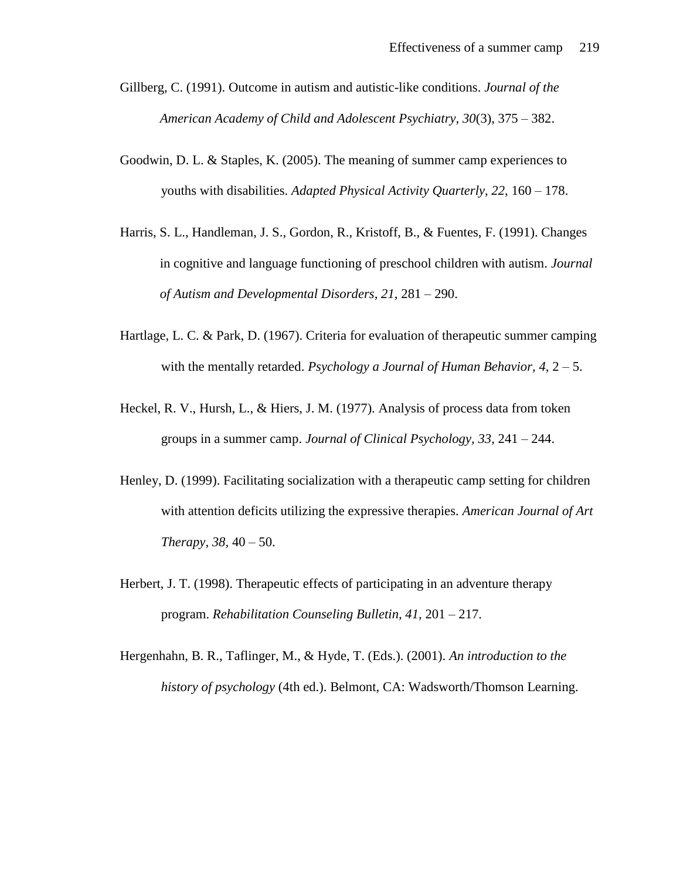Gillberg, C. (1991). Outcome in autism and autistic-like conditions. *Journal of the American Academy of Child and Adolescent Psychiatry, 30*(3), 375 – 382.

Goodwin, D. L. & Staples, K. (2005). The meaning of summer camp experiences to youths with disabilities. *Adapted Physical Activity Quarterly, 22,* 160 – 178.

Harris, S. L., Handleman, J. S., Gordon, R., Kristoff, B., & Fuentes, F. (1991). Changes in cognitive and language functioning of preschool children with autism. *Journal of Autism and Developmental Disorders, 21,* 281 – 290.

Hartlage, L. C. & Park, D. (1967). Criteria for evaluation of therapeutic summer camping with the mentally retarded. *Psychology a Journal of Human Behavior, 4,* 2 – 5.

Heckel, R. V., Hursh, L., & Hiers, J. M. (1977). Analysis of process data from token groups in a summer camp. *Journal of Clinical Psychology, 33,* 241 – 244.

Henley, D. (1999). Facilitating socialization with a therapeutic camp setting for children with attention deficits utilizing the expressive therapies. *American Journal of Art Therapy, 38,* 40 – 50.

Herbert, J. T. (1998). Therapeutic effects of participating in an adventure therapy program. *Rehabilitation Counseling Bulletin, 41,* 201 – 217.

Hergenhahn, B. R., Taflinger, M., & Hyde, T. (Eds.). (2001). *An introduction to the history of psychology* (4th ed.). Belmont, CA: Wadsworth/Thomson Learning.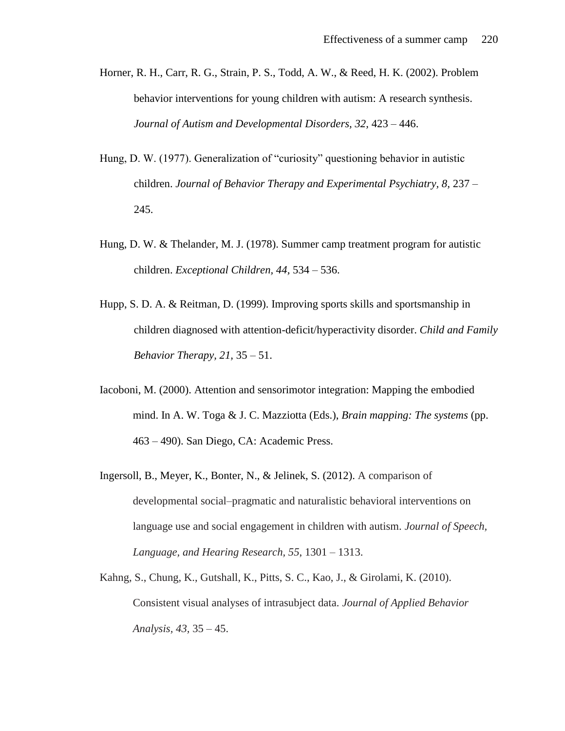Horner, R. H., Carr, R. G., Strain, P. S., Todd, A. W., & Reed, H. K. (2002). Problem behavior interventions for young children with autism: A research synthesis. *Journal of Autism and Developmental Disorders, 32,* 423 – 446.

Hung, D. W. (1977). Generalization of "curiosity" questioning behavior in autistic children. *Journal of Behavior Therapy and Experimental Psychiatry, 8,* 237 – 245.

Hung, D. W. & Thelander, M. J. (1978). Summer camp treatment program for autistic children. *Exceptional Children, 44,* 534 – 536.

Hupp, S. D. A. & Reitman, D. (1999). Improving sports skills and sportsmanship in children diagnosed with attention-deficit/hyperactivity disorder. *Child and Family Behavior Therapy, 21,* 35 – 51.

Iacoboni, M. (2000). Attention and sensorimotor integration: Mapping the embodied mind. In A. W. Toga & J. C. Mazziotta (Eds.), *Brain mapping: The systems* (pp. 463 – 490). San Diego, CA: Academic Press.

Ingersoll, B., Meyer, K., Bonter, N., & Jelinek, S. (2012). A comparison of developmental social–pragmatic and naturalistic behavioral interventions on language use and social engagement in children with autism. *Journal of Speech, Language, and Hearing Research, 55*, 1301 – 1313.

Kahng, S., Chung, K., Gutshall, K., Pitts, S. C., Kao, J., & Girolami, K. (2010). Consistent visual analyses of intrasubject data. *Journal of Applied Behavior Analysis, 43*, 35 – 45.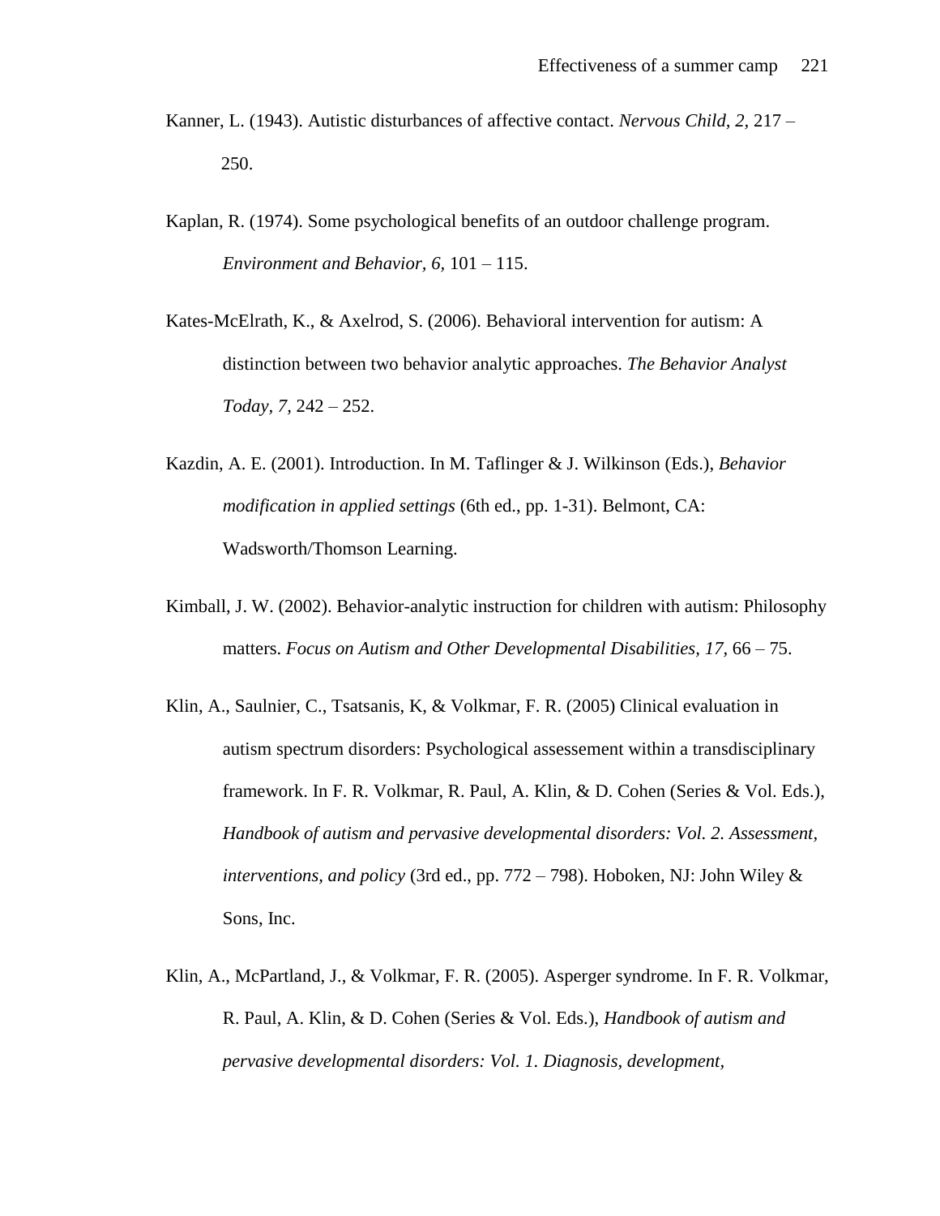Kanner, L. (1943). Autistic disturbances of affective contact. *Nervous Child, 2,* 217 – 250.

Kaplan, R. (1974). Some psychological benefits of an outdoor challenge program. *Environment and Behavior, 6,* 101 – 115.

Kates-McElrath, K., & Axelrod, S. (2006). Behavioral intervention for autism: A distinction between two behavior analytic approaches. *The Behavior Analyst Today, 7,* 242 – 252.

Kazdin, A. E. (2001). Introduction. In M. Taflinger & J. Wilkinson (Eds.), *Behavior modification in applied settings* (6th ed., pp. 1-31). Belmont, CA: Wadsworth/Thomson Learning.

Kimball, J. W. (2002). Behavior-analytic instruction for children with autism: Philosophy matters. *Focus on Autism and Other Developmental Disabilities, 17,* 66 – 75.

Klin, A., Saulnier, C., Tsatsanis, K, & Volkmar, F. R. (2005) Clinical evaluation in autism spectrum disorders: Psychological assessement within a transdisciplinary framework. In F. R. Volkmar, R. Paul, A. Klin, & D. Cohen (Series & Vol. Eds.), *Handbook of autism and pervasive developmental disorders: Vol. 2. Assessment, interventions, and policy* (3rd ed., pp. 772 – 798). Hoboken, NJ: John Wiley & Sons, Inc.

Klin, A., McPartland, J., & Volkmar, F. R. (2005). Asperger syndrome. In F. R. Volkmar, R. Paul, A. Klin, & D. Cohen (Series & Vol. Eds.), *Handbook of autism and pervasive developmental disorders: Vol. 1. Diagnosis, development,*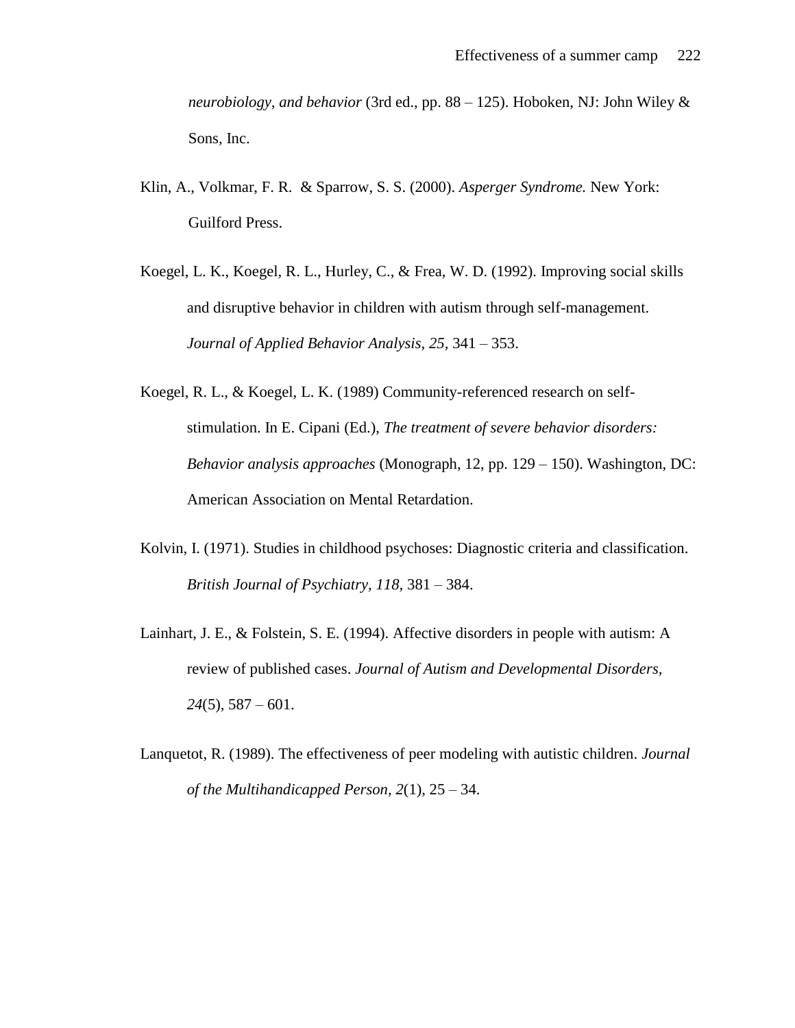*neurobiology, and behavior* (3rd ed., pp. 88 – 125). Hoboken, NJ: John Wiley & Sons, Inc.

Klin, A., Volkmar, F. R. & Sparrow, S. S. (2000). *Asperger Syndrome.* New York: Guilford Press.

Koegel, L. K., Koegel, R. L., Hurley, C., & Frea, W. D. (1992). Improving social skills and disruptive behavior in children with autism through self-management. *Journal of Applied Behavior Analysis, 25,* 341 – 353.

Koegel, R. L., & Koegel, L. K. (1989) Community-referenced research on self-stimulation. In E. Cipani (Ed.), *The treatment of severe behavior disorders: Behavior analysis approaches* (Monograph, 12, pp. 129 – 150). Washington, DC: American Association on Mental Retardation.

Kolvin, I. (1971). Studies in childhood psychoses: Diagnostic criteria and classification. *British Journal of Psychiatry, 118,* 381 – 384.

Lainhart, J. E., & Folstein, S. E. (1994). Affective disorders in people with autism: A review of published cases. *Journal of Autism and Developmental Disorders, 24*(5), 587 – 601.

Lanquetot, R. (1989). The effectiveness of peer modeling with autistic children. *Journal of the Multihandicapped Person, 2*(1), 25 – 34.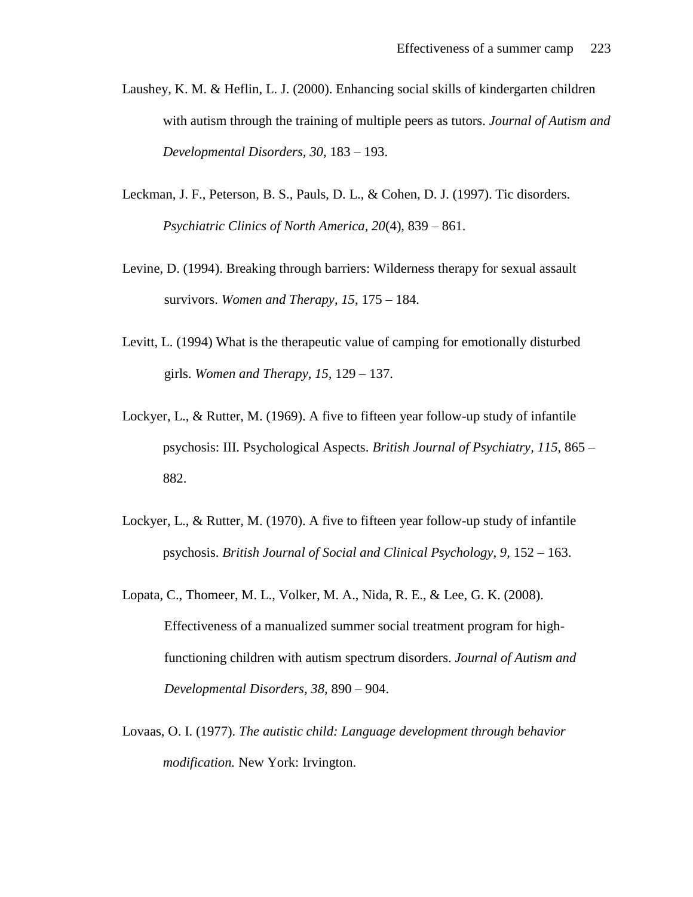Laushey, K. M. & Heflin, L. J. (2000). Enhancing social skills of kindergarten children with autism through the training of multiple peers as tutors. *Journal of Autism and Developmental Disorders, 30,* 183 – 193.

Leckman, J. F., Peterson, B. S., Pauls, D. L., & Cohen, D. J. (1997). Tic disorders. *Psychiatric Clinics of North America, 20*(4), 839 – 861.

Levine, D. (1994). Breaking through barriers: Wilderness therapy for sexual assault survivors. *Women and Therapy, 15,* 175 – 184.

Levitt, L. (1994) What is the therapeutic value of camping for emotionally disturbed girls. *Women and Therapy, 15,* 129 – 137.

Lockyer, L., & Rutter, M. (1969). A five to fifteen year follow-up study of infantile psychosis: III. Psychological Aspects. *British Journal of Psychiatry, 115,* 865 – 882.

Lockyer, L., & Rutter, M. (1970). A five to fifteen year follow-up study of infantile psychosis. *British Journal of Social and Clinical Psychology, 9,* 152 – 163.

Lopata, C., Thomeer, M. L., Volker, M. A., Nida, R. E., & Lee, G. K. (2008). Effectiveness of a manualized summer social treatment program for high-functioning children with autism spectrum disorders. *Journal of Autism and Developmental Disorders, 38,* 890 – 904.

Lovaas, O. I. (1977). *The autistic child: Language development through behavior modification.* New York: Irvington.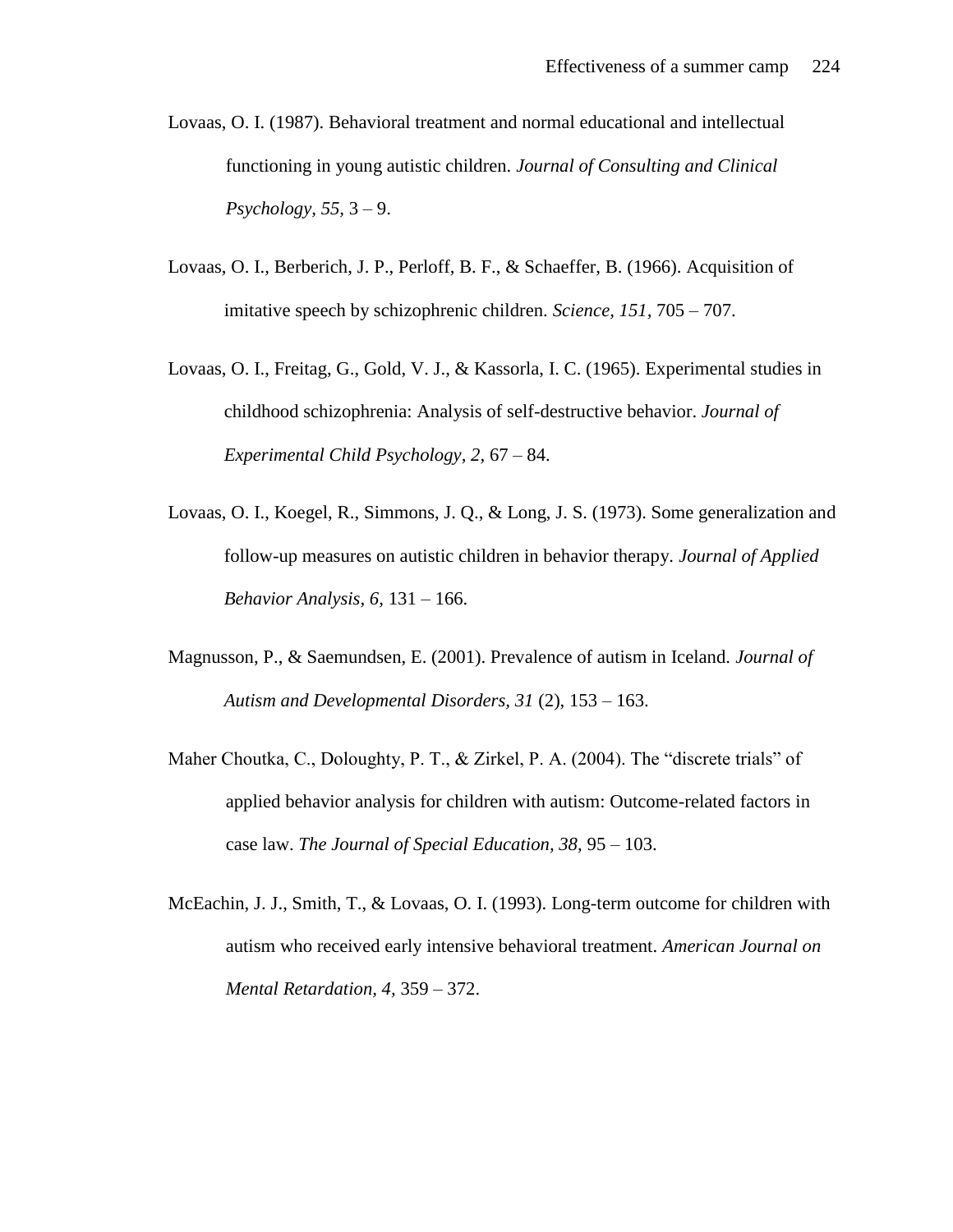Lovaas, O. I. (1987). Behavioral treatment and normal educational and intellectual functioning in young autistic children. *Journal of Consulting and Clinical Psychology, 55,* 3 – 9.

Lovaas, O. I., Berberich, J. P., Perloff, B. F., & Schaeffer, B. (1966). Acquisition of imitative speech by schizophrenic children. *Science, 151,* 705 – 707.

Lovaas, O. I., Freitag, G., Gold, V. J., & Kassorla, I. C. (1965). Experimental studies in childhood schizophrenia: Analysis of self-destructive behavior. *Journal of Experimental Child Psychology, 2,* 67 – 84.

Lovaas, O. I., Koegel, R., Simmons, J. Q., & Long, J. S. (1973). Some generalization and follow-up measures on autistic children in behavior therapy. *Journal of Applied Behavior Analysis, 6,* 131 – 166.

Magnusson, P., & Saemundsen, E. (2001). Prevalence of autism in Iceland. *Journal of Autism and Developmental Disorders, 31* (2), 153 – 163.

Maher Choutka, C., Doloughty, P. T., & Zirkel, P. A. (2004). The "discrete trials" of applied behavior analysis for children with autism: Outcome-related factors in case law. *The Journal of Special Education, 38,* 95 – 103.

McEachin, J. J., Smith, T., & Lovaas, O. I. (1993). Long-term outcome for children with autism who received early intensive behavioral treatment. *American Journal on Mental Retardation, 4,* 359 – 372.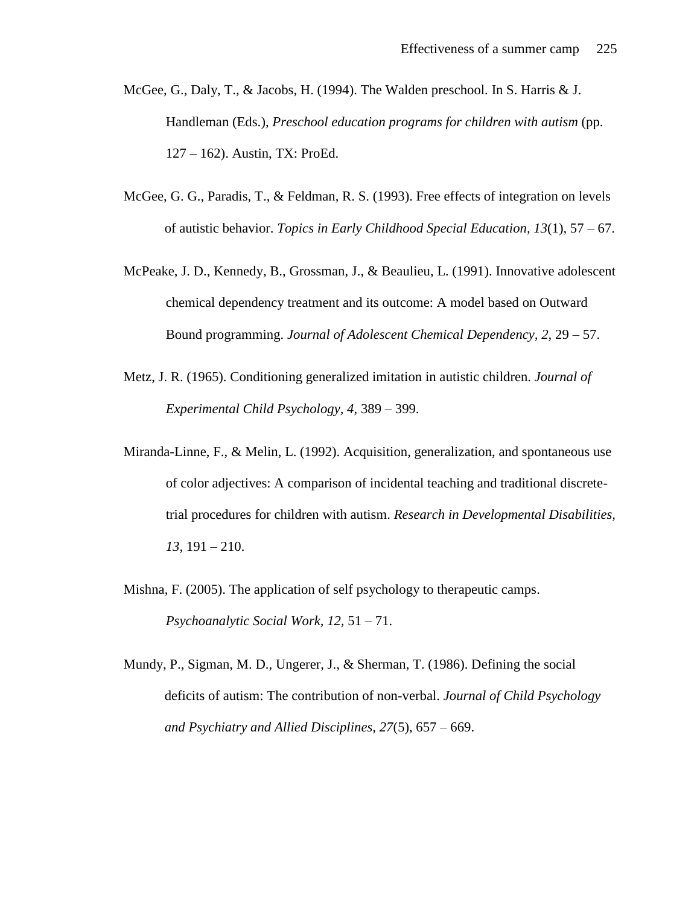McGee, G., Daly, T., & Jacobs, H. (1994). The Walden preschool. In S. Harris & J. Handleman (Eds.), *Preschool education programs for children with autism* (pp. 127 – 162). Austin, TX: ProEd.

McGee, G. G., Paradis, T., & Feldman, R. S. (1993). Free effects of integration on levels of autistic behavior. *Topics in Early Childhood Special Education, 13*(1), 57 – 67.

McPeake, J. D., Kennedy, B., Grossman, J., & Beaulieu, L. (1991). Innovative adolescent chemical dependency treatment and its outcome: A model based on Outward Bound programming. *Journal of Adolescent Chemical Dependency, 2,* 29 – 57.

Metz, J. R. (1965). Conditioning generalized imitation in autistic children. *Journal of Experimental Child Psychology, 4,* 389 – 399.

Miranda-Linne, F., & Melin, L. (1992). Acquisition, generalization, and spontaneous use of color adjectives: A comparison of incidental teaching and traditional discrete-trial procedures for children with autism. *Research in Developmental Disabilities, 13,* 191 – 210.

Mishna, F. (2005). The application of self psychology to therapeutic camps. *Psychoanalytic Social Work, 12,* 51 – 71.

Mundy, P., Sigman, M. D., Ungerer, J., & Sherman, T. (1986). Defining the social deficits of autism: The contribution of non-verbal. *Journal of Child Psychology and Psychiatry and Allied Disciplines, 27*(5), 657 – 669.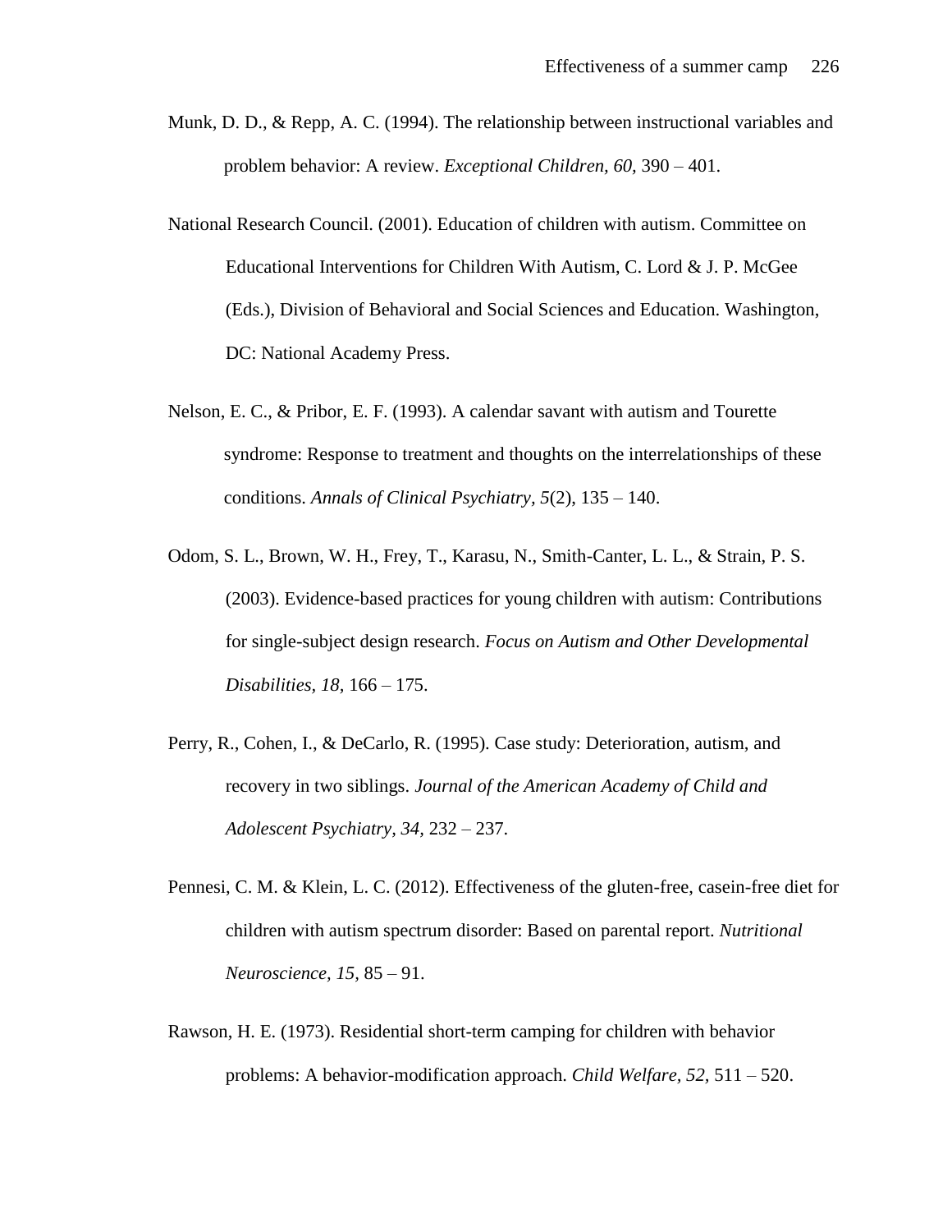Munk, D. D., & Repp, A. C. (1994). The relationship between instructional variables and problem behavior: A review. *Exceptional Children, 60,* 390 – 401.

National Research Council. (2001). Education of children with autism. Committee on Educational Interventions for Children With Autism, C. Lord & J. P. McGee (Eds.), Division of Behavioral and Social Sciences and Education. Washington, DC: National Academy Press.

Nelson, E. C., & Pribor, E. F. (1993). A calendar savant with autism and Tourette syndrome: Response to treatment and thoughts on the interrelationships of these conditions. *Annals of Clinical Psychiatry, 5*(2), 135 – 140.

Odom, S. L., Brown, W. H., Frey, T., Karasu, N., Smith-Canter, L. L., & Strain, P. S. (2003). Evidence-based practices for young children with autism: Contributions for single-subject design research. *Focus on Autism and Other Developmental Disabilities, 18,* 166 – 175.

Perry, R., Cohen, I., & DeCarlo, R. (1995). Case study: Deterioration, autism, and recovery in two siblings. *Journal of the American Academy of Child and Adolescent Psychiatry, 34,* 232 – 237.

Pennesi, C. M. & Klein, L. C. (2012). Effectiveness of the gluten-free, casein-free diet for children with autism spectrum disorder: Based on parental report. *Nutritional Neuroscience, 15,* 85 – 91.

Rawson, H. E. (1973). Residential short-term camping for children with behavior problems: A behavior-modification approach. *Child Welfare, 52,* 511 – 520.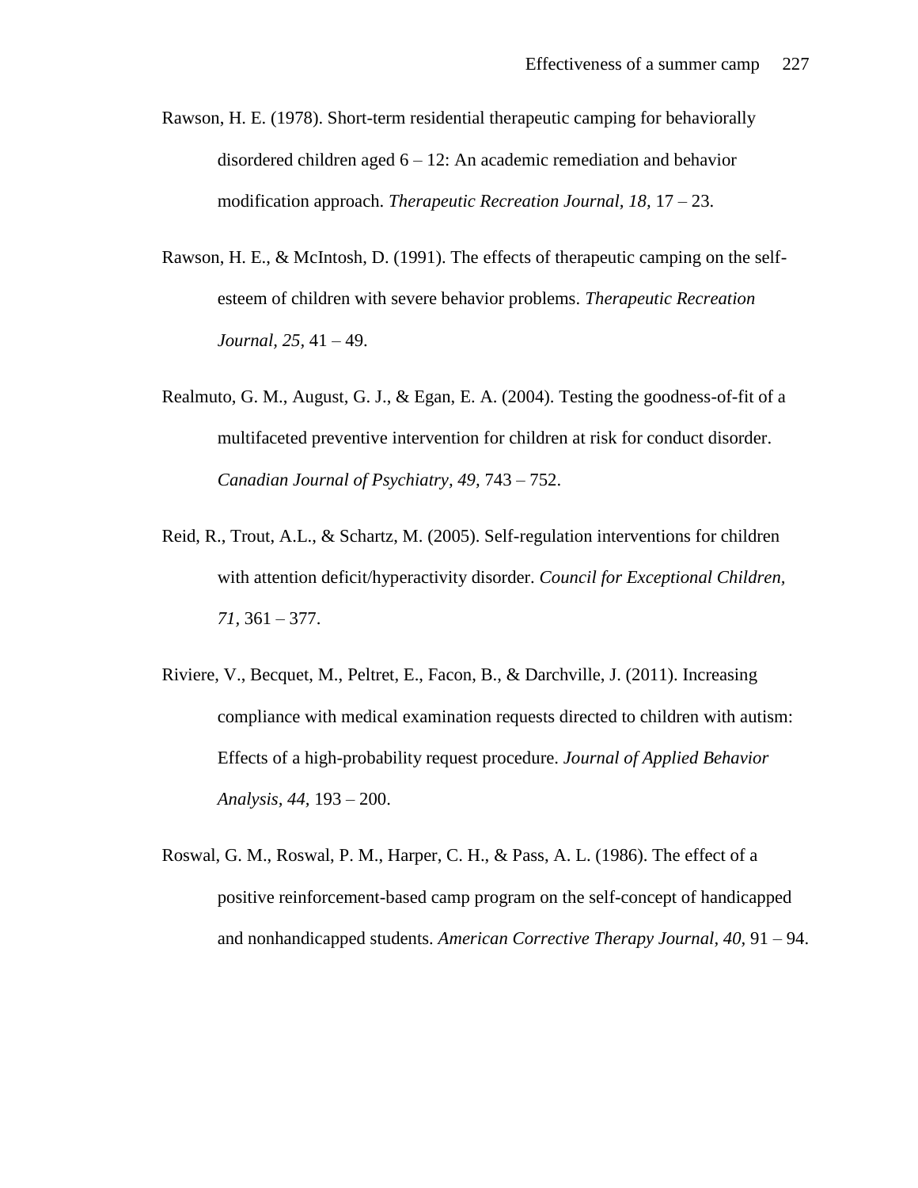Rawson, H. E. (1978). Short-term residential therapeutic camping for behaviorally disordered children aged 6 – 12: An academic remediation and behavior modification approach. *Therapeutic Recreation Journal, 18,* 17 – 23.

Rawson, H. E., & McIntosh, D. (1991). The effects of therapeutic camping on the self-esteem of children with severe behavior problems. *Therapeutic Recreation Journal, 25,* 41 – 49.

Realmuto, G. M., August, G. J., & Egan, E. A. (2004). Testing the goodness-of-fit of a multifaceted preventive intervention for children at risk for conduct disorder. *Canadian Journal of Psychiatry, 49,* 743 – 752.

Reid, R., Trout, A.L., & Schartz, M. (2005). Self-regulation interventions for children with attention deficit/hyperactivity disorder. *Council for Exceptional Children, 71,* 361 – 377.

Riviere, V., Becquet, M., Peltret, E., Facon, B., & Darchville, J. (2011). Increasing compliance with medical examination requests directed to children with autism: Effects of a high-probability request procedure. *Journal of Applied Behavior Analysis, 44,* 193 – 200.

Roswal, G. M., Roswal, P. M., Harper, C. H., & Pass, A. L. (1986). The effect of a positive reinforcement-based camp program on the self-concept of handicapped and nonhandicapped students. *American Corrective Therapy Journal, 40,* 91 – 94.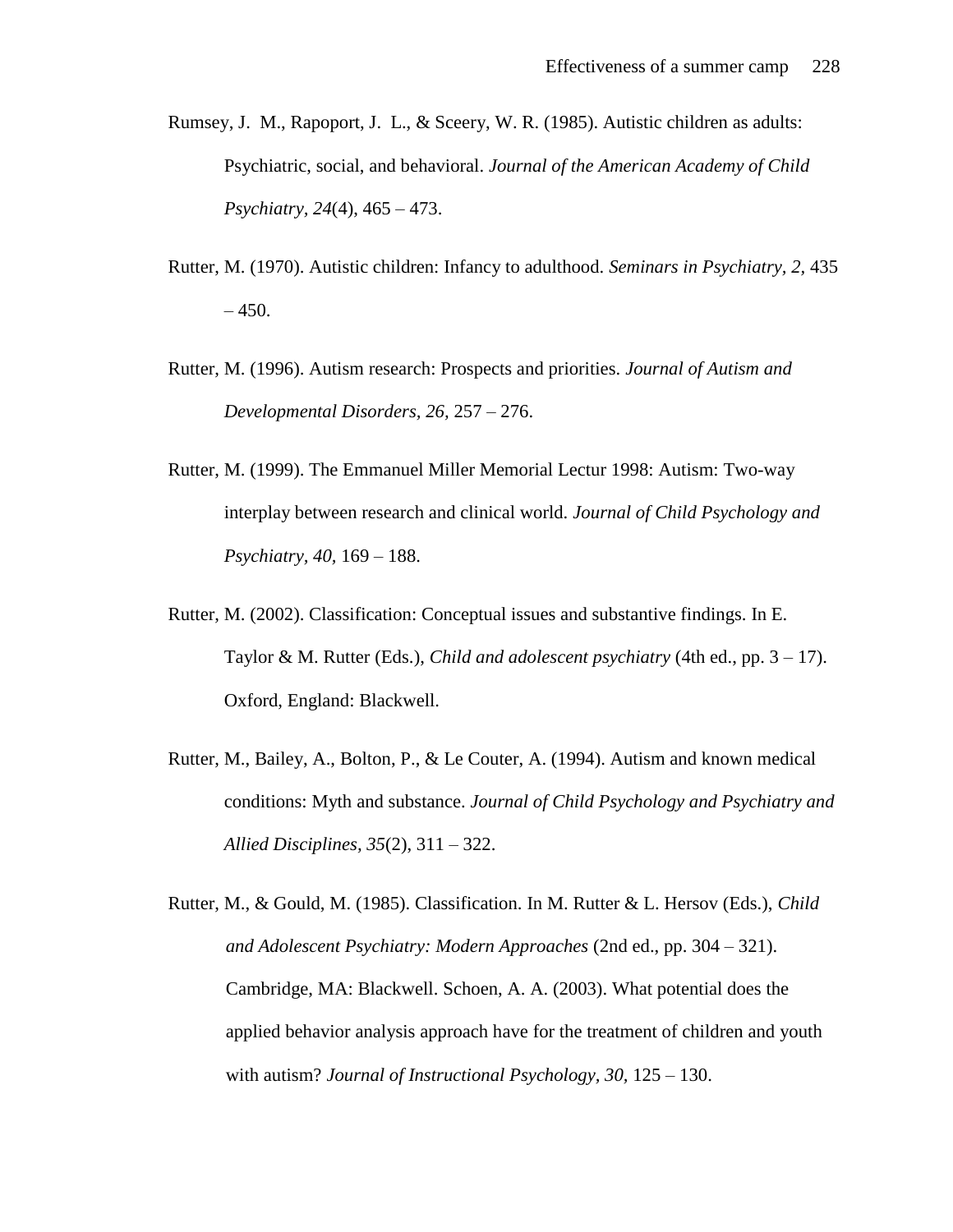Rumsey, J. M., Rapoport, J. L., & Sceery, W. R. (1985). Autistic children as adults: Psychiatric, social, and behavioral. *Journal of the American Academy of Child Psychiatry*, *24*(4), 465 – 473.

Rutter, M. (1970). Autistic children: Infancy to adulthood. *Seminars in Psychiatry, 2,* 435 – 450.

Rutter, M. (1996). Autism research: Prospects and priorities. *Journal of Autism and Developmental Disorders, 26,* 257 – 276.

Rutter, M. (1999). The Emmanuel Miller Memorial Lectur 1998: Autism: Two-way interplay between research and clinical world. *Journal of Child Psychology and Psychiatry, 40,* 169 – 188.

Rutter, M. (2002). Classification: Conceptual issues and substantive findings. In E. Taylor & M. Rutter (Eds.), *Child and adolescent psychiatry* (4th ed., pp. 3 – 17). Oxford, England: Blackwell.

Rutter, M., Bailey, A., Bolton, P., & Le Couter, A. (1994). Autism and known medical conditions: Myth and substance. *Journal of Child Psychology and Psychiatry and Allied Disciplines, 35*(2), 311 – 322.

Rutter, M., & Gould, M. (1985). Classification. In M. Rutter & L. Hersov (Eds.), *Child and Adolescent Psychiatry: Modern Approaches* (2nd ed., pp. 304 – 321). Cambridge, MA: Blackwell. Schoen, A. A. (2003). What potential does the applied behavior analysis approach have for the treatment of children and youth with autism? *Journal of Instructional Psychology, 30,* 125 – 130.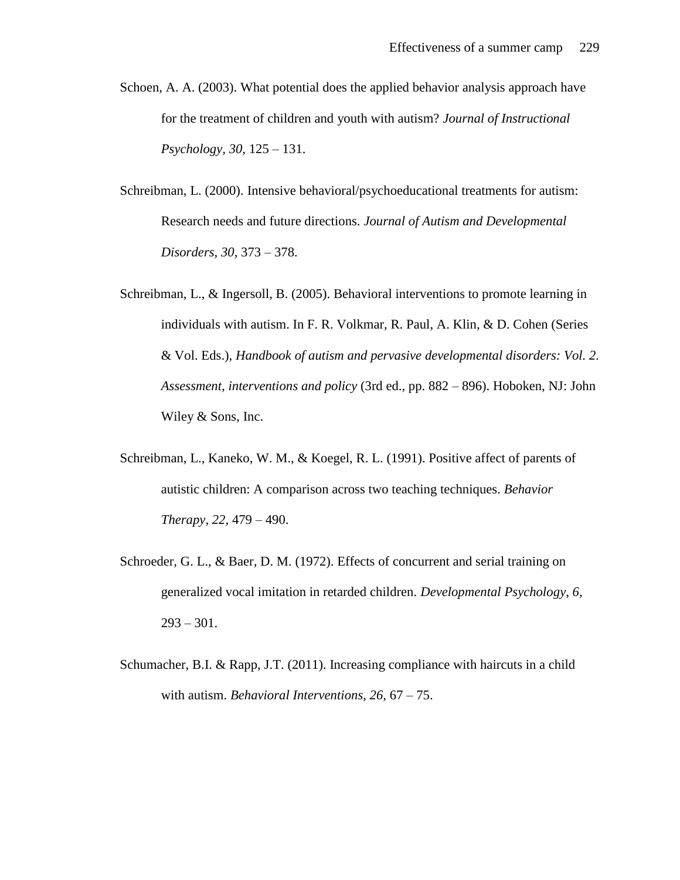Schoen, A. A. (2003). What potential does the applied behavior analysis approach have for the treatment of children and youth with autism? *Journal of Instructional Psychology, 30,* 125 – 131.

Schreibman, L. (2000). Intensive behavioral/psychoeducational treatments for autism: Research needs and future directions. *Journal of Autism and Developmental Disorders, 30,* 373 – 378.

Schreibman, L., & Ingersoll, B. (2005). Behavioral interventions to promote learning in individuals with autism. In F. R. Volkmar, R. Paul, A. Klin, & D. Cohen (Series & Vol. Eds.), *Handbook of autism and pervasive developmental disorders: Vol. 2. Assessment, interventions and policy* (3rd ed., pp. 882 – 896). Hoboken, NJ: John Wiley & Sons, Inc.

Schreibman, L., Kaneko, W. M., & Koegel, R. L. (1991). Positive affect of parents of autistic children: A comparison across two teaching techniques. *Behavior Therapy, 22,* 479 – 490.

Schroeder, G. L., & Baer, D. M. (1972). Effects of concurrent and serial training on generalized vocal imitation in retarded children. *Developmental Psychology, 6,* 293 – 301.

Schumacher, B.I. & Rapp, J.T. (2011). Increasing compliance with haircuts in a child with autism. *Behavioral Interventions, 26,* 67 – 75.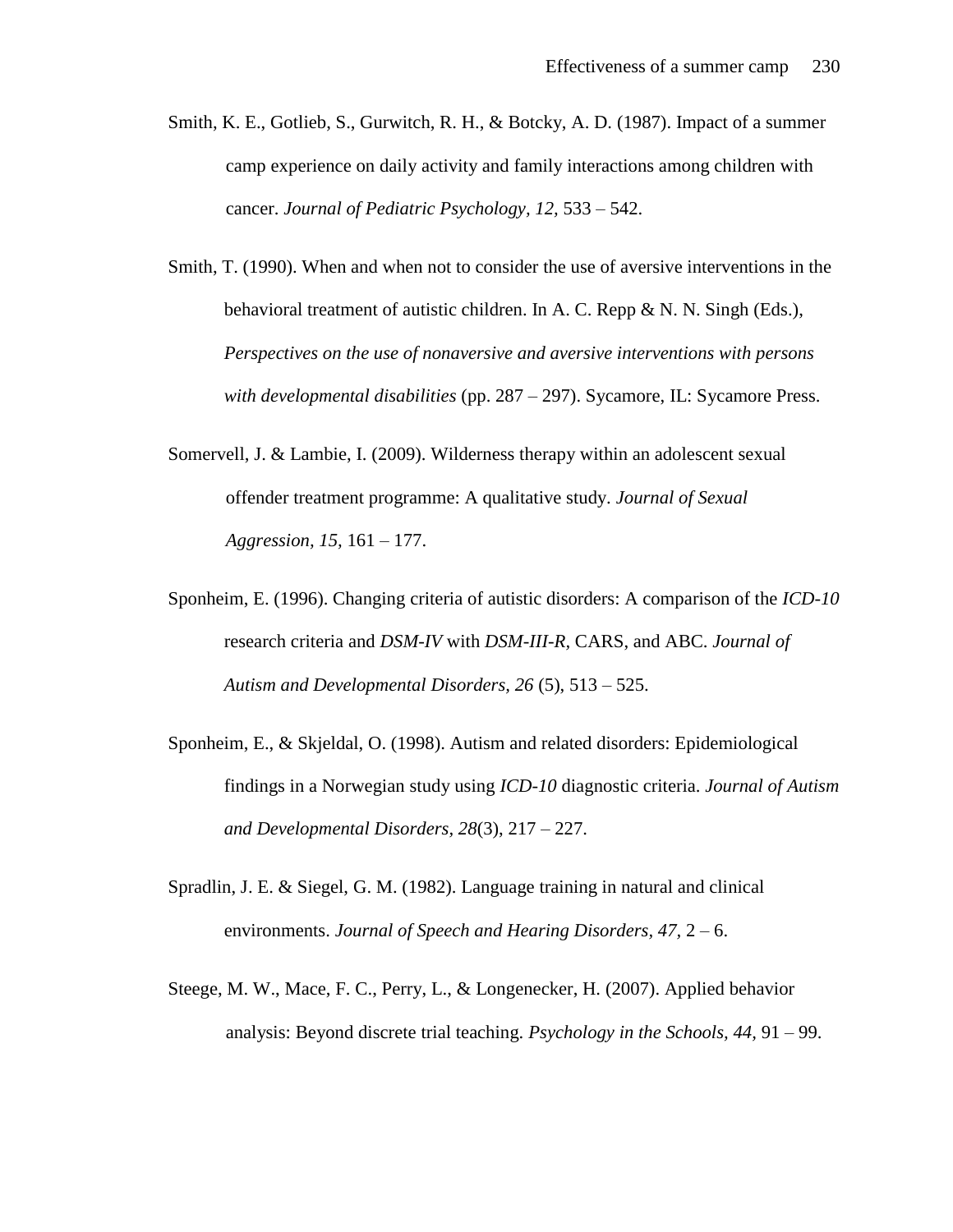Smith, K. E., Gotlieb, S., Gurwitch, R. H., & Botcky, A. D. (1987). Impact of a summer camp experience on daily activity and family interactions among children with cancer. *Journal of Pediatric Psychology, 12,* 533 – 542.

Smith, T. (1990). When and when not to consider the use of aversive interventions in the behavioral treatment of autistic children. In A. C. Repp & N. N. Singh (Eds.), *Perspectives on the use of nonaversive and aversive interventions with persons with developmental disabilities* (pp. 287 – 297). Sycamore, IL: Sycamore Press.

Somervell, J. & Lambie, I. (2009). Wilderness therapy within an adolescent sexual offender treatment programme: A qualitative study. *Journal of Sexual Aggression, 15,* 161 – 177.

Sponheim, E. (1996). Changing criteria of autistic disorders: A comparison of the *ICD-10* research criteria and *DSM-IV* with *DSM-III-R,* CARS, and ABC. *Journal of Autism and Developmental Disorders, 26* (5), 513 – 525.

Sponheim, E., & Skjeldal, O. (1998). Autism and related disorders: Epidemiological findings in a Norwegian study using *ICD-10* diagnostic criteria. *Journal of Autism and Developmental Disorders, 28*(3), 217 – 227.

Spradlin, J. E. & Siegel, G. M. (1982). Language training in natural and clinical environments. *Journal of Speech and Hearing Disorders, 47,* 2 – 6.

Steege, M. W., Mace, F. C., Perry, L., & Longenecker, H. (2007). Applied behavior analysis: Beyond discrete trial teaching. *Psychology in the Schools, 44,* 91 – 99.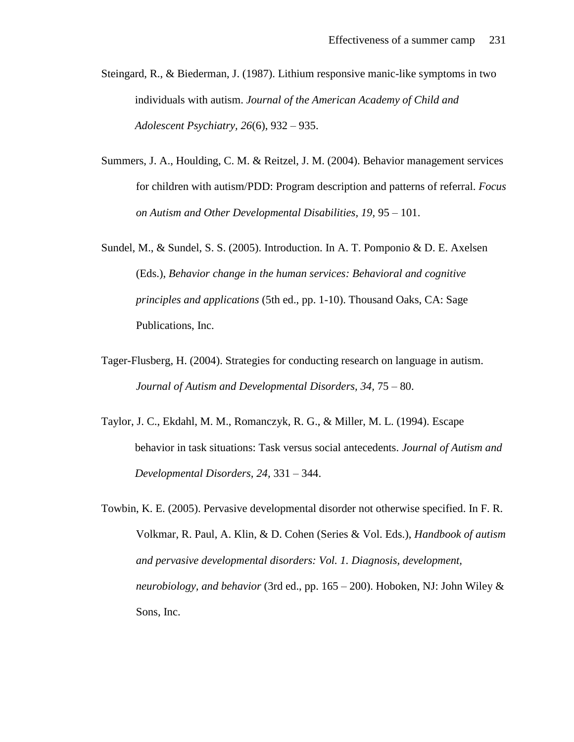Steingard, R., & Biederman, J. (1987). Lithium responsive manic-like symptoms in two individuals with autism. *Journal of the American Academy of Child and Adolescent Psychiatry, 26*(6), 932 – 935.

Summers, J. A., Houlding, C. M. & Reitzel, J. M. (2004). Behavior management services for children with autism/PDD: Program description and patterns of referral. *Focus on Autism and Other Developmental Disabilities, 19,* 95 – 101.

Sundel, M., & Sundel, S. S. (2005). Introduction. In A. T. Pomponio & D. E. Axelsen (Eds.), *Behavior change in the human services: Behavioral and cognitive principles and applications* (5th ed., pp. 1-10). Thousand Oaks, CA: Sage Publications, Inc.

Tager-Flusberg, H. (2004). Strategies for conducting research on language in autism. *Journal of Autism and Developmental Disorders, 34,* 75 – 80.

Taylor, J. C., Ekdahl, M. M., Romanczyk, R. G., & Miller, M. L. (1994). Escape behavior in task situations: Task versus social antecedents. *Journal of Autism and Developmental Disorders, 24,* 331 – 344.

Towbin, K. E. (2005). Pervasive developmental disorder not otherwise specified. In F. R. Volkmar, R. Paul, A. Klin, & D. Cohen (Series & Vol. Eds.), *Handbook of autism and pervasive developmental disorders: Vol. 1. Diagnosis, development, neurobiology, and behavior* (3rd ed., pp. 165 – 200). Hoboken, NJ: John Wiley & Sons, Inc.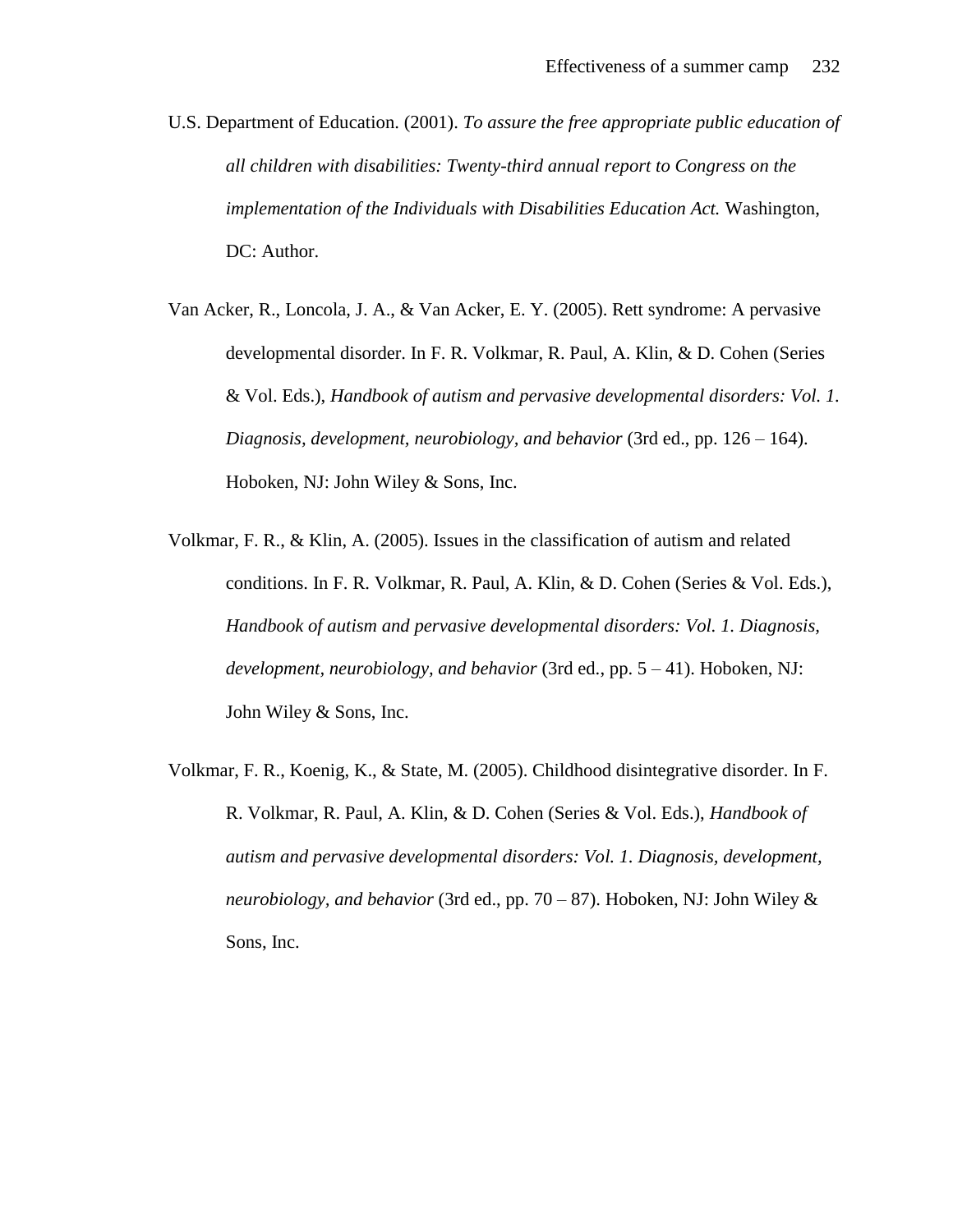U.S. Department of Education. (2001). *To assure the free appropriate public education of all children with disabilities: Twenty-third annual report to Congress on the implementation of the Individuals with Disabilities Education Act.* Washington, DC: Author.

Van Acker, R., Loncola, J. A., & Van Acker, E. Y. (2005). Rett syndrome: A pervasive developmental disorder. In F. R. Volkmar, R. Paul, A. Klin, & D. Cohen (Series & Vol. Eds.), *Handbook of autism and pervasive developmental disorders: Vol. 1. Diagnosis, development, neurobiology, and behavior* (3rd ed., pp. 126 – 164). Hoboken, NJ: John Wiley & Sons, Inc.

Volkmar, F. R., & Klin, A. (2005). Issues in the classification of autism and related conditions. In F. R. Volkmar, R. Paul, A. Klin, & D. Cohen (Series & Vol. Eds.), *Handbook of autism and pervasive developmental disorders: Vol. 1. Diagnosis, development, neurobiology, and behavior* (3rd ed., pp. 5 – 41). Hoboken, NJ: John Wiley & Sons, Inc.

Volkmar, F. R., Koenig, K., & State, M. (2005). Childhood disintegrative disorder. In F. R. Volkmar, R. Paul, A. Klin, & D. Cohen (Series & Vol. Eds.), *Handbook of autism and pervasive developmental disorders: Vol. 1. Diagnosis, development, neurobiology, and behavior* (3rd ed., pp. 70 – 87). Hoboken, NJ: John Wiley & Sons, Inc.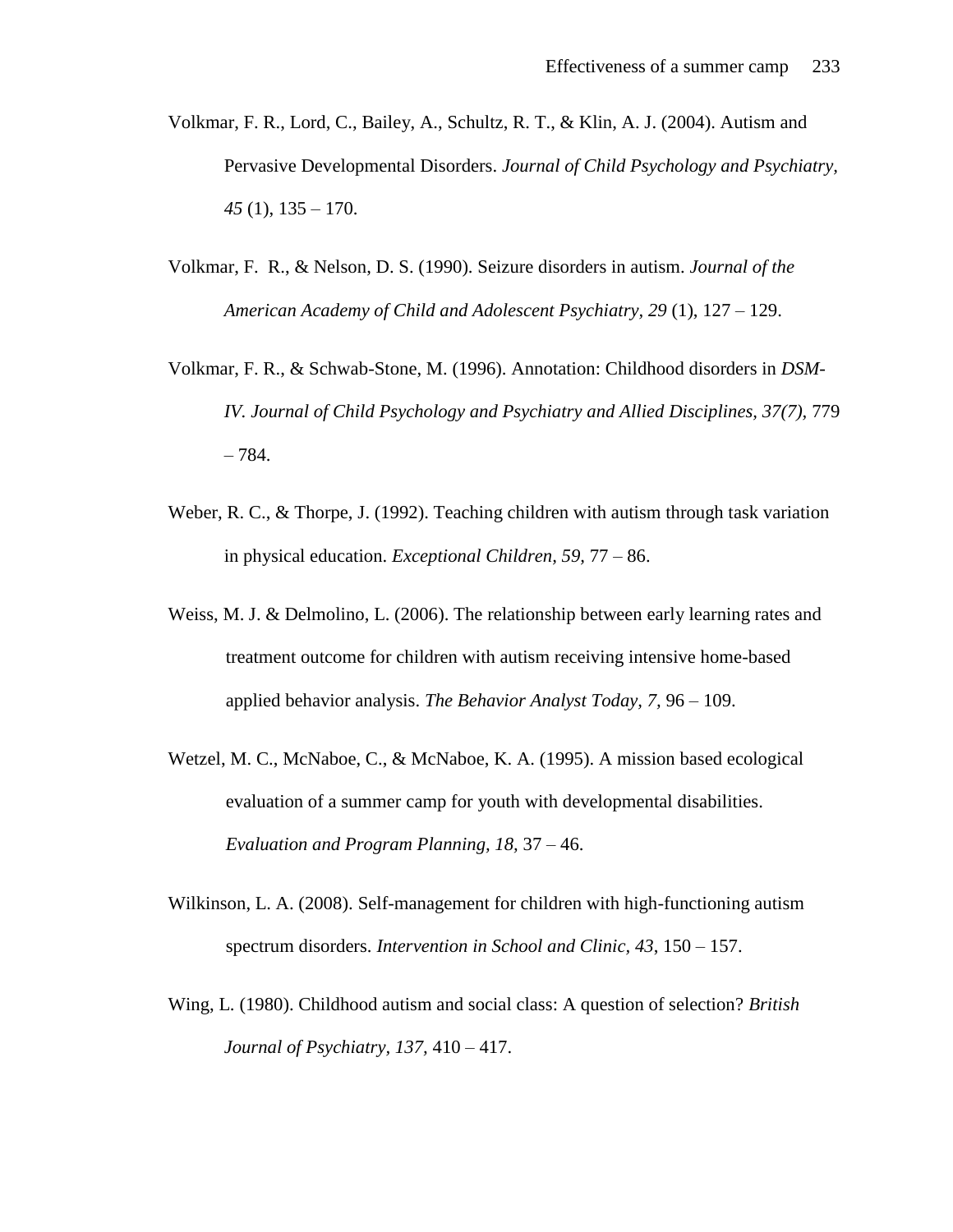Volkmar, F. R., Lord, C., Bailey, A., Schultz, R. T., & Klin, A. J. (2004). Autism and Pervasive Developmental Disorders. *Journal of Child Psychology and Psychiatry, 45* (1), 135 – 170.

Volkmar, F. R., & Nelson, D. S. (1990). Seizure disorders in autism. *Journal of the American Academy of Child and Adolescent Psychiatry, 29* (1), 127 – 129.

Volkmar, F. R., & Schwab-Stone, M. (1996). Annotation: Childhood disorders in *DSM-IV. Journal of Child Psychology and Psychiatry and Allied Disciplines, 37(7),* 779 – 784.

Weber, R. C., & Thorpe, J. (1992). Teaching children with autism through task variation in physical education. *Exceptional Children, 59,* 77 – 86.

Weiss, M. J. & Delmolino, L. (2006). The relationship between early learning rates and treatment outcome for children with autism receiving intensive home-based applied behavior analysis. *The Behavior Analyst Today, 7,* 96 – 109.

Wetzel, M. C., McNaboe, C., & McNaboe, K. A. (1995). A mission based ecological evaluation of a summer camp for youth with developmental disabilities. *Evaluation and Program Planning, 18,* 37 – 46.

Wilkinson, L. A. (2008). Self-management for children with high-functioning autism spectrum disorders. *Intervention in School and Clinic, 43,* 150 – 157.

Wing, L. (1980). Childhood autism and social class: A question of selection? *British Journal of Psychiatry, 137,* 410 – 417.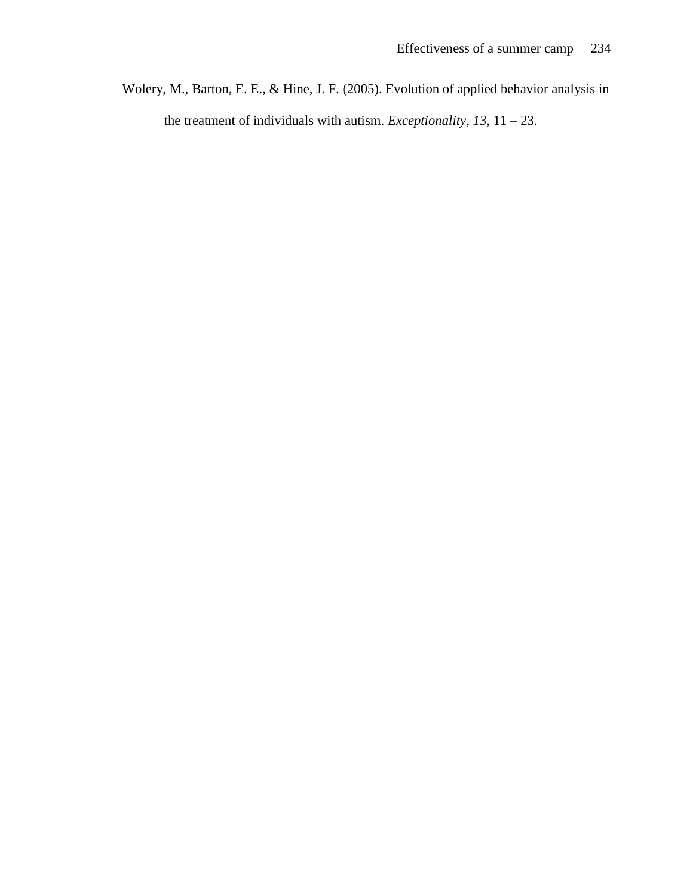Wolery, M., Barton, E. E., & Hine, J. F. (2005). Evolution of applied behavior analysis in the treatment of individuals with autism. *Exceptionality, 13,* 11 – 23.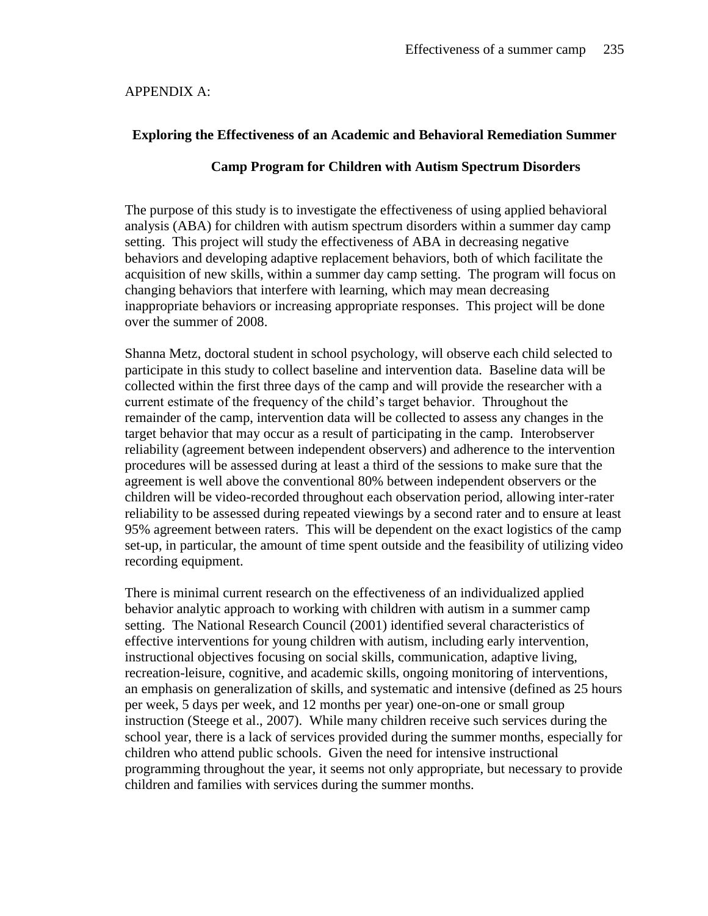APPENDIX A:

**Exploring the Effectiveness of an Academic and Behavioral Remediation Summer Camp Program for Children with Autism Spectrum Disorders**

The purpose of this study is to investigate the effectiveness of using applied behavioral analysis (ABA) for children with autism spectrum disorders within a summer day camp setting. This project will study the effectiveness of ABA in decreasing negative behaviors and developing adaptive replacement behaviors, both of which facilitate the acquisition of new skills, within a summer day camp setting. The program will focus on changing behaviors that interfere with learning, which may mean decreasing inappropriate behaviors or increasing appropriate responses. This project will be done over the summer of 2008.

Shanna Metz, doctoral student in school psychology, will observe each child selected to participate in this study to collect baseline and intervention data. Baseline data will be collected within the first three days of the camp and will provide the researcher with a current estimate of the frequency of the child's target behavior. Throughout the remainder of the camp, intervention data will be collected to assess any changes in the target behavior that may occur as a result of participating in the camp. Interobserver reliability (agreement between independent observers) and adherence to the intervention procedures will be assessed during at least a third of the sessions to make sure that the agreement is well above the conventional 80% between independent observers or the children will be video-recorded throughout each observation period, allowing inter-rater reliability to be assessed during repeated viewings by a second rater and to ensure at least 95% agreement between raters. This will be dependent on the exact logistics of the camp set-up, in particular, the amount of time spent outside and the feasibility of utilizing video recording equipment.

There is minimal current research on the effectiveness of an individualized applied behavior analytic approach to working with children with autism in a summer camp setting. The National Research Council (2001) identified several characteristics of effective interventions for young children with autism, including early intervention, instructional objectives focusing on social skills, communication, adaptive living, recreation-leisure, cognitive, and academic skills, ongoing monitoring of interventions, an emphasis on generalization of skills, and systematic and intensive (defined as 25 hours per week, 5 days per week, and 12 months per year) one-on-one or small group instruction (Steege et al., 2007). While many children receive such services during the school year, there is a lack of services provided during the summer months, especially for children who attend public schools. Given the need for intensive instructional programming throughout the year, it seems not only appropriate, but necessary to provide children and families with services during the summer months.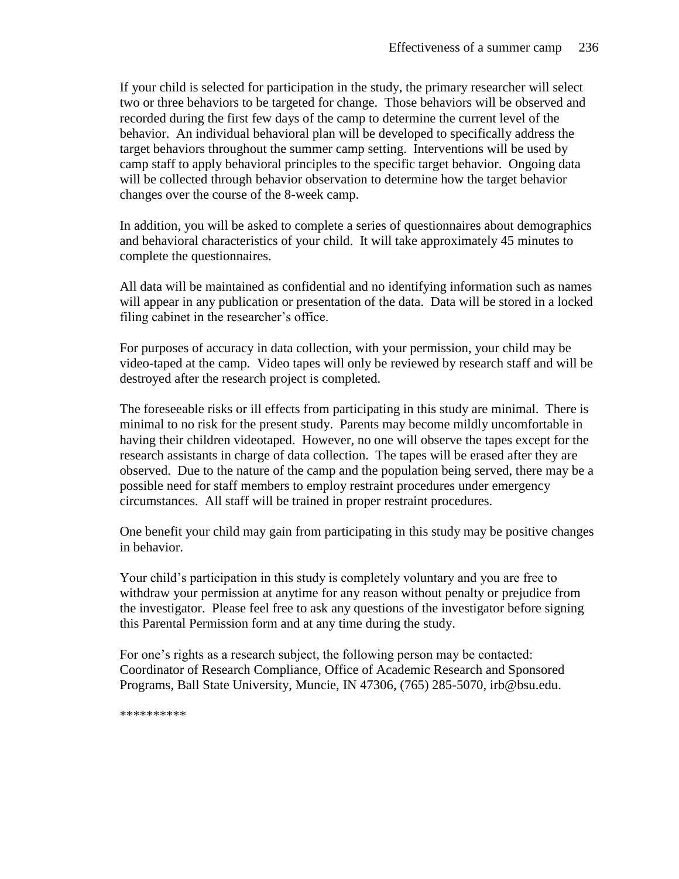If your child is selected for participation in the study, the primary researcher will select two or three behaviors to be targeted for change. Those behaviors will be observed and recorded during the first few days of the camp to determine the current level of the behavior. An individual behavioral plan will be developed to specifically address the target behaviors throughout the summer camp setting. Interventions will be used by camp staff to apply behavioral principles to the specific target behavior. Ongoing data will be collected through behavior observation to determine how the target behavior changes over the course of the 8-week camp.

In addition, you will be asked to complete a series of questionnaires about demographics and behavioral characteristics of your child. It will take approximately 45 minutes to complete the questionnaires.

All data will be maintained as confidential and no identifying information such as names will appear in any publication or presentation of the data. Data will be stored in a locked filing cabinet in the researcher's office.

For purposes of accuracy in data collection, with your permission, your child may be video-taped at the camp. Video tapes will only be reviewed by research staff and will be destroyed after the research project is completed.

The foreseeable risks or ill effects from participating in this study are minimal. There is minimal to no risk for the present study. Parents may become mildly uncomfortable in having their children videotaped. However, no one will observe the tapes except for the research assistants in charge of data collection. The tapes will be erased after they are observed. Due to the nature of the camp and the population being served, there may be a possible need for staff members to employ restraint procedures under emergency circumstances. All staff will be trained in proper restraint procedures.

One benefit your child may gain from participating in this study may be positive changes in behavior.

Your child's participation in this study is completely voluntary and you are free to withdraw your permission at anytime for any reason without penalty or prejudice from the investigator. Please feel free to ask any questions of the investigator before signing this Parental Permission form and at any time during the study.

For one's rights as a research subject, the following person may be contacted: Coordinator of Research Compliance, Office of Academic Research and Sponsored Programs, Ball State University, Muncie, IN 47306, (765) 285-5070, irb@bsu.edu.

**********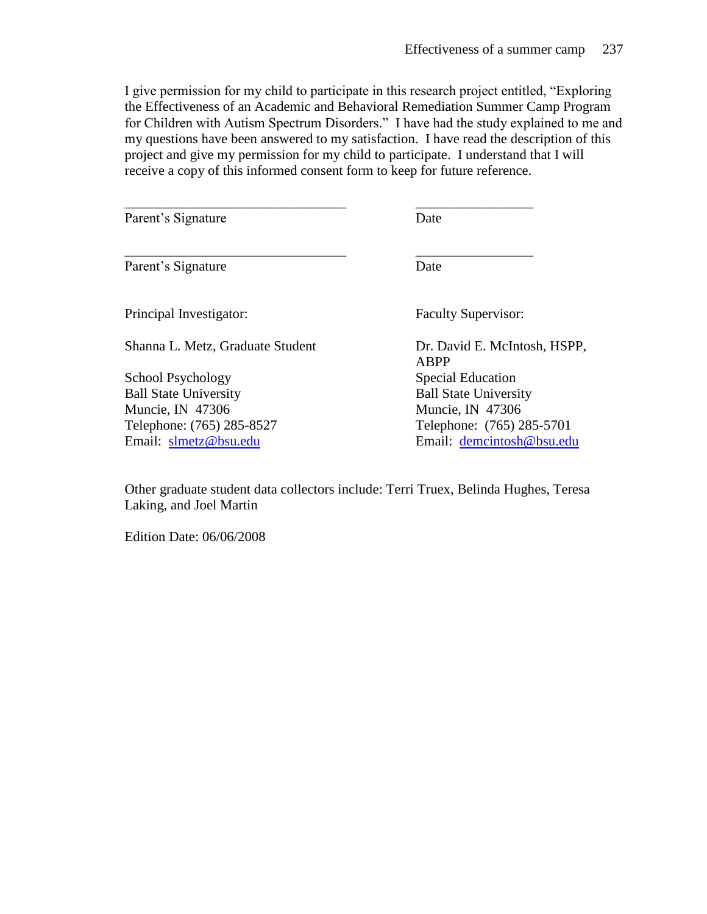I give permission for my child to participate in this research project entitled, "Exploring the Effectiveness of an Academic and Behavioral Remediation Summer Camp Program for Children with Autism Spectrum Disorders." I have had the study explained to me and my questions have been answered to my satisfaction. I have read the description of this project and give my permission for my child to participate. I understand that I will receive a copy of this informed consent form to keep for future reference.

________________________________ ________________
Parent's Signature Date

________________________________ ________________
Parent's Signature Date

Principal Investigator:

Shanna L. Metz, Graduate Student

School Psychology
Ball State University
Muncie, IN 47306
Telephone: (765) 285-8527
Email: slmetz@bsu.edu

Faculty Supervisor:

Dr. David E. McIntosh, HSPP, ABPP
Special Education
Ball State University
Muncie, IN 47306
Telephone: (765) 285-5701
Email: demcintosh@bsu.edu

Other graduate student data collectors include: Terri Truex, Belinda Hughes, Teresa Laking, and Joel Martin

Edition Date: 06/06/2008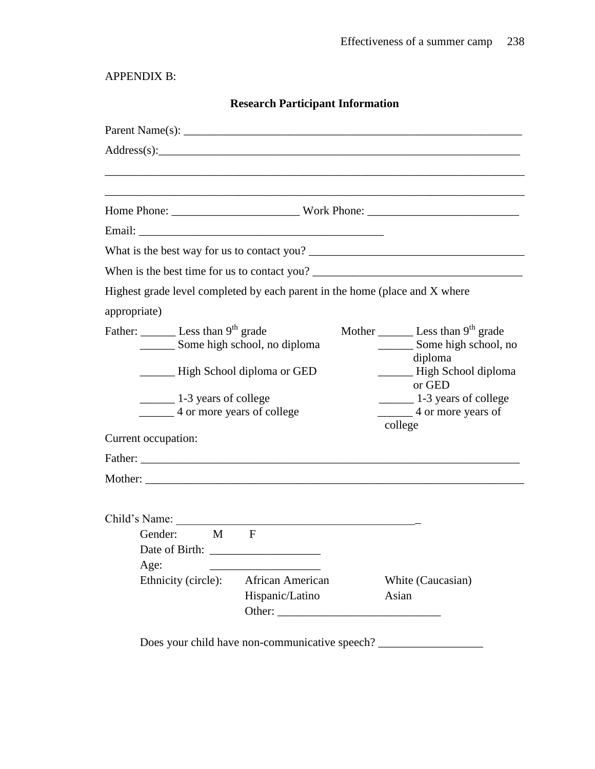APPENDIX B:

## Research Participant Information

Parent Name(s): ___________________________________________________________

Address(s):______________________________________________________________

_______________________________________________________________________

_______________________________________________________________________

Home Phone: ______________________ Work Phone: __________________________

Email: ___________________________________________

What is the best way for us to contact you? _____________________________________

When is the best time for us to contact you? ____________________________________

Highest grade level completed by each parent in the home (place and X where appropriate)

Father: ______ Less than 9th grade
______ Some high school, no diploma
______ High School diploma or GED
______ 1-3 years of college
______ 4 or more years of college

Mother ______ Less than 9th grade
______ Some high school, no diploma
______ High School diploma or GED
______ 1-3 years of college
______ 4 or more years of college

Current occupation:

Father: _________________________________________________________________

Mother: _________________________________________________________________

Child's Name: __________________________________________

Gender: M F

Date of Birth: ___________________

Age: ___________________

Ethnicity (circle): African American White (Caucasian) Hispanic/Latino Asian Other: ____________________________

Does your child have non-communicative speech? __________________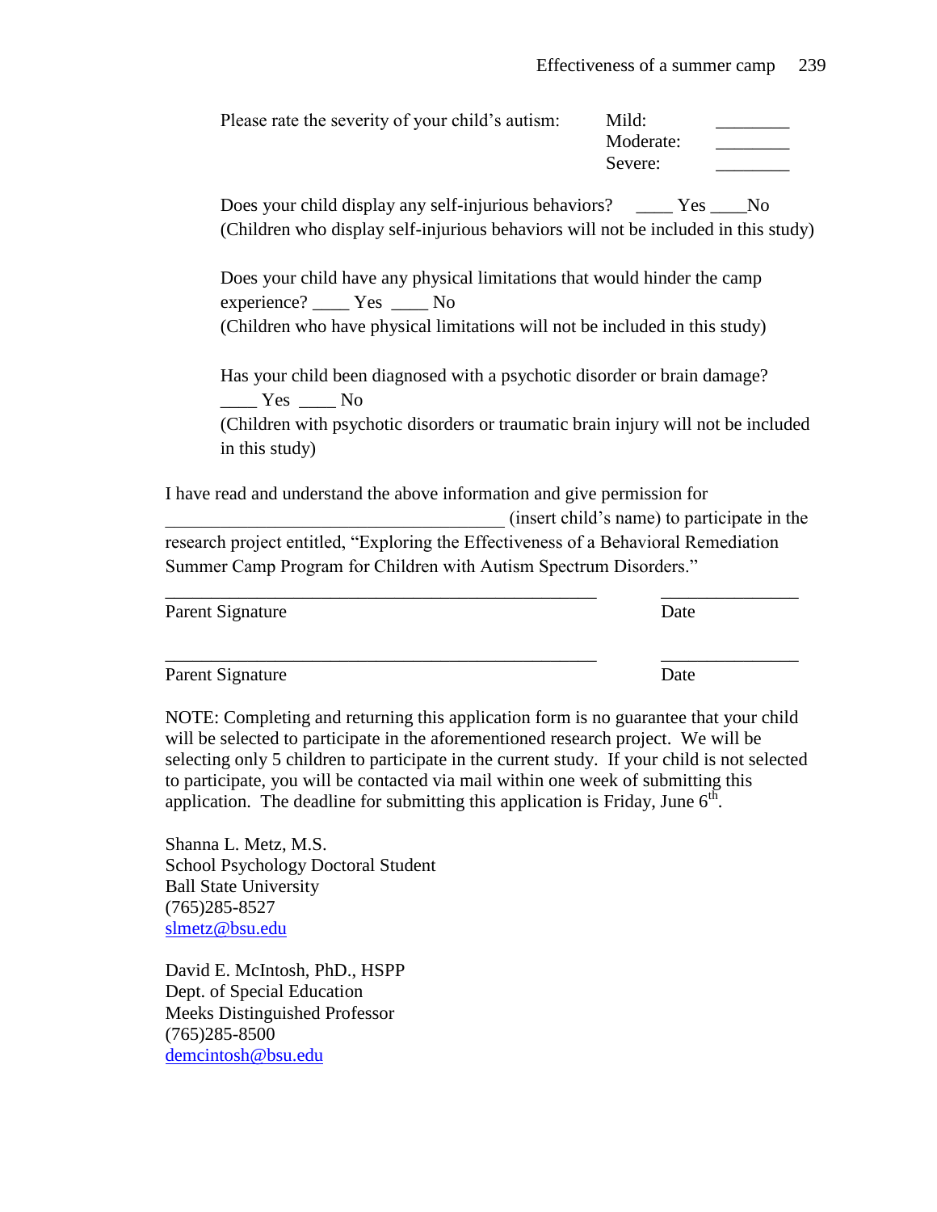Please rate the severity of your child's autism:

| | |
|---|---|
| Mild: | ________ |
| Moderate: | ________ |
| Severe: | ________ |

Does your child display any self-injurious behaviors? ____ Yes ____No
(Children who display self-injurious behaviors will not be included in this study)

Does your child have any physical limitations that would hinder the camp experience? ____ Yes ____ No
(Children who have physical limitations will not be included in this study)

Has your child been diagnosed with a psychotic disorder or brain damage?
____ Yes ____ No
(Children with psychotic disorders or traumatic brain injury will not be included in this study)

I have read and understand the above information and give permission for ____________________________________ (insert child's name) to participate in the research project entitled, "Exploring the Effectiveness of a Behavioral Remediation Summer Camp Program for Children with Autism Spectrum Disorders."

_______________________________________________ _______________
Parent Signature Date

_______________________________________________ _______________
Parent Signature Date

NOTE: Completing and returning this application form is no guarantee that your child will be selected to participate in the aforementioned research project. We will be selecting only 5 children to participate in the current study. If your child is not selected to participate, you will be contacted via mail within one week of submitting this application. The deadline for submitting this application is Friday, June 6th.

Shanna L. Metz, M.S.
School Psychology Doctoral Student
Ball State University
(765)285-8527
slmetz@bsu.edu

David E. McIntosh, PhD., HSPP
Dept. of Special Education
Meeks Distinguished Professor
(765)285-8500
demcintosh@bsu.edu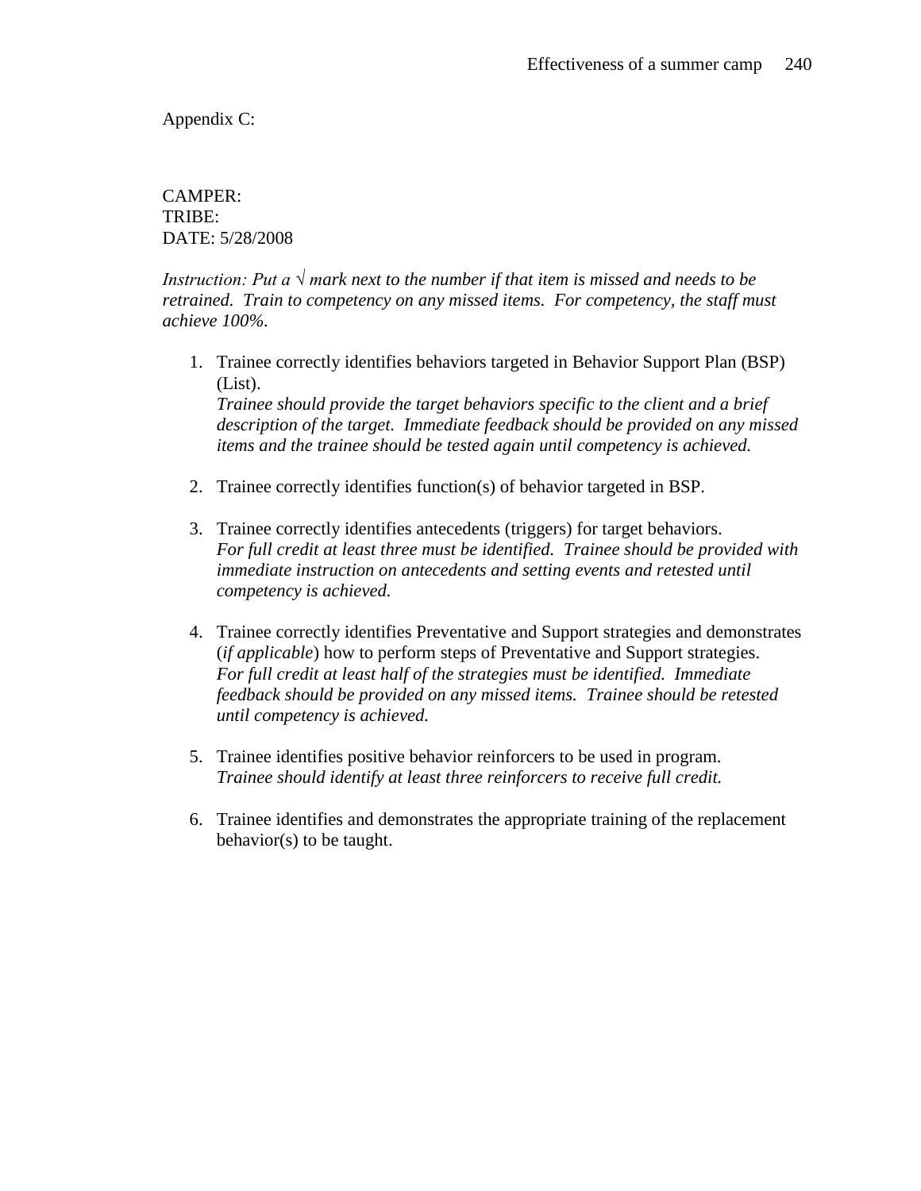Appendix C:

CAMPER:
TRIBE:
DATE: 5/28/2008

*Instruction: Put a √ mark next to the number if that item is missed and needs to be retrained. Train to competency on any missed items. For competency, the staff must achieve 100%.*

1. Trainee correctly identifies behaviors targeted in Behavior Support Plan (BSP) (List).
   *Trainee should provide the target behaviors specific to the client and a brief description of the target. Immediate feedback should be provided on any missed items and the trainee should be tested again until competency is achieved.*

2. Trainee correctly identifies function(s) of behavior targeted in BSP.

3. Trainee correctly identifies antecedents (triggers) for target behaviors.
   *For full credit at least three must be identified. Trainee should be provided with immediate instruction on antecedents and setting events and retested until competency is achieved.*

4. Trainee correctly identifies Preventative and Support strategies and demonstrates (*if applicable*) how to perform steps of Preventative and Support strategies.
   *For full credit at least half of the strategies must be identified. Immediate feedback should be provided on any missed items. Trainee should be retested until competency is achieved.*

5. Trainee identifies positive behavior reinforcers to be used in program.
   *Trainee should identify at least three reinforcers to receive full credit.*

6. Trainee identifies and demonstrates the appropriate training of the replacement behavior(s) to be taught.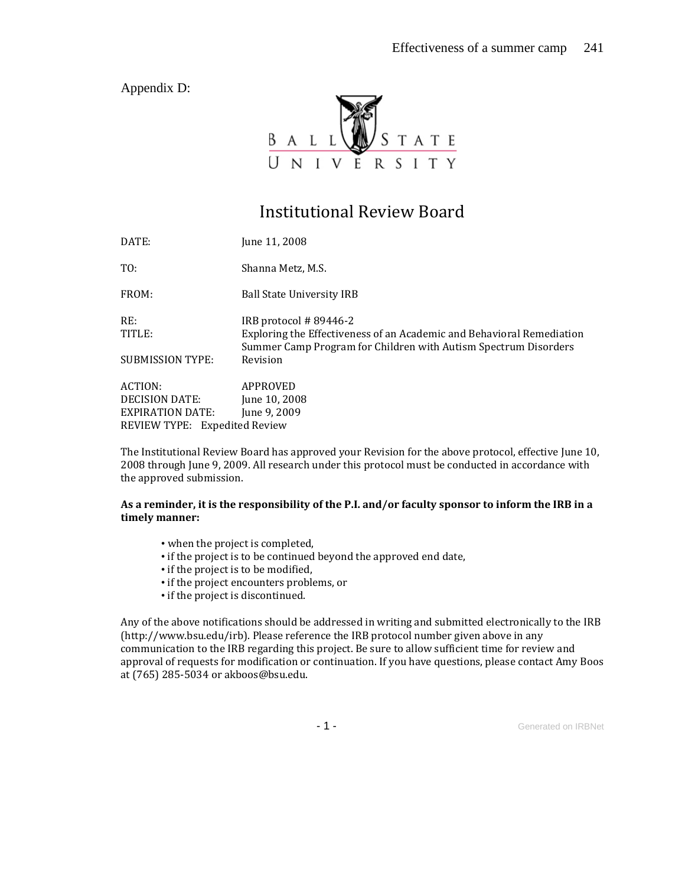Appendix D:

BALL STATE UNIVERSITY

# Institutional Review Board

| | |
|---|---|
| DATE: | June 11, 2008 |
| TO: | Shanna Metz, M.S. |
| FROM: | Ball State University IRB |
| RE: | IRB protocol # 89446-2 |
| TITLE: | Exploring the Effectiveness of an Academic and Behavioral Remediation Summer Camp Program for Children with Autism Spectrum Disorders |
| SUBMISSION TYPE: | Revision |
| ACTION: | APPROVED |
| DECISION DATE: | June 10, 2008 |
| EXPIRATION DATE: | June 9, 2009 |
| REVIEW TYPE: | Expedited Review |

The Institutional Review Board has approved your Revision for the above protocol, effective June 10, 2008 through June 9, 2009. All research under this protocol must be conducted in accordance with the approved submission.

**As a reminder, it is the responsibility of the P.I. and/or faculty sponsor to inform the IRB in a timely manner:**

- when the project is completed,
- if the project is to be continued beyond the approved end date,
- if the project is to be modified,
- if the project encounters problems, or
- if the project is discontinued.

Any of the above notifications should be addressed in writing and submitted electronically to the IRB (http://www.bsu.edu/irb). Please reference the IRB protocol number given above in any communication to the IRB regarding this project. Be sure to allow sufficient time for review and approval of requests for modification or continuation. If you have questions, please contact Amy Boos at (765) 285-5034 or akboos@bsu.edu.

Generated on IRBNet